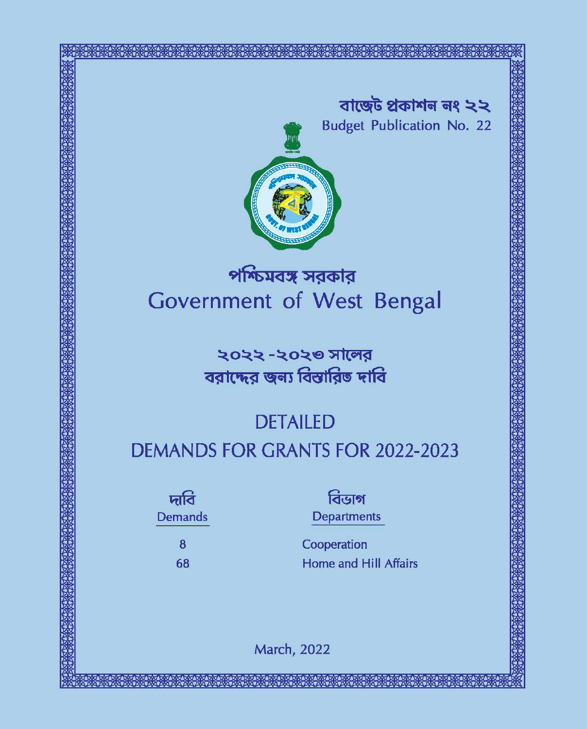বাজেট প্রকাশন নং ২২

Budget Publication No. 22

# পশ্চিমবঙ্গ সরকার

# Government of West Bengal

## ২০২২ -২০২৩ সালের বরাদ্দের জন্য বিস্তারিত দাবি

## DETAILED DEMANDS FOR GRANTS FOR 2022-2023

| দাবি<br>Demands | বিভাগ<br>Departments |
|---|---|
| 8 | Cooperation |
| 68 | Home and Hill Affairs |

March, 2022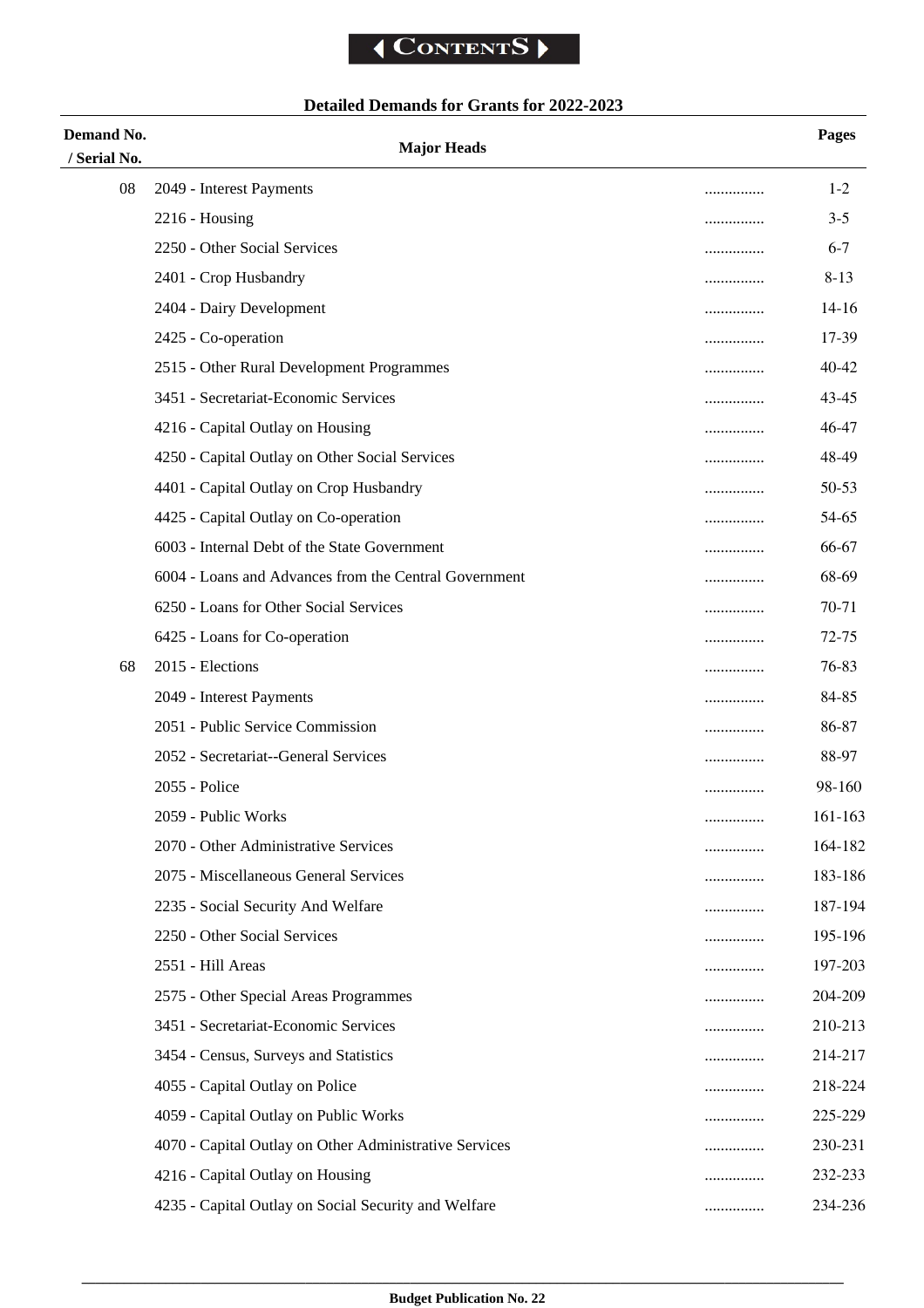# CONTENTS

## Detailed Demands for Grants for 2022-2023

| Demand No. / Serial No. | Major Heads | | Pages |
|---|---|---|---|
| 08 | 2049 - Interest Payments | ............... | 1-2 |
| | 2216 - Housing | ............... | 3-5 |
| | 2250 - Other Social Services | ............... | 6-7 |
| | 2401 - Crop Husbandry | ............... | 8-13 |
| | 2404 - Dairy Development | ............... | 14-16 |
| | 2425 - Co-operation | ............... | 17-39 |
| | 2515 - Other Rural Development Programmes | ............... | 40-42 |
| | 3451 - Secretariat-Economic Services | ............... | 43-45 |
| | 4216 - Capital Outlay on Housing | ............... | 46-47 |
| | 4250 - Capital Outlay on Other Social Services | ............... | 48-49 |
| | 4401 - Capital Outlay on Crop Husbandry | ............... | 50-53 |
| | 4425 - Capital Outlay on Co-operation | ............... | 54-65 |
| | 6003 - Internal Debt of the State Government | ............... | 66-67 |
| | 6004 - Loans and Advances from the Central Government | ............... | 68-69 |
| | 6250 - Loans for Other Social Services | ............... | 70-71 |
| | 6425 - Loans for Co-operation | ............... | 72-75 |
| 68 | 2015 - Elections | ............... | 76-83 |
| | 2049 - Interest Payments | ............... | 84-85 |
| | 2051 - Public Service Commission | ............... | 86-87 |
| | 2052 - Secretariat--General Services | ............... | 88-97 |
| | 2055 - Police | ............... | 98-160 |
| | 2059 - Public Works | ............... | 161-163 |
| | 2070 - Other Administrative Services | ............... | 164-182 |
| | 2075 - Miscellaneous General Services | ............... | 183-186 |
| | 2235 - Social Security And Welfare | ............... | 187-194 |
| | 2250 - Other Social Services | ............... | 195-196 |
| | 2551 - Hill Areas | ............... | 197-203 |
| | 2575 - Other Special Areas Programmes | ............... | 204-209 |
| | 3451 - Secretariat-Economic Services | ............... | 210-213 |
| | 3454 - Census, Surveys and Statistics | ............... | 214-217 |
| | 4055 - Capital Outlay on Police | ............... | 218-224 |
| | 4059 - Capital Outlay on Public Works | ............... | 225-229 |
| | 4070 - Capital Outlay on Other Administrative Services | ............... | 230-231 |
| | 4216 - Capital Outlay on Housing | ............... | 232-233 |
| | 4235 - Capital Outlay on Social Security and Welfare | ............... | 234-236 |

**Budget Publication No. 22**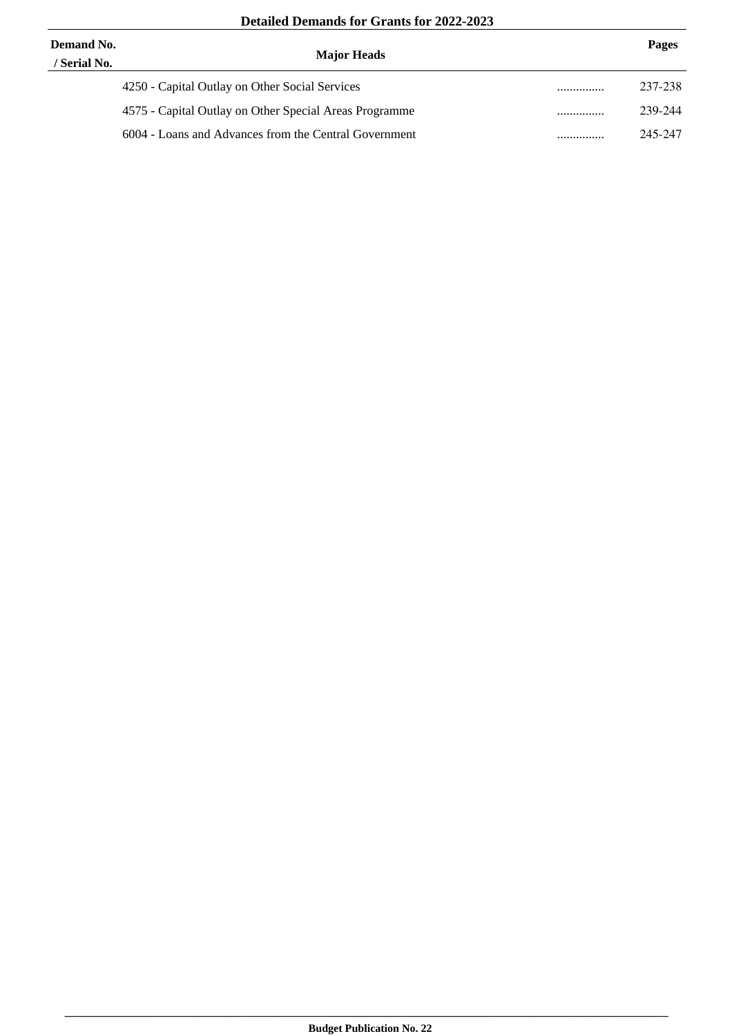**Detailed Demands for Grants for 2022-2023**

| Demand No. / Serial No. | Major Heads | | Pages |
|---|---|---|---|
| | 4250 - Capital Outlay on Other Social Services | ............... | 237-238 |
| | 4575 - Capital Outlay on Other Special Areas Programme | ............... | 239-244 |
| | 6004 - Loans and Advances from the Central Government | ............... | 245-247 |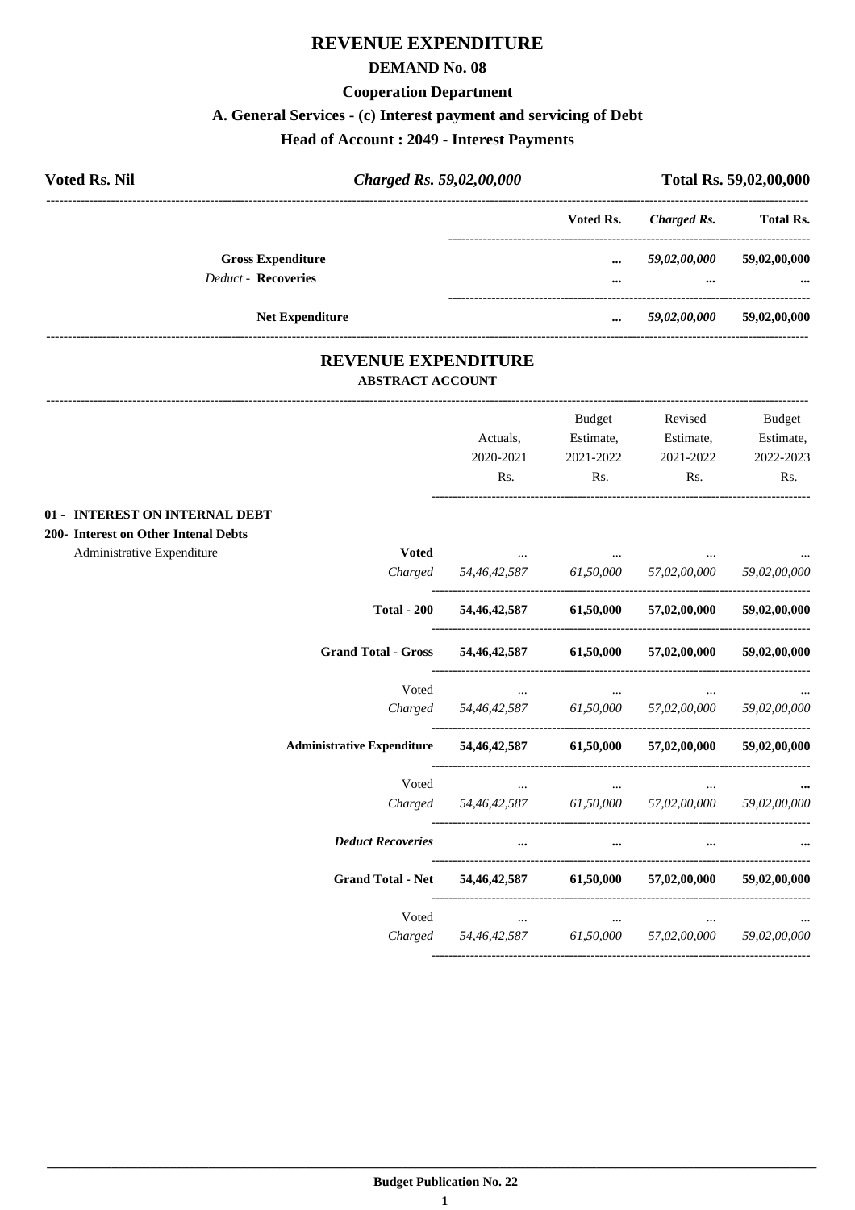# REVENUE EXPENDITURE

## DEMAND No. 08

## Cooperation Department

### A. General Services - (c) Interest payment and servicing of Debt

### Head of Account : 2049 - Interest Payments

| **Voted Rs. Nil** | ***Charged Rs. 59,02,00,000*** | **Total Rs. 59,02,00,000** |
|---|---|---|

| | Voted Rs. | *Charged Rs.* | Total Rs. |
|---|---|---|---|
| **Gross Expenditure** | ... | *59,02,00,000* | 59,02,00,000 |
| *Deduct* - **Recoveries** | ... | ... | ... |
| **Net Expenditure** | ... | *59,02,00,000* | 59,02,00,000 |

## REVENUE EXPENDITURE

### ABSTRACT ACCOUNT

| | | Actuals, 2020-2021 Rs. | Budget Estimate, 2021-2022 Rs. | Revised Estimate, 2021-2022 Rs. | Budget Estimate, 2022-2023 Rs. |
|---|---|---|---|---|---|
| **01 - INTEREST ON INTERNAL DEBT** | | | | | |
| **200- Interest on Other Intenal Debts** | | | | | |
| Administrative Expenditure | **Voted** | ... | ... | ... | ... |
| | *Charged* | *54,46,42,587* | *61,50,000* | *57,02,00,000* | *59,02,00,000* |
| | **Total - 200** | **54,46,42,587** | **61,50,000** | **57,02,00,000** | **59,02,00,000** |
| | **Grand Total - Gross** | **54,46,42,587** | **61,50,000** | **57,02,00,000** | **59,02,00,000** |
| | Voted | ... | ... | ... | ... |
| | *Charged* | *54,46,42,587* | *61,50,000* | *57,02,00,000* | *59,02,00,000* |
| | **Administrative Expenditure** | **54,46,42,587** | **61,50,000** | **57,02,00,000** | **59,02,00,000** |
| | Voted | ... | ... | ... | ... |
| | *Charged* | *54,46,42,587* | *61,50,000* | *57,02,00,000* | *59,02,00,000* |
| | ***Deduct Recoveries*** | ... | ... | ... | ... |
| | **Grand Total - Net** | **54,46,42,587** | **61,50,000** | **57,02,00,000** | **59,02,00,000** |
| | Voted | ... | ... | ... | ... |
| | *Charged* | *54,46,42,587* | *61,50,000* | *57,02,00,000* | *59,02,00,000* |

**Budget Publication No. 22**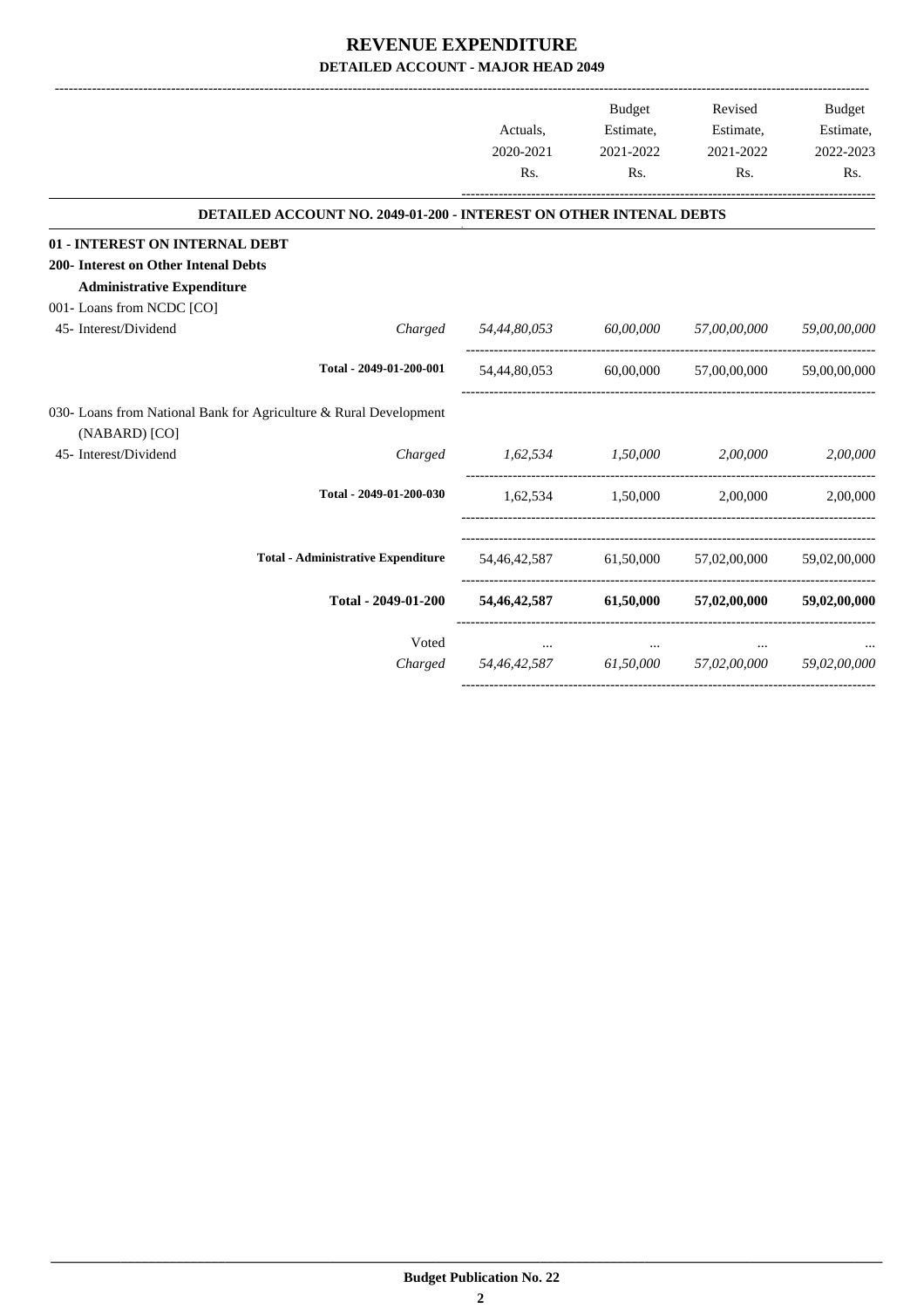# REVENUE EXPENDITURE

## DETAILED ACCOUNT - MAJOR HEAD 2049

| | | Actuals, 2020-2021 Rs. | Budget Estimate, 2021-2022 Rs. | Revised Estimate, 2021-2022 Rs. | Budget Estimate, 2022-2023 Rs. |
|---|---|---|---|---|---|
| **DETAILED ACCOUNT NO. 2049-01-200 - INTEREST ON OTHER INTENAL DEBTS** | | | | | |
| **01 - INTEREST ON INTERNAL DEBT** | | | | | |
| **200- Interest on Other Intenal Debts** | | | | | |
| **Administrative Expenditure** | | | | | |
| 001- Loans from NCDC [CO] | | | | | |
| 45- Interest/Dividend | *Charged* | *54,44,80,053* | *60,00,000* | *57,00,00,000* | *59,00,00,000* |
| | **Total - 2049-01-200-001** | 54,44,80,053 | 60,00,000 | 57,00,00,000 | 59,00,00,000 |
| 030- Loans from National Bank for Agriculture & Rural Development (NABARD) [CO] | | | | | |
| 45- Interest/Dividend | *Charged* | *1,62,534* | *1,50,000* | *2,00,000* | *2,00,000* |
| | **Total - 2049-01-200-030** | 1,62,534 | 1,50,000 | 2,00,000 | 2,00,000 |
| | **Total - Administrative Expenditure** | 54,46,42,587 | 61,50,000 | 57,02,00,000 | 59,02,00,000 |
| | **Total - 2049-01-200** | **54,46,42,587** | **61,50,000** | **57,02,00,000** | **59,02,00,000** |
| | Voted | ... | ... | ... | ... |
| | *Charged* | *54,46,42,587* | *61,50,000* | *57,02,00,000* | *59,02,00,000* |

**Budget Publication No. 22**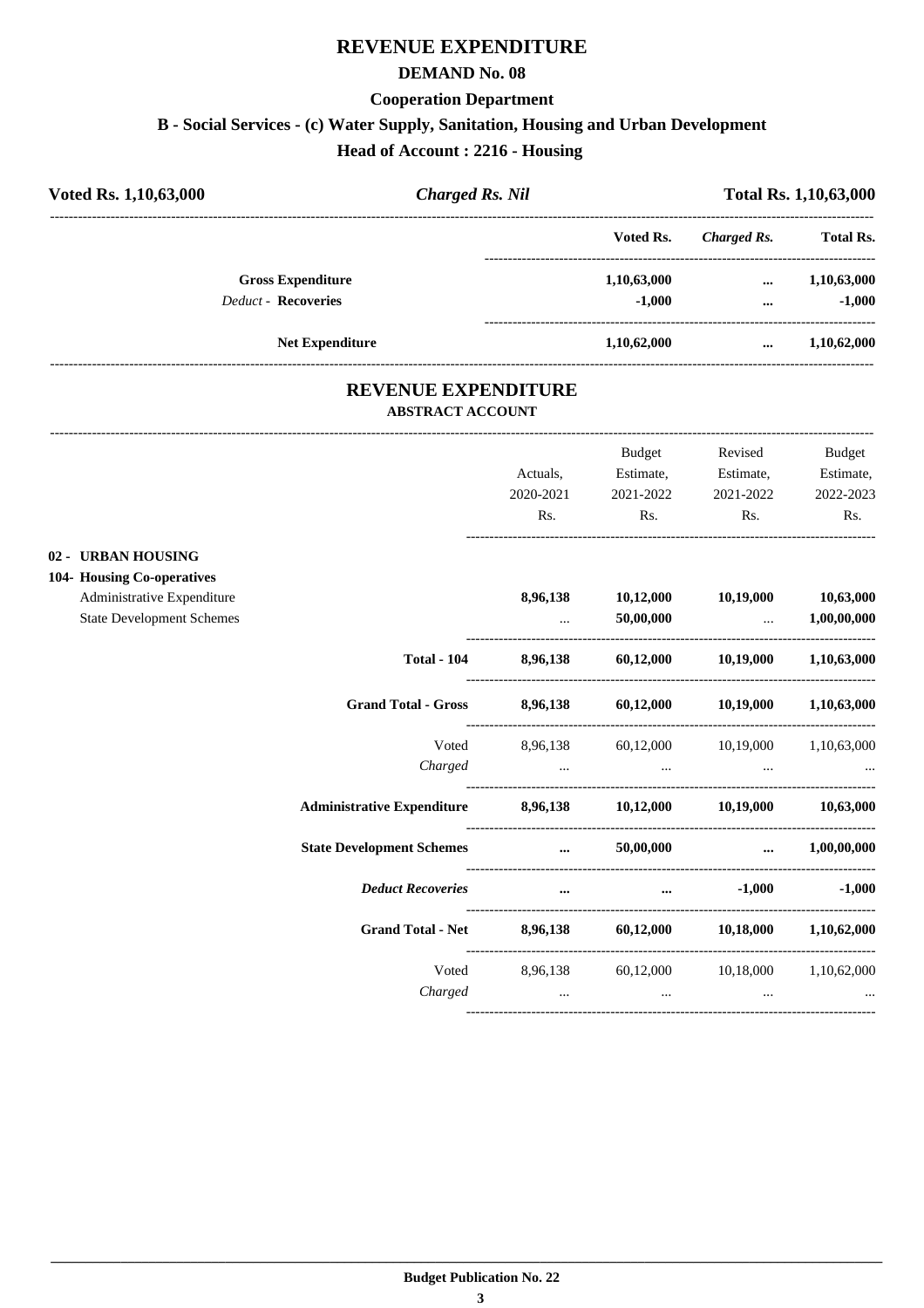# REVENUE EXPENDITURE

## DEMAND No. 08

## Cooperation Department

### B - Social Services - (c) Water Supply, Sanitation, Housing and Urban Development

### Head of Account : 2216 - Housing

| Voted Rs. 1,10,63,000 | *Charged Rs. Nil* | Total Rs. 1,10,63,000 |
|---|---|---|

| | Voted Rs. | *Charged Rs.* | Total Rs. |
|---|---|---|---|
| **Gross Expenditure** | 1,10,63,000 | ... | 1,10,63,000 |
| *Deduct* - **Recoveries** | -1,000 | ... | -1,000 |
| **Net Expenditure** | 1,10,62,000 | ... | 1,10,62,000 |

## REVENUE EXPENDITURE

### ABSTRACT ACCOUNT

| | Actuals, 2020-2021 Rs. | Budget Estimate, 2021-2022 Rs. | Revised Estimate, 2021-2022 Rs. | Budget Estimate, 2022-2023 Rs. |
|---|---|---|---|---|
| **02 - URBAN HOUSING** | | | | |
| **104- Housing Co-operatives** | | | | |
| Administrative Expenditure | **8,96,138** | **10,12,000** | **10,19,000** | **10,63,000** |
| State Development Schemes | ... | **50,00,000** | ... | **1,00,00,000** |
| **Total - 104** | **8,96,138** | **60,12,000** | **10,19,000** | **1,10,63,000** |
| **Grand Total - Gross** | **8,96,138** | **60,12,000** | **10,19,000** | **1,10,63,000** |
| Voted | 8,96,138 | 60,12,000 | 10,19,000 | 1,10,63,000 |
| *Charged* | ... | ... | ... | ... |
| **Administrative Expenditure** | **8,96,138** | **10,12,000** | **10,19,000** | **10,63,000** |
| **State Development Schemes** | **...** | **50,00,000** | **...** | **1,00,00,000** |
| ***Deduct Recoveries*** | **...** | **...** | **-1,000** | **-1,000** |
| **Grand Total - Net** | **8,96,138** | **60,12,000** | **10,18,000** | **1,10,62,000** |
| Voted | 8,96,138 | 60,12,000 | 10,18,000 | 1,10,62,000 |
| *Charged* | ... | ... | ... | ... |

**Budget Publication No. 22**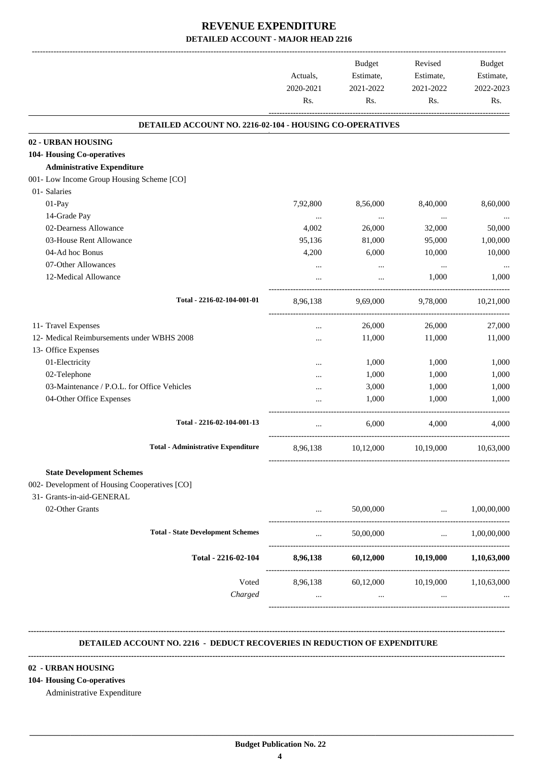# REVENUE EXPENDITURE

## DETAILED ACCOUNT - MAJOR HEAD 2216

| | Actuals, 2020-2021 Rs. | Budget Estimate, 2021-2022 Rs. | Revised Estimate, 2021-2022 Rs. | Budget Estimate, 2022-2023 Rs. |
|---|---|---|---|---|
| **DETAILED ACCOUNT NO. 2216-02-104 - HOUSING CO-OPERATIVES** | | | | |
| **02 - URBAN HOUSING** | | | | |
| **104- Housing Co-operatives** | | | | |
| **Administrative Expenditure** | | | | |
| 001- Low Income Group Housing Scheme [CO] | | | | |
| 01- Salaries | | | | |
| 01-Pay | 7,92,800 | 8,56,000 | 8,40,000 | 8,60,000 |
| 14-Grade Pay | ... | ... | ... | ... |
| 02-Dearness Allowance | 4,002 | 26,000 | 32,000 | 50,000 |
| 03-House Rent Allowance | 95,136 | 81,000 | 95,000 | 1,00,000 |
| 04-Ad hoc Bonus | 4,200 | 6,000 | 10,000 | 10,000 |
| 07-Other Allowances | ... | ... | ... | ... |
| 12-Medical Allowance | ... | ... | 1,000 | 1,000 |
| Total - 2216-02-104-001-01 | 8,96,138 | 9,69,000 | 9,78,000 | 10,21,000 |
| 11- Travel Expenses | ... | 26,000 | 26,000 | 27,000 |
| 12- Medical Reimbursements under WBHS 2008 | ... | 11,000 | 11,000 | 11,000 |
| 13- Office Expenses | | | | |
| 01-Electricity | ... | 1,000 | 1,000 | 1,000 |
| 02-Telephone | ... | 1,000 | 1,000 | 1,000 |
| 03-Maintenance / P.O.L. for Office Vehicles | ... | 3,000 | 1,000 | 1,000 |
| 04-Other Office Expenses | ... | 1,000 | 1,000 | 1,000 |
| Total - 2216-02-104-001-13 | ... | 6,000 | 4,000 | 4,000 |
| **Total - Administrative Expenditure** | 8,96,138 | 10,12,000 | 10,19,000 | 10,63,000 |
| **State Development Schemes** | | | | |
| 002- Development of Housing Cooperatives [CO] | | | | |
| 31- Grants-in-aid-GENERAL | | | | |
| 02-Other Grants | ... | 50,00,000 | ... | 1,00,00,000 |
| **Total - State Development Schemes** | ... | 50,00,000 | ... | 1,00,00,000 |
| **Total - 2216-02-104** | **8,96,138** | **60,12,000** | **10,19,000** | **1,10,63,000** |
| Voted | 8,96,138 | 60,12,000 | 10,19,000 | 1,10,63,000 |
| *Charged* | ... | ... | ... | ... |

### DETAILED ACCOUNT NO. 2216 - DEDUCT RECOVERIES IN REDUCTION OF EXPENDITURE

**02 - URBAN HOUSING**

**104- Housing Co-operatives**

Administrative Expenditure

Budget Publication No. 22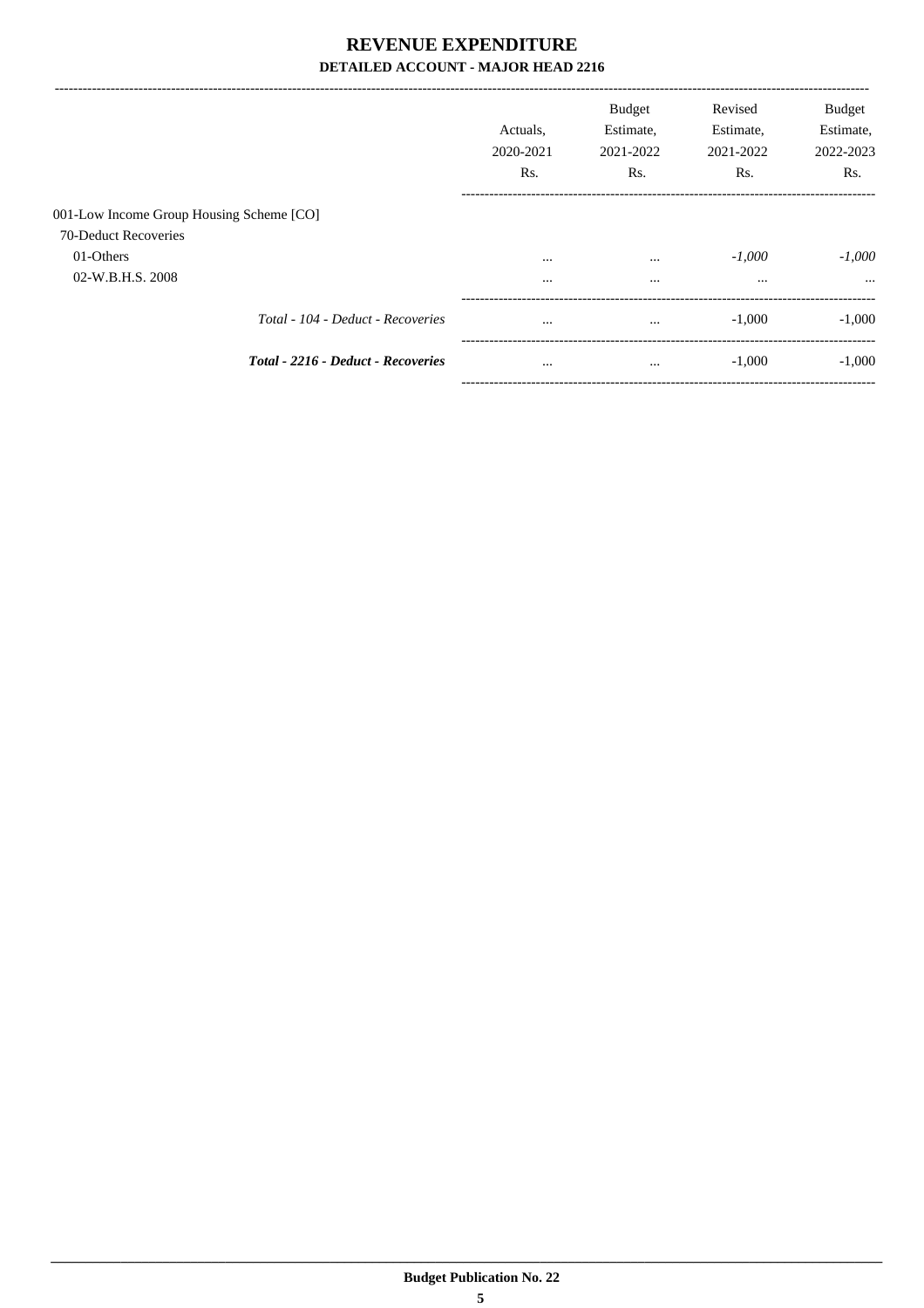# REVENUE EXPENDITURE

## DETAILED ACCOUNT - MAJOR HEAD 2216

| | Actuals, 2020-2021 Rs. | Budget Estimate, 2021-2022 Rs. | Revised Estimate, 2021-2022 Rs. | Budget Estimate, 2022-2023 Rs. |
|---|---|---|---|---|
| 001-Low Income Group Housing Scheme [CO] | | | | |
| 70-Deduct Recoveries | | | | |
| 01-Others | ... | ... | *-1,000* | *-1,000* |
| 02-W.B.H.S. 2008 | ... | ... | ... | ... |
| *Total - 104 - Deduct - Recoveries* | ... | ... | -1,000 | -1,000 |
| ***Total - 2216 - Deduct - Recoveries*** | ... | ... | -1,000 | -1,000 |

**Budget Publication No. 22**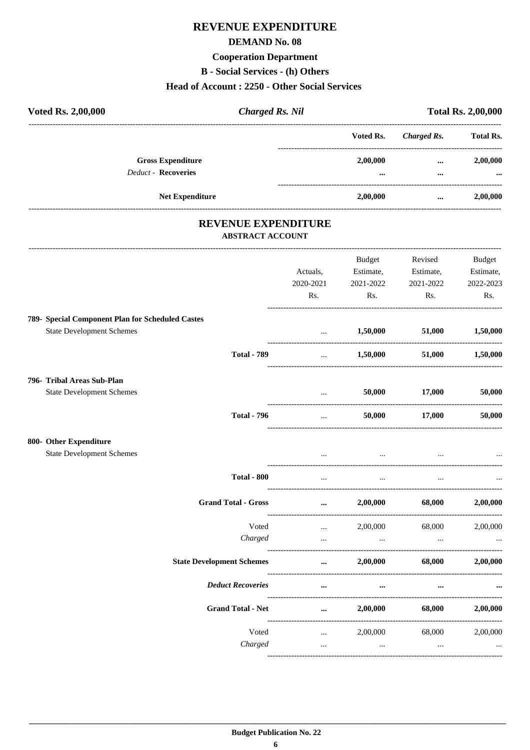# REVENUE EXPENDITURE

## DEMAND No. 08

### Cooperation Department

### B - Social Services - (h) Others

### Head of Account : 2250 - Other Social Services

| Voted Rs. 2,00,000 | *Charged Rs. Nil* | Total Rs. 2,00,000 |
|---|---|---|

| | Voted Rs. | *Charged Rs.* | Total Rs. |
|---|---|---|---|
| **Gross Expenditure** | 2,00,000 | ... | 2,00,000 |
| *Deduct* - **Recoveries** | ... | ... | ... |
| **Net Expenditure** | 2,00,000 | ... | 2,00,000 |

## REVENUE EXPENDITURE

### ABSTRACT ACCOUNT

| | Actuals, 2020-2021 Rs. | Budget Estimate, 2021-2022 Rs. | Revised Estimate, 2021-2022 Rs. | Budget Estimate, 2022-2023 Rs. |
|---|---|---|---|---|
| **789- Special Component Plan for Scheduled Castes** | | | | |
| State Development Schemes | ... | **1,50,000** | **51,000** | **1,50,000** |
| **Total - 789** | ... | **1,50,000** | **51,000** | **1,50,000** |
| **796- Tribal Areas Sub-Plan** | | | | |
| State Development Schemes | ... | **50,000** | **17,000** | **50,000** |
| **Total - 796** | ... | **50,000** | **17,000** | **50,000** |
| **800- Other Expenditure** | | | | |
| State Development Schemes | ... | ... | ... | ... |
| **Total - 800** | ... | ... | ... | ... |
| **Grand Total - Gross** | ... | **2,00,000** | **68,000** | **2,00,000** |
| Voted | ... | 2,00,000 | 68,000 | 2,00,000 |
| *Charged* | ... | ... | ... | ... |
| **State Development Schemes** | ... | **2,00,000** | **68,000** | **2,00,000** |
| ***Deduct Recoveries*** | ... | ... | ... | ... |
| **Grand Total - Net** | ... | **2,00,000** | **68,000** | **2,00,000** |
| Voted | ... | 2,00,000 | 68,000 | 2,00,000 |
| *Charged* | ... | ... | ... | ... |

**Budget Publication No. 22**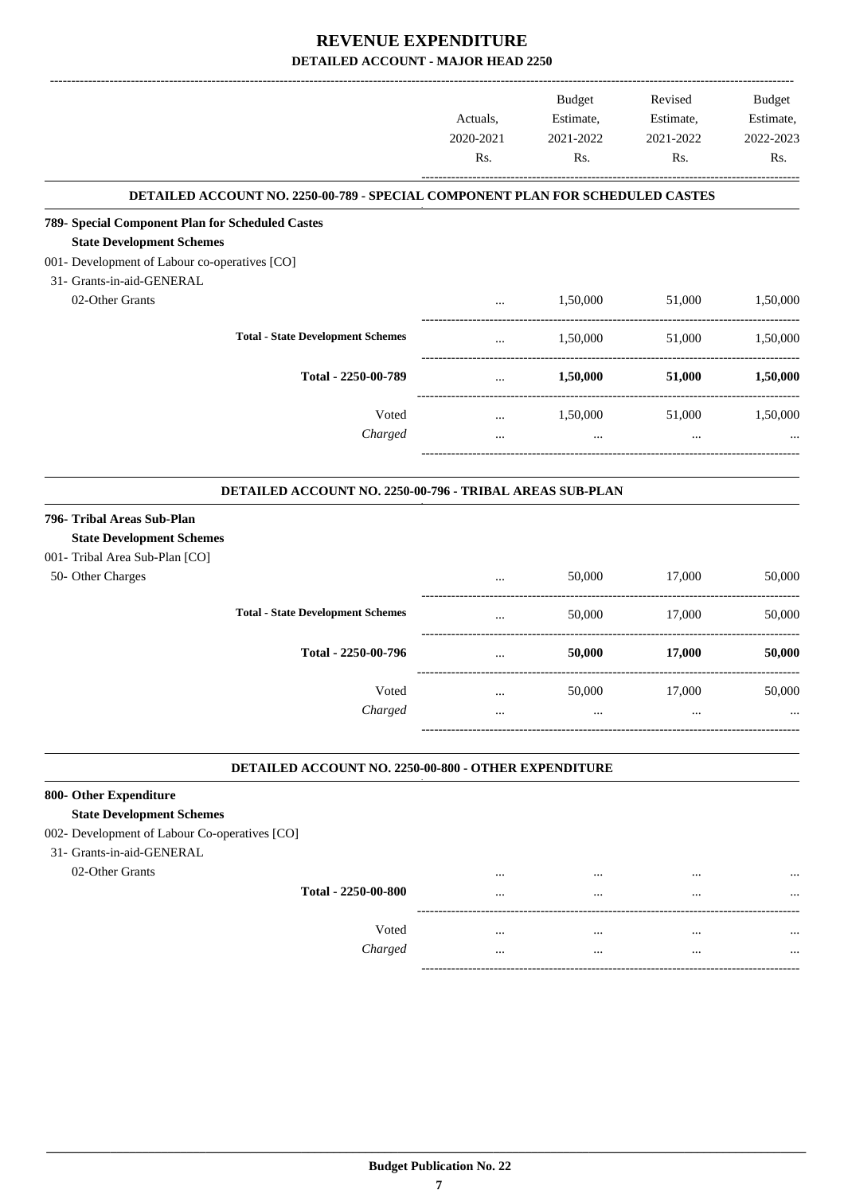# REVENUE EXPENDITURE

## DETAILED ACCOUNT - MAJOR HEAD 2250

| | Actuals, 2020-2021 Rs. | Budget Estimate, 2021-2022 Rs. | Revised Estimate, 2021-2022 Rs. | Budget Estimate, 2022-2023 Rs. |
|---|---|---|---|---|
| **DETAILED ACCOUNT NO. 2250-00-789 - SPECIAL COMPONENT PLAN FOR SCHEDULED CASTES** | | | | |
| **789- Special Component Plan for Scheduled Castes** | | | | |
| **State Development Schemes** | | | | |
| 001- Development of Labour co-operatives [CO] | | | | |
| 31- Grants-in-aid-GENERAL | | | | |
| 02-Other Grants | ... | 1,50,000 | 51,000 | 1,50,000 |
| **Total - State Development Schemes** | ... | 1,50,000 | 51,000 | 1,50,000 |
| **Total - 2250-00-789** | ... | **1,50,000** | **51,000** | **1,50,000** |
| Voted | ... | 1,50,000 | 51,000 | 1,50,000 |
| *Charged* | ... | ... | ... | ... |
| **DETAILED ACCOUNT NO. 2250-00-796 - TRIBAL AREAS SUB-PLAN** | | | | |
| **796- Tribal Areas Sub-Plan** | | | | |
| **State Development Schemes** | | | | |
| 001- Tribal Area Sub-Plan [CO] | | | | |
| 50- Other Charges | ... | 50,000 | 17,000 | 50,000 |
| **Total - State Development Schemes** | ... | 50,000 | 17,000 | 50,000 |
| **Total - 2250-00-796** | ... | **50,000** | **17,000** | **50,000** |
| Voted | ... | 50,000 | 17,000 | 50,000 |
| *Charged* | ... | ... | ... | ... |
| **DETAILED ACCOUNT NO. 2250-00-800 - OTHER EXPENDITURE** | | | | |
| **800- Other Expenditure** | | | | |
| **State Development Schemes** | | | | |
| 002- Development of Labour Co-operatives [CO] | | | | |
| 31- Grants-in-aid-GENERAL | | | | |
| 02-Other Grants | ... | ... | ... | ... |
| **Total - 2250-00-800** | ... | ... | ... | ... |
| Voted | ... | ... | ... | ... |
| *Charged* | ... | ... | ... | ... |

**Budget Publication No. 22**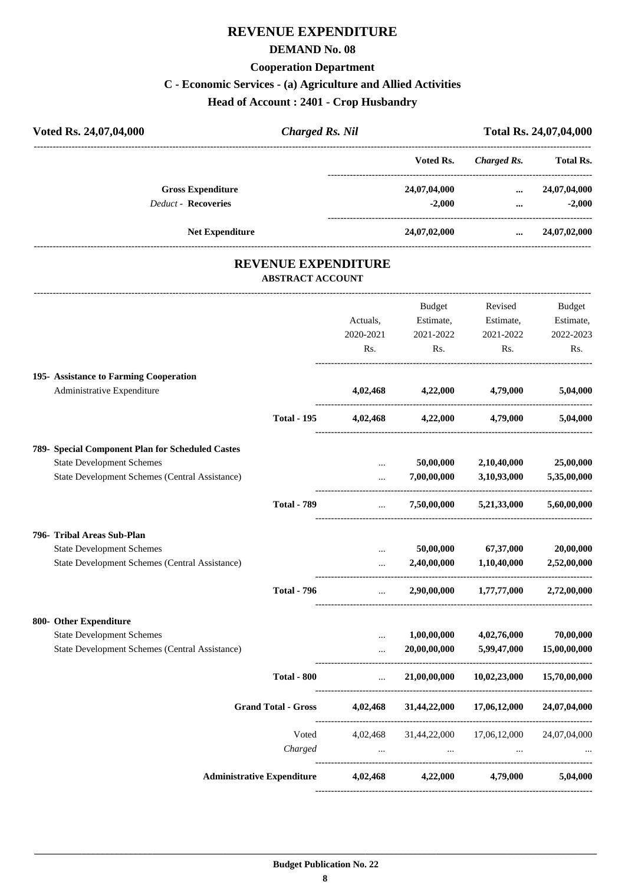# REVENUE EXPENDITURE

## DEMAND No. 08

## Cooperation Department

## C - Economic Services - (a) Agriculture and Allied Activities

## Head of Account : 2401 - Crop Husbandry

| **Voted Rs. 24,07,04,000** | ***Charged Rs. Nil*** | **Total Rs. 24,07,04,000** |
|---|---|---|

| | Voted Rs. | *Charged Rs.* | Total Rs. |
|---|---|---|---|
| **Gross Expenditure** | **24,07,04,000** | **...** | **24,07,04,000** |
| *Deduct* - **Recoveries** | **-2,000** | **...** | **-2,000** |
| **Net Expenditure** | **24,07,02,000** | **...** | **24,07,02,000** |

# REVENUE EXPENDITURE

**ABSTRACT ACCOUNT**

| | | Actuals, 2020-2021 Rs. | Budget Estimate, 2021-2022 Rs. | Revised Estimate, 2021-2022 Rs. | Budget Estimate, 2022-2023 Rs. |
|---|---|---|---|---|---|
| **195- Assistance to Farming Cooperation** | | | | | |
| Administrative Expenditure | | **4,02,468** | **4,22,000** | **4,79,000** | **5,04,000** |
| | **Total - 195** | **4,02,468** | **4,22,000** | **4,79,000** | **5,04,000** |
| **789- Special Component Plan for Scheduled Castes** | | | | | |
| State Development Schemes | | ... | **50,00,000** | **2,10,40,000** | **25,00,000** |
| State Development Schemes (Central Assistance) | | ... | **7,00,00,000** | **3,10,93,000** | **5,35,00,000** |
| | **Total - 789** | ... | **7,50,00,000** | **5,21,33,000** | **5,60,00,000** |
| **796- Tribal Areas Sub-Plan** | | | | | |
| State Development Schemes | | ... | **50,00,000** | **67,37,000** | **20,00,000** |
| State Development Schemes (Central Assistance) | | ... | **2,40,00,000** | **1,10,40,000** | **2,52,00,000** |
| | **Total - 796** | ... | **2,90,00,000** | **1,77,77,000** | **2,72,00,000** |
| **800- Other Expenditure** | | | | | |
| State Development Schemes | | ... | **1,00,00,000** | **4,02,76,000** | **70,00,000** |
| State Development Schemes (Central Assistance) | | ... | **20,00,00,000** | **5,99,47,000** | **15,00,00,000** |
| | **Total - 800** | ... | **21,00,00,000** | **10,02,23,000** | **15,70,00,000** |
| | **Grand Total - Gross** | **4,02,468** | **31,44,22,000** | **17,06,12,000** | **24,07,04,000** |
| | Voted | 4,02,468 | 31,44,22,000 | 17,06,12,000 | 24,07,04,000 |
| | *Charged* | ... | ... | ... | ... |
| | **Administrative Expenditure** | **4,02,468** | **4,22,000** | **4,79,000** | **5,04,000** |

**Budget Publication No. 22**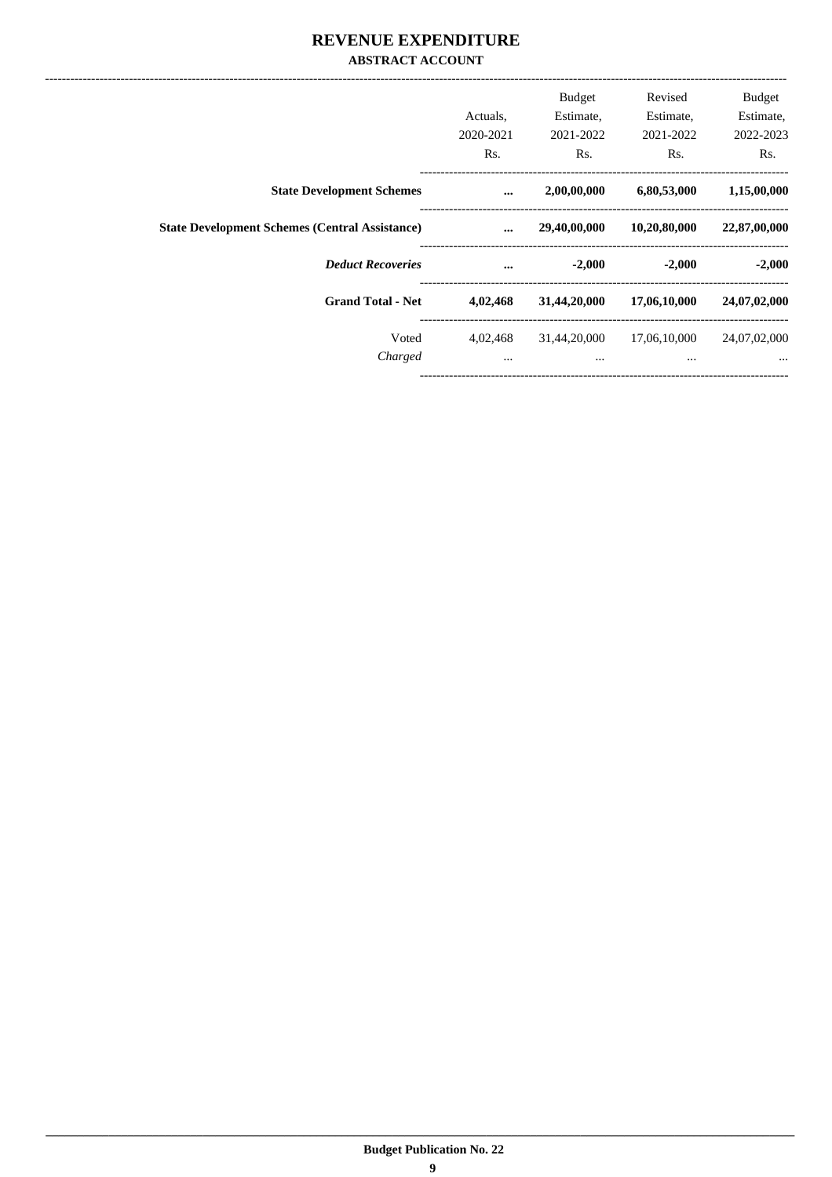# REVENUE EXPENDITURE

## ABSTRACT ACCOUNT

| | Actuals, 2020-2021 Rs. | Budget Estimate, 2021-2022 Rs. | Revised Estimate, 2021-2022 Rs. | Budget Estimate, 2022-2023 Rs. |
|---|---|---|---|---|
| **State Development Schemes** | **...** | **2,00,00,000** | **6,80,53,000** | **1,15,00,000** |
| **State Development Schemes (Central Assistance)** | **...** | **29,40,00,000** | **10,20,80,000** | **22,87,00,000** |
| ***Deduct Recoveries*** | **...** | **-2,000** | **-2,000** | **-2,000** |
| **Grand Total - Net** | **4,02,468** | **31,44,20,000** | **17,06,10,000** | **24,07,02,000** |
| Voted | 4,02,468 | 31,44,20,000 | 17,06,10,000 | 24,07,02,000 |
| *Charged* | ... | ... | ... | ... |

**Budget Publication No. 22**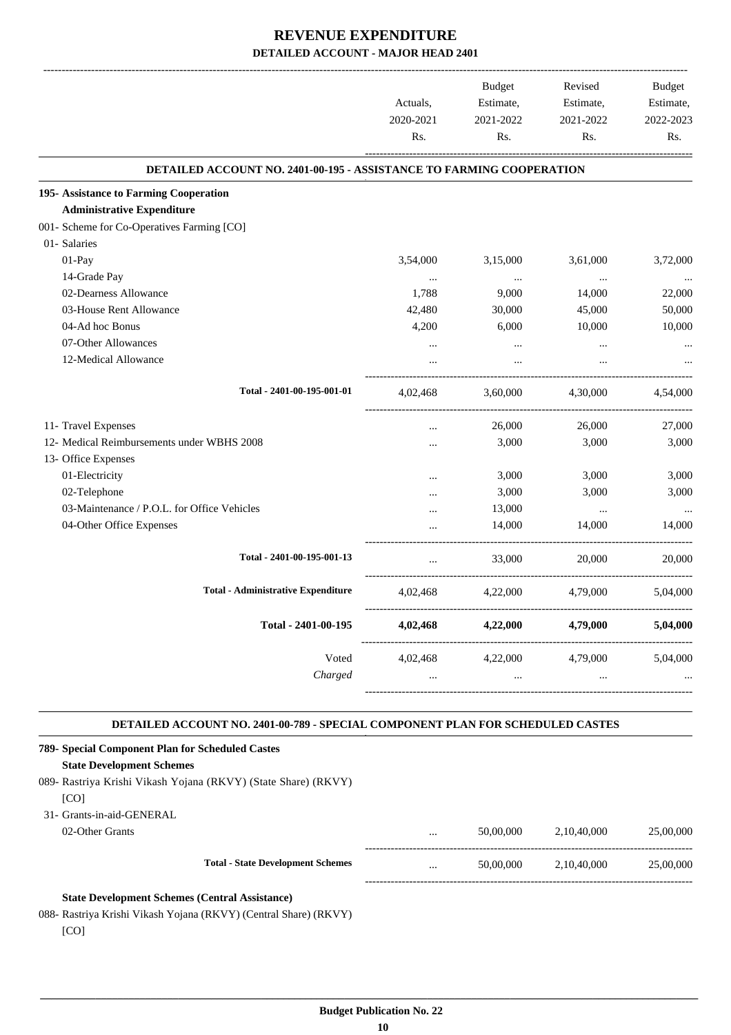# REVENUE EXPENDITURE

## DETAILED ACCOUNT - MAJOR HEAD 2401

| | Actuals, 2020-2021 Rs. | Budget Estimate, 2021-2022 Rs. | Revised Estimate, 2021-2022 Rs. | Budget Estimate, 2022-2023 Rs. |
|---|---|---|---|---|
| **DETAILED ACCOUNT NO. 2401-00-195 - ASSISTANCE TO FARMING COOPERATION** | | | | |
| **195- Assistance to Farming Cooperation** | | | | |
| **Administrative Expenditure** | | | | |
| 001- Scheme for Co-Operatives Farming [CO] | | | | |
| 01- Salaries | | | | |
| 01-Pay | 3,54,000 | 3,15,000 | 3,61,000 | 3,72,000 |
| 14-Grade Pay | ... | ... | ... | ... |
| 02-Dearness Allowance | 1,788 | 9,000 | 14,000 | 22,000 |
| 03-House Rent Allowance | 42,480 | 30,000 | 45,000 | 50,000 |
| 04-Ad hoc Bonus | 4,200 | 6,000 | 10,000 | 10,000 |
| 07-Other Allowances | ... | ... | ... | ... |
| 12-Medical Allowance | ... | ... | ... | ... |
| Total - 2401-00-195-001-01 | 4,02,468 | 3,60,000 | 4,30,000 | 4,54,000 |
| 11- Travel Expenses | ... | 26,000 | 26,000 | 27,000 |
| 12- Medical Reimbursements under WBHS 2008 | ... | 3,000 | 3,000 | 3,000 |
| 13- Office Expenses | | | | |
| 01-Electricity | ... | 3,000 | 3,000 | 3,000 |
| 02-Telephone | ... | 3,000 | 3,000 | 3,000 |
| 03-Maintenance / P.O.L. for Office Vehicles | ... | 13,000 | ... | ... |
| 04-Other Office Expenses | ... | 14,000 | 14,000 | 14,000 |
| Total - 2401-00-195-001-13 | ... | 33,000 | 20,000 | 20,000 |
| Total - Administrative Expenditure | 4,02,468 | 4,22,000 | 4,79,000 | 5,04,000 |
| **Total - 2401-00-195** | **4,02,468** | **4,22,000** | **4,79,000** | **5,04,000** |
| Voted | 4,02,468 | 4,22,000 | 4,79,000 | 5,04,000 |
| *Charged* | ... | ... | ... | ... |
| **DETAILED ACCOUNT NO. 2401-00-789 - SPECIAL COMPONENT PLAN FOR SCHEDULED CASTES** | | | | |
| **789- Special Component Plan for Scheduled Castes** | | | | |
| **State Development Schemes** | | | | |
| 089- Rastriya Krishi Vikash Yojana (RKVY) (State Share) (RKVY) [CO] | | | | |
| 31- Grants-in-aid-GENERAL | | | | |
| 02-Other Grants | ... | 50,00,000 | 2,10,40,000 | 25,00,000 |
| Total - State Development Schemes | ... | 50,00,000 | 2,10,40,000 | 25,00,000 |
| **State Development Schemes (Central Assistance)** | | | | |
| 088- Rastriya Krishi Vikash Yojana (RKVY) (Central Share) (RKVY) [CO] | | | | |

**Budget Publication No. 22**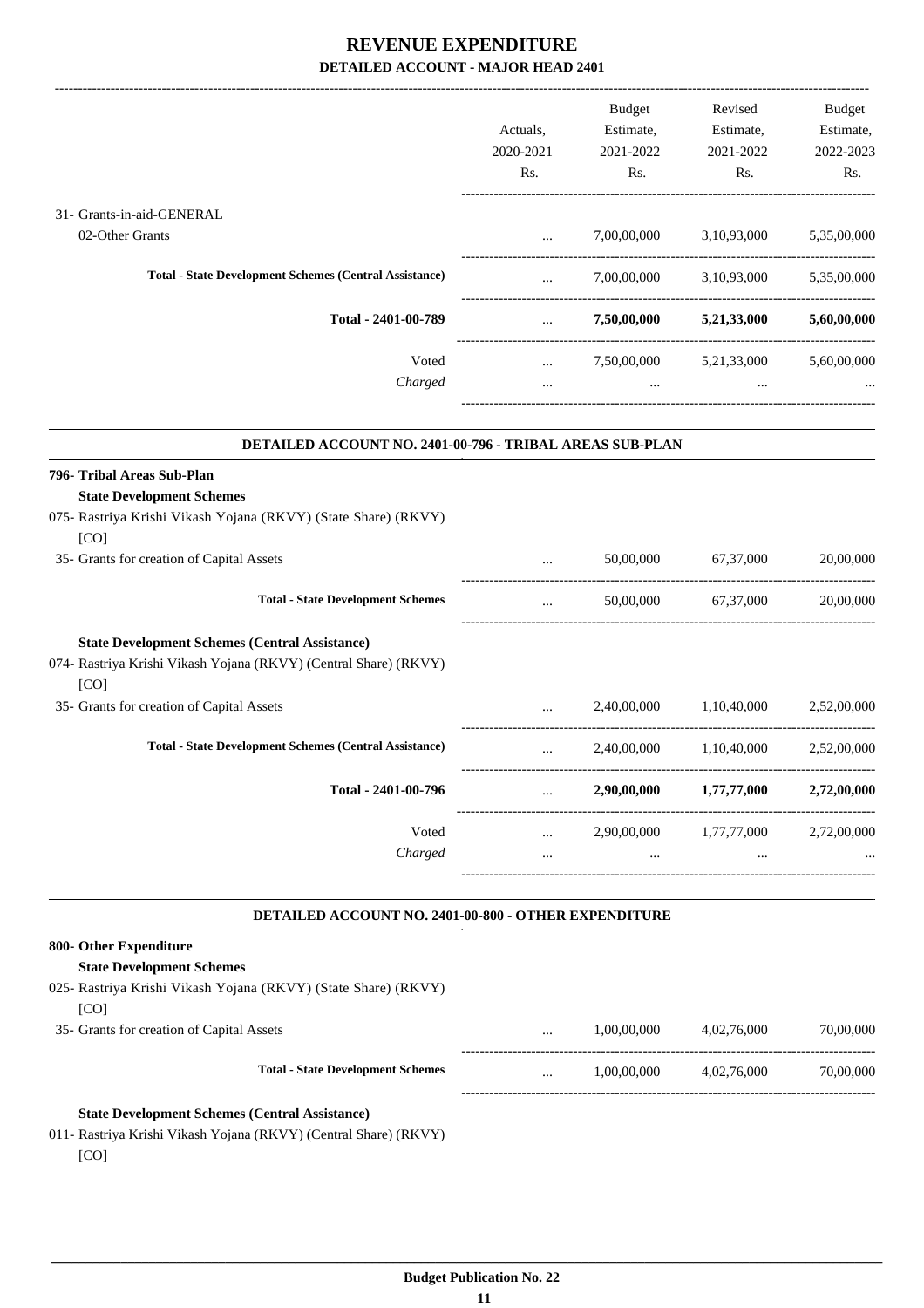# REVENUE EXPENDITURE

## DETAILED ACCOUNT - MAJOR HEAD 2401

| | Actuals, 2020-2021 Rs. | Budget Estimate, 2021-2022 Rs. | Revised Estimate, 2021-2022 Rs. | Budget Estimate, 2022-2023 Rs. |
|---|---|---|---|---|
| 31- Grants-in-aid-GENERAL | | | | |
| 02-Other Grants | ... | 7,00,00,000 | 3,10,93,000 | 5,35,00,000 |
| **Total - State Development Schemes (Central Assistance)** | ... | 7,00,00,000 | 3,10,93,000 | 5,35,00,000 |
| **Total - 2401-00-789** | ... | **7,50,00,000** | **5,21,33,000** | **5,60,00,000** |
| Voted | ... | 7,50,00,000 | 5,21,33,000 | 5,60,00,000 |
| *Charged* | ... | ... | ... | ... |

### DETAILED ACCOUNT NO. 2401-00-796 - TRIBAL AREAS SUB-PLAN

| | Actuals, 2020-2021 Rs. | Budget Estimate, 2021-2022 Rs. | Revised Estimate, 2021-2022 Rs. | Budget Estimate, 2022-2023 Rs. |
|---|---|---|---|---|
| **796- Tribal Areas Sub-Plan** | | | | |
| **State Development Schemes** | | | | |
| 075- Rastriya Krishi Vikash Yojana (RKVY) (State Share) (RKVY) [CO] | | | | |
| 35- Grants for creation of Capital Assets | ... | 50,00,000 | 67,37,000 | 20,00,000 |
| **Total - State Development Schemes** | ... | 50,00,000 | 67,37,000 | 20,00,000 |
| **State Development Schemes (Central Assistance)** | | | | |
| 074- Rastriya Krishi Vikash Yojana (RKVY) (Central Share) (RKVY) [CO] | | | | |
| 35- Grants for creation of Capital Assets | ... | 2,40,00,000 | 1,10,40,000 | 2,52,00,000 |
| **Total - State Development Schemes (Central Assistance)** | ... | 2,40,00,000 | 1,10,40,000 | 2,52,00,000 |
| **Total - 2401-00-796** | ... | **2,90,00,000** | **1,77,77,000** | **2,72,00,000** |
| Voted | ... | 2,90,00,000 | 1,77,77,000 | 2,72,00,000 |
| *Charged* | ... | ... | ... | ... |

### DETAILED ACCOUNT NO. 2401-00-800 - OTHER EXPENDITURE

| | Actuals, 2020-2021 Rs. | Budget Estimate, 2021-2022 Rs. | Revised Estimate, 2021-2022 Rs. | Budget Estimate, 2022-2023 Rs. |
|---|---|---|---|---|
| **800- Other Expenditure** | | | | |
| **State Development Schemes** | | | | |
| 025- Rastriya Krishi Vikash Yojana (RKVY) (State Share) (RKVY) [CO] | | | | |
| 35- Grants for creation of Capital Assets | ... | 1,00,00,000 | 4,02,76,000 | 70,00,000 |
| **Total - State Development Schemes** | ... | 1,00,00,000 | 4,02,76,000 | 70,00,000 |
| **State Development Schemes (Central Assistance)** | | | | |
| 011- Rastriya Krishi Vikash Yojana (RKVY) (Central Share) (RKVY) [CO] | | | | |

Budget Publication No. 22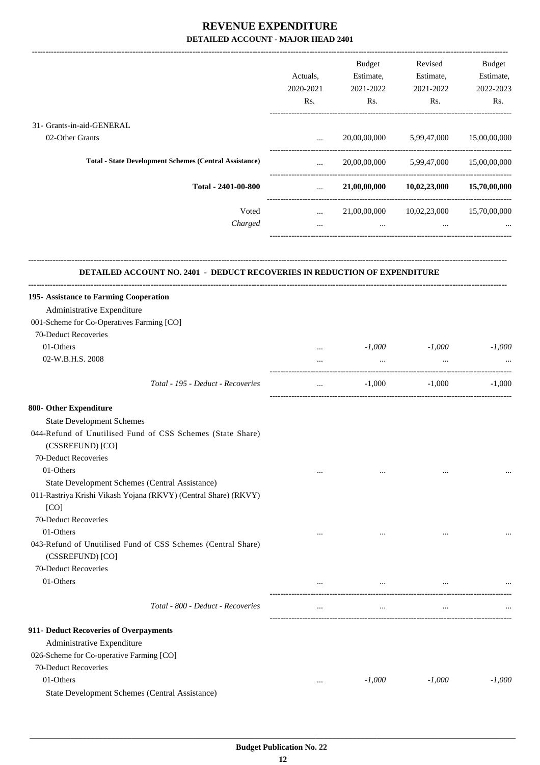# REVENUE EXPENDITURE

## DETAILED ACCOUNT - MAJOR HEAD 2401

| | Actuals, 2020-2021 Rs. | Budget Estimate, 2021-2022 Rs. | Revised Estimate, 2021-2022 Rs. | Budget Estimate, 2022-2023 Rs. |
|---|---|---|---|---|
| 31- Grants-in-aid-GENERAL | | | | |
| 02-Other Grants | ... | 20,00,00,000 | 5,99,47,000 | 15,00,00,000 |
| **Total - State Development Schemes (Central Assistance)** | ... | 20,00,00,000 | 5,99,47,000 | 15,00,00,000 |
| **Total - 2401-00-800** | ... | **21,00,00,000** | **10,02,23,000** | **15,70,00,000** |
| Voted | ... | 21,00,00,000 | 10,02,23,000 | 15,70,00,000 |
| *Charged* | ... | ... | ... | ... |

### DETAILED ACCOUNT NO. 2401 - DEDUCT RECOVERIES IN REDUCTION OF EXPENDITURE

| | Actuals, 2020-2021 Rs. | Budget Estimate, 2021-2022 Rs. | Revised Estimate, 2021-2022 Rs. | Budget Estimate, 2022-2023 Rs. |
|---|---|---|---|---|
| **195- Assistance to Farming Cooperation** | | | | |
| Administrative Expenditure | | | | |
| 001-Scheme for Co-Operatives Farming [CO] | | | | |
| 70-Deduct Recoveries | | | | |
| 01-Others | ... | *-1,000* | *-1,000* | *-1,000* |
| 02-W.B.H.S. 2008 | ... | ... | ... | ... |
| *Total - 195 - Deduct - Recoveries* | ... | -1,000 | -1,000 | -1,000 |
| **800- Other Expenditure** | | | | |
| State Development Schemes | | | | |
| 044-Refund of Unutilised Fund of CSS Schemes (State Share) (CSSREFUND) [CO] | | | | |
| 70-Deduct Recoveries | | | | |
| 01-Others | ... | ... | ... | ... |
| State Development Schemes (Central Assistance) | | | | |
| 011-Rastriya Krishi Vikash Yojana (RKVY) (Central Share) (RKVY) [CO] | | | | |
| 70-Deduct Recoveries | | | | |
| 01-Others | ... | ... | ... | ... |
| 043-Refund of Unutilised Fund of CSS Schemes (Central Share) (CSSREFUND) [CO] | | | | |
| 70-Deduct Recoveries | | | | |
| 01-Others | ... | ... | ... | ... |
| *Total - 800 - Deduct - Recoveries* | ... | ... | ... | ... |
| **911- Deduct Recoveries of Overpayments** | | | | |
| Administrative Expenditure | | | | |
| 026-Scheme for Co-operative Farming [CO] | | | | |
| 70-Deduct Recoveries | | | | |
| 01-Others | ... | *-1,000* | *-1,000* | *-1,000* |
| State Development Schemes (Central Assistance) | | | | |

**Budget Publication No. 22**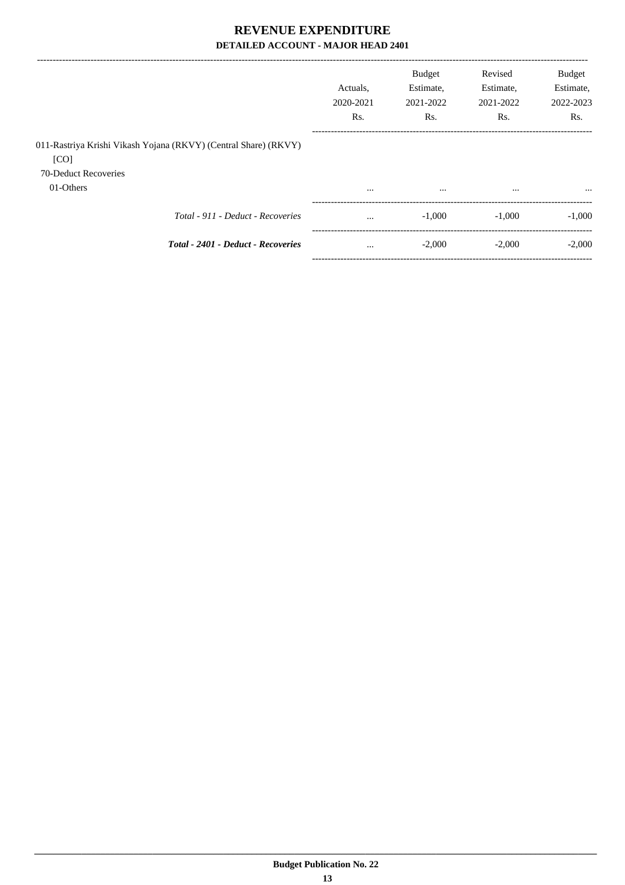# REVENUE EXPENDITURE

**DETAILED ACCOUNT - MAJOR HEAD 2401**

| | Actuals, 2020-2021 Rs. | Budget Estimate, 2021-2022 Rs. | Revised Estimate, 2021-2022 Rs. | Budget Estimate, 2022-2023 Rs. |
|---|---|---|---|---|
| 011-Rastriya Krishi Vikash Yojana (RKVY) (Central Share) (RKVY) [CO] | | | | |
| 70-Deduct Recoveries | | | | |
| 01-Others | ... | ... | ... | ... |
| *Total - 911 - Deduct - Recoveries* | ... | -1,000 | -1,000 | -1,000 |
| ***Total - 2401 - Deduct - Recoveries*** | ... | -2,000 | -2,000 | -2,000 |

**Budget Publication No. 22**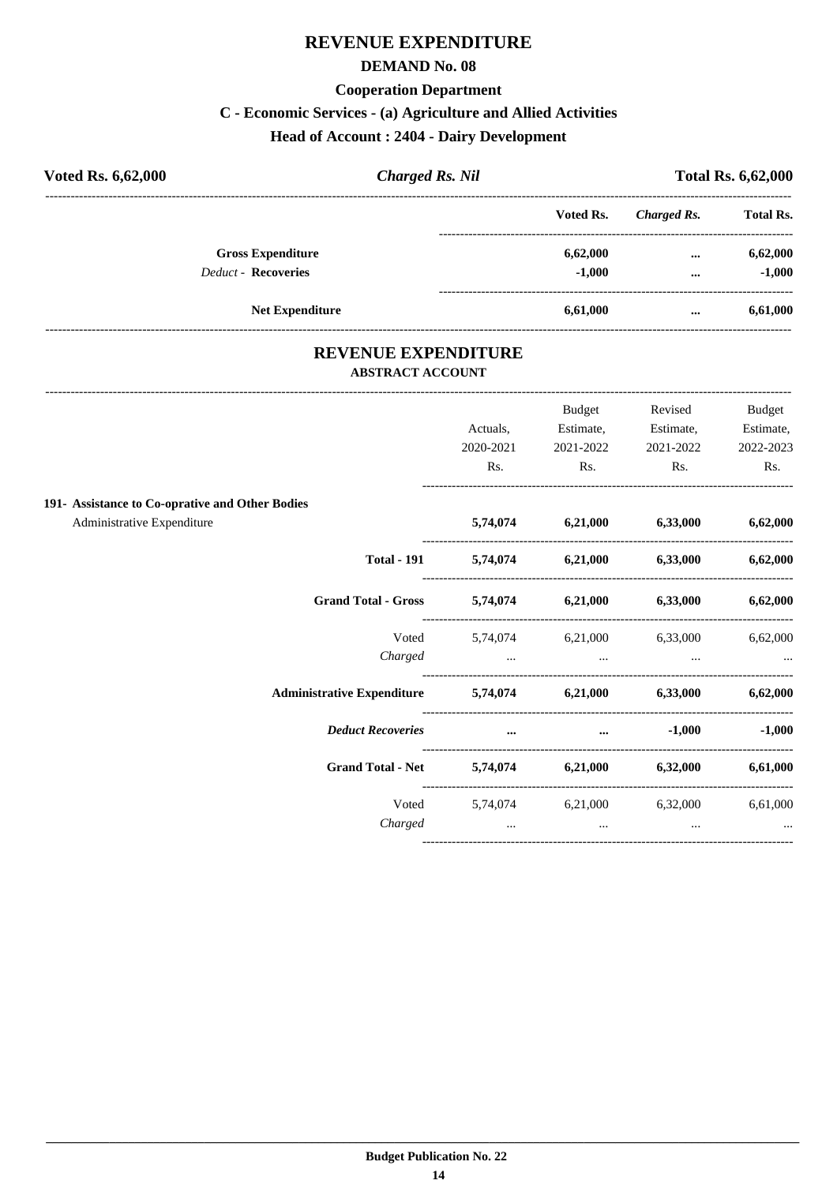# REVENUE EXPENDITURE

## DEMAND No. 08

### Cooperation Department

### C - Economic Services - (a) Agriculture and Allied Activities

### Head of Account : 2404 - Dairy Development

| **Voted Rs. 6,62,000** | ***Charged Rs. Nil*** | **Total Rs. 6,62,000** |
|---|---|---|

| | Voted Rs. | *Charged Rs.* | Total Rs. |
|---|---|---|---|
| **Gross Expenditure** | **6,62,000** | **...** | **6,62,000** |
| *Deduct* - **Recoveries** | **-1,000** | **...** | **-1,000** |
| **Net Expenditure** | **6,61,000** | **...** | **6,61,000** |

## REVENUE EXPENDITURE

### ABSTRACT ACCOUNT

| | Actuals, 2020-2021 Rs. | Budget Estimate, 2021-2022 Rs. | Revised Estimate, 2021-2022 Rs. | Budget Estimate, 2022-2023 Rs. |
|---|---|---|---|---|
| **191- Assistance to Co-oprative and Other Bodies** | | | | |
| Administrative Expenditure | **5,74,074** | **6,21,000** | **6,33,000** | **6,62,000** |
| **Total - 191** | **5,74,074** | **6,21,000** | **6,33,000** | **6,62,000** |
| **Grand Total - Gross** | **5,74,074** | **6,21,000** | **6,33,000** | **6,62,000** |
| Voted | 5,74,074 | 6,21,000 | 6,33,000 | 6,62,000 |
| *Charged* | ... | ... | ... | ... |
| **Administrative Expenditure** | **5,74,074** | **6,21,000** | **6,33,000** | **6,62,000** |
| ***Deduct Recoveries*** | **...** | **...** | **-1,000** | **-1,000** |
| **Grand Total - Net** | **5,74,074** | **6,21,000** | **6,32,000** | **6,61,000** |
| Voted | 5,74,074 | 6,21,000 | 6,32,000 | 6,61,000 |
| *Charged* | ... | ... | ... | ... |

**Budget Publication No. 22**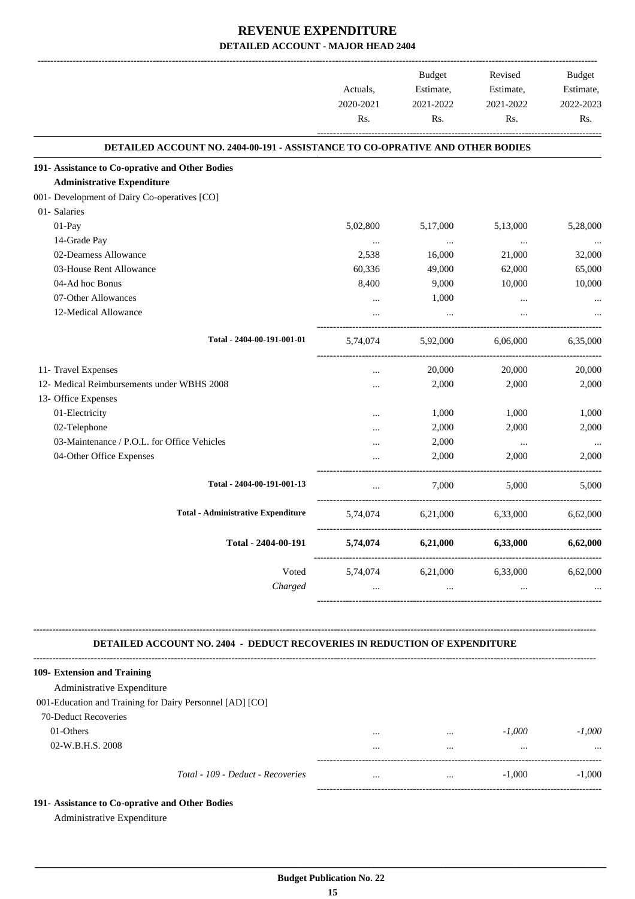# REVENUE EXPENDITURE

## DETAILED ACCOUNT - MAJOR HEAD 2404

| | Actuals, 2020-2021 Rs. | Budget Estimate, 2021-2022 Rs. | Revised Estimate, 2021-2022 Rs. | Budget Estimate, 2022-2023 Rs. |
|---|---|---|---|---|
| **DETAILED ACCOUNT NO. 2404-00-191 - ASSISTANCE TO CO-OPRATIVE AND OTHER BODIES** | | | | |
| **191- Assistance to Co-oprative and Other Bodies** | | | | |
| **Administrative Expenditure** | | | | |
| 001- Development of Dairy Co-operatives [CO] | | | | |
| 01- Salaries | | | | |
| 01-Pay | 5,02,800 | 5,17,000 | 5,13,000 | 5,28,000 |
| 14-Grade Pay | ... | ... | ... | ... |
| 02-Dearness Allowance | 2,538 | 16,000 | 21,000 | 32,000 |
| 03-House Rent Allowance | 60,336 | 49,000 | 62,000 | 65,000 |
| 04-Ad hoc Bonus | 8,400 | 9,000 | 10,000 | 10,000 |
| 07-Other Allowances | ... | 1,000 | ... | ... |
| 12-Medical Allowance | ... | ... | ... | ... |
| Total - 2404-00-191-001-01 | 5,74,074 | 5,92,000 | 6,06,000 | 6,35,000 |
| 11- Travel Expenses | ... | 20,000 | 20,000 | 20,000 |
| 12- Medical Reimbursements under WBHS 2008 | ... | 2,000 | 2,000 | 2,000 |
| 13- Office Expenses | | | | |
| 01-Electricity | ... | 1,000 | 1,000 | 1,000 |
| 02-Telephone | ... | 2,000 | 2,000 | 2,000 |
| 03-Maintenance / P.O.L. for Office Vehicles | ... | 2,000 | ... | ... |
| 04-Other Office Expenses | ... | 2,000 | 2,000 | 2,000 |
| Total - 2404-00-191-001-13 | ... | 7,000 | 5,000 | 5,000 |
| Total - Administrative Expenditure | 5,74,074 | 6,21,000 | 6,33,000 | 6,62,000 |
| **Total - 2404-00-191** | **5,74,074** | **6,21,000** | **6,33,000** | **6,62,000** |
| Voted | 5,74,074 | 6,21,000 | 6,33,000 | 6,62,000 |
| *Charged* | ... | ... | ... | ... |

**DETAILED ACCOUNT NO. 2404 - DEDUCT RECOVERIES IN REDUCTION OF EXPENDITURE**

| | Actuals, 2020-2021 Rs. | Budget Estimate, 2021-2022 Rs. | Revised Estimate, 2021-2022 Rs. | Budget Estimate, 2022-2023 Rs. |
|---|---|---|---|---|
| **109- Extension and Training** | | | | |
| Administrative Expenditure | | | | |
| 001-Education and Training for Dairy Personnel [AD] [CO] | | | | |
| 70-Deduct Recoveries | | | | |
| 01-Others | ... | ... | *-1,000* | *-1,000* |
| 02-W.B.H.S. 2008 | ... | ... | ... | ... |
| *Total - 109 - Deduct - Recoveries* | ... | ... | -1,000 | -1,000 |

**191- Assistance to Co-oprative and Other Bodies**

Administrative Expenditure

**Budget Publication No. 22**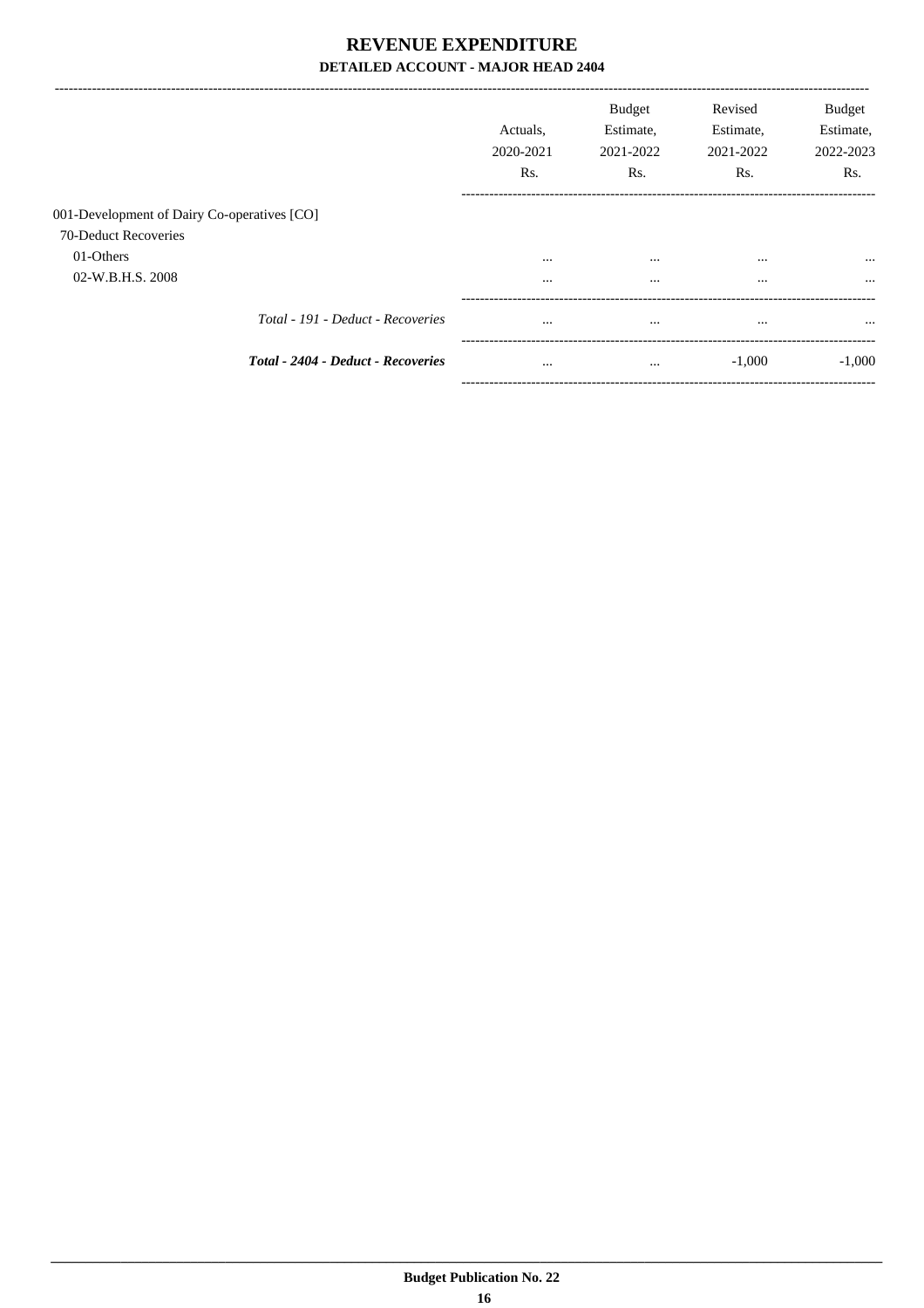# REVENUE EXPENDITURE

## DETAILED ACCOUNT - MAJOR HEAD 2404

| | Actuals, 2020-2021 Rs. | Budget Estimate, 2021-2022 Rs. | Revised Estimate, 2021-2022 Rs. | Budget Estimate, 2022-2023 Rs. |
|---|---|---|---|---|
| 001-Development of Dairy Co-operatives [CO] | | | | |
| 70-Deduct Recoveries | | | | |
| 01-Others | ... | ... | ... | ... |
| 02-W.B.H.S. 2008 | ... | ... | ... | ... |
| *Total - 191 - Deduct - Recoveries* | ... | ... | ... | ... |
| ***Total - 2404 - Deduct - Recoveries*** | ... | ... | -1,000 | -1,000 |

**Budget Publication No. 22**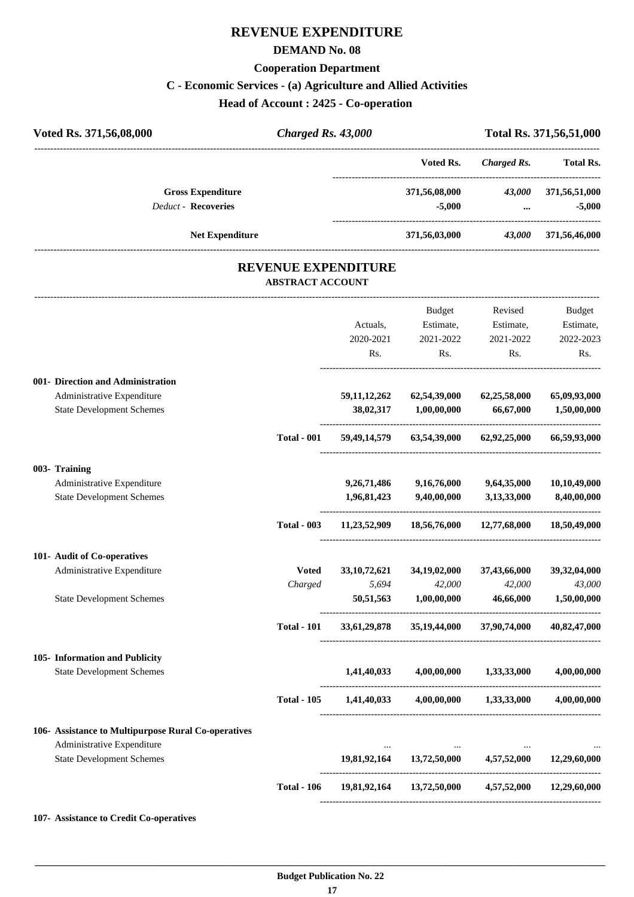# REVENUE EXPENDITURE

## DEMAND No. 08

### Cooperation Department

### C - Economic Services - (a) Agriculture and Allied Activities

### Head of Account : 2425 - Co-operation

| Voted Rs. 371,56,08,000 | *Charged Rs. 43,000* | Total Rs. 371,56,51,000 |
|---|---|---|

| | Voted Rs. | *Charged Rs.* | Total Rs. |
|---|---|---|---|
| **Gross Expenditure** | 371,56,08,000 | *43,000* | 371,56,51,000 |
| *Deduct* - **Recoveries** | -5,000 | ... | -5,000 |
| **Net Expenditure** | 371,56,03,000 | *43,000* | 371,56,46,000 |

## REVENUE EXPENDITURE

### ABSTRACT ACCOUNT

| | | Actuals, 2020-2021 Rs. | Budget Estimate, 2021-2022 Rs. | Revised Estimate, 2021-2022 Rs. | Budget Estimate, 2022-2023 Rs. |
|---|---|---|---|---|---|
| **001- Direction and Administration** | | | | | |
| Administrative Expenditure | | 59,11,12,262 | 62,54,39,000 | 62,25,58,000 | 65,09,93,000 |
| State Development Schemes | | 38,02,317 | 1,00,00,000 | 66,67,000 | 1,50,00,000 |
| | **Total - 001** | 59,49,14,579 | 63,54,39,000 | 62,92,25,000 | 66,59,93,000 |
| **003- Training** | | | | | |
| Administrative Expenditure | | 9,26,71,486 | 9,16,76,000 | 9,64,35,000 | 10,10,49,000 |
| State Development Schemes | | 1,96,81,423 | 9,40,00,000 | 3,13,33,000 | 8,40,00,000 |
| | **Total - 003** | 11,23,52,909 | 18,56,76,000 | 12,77,68,000 | 18,50,49,000 |
| **101- Audit of Co-operatives** | | | | | |
| Administrative Expenditure | **Voted** | 33,10,72,621 | 34,19,02,000 | 37,43,66,000 | 39,32,04,000 |
| | *Charged* | *5,694* | *42,000* | *42,000* | *43,000* |
| State Development Schemes | | 50,51,563 | 1,00,00,000 | 46,66,000 | 1,50,00,000 |
| | **Total - 101** | 33,61,29,878 | 35,19,44,000 | 37,90,74,000 | 40,82,47,000 |
| **105- Information and Publicity** | | | | | |
| State Development Schemes | | 1,41,40,033 | 4,00,00,000 | 1,33,33,000 | 4,00,00,000 |
| | **Total - 105** | 1,41,40,033 | 4,00,00,000 | 1,33,33,000 | 4,00,00,000 |
| **106- Assistance to Multipurpose Rural Co-operatives** | | | | | |
| Administrative Expenditure | | ... | ... | ... | ... |
| State Development Schemes | | 19,81,92,164 | 13,72,50,000 | 4,57,52,000 | 12,29,60,000 |
| | **Total - 106** | 19,81,92,164 | 13,72,50,000 | 4,57,52,000 | 12,29,60,000 |
| **107- Assistance to Credit Co-operatives** | | | | | |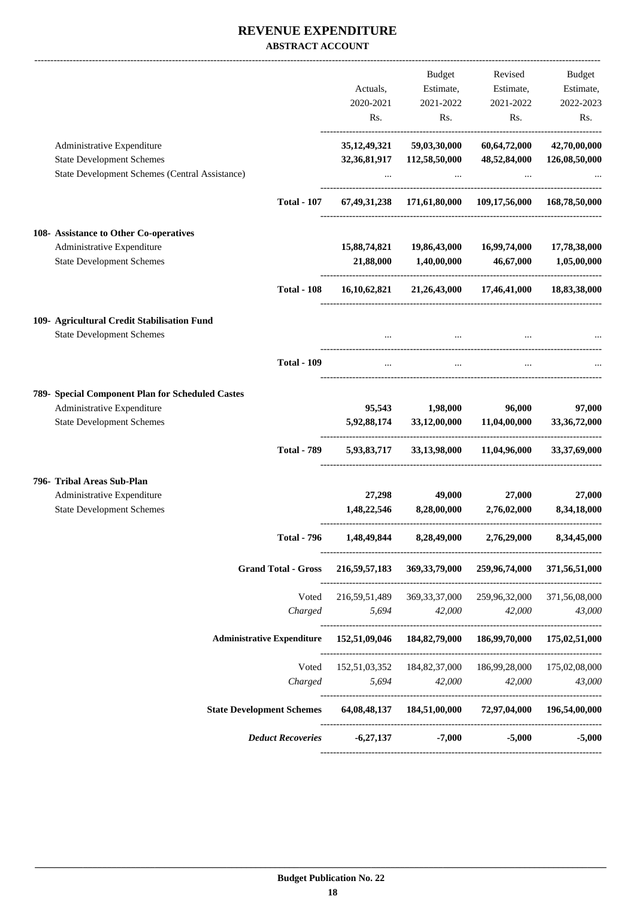# REVENUE EXPENDITURE

**ABSTRACT ACCOUNT**

| | Actuals, 2020-2021 Rs. | Budget Estimate, 2021-2022 Rs. | Revised Estimate, 2021-2022 Rs. | Budget Estimate, 2022-2023 Rs. |
|---|---|---|---|---|
| Administrative Expenditure | **35,12,49,321** | **59,03,30,000** | **60,64,72,000** | **42,70,00,000** |
| State Development Schemes | **32,36,81,917** | **112,58,50,000** | **48,52,84,000** | **126,08,50,000** |
| State Development Schemes (Central Assistance) | ... | ... | ... | ... |
| **Total - 107** | **67,49,31,238** | **171,61,80,000** | **109,17,56,000** | **168,78,50,000** |
| **108- Assistance to Other Co-operatives** | | | | |
| Administrative Expenditure | **15,88,74,821** | **19,86,43,000** | **16,99,74,000** | **17,78,38,000** |
| State Development Schemes | **21,88,000** | **1,40,00,000** | **46,67,000** | **1,05,00,000** |
| **Total - 108** | **16,10,62,821** | **21,26,43,000** | **17,46,41,000** | **18,83,38,000** |
| **109- Agricultural Credit Stabilisation Fund** | | | | |
| State Development Schemes | ... | ... | ... | ... |
| **Total - 109** | ... | ... | ... | ... |
| **789- Special Component Plan for Scheduled Castes** | | | | |
| Administrative Expenditure | **95,543** | **1,98,000** | **96,000** | **97,000** |
| State Development Schemes | **5,92,88,174** | **33,12,00,000** | **11,04,00,000** | **33,36,72,000** |
| **Total - 789** | **5,93,83,717** | **33,13,98,000** | **11,04,96,000** | **33,37,69,000** |
| **796- Tribal Areas Sub-Plan** | | | | |
| Administrative Expenditure | **27,298** | **49,000** | **27,000** | **27,000** |
| State Development Schemes | **1,48,22,546** | **8,28,00,000** | **2,76,02,000** | **8,34,18,000** |
| **Total - 796** | **1,48,49,844** | **8,28,49,000** | **2,76,29,000** | **8,34,45,000** |
| **Grand Total - Gross** | **216,59,57,183** | **369,33,79,000** | **259,96,74,000** | **371,56,51,000** |
| Voted | 216,59,51,489 | 369,33,37,000 | 259,96,32,000 | 371,56,08,000 |
| *Charged* | *5,694* | *42,000* | *42,000* | *43,000* |
| **Administrative Expenditure** | **152,51,09,046** | **184,82,79,000** | **186,99,70,000** | **175,02,51,000** |
| Voted | 152,51,03,352 | 184,82,37,000 | 186,99,28,000 | 175,02,08,000 |
| *Charged* | *5,694* | *42,000* | *42,000* | *43,000* |
| **State Development Schemes** | **64,08,48,137** | **184,51,00,000** | **72,97,04,000** | **196,54,00,000** |
| ***Deduct Recoveries*** | **-6,27,137** | **-7,000** | **-5,000** | **-5,000** |

**Budget Publication No. 22**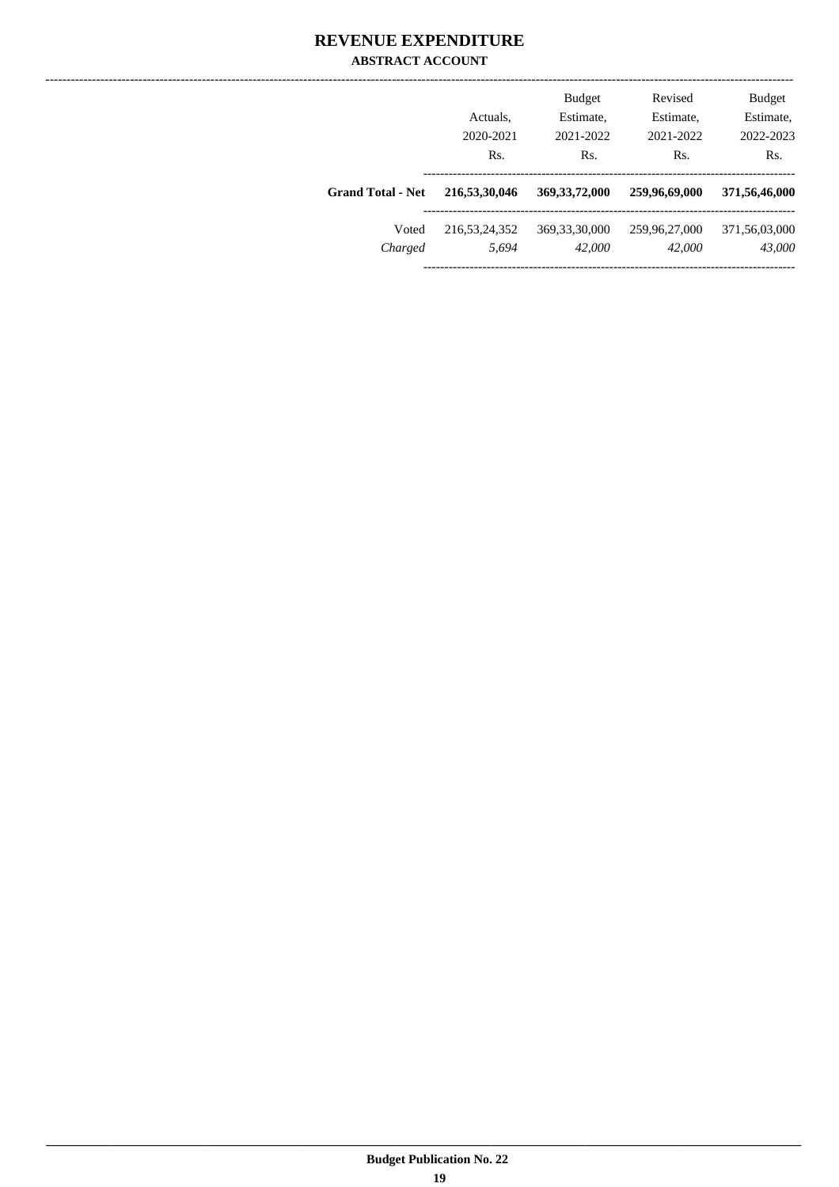# REVENUE EXPENDITURE

## ABSTRACT ACCOUNT

| | Actuals, 2020-2021 Rs. | Budget Estimate, 2021-2022 Rs. | Revised Estimate, 2021-2022 Rs. | Budget Estimate, 2022-2023 Rs. |
|---|---|---|---|---|
| **Grand Total - Net** | **216,53,30,046** | **369,33,72,000** | **259,96,69,000** | **371,56,46,000** |
| Voted | 216,53,24,352 | 369,33,30,000 | 259,96,27,000 | 371,56,03,000 |
| *Charged* | *5,694* | *42,000* | *42,000* | *43,000* |

Budget Publication No. 22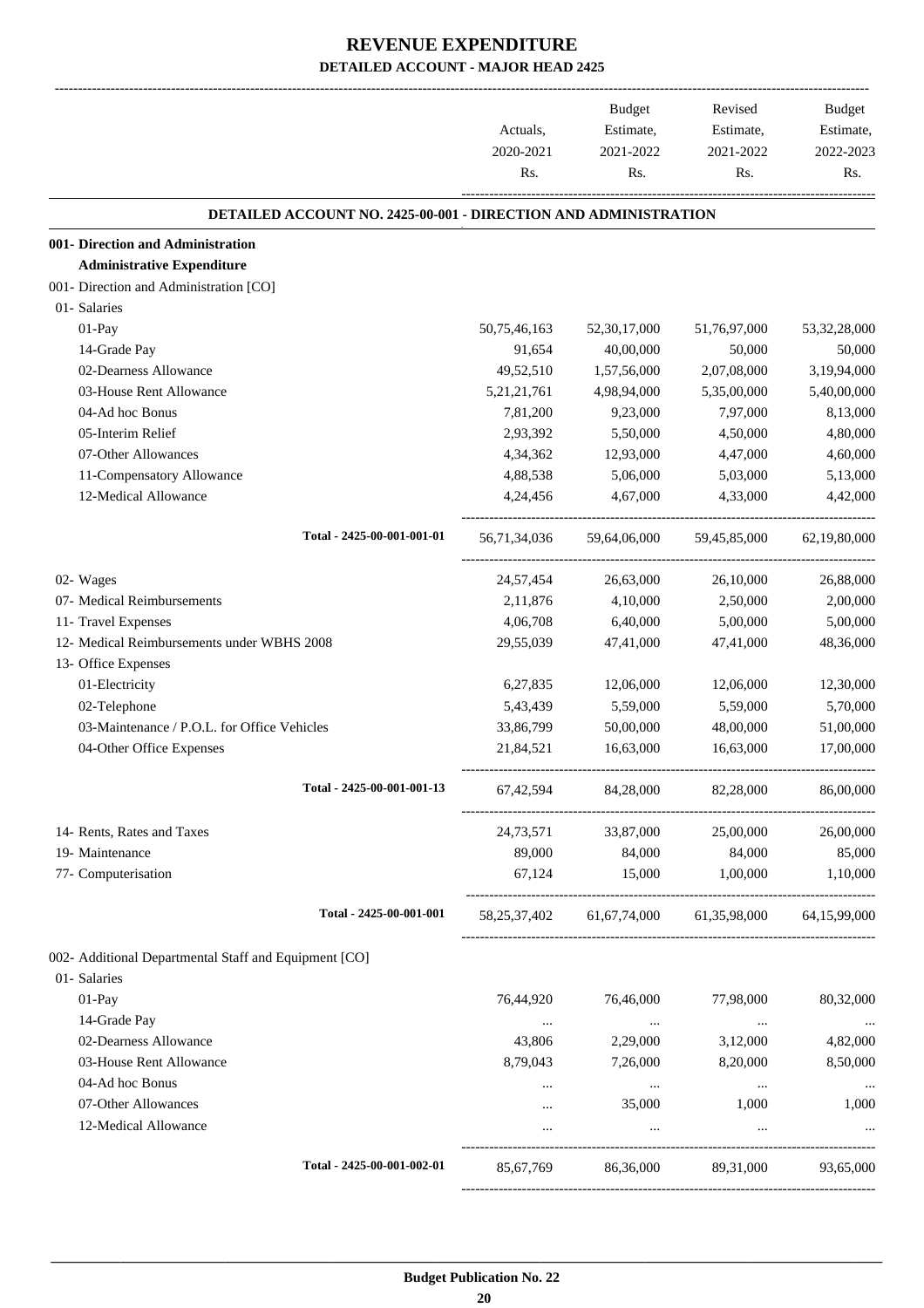# REVENUE EXPENDITURE

## DETAILED ACCOUNT - MAJOR HEAD 2425

| | Actuals, 2020-2021 Rs. | Budget Estimate, 2021-2022 Rs. | Revised Estimate, 2021-2022 Rs. | Budget Estimate, 2022-2023 Rs. |
|---|---|---|---|---|
| **DETAILED ACCOUNT NO. 2425-00-001 - DIRECTION AND ADMINISTRATION** | | | | |
| **001- Direction and Administration** | | | | |
| **Administrative Expenditure** | | | | |
| 001- Direction and Administration [CO] | | | | |
| 01- Salaries | | | | |
| 01-Pay | 50,75,46,163 | 52,30,17,000 | 51,76,97,000 | 53,32,28,000 |
| 14-Grade Pay | 91,654 | 40,00,000 | 50,000 | 50,000 |
| 02-Dearness Allowance | 49,52,510 | 1,57,56,000 | 2,07,08,000 | 3,19,94,000 |
| 03-House Rent Allowance | 5,21,21,761 | 4,98,94,000 | 5,35,00,000 | 5,40,00,000 |
| 04-Ad hoc Bonus | 7,81,200 | 9,23,000 | 7,97,000 | 8,13,000 |
| 05-Interim Relief | 2,93,392 | 5,50,000 | 4,50,000 | 4,80,000 |
| 07-Other Allowances | 4,34,362 | 12,93,000 | 4,47,000 | 4,60,000 |
| 11-Compensatory Allowance | 4,88,538 | 5,06,000 | 5,03,000 | 5,13,000 |
| 12-Medical Allowance | 4,24,456 | 4,67,000 | 4,33,000 | 4,42,000 |
| Total - 2425-00-001-001-01 | 56,71,34,036 | 59,64,06,000 | 59,45,85,000 | 62,19,80,000 |
| 02- Wages | 24,57,454 | 26,63,000 | 26,10,000 | 26,88,000 |
| 07- Medical Reimbursements | 2,11,876 | 4,10,000 | 2,50,000 | 2,00,000 |
| 11- Travel Expenses | 4,06,708 | 6,40,000 | 5,00,000 | 5,00,000 |
| 12- Medical Reimbursements under WBHS 2008 | 29,55,039 | 47,41,000 | 47,41,000 | 48,36,000 |
| 13- Office Expenses | | | | |
| 01-Electricity | 6,27,835 | 12,06,000 | 12,06,000 | 12,30,000 |
| 02-Telephone | 5,43,439 | 5,59,000 | 5,59,000 | 5,70,000 |
| 03-Maintenance / P.O.L. for Office Vehicles | 33,86,799 | 50,00,000 | 48,00,000 | 51,00,000 |
| 04-Other Office Expenses | 21,84,521 | 16,63,000 | 16,63,000 | 17,00,000 |
| Total - 2425-00-001-001-13 | 67,42,594 | 84,28,000 | 82,28,000 | 86,00,000 |
| 14- Rents, Rates and Taxes | 24,73,571 | 33,87,000 | 25,00,000 | 26,00,000 |
| 19- Maintenance | 89,000 | 84,000 | 84,000 | 85,000 |
| 77- Computerisation | 67,124 | 15,000 | 1,00,000 | 1,10,000 |
| Total - 2425-00-001-001 | 58,25,37,402 | 61,67,74,000 | 61,35,98,000 | 64,15,99,000 |
| 002- Additional Departmental Staff and Equipment [CO] | | | | |
| 01- Salaries | | | | |
| 01-Pay | 76,44,920 | 76,46,000 | 77,98,000 | 80,32,000 |
| 14-Grade Pay | ... | ... | ... | ... |
| 02-Dearness Allowance | 43,806 | 2,29,000 | 3,12,000 | 4,82,000 |
| 03-House Rent Allowance | 8,79,043 | 7,26,000 | 8,20,000 | 8,50,000 |
| 04-Ad hoc Bonus | ... | ... | ... | ... |
| 07-Other Allowances | ... | 35,000 | 1,000 | 1,000 |
| 12-Medical Allowance | ... | ... | ... | ... |
| Total - 2425-00-001-002-01 | 85,67,769 | 86,36,000 | 89,31,000 | 93,65,000 |

Budget Publication No. 22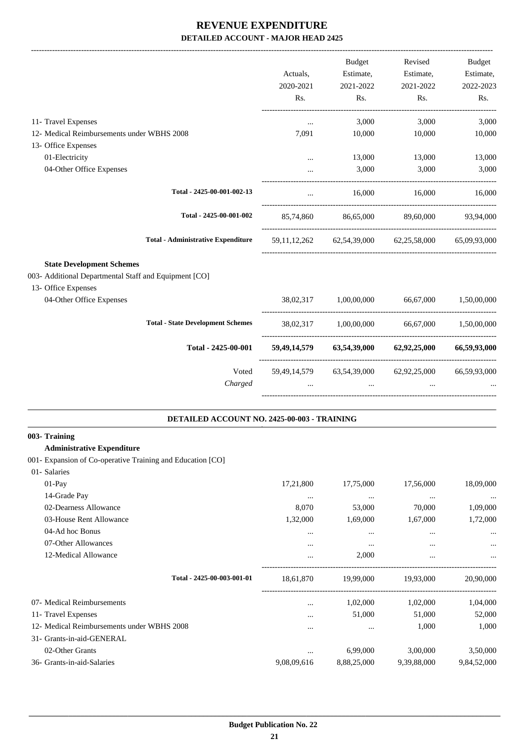# REVENUE EXPENDITURE

## DETAILED ACCOUNT - MAJOR HEAD 2425

| | Actuals, 2020-2021 Rs. | Budget Estimate, 2021-2022 Rs. | Revised Estimate, 2021-2022 Rs. | Budget Estimate, 2022-2023 Rs. |
|---|---|---|---|---|
| 11- Travel Expenses | ... | 3,000 | 3,000 | 3,000 |
| 12- Medical Reimbursements under WBHS 2008 | 7,091 | 10,000 | 10,000 | 10,000 |
| 13- Office Expenses | | | | |
| 01-Electricity | ... | 13,000 | 13,000 | 13,000 |
| 04-Other Office Expenses | ... | 3,000 | 3,000 | 3,000 |
| **Total - 2425-00-001-002-13** | ... | 16,000 | 16,000 | 16,000 |
| **Total - 2425-00-001-002** | 85,74,860 | 86,65,000 | 89,60,000 | 93,94,000 |
| **Total - Administrative Expenditure** | 59,11,12,262 | 62,54,39,000 | 62,25,58,000 | 65,09,93,000 |
| **State Development Schemes** | | | | |
| 003- Additional Departmental Staff and Equipment [CO] | | | | |
| 13- Office Expenses | | | | |
| 04-Other Office Expenses | 38,02,317 | 1,00,00,000 | 66,67,000 | 1,50,00,000 |
| **Total - State Development Schemes** | 38,02,317 | 1,00,00,000 | 66,67,000 | 1,50,00,000 |
| **Total - 2425-00-001** | **59,49,14,579** | **63,54,39,000** | **62,92,25,000** | **66,59,93,000** |
| Voted | 59,49,14,579 | 63,54,39,000 | 62,92,25,000 | 66,59,93,000 |
| *Charged* | ... | ... | ... | ... |

### DETAILED ACCOUNT NO. 2425-00-003 - TRAINING

| | Actuals, 2020-2021 Rs. | Budget Estimate, 2021-2022 Rs. | Revised Estimate, 2021-2022 Rs. | Budget Estimate, 2022-2023 Rs. |
|---|---|---|---|---|
| **003- Training** | | | | |
| **Administrative Expenditure** | | | | |
| 001- Expansion of Co-operative Training and Education [CO] | | | | |
| 01- Salaries | | | | |
| 01-Pay | 17,21,800 | 17,75,000 | 17,56,000 | 18,09,000 |
| 14-Grade Pay | ... | ... | ... | ... |
| 02-Dearness Allowance | 8,070 | 53,000 | 70,000 | 1,09,000 |
| 03-House Rent Allowance | 1,32,000 | 1,69,000 | 1,67,000 | 1,72,000 |
| 04-Ad hoc Bonus | ... | ... | ... | ... |
| 07-Other Allowances | ... | ... | ... | ... |
| 12-Medical Allowance | ... | 2,000 | ... | ... |
| **Total - 2425-00-003-001-01** | 18,61,870 | 19,99,000 | 19,93,000 | 20,90,000 |
| 07- Medical Reimbursements | ... | 1,02,000 | 1,02,000 | 1,04,000 |
| 11- Travel Expenses | ... | 51,000 | 51,000 | 52,000 |
| 12- Medical Reimbursements under WBHS 2008 | ... | ... | 1,000 | 1,000 |
| 31- Grants-in-aid-GENERAL | | | | |
| 02-Other Grants | ... | 6,99,000 | 3,00,000 | 3,50,000 |
| 36- Grants-in-aid-Salaries | 9,08,09,616 | 8,88,25,000 | 9,39,88,000 | 9,84,52,000 |

**Budget Publication No. 22**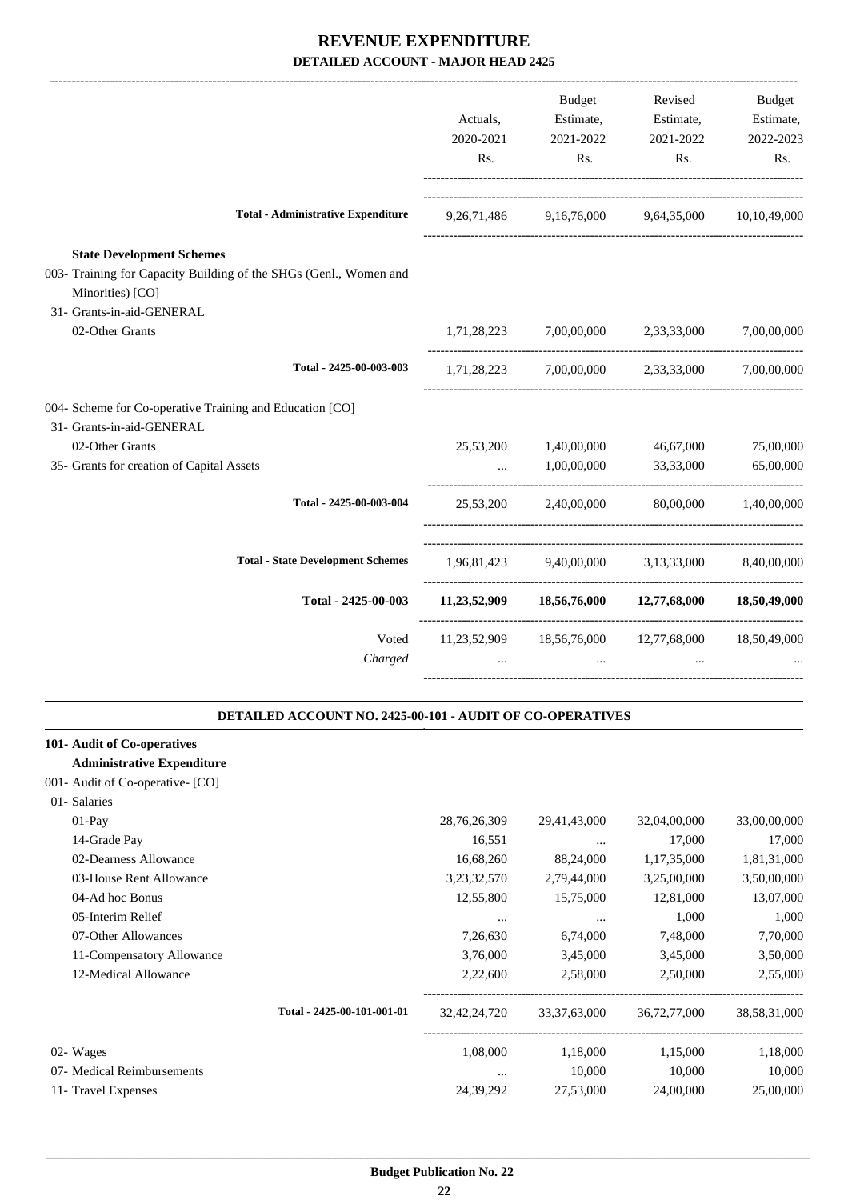# REVENUE EXPENDITURE

## DETAILED ACCOUNT - MAJOR HEAD 2425

| | Actuals, 2020-2021 Rs. | Budget Estimate, 2021-2022 Rs. | Revised Estimate, 2021-2022 Rs. | Budget Estimate, 2022-2023 Rs. |
|---|---|---|---|---|
| **Total - Administrative Expenditure** | 9,26,71,486 | 9,16,76,000 | 9,64,35,000 | 10,10,49,000 |
| **State Development Schemes** | | | | |
| 003- Training for Capacity Building of the SHGs (Genl., Women and Minorities) [CO] | | | | |
| 31- Grants-in-aid-GENERAL | | | | |
| 02-Other Grants | 1,71,28,223 | 7,00,00,000 | 2,33,33,000 | 7,00,00,000 |
| Total - 2425-00-003-003 | 1,71,28,223 | 7,00,00,000 | 2,33,33,000 | 7,00,00,000 |
| 004- Scheme for Co-operative Training and Education [CO] | | | | |
| 31- Grants-in-aid-GENERAL | | | | |
| 02-Other Grants | 25,53,200 | 1,40,00,000 | 46,67,000 | 75,00,000 |
| 35- Grants for creation of Capital Assets | ... | 1,00,00,000 | 33,33,000 | 65,00,000 |
| Total - 2425-00-003-004 | 25,53,200 | 2,40,00,000 | 80,00,000 | 1,40,00,000 |
| **Total - State Development Schemes** | 1,96,81,423 | 9,40,00,000 | 3,13,33,000 | 8,40,00,000 |
| **Total - 2425-00-003** | **11,23,52,909** | **18,56,76,000** | **12,77,68,000** | **18,50,49,000** |
| Voted | 11,23,52,909 | 18,56,76,000 | 12,77,68,000 | 18,50,49,000 |
| *Charged* | ... | ... | ... | ... |

### DETAILED ACCOUNT NO. 2425-00-101 - AUDIT OF CO-OPERATIVES

| | Actuals, 2020-2021 Rs. | Budget Estimate, 2021-2022 Rs. | Revised Estimate, 2021-2022 Rs. | Budget Estimate, 2022-2023 Rs. |
|---|---|---|---|---|
| **101- Audit of Co-operatives** | | | | |
| **Administrative Expenditure** | | | | |
| 001- Audit of Co-operative- [CO] | | | | |
| 01- Salaries | | | | |
| 01-Pay | 28,76,26,309 | 29,41,43,000 | 32,04,00,000 | 33,00,00,000 |
| 14-Grade Pay | 16,551 | ... | 17,000 | 17,000 |
| 02-Dearness Allowance | 16,68,260 | 88,24,000 | 1,17,35,000 | 1,81,31,000 |
| 03-House Rent Allowance | 3,23,32,570 | 2,79,44,000 | 3,25,00,000 | 3,50,00,000 |
| 04-Ad hoc Bonus | 12,55,800 | 15,75,000 | 12,81,000 | 13,07,000 |
| 05-Interim Relief | ... | ... | 1,000 | 1,000 |
| 07-Other Allowances | 7,26,630 | 6,74,000 | 7,48,000 | 7,70,000 |
| 11-Compensatory Allowance | 3,76,000 | 3,45,000 | 3,45,000 | 3,50,000 |
| 12-Medical Allowance | 2,22,600 | 2,58,000 | 2,50,000 | 2,55,000 |
| Total - 2425-00-101-001-01 | 32,42,24,720 | 33,37,63,000 | 36,72,77,000 | 38,58,31,000 |
| 02- Wages | 1,08,000 | 1,18,000 | 1,15,000 | 1,18,000 |
| 07- Medical Reimbursements | ... | 10,000 | 10,000 | 10,000 |
| 11- Travel Expenses | 24,39,292 | 27,53,000 | 24,00,000 | 25,00,000 |

Budget Publication No. 22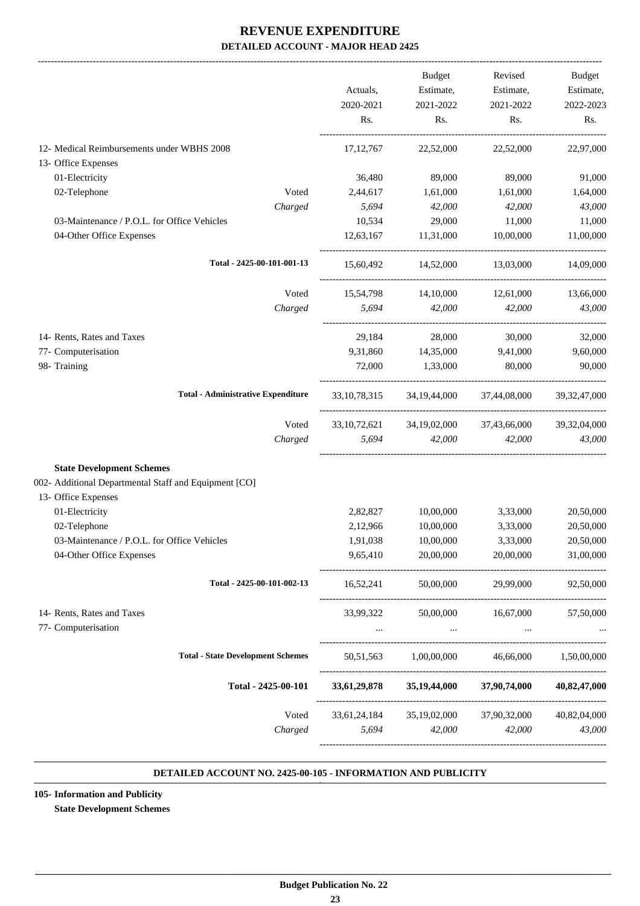# REVENUE EXPENDITURE

## DETAILED ACCOUNT - MAJOR HEAD 2425

| | | Actuals, 2020-2021 Rs. | Budget Estimate, 2021-2022 Rs. | Revised Estimate, 2021-2022 Rs. | Budget Estimate, 2022-2023 Rs. |
|---|---|---|---|---|---|
| 12- Medical Reimbursements under WBHS 2008 | | 17,12,767 | 22,52,000 | 22,52,000 | 22,97,000 |
| 13- Office Expenses | | | | | |
| 01-Electricity | | 36,480 | 89,000 | 89,000 | 91,000 |
| 02-Telephone | Voted | 2,44,617 | 1,61,000 | 1,61,000 | 1,64,000 |
| | *Charged* | *5,694* | *42,000* | *42,000* | *43,000* |
| 03-Maintenance / P.O.L. for Office Vehicles | | 10,534 | 29,000 | 11,000 | 11,000 |
| 04-Other Office Expenses | | 12,63,167 | 11,31,000 | 10,00,000 | 11,00,000 |
| **Total - 2425-00-101-001-13** | | 15,60,492 | 14,52,000 | 13,03,000 | 14,09,000 |
| | Voted | 15,54,798 | 14,10,000 | 12,61,000 | 13,66,000 |
| | *Charged* | *5,694* | *42,000* | *42,000* | *43,000* |
| 14- Rents, Rates and Taxes | | 29,184 | 28,000 | 30,000 | 32,000 |
| 77- Computerisation | | 9,31,860 | 14,35,000 | 9,41,000 | 9,60,000 |
| 98- Training | | 72,000 | 1,33,000 | 80,000 | 90,000 |
| **Total - Administrative Expenditure** | | 33,10,78,315 | 34,19,44,000 | 37,44,08,000 | 39,32,47,000 |
| | Voted | 33,10,72,621 | 34,19,02,000 | 37,43,66,000 | 39,32,04,000 |
| | *Charged* | *5,694* | *42,000* | *42,000* | *43,000* |
| **State Development Schemes** | | | | | |
| 002- Additional Departmental Staff and Equipment [CO] | | | | | |
| 13- Office Expenses | | | | | |
| 01-Electricity | | 2,82,827 | 10,00,000 | 3,33,000 | 20,50,000 |
| 02-Telephone | | 2,12,966 | 10,00,000 | 3,33,000 | 20,50,000 |
| 03-Maintenance / P.O.L. for Office Vehicles | | 1,91,038 | 10,00,000 | 3,33,000 | 20,50,000 |
| 04-Other Office Expenses | | 9,65,410 | 20,00,000 | 20,00,000 | 31,00,000 |
| **Total - 2425-00-101-002-13** | | 16,52,241 | 50,00,000 | 29,99,000 | 92,50,000 |
| 14- Rents, Rates and Taxes | | 33,99,322 | 50,00,000 | 16,67,000 | 57,50,000 |
| 77- Computerisation | | ... | ... | ... | ... |
| **Total - State Development Schemes** | | 50,51,563 | 1,00,00,000 | 46,66,000 | 1,50,00,000 |
| **Total - 2425-00-101** | | **33,61,29,878** | **35,19,44,000** | **37,90,74,000** | **40,82,47,000** |
| | Voted | 33,61,24,184 | 35,19,02,000 | 37,90,32,000 | 40,82,04,000 |
| | *Charged* | *5,694* | *42,000* | *42,000* | *43,000* |

### DETAILED ACCOUNT NO. 2425-00-105 - INFORMATION AND PUBLICITY

**105- Information and Publicity**

**State Development Schemes**

**Budget Publication No. 22**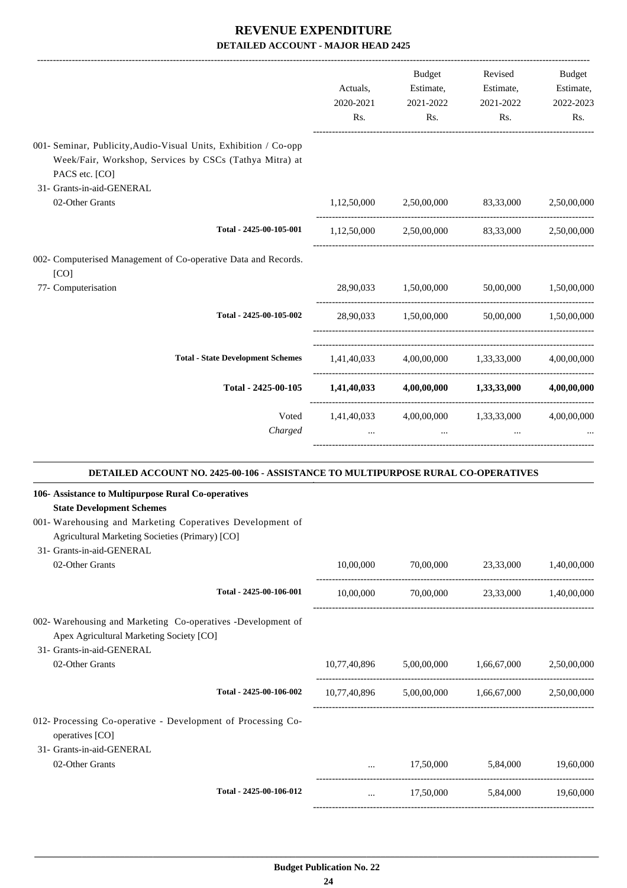# REVENUE EXPENDITURE

**DETAILED ACCOUNT - MAJOR HEAD 2425**

| | Actuals, 2020-2021 Rs. | Budget Estimate, 2021-2022 Rs. | Revised Estimate, 2021-2022 Rs. | Budget Estimate, 2022-2023 Rs. |
|---|---|---|---|---|
| 001- Seminar, Publicity,Audio-Visual Units, Exhibition / Co-opp Week/Fair, Workshop, Services by CSCs (Tathya Mitra) at PACS etc. [CO] | | | | |
| 31- Grants-in-aid-GENERAL | | | | |
| 02-Other Grants | 1,12,50,000 | 2,50,00,000 | 83,33,000 | 2,50,00,000 |
| Total - 2425-00-105-001 | 1,12,50,000 | 2,50,00,000 | 83,33,000 | 2,50,00,000 |
| 002- Computerised Management of Co-operative Data and Records. [CO] | | | | |
| 77- Computerisation | 28,90,033 | 1,50,00,000 | 50,00,000 | 1,50,00,000 |
| Total - 2425-00-105-002 | 28,90,033 | 1,50,00,000 | 50,00,000 | 1,50,00,000 |
| Total - State Development Schemes | 1,41,40,033 | 4,00,00,000 | 1,33,33,000 | 4,00,00,000 |
| **Total - 2425-00-105** | **1,41,40,033** | **4,00,00,000** | **1,33,33,000** | **4,00,00,000** |
| Voted | 1,41,40,033 | 4,00,00,000 | 1,33,33,000 | 4,00,00,000 |
| *Charged* | ... | ... | ... | ... |

**DETAILED ACCOUNT NO. 2425-00-106 - ASSISTANCE TO MULTIPURPOSE RURAL CO-OPERATIVES**

| | Actuals, 2020-2021 Rs. | Budget Estimate, 2021-2022 Rs. | Revised Estimate, 2021-2022 Rs. | Budget Estimate, 2022-2023 Rs. |
|---|---|---|---|---|
| **106- Assistance to Multipurpose Rural Co-operatives** | | | | |
| **State Development Schemes** | | | | |
| 001- Warehousing and Marketing Coperatives Development of Agricultural Marketing Societies (Primary) [CO] | | | | |
| 31- Grants-in-aid-GENERAL | | | | |
| 02-Other Grants | 10,00,000 | 70,00,000 | 23,33,000 | 1,40,00,000 |
| Total - 2425-00-106-001 | 10,00,000 | 70,00,000 | 23,33,000 | 1,40,00,000 |
| 002- Warehousing and Marketing Co-operatives -Development of Apex Agricultural Marketing Society [CO] | | | | |
| 31- Grants-in-aid-GENERAL | | | | |
| 02-Other Grants | 10,77,40,896 | 5,00,00,000 | 1,66,67,000 | 2,50,00,000 |
| Total - 2425-00-106-002 | 10,77,40,896 | 5,00,00,000 | 1,66,67,000 | 2,50,00,000 |
| 012- Processing Co-operative - Development of Processing Co-operatives [CO] | | | | |
| 31- Grants-in-aid-GENERAL | | | | |
| 02-Other Grants | ... | 17,50,000 | 5,84,000 | 19,60,000 |
| Total - 2425-00-106-012 | ... | 17,50,000 | 5,84,000 | 19,60,000 |

**Budget Publication No. 22**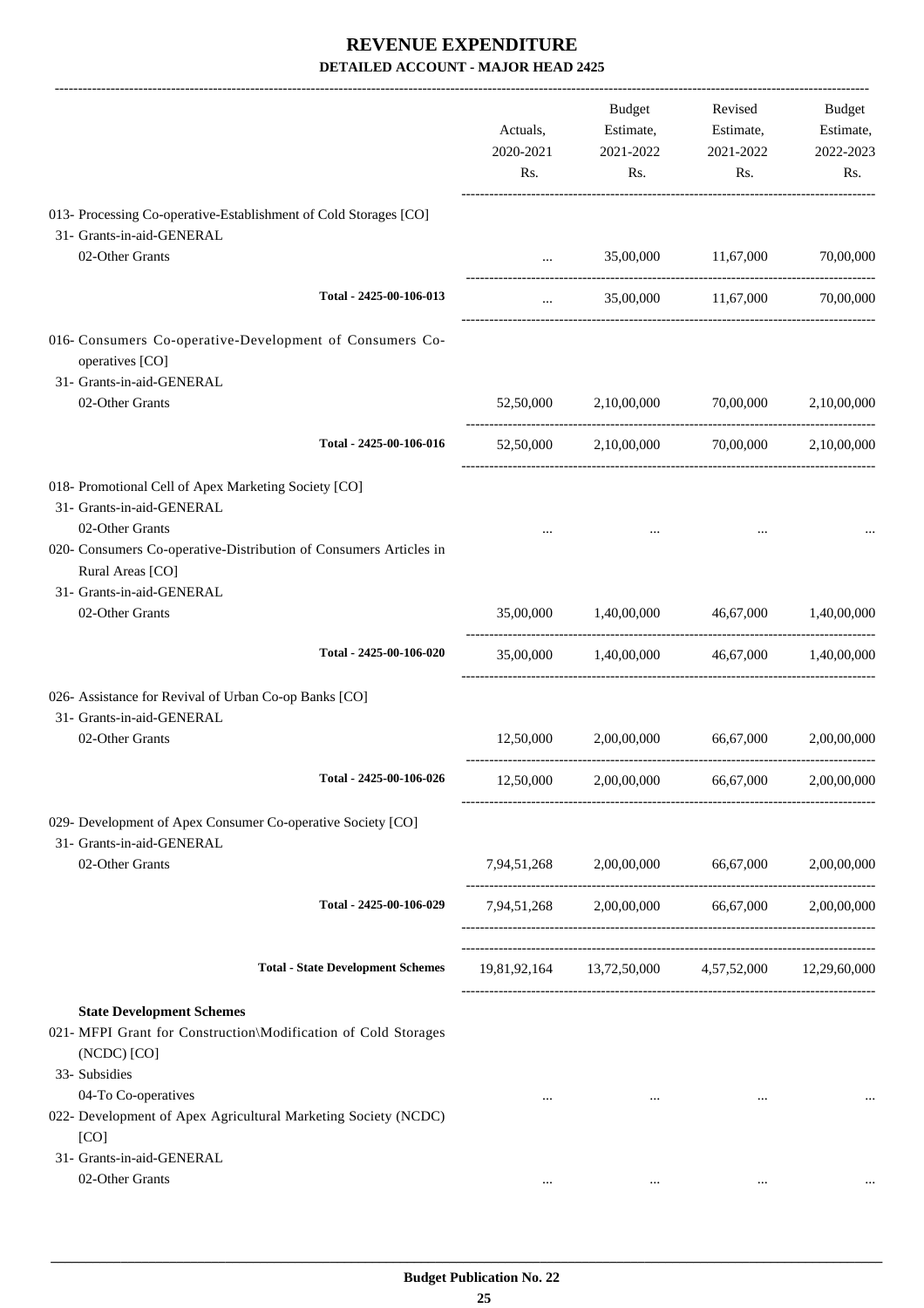# REVENUE EXPENDITURE

## DETAILED ACCOUNT - MAJOR HEAD 2425

| | Actuals, 2020-2021 Rs. | Budget Estimate, 2021-2022 Rs. | Revised Estimate, 2021-2022 Rs. | Budget Estimate, 2022-2023 Rs. |
|---|---|---|---|---|
| 013- Processing Co-operative-Establishment of Cold Storages [CO] | | | | |
| 31- Grants-in-aid-GENERAL | | | | |
| 02-Other Grants | ... | 35,00,000 | 11,67,000 | 70,00,000 |
| Total - 2425-00-106-013 | ... | 35,00,000 | 11,67,000 | 70,00,000 |
| 016- Consumers Co-operative-Development of Consumers Co-operatives [CO] | | | | |
| 31- Grants-in-aid-GENERAL | | | | |
| 02-Other Grants | 52,50,000 | 2,10,00,000 | 70,00,000 | 2,10,00,000 |
| Total - 2425-00-106-016 | 52,50,000 | 2,10,00,000 | 70,00,000 | 2,10,00,000 |
| 018- Promotional Cell of Apex Marketing Society [CO] | | | | |
| 31- Grants-in-aid-GENERAL | | | | |
| 02-Other Grants | ... | ... | ... | ... |
| 020- Consumers Co-operative-Distribution of Consumers Articles in Rural Areas [CO] | | | | |
| 31- Grants-in-aid-GENERAL | | | | |
| 02-Other Grants | 35,00,000 | 1,40,00,000 | 46,67,000 | 1,40,00,000 |
| Total - 2425-00-106-020 | 35,00,000 | 1,40,00,000 | 46,67,000 | 1,40,00,000 |
| 026- Assistance for Revival of Urban Co-op Banks [CO] | | | | |
| 31- Grants-in-aid-GENERAL | | | | |
| 02-Other Grants | 12,50,000 | 2,00,00,000 | 66,67,000 | 2,00,00,000 |
| Total - 2425-00-106-026 | 12,50,000 | 2,00,00,000 | 66,67,000 | 2,00,00,000 |
| 029- Development of Apex Consumer Co-operative Society [CO] | | | | |
| 31- Grants-in-aid-GENERAL | | | | |
| 02-Other Grants | 7,94,51,268 | 2,00,00,000 | 66,67,000 | 2,00,00,000 |
| Total - 2425-00-106-029 | 7,94,51,268 | 2,00,00,000 | 66,67,000 | 2,00,00,000 |
| Total - State Development Schemes | 19,81,92,164 | 13,72,50,000 | 4,57,52,000 | 12,29,60,000 |
| **State Development Schemes** | | | | |
| 021- MFPI Grant for Construction\Modification of Cold Storages (NCDC) [CO] | | | | |
| 33- Subsidies | | | | |
| 04-To Co-operatives | ... | ... | ... | ... |
| 022- Development of Apex Agricultural Marketing Society (NCDC) [CO] | | | | |
| 31- Grants-in-aid-GENERAL | | | | |
| 02-Other Grants | ... | ... | ... | ... |

Budget Publication No. 22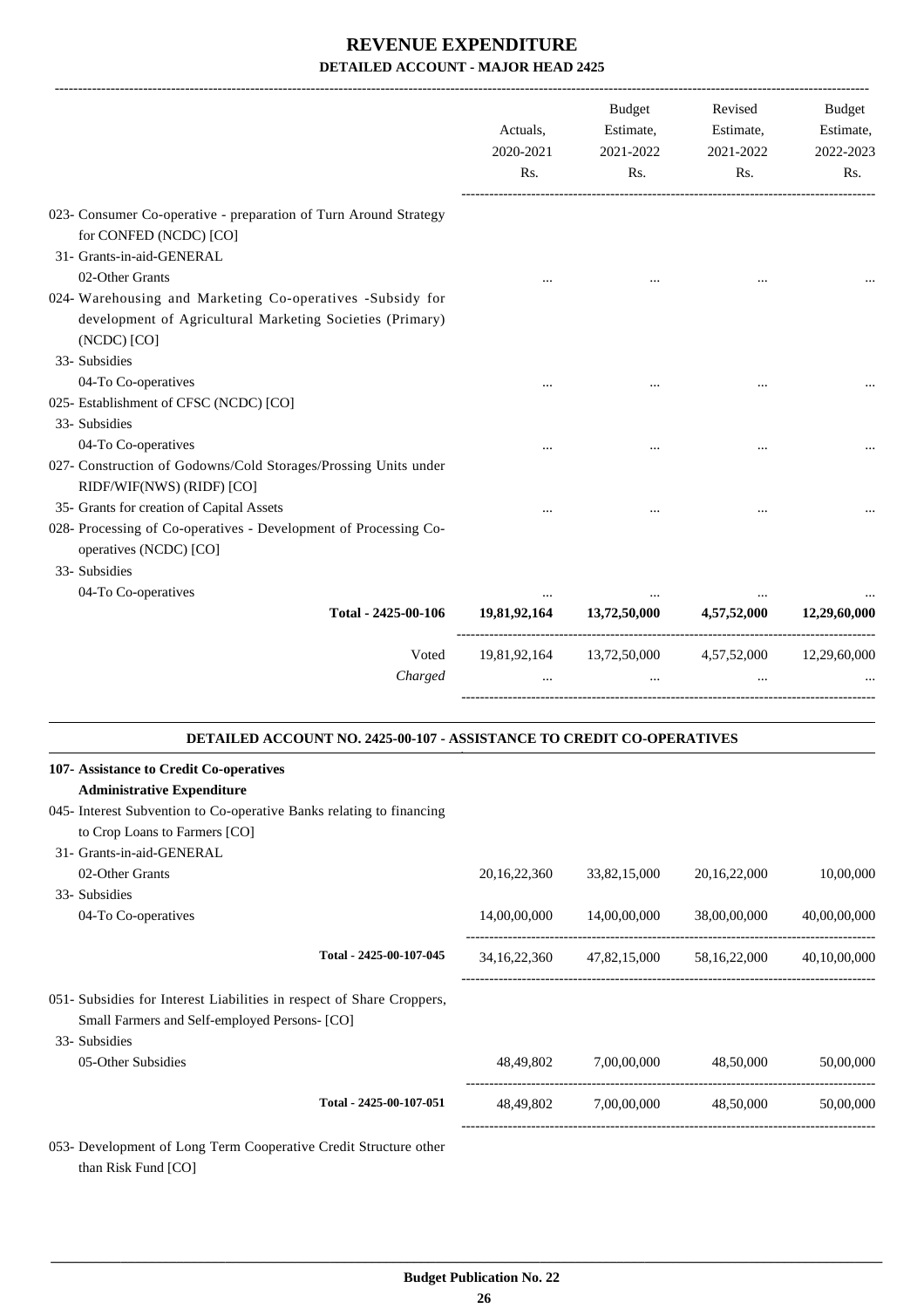# REVENUE EXPENDITURE

## DETAILED ACCOUNT - MAJOR HEAD 2425

| | Actuals, 2020-2021 Rs. | Budget Estimate, 2021-2022 Rs. | Revised Estimate, 2021-2022 Rs. | Budget Estimate, 2022-2023 Rs. |
|---|---|---|---|---|
| 023- Consumer Co-operative - preparation of Turn Around Strategy for CONFED (NCDC) [CO] | | | | |
| 31- Grants-in-aid-GENERAL | | | | |
| 02-Other Grants | ... | ... | ... | ... |
| 024- Warehousing and Marketing Co-operatives -Subsidy for development of Agricultural Marketing Societies (Primary) (NCDC) [CO] | | | | |
| 33- Subsidies | | | | |
| 04-To Co-operatives | ... | ... | ... | ... |
| 025- Establishment of CFSC (NCDC) [CO] | | | | |
| 33- Subsidies | | | | |
| 04-To Co-operatives | ... | ... | ... | ... |
| 027- Construction of Godowns/Cold Storages/Prossing Units under RIDF/WIF(NWS) (RIDF) [CO] | | | | |
| 35- Grants for creation of Capital Assets | ... | ... | ... | ... |
| 028- Processing of Co-operatives - Development of Processing Co-operatives (NCDC) [CO] | | | | |
| 33- Subsidies | | | | |
| 04-To Co-operatives | ... | ... | ... | ... |
| **Total - 2425-00-106** | **19,81,92,164** | **13,72,50,000** | **4,57,52,000** | **12,29,60,000** |
| Voted | 19,81,92,164 | 13,72,50,000 | 4,57,52,000 | 12,29,60,000 |
| *Charged* | ... | ... | ... | ... |

### DETAILED ACCOUNT NO. 2425-00-107 - ASSISTANCE TO CREDIT CO-OPERATIVES

| | Actuals, 2020-2021 Rs. | Budget Estimate, 2021-2022 Rs. | Revised Estimate, 2021-2022 Rs. | Budget Estimate, 2022-2023 Rs. |
|---|---|---|---|---|
| **107- Assistance to Credit Co-operatives** | | | | |
| **Administrative Expenditure** | | | | |
| 045- Interest Subvention to Co-operative Banks relating to financing to Crop Loans to Farmers [CO] | | | | |
| 31- Grants-in-aid-GENERAL | | | | |
| 02-Other Grants | 20,16,22,360 | 33,82,15,000 | 20,16,22,000 | 10,00,000 |
| 33- Subsidies | | | | |
| 04-To Co-operatives | 14,00,00,000 | 14,00,00,000 | 38,00,00,000 | 40,00,00,000 |
| **Total - 2425-00-107-045** | 34,16,22,360 | 47,82,15,000 | 58,16,22,000 | 40,10,00,000 |
| 051- Subsidies for Interest Liabilities in respect of Share Croppers, Small Farmers and Self-employed Persons- [CO] | | | | |
| 33- Subsidies | | | | |
| 05-Other Subsidies | 48,49,802 | 7,00,00,000 | 48,50,000 | 50,00,000 |
| **Total - 2425-00-107-051** | 48,49,802 | 7,00,00,000 | 48,50,000 | 50,00,000 |
| 053- Development of Long Term Cooperative Credit Structure other than Risk Fund [CO] | | | | |

**Budget Publication No. 22**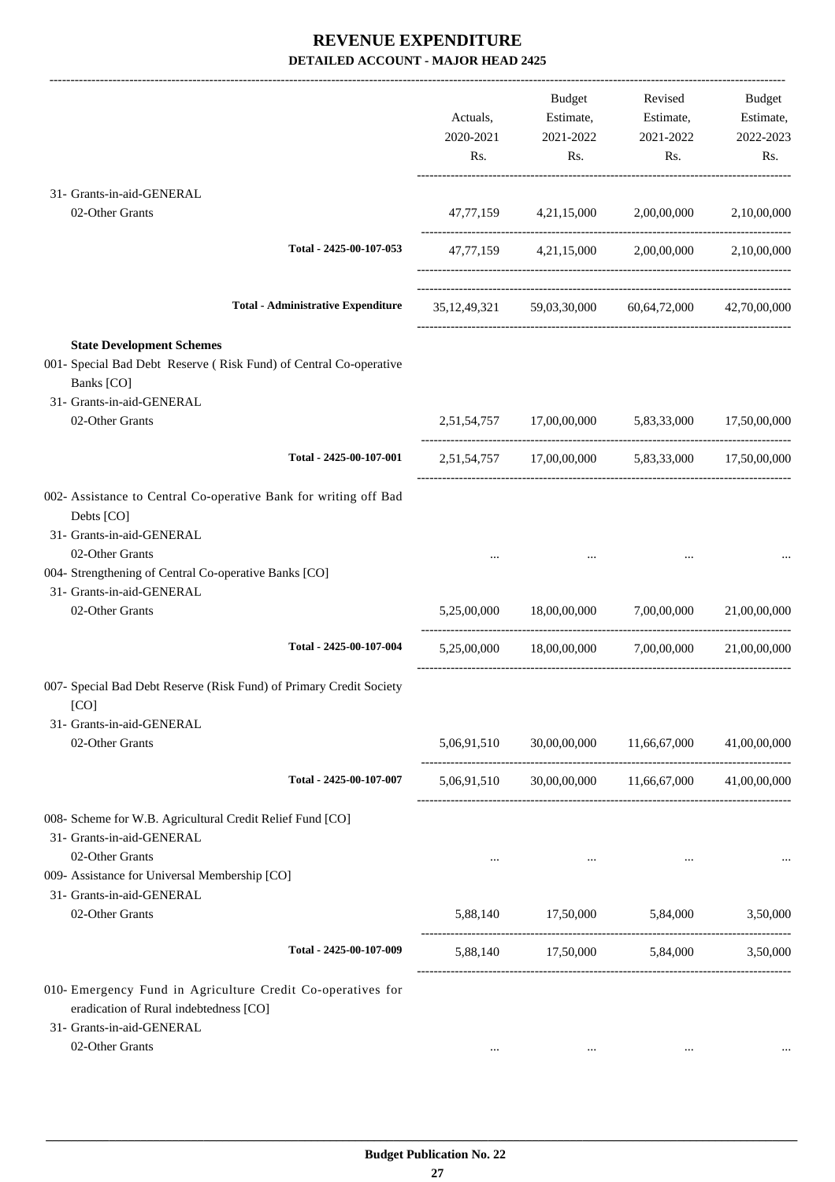# REVENUE EXPENDITURE

## DETAILED ACCOUNT - MAJOR HEAD 2425

| | Actuals, 2020-2021 Rs. | Budget Estimate, 2021-2022 Rs. | Revised Estimate, 2021-2022 Rs. | Budget Estimate, 2022-2023 Rs. |
|---|---|---|---|---|
| 31- Grants-in-aid-GENERAL | | | | |
| 02-Other Grants | 47,77,159 | 4,21,15,000 | 2,00,00,000 | 2,10,00,000 |
| Total - 2425-00-107-053 | 47,77,159 | 4,21,15,000 | 2,00,00,000 | 2,10,00,000 |
| Total - Administrative Expenditure | 35,12,49,321 | 59,03,30,000 | 60,64,72,000 | 42,70,00,000 |
| **State Development Schemes** | | | | |
| 001- Special Bad Debt Reserve ( Risk Fund) of Central Co-operative Banks [CO] | | | | |
| 31- Grants-in-aid-GENERAL | | | | |
| 02-Other Grants | 2,51,54,757 | 17,00,00,000 | 5,83,33,000 | 17,50,00,000 |
| Total - 2425-00-107-001 | 2,51,54,757 | 17,00,00,000 | 5,83,33,000 | 17,50,00,000 |
| 002- Assistance to Central Co-operative Bank for writing off Bad Debts [CO] | | | | |
| 31- Grants-in-aid-GENERAL | | | | |
| 02-Other Grants | ... | ... | ... | ... |
| 004- Strengthening of Central Co-operative Banks [CO] | | | | |
| 31- Grants-in-aid-GENERAL | | | | |
| 02-Other Grants | 5,25,00,000 | 18,00,00,000 | 7,00,00,000 | 21,00,00,000 |
| Total - 2425-00-107-004 | 5,25,00,000 | 18,00,00,000 | 7,00,00,000 | 21,00,00,000 |
| 007- Special Bad Debt Reserve (Risk Fund) of Primary Credit Society [CO] | | | | |
| 31- Grants-in-aid-GENERAL | | | | |
| 02-Other Grants | 5,06,91,510 | 30,00,00,000 | 11,66,67,000 | 41,00,00,000 |
| Total - 2425-00-107-007 | 5,06,91,510 | 30,00,00,000 | 11,66,67,000 | 41,00,00,000 |
| 008- Scheme for W.B. Agricultural Credit Relief Fund [CO] | | | | |
| 31- Grants-in-aid-GENERAL | | | | |
| 02-Other Grants | ... | ... | ... | ... |
| 009- Assistance for Universal Membership [CO] | | | | |
| 31- Grants-in-aid-GENERAL | | | | |
| 02-Other Grants | 5,88,140 | 17,50,000 | 5,84,000 | 3,50,000 |
| Total - 2425-00-107-009 | 5,88,140 | 17,50,000 | 5,84,000 | 3,50,000 |
| 010- Emergency Fund in Agriculture Credit Co-operatives for eradication of Rural indebtedness [CO] | | | | |
| 31- Grants-in-aid-GENERAL | | | | |
| 02-Other Grants | ... | ... | ... | ... |

Budget Publication No. 22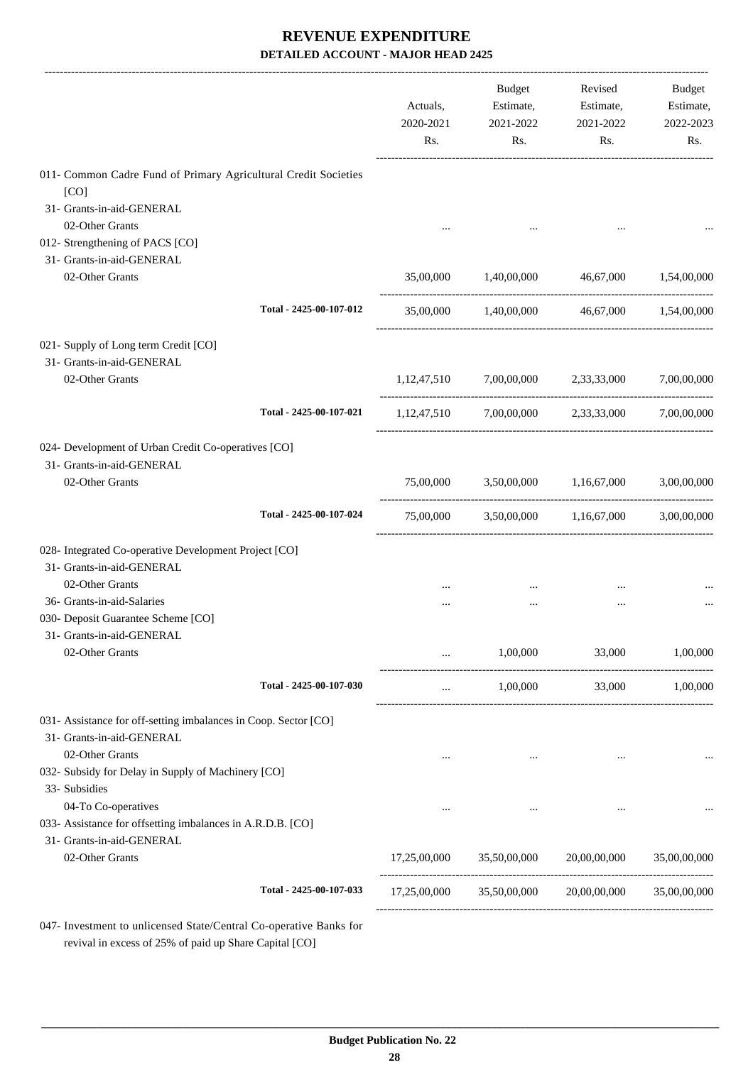# REVENUE EXPENDITURE

**DETAILED ACCOUNT - MAJOR HEAD 2425**

| | Actuals, 2020-2021 Rs. | Budget Estimate, 2021-2022 Rs. | Revised Estimate, 2021-2022 Rs. | Budget Estimate, 2022-2023 Rs. |
|---|---|---|---|---|
| 011- Common Cadre Fund of Primary Agricultural Credit Societies [CO] | | | | |
| 31- Grants-in-aid-GENERAL | | | | |
| 02-Other Grants | ... | ... | ... | ... |
| 012- Strengthening of PACS [CO] | | | | |
| 31- Grants-in-aid-GENERAL | | | | |
| 02-Other Grants | 35,00,000 | 1,40,00,000 | 46,67,000 | 1,54,00,000 |
| Total - 2425-00-107-012 | 35,00,000 | 1,40,00,000 | 46,67,000 | 1,54,00,000 |
| 021- Supply of Long term Credit [CO] | | | | |
| 31- Grants-in-aid-GENERAL | | | | |
| 02-Other Grants | 1,12,47,510 | 7,00,00,000 | 2,33,33,000 | 7,00,00,000 |
| Total - 2425-00-107-021 | 1,12,47,510 | 7,00,00,000 | 2,33,33,000 | 7,00,00,000 |
| 024- Development of Urban Credit Co-operatives [CO] | | | | |
| 31- Grants-in-aid-GENERAL | | | | |
| 02-Other Grants | 75,00,000 | 3,50,00,000 | 1,16,67,000 | 3,00,00,000 |
| Total - 2425-00-107-024 | 75,00,000 | 3,50,00,000 | 1,16,67,000 | 3,00,00,000 |
| 028- Integrated Co-operative Development Project [CO] | | | | |
| 31- Grants-in-aid-GENERAL | | | | |
| 02-Other Grants | ... | ... | ... | ... |
| 36- Grants-in-aid-Salaries | ... | ... | ... | ... |
| 030- Deposit Guarantee Scheme [CO] | | | | |
| 31- Grants-in-aid-GENERAL | | | | |
| 02-Other Grants | ... | 1,00,000 | 33,000 | 1,00,000 |
| Total - 2425-00-107-030 | ... | 1,00,000 | 33,000 | 1,00,000 |
| 031- Assistance for off-setting imbalances in Coop. Sector [CO] | | | | |
| 31- Grants-in-aid-GENERAL | | | | |
| 02-Other Grants | ... | ... | ... | ... |
| 032- Subsidy for Delay in Supply of Machinery [CO] | | | | |
| 33- Subsidies | | | | |
| 04-To Co-operatives | ... | ... | ... | ... |
| 033- Assistance for offsetting imbalances in A.R.D.B. [CO] | | | | |
| 31- Grants-in-aid-GENERAL | | | | |
| 02-Other Grants | 17,25,00,000 | 35,50,00,000 | 20,00,00,000 | 35,00,00,000 |
| Total - 2425-00-107-033 | 17,25,00,000 | 35,50,00,000 | 20,00,00,000 | 35,00,00,000 |
| 047- Investment to unlicensed State/Central Co-operative Banks for revival in excess of 25% of paid up Share Capital [CO] | | | | |

Budget Publication No. 22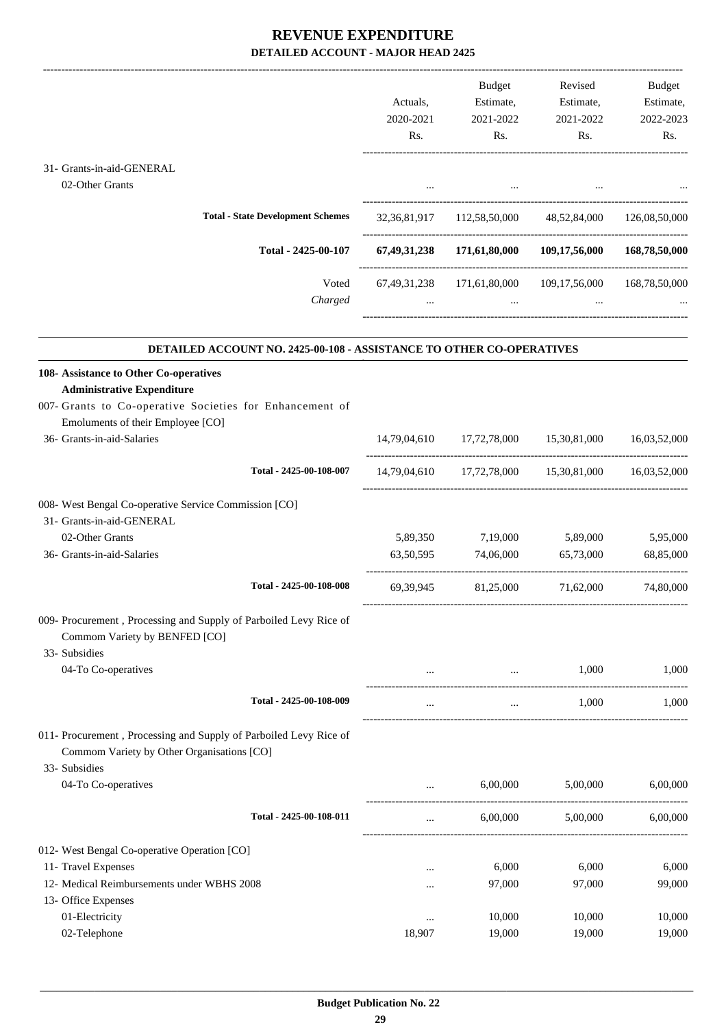# REVENUE EXPENDITURE

## DETAILED ACCOUNT - MAJOR HEAD 2425

| | Actuals, 2020-2021 Rs. | Budget Estimate, 2021-2022 Rs. | Revised Estimate, 2021-2022 Rs. | Budget Estimate, 2022-2023 Rs. |
|---|---|---|---|---|
| 31- Grants-in-aid-GENERAL | | | | |
| 02-Other Grants | ... | ... | ... | ... |
| **Total - State Development Schemes** | 32,36,81,917 | 112,58,50,000 | 48,52,84,000 | 126,08,50,000 |
| **Total - 2425-00-107** | **67,49,31,238** | **171,61,80,000** | **109,17,56,000** | **168,78,50,000** |
| Voted | 67,49,31,238 | 171,61,80,000 | 109,17,56,000 | 168,78,50,000 |
| *Charged* | ... | ... | ... | ... |

### DETAILED ACCOUNT NO. 2425-00-108 - ASSISTANCE TO OTHER CO-OPERATIVES

| | Actuals, 2020-2021 Rs. | Budget Estimate, 2021-2022 Rs. | Revised Estimate, 2021-2022 Rs. | Budget Estimate, 2022-2023 Rs. |
|---|---|---|---|---|
| **108- Assistance to Other Co-operatives** | | | | |
| **Administrative Expenditure** | | | | |
| 007- Grants to Co-operative Societies for Enhancement of Emoluments of their Employee [CO] | | | | |
| 36- Grants-in-aid-Salaries | 14,79,04,610 | 17,72,78,000 | 15,30,81,000 | 16,03,52,000 |
| **Total - 2425-00-108-007** | 14,79,04,610 | 17,72,78,000 | 15,30,81,000 | 16,03,52,000 |
| 008- West Bengal Co-operative Service Commission [CO] | | | | |
| 31- Grants-in-aid-GENERAL | | | | |
| 02-Other Grants | 5,89,350 | 7,19,000 | 5,89,000 | 5,95,000 |
| 36- Grants-in-aid-Salaries | 63,50,595 | 74,06,000 | 65,73,000 | 68,85,000 |
| **Total - 2425-00-108-008** | 69,39,945 | 81,25,000 | 71,62,000 | 74,80,000 |
| 009- Procurement , Processing and Supply of Parboiled Levy Rice of Commom Variety by BENFED [CO] | | | | |
| 33- Subsidies | | | | |
| 04-To Co-operatives | ... | ... | 1,000 | 1,000 |
| **Total - 2425-00-108-009** | ... | ... | 1,000 | 1,000 |
| 011- Procurement , Processing and Supply of Parboiled Levy Rice of Commom Variety by Other Organisations [CO] | | | | |
| 33- Subsidies | | | | |
| 04-To Co-operatives | ... | 6,00,000 | 5,00,000 | 6,00,000 |
| **Total - 2425-00-108-011** | ... | 6,00,000 | 5,00,000 | 6,00,000 |
| 012- West Bengal Co-operative Operation [CO] | | | | |
| 11- Travel Expenses | ... | 6,000 | 6,000 | 6,000 |
| 12- Medical Reimbursements under WBHS 2008 | ... | 97,000 | 97,000 | 99,000 |
| 13- Office Expenses | | | | |
| 01-Electricity | ... | 10,000 | 10,000 | 10,000 |
| 02-Telephone | 18,907 | 19,000 | 19,000 | 19,000 |

**Budget Publication No. 22**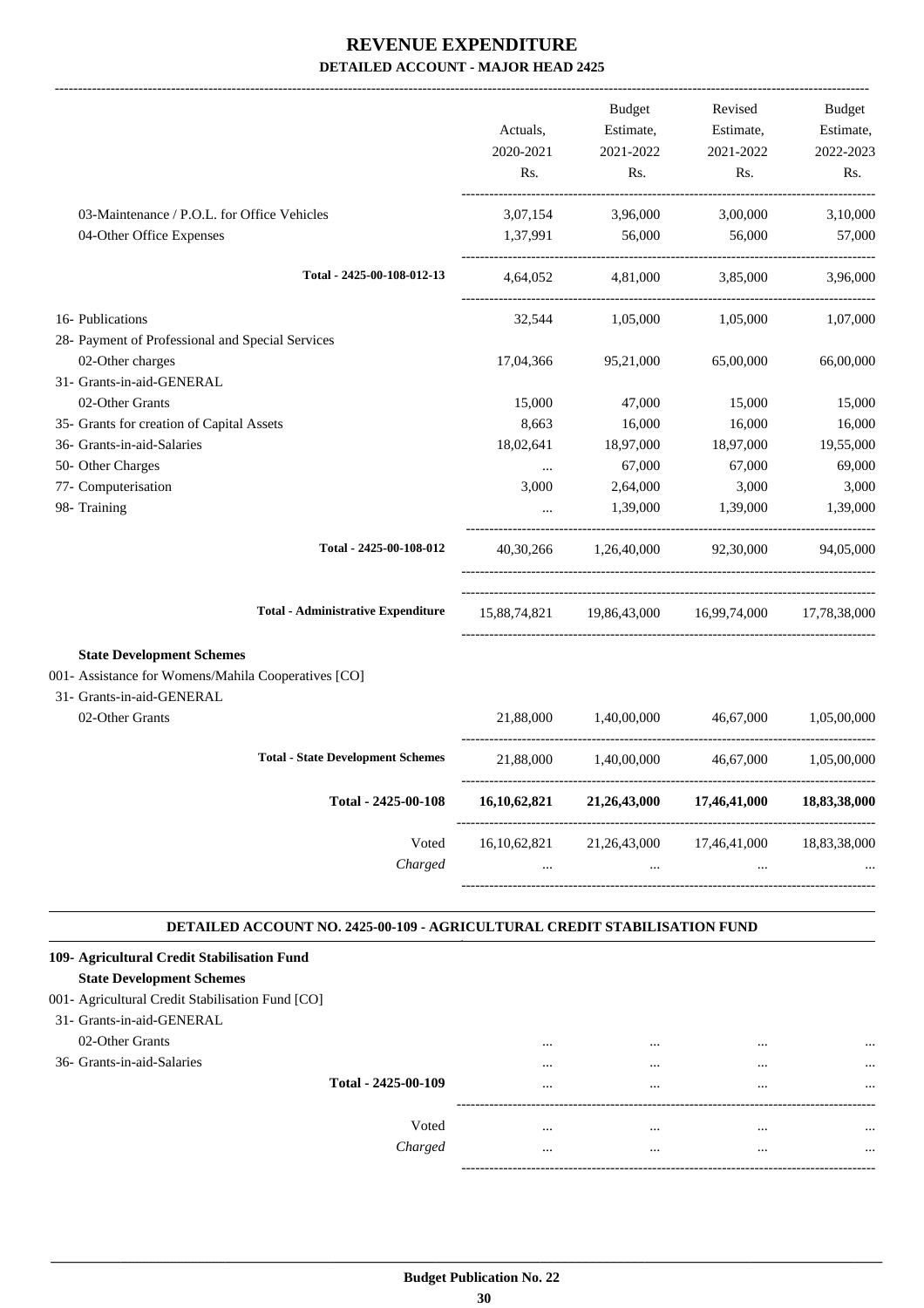# REVENUE EXPENDITURE

## DETAILED ACCOUNT - MAJOR HEAD 2425

| | Actuals, 2020-2021 Rs. | Budget Estimate, 2021-2022 Rs. | Revised Estimate, 2021-2022 Rs. | Budget Estimate, 2022-2023 Rs. |
|---|---|---|---|---|
| 03-Maintenance / P.O.L. for Office Vehicles | 3,07,154 | 3,96,000 | 3,00,000 | 3,10,000 |
| 04-Other Office Expenses | 1,37,991 | 56,000 | 56,000 | 57,000 |
| **Total - 2425-00-108-012-13** | 4,64,052 | 4,81,000 | 3,85,000 | 3,96,000 |
| 16- Publications | 32,544 | 1,05,000 | 1,05,000 | 1,07,000 |
| 28- Payment of Professional and Special Services | | | | |
| 02-Other charges | 17,04,366 | 95,21,000 | 65,00,000 | 66,00,000 |
| 31- Grants-in-aid-GENERAL | | | | |
| 02-Other Grants | 15,000 | 47,000 | 15,000 | 15,000 |
| 35- Grants for creation of Capital Assets | 8,663 | 16,000 | 16,000 | 16,000 |
| 36- Grants-in-aid-Salaries | 18,02,641 | 18,97,000 | 18,97,000 | 19,55,000 |
| 50- Other Charges | ... | 67,000 | 67,000 | 69,000 |
| 77- Computerisation | 3,000 | 2,64,000 | 3,000 | 3,000 |
| 98- Training | ... | 1,39,000 | 1,39,000 | 1,39,000 |
| **Total - 2425-00-108-012** | 40,30,266 | 1,26,40,000 | 92,30,000 | 94,05,000 |
| **Total - Administrative Expenditure** | 15,88,74,821 | 19,86,43,000 | 16,99,74,000 | 17,78,38,000 |
| **State Development Schemes** | | | | |
| 001- Assistance for Womens/Mahila Cooperatives [CO] | | | | |
| 31- Grants-in-aid-GENERAL | | | | |
| 02-Other Grants | 21,88,000 | 1,40,00,000 | 46,67,000 | 1,05,00,000 |
| **Total - State Development Schemes** | 21,88,000 | 1,40,00,000 | 46,67,000 | 1,05,00,000 |
| **Total - 2425-00-108** | **16,10,62,821** | **21,26,43,000** | **17,46,41,000** | **18,83,38,000** |
| Voted | 16,10,62,821 | 21,26,43,000 | 17,46,41,000 | 18,83,38,000 |
| *Charged* | ... | ... | ... | ... |

### DETAILED ACCOUNT NO. 2425-00-109 - AGRICULTURAL CREDIT STABILISATION FUND

| | Actuals, 2020-2021 Rs. | Budget Estimate, 2021-2022 Rs. | Revised Estimate, 2021-2022 Rs. | Budget Estimate, 2022-2023 Rs. |
|---|---|---|---|---|
| **109- Agricultural Credit Stabilisation Fund** | | | | |
| **State Development Schemes** | | | | |
| 001- Agricultural Credit Stabilisation Fund [CO] | | | | |
| 31- Grants-in-aid-GENERAL | | | | |
| 02-Other Grants | ... | ... | ... | ... |
| 36- Grants-in-aid-Salaries | ... | ... | ... | ... |
| **Total - 2425-00-109** | ... | ... | ... | ... |
| Voted | ... | ... | ... | ... |
| *Charged* | ... | ... | ... | ... |

**Budget Publication No. 22**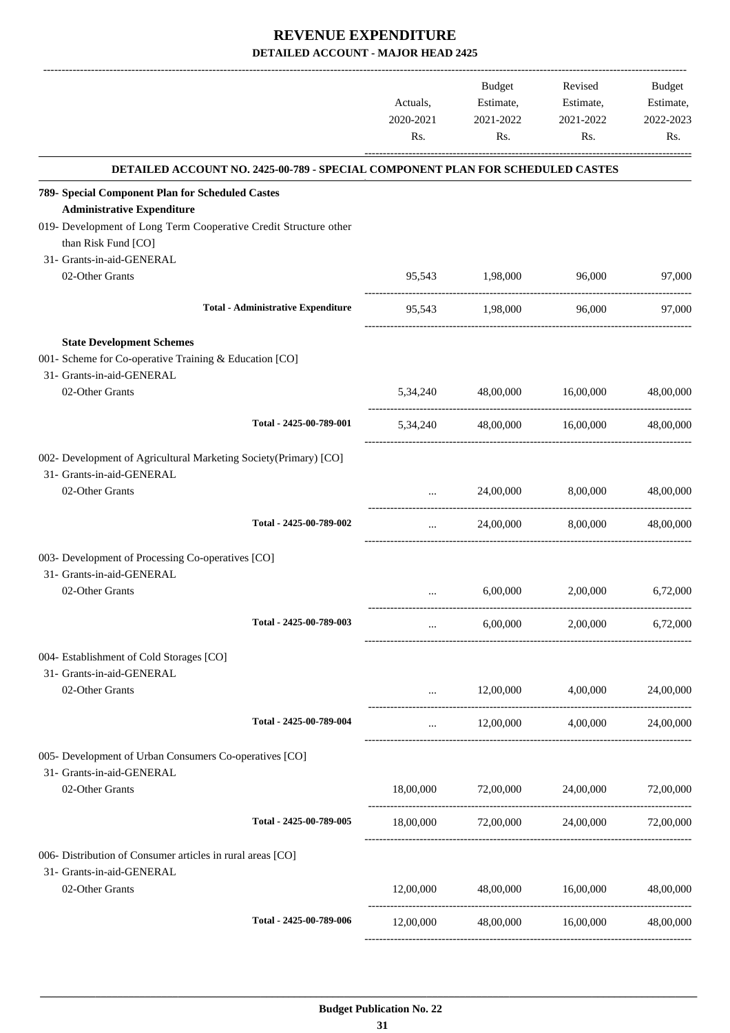# REVENUE EXPENDITURE

## DETAILED ACCOUNT - MAJOR HEAD 2425

| | Actuals, 2020-2021 Rs. | Budget Estimate, 2021-2022 Rs. | Revised Estimate, 2021-2022 Rs. | Budget Estimate, 2022-2023 Rs. |
|---|---|---|---|---|
| **DETAILED ACCOUNT NO. 2425-00-789 - SPECIAL COMPONENT PLAN FOR SCHEDULED CASTES** | | | | |
| **789- Special Component Plan for Scheduled Castes** | | | | |
| **Administrative Expenditure** | | | | |
| 019- Development of Long Term Cooperative Credit Structure other than Risk Fund [CO] | | | | |
| 31- Grants-in-aid-GENERAL | | | | |
| 02-Other Grants | 95,543 | 1,98,000 | 96,000 | 97,000 |
| **Total - Administrative Expenditure** | 95,543 | 1,98,000 | 96,000 | 97,000 |
| **State Development Schemes** | | | | |
| 001- Scheme for Co-operative Training & Education [CO] | | | | |
| 31- Grants-in-aid-GENERAL | | | | |
| 02-Other Grants | 5,34,240 | 48,00,000 | 16,00,000 | 48,00,000 |
| **Total - 2425-00-789-001** | 5,34,240 | 48,00,000 | 16,00,000 | 48,00,000 |
| 002- Development of Agricultural Marketing Society(Primary) [CO] | | | | |
| 31- Grants-in-aid-GENERAL | | | | |
| 02-Other Grants | ... | 24,00,000 | 8,00,000 | 48,00,000 |
| **Total - 2425-00-789-002** | ... | 24,00,000 | 8,00,000 | 48,00,000 |
| 003- Development of Processing Co-operatives [CO] | | | | |
| 31- Grants-in-aid-GENERAL | | | | |
| 02-Other Grants | ... | 6,00,000 | 2,00,000 | 6,72,000 |
| **Total - 2425-00-789-003** | ... | 6,00,000 | 2,00,000 | 6,72,000 |
| 004- Establishment of Cold Storages [CO] | | | | |
| 31- Grants-in-aid-GENERAL | | | | |
| 02-Other Grants | ... | 12,00,000 | 4,00,000 | 24,00,000 |
| **Total - 2425-00-789-004** | ... | 12,00,000 | 4,00,000 | 24,00,000 |
| 005- Development of Urban Consumers Co-operatives [CO] | | | | |
| 31- Grants-in-aid-GENERAL | | | | |
| 02-Other Grants | 18,00,000 | 72,00,000 | 24,00,000 | 72,00,000 |
| **Total - 2425-00-789-005** | 18,00,000 | 72,00,000 | 24,00,000 | 72,00,000 |
| 006- Distribution of Consumer articles in rural areas [CO] | | | | |
| 31- Grants-in-aid-GENERAL | | | | |
| 02-Other Grants | 12,00,000 | 48,00,000 | 16,00,000 | 48,00,000 |
| **Total - 2425-00-789-006** | 12,00,000 | 48,00,000 | 16,00,000 | 48,00,000 |

**Budget Publication No. 22**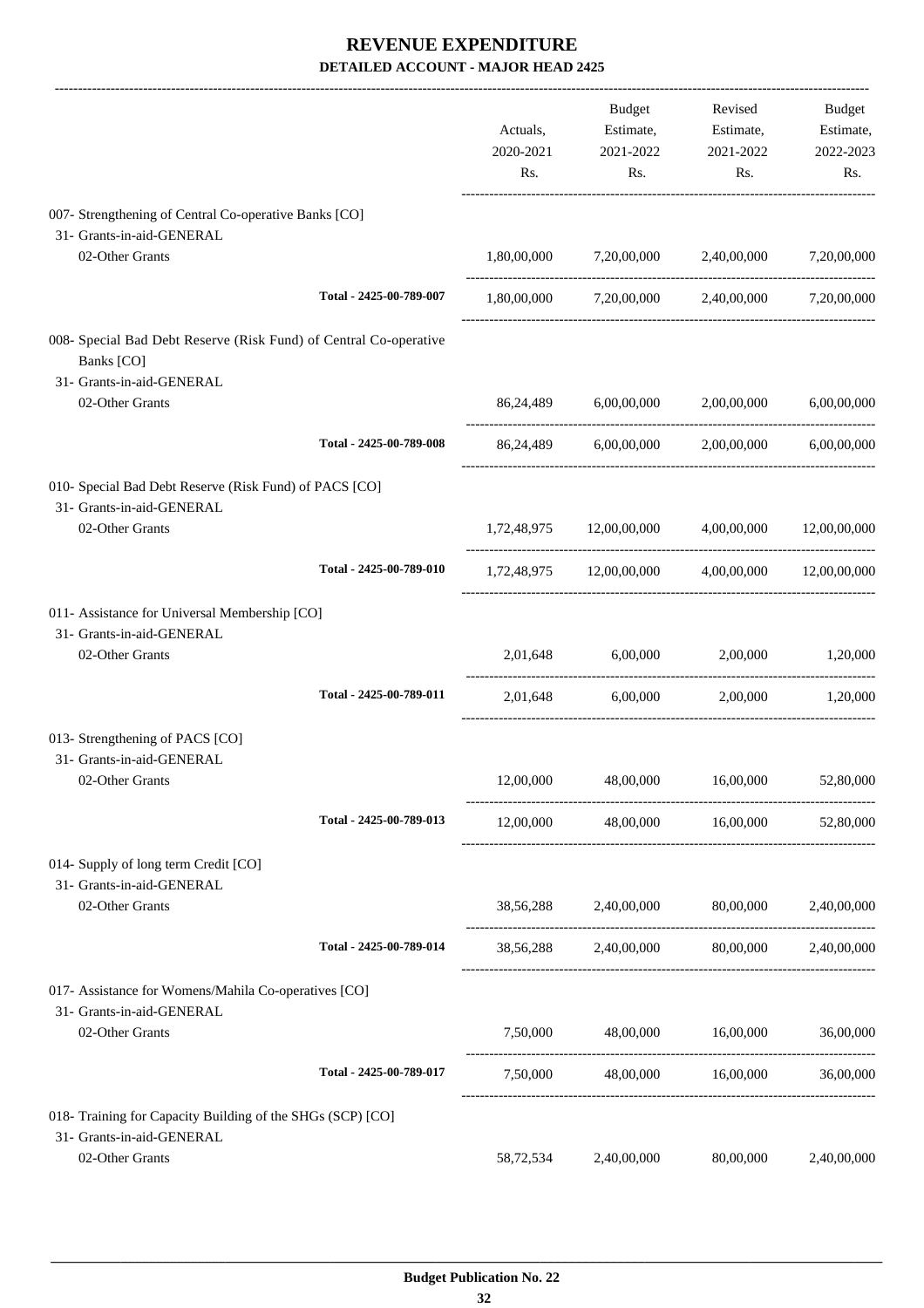# REVENUE EXPENDITURE

## DETAILED ACCOUNT - MAJOR HEAD 2425

| | Actuals, 2020-2021 Rs. | Budget Estimate, 2021-2022 Rs. | Revised Estimate, 2021-2022 Rs. | Budget Estimate, 2022-2023 Rs. |
|---|---|---|---|---|
| 007- Strengthening of Central Co-operative Banks [CO] | | | | |
| 31- Grants-in-aid-GENERAL | | | | |
| 02-Other Grants | 1,80,00,000 | 7,20,00,000 | 2,40,00,000 | 7,20,00,000 |
| Total - 2425-00-789-007 | 1,80,00,000 | 7,20,00,000 | 2,40,00,000 | 7,20,00,000 |
| 008- Special Bad Debt Reserve (Risk Fund) of Central Co-operative Banks [CO] | | | | |
| 31- Grants-in-aid-GENERAL | | | | |
| 02-Other Grants | 86,24,489 | 6,00,00,000 | 2,00,00,000 | 6,00,00,000 |
| Total - 2425-00-789-008 | 86,24,489 | 6,00,00,000 | 2,00,00,000 | 6,00,00,000 |
| 010- Special Bad Debt Reserve (Risk Fund) of PACS [CO] | | | | |
| 31- Grants-in-aid-GENERAL | | | | |
| 02-Other Grants | 1,72,48,975 | 12,00,00,000 | 4,00,00,000 | 12,00,00,000 |
| Total - 2425-00-789-010 | 1,72,48,975 | 12,00,00,000 | 4,00,00,000 | 12,00,00,000 |
| 011- Assistance for Universal Membership [CO] | | | | |
| 31- Grants-in-aid-GENERAL | | | | |
| 02-Other Grants | 2,01,648 | 6,00,000 | 2,00,000 | 1,20,000 |
| Total - 2425-00-789-011 | 2,01,648 | 6,00,000 | 2,00,000 | 1,20,000 |
| 013- Strengthening of PACS [CO] | | | | |
| 31- Grants-in-aid-GENERAL | | | | |
| 02-Other Grants | 12,00,000 | 48,00,000 | 16,00,000 | 52,80,000 |
| Total - 2425-00-789-013 | 12,00,000 | 48,00,000 | 16,00,000 | 52,80,000 |
| 014- Supply of long term Credit [CO] | | | | |
| 31- Grants-in-aid-GENERAL | | | | |
| 02-Other Grants | 38,56,288 | 2,40,00,000 | 80,00,000 | 2,40,00,000 |
| Total - 2425-00-789-014 | 38,56,288 | 2,40,00,000 | 80,00,000 | 2,40,00,000 |
| 017- Assistance for Womens/Mahila Co-operatives [CO] | | | | |
| 31- Grants-in-aid-GENERAL | | | | |
| 02-Other Grants | 7,50,000 | 48,00,000 | 16,00,000 | 36,00,000 |
| Total - 2425-00-789-017 | 7,50,000 | 48,00,000 | 16,00,000 | 36,00,000 |
| 018- Training for Capacity Building of the SHGs (SCP) [CO] | | | | |
| 31- Grants-in-aid-GENERAL | | | | |
| 02-Other Grants | 58,72,534 | 2,40,00,000 | 80,00,000 | 2,40,00,000 |

Budget Publication No. 22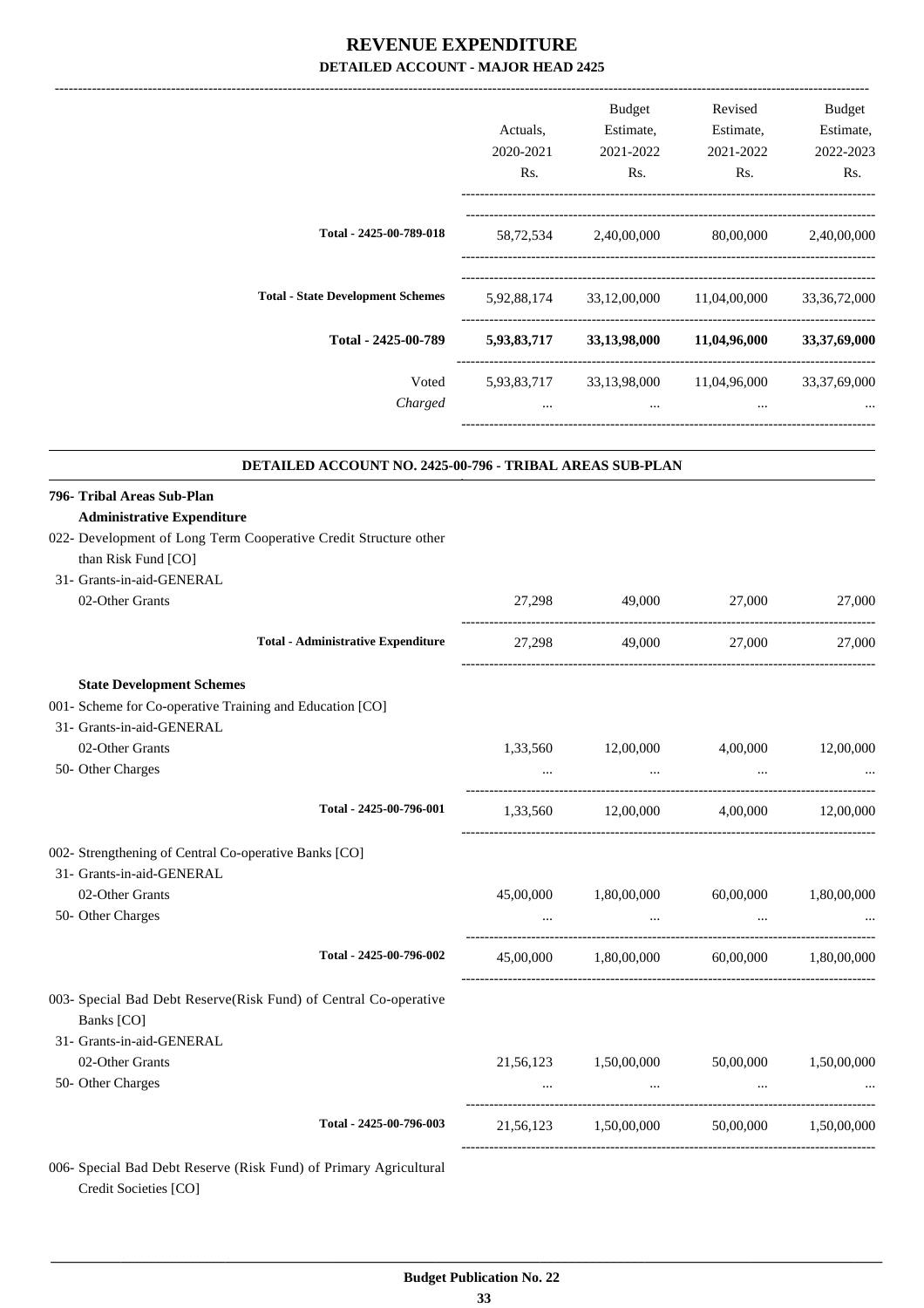# REVENUE EXPENDITURE

## DETAILED ACCOUNT - MAJOR HEAD 2425

| | Actuals, 2020-2021 Rs. | Budget Estimate, 2021-2022 Rs. | Revised Estimate, 2021-2022 Rs. | Budget Estimate, 2022-2023 Rs. |
|---|---|---|---|---|
| **Total - 2425-00-789-018** | 58,72,534 | 2,40,00,000 | 80,00,000 | 2,40,00,000 |
| **Total - State Development Schemes** | 5,92,88,174 | 33,12,00,000 | 11,04,00,000 | 33,36,72,000 |
| **Total - 2425-00-789** | **5,93,83,717** | **33,13,98,000** | **11,04,96,000** | **33,37,69,000** |
| Voted | 5,93,83,717 | 33,13,98,000 | 11,04,96,000 | 33,37,69,000 |
| *Charged* | ... | ... | ... | ... |

### DETAILED ACCOUNT NO. 2425-00-796 - TRIBAL AREAS SUB-PLAN

| | Actuals, 2020-2021 Rs. | Budget Estimate, 2021-2022 Rs. | Revised Estimate, 2021-2022 Rs. | Budget Estimate, 2022-2023 Rs. |
|---|---|---|---|---|
| **796- Tribal Areas Sub-Plan** | | | | |
| **Administrative Expenditure** | | | | |
| 022- Development of Long Term Cooperative Credit Structure other than Risk Fund [CO] | | | | |
| 31- Grants-in-aid-GENERAL | | | | |
| 02-Other Grants | 27,298 | 49,000 | 27,000 | 27,000 |
| **Total - Administrative Expenditure** | 27,298 | 49,000 | 27,000 | 27,000 |
| **State Development Schemes** | | | | |
| 001- Scheme for Co-operative Training and Education [CO] | | | | |
| 31- Grants-in-aid-GENERAL | | | | |
| 02-Other Grants | 1,33,560 | 12,00,000 | 4,00,000 | 12,00,000 |
| 50- Other Charges | ... | ... | ... | ... |
| **Total - 2425-00-796-001** | 1,33,560 | 12,00,000 | 4,00,000 | 12,00,000 |
| 002- Strengthening of Central Co-operative Banks [CO] | | | | |
| 31- Grants-in-aid-GENERAL | | | | |
| 02-Other Grants | 45,00,000 | 1,80,00,000 | 60,00,000 | 1,80,00,000 |
| 50- Other Charges | ... | ... | ... | ... |
| **Total - 2425-00-796-002** | 45,00,000 | 1,80,00,000 | 60,00,000 | 1,80,00,000 |
| 003- Special Bad Debt Reserve(Risk Fund) of Central Co-operative Banks [CO] | | | | |
| 31- Grants-in-aid-GENERAL | | | | |
| 02-Other Grants | 21,56,123 | 1,50,00,000 | 50,00,000 | 1,50,00,000 |
| 50- Other Charges | ... | ... | ... | ... |
| **Total - 2425-00-796-003** | 21,56,123 | 1,50,00,000 | 50,00,000 | 1,50,00,000 |
| 006- Special Bad Debt Reserve (Risk Fund) of Primary Agricultural Credit Societies [CO] | | | | |

**Budget Publication No. 22**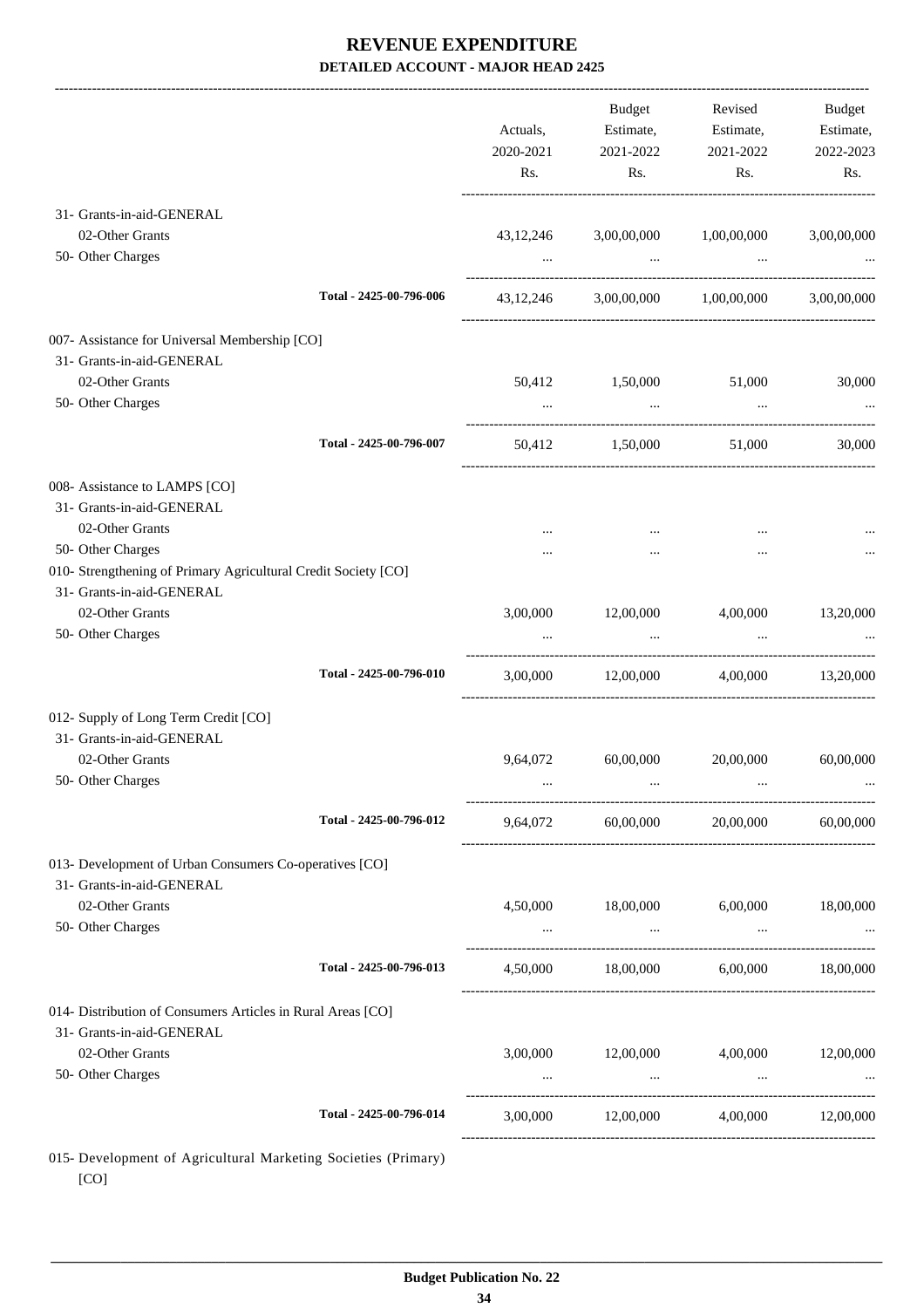# REVENUE EXPENDITURE

## DETAILED ACCOUNT - MAJOR HEAD 2425

| | Actuals, 2020-2021 Rs. | Budget Estimate, 2021-2022 Rs. | Revised Estimate, 2021-2022 Rs. | Budget Estimate, 2022-2023 Rs. |
|---|---|---|---|---|
| 31- Grants-in-aid-GENERAL | | | | |
| 02-Other Grants | 43,12,246 | 3,00,00,000 | 1,00,00,000 | 3,00,00,000 |
| 50- Other Charges | ... | ... | ... | ... |
| Total - 2425-00-796-006 | 43,12,246 | 3,00,00,000 | 1,00,00,000 | 3,00,00,000 |
| 007- Assistance for Universal Membership [CO] | | | | |
| 31- Grants-in-aid-GENERAL | | | | |
| 02-Other Grants | 50,412 | 1,50,000 | 51,000 | 30,000 |
| 50- Other Charges | ... | ... | ... | ... |
| Total - 2425-00-796-007 | 50,412 | 1,50,000 | 51,000 | 30,000 |
| 008- Assistance to LAMPS [CO] | | | | |
| 31- Grants-in-aid-GENERAL | | | | |
| 02-Other Grants | ... | ... | ... | ... |
| 50- Other Charges | ... | ... | ... | ... |
| 010- Strengthening of Primary Agricultural Credit Society [CO] | | | | |
| 31- Grants-in-aid-GENERAL | | | | |
| 02-Other Grants | 3,00,000 | 12,00,000 | 4,00,000 | 13,20,000 |
| 50- Other Charges | ... | ... | ... | ... |
| Total - 2425-00-796-010 | 3,00,000 | 12,00,000 | 4,00,000 | 13,20,000 |
| 012- Supply of Long Term Credit [CO] | | | | |
| 31- Grants-in-aid-GENERAL | | | | |
| 02-Other Grants | 9,64,072 | 60,00,000 | 20,00,000 | 60,00,000 |
| 50- Other Charges | ... | ... | ... | ... |
| Total - 2425-00-796-012 | 9,64,072 | 60,00,000 | 20,00,000 | 60,00,000 |
| 013- Development of Urban Consumers Co-operatives [CO] | | | | |
| 31- Grants-in-aid-GENERAL | | | | |
| 02-Other Grants | 4,50,000 | 18,00,000 | 6,00,000 | 18,00,000 |
| 50- Other Charges | ... | ... | ... | ... |
| Total - 2425-00-796-013 | 4,50,000 | 18,00,000 | 6,00,000 | 18,00,000 |
| 014- Distribution of Consumers Articles in Rural Areas [CO] | | | | |
| 31- Grants-in-aid-GENERAL | | | | |
| 02-Other Grants | 3,00,000 | 12,00,000 | 4,00,000 | 12,00,000 |
| 50- Other Charges | ... | ... | ... | ... |
| Total - 2425-00-796-014 | 3,00,000 | 12,00,000 | 4,00,000 | 12,00,000 |

015- Development of Agricultural Marketing Societies (Primary) [CO]

Budget Publication No. 22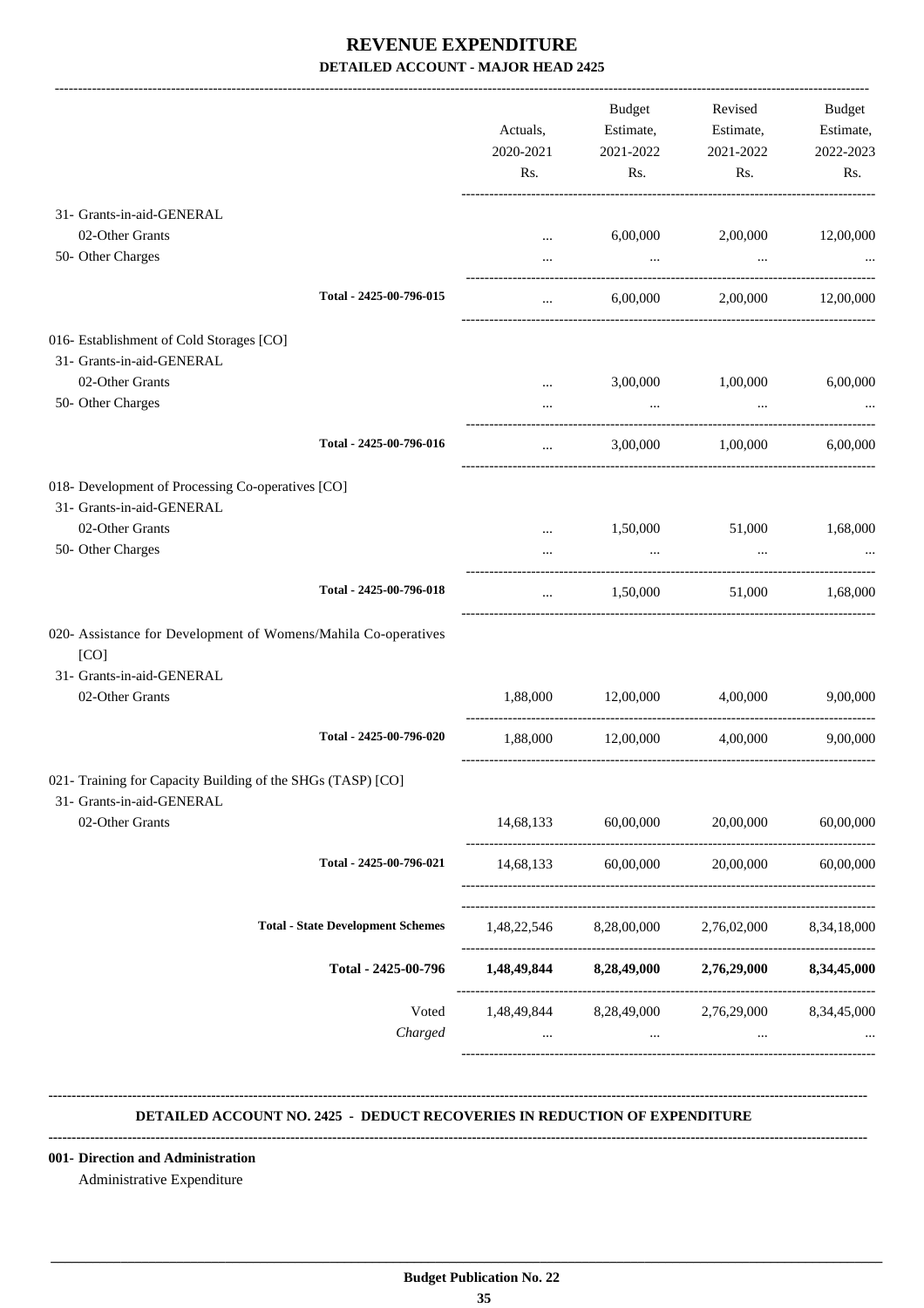# REVENUE EXPENDITURE

## DETAILED ACCOUNT - MAJOR HEAD 2425

| | Actuals, 2020-2021 Rs. | Budget Estimate, 2021-2022 Rs. | Revised Estimate, 2021-2022 Rs. | Budget Estimate, 2022-2023 Rs. |
|---|---|---|---|---|
| 31- Grants-in-aid-GENERAL | | | | |
| 02-Other Grants | ... | 6,00,000 | 2,00,000 | 12,00,000 |
| 50- Other Charges | ... | ... | ... | ... |
| Total - 2425-00-796-015 | ... | 6,00,000 | 2,00,000 | 12,00,000 |
| 016- Establishment of Cold Storages [CO] | | | | |
| 31- Grants-in-aid-GENERAL | | | | |
| 02-Other Grants | ... | 3,00,000 | 1,00,000 | 6,00,000 |
| 50- Other Charges | ... | ... | ... | ... |
| Total - 2425-00-796-016 | ... | 3,00,000 | 1,00,000 | 6,00,000 |
| 018- Development of Processing Co-operatives [CO] | | | | |
| 31- Grants-in-aid-GENERAL | | | | |
| 02-Other Grants | ... | 1,50,000 | 51,000 | 1,68,000 |
| 50- Other Charges | ... | ... | ... | ... |
| Total - 2425-00-796-018 | ... | 1,50,000 | 51,000 | 1,68,000 |
| 020- Assistance for Development of Womens/Mahila Co-operatives [CO] | | | | |
| 31- Grants-in-aid-GENERAL | | | | |
| 02-Other Grants | 1,88,000 | 12,00,000 | 4,00,000 | 9,00,000 |
| Total - 2425-00-796-020 | 1,88,000 | 12,00,000 | 4,00,000 | 9,00,000 |
| 021- Training for Capacity Building of the SHGs (TASP) [CO] | | | | |
| 31- Grants-in-aid-GENERAL | | | | |
| 02-Other Grants | 14,68,133 | 60,00,000 | 20,00,000 | 60,00,000 |
| Total - 2425-00-796-021 | 14,68,133 | 60,00,000 | 20,00,000 | 60,00,000 |
| Total - State Development Schemes | 1,48,22,546 | 8,28,00,000 | 2,76,02,000 | 8,34,18,000 |
| **Total - 2425-00-796** | **1,48,49,844** | **8,28,49,000** | **2,76,29,000** | **8,34,45,000** |
| Voted | 1,48,49,844 | 8,28,49,000 | 2,76,29,000 | 8,34,45,000 |
| *Charged* | ... | ... | ... | ... |

### DETAILED ACCOUNT NO. 2425 - DEDUCT RECOVERIES IN REDUCTION OF EXPENDITURE

**001- Direction and Administration**

Administrative Expenditure

Budget Publication No. 22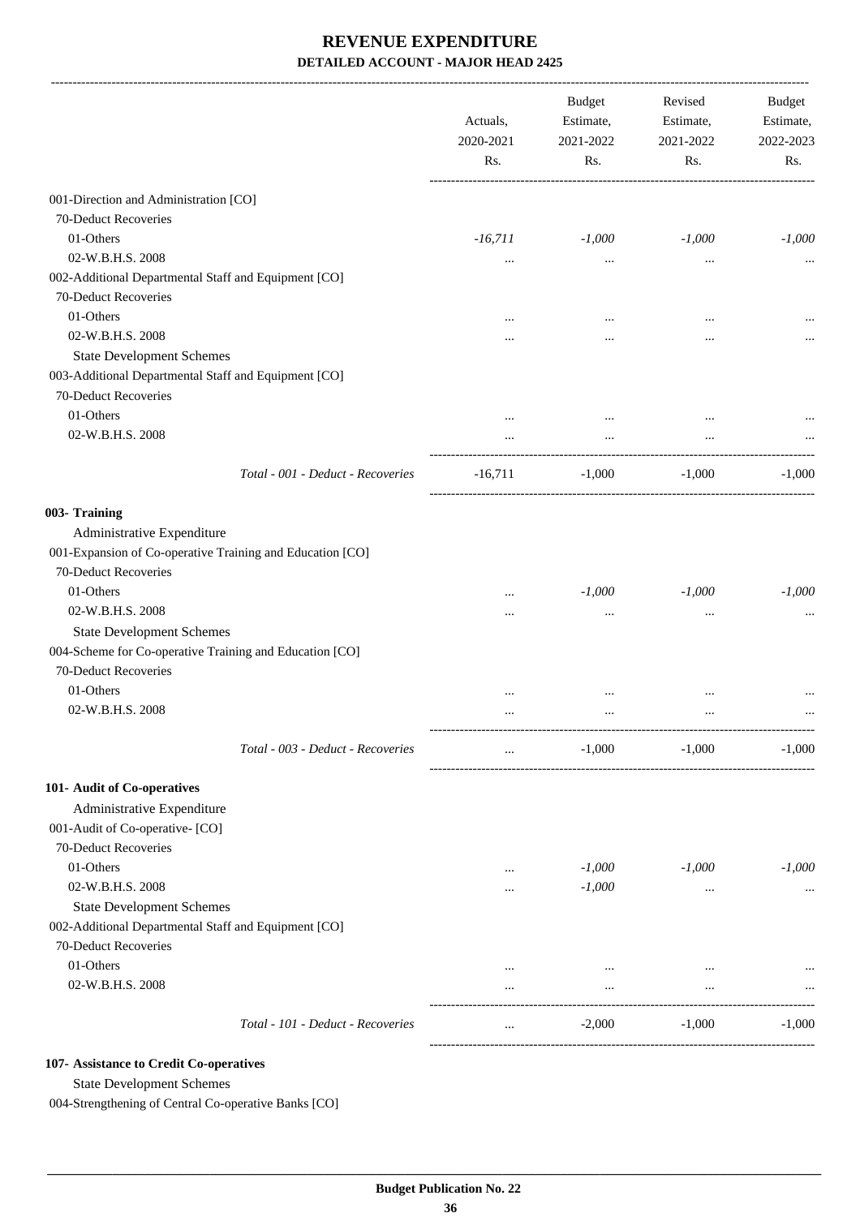# REVENUE EXPENDITURE

## DETAILED ACCOUNT - MAJOR HEAD 2425

| | Actuals, 2020-2021 Rs. | Budget Estimate, 2021-2022 Rs. | Revised Estimate, 2021-2022 Rs. | Budget Estimate, 2022-2023 Rs. |
|---|---|---|---|---|
| 001-Direction and Administration [CO] | | | | |
| 70-Deduct Recoveries | | | | |
| 01-Others | *-16,711* | *-1,000* | *-1,000* | *-1,000* |
| 02-W.B.H.S. 2008 | ... | ... | ... | ... |
| 002-Additional Departmental Staff and Equipment [CO] | | | | |
| 70-Deduct Recoveries | | | | |
| 01-Others | ... | ... | ... | ... |
| 02-W.B.H.S. 2008 | ... | ... | ... | ... |
| State Development Schemes | | | | |
| 003-Additional Departmental Staff and Equipment [CO] | | | | |
| 70-Deduct Recoveries | | | | |
| 01-Others | ... | ... | ... | ... |
| 02-W.B.H.S. 2008 | ... | ... | ... | ... |
| *Total - 001 - Deduct - Recoveries* | -16,711 | -1,000 | -1,000 | -1,000 |
| **003- Training** | | | | |
| Administrative Expenditure | | | | |
| 001-Expansion of Co-operative Training and Education [CO] | | | | |
| 70-Deduct Recoveries | | | | |
| 01-Others | ... | *-1,000* | *-1,000* | *-1,000* |
| 02-W.B.H.S. 2008 | ... | ... | ... | ... |
| State Development Schemes | | | | |
| 004-Scheme for Co-operative Training and Education [CO] | | | | |
| 70-Deduct Recoveries | | | | |
| 01-Others | ... | ... | ... | ... |
| 02-W.B.H.S. 2008 | ... | ... | ... | ... |
| *Total - 003 - Deduct - Recoveries* | ... | -1,000 | -1,000 | -1,000 |
| **101- Audit of Co-operatives** | | | | |
| Administrative Expenditure | | | | |
| 001-Audit of Co-operative- [CO] | | | | |
| 70-Deduct Recoveries | | | | |
| 01-Others | ... | *-1,000* | *-1,000* | *-1,000* |
| 02-W.B.H.S. 2008 | ... | *-1,000* | ... | ... |
| State Development Schemes | | | | |
| 002-Additional Departmental Staff and Equipment [CO] | | | | |
| 70-Deduct Recoveries | | | | |
| 01-Others | ... | ... | ... | ... |
| 02-W.B.H.S. 2008 | ... | ... | ... | ... |
| *Total - 101 - Deduct - Recoveries* | ... | -2,000 | -1,000 | -1,000 |

**107- Assistance to Credit Co-operatives**

State Development Schemes

004-Strengthening of Central Co-operative Banks [CO]

**Budget Publication No. 22**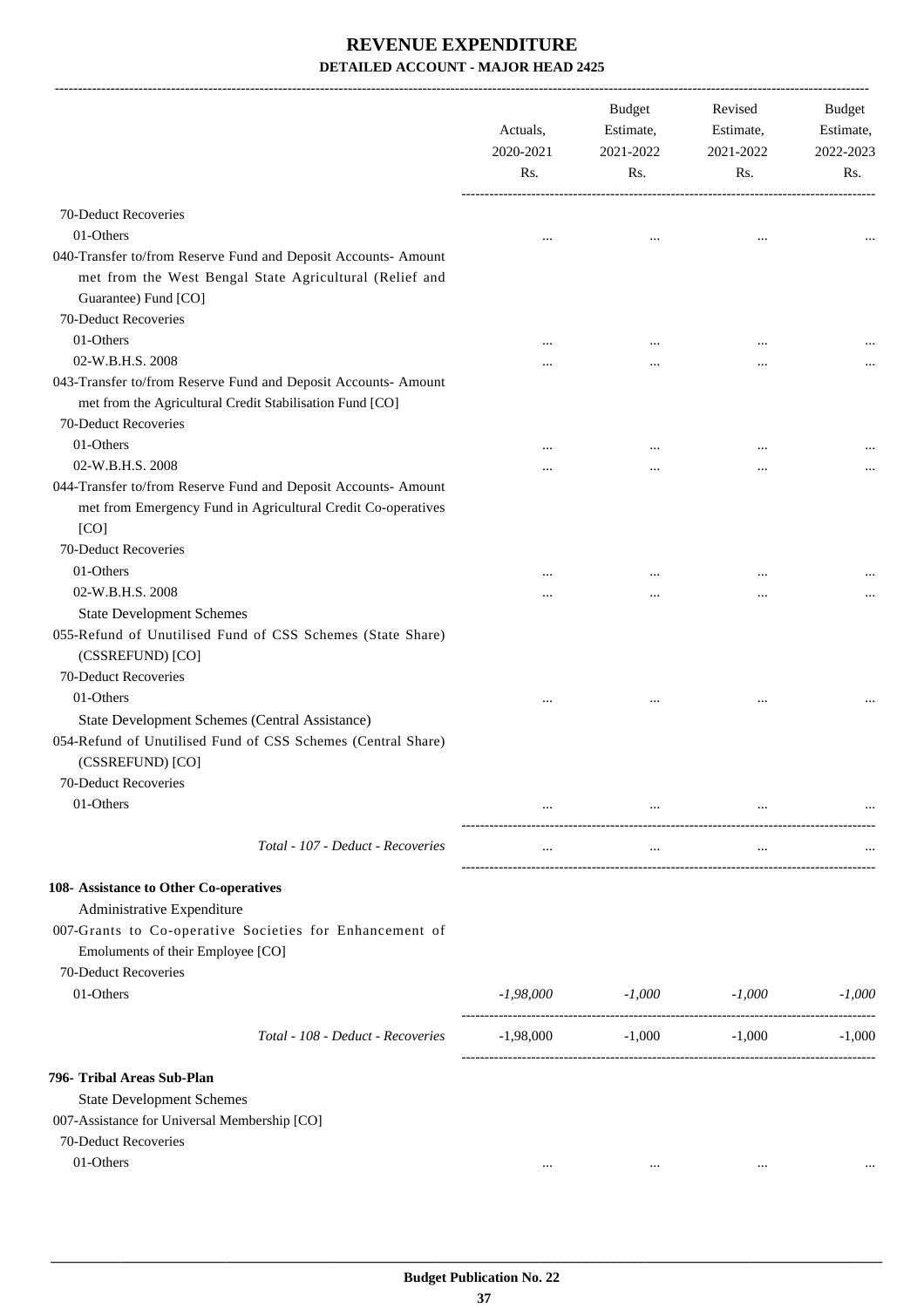# REVENUE EXPENDITURE

## DETAILED ACCOUNT - MAJOR HEAD 2425

| | Actuals, 2020-2021 Rs. | Budget Estimate, 2021-2022 Rs. | Revised Estimate, 2021-2022 Rs. | Budget Estimate, 2022-2023 Rs. |
|---|---|---|---|---|
| 70-Deduct Recoveries | | | | |
| 01-Others | ... | ... | ... | ... |
| 040-Transfer to/from Reserve Fund and Deposit Accounts- Amount met from the West Bengal State Agricultural (Relief and Guarantee) Fund [CO] | | | | |
| 70-Deduct Recoveries | | | | |
| 01-Others | ... | ... | ... | ... |
| 02-W.B.H.S. 2008 | ... | ... | ... | ... |
| 043-Transfer to/from Reserve Fund and Deposit Accounts- Amount met from the Agricultural Credit Stabilisation Fund [CO] | | | | |
| 70-Deduct Recoveries | | | | |
| 01-Others | ... | ... | ... | ... |
| 02-W.B.H.S. 2008 | ... | ... | ... | ... |
| 044-Transfer to/from Reserve Fund and Deposit Accounts- Amount met from Emergency Fund in Agricultural Credit Co-operatives [CO] | | | | |
| 70-Deduct Recoveries | | | | |
| 01-Others | ... | ... | ... | ... |
| 02-W.B.H.S. 2008 | ... | ... | ... | ... |
| State Development Schemes | | | | |
| 055-Refund of Unutilised Fund of CSS Schemes (State Share) (CSSREFUND) [CO] | | | | |
| 70-Deduct Recoveries | | | | |
| 01-Others | ... | ... | ... | ... |
| State Development Schemes (Central Assistance) | | | | |
| 054-Refund of Unutilised Fund of CSS Schemes (Central Share) (CSSREFUND) [CO] | | | | |
| 70-Deduct Recoveries | | | | |
| 01-Others | ... | ... | ... | ... |
| *Total - 107 - Deduct - Recoveries* | ... | ... | ... | ... |
| **108- Assistance to Other Co-operatives** | | | | |
| Administrative Expenditure | | | | |
| 007-Grants to Co-operative Societies for Enhancement of Emoluments of their Employee [CO] | | | | |
| 70-Deduct Recoveries | | | | |
| 01-Others | *-1,98,000* | *-1,000* | *-1,000* | *-1,000* |
| *Total - 108 - Deduct - Recoveries* | -1,98,000 | -1,000 | -1,000 | -1,000 |
| **796- Tribal Areas Sub-Plan** | | | | |
| State Development Schemes | | | | |
| 007-Assistance for Universal Membership [CO] | | | | |
| 70-Deduct Recoveries | | | | |
| 01-Others | ... | ... | ... | ... |

**Budget Publication No. 22**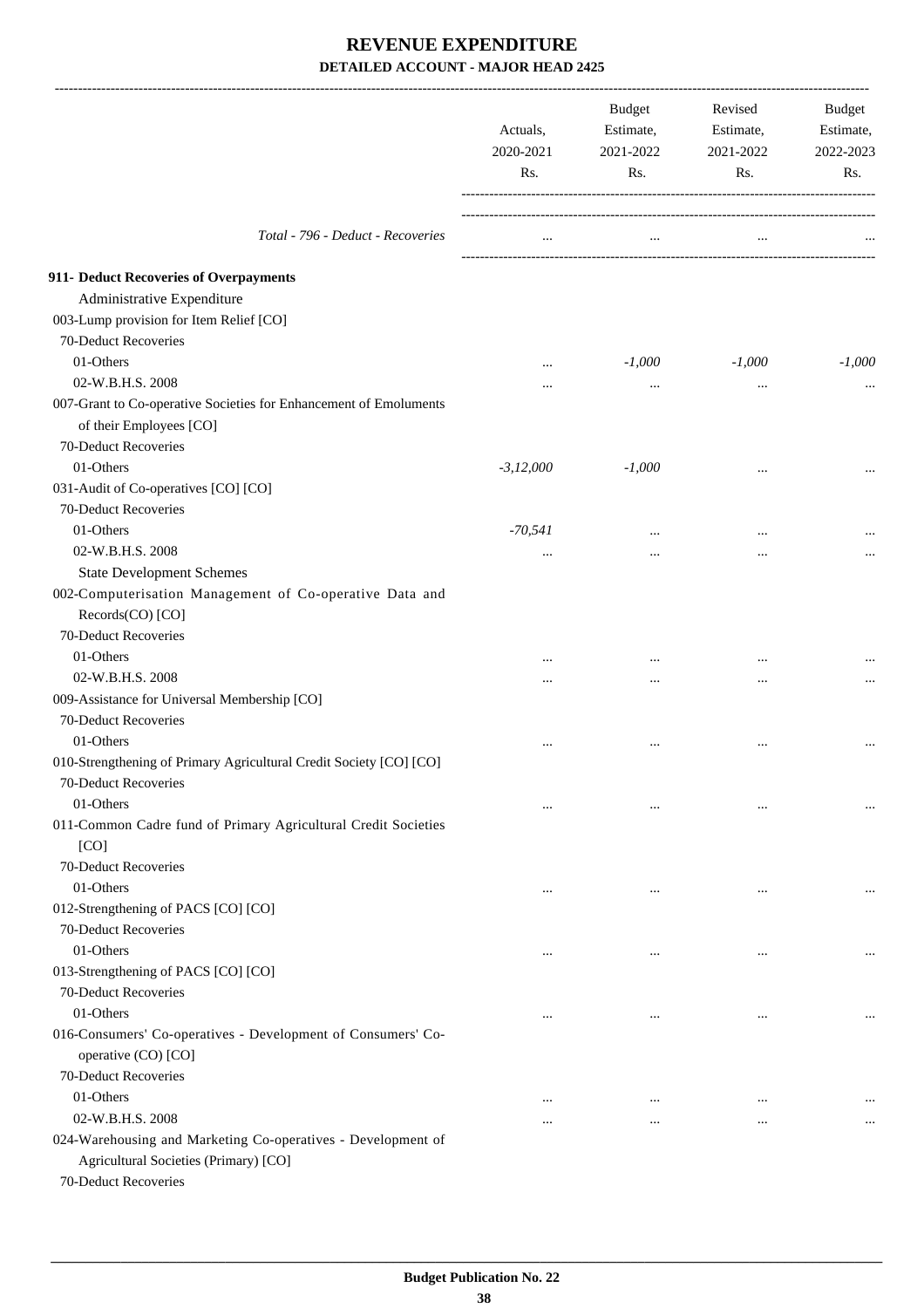# REVENUE EXPENDITURE

## DETAILED ACCOUNT - MAJOR HEAD 2425

| | Actuals, 2020-2021 Rs. | Budget Estimate, 2021-2022 Rs. | Revised Estimate, 2021-2022 Rs. | Budget Estimate, 2022-2023 Rs. |
|---|---|---|---|---|
| *Total - 796 - Deduct - Recoveries* | ... | ... | ... | ... |
| **911- Deduct Recoveries of Overpayments** | | | | |
| Administrative Expenditure | | | | |
| 003-Lump provision for Item Relief [CO] | | | | |
| 70-Deduct Recoveries | | | | |
| 01-Others | ... | -1,000 | -1,000 | -1,000 |
| 02-W.B.H.S. 2008 | ... | ... | ... | ... |
| 007-Grant to Co-operative Societies for Enhancement of Emoluments of their Employees [CO] | | | | |
| 70-Deduct Recoveries | | | | |
| 01-Others | -3,12,000 | -1,000 | ... | ... |
| 031-Audit of Co-operatives [CO] [CO] | | | | |
| 70-Deduct Recoveries | | | | |
| 01-Others | -70,541 | ... | ... | ... |
| 02-W.B.H.S. 2008 | ... | ... | ... | ... |
| State Development Schemes | | | | |
| 002-Computerisation Management of Co-operative Data and Records(CO) [CO] | | | | |
| 70-Deduct Recoveries | | | | |
| 01-Others | ... | ... | ... | ... |
| 02-W.B.H.S. 2008 | ... | ... | ... | ... |
| 009-Assistance for Universal Membership [CO] | | | | |
| 70-Deduct Recoveries | | | | |
| 01-Others | ... | ... | ... | ... |
| 010-Strengthening of Primary Agricultural Credit Society [CO] [CO] | | | | |
| 70-Deduct Recoveries | | | | |
| 01-Others | ... | ... | ... | ... |
| 011-Common Cadre fund of Primary Agricultural Credit Societies [CO] | | | | |
| 70-Deduct Recoveries | | | | |
| 01-Others | ... | ... | ... | ... |
| 012-Strengthening of PACS [CO] [CO] | | | | |
| 70-Deduct Recoveries | | | | |
| 01-Others | ... | ... | ... | ... |
| 013-Strengthening of PACS [CO] [CO] | | | | |
| 70-Deduct Recoveries | | | | |
| 01-Others | ... | ... | ... | ... |
| 016-Consumers' Co-operatives - Development of Consumers' Co-operative (CO) [CO] | | | | |
| 70-Deduct Recoveries | | | | |
| 01-Others | ... | ... | ... | ... |
| 02-W.B.H.S. 2008 | ... | ... | ... | ... |
| 024-Warehousing and Marketing Co-operatives - Development of Agricultural Societies (Primary) [CO] | | | | |
| 70-Deduct Recoveries | | | | |

Budget Publication No. 22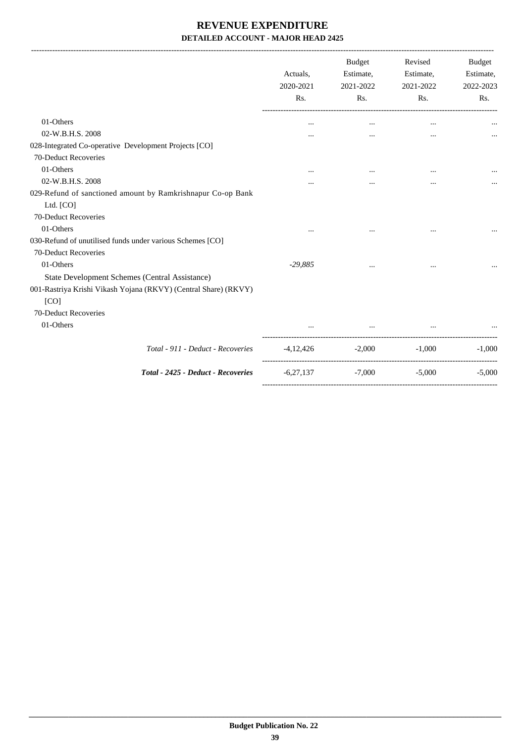# REVENUE EXPENDITURE

## DETAILED ACCOUNT - MAJOR HEAD 2425

| | Actuals, 2020-2021 Rs. | Budget Estimate, 2021-2022 Rs. | Revised Estimate, 2021-2022 Rs. | Budget Estimate, 2022-2023 Rs. |
|---|---|---|---|---|
| 01-Others | ... | ... | ... | ... |
| 02-W.B.H.S. 2008 | ... | ... | ... | ... |
| 028-Integrated Co-operative Development Projects [CO] | | | | |
| 70-Deduct Recoveries | | | | |
| 01-Others | ... | ... | ... | ... |
| 02-W.B.H.S. 2008 | ... | ... | ... | ... |
| 029-Refund of sanctioned amount by Ramkrishnapur Co-op Bank Ltd. [CO] | | | | |
| 70-Deduct Recoveries | | | | |
| 01-Others | ... | ... | ... | ... |
| 030-Refund of unutilised funds under various Schemes [CO] | | | | |
| 70-Deduct Recoveries | | | | |
| 01-Others | *-29,885* | ... | ... | ... |
| State Development Schemes (Central Assistance) | | | | |
| 001-Rastriya Krishi Vikash Yojana (RKVY) (Central Share) (RKVY) [CO] | | | | |
| 70-Deduct Recoveries | | | | |
| 01-Others | ... | ... | ... | ... |
| *Total - 911 - Deduct - Recoveries* | -4,12,426 | -2,000 | -1,000 | -1,000 |
| ***Total - 2425 - Deduct - Recoveries*** | -6,27,137 | -7,000 | -5,000 | -5,000 |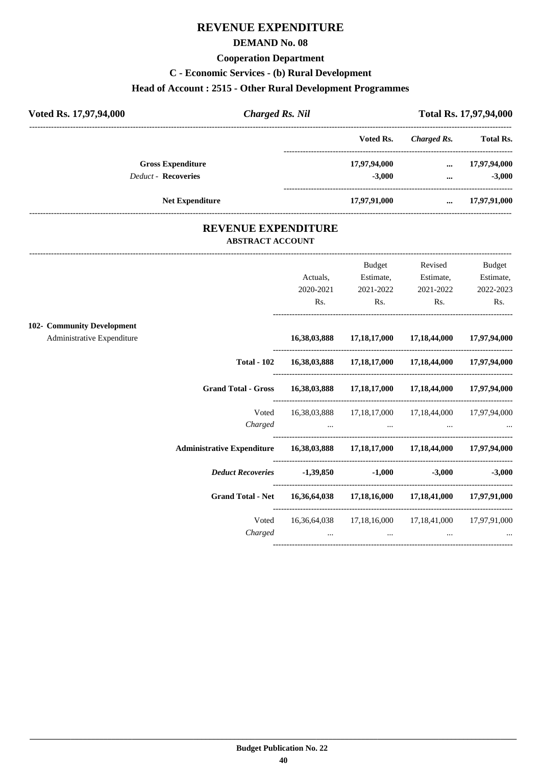# REVENUE EXPENDITURE

## DEMAND No. 08

### Cooperation Department

### C - Economic Services - (b) Rural Development

### Head of Account : 2515 - Other Rural Development Programmes

**Voted Rs. 17,97,94,000** | ***Charged Rs. Nil*** | **Total Rs. 17,97,94,000**

| | Voted Rs. | *Charged Rs.* | Total Rs. |
|---|---|---|---|
| **Gross Expenditure** | **17,97,94,000** | **...** | **17,97,94,000** |
| *Deduct -* **Recoveries** | **-3,000** | **...** | **-3,000** |
| **Net Expenditure** | **17,97,91,000** | **...** | **17,97,91,000** |

## REVENUE EXPENDITURE

### ABSTRACT ACCOUNT

| | Actuals, 2020-2021 Rs. | Budget Estimate, 2021-2022 Rs. | Revised Estimate, 2021-2022 Rs. | Budget Estimate, 2022-2023 Rs. |
|---|---|---|---|---|
| **102- Community Development** | | | | |
| Administrative Expenditure | **16,38,03,888** | **17,18,17,000** | **17,18,44,000** | **17,97,94,000** |
| **Total - 102** | **16,38,03,888** | **17,18,17,000** | **17,18,44,000** | **17,97,94,000** |
| **Grand Total - Gross** | **16,38,03,888** | **17,18,17,000** | **17,18,44,000** | **17,97,94,000** |
| Voted | 16,38,03,888 | 17,18,17,000 | 17,18,44,000 | 17,97,94,000 |
| *Charged* | ... | ... | ... | ... |
| **Administrative Expenditure** | **16,38,03,888** | **17,18,17,000** | **17,18,44,000** | **17,97,94,000** |
| ***Deduct Recoveries*** | **-1,39,850** | **-1,000** | **-3,000** | **-3,000** |
| **Grand Total - Net** | **16,36,64,038** | **17,18,16,000** | **17,18,41,000** | **17,97,91,000** |
| Voted | 16,36,64,038 | 17,18,16,000 | 17,18,41,000 | 17,97,91,000 |
| *Charged* | ... | ... | ... | ... |

**Budget Publication No. 22**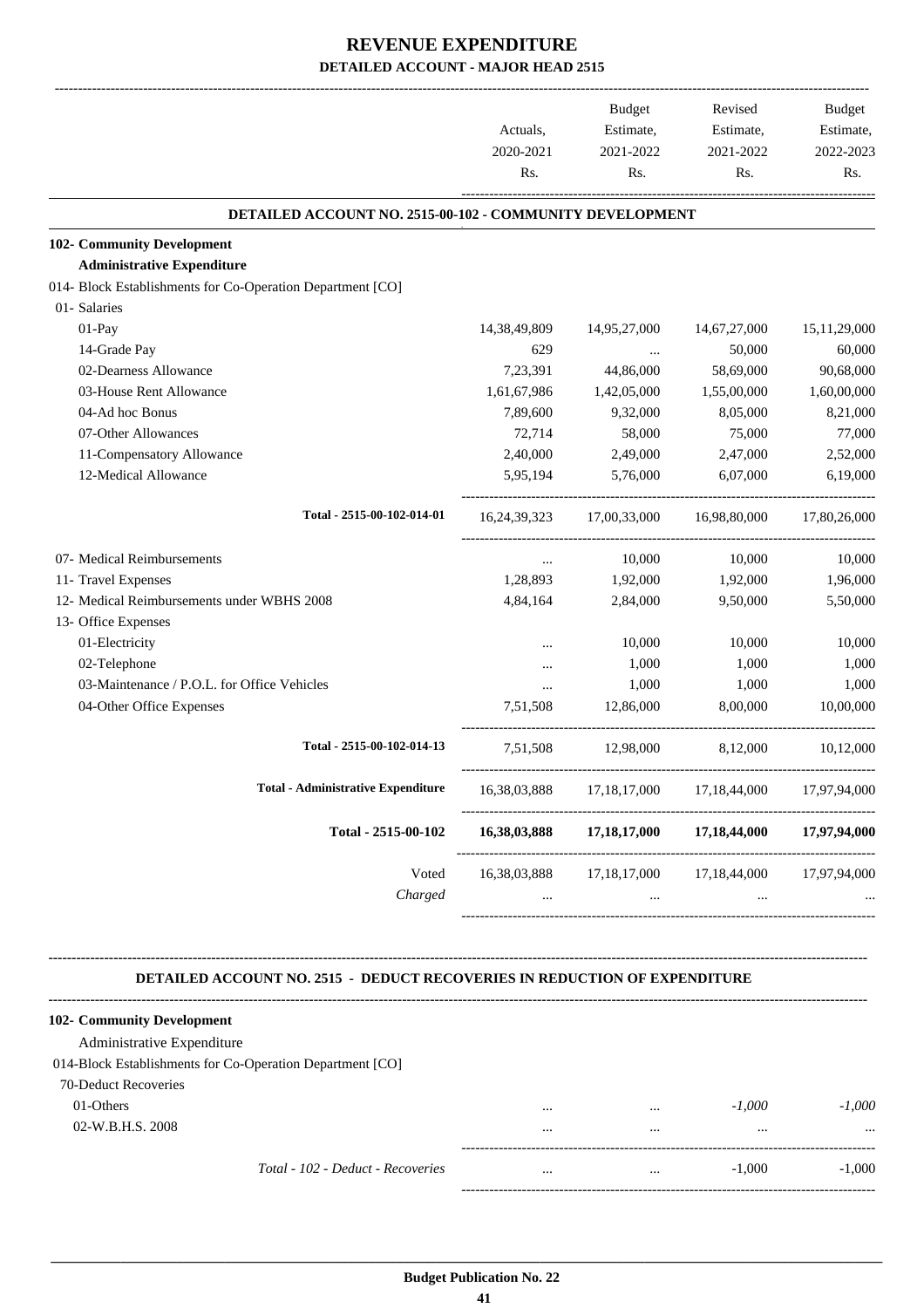# REVENUE EXPENDITURE

## DETAILED ACCOUNT - MAJOR HEAD 2515

| | Actuals, 2020-2021 Rs. | Budget Estimate, 2021-2022 Rs. | Revised Estimate, 2021-2022 Rs. | Budget Estimate, 2022-2023 Rs. |
|---|---|---|---|---|
| **DETAILED ACCOUNT NO. 2515-00-102 - COMMUNITY DEVELOPMENT** | | | | |
| **102- Community Development** | | | | |
| **Administrative Expenditure** | | | | |
| 014- Block Establishments for Co-Operation Department [CO] | | | | |
| 01- Salaries | | | | |
| 01-Pay | 14,38,49,809 | 14,95,27,000 | 14,67,27,000 | 15,11,29,000 |
| 14-Grade Pay | 629 | ... | 50,000 | 60,000 |
| 02-Dearness Allowance | 7,23,391 | 44,86,000 | 58,69,000 | 90,68,000 |
| 03-House Rent Allowance | 1,61,67,986 | 1,42,05,000 | 1,55,00,000 | 1,60,00,000 |
| 04-Ad hoc Bonus | 7,89,600 | 9,32,000 | 8,05,000 | 8,21,000 |
| 07-Other Allowances | 72,714 | 58,000 | 75,000 | 77,000 |
| 11-Compensatory Allowance | 2,40,000 | 2,49,000 | 2,47,000 | 2,52,000 |
| 12-Medical Allowance | 5,95,194 | 5,76,000 | 6,07,000 | 6,19,000 |
| Total - 2515-00-102-014-01 | 16,24,39,323 | 17,00,33,000 | 16,98,80,000 | 17,80,26,000 |
| 07- Medical Reimbursements | ... | 10,000 | 10,000 | 10,000 |
| 11- Travel Expenses | 1,28,893 | 1,92,000 | 1,92,000 | 1,96,000 |
| 12- Medical Reimbursements under WBHS 2008 | 4,84,164 | 2,84,000 | 9,50,000 | 5,50,000 |
| 13- Office Expenses | | | | |
| 01-Electricity | ... | 10,000 | 10,000 | 10,000 |
| 02-Telephone | ... | 1,000 | 1,000 | 1,000 |
| 03-Maintenance / P.O.L. for Office Vehicles | ... | 1,000 | 1,000 | 1,000 |
| 04-Other Office Expenses | 7,51,508 | 12,86,000 | 8,00,000 | 10,00,000 |
| Total - 2515-00-102-014-13 | 7,51,508 | 12,98,000 | 8,12,000 | 10,12,000 |
| Total - Administrative Expenditure | 16,38,03,888 | 17,18,17,000 | 17,18,44,000 | 17,97,94,000 |
| **Total - 2515-00-102** | **16,38,03,888** | **17,18,17,000** | **17,18,44,000** | **17,97,94,000** |
| Voted | 16,38,03,888 | 17,18,17,000 | 17,18,44,000 | 17,97,94,000 |
| *Charged* | ... | ... | ... | ... |

**DETAILED ACCOUNT NO. 2515 - DEDUCT RECOVERIES IN REDUCTION OF EXPENDITURE**

| | | | | |
|---|---|---|---|---|
| **102- Community Development** | | | | |
| Administrative Expenditure | | | | |
| 014-Block Establishments for Co-Operation Department [CO] | | | | |
| 70-Deduct Recoveries | | | | |
| 01-Others | ... | ... | *-1,000* | *-1,000* |
| 02-W.B.H.S. 2008 | ... | ... | ... | ... |
| *Total - 102 - Deduct - Recoveries* | ... | ... | -1,000 | -1,000 |

**Budget Publication No. 22**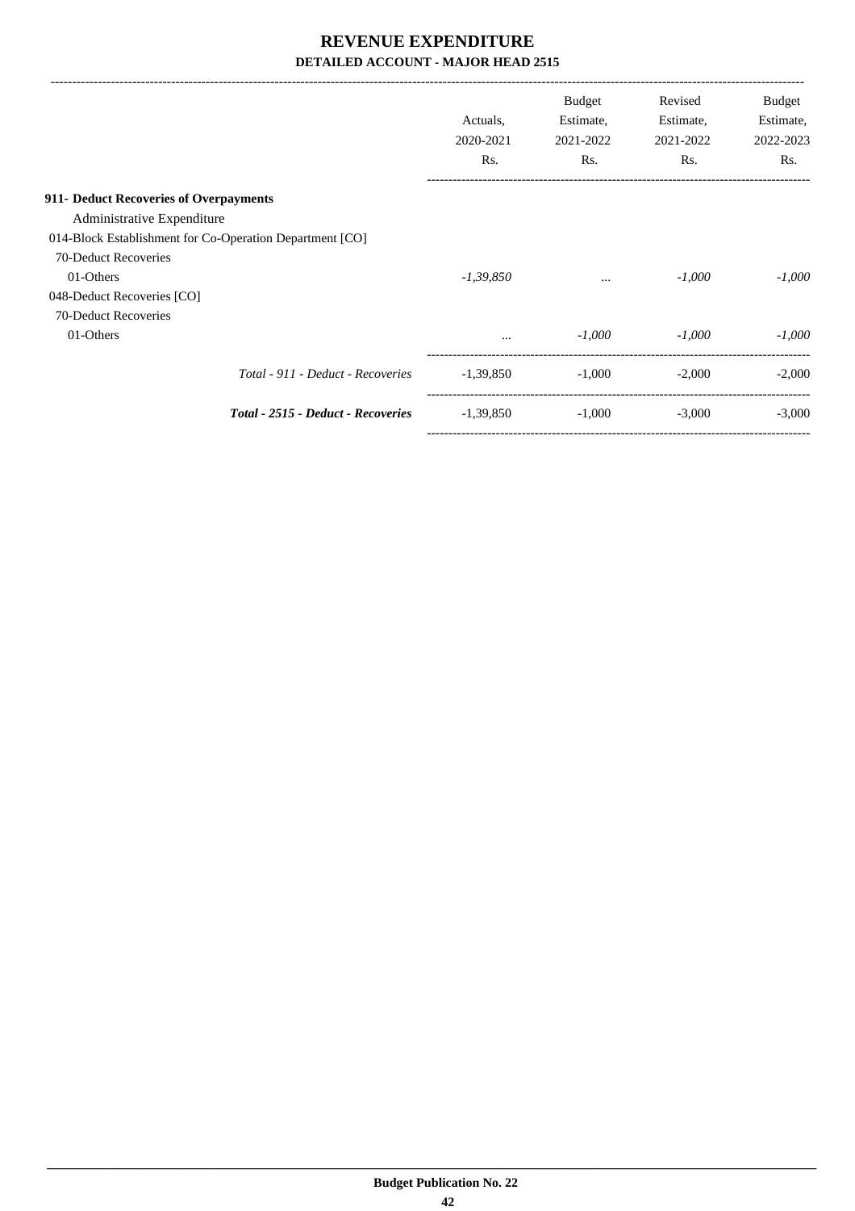# REVENUE EXPENDITURE

## DETAILED ACCOUNT - MAJOR HEAD 2515

| | Actuals, 2020-2021 Rs. | Budget Estimate, 2021-2022 Rs. | Revised Estimate, 2021-2022 Rs. | Budget Estimate, 2022-2023 Rs. |
|---|---|---|---|---|
| **911- Deduct Recoveries of Overpayments** | | | | |
| Administrative Expenditure | | | | |
| 014-Block Establishment for Co-Operation Department [CO] | | | | |
| 70-Deduct Recoveries | | | | |
| 01-Others | *-1,39,850* | *...* | *-1,000* | *-1,000* |
| 048-Deduct Recoveries [CO] | | | | |
| 70-Deduct Recoveries | | | | |
| 01-Others | *...* | *-1,000* | *-1,000* | *-1,000* |
| *Total - 911 - Deduct - Recoveries* | -1,39,850 | -1,000 | -2,000 | -2,000 |
| ***Total - 2515 - Deduct - Recoveries*** | -1,39,850 | -1,000 | -3,000 | -3,000 |

**Budget Publication No. 22**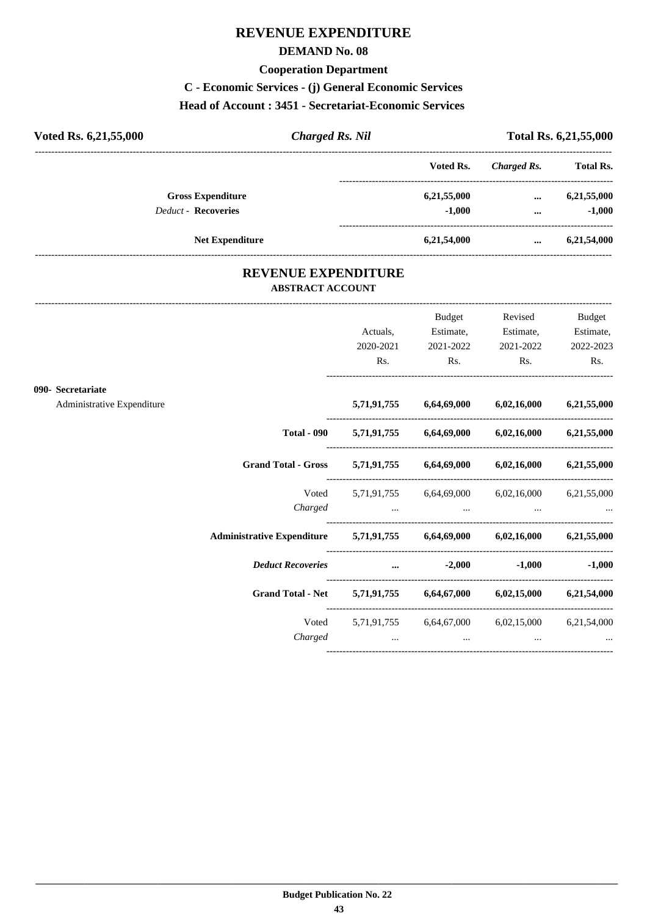# REVENUE EXPENDITURE

## DEMAND No. 08

### Cooperation Department

### C - Economic Services - (j) General Economic Services

### Head of Account : 3451 - Secretariat-Economic Services

| **Voted Rs. 6,21,55,000** | ***Charged Rs. Nil*** | **Total Rs. 6,21,55,000** |
|---|---|---|

| | **Voted Rs.** | ***Charged Rs.*** | **Total Rs.** |
|---|---|---|---|
| **Gross Expenditure** | **6,21,55,000** | **...** | **6,21,55,000** |
| *Deduct* - **Recoveries** | **-1,000** | **...** | **-1,000** |
| **Net Expenditure** | **6,21,54,000** | **...** | **6,21,54,000** |

## REVENUE EXPENDITURE

### ABSTRACT ACCOUNT

| | Actuals, 2020-2021 Rs. | Budget Estimate, 2021-2022 Rs. | Revised Estimate, 2021-2022 Rs. | Budget Estimate, 2022-2023 Rs. |
|---|---|---|---|---|
| **090- Secretariat** | | | | |
| Administrative Expenditure | **5,71,91,755** | **6,64,69,000** | **6,02,16,000** | **6,21,55,000** |
| **Total - 090** | **5,71,91,755** | **6,64,69,000** | **6,02,16,000** | **6,21,55,000** |
| **Grand Total - Gross** | **5,71,91,755** | **6,64,69,000** | **6,02,16,000** | **6,21,55,000** |
| Voted | 5,71,91,755 | 6,64,69,000 | 6,02,16,000 | 6,21,55,000 |
| *Charged* | ... | ... | ... | ... |
| **Administrative Expenditure** | **5,71,91,755** | **6,64,69,000** | **6,02,16,000** | **6,21,55,000** |
| ***Deduct Recoveries*** | **...** | **-2,000** | **-1,000** | **-1,000** |
| **Grand Total - Net** | **5,71,91,755** | **6,64,67,000** | **6,02,15,000** | **6,21,54,000** |
| Voted | 5,71,91,755 | 6,64,67,000 | 6,02,15,000 | 6,21,54,000 |
| *Charged* | ... | ... | ... | ... |

**Budget Publication No. 22**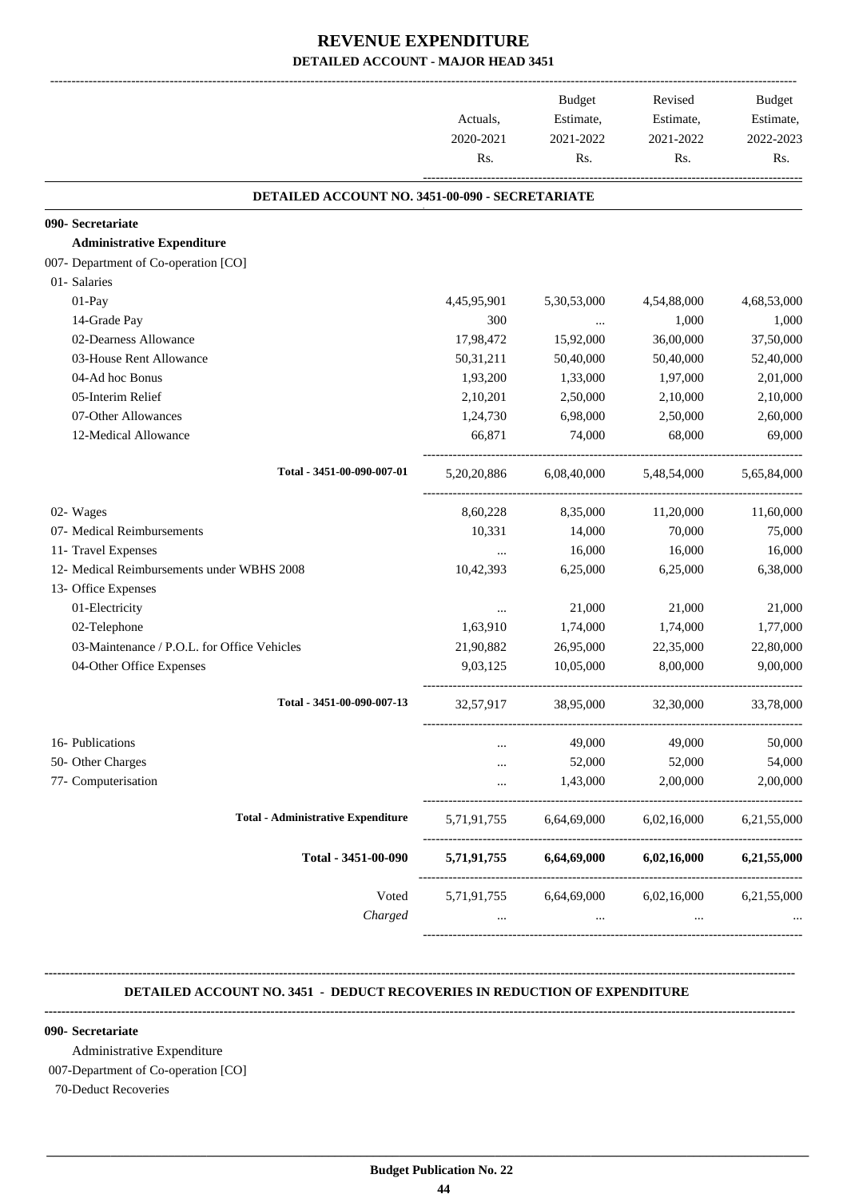# REVENUE EXPENDITURE

## DETAILED ACCOUNT - MAJOR HEAD 3451

| | Actuals, 2020-2021 Rs. | Budget Estimate, 2021-2022 Rs. | Revised Estimate, 2021-2022 Rs. | Budget Estimate, 2022-2023 Rs. |
|---|---|---|---|---|
| **DETAILED ACCOUNT NO. 3451-00-090 - SECRETARIATE** | | | | |
| **090- Secretariate** | | | | |
| **Administrative Expenditure** | | | | |
| 007- Department of Co-operation [CO] | | | | |
| 01- Salaries | | | | |
| 01-Pay | 4,45,95,901 | 5,30,53,000 | 4,54,88,000 | 4,68,53,000 |
| 14-Grade Pay | 300 | ... | 1,000 | 1,000 |
| 02-Dearness Allowance | 17,98,472 | 15,92,000 | 36,00,000 | 37,50,000 |
| 03-House Rent Allowance | 50,31,211 | 50,40,000 | 50,40,000 | 52,40,000 |
| 04-Ad hoc Bonus | 1,93,200 | 1,33,000 | 1,97,000 | 2,01,000 |
| 05-Interim Relief | 2,10,201 | 2,50,000 | 2,10,000 | 2,10,000 |
| 07-Other Allowances | 1,24,730 | 6,98,000 | 2,50,000 | 2,60,000 |
| 12-Medical Allowance | 66,871 | 74,000 | 68,000 | 69,000 |
| Total - 3451-00-090-007-01 | 5,20,20,886 | 6,08,40,000 | 5,48,54,000 | 5,65,84,000 |
| 02- Wages | 8,60,228 | 8,35,000 | 11,20,000 | 11,60,000 |
| 07- Medical Reimbursements | 10,331 | 14,000 | 70,000 | 75,000 |
| 11- Travel Expenses | ... | 16,000 | 16,000 | 16,000 |
| 12- Medical Reimbursements under WBHS 2008 | 10,42,393 | 6,25,000 | 6,25,000 | 6,38,000 |
| 13- Office Expenses | | | | |
| 01-Electricity | ... | 21,000 | 21,000 | 21,000 |
| 02-Telephone | 1,63,910 | 1,74,000 | 1,74,000 | 1,77,000 |
| 03-Maintenance / P.O.L. for Office Vehicles | 21,90,882 | 26,95,000 | 22,35,000 | 22,80,000 |
| 04-Other Office Expenses | 9,03,125 | 10,05,000 | 8,00,000 | 9,00,000 |
| Total - 3451-00-090-007-13 | 32,57,917 | 38,95,000 | 32,30,000 | 33,78,000 |
| 16- Publications | ... | 49,000 | 49,000 | 50,000 |
| 50- Other Charges | ... | 52,000 | 52,000 | 54,000 |
| 77- Computerisation | ... | 1,43,000 | 2,00,000 | 2,00,000 |
| Total - Administrative Expenditure | 5,71,91,755 | 6,64,69,000 | 6,02,16,000 | 6,21,55,000 |
| **Total - 3451-00-090** | **5,71,91,755** | **6,64,69,000** | **6,02,16,000** | **6,21,55,000** |
| Voted | 5,71,91,755 | 6,64,69,000 | 6,02,16,000 | 6,21,55,000 |
| *Charged* | ... | ... | ... | ... |

**DETAILED ACCOUNT NO. 3451 - DEDUCT RECOVERIES IN REDUCTION OF EXPENDITURE**

**090- Secretariate**

Administrative Expenditure

007-Department of Co-operation [CO]

70-Deduct Recoveries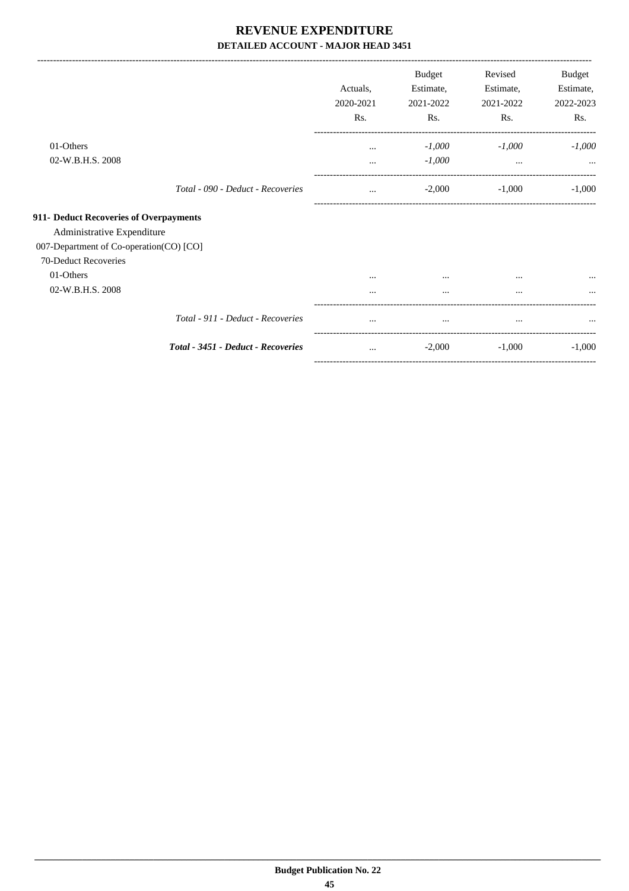# REVENUE EXPENDITURE

## DETAILED ACCOUNT - MAJOR HEAD 3451

| | Actuals, 2020-2021 Rs. | Budget Estimate, 2021-2022 Rs. | Revised Estimate, 2021-2022 Rs. | Budget Estimate, 2022-2023 Rs. |
|---|---|---|---|---|
| 01-Others | ... | *-1,000* | *-1,000* | *-1,000* |
| 02-W.B.H.S. 2008 | ... | *-1,000* | ... | ... |
| *Total - 090 - Deduct - Recoveries* | ... | -2,000 | -1,000 | -1,000 |
| **911- Deduct Recoveries of Overpayments** | | | | |
| Administrative Expenditure | | | | |
| 007-Department of Co-operation(CO) [CO] | | | | |
| 70-Deduct Recoveries | | | | |
| 01-Others | ... | ... | ... | ... |
| 02-W.B.H.S. 2008 | ... | ... | ... | ... |
| *Total - 911 - Deduct - Recoveries* | ... | ... | ... | ... |
| ***Total - 3451 - Deduct - Recoveries*** | ... | -2,000 | -1,000 | -1,000 |

**Budget Publication No. 22**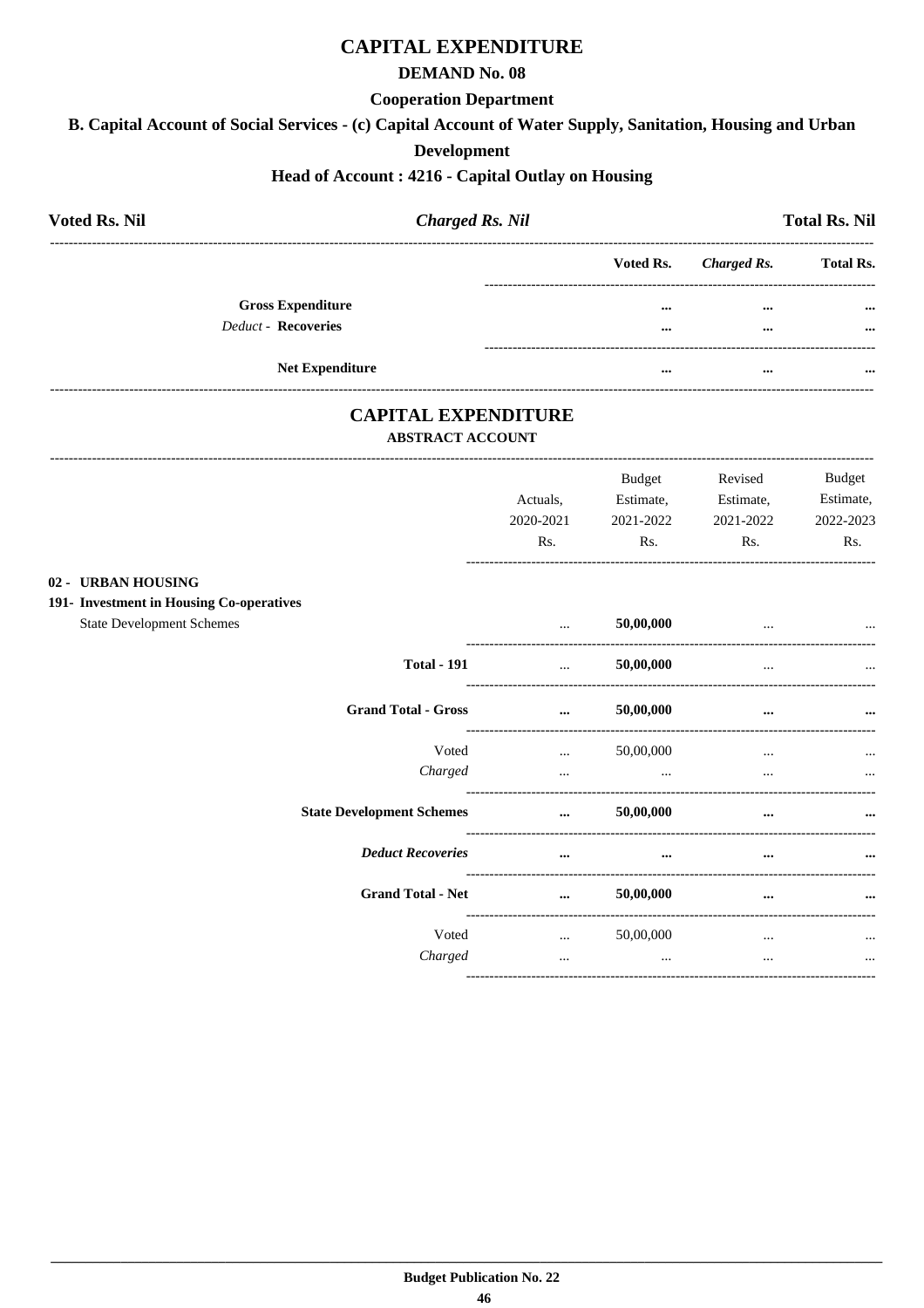# CAPITAL EXPENDITURE

## DEMAND No. 08

### Cooperation Department

### B. Capital Account of Social Services - (c) Capital Account of Water Supply, Sanitation, Housing and Urban Development

### Head of Account : 4216 - Capital Outlay on Housing

**Voted Rs. Nil** | ***Charged Rs. Nil*** | **Total Rs. Nil**

| | Voted Rs. | *Charged Rs.* | Total Rs. |
|---|---|---|---|
| **Gross Expenditure** | ... | ... | ... |
| *Deduct* - **Recoveries** | ... | ... | ... |
| **Net Expenditure** | ... | ... | ... |

# CAPITAL EXPENDITURE

## ABSTRACT ACCOUNT

| | Actuals, 2020-2021 Rs. | Budget Estimate, 2021-2022 Rs. | Revised Estimate, 2021-2022 Rs. | Budget Estimate, 2022-2023 Rs. |
|---|---|---|---|---|
| **02 - URBAN HOUSING** | | | | |
| **191- Investment in Housing Co-operatives** | | | | |
| State Development Schemes | ... | **50,00,000** | ... | ... |
| **Total - 191** | ... | **50,00,000** | ... | ... |
| **Grand Total - Gross** | ... | **50,00,000** | ... | ... |
| Voted | ... | 50,00,000 | ... | ... |
| *Charged* | ... | ... | ... | ... |
| **State Development Schemes** | ... | **50,00,000** | ... | ... |
| ***Deduct Recoveries*** | ... | ... | ... | ... |
| **Grand Total - Net** | ... | **50,00,000** | ... | ... |
| Voted | ... | 50,00,000 | ... | ... |
| *Charged* | ... | ... | ... | ... |

**Budget Publication No. 22**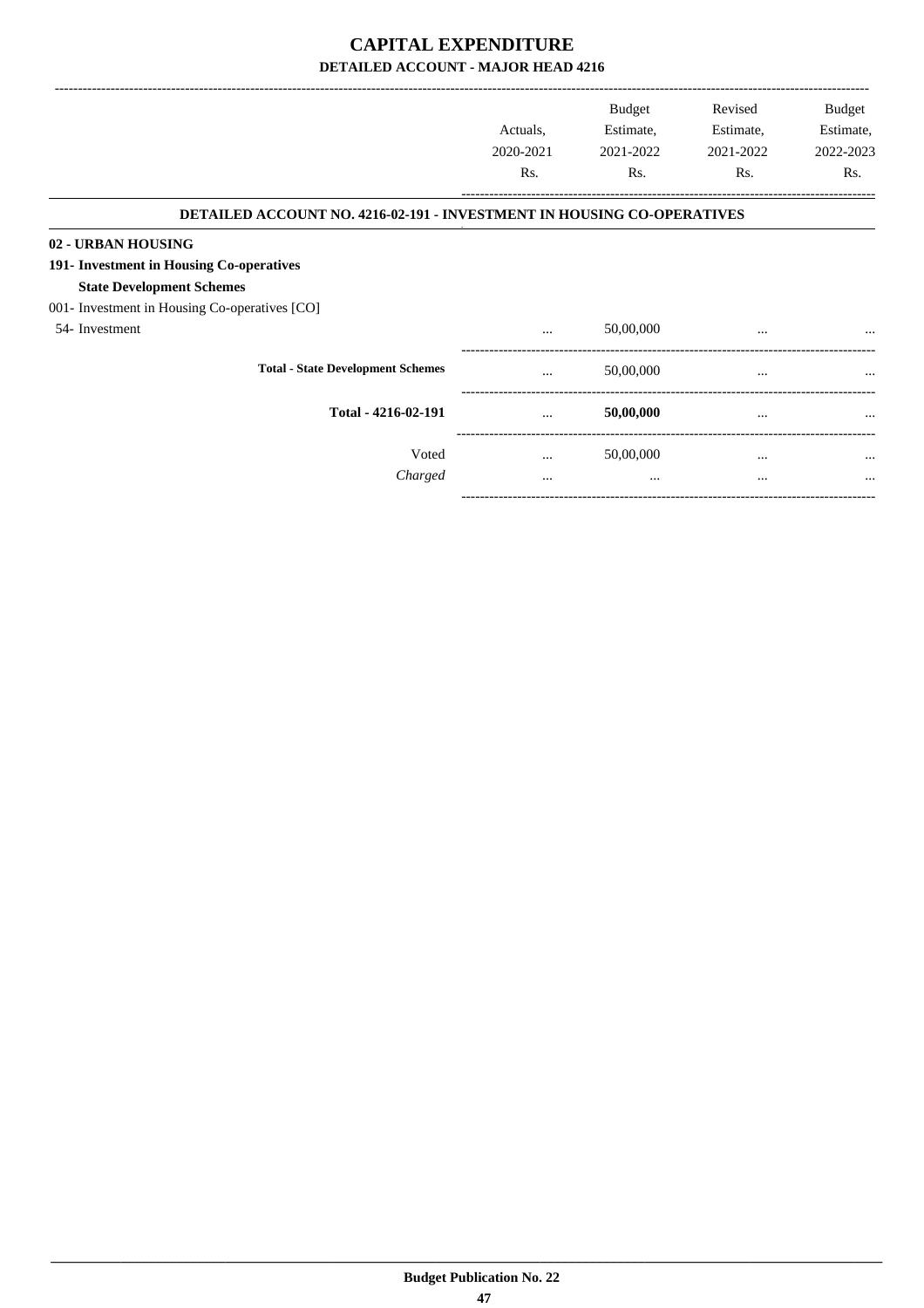# CAPITAL EXPENDITURE

## DETAILED ACCOUNT - MAJOR HEAD 4216

| | Actuals, 2020-2021 Rs. | Budget Estimate, 2021-2022 Rs. | Revised Estimate, 2021-2022 Rs. | Budget Estimate, 2022-2023 Rs. |
|---|---|---|---|---|
| **DETAILED ACCOUNT NO. 4216-02-191 - INVESTMENT IN HOUSING CO-OPERATIVES** | | | | |
| **02 - URBAN HOUSING** | | | | |
| **191- Investment in Housing Co-operatives** | | | | |
| **State Development Schemes** | | | | |
| 001- Investment in Housing Co-operatives [CO] | | | | |
| 54- Investment | ... | 50,00,000 | ... | ... |
| **Total - State Development Schemes** | ... | 50,00,000 | ... | ... |
| **Total - 4216-02-191** | ... | **50,00,000** | ... | ... |
| Voted | ... | 50,00,000 | ... | ... |
| *Charged* | ... | ... | ... | ... |

**Budget Publication No. 22**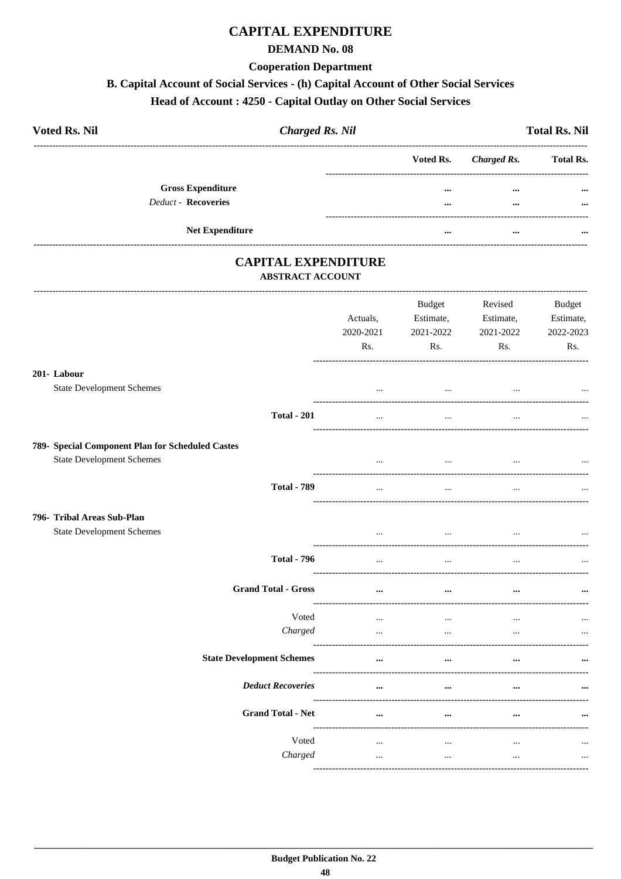# CAPITAL EXPENDITURE

## DEMAND No. 08

### Cooperation Department

### B. Capital Account of Social Services - (h) Capital Account of Other Social Services

### Head of Account : 4250 - Capital Outlay on Other Social Services

| **Voted Rs. Nil** | ***Charged Rs. Nil*** | **Total Rs. Nil** |
|---|---|---|

| | Voted Rs. | *Charged Rs.* | Total Rs. |
|---|---|---|---|
| **Gross Expenditure** | ... | ... | ... |
| *Deduct* - **Recoveries** | ... | ... | ... |
| **Net Expenditure** | ... | ... | ... |

# CAPITAL EXPENDITURE

## ABSTRACT ACCOUNT

| | Actuals, 2020-2021 Rs. | Budget Estimate, 2021-2022 Rs. | Revised Estimate, 2021-2022 Rs. | Budget Estimate, 2022-2023 Rs. |
|---|---|---|---|---|
| **201- Labour** | | | | |
| State Development Schemes | ... | ... | ... | ... |
| **Total - 201** | ... | ... | ... | ... |
| **789- Special Component Plan for Scheduled Castes** | | | | |
| State Development Schemes | ... | ... | ... | ... |
| **Total - 789** | ... | ... | ... | ... |
| **796- Tribal Areas Sub-Plan** | | | | |
| State Development Schemes | ... | ... | ... | ... |
| **Total - 796** | ... | ... | ... | ... |
| **Grand Total - Gross** | ... | ... | ... | ... |
| Voted | ... | ... | ... | ... |
| *Charged* | ... | ... | ... | ... |
| **State Development Schemes** | ... | ... | ... | ... |
| ***Deduct Recoveries*** | ... | ... | ... | ... |
| **Grand Total - Net** | ... | ... | ... | ... |
| Voted | ... | ... | ... | ... |
| *Charged* | ... | ... | ... | ... |

**Budget Publication No. 22**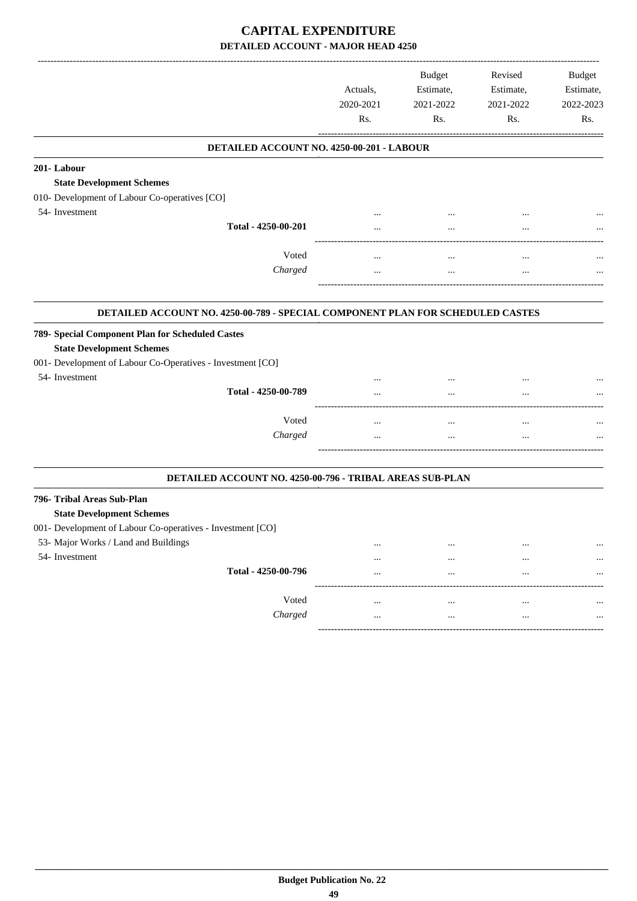# CAPITAL EXPENDITURE

## DETAILED ACCOUNT - MAJOR HEAD 4250

| | Actuals, 2020-2021 Rs. | Budget Estimate, 2021-2022 Rs. | Revised Estimate, 2021-2022 Rs. | Budget Estimate, 2022-2023 Rs. |
|---|---|---|---|---|
| **DETAILED ACCOUNT NO. 4250-00-201 - LABOUR** | | | | |
| **201- Labour** | | | | |
| **State Development Schemes** | | | | |
| 010- Development of Labour Co-operatives [CO] | | | | |
| 54- Investment | ... | ... | ... | ... |
| **Total - 4250-00-201** | ... | ... | ... | ... |
| Voted | ... | ... | ... | ... |
| *Charged* | ... | ... | ... | ... |
| **DETAILED ACCOUNT NO. 4250-00-789 - SPECIAL COMPONENT PLAN FOR SCHEDULED CASTES** | | | | |
| **789- Special Component Plan for Scheduled Castes** | | | | |
| **State Development Schemes** | | | | |
| 001- Development of Labour Co-Operatives - Investment [CO] | | | | |
| 54- Investment | ... | ... | ... | ... |
| **Total - 4250-00-789** | ... | ... | ... | ... |
| Voted | ... | ... | ... | ... |
| *Charged* | ... | ... | ... | ... |
| **DETAILED ACCOUNT NO. 4250-00-796 - TRIBAL AREAS SUB-PLAN** | | | | |
| **796- Tribal Areas Sub-Plan** | | | | |
| **State Development Schemes** | | | | |
| 001- Development of Labour Co-operatives - Investment [CO] | | | | |
| 53- Major Works / Land and Buildings | ... | ... | ... | ... |
| 54- Investment | ... | ... | ... | ... |
| **Total - 4250-00-796** | ... | ... | ... | ... |
| Voted | ... | ... | ... | ... |
| *Charged* | ... | ... | ... | ... |

**Budget Publication No. 22**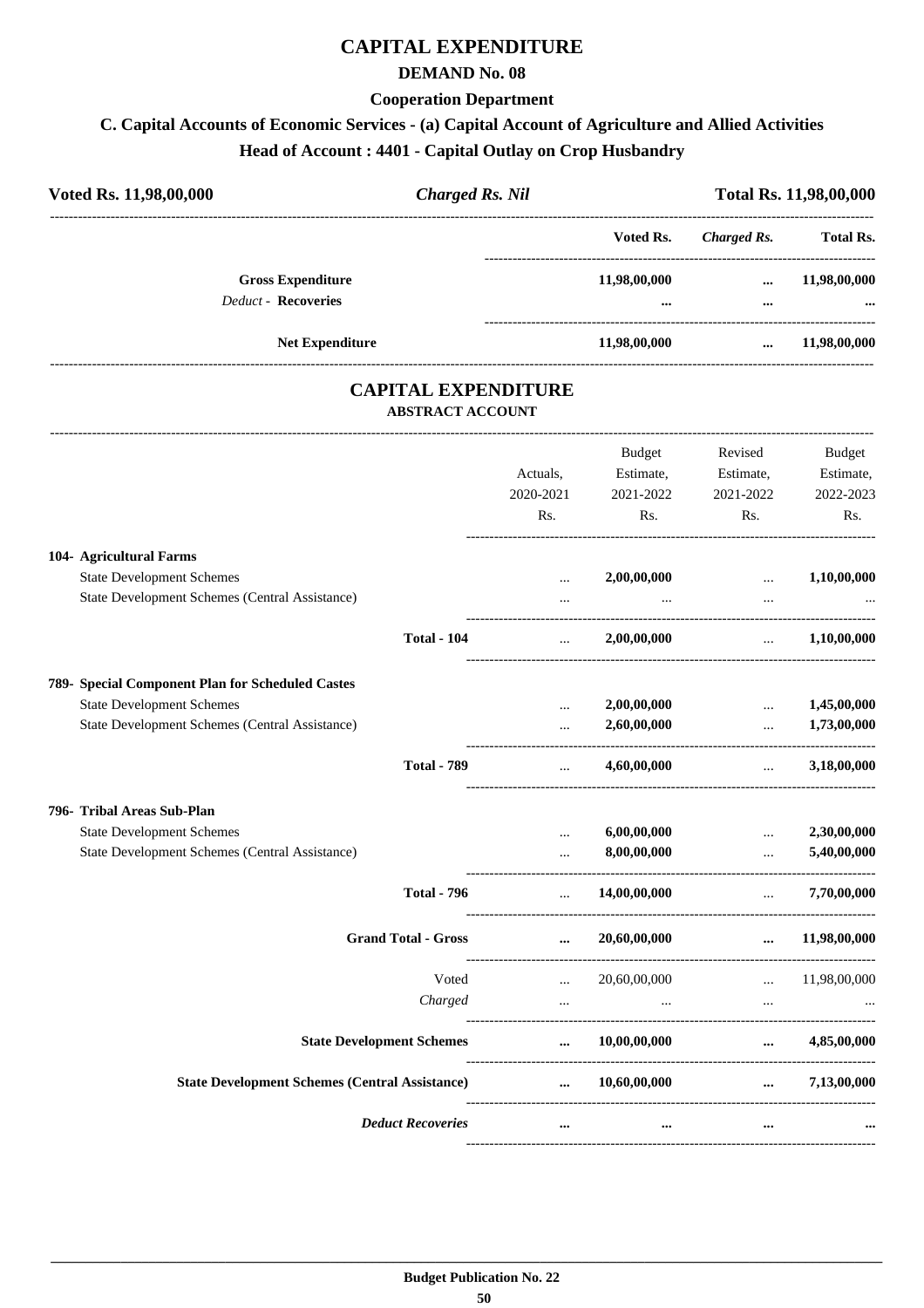# CAPITAL EXPENDITURE

## DEMAND No. 08

### Cooperation Department

### C. Capital Accounts of Economic Services - (a) Capital Account of Agriculture and Allied Activities

### Head of Account : 4401 - Capital Outlay on Crop Husbandry

**Voted Rs. 11,98,00,000** | ***Charged Rs. Nil*** | **Total Rs. 11,98,00,000**

| | Voted Rs. | *Charged Rs.* | Total Rs. |
|---|---|---|---|
| **Gross Expenditure** | **11,98,00,000** | **...** | **11,98,00,000** |
| *Deduct* - **Recoveries** | **...** | **...** | **...** |
| **Net Expenditure** | **11,98,00,000** | **...** | **11,98,00,000** |

## CAPITAL EXPENDITURE

### ABSTRACT ACCOUNT

| | Actuals, 2020-2021 Rs. | Budget Estimate, 2021-2022 Rs. | Revised Estimate, 2021-2022 Rs. | Budget Estimate, 2022-2023 Rs. |
|---|---|---|---|---|
| **104- Agricultural Farms** | | | | |
| State Development Schemes | ... | **2,00,00,000** | ... | **1,10,00,000** |
| State Development Schemes (Central Assistance) | ... | ... | ... | ... |
| **Total - 104** | ... | **2,00,00,000** | ... | **1,10,00,000** |
| **789- Special Component Plan for Scheduled Castes** | | | | |
| State Development Schemes | ... | **2,00,00,000** | ... | **1,45,00,000** |
| State Development Schemes (Central Assistance) | ... | **2,60,00,000** | ... | **1,73,00,000** |
| **Total - 789** | ... | **4,60,00,000** | ... | **3,18,00,000** |
| **796- Tribal Areas Sub-Plan** | | | | |
| State Development Schemes | ... | **6,00,00,000** | ... | **2,30,00,000** |
| State Development Schemes (Central Assistance) | ... | **8,00,00,000** | ... | **5,40,00,000** |
| **Total - 796** | ... | **14,00,00,000** | ... | **7,70,00,000** |
| **Grand Total - Gross** | **...** | **20,60,00,000** | **...** | **11,98,00,000** |
| Voted | ... | 20,60,00,000 | ... | 11,98,00,000 |
| *Charged* | ... | ... | ... | ... |
| **State Development Schemes** | **...** | **10,00,00,000** | **...** | **4,85,00,000** |
| **State Development Schemes (Central Assistance)** | **...** | **10,60,00,000** | **...** | **7,13,00,000** |
| ***Deduct Recoveries*** | **...** | **...** | **...** | **...** |

**Budget Publication No. 22**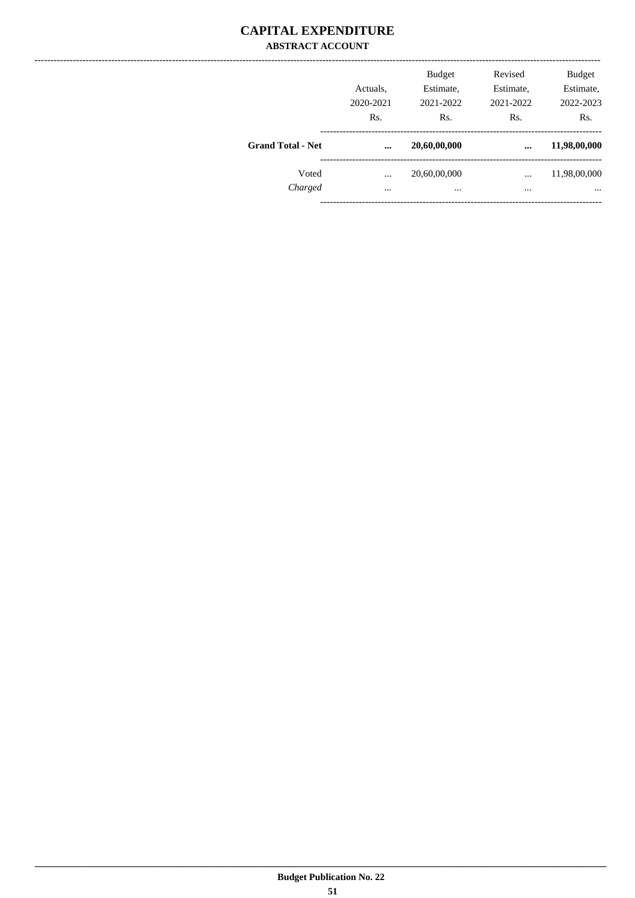# CAPITAL EXPENDITURE

## ABSTRACT ACCOUNT

| | Actuals, 2020-2021 Rs. | Budget Estimate, 2021-2022 Rs. | Revised Estimate, 2021-2022 Rs. | Budget Estimate, 2022-2023 Rs. |
|---|---|---|---|---|
| **Grand Total - Net** | **...** | **20,60,00,000** | **...** | **11,98,00,000** |
| Voted | ... | 20,60,00,000 | ... | 11,98,00,000 |
| *Charged* | ... | ... | ... | ... |

**Budget Publication No. 22**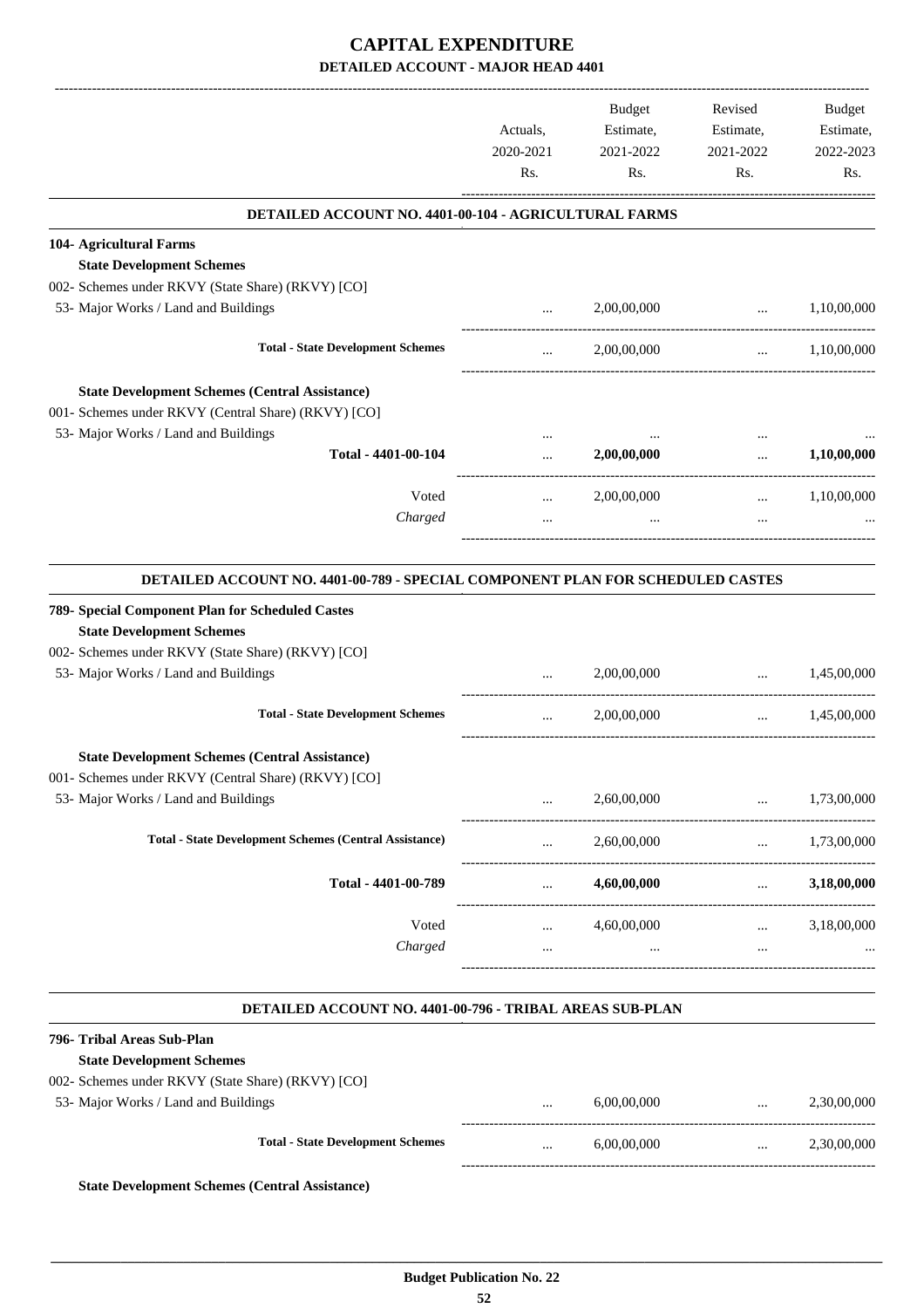# CAPITAL EXPENDITURE

**DETAILED ACCOUNT - MAJOR HEAD 4401**

| | Actuals, 2020-2021 Rs. | Budget Estimate, 2021-2022 Rs. | Revised Estimate, 2021-2022 Rs. | Budget Estimate, 2022-2023 Rs. |
|---|---|---|---|---|
| **DETAILED ACCOUNT NO. 4401-00-104 - AGRICULTURAL FARMS** | | | | |
| **104- Agricultural Farms** | | | | |
| **State Development Schemes** | | | | |
| 002- Schemes under RKVY (State Share) (RKVY) [CO] | | | | |
| 53- Major Works / Land and Buildings | ... | 2,00,00,000 | ... | 1,10,00,000 |
| **Total - State Development Schemes** | ... | 2,00,00,000 | ... | 1,10,00,000 |
| **State Development Schemes (Central Assistance)** | | | | |
| 001- Schemes under RKVY (Central Share) (RKVY) [CO] | | | | |
| 53- Major Works / Land and Buildings | ... | ... | ... | ... |
| **Total - 4401-00-104** | ... | **2,00,00,000** | ... | **1,10,00,000** |
| Voted | ... | 2,00,00,000 | ... | 1,10,00,000 |
| *Charged* | ... | ... | ... | ... |
| **DETAILED ACCOUNT NO. 4401-00-789 - SPECIAL COMPONENT PLAN FOR SCHEDULED CASTES** | | | | |
| **789- Special Component Plan for Scheduled Castes** | | | | |
| **State Development Schemes** | | | | |
| 002- Schemes under RKVY (State Share) (RKVY) [CO] | | | | |
| 53- Major Works / Land and Buildings | ... | 2,00,00,000 | ... | 1,45,00,000 |
| **Total - State Development Schemes** | ... | 2,00,00,000 | ... | 1,45,00,000 |
| **State Development Schemes (Central Assistance)** | | | | |
| 001- Schemes under RKVY (Central Share) (RKVY) [CO] | | | | |
| 53- Major Works / Land and Buildings | ... | 2,60,00,000 | ... | 1,73,00,000 |
| **Total - State Development Schemes (Central Assistance)** | ... | 2,60,00,000 | ... | 1,73,00,000 |
| **Total - 4401-00-789** | ... | **4,60,00,000** | ... | **3,18,00,000** |
| Voted | ... | 4,60,00,000 | ... | 3,18,00,000 |
| *Charged* | ... | ... | ... | ... |
| **DETAILED ACCOUNT NO. 4401-00-796 - TRIBAL AREAS SUB-PLAN** | | | | |
| **796- Tribal Areas Sub-Plan** | | | | |
| **State Development Schemes** | | | | |
| 002- Schemes under RKVY (State Share) (RKVY) [CO] | | | | |
| 53- Major Works / Land and Buildings | ... | 6,00,00,000 | ... | 2,30,00,000 |
| **Total - State Development Schemes** | ... | 6,00,00,000 | ... | 2,30,00,000 |
| **State Development Schemes (Central Assistance)** | | | | |

**Budget Publication No. 22**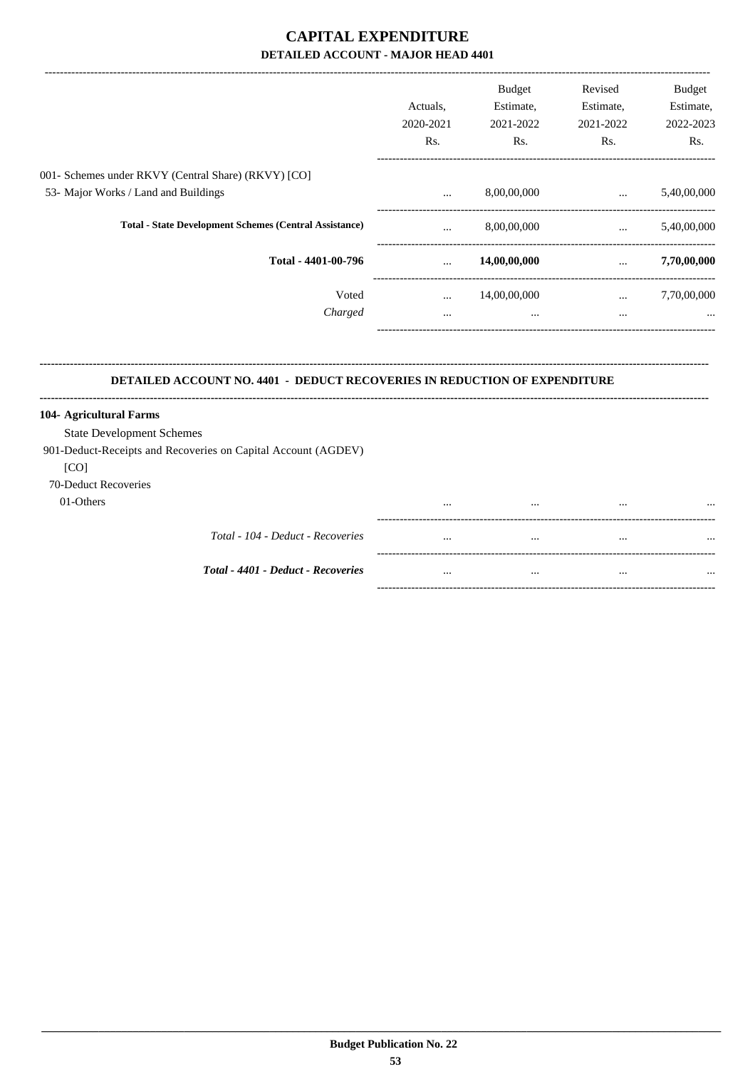# CAPITAL EXPENDITURE

## DETAILED ACCOUNT - MAJOR HEAD 4401

| | Actuals, 2020-2021 Rs. | Budget Estimate, 2021-2022 Rs. | Revised Estimate, 2021-2022 Rs. | Budget Estimate, 2022-2023 Rs. |
|---|---|---|---|---|
| 001- Schemes under RKVY (Central Share) (RKVY) [CO] | | | | |
| 53- Major Works / Land and Buildings | ... | 8,00,00,000 | ... | 5,40,00,000 |
| **Total - State Development Schemes (Central Assistance)** | ... | 8,00,00,000 | ... | 5,40,00,000 |
| **Total - 4401-00-796** | ... | **14,00,00,000** | ... | **7,70,00,000** |
| Voted | ... | 14,00,00,000 | ... | 7,70,00,000 |
| *Charged* | ... | ... | ... | ... |

### DETAILED ACCOUNT NO. 4401 - DEDUCT RECOVERIES IN REDUCTION OF EXPENDITURE

| | Actuals, 2020-2021 Rs. | Budget Estimate, 2021-2022 Rs. | Revised Estimate, 2021-2022 Rs. | Budget Estimate, 2022-2023 Rs. |
|---|---|---|---|---|
| **104- Agricultural Farms** | | | | |
| State Development Schemes | | | | |
| 901-Deduct-Receipts and Recoveries on Capital Account (AGDEV) [CO] | | | | |
| 70-Deduct Recoveries | | | | |
| 01-Others | ... | ... | ... | ... |
| *Total - 104 - Deduct - Recoveries* | ... | ... | ... | ... |
| ***Total - 4401 - Deduct - Recoveries*** | ... | ... | ... | ... |

**Budget Publication No. 22**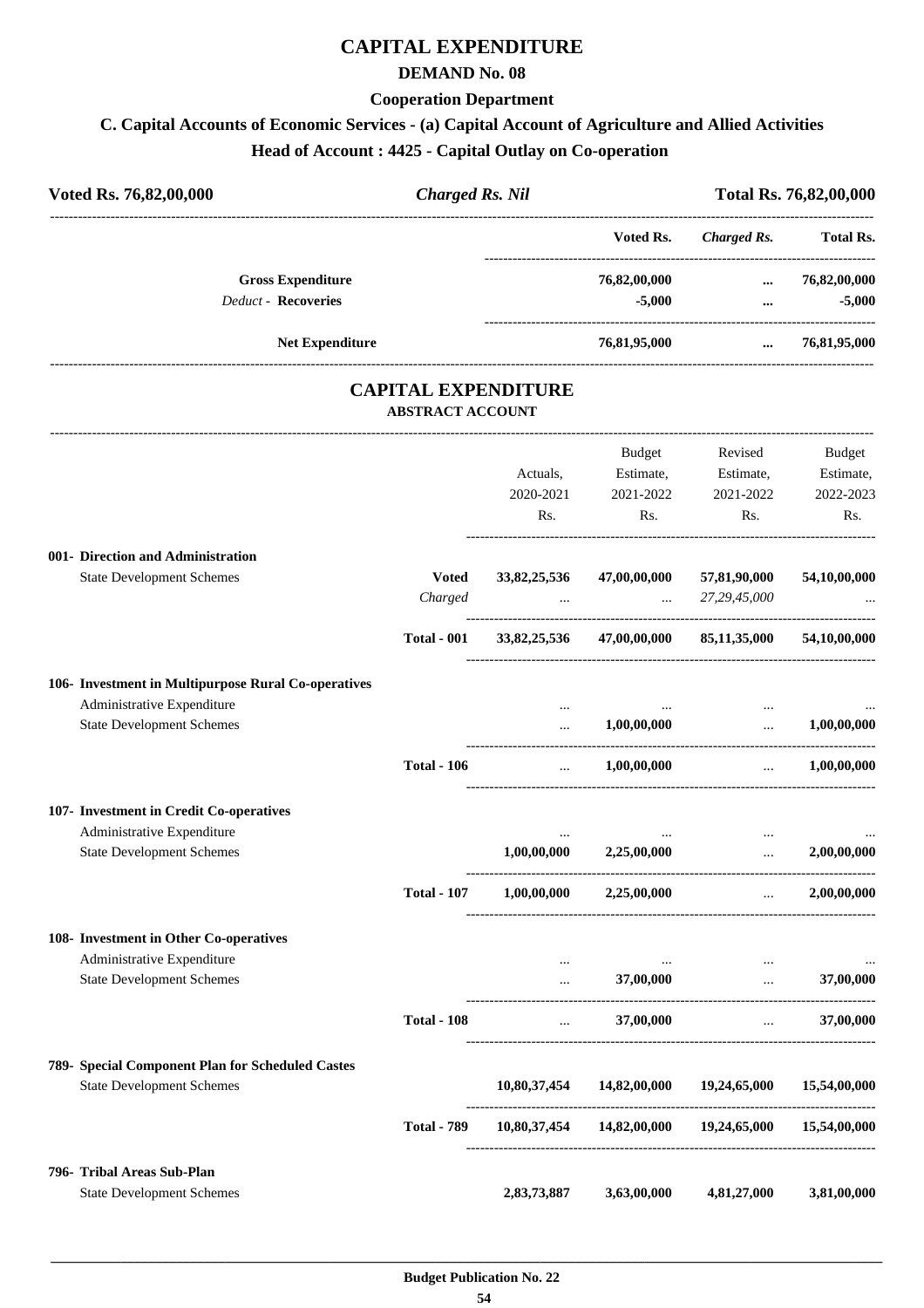# CAPITAL EXPENDITURE

## DEMAND No. 08

### Cooperation Department

### C. Capital Accounts of Economic Services - (a) Capital Account of Agriculture and Allied Activities

### Head of Account : 4425 - Capital Outlay on Co-operation

| Voted Rs. 76,82,00,000 | *Charged Rs. Nil* | Total Rs. 76,82,00,000 |
|---|---|---|

| | Voted Rs. | *Charged Rs.* | Total Rs. |
|---|---|---|---|
| **Gross Expenditure** | 76,82,00,000 | ... | 76,82,00,000 |
| *Deduct* - **Recoveries** | -5,000 | ... | -5,000 |
| **Net Expenditure** | 76,81,95,000 | ... | 76,81,95,000 |

# CAPITAL EXPENDITURE

## ABSTRACT ACCOUNT

| | | Actuals, 2020-2021 Rs. | Budget Estimate, 2021-2022 Rs. | Revised Estimate, 2021-2022 Rs. | Budget Estimate, 2022-2023 Rs. |
|---|---|---|---|---|---|
| **001- Direction and Administration** | | | | | |
| State Development Schemes | **Voted** | 33,82,25,536 | 47,00,00,000 | 57,81,90,000 | 54,10,00,000 |
| | *Charged* | ... | ... | *27,29,45,000* | ... |
| | **Total - 001** | 33,82,25,536 | 47,00,00,000 | 85,11,35,000 | 54,10,00,000 |
| **106- Investment in Multipurpose Rural Co-operatives** | | | | | |
| Administrative Expenditure | | ... | ... | ... | ... |
| State Development Schemes | | ... | 1,00,00,000 | ... | 1,00,00,000 |
| | **Total - 106** | ... | 1,00,00,000 | ... | 1,00,00,000 |
| **107- Investment in Credit Co-operatives** | | | | | |
| Administrative Expenditure | | ... | ... | ... | ... |
| State Development Schemes | | 1,00,00,000 | 2,25,00,000 | ... | 2,00,00,000 |
| | **Total - 107** | 1,00,00,000 | 2,25,00,000 | ... | 2,00,00,000 |
| **108- Investment in Other Co-operatives** | | | | | |
| Administrative Expenditure | | ... | ... | ... | ... |
| State Development Schemes | | ... | 37,00,000 | ... | 37,00,000 |
| | **Total - 108** | ... | 37,00,000 | ... | 37,00,000 |
| **789- Special Component Plan for Scheduled Castes** | | | | | |
| State Development Schemes | | 10,80,37,454 | 14,82,00,000 | 19,24,65,000 | 15,54,00,000 |
| | **Total - 789** | 10,80,37,454 | 14,82,00,000 | 19,24,65,000 | 15,54,00,000 |
| **796- Tribal Areas Sub-Plan** | | | | | |
| State Development Schemes | | 2,83,73,887 | 3,63,00,000 | 4,81,27,000 | 3,81,00,000 |

Budget Publication No. 22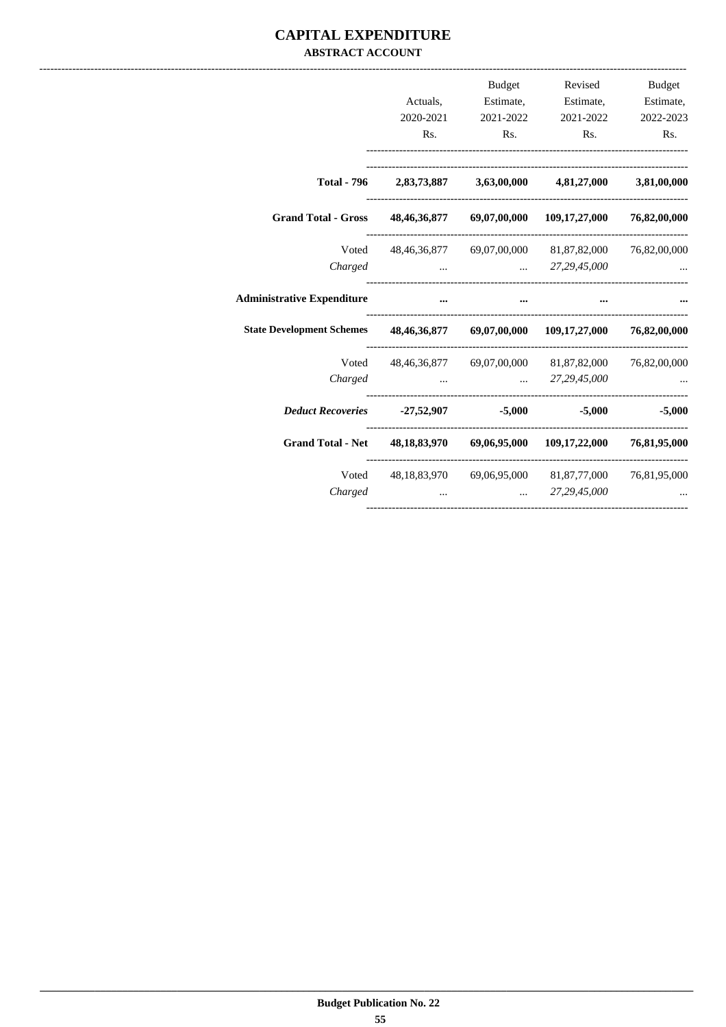# CAPITAL EXPENDITURE

## ABSTRACT ACCOUNT

| | Actuals, 2020-2021 Rs. | Budget Estimate, 2021-2022 Rs. | Revised Estimate, 2021-2022 Rs. | Budget Estimate, 2022-2023 Rs. |
|---|---|---|---|---|
| **Total - 796** | **2,83,73,887** | **3,63,00,000** | **4,81,27,000** | **3,81,00,000** |
| **Grand Total - Gross** | **48,46,36,877** | **69,07,00,000** | **109,17,27,000** | **76,82,00,000** |
| Voted | 48,46,36,877 | 69,07,00,000 | 81,87,82,000 | 76,82,00,000 |
| *Charged* | ... | ... | *27,29,45,000* | ... |
| **Administrative Expenditure** | **...** | **...** | **...** | **...** |
| **State Development Schemes** | **48,46,36,877** | **69,07,00,000** | **109,17,27,000** | **76,82,00,000** |
| Voted | 48,46,36,877 | 69,07,00,000 | 81,87,82,000 | 76,82,00,000 |
| *Charged* | ... | ... | *27,29,45,000* | ... |
| ***Deduct Recoveries*** | **-27,52,907** | **-5,000** | **-5,000** | **-5,000** |
| **Grand Total - Net** | **48,18,83,970** | **69,06,95,000** | **109,17,22,000** | **76,81,95,000** |
| Voted | 48,18,83,970 | 69,06,95,000 | 81,87,77,000 | 76,81,95,000 |
| *Charged* | ... | ... | *27,29,45,000* | ... |

**Budget Publication No. 22**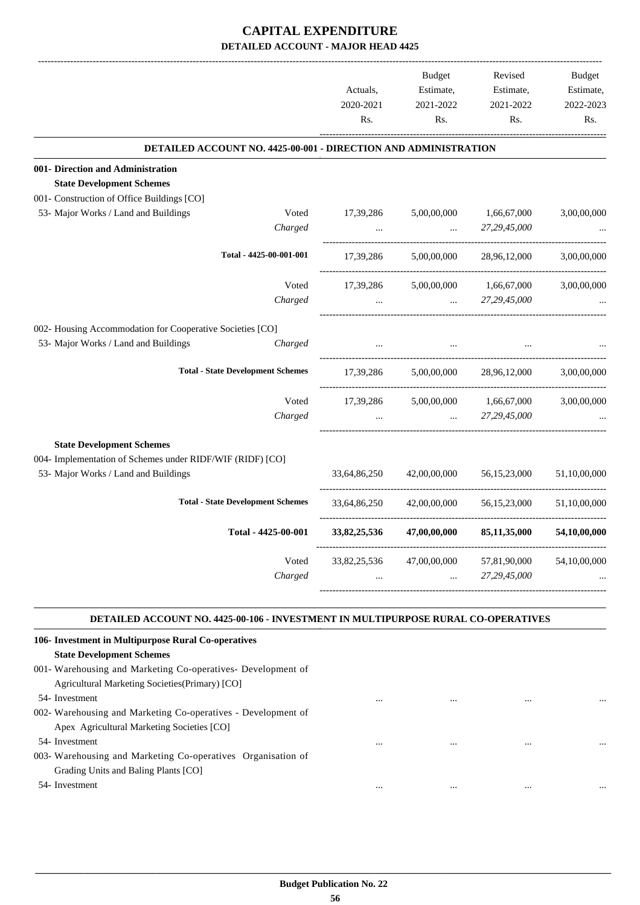# CAPITAL EXPENDITURE

## DETAILED ACCOUNT - MAJOR HEAD 4425

| | | Actuals, 2020-2021 Rs. | Budget Estimate, 2021-2022 Rs. | Revised Estimate, 2021-2022 Rs. | Budget Estimate, 2022-2023 Rs. |
|---|---|---|---|---|---|
| **DETAILED ACCOUNT NO. 4425-00-001 - DIRECTION AND ADMINISTRATION** | | | | | |
| **001- Direction and Administration** | | | | | |
| **State Development Schemes** | | | | | |
| 001- Construction of Office Buildings [CO] | | | | | |
| 53- Major Works / Land and Buildings | Voted | 17,39,286 | 5,00,00,000 | 1,66,67,000 | 3,00,00,000 |
| | *Charged* | ... | ... | *27,29,45,000* | ... |
| | **Total - 4425-00-001-001** | 17,39,286 | 5,00,00,000 | 28,96,12,000 | 3,00,00,000 |
| | Voted | 17,39,286 | 5,00,00,000 | 1,66,67,000 | 3,00,00,000 |
| | *Charged* | ... | ... | *27,29,45,000* | ... |
| 002- Housing Accommodation for Cooperative Societies [CO] | | | | | |
| 53- Major Works / Land and Buildings | *Charged* | ... | ... | ... | ... |
| | **Total - State Development Schemes** | 17,39,286 | 5,00,00,000 | 28,96,12,000 | 3,00,00,000 |
| | Voted | 17,39,286 | 5,00,00,000 | 1,66,67,000 | 3,00,00,000 |
| | *Charged* | ... | ... | *27,29,45,000* | ... |
| **State Development Schemes** | | | | | |
| 004- Implementation of Schemes under RIDF/WIF (RIDF) [CO] | | | | | |
| 53- Major Works / Land and Buildings | | 33,64,86,250 | 42,00,00,000 | 56,15,23,000 | 51,10,00,000 |
| | **Total - State Development Schemes** | 33,64,86,250 | 42,00,00,000 | 56,15,23,000 | 51,10,00,000 |
| | **Total - 4425-00-001** | **33,82,25,536** | **47,00,00,000** | **85,11,35,000** | **54,10,00,000** |
| | Voted | 33,82,25,536 | 47,00,00,000 | 57,81,90,000 | 54,10,00,000 |
| | *Charged* | ... | ... | *27,29,45,000* | ... |

**DETAILED ACCOUNT NO. 4425-00-106 - INVESTMENT IN MULTIPURPOSE RURAL CO-OPERATIVES**

| | Actuals, 2020-2021 Rs. | Budget Estimate, 2021-2022 Rs. | Revised Estimate, 2021-2022 Rs. | Budget Estimate, 2022-2023 Rs. |
|---|---|---|---|---|
| **106- Investment in Multipurpose Rural Co-operatives** | | | | |
| **State Development Schemes** | | | | |
| 001- Warehousing and Marketing Co-operatives- Development of Agricultural Marketing Societies(Primary) [CO] | | | | |
| 54- Investment | ... | ... | ... | ... |
| 002- Warehousing and Marketing Co-operatives - Development of Apex Agricultural Marketing Societies [CO] | | | | |
| 54- Investment | ... | ... | ... | ... |
| 003- Warehousing and Marketing Co-operatives Organisation of Grading Units and Baling Plants [CO] | | | | |
| 54- Investment | ... | ... | ... | ... |

Budget Publication No. 22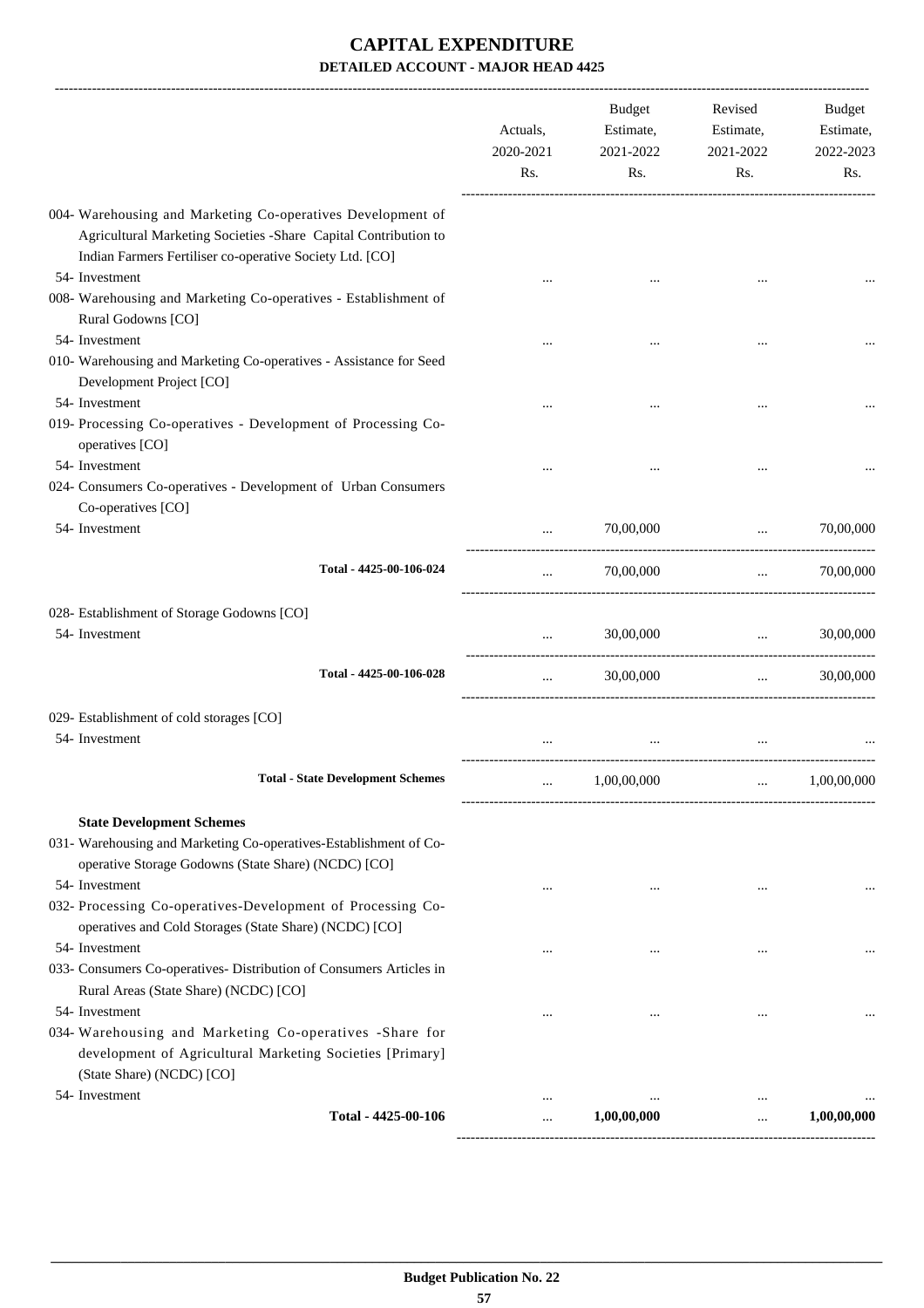# CAPITAL EXPENDITURE

## DETAILED ACCOUNT - MAJOR HEAD 4425

| | Actuals, 2020-2021 Rs. | Budget Estimate, 2021-2022 Rs. | Revised Estimate, 2021-2022 Rs. | Budget Estimate, 2022-2023 Rs. |
|---|---|---|---|---|
| 004- Warehousing and Marketing Co-operatives Development of Agricultural Marketing Societies -Share Capital Contribution to Indian Farmers Fertiliser co-operative Society Ltd. [CO] | | | | |
| 54- Investment | ... | ... | ... | ... |
| 008- Warehousing and Marketing Co-operatives - Establishment of Rural Godowns [CO] | | | | |
| 54- Investment | ... | ... | ... | ... |
| 010- Warehousing and Marketing Co-operatives - Assistance for Seed Development Project [CO] | | | | |
| 54- Investment | ... | ... | ... | ... |
| 019- Processing Co-operatives - Development of Processing Co-operatives [CO] | | | | |
| 54- Investment | ... | ... | ... | ... |
| 024- Consumers Co-operatives - Development of Urban Consumers Co-operatives [CO] | | | | |
| 54- Investment | ... | 70,00,000 | ... | 70,00,000 |
| Total - 4425-00-106-024 | ... | 70,00,000 | ... | 70,00,000 |
| 028- Establishment of Storage Godowns [CO] | | | | |
| 54- Investment | ... | 30,00,000 | ... | 30,00,000 |
| Total - 4425-00-106-028 | ... | 30,00,000 | ... | 30,00,000 |
| 029- Establishment of cold storages [CO] | | | | |
| 54- Investment | ... | ... | ... | ... |
| Total - State Development Schemes | ... | 1,00,00,000 | ... | 1,00,00,000 |
| **State Development Schemes** | | | | |
| 031- Warehousing and Marketing Co-operatives-Establishment of Co-operative Storage Godowns (State Share) (NCDC) [CO] | | | | |
| 54- Investment | ... | ... | ... | ... |
| 032- Processing Co-operatives-Development of Processing Co-operatives and Cold Storages (State Share) (NCDC) [CO] | | | | |
| 54- Investment | ... | ... | ... | ... |
| 033- Consumers Co-operatives- Distribution of Consumers Articles in Rural Areas (State Share) (NCDC) [CO] | | | | |
| 54- Investment | ... | ... | ... | ... |
| 034- Warehousing and Marketing Co-operatives -Share for development of Agricultural Marketing Societies [Primary] (State Share) (NCDC) [CO] | | | | |
| 54- Investment | ... | ... | ... | ... |
| **Total - 4425-00-106** | ... | **1,00,00,000** | ... | **1,00,00,000** |

Budget Publication No. 22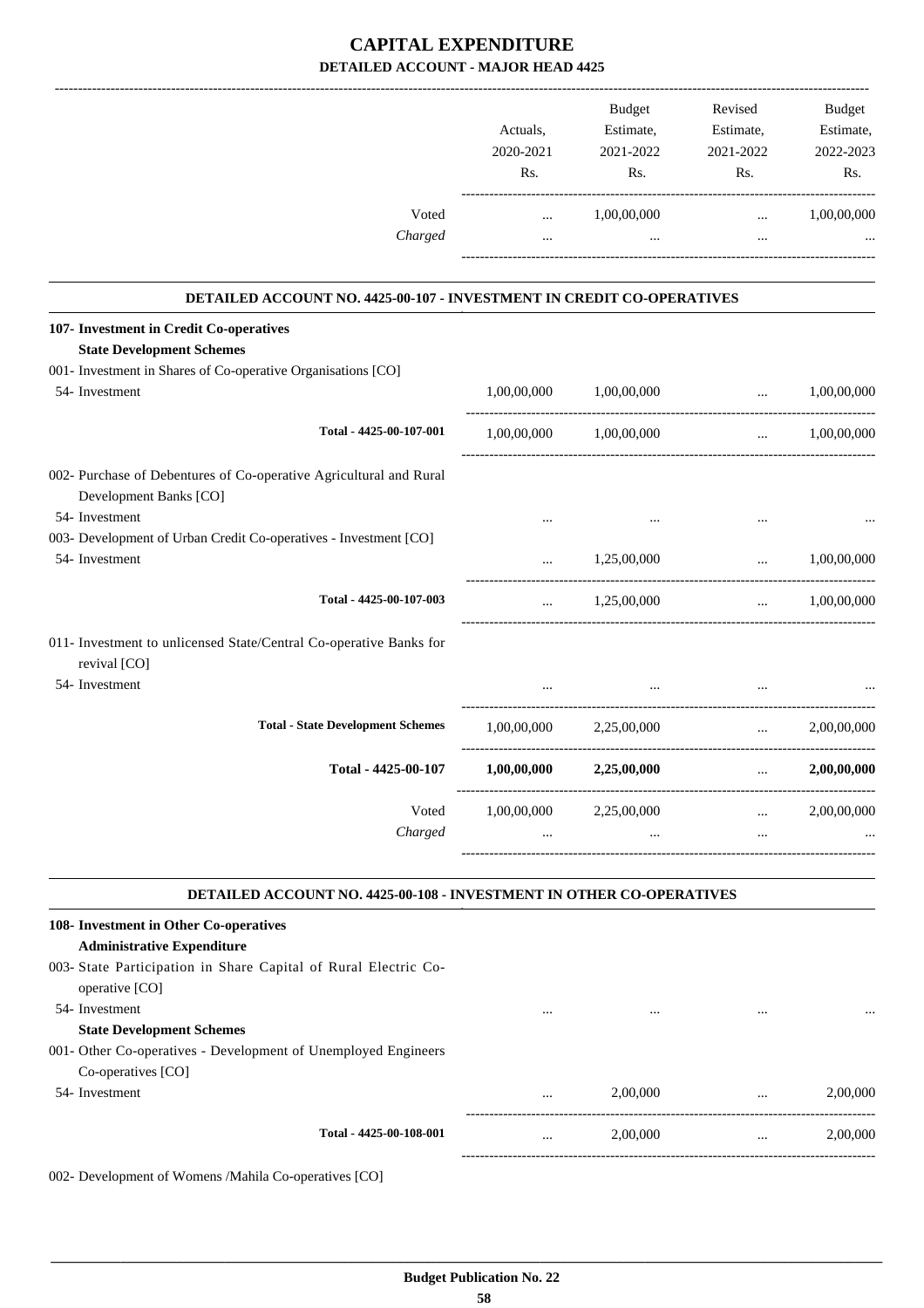# CAPITAL EXPENDITURE

## DETAILED ACCOUNT - MAJOR HEAD 4425

| | Actuals, 2020-2021 Rs. | Budget Estimate, 2021-2022 Rs. | Revised Estimate, 2021-2022 Rs. | Budget Estimate, 2022-2023 Rs. |
|---|---|---|---|---|
| Voted | ... | 1,00,00,000 | ... | 1,00,00,000 |
| *Charged* | ... | ... | ... | ... |

### DETAILED ACCOUNT NO. 4425-00-107 - INVESTMENT IN CREDIT CO-OPERATIVES

| | Actuals, 2020-2021 Rs. | Budget Estimate, 2021-2022 Rs. | Revised Estimate, 2021-2022 Rs. | Budget Estimate, 2022-2023 Rs. |
|---|---|---|---|---|
| **107- Investment in Credit Co-operatives** | | | | |
| **State Development Schemes** | | | | |
| 001- Investment in Shares of Co-operative Organisations [CO] | | | | |
| 54- Investment | 1,00,00,000 | 1,00,00,000 | ... | 1,00,00,000 |
| **Total - 4425-00-107-001** | 1,00,00,000 | 1,00,00,000 | ... | 1,00,00,000 |
| 002- Purchase of Debentures of Co-operative Agricultural and Rural Development Banks [CO] | | | | |
| 54- Investment | ... | ... | ... | ... |
| 003- Development of Urban Credit Co-operatives - Investment [CO] | | | | |
| 54- Investment | ... | 1,25,00,000 | ... | 1,00,00,000 |
| **Total - 4425-00-107-003** | ... | 1,25,00,000 | ... | 1,00,00,000 |
| 011- Investment to unlicensed State/Central Co-operative Banks for revival [CO] | | | | |
| 54- Investment | ... | ... | ... | ... |
| **Total - State Development Schemes** | 1,00,00,000 | 2,25,00,000 | ... | 2,00,00,000 |
| **Total - 4425-00-107** | **1,00,00,000** | **2,25,00,000** | ... | **2,00,00,000** |
| Voted | 1,00,00,000 | 2,25,00,000 | ... | 2,00,00,000 |
| *Charged* | ... | ... | ... | ... |

### DETAILED ACCOUNT NO. 4425-00-108 - INVESTMENT IN OTHER CO-OPERATIVES

| | Actuals, 2020-2021 Rs. | Budget Estimate, 2021-2022 Rs. | Revised Estimate, 2021-2022 Rs. | Budget Estimate, 2022-2023 Rs. |
|---|---|---|---|---|
| **108- Investment in Other Co-operatives** | | | | |
| **Administrative Expenditure** | | | | |
| 003- State Participation in Share Capital of Rural Electric Co-operative [CO] | | | | |
| 54- Investment | ... | ... | ... | ... |
| **State Development Schemes** | | | | |
| 001- Other Co-operatives - Development of Unemployed Engineers Co-operatives [CO] | | | | |
| 54- Investment | ... | 2,00,000 | ... | 2,00,000 |
| **Total - 4425-00-108-001** | ... | 2,00,000 | ... | 2,00,000 |
| 002- Development of Womens /Mahila Co-operatives [CO] | | | | |

Budget Publication No. 22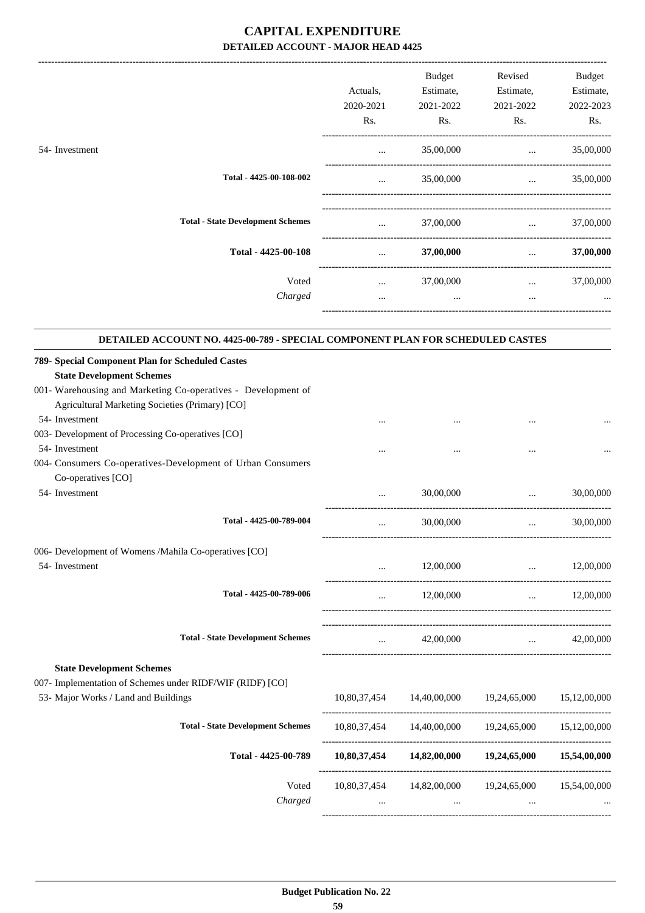# CAPITAL EXPENDITURE

## DETAILED ACCOUNT - MAJOR HEAD 4425

| | Actuals, 2020-2021 Rs. | Budget Estimate, 2021-2022 Rs. | Revised Estimate, 2021-2022 Rs. | Budget Estimate, 2022-2023 Rs. |
|---|---|---|---|---|
| 54- Investment | ... | 35,00,000 | ... | 35,00,000 |
| **Total - 4425-00-108-002** | ... | 35,00,000 | ... | 35,00,000 |
| **Total - State Development Schemes** | ... | 37,00,000 | ... | 37,00,000 |
| **Total - 4425-00-108** | ... | **37,00,000** | ... | **37,00,000** |
| Voted | ... | 37,00,000 | ... | 37,00,000 |
| *Charged* | ... | ... | ... | ... |

### DETAILED ACCOUNT NO. 4425-00-789 - SPECIAL COMPONENT PLAN FOR SCHEDULED CASTES

| | Actuals, 2020-2021 Rs. | Budget Estimate, 2021-2022 Rs. | Revised Estimate, 2021-2022 Rs. | Budget Estimate, 2022-2023 Rs. |
|---|---|---|---|---|
| **789- Special Component Plan for Scheduled Castes** | | | | |
| **State Development Schemes** | | | | |
| 001- Warehousing and Marketing Co-operatives - Development of Agricultural Marketing Societies (Primary) [CO] | | | | |
| 54- Investment | ... | ... | ... | ... |
| 003- Development of Processing Co-operatives [CO] | | | | |
| 54- Investment | ... | ... | ... | ... |
| 004- Consumers Co-operatives-Development of Urban Consumers Co-operatives [CO] | | | | |
| 54- Investment | ... | 30,00,000 | ... | 30,00,000 |
| **Total - 4425-00-789-004** | ... | 30,00,000 | ... | 30,00,000 |
| 006- Development of Womens /Mahila Co-operatives [CO] | | | | |
| 54- Investment | ... | 12,00,000 | ... | 12,00,000 |
| **Total - 4425-00-789-006** | ... | 12,00,000 | ... | 12,00,000 |
| **Total - State Development Schemes** | ... | 42,00,000 | ... | 42,00,000 |
| **State Development Schemes** | | | | |
| 007- Implementation of Schemes under RIDF/WIF (RIDF) [CO] | | | | |
| 53- Major Works / Land and Buildings | 10,80,37,454 | 14,40,00,000 | 19,24,65,000 | 15,12,00,000 |
| **Total - State Development Schemes** | 10,80,37,454 | 14,40,00,000 | 19,24,65,000 | 15,12,00,000 |
| **Total - 4425-00-789** | **10,80,37,454** | **14,82,00,000** | **19,24,65,000** | **15,54,00,000** |
| Voted | 10,80,37,454 | 14,82,00,000 | 19,24,65,000 | 15,54,00,000 |
| *Charged* | ... | ... | ... | ... |

**Budget Publication No. 22**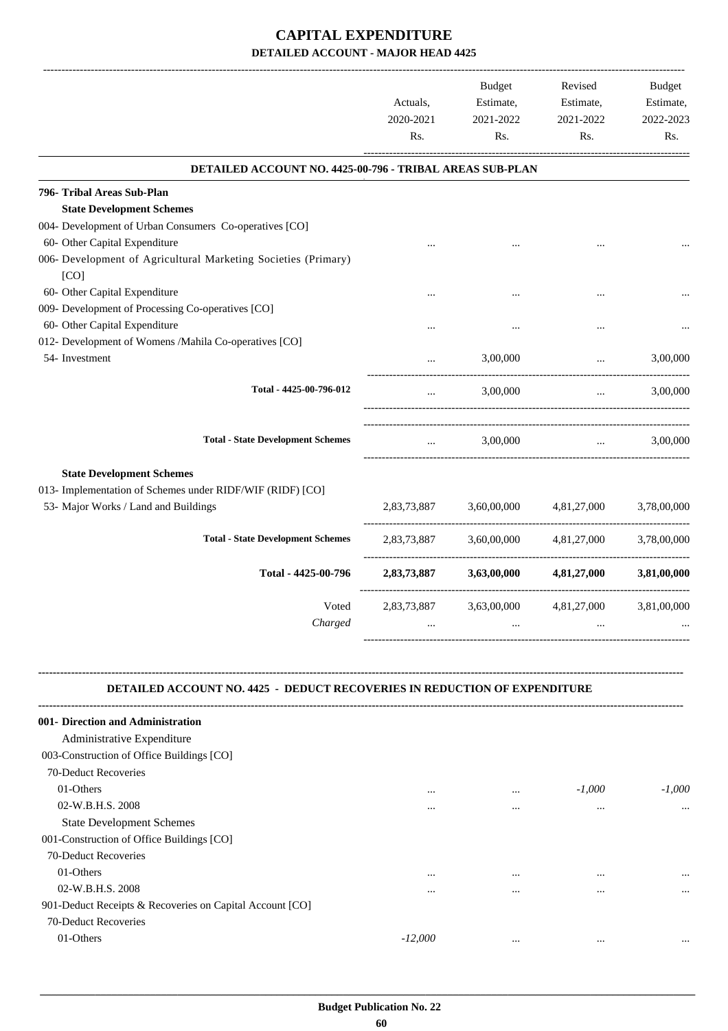# CAPITAL EXPENDITURE

## DETAILED ACCOUNT - MAJOR HEAD 4425

| | Actuals, 2020-2021 Rs. | Budget Estimate, 2021-2022 Rs. | Revised Estimate, 2021-2022 Rs. | Budget Estimate, 2022-2023 Rs. |
|---|---|---|---|---|
| **DETAILED ACCOUNT NO. 4425-00-796 - TRIBAL AREAS SUB-PLAN** | | | | |
| **796- Tribal Areas Sub-Plan** | | | | |
| **State Development Schemes** | | | | |
| 004- Development of Urban Consumers Co-operatives [CO] | | | | |
| 60- Other Capital Expenditure | ... | ... | ... | ... |
| 006- Development of Agricultural Marketing Societies (Primary) [CO] | | | | |
| 60- Other Capital Expenditure | ... | ... | ... | ... |
| 009- Development of Processing Co-operatives [CO] | | | | |
| 60- Other Capital Expenditure | ... | ... | ... | ... |
| 012- Development of Womens /Mahila Co-operatives [CO] | | | | |
| 54- Investment | ... | 3,00,000 | ... | 3,00,000 |
| Total - 4425-00-796-012 | ... | 3,00,000 | ... | 3,00,000 |
| Total - State Development Schemes | ... | 3,00,000 | ... | 3,00,000 |
| **State Development Schemes** | | | | |
| 013- Implementation of Schemes under RIDF/WIF (RIDF) [CO] | | | | |
| 53- Major Works / Land and Buildings | 2,83,73,887 | 3,60,00,000 | 4,81,27,000 | 3,78,00,000 |
| Total - State Development Schemes | 2,83,73,887 | 3,60,00,000 | 4,81,27,000 | 3,78,00,000 |
| **Total - 4425-00-796** | **2,83,73,887** | **3,63,00,000** | **4,81,27,000** | **3,81,00,000** |
| Voted | 2,83,73,887 | 3,63,00,000 | 4,81,27,000 | 3,81,00,000 |
| *Charged* | ... | ... | ... | ... |

**DETAILED ACCOUNT NO. 4425 - DEDUCT RECOVERIES IN REDUCTION OF EXPENDITURE**

| | Actuals, 2020-2021 Rs. | Budget Estimate, 2021-2022 Rs. | Revised Estimate, 2021-2022 Rs. | Budget Estimate, 2022-2023 Rs. |
|---|---|---|---|---|
| **001- Direction and Administration** | | | | |
| Administrative Expenditure | | | | |
| 003-Construction of Office Buildings [CO] | | | | |
| 70-Deduct Recoveries | | | | |
| 01-Others | ... | ... | *-1,000* | *-1,000* |
| 02-W.B.H.S. 2008 | ... | ... | ... | ... |
| State Development Schemes | | | | |
| 001-Construction of Office Buildings [CO] | | | | |
| 70-Deduct Recoveries | | | | |
| 01-Others | ... | ... | ... | ... |
| 02-W.B.H.S. 2008 | ... | ... | ... | ... |
| 901-Deduct Receipts & Recoveries on Capital Account [CO] | | | | |
| 70-Deduct Recoveries | | | | |
| 01-Others | *-12,000* | ... | ... | ... |

**Budget Publication No. 22**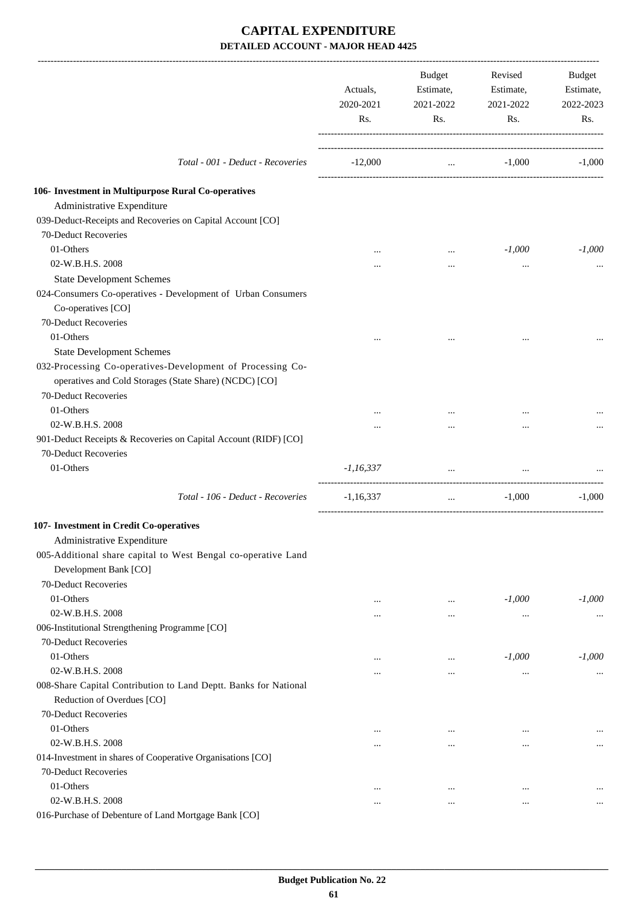# CAPITAL EXPENDITURE

## DETAILED ACCOUNT - MAJOR HEAD 4425

| | Actuals, 2020-2021 Rs. | Budget Estimate, 2021-2022 Rs. | Revised Estimate, 2021-2022 Rs. | Budget Estimate, 2022-2023 Rs. |
|---|---|---|---|---|
| *Total - 001 - Deduct - Recoveries* | -12,000 | ... | -1,000 | -1,000 |
| **106- Investment in Multipurpose Rural Co-operatives** | | | | |
| Administrative Expenditure | | | | |
| 039-Deduct-Receipts and Recoveries on Capital Account [CO] | | | | |
| 70-Deduct Recoveries | | | | |
| 01-Others | ... | ... | *-1,000* | *-1,000* |
| 02-W.B.H.S. 2008 | ... | ... | ... | ... |
| State Development Schemes | | | | |
| 024-Consumers Co-operatives - Development of Urban Consumers Co-operatives [CO] | | | | |
| 70-Deduct Recoveries | | | | |
| 01-Others | ... | ... | ... | ... |
| State Development Schemes | | | | |
| 032-Processing Co-operatives-Development of Processing Co-operatives and Cold Storages (State Share) (NCDC) [CO] | | | | |
| 70-Deduct Recoveries | | | | |
| 01-Others | ... | ... | ... | ... |
| 02-W.B.H.S. 2008 | ... | ... | ... | ... |
| 901-Deduct Receipts & Recoveries on Capital Account (RIDF) [CO] | | | | |
| 70-Deduct Recoveries | | | | |
| 01-Others | *-1,16,337* | ... | ... | ... |
| *Total - 106 - Deduct - Recoveries* | -1,16,337 | ... | -1,000 | -1,000 |
| **107- Investment in Credit Co-operatives** | | | | |
| Administrative Expenditure | | | | |
| 005-Additional share capital to West Bengal co-operative Land Development Bank [CO] | | | | |
| 70-Deduct Recoveries | | | | |
| 01-Others | ... | ... | *-1,000* | *-1,000* |
| 02-W.B.H.S. 2008 | ... | ... | ... | ... |
| 006-Institutional Strengthening Programme [CO] | | | | |
| 70-Deduct Recoveries | | | | |
| 01-Others | ... | ... | *-1,000* | *-1,000* |
| 02-W.B.H.S. 2008 | ... | ... | ... | ... |
| 008-Share Capital Contribution to Land Deptt. Banks for National Reduction of Overdues [CO] | | | | |
| 70-Deduct Recoveries | | | | |
| 01-Others | ... | ... | ... | ... |
| 02-W.B.H.S. 2008 | ... | ... | ... | ... |
| 014-Investment in shares of Cooperative Organisations [CO] | | | | |
| 70-Deduct Recoveries | | | | |
| 01-Others | ... | ... | ... | ... |
| 02-W.B.H.S. 2008 | ... | ... | ... | ... |
| 016-Purchase of Debenture of Land Mortgage Bank [CO] | | | | |

**Budget Publication No. 22**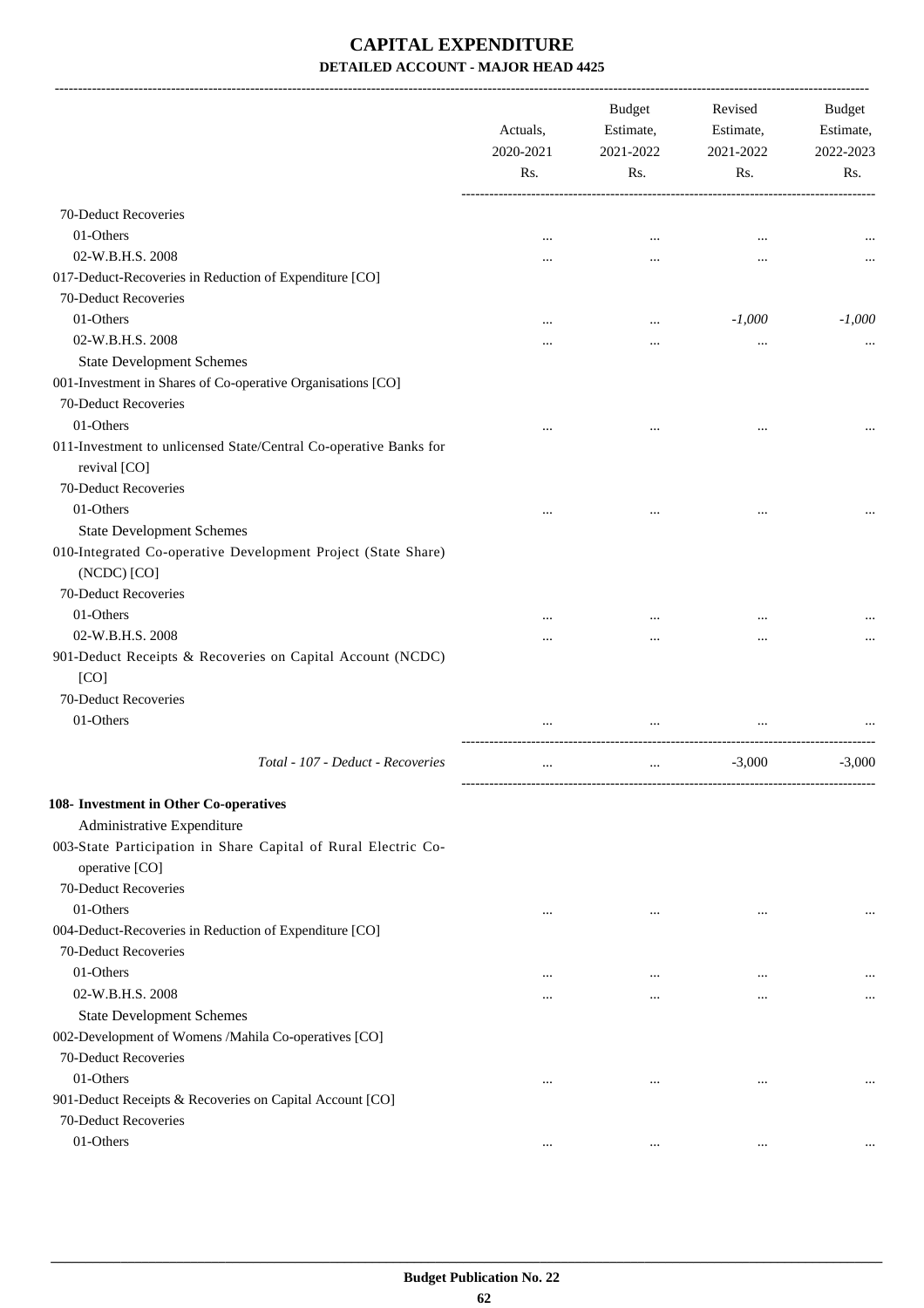# CAPITAL EXPENDITURE

## DETAILED ACCOUNT - MAJOR HEAD 4425

| | Actuals, 2020-2021 Rs. | Budget Estimate, 2021-2022 Rs. | Revised Estimate, 2021-2022 Rs. | Budget Estimate, 2022-2023 Rs. |
|---|---|---|---|---|
| 70-Deduct Recoveries | | | | |
| 01-Others | ... | ... | ... | ... |
| 02-W.B.H.S. 2008 | ... | ... | ... | ... |
| 017-Deduct-Recoveries in Reduction of Expenditure [CO] | | | | |
| 70-Deduct Recoveries | | | | |
| 01-Others | ... | ... | *-1,000* | *-1,000* |
| 02-W.B.H.S. 2008 | ... | ... | ... | ... |
| State Development Schemes | | | | |
| 001-Investment in Shares of Co-operative Organisations [CO] | | | | |
| 70-Deduct Recoveries | | | | |
| 01-Others | ... | ... | ... | ... |
| 011-Investment to unlicensed State/Central Co-operative Banks for revival [CO] | | | | |
| 70-Deduct Recoveries | | | | |
| 01-Others | ... | ... | ... | ... |
| State Development Schemes | | | | |
| 010-Integrated Co-operative Development Project (State Share) (NCDC) [CO] | | | | |
| 70-Deduct Recoveries | | | | |
| 01-Others | ... | ... | ... | ... |
| 02-W.B.H.S. 2008 | ... | ... | ... | ... |
| 901-Deduct Receipts & Recoveries on Capital Account (NCDC) [CO] | | | | |
| 70-Deduct Recoveries | | | | |
| 01-Others | ... | ... | ... | ... |
| *Total - 107 - Deduct - Recoveries* | ... | ... | -3,000 | -3,000 |
| **108- Investment in Other Co-operatives** | | | | |
| Administrative Expenditure | | | | |
| 003-State Participation in Share Capital of Rural Electric Co-operative [CO] | | | | |
| 70-Deduct Recoveries | | | | |
| 01-Others | ... | ... | ... | ... |
| 004-Deduct-Recoveries in Reduction of Expenditure [CO] | | | | |
| 70-Deduct Recoveries | | | | |
| 01-Others | ... | ... | ... | ... |
| 02-W.B.H.S. 2008 | ... | ... | ... | ... |
| State Development Schemes | | | | |
| 002-Development of Womens /Mahila Co-operatives [CO] | | | | |
| 70-Deduct Recoveries | | | | |
| 01-Others | ... | ... | ... | ... |
| 901-Deduct Receipts & Recoveries on Capital Account [CO] | | | | |
| 70-Deduct Recoveries | | | | |
| 01-Others | ... | ... | ... | ... |

**Budget Publication No. 22**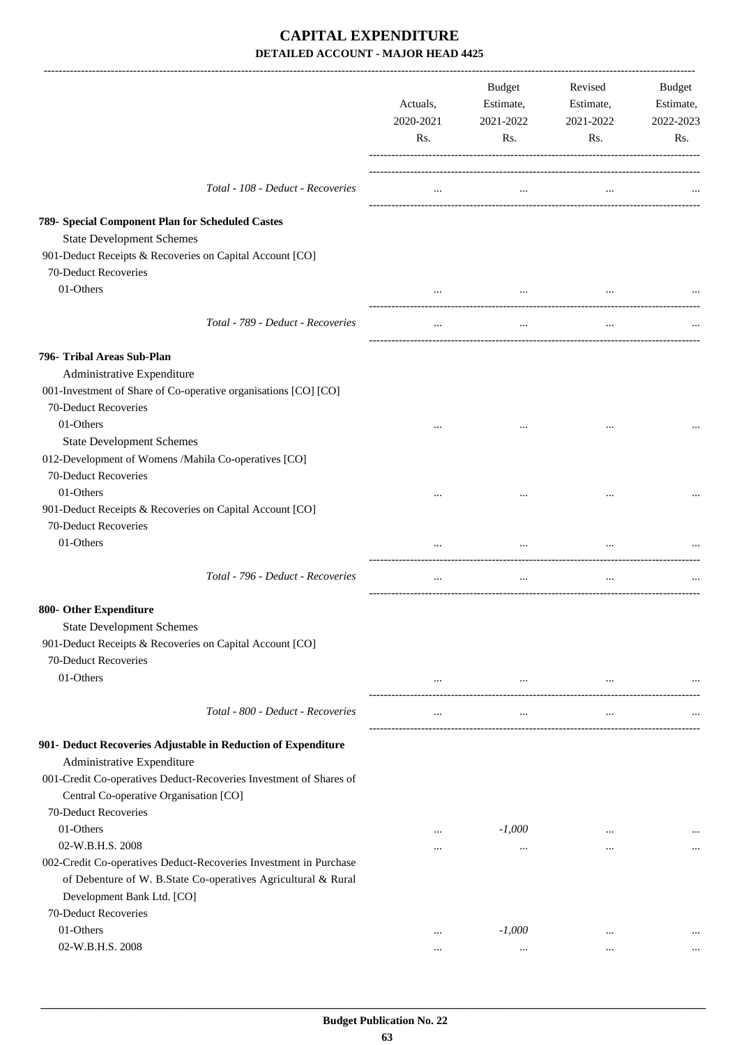# CAPITAL EXPENDITURE

## DETAILED ACCOUNT - MAJOR HEAD 4425

| | Actuals, 2020-2021 Rs. | Budget Estimate, 2021-2022 Rs. | Revised Estimate, 2021-2022 Rs. | Budget Estimate, 2022-2023 Rs. |
|---|---|---|---|---|
| *Total - 108 - Deduct - Recoveries* | ... | ... | ... | ... |
| **789- Special Component Plan for Scheduled Castes** | | | | |
| State Development Schemes | | | | |
| 901-Deduct Receipts & Recoveries on Capital Account [CO] | | | | |
| 70-Deduct Recoveries | | | | |
| 01-Others | ... | ... | ... | ... |
| *Total - 789 - Deduct - Recoveries* | ... | ... | ... | ... |
| **796- Tribal Areas Sub-Plan** | | | | |
| Administrative Expenditure | | | | |
| 001-Investment of Share of Co-operative organisations [CO] [CO] | | | | |
| 70-Deduct Recoveries | | | | |
| 01-Others | ... | ... | ... | ... |
| State Development Schemes | | | | |
| 012-Development of Womens /Mahila Co-operatives [CO] | | | | |
| 70-Deduct Recoveries | | | | |
| 01-Others | ... | ... | ... | ... |
| 901-Deduct Receipts & Recoveries on Capital Account [CO] | | | | |
| 70-Deduct Recoveries | | | | |
| 01-Others | ... | ... | ... | ... |
| *Total - 796 - Deduct - Recoveries* | ... | ... | ... | ... |
| **800- Other Expenditure** | | | | |
| State Development Schemes | | | | |
| 901-Deduct Receipts & Recoveries on Capital Account [CO] | | | | |
| 70-Deduct Recoveries | | | | |
| 01-Others | ... | ... | ... | ... |
| *Total - 800 - Deduct - Recoveries* | ... | ... | ... | ... |
| **901- Deduct Recoveries Adjustable in Reduction of Expenditure** | | | | |
| Administrative Expenditure | | | | |
| 001-Credit Co-operatives Deduct-Recoveries Investment of Shares of Central Co-operative Organisation [CO] | | | | |
| 70-Deduct Recoveries | | | | |
| 01-Others | ... | *-1,000* | ... | ... |
| 02-W.B.H.S. 2008 | ... | ... | ... | ... |
| 002-Credit Co-operatives Deduct-Recoveries Investment in Purchase of Debenture of W. B.State Co-operatives Agricultural & Rural Development Bank Ltd. [CO] | | | | |
| 70-Deduct Recoveries | | | | |
| 01-Others | ... | *-1,000* | ... | ... |
| 02-W.B.H.S. 2008 | ... | ... | ... | ... |

Budget Publication No. 22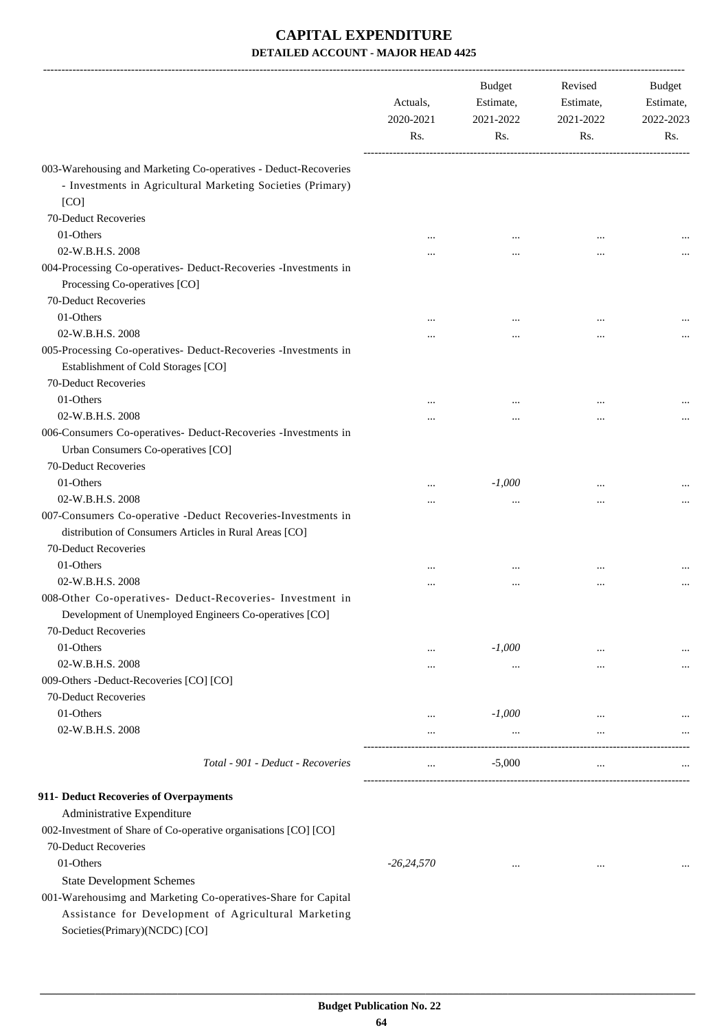# CAPITAL EXPENDITURE

## DETAILED ACCOUNT - MAJOR HEAD 4425

| | Actuals, 2020-2021 Rs. | Budget Estimate, 2021-2022 Rs. | Revised Estimate, 2021-2022 Rs. | Budget Estimate, 2022-2023 Rs. |
|---|---|---|---|---|
| 003-Warehousing and Marketing Co-operatives - Deduct-Recoveries - Investments in Agricultural Marketing Societies (Primary) [CO] | | | | |
| 70-Deduct Recoveries | | | | |
| 01-Others | ... | ... | ... | ... |
| 02-W.B.H.S. 2008 | ... | ... | ... | ... |
| 004-Processing Co-operatives- Deduct-Recoveries -Investments in Processing Co-operatives [CO] | | | | |
| 70-Deduct Recoveries | | | | |
| 01-Others | ... | ... | ... | ... |
| 02-W.B.H.S. 2008 | ... | ... | ... | ... |
| 005-Processing Co-operatives- Deduct-Recoveries -Investments in Establishment of Cold Storages [CO] | | | | |
| 70-Deduct Recoveries | | | | |
| 01-Others | ... | ... | ... | ... |
| 02-W.B.H.S. 2008 | ... | ... | ... | ... |
| 006-Consumers Co-operatives- Deduct-Recoveries -Investments in Urban Consumers Co-operatives [CO] | | | | |
| 70-Deduct Recoveries | | | | |
| 01-Others | ... | *-1,000* | ... | ... |
| 02-W.B.H.S. 2008 | ... | ... | ... | ... |
| 007-Consumers Co-operative -Deduct Recoveries-Investments in distribution of Consumers Articles in Rural Areas [CO] | | | | |
| 70-Deduct Recoveries | | | | |
| 01-Others | ... | ... | ... | ... |
| 02-W.B.H.S. 2008 | ... | ... | ... | ... |
| 008-Other Co-operatives- Deduct-Recoveries- Investment in Development of Unemployed Engineers Co-operatives [CO] | | | | |
| 70-Deduct Recoveries | | | | |
| 01-Others | ... | *-1,000* | ... | ... |
| 02-W.B.H.S. 2008 | ... | ... | ... | ... |
| 009-Others -Deduct-Recoveries [CO] [CO] | | | | |
| 70-Deduct Recoveries | | | | |
| 01-Others | ... | *-1,000* | ... | ... |
| 02-W.B.H.S. 2008 | ... | ... | ... | ... |
| *Total - 901 - Deduct - Recoveries* | ... | -5,000 | ... | ... |
| **911- Deduct Recoveries of Overpayments** | | | | |
| Administrative Expenditure | | | | |
| 002-Investment of Share of Co-operative organisations [CO] [CO] | | | | |
| 70-Deduct Recoveries | | | | |
| 01-Others | *-26,24,570* | ... | ... | ... |
| State Development Schemes | | | | |
| 001-Warehousimg and Marketing Co-operatives-Share for Capital Assistance for Development of Agricultural Marketing Societies(Primary)(NCDC) [CO] | | | | |

**Budget Publication No. 22**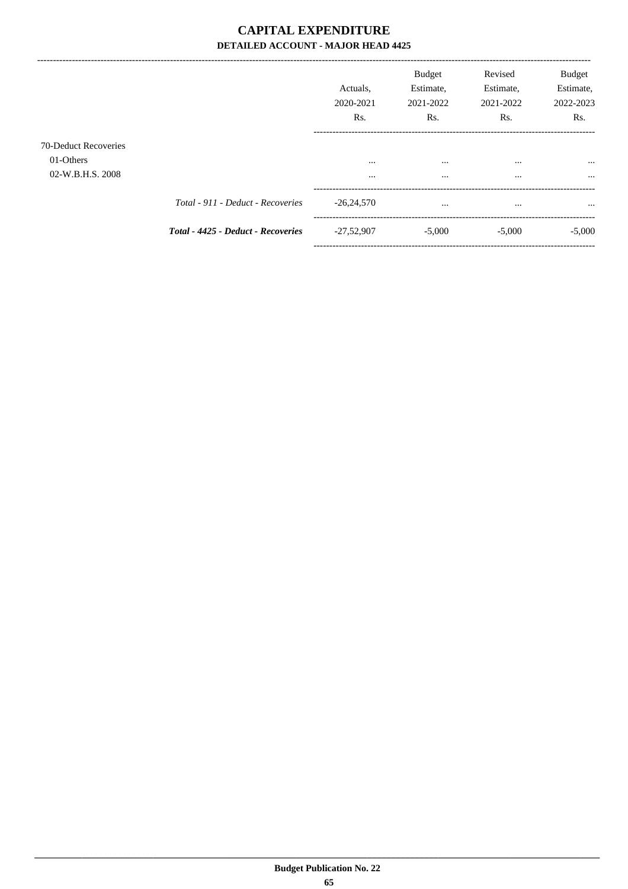# CAPITAL EXPENDITURE

### DETAILED ACCOUNT - MAJOR HEAD 4425

| | | Actuals, 2020-2021 Rs. | Budget Estimate, 2021-2022 Rs. | Revised Estimate, 2021-2022 Rs. | Budget Estimate, 2022-2023 Rs. |
|---|---|---|---|---|---|
| 70-Deduct Recoveries | | | | | |
| 01-Others | | ... | ... | ... | ... |
| 02-W.B.H.S. 2008 | | ... | ... | ... | ... |
| | *Total - 911 - Deduct - Recoveries* | -26,24,570 | ... | ... | ... |
| | ***Total - 4425 - Deduct - Recoveries*** | -27,52,907 | -5,000 | -5,000 | -5,000 |

**Budget Publication No. 22**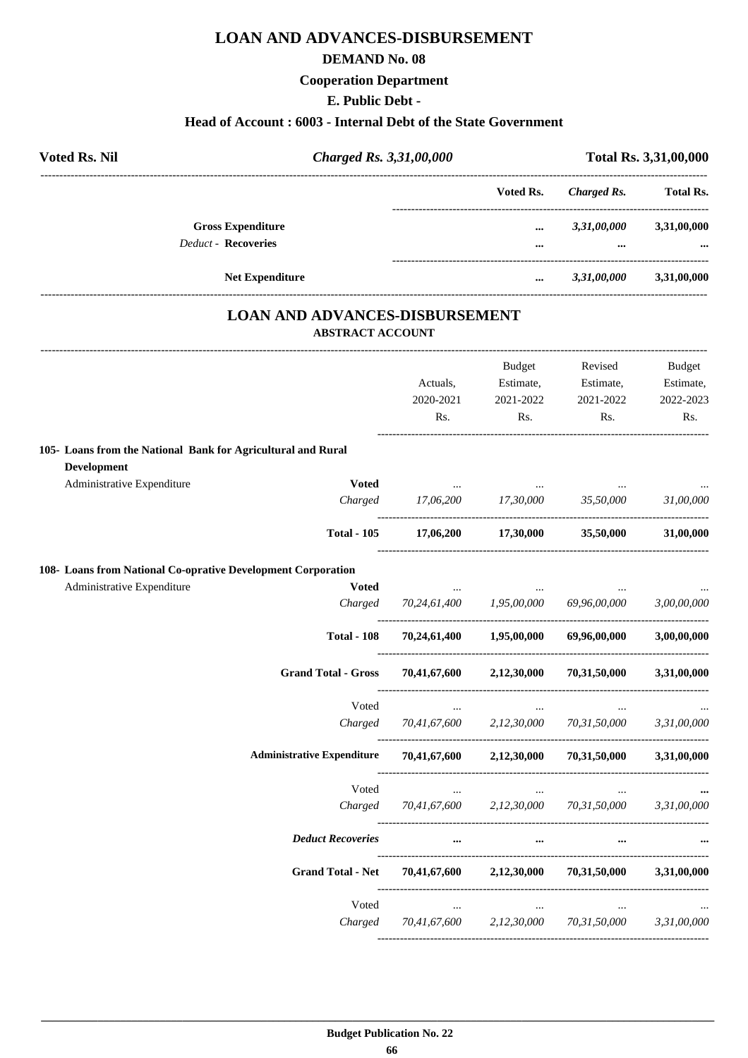# LOAN AND ADVANCES-DISBURSEMENT

## DEMAND No. 08

### Cooperation Department

### E. Public Debt -

### Head of Account : 6003 - Internal Debt of the State Government

| Voted Rs. Nil | *Charged Rs. 3,31,00,000* | Total Rs. 3,31,00,000 |
|---|---|---|

| | Voted Rs. | *Charged Rs.* | Total Rs. |
|---|---|---|---|
| **Gross Expenditure** | ... | *3,31,00,000* | 3,31,00,000 |
| *Deduct* - **Recoveries** | ... | ... | ... |
| **Net Expenditure** | ... | *3,31,00,000* | 3,31,00,000 |

## LOAN AND ADVANCES-DISBURSEMENT

### ABSTRACT ACCOUNT

| | | Actuals, 2020-2021 Rs. | Budget Estimate, 2021-2022 Rs. | Revised Estimate, 2021-2022 Rs. | Budget Estimate, 2022-2023 Rs. |
|---|---|---|---|---|---|
| **105- Loans from the National Bank for Agricultural and Rural Development** | | | | | |
| Administrative Expenditure | **Voted** | ... | ... | ... | ... |
| | *Charged* | *17,06,200* | *17,30,000* | *35,50,000* | *31,00,000* |
| | **Total - 105** | **17,06,200** | **17,30,000** | **35,50,000** | **31,00,000** |
| **108- Loans from National Co-oprative Development Corporation** | | | | | |
| Administrative Expenditure | **Voted** | ... | ... | ... | ... |
| | *Charged* | *70,24,61,400* | *1,95,00,000* | *69,96,00,000* | *3,00,00,000* |
| | **Total - 108** | **70,24,61,400** | **1,95,00,000** | **69,96,00,000** | **3,00,00,000** |
| | **Grand Total - Gross** | **70,41,67,600** | **2,12,30,000** | **70,31,50,000** | **3,31,00,000** |
| | Voted | ... | ... | ... | ... |
| | *Charged* | *70,41,67,600* | *2,12,30,000* | *70,31,50,000* | *3,31,00,000* |
| | **Administrative Expenditure** | **70,41,67,600** | **2,12,30,000** | **70,31,50,000** | **3,31,00,000** |
| | Voted | ... | ... | ... | **...** |
| | *Charged* | *70,41,67,600* | *2,12,30,000* | *70,31,50,000* | *3,31,00,000* |
| | ***Deduct Recoveries*** | **...** | **...** | **...** | **...** |
| | **Grand Total - Net** | **70,41,67,600** | **2,12,30,000** | **70,31,50,000** | **3,31,00,000** |
| | Voted | ... | ... | ... | ... |
| | *Charged* | *70,41,67,600* | *2,12,30,000* | *70,31,50,000* | *3,31,00,000* |

**Budget Publication No. 22**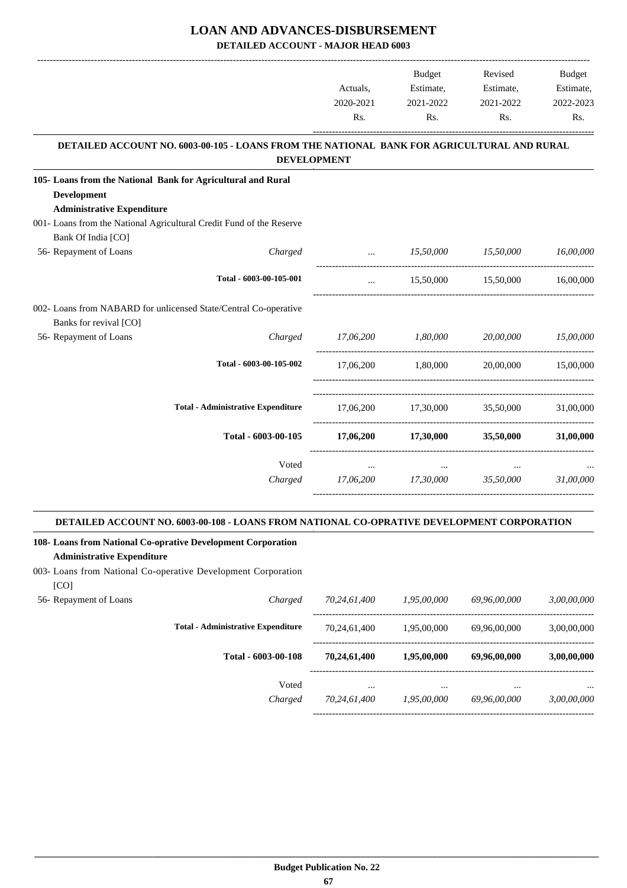# LOAN AND ADVANCES-DISBURSEMENT

## DETAILED ACCOUNT - MAJOR HEAD 6003

| | | Actuals, 2020-2021 Rs. | Budget Estimate, 2021-2022 Rs. | Revised Estimate, 2021-2022 Rs. | Budget Estimate, 2022-2023 Rs. |
|---|---|---|---|---|---|

### DETAILED ACCOUNT NO. 6003-00-105 - LOANS FROM THE NATIONAL BANK FOR AGRICULTURAL AND RURAL DEVELOPMENT

| | | Actuals, 2020-2021 Rs. | Budget Estimate, 2021-2022 Rs. | Revised Estimate, 2021-2022 Rs. | Budget Estimate, 2022-2023 Rs. |
|---|---|---|---|---|---|
| **105- Loans from the National Bank for Agricultural and Rural Development** | | | | | |
| **Administrative Expenditure** | | | | | |
| 001- Loans from the National Agricultural Credit Fund of the Reserve Bank Of India [CO] | | | | | |
| 56- Repayment of Loans | *Charged* | ... | *15,50,000* | *15,50,000* | *16,00,000* |
| **Total - 6003-00-105-001** | | ... | 15,50,000 | 15,50,000 | 16,00,000 |
| 002- Loans from NABARD for unlicensed State/Central Co-operative Banks for revival [CO] | | | | | |
| 56- Repayment of Loans | *Charged* | *17,06,200* | *1,80,000* | *20,00,000* | *15,00,000* |
| **Total - 6003-00-105-002** | | 17,06,200 | 1,80,000 | 20,00,000 | 15,00,000 |
| **Total - Administrative Expenditure** | | 17,06,200 | 17,30,000 | 35,50,000 | 31,00,000 |
| **Total - 6003-00-105** | | **17,06,200** | **17,30,000** | **35,50,000** | **31,00,000** |
| Voted | | ... | ... | ... | ... |
| *Charged* | | *17,06,200* | *17,30,000* | *35,50,000* | *31,00,000* |

### DETAILED ACCOUNT NO. 6003-00-108 - LOANS FROM NATIONAL CO-OPRATIVE DEVELOPMENT CORPORATION

| | | Actuals, 2020-2021 Rs. | Budget Estimate, 2021-2022 Rs. | Revised Estimate, 2021-2022 Rs. | Budget Estimate, 2022-2023 Rs. |
|---|---|---|---|---|---|
| **108- Loans from National Co-oprative Development Corporation** | | | | | |
| **Administrative Expenditure** | | | | | |
| 003- Loans from National Co-operative Development Corporation [CO] | | | | | |
| 56- Repayment of Loans | *Charged* | *70,24,61,400* | *1,95,00,000* | *69,96,00,000* | *3,00,00,000* |
| **Total - Administrative Expenditure** | | 70,24,61,400 | 1,95,00,000 | 69,96,00,000 | 3,00,00,000 |
| **Total - 6003-00-108** | | **70,24,61,400** | **1,95,00,000** | **69,96,00,000** | **3,00,00,000** |
| Voted | | ... | ... | ... | ... |
| *Charged* | | *70,24,61,400* | *1,95,00,000* | *69,96,00,000* | *3,00,00,000* |

**Budget Publication No. 22**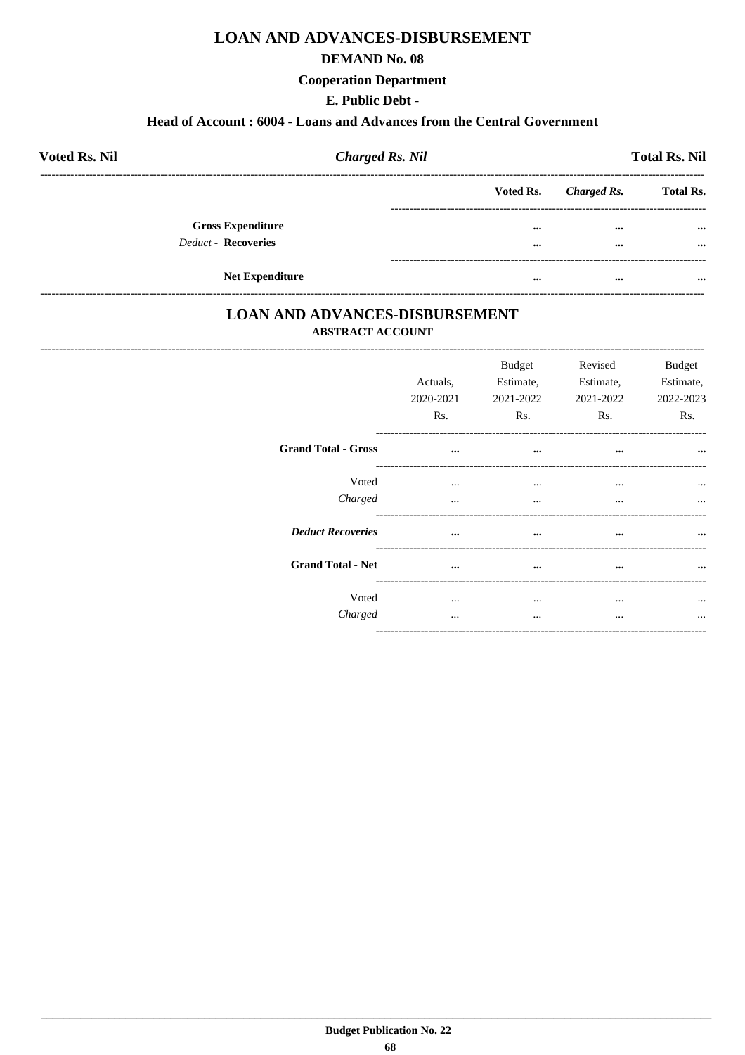# LOAN AND ADVANCES-DISBURSEMENT

## DEMAND No. 08

### Cooperation Department

### E. Public Debt -

### Head of Account : 6004 - Loans and Advances from the Central Government

| Voted Rs. Nil | *Charged Rs. Nil* | Total Rs. Nil |
|---|---|---|

| | Voted Rs. | *Charged Rs.* | Total Rs. |
|---|---|---|---|
| **Gross Expenditure** | ... | ... | ... |
| *Deduct* - **Recoveries** | ... | ... | ... |
| **Net Expenditure** | ... | ... | ... |

## LOAN AND ADVANCES-DISBURSEMENT

### ABSTRACT ACCOUNT

| | Actuals, 2020-2021 Rs. | Budget Estimate, 2021-2022 Rs. | Revised Estimate, 2021-2022 Rs. | Budget Estimate, 2022-2023 Rs. |
|---|---|---|---|---|
| **Grand Total - Gross** | ... | ... | ... | ... |
| Voted | ... | ... | ... | ... |
| *Charged* | ... | ... | ... | ... |
| ***Deduct Recoveries*** | ... | ... | ... | ... |
| **Grand Total - Net** | ... | ... | ... | ... |
| Voted | ... | ... | ... | ... |
| *Charged* | ... | ... | ... | ... |

**Budget Publication No. 22**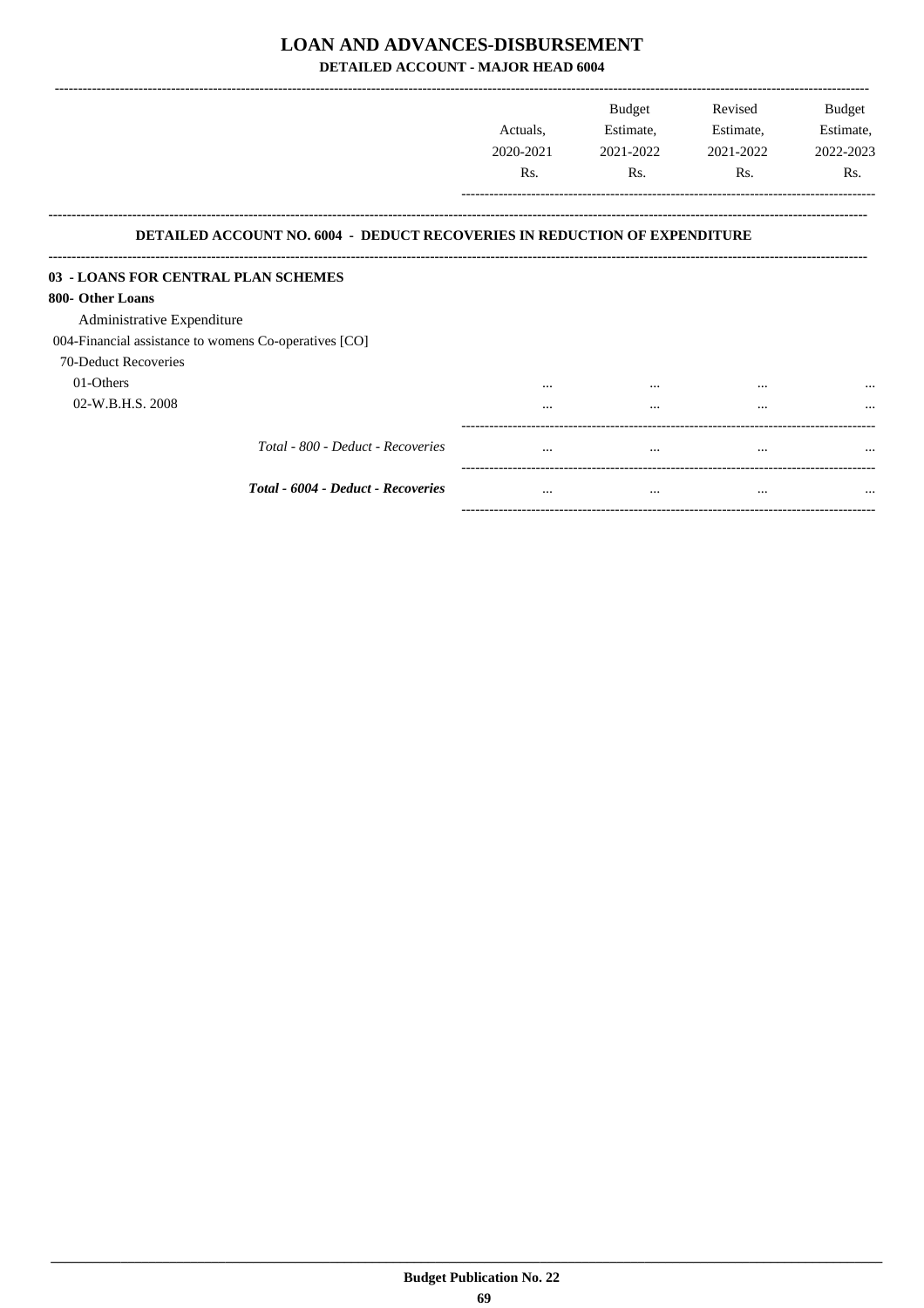# LOAN AND ADVANCES-DISBURSEMENT

## DETAILED ACCOUNT - MAJOR HEAD 6004

| | Actuals, 2020-2021 Rs. | Budget Estimate, 2021-2022 Rs. | Revised Estimate, 2021-2022 Rs. | Budget Estimate, 2022-2023 Rs. |
|---|---|---|---|---|
| **DETAILED ACCOUNT NO. 6004 - DEDUCT RECOVERIES IN REDUCTION OF EXPENDITURE** | | | | |
| **03 - LOANS FOR CENTRAL PLAN SCHEMES** | | | | |
| **800- Other Loans** | | | | |
| Administrative Expenditure | | | | |
| 004-Financial assistance to womens Co-operatives [CO] | | | | |
| 70-Deduct Recoveries | | | | |
| 01-Others | ... | ... | ... | ... |
| 02-W.B.H.S. 2008 | ... | ... | ... | ... |
| *Total - 800 - Deduct - Recoveries* | ... | ... | ... | ... |
| ***Total - 6004 - Deduct - Recoveries*** | ... | ... | ... | ... |

**Budget Publication No. 22**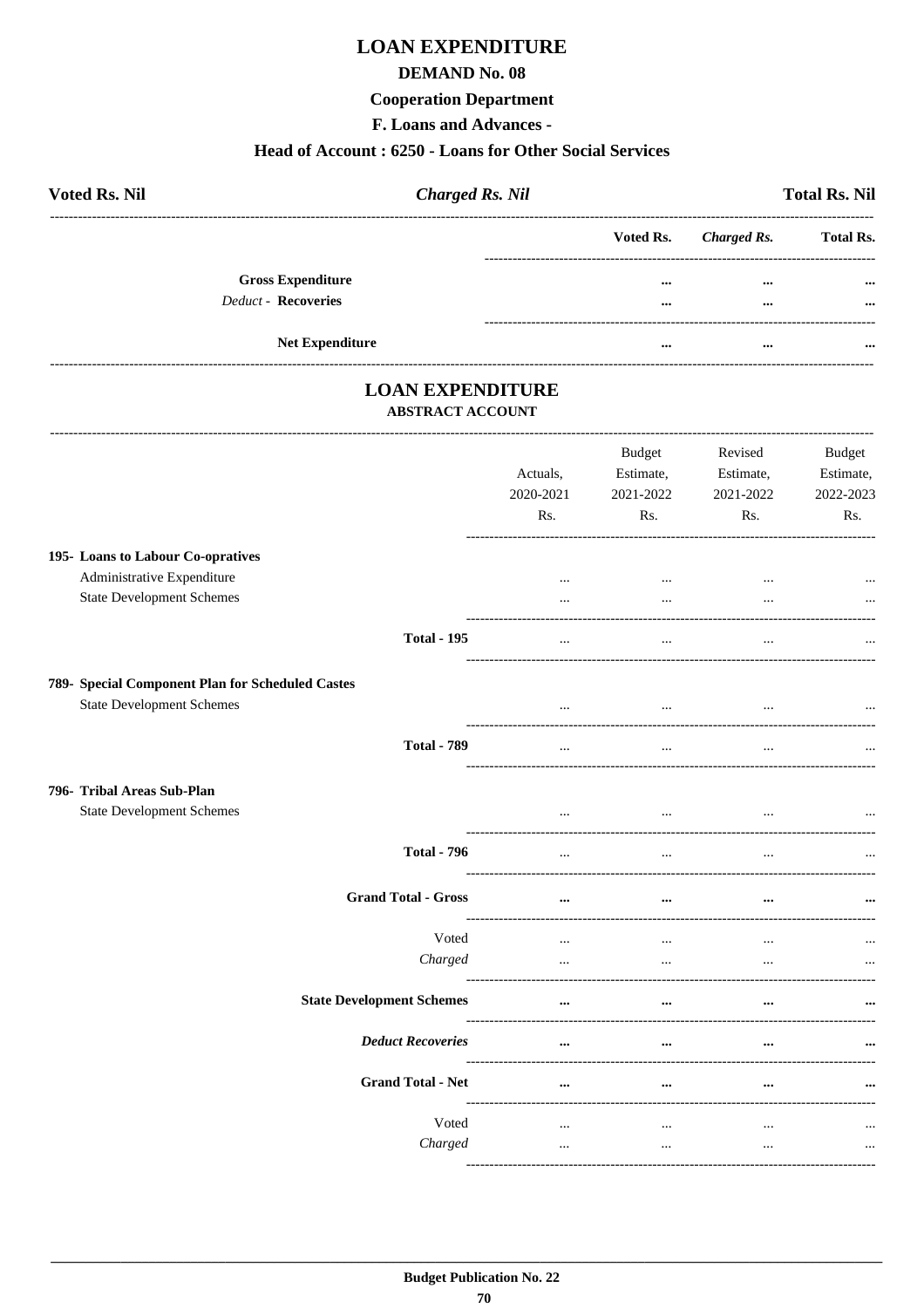# LOAN EXPENDITURE

## DEMAND No. 08

## Cooperation Department

## F. Loans and Advances -

## Head of Account : 6250 - Loans for Other Social Services

| **Voted Rs. Nil** | ***Charged Rs. Nil*** | **Total Rs. Nil** |
|---|---|---|

| | Voted Rs. | *Charged Rs.* | Total Rs. |
|---|---|---|---|
| **Gross Expenditure** | ... | ... | ... |
| *Deduct* - **Recoveries** | ... | ... | ... |
| **Net Expenditure** | ... | ... | ... |

# LOAN EXPENDITURE

### ABSTRACT ACCOUNT

| | Actuals, 2020-2021 Rs. | Budget Estimate, 2021-2022 Rs. | Revised Estimate, 2021-2022 Rs. | Budget Estimate, 2022-2023 Rs. |
|---|---|---|---|---|
| **195- Loans to Labour Co-opratives** | | | | |
| Administrative Expenditure | ... | ... | ... | ... |
| State Development Schemes | ... | ... | ... | ... |
| **Total - 195** | ... | ... | ... | ... |
| **789- Special Component Plan for Scheduled Castes** | | | | |
| State Development Schemes | ... | ... | ... | ... |
| **Total - 789** | ... | ... | ... | ... |
| **796- Tribal Areas Sub-Plan** | | | | |
| State Development Schemes | ... | ... | ... | ... |
| **Total - 796** | ... | ... | ... | ... |
| **Grand Total - Gross** | ... | ... | ... | ... |
| Voted | ... | ... | ... | ... |
| *Charged* | ... | ... | ... | ... |
| **State Development Schemes** | ... | ... | ... | ... |
| ***Deduct Recoveries*** | ... | ... | ... | ... |
| **Grand Total - Net** | ... | ... | ... | ... |
| Voted | ... | ... | ... | ... |
| *Charged* | ... | ... | ... | ... |

**Budget Publication No. 22**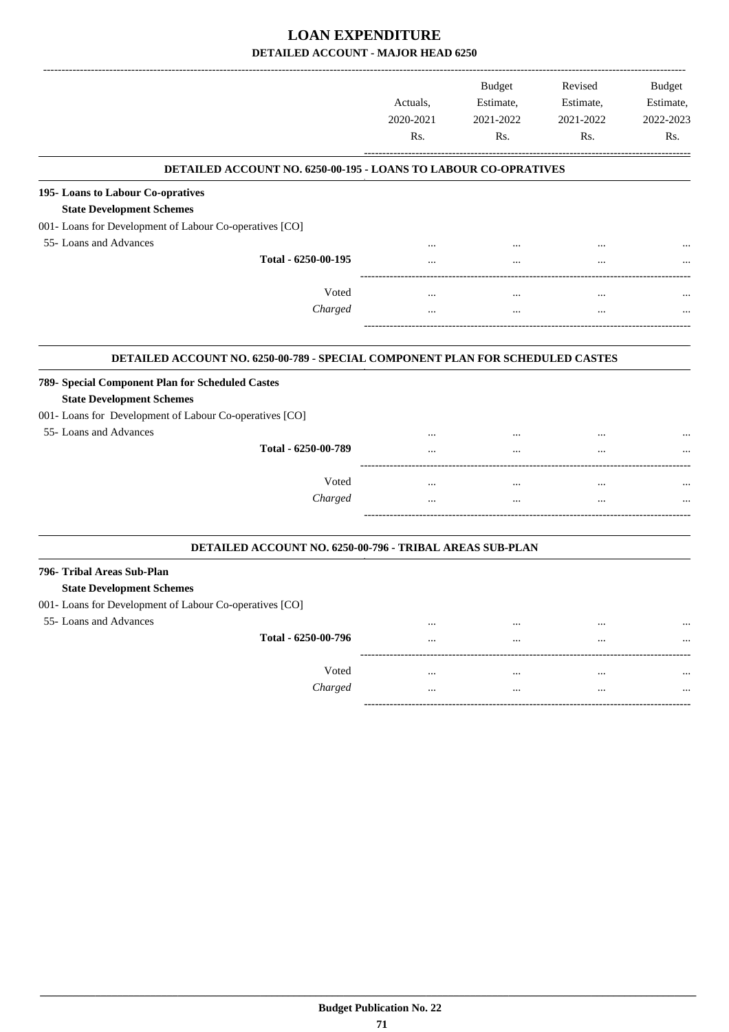# LOAN EXPENDITURE

## DETAILED ACCOUNT - MAJOR HEAD 6250

| | Actuals, 2020-2021 Rs. | Budget Estimate, 2021-2022 Rs. | Revised Estimate, 2021-2022 Rs. | Budget Estimate, 2022-2023 Rs. |
|---|---|---|---|---|
| **DETAILED ACCOUNT NO. 6250-00-195 - LOANS TO LABOUR CO-OPRATIVES** | | | | |
| **195- Loans to Labour Co-opratives** | | | | |
| **State Development Schemes** | | | | |
| 001- Loans for Development of Labour Co-operatives [CO] | | | | |
| 55- Loans and Advances | ... | ... | ... | ... |
| **Total - 6250-00-195** | ... | ... | ... | ... |
| Voted | ... | ... | ... | ... |
| *Charged* | ... | ... | ... | ... |
| **DETAILED ACCOUNT NO. 6250-00-789 - SPECIAL COMPONENT PLAN FOR SCHEDULED CASTES** | | | | |
| **789- Special Component Plan for Scheduled Castes** | | | | |
| **State Development Schemes** | | | | |
| 001- Loans for Development of Labour Co-operatives [CO] | | | | |
| 55- Loans and Advances | ... | ... | ... | ... |
| **Total - 6250-00-789** | ... | ... | ... | ... |
| Voted | ... | ... | ... | ... |
| *Charged* | ... | ... | ... | ... |
| **DETAILED ACCOUNT NO. 6250-00-796 - TRIBAL AREAS SUB-PLAN** | | | | |
| **796- Tribal Areas Sub-Plan** | | | | |
| **State Development Schemes** | | | | |
| 001- Loans for Development of Labour Co-operatives [CO] | | | | |
| 55- Loans and Advances | ... | ... | ... | ... |
| **Total - 6250-00-796** | ... | ... | ... | ... |
| Voted | ... | ... | ... | ... |
| *Charged* | ... | ... | ... | ... |

**Budget Publication No. 22**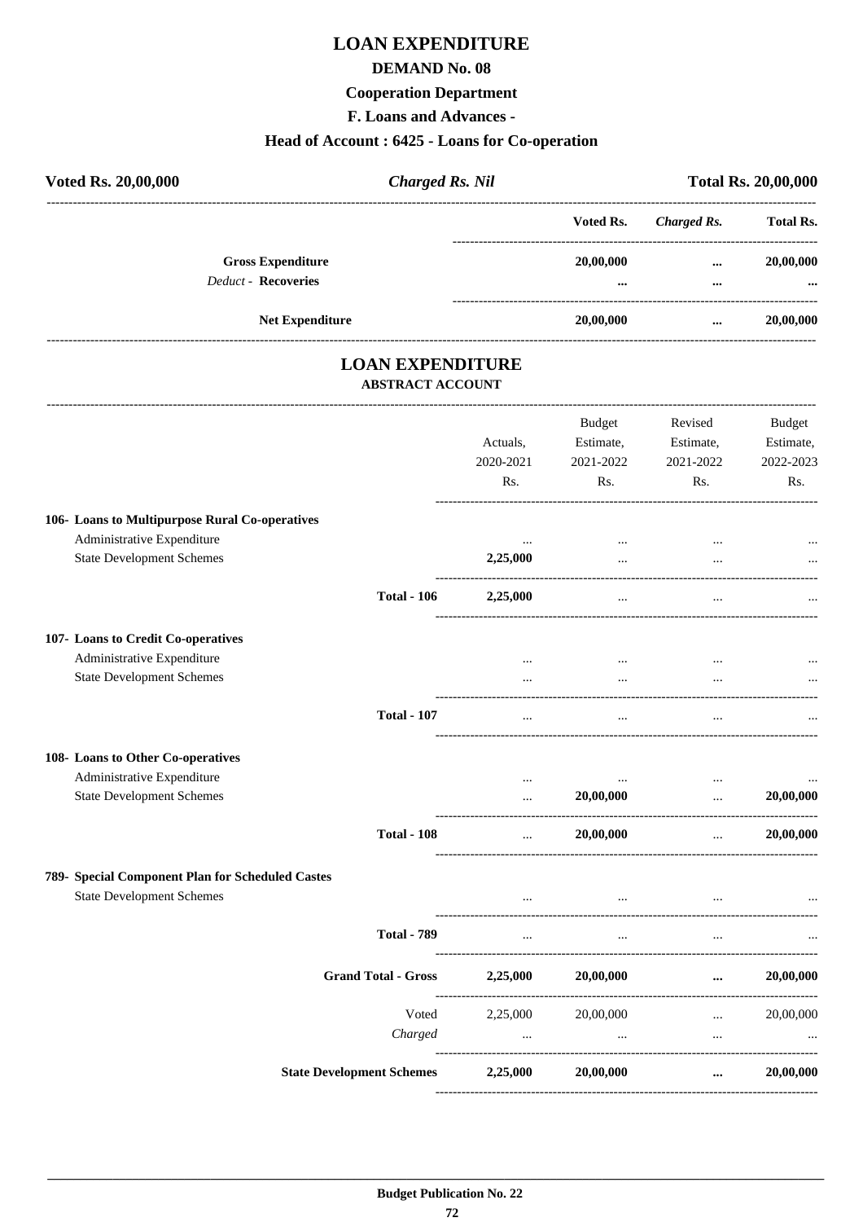# LOAN EXPENDITURE

## DEMAND No. 08

## Cooperation Department

## F. Loans and Advances -

## Head of Account : 6425 - Loans for Co-operation

**Voted Rs. 20,00,000** | ***Charged Rs. Nil*** | **Total Rs. 20,00,000**

| | Voted Rs. | *Charged Rs.* | Total Rs. |
|---|---|---|---|
| **Gross Expenditure** | **20,00,000** | **...** | **20,00,000** |
| *Deduct* - **Recoveries** | **...** | **...** | **...** |
| **Net Expenditure** | **20,00,000** | **...** | **20,00,000** |

# LOAN EXPENDITURE

### ABSTRACT ACCOUNT

| | Actuals, 2020-2021 Rs. | Budget Estimate, 2021-2022 Rs. | Revised Estimate, 2021-2022 Rs. | Budget Estimate, 2022-2023 Rs. |
|---|---|---|---|---|
| **106- Loans to Multipurpose Rural Co-operatives** | | | | |
| Administrative Expenditure | ... | ... | ... | ... |
| State Development Schemes | **2,25,000** | ... | ... | ... |
| **Total - 106** | **2,25,000** | ... | ... | ... |
| **107- Loans to Credit Co-operatives** | | | | |
| Administrative Expenditure | ... | ... | ... | ... |
| State Development Schemes | ... | ... | ... | ... |
| **Total - 107** | ... | ... | ... | ... |
| **108- Loans to Other Co-operatives** | | | | |
| Administrative Expenditure | ... | ... | ... | ... |
| State Development Schemes | ... | **20,00,000** | ... | **20,00,000** |
| **Total - 108** | ... | **20,00,000** | ... | **20,00,000** |
| **789- Special Component Plan for Scheduled Castes** | | | | |
| State Development Schemes | ... | ... | ... | ... |
| **Total - 789** | ... | ... | ... | ... |
| **Grand Total - Gross** | **2,25,000** | **20,00,000** | **...** | **20,00,000** |
| Voted | 2,25,000 | 20,00,000 | ... | 20,00,000 |
| *Charged* | ... | ... | ... | ... |
| **State Development Schemes** | **2,25,000** | **20,00,000** | **...** | **20,00,000** |

**Budget Publication No. 22**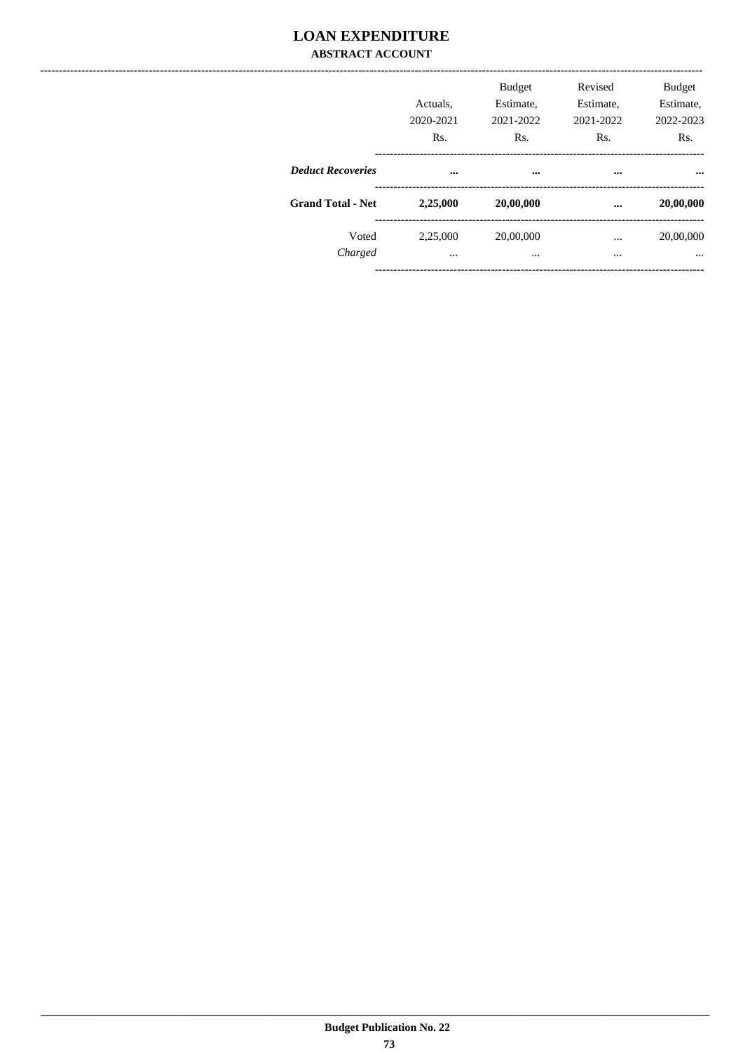# LOAN EXPENDITURE

## ABSTRACT ACCOUNT

| | Actuals, 2020-2021 Rs. | Budget Estimate, 2021-2022 Rs. | Revised Estimate, 2021-2022 Rs. | Budget Estimate, 2022-2023 Rs. |
|---|---|---|---|---|
| ***Deduct Recoveries*** | **...** | **...** | **...** | **...** |
| **Grand Total - Net** | **2,25,000** | **20,00,000** | **...** | **20,00,000** |
| Voted | 2,25,000 | 20,00,000 | ... | 20,00,000 |
| *Charged* | ... | ... | ... | ... |

**Budget Publication No. 22**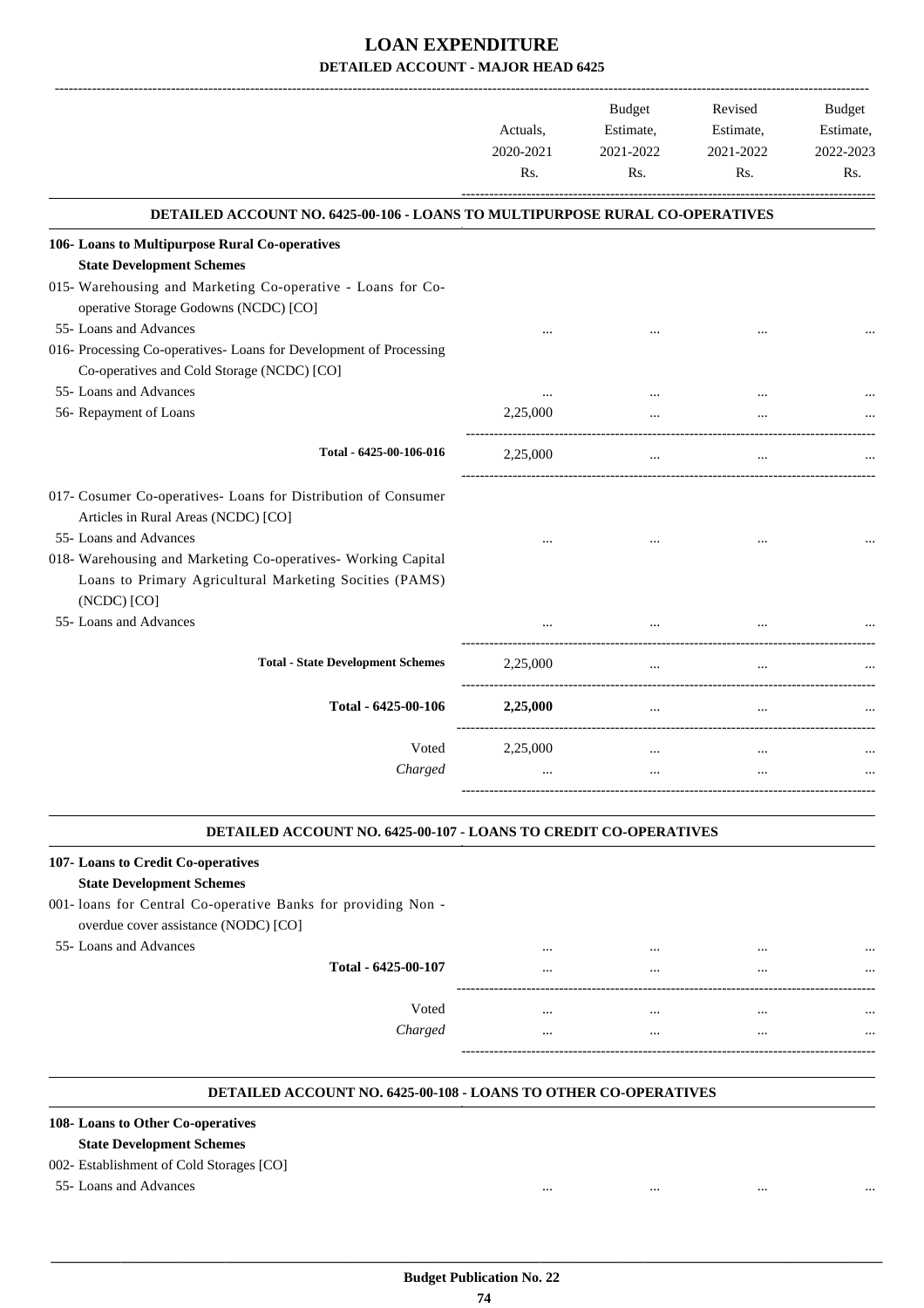# LOAN EXPENDITURE

## DETAILED ACCOUNT - MAJOR HEAD 6425

| | Actuals, 2020-2021 Rs. | Budget Estimate, 2021-2022 Rs. | Revised Estimate, 2021-2022 Rs. | Budget Estimate, 2022-2023 Rs. |
|---|---|---|---|---|
| **DETAILED ACCOUNT NO. 6425-00-106 - LOANS TO MULTIPURPOSE RURAL CO-OPERATIVES** | | | | |
| **106- Loans to Multipurpose Rural Co-operatives** | | | | |
| **State Development Schemes** | | | | |
| 015- Warehousing and Marketing Co-operative - Loans for Co-operative Storage Godowns (NCDC) [CO] | | | | |
| 55- Loans and Advances | ... | ... | ... | ... |
| 016- Processing Co-operatives- Loans for Development of Processing Co-operatives and Cold Storage (NCDC) [CO] | | | | |
| 55- Loans and Advances | ... | ... | ... | ... |
| 56- Repayment of Loans | 2,25,000 | ... | ... | ... |
| Total - 6425-00-106-016 | 2,25,000 | ... | ... | ... |
| 017- Cosumer Co-operatives- Loans for Distribution of Consumer Articles in Rural Areas (NCDC) [CO] | | | | |
| 55- Loans and Advances | ... | ... | ... | ... |
| 018- Warehousing and Marketing Co-operatives- Working Capital Loans to Primary Agricultural Marketing Socities (PAMS) (NCDC) [CO] | | | | |
| 55- Loans and Advances | ... | ... | ... | ... |
| **Total - State Development Schemes** | 2,25,000 | ... | ... | ... |
| **Total - 6425-00-106** | **2,25,000** | ... | ... | ... |
| Voted | 2,25,000 | ... | ... | ... |
| *Charged* | ... | ... | ... | ... |
| **DETAILED ACCOUNT NO. 6425-00-107 - LOANS TO CREDIT CO-OPERATIVES** | | | | |
| **107- Loans to Credit Co-operatives** | | | | |
| **State Development Schemes** | | | | |
| 001- loans for Central Co-operative Banks for providing Non - overdue cover assistance (NODC) [CO] | | | | |
| 55- Loans and Advances | ... | ... | ... | ... |
| **Total - 6425-00-107** | ... | ... | ... | ... |
| Voted | ... | ... | ... | ... |
| *Charged* | ... | ... | ... | ... |
| **DETAILED ACCOUNT NO. 6425-00-108 - LOANS TO OTHER CO-OPERATIVES** | | | | |
| **108- Loans to Other Co-operatives** | | | | |
| **State Development Schemes** | | | | |
| 002- Establishment of Cold Storages [CO] | | | | |
| 55- Loans and Advances | ... | ... | ... | ... |

**Budget Publication No. 22**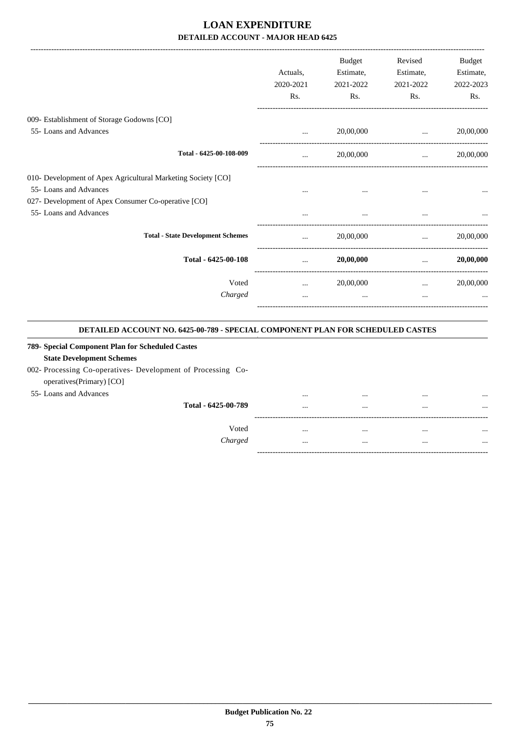# LOAN EXPENDITURE

## DETAILED ACCOUNT - MAJOR HEAD 6425

| | Actuals, 2020-2021 Rs. | Budget Estimate, 2021-2022 Rs. | Revised Estimate, 2021-2022 Rs. | Budget Estimate, 2022-2023 Rs. |
|---|---|---|---|---|
| 009- Establishment of Storage Godowns [CO] | | | | |
| 55- Loans and Advances | ... | 20,00,000 | ... | 20,00,000 |
| Total - 6425-00-108-009 | ... | 20,00,000 | ... | 20,00,000 |
| 010- Development of Apex Agricultural Marketing Society [CO] | | | | |
| 55- Loans and Advances | ... | ... | ... | ... |
| 027- Development of Apex Consumer Co-operative [CO] | | | | |
| 55- Loans and Advances | ... | ... | ... | ... |
| **Total - State Development Schemes** | ... | 20,00,000 | ... | 20,00,000 |
| **Total - 6425-00-108** | ... | **20,00,000** | ... | **20,00,000** |
| Voted | ... | 20,00,000 | ... | 20,00,000 |
| *Charged* | ... | ... | ... | ... |

### DETAILED ACCOUNT NO. 6425-00-789 - SPECIAL COMPONENT PLAN FOR SCHEDULED CASTES

| | Actuals, 2020-2021 Rs. | Budget Estimate, 2021-2022 Rs. | Revised Estimate, 2021-2022 Rs. | Budget Estimate, 2022-2023 Rs. |
|---|---|---|---|---|
| **789- Special Component Plan for Scheduled Castes** | | | | |
| **State Development Schemes** | | | | |
| 002- Processing Co-operatives- Development of Processing Co-operatives(Primary) [CO] | | | | |
| 55- Loans and Advances | ... | ... | ... | ... |
| Total - 6425-00-789 | ... | ... | ... | ... |
| Voted | ... | ... | ... | ... |
| *Charged* | ... | ... | ... | ... |

**Budget Publication No. 22**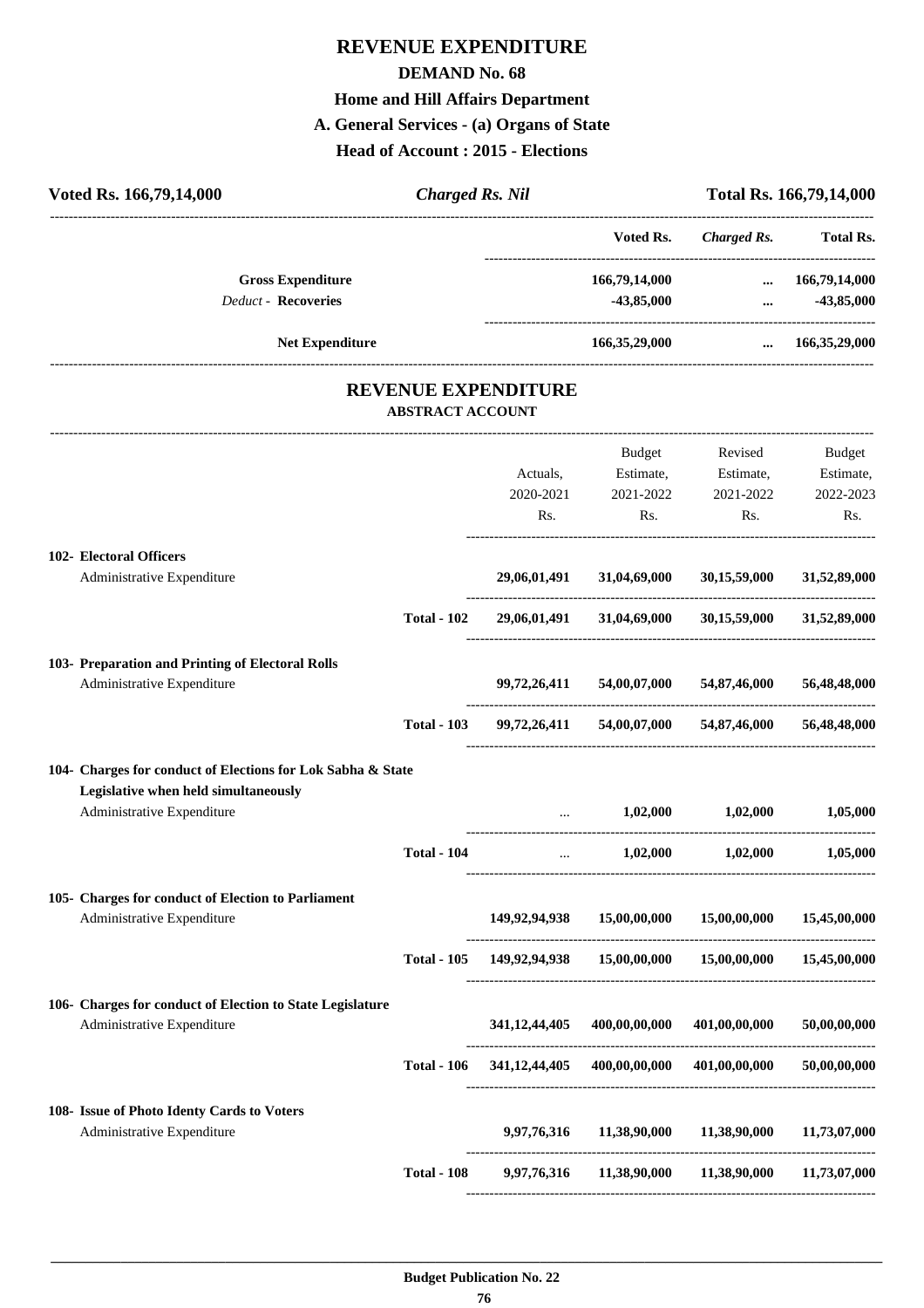# REVENUE EXPENDITURE

## DEMAND No. 68

### Home and Hill Affairs Department

### A. General Services - (a) Organs of State

### Head of Account : 2015 - Elections

**Voted Rs. 166,79,14,000** | ***Charged Rs. Nil*** | **Total Rs. 166,79,14,000**

| | Voted Rs. | *Charged Rs.* | Total Rs. |
|---|---|---|---|
| **Gross Expenditure** | **166,79,14,000** | **...** | **166,79,14,000** |
| *Deduct* - **Recoveries** | **-43,85,000** | **...** | **-43,85,000** |
| **Net Expenditure** | **166,35,29,000** | **...** | **166,35,29,000** |

## REVENUE EXPENDITURE

**ABSTRACT ACCOUNT**

| | | Actuals, 2020-2021 Rs. | Budget Estimate, 2021-2022 Rs. | Revised Estimate, 2021-2022 Rs. | Budget Estimate, 2022-2023 Rs. |
|---|---|---|---|---|---|
| **102- Electoral Officers** | | | | | |
| Administrative Expenditure | | **29,06,01,491** | **31,04,69,000** | **30,15,59,000** | **31,52,89,000** |
| | **Total - 102** | **29,06,01,491** | **31,04,69,000** | **30,15,59,000** | **31,52,89,000** |
| **103- Preparation and Printing of Electoral Rolls** | | | | | |
| Administrative Expenditure | | **99,72,26,411** | **54,00,07,000** | **54,87,46,000** | **56,48,48,000** |
| | **Total - 103** | **99,72,26,411** | **54,00,07,000** | **54,87,46,000** | **56,48,48,000** |
| **104- Charges for conduct of Elections for Lok Sabha & State Legislative when held simultaneously** | | | | | |
| Administrative Expenditure | | ... | **1,02,000** | **1,02,000** | **1,05,000** |
| | **Total - 104** | ... | **1,02,000** | **1,02,000** | **1,05,000** |
| **105- Charges for conduct of Election to Parliament** | | | | | |
| Administrative Expenditure | | **149,92,94,938** | **15,00,00,000** | **15,00,00,000** | **15,45,00,000** |
| | **Total - 105** | **149,92,94,938** | **15,00,00,000** | **15,00,00,000** | **15,45,00,000** |
| **106- Charges for conduct of Election to State Legislature** | | | | | |
| Administrative Expenditure | | **341,12,44,405** | **400,00,00,000** | **401,00,00,000** | **50,00,00,000** |
| | **Total - 106** | **341,12,44,405** | **400,00,00,000** | **401,00,00,000** | **50,00,00,000** |
| **108- Issue of Photo Identy Cards to Voters** | | | | | |
| Administrative Expenditure | | **9,97,76,316** | **11,38,90,000** | **11,38,90,000** | **11,73,07,000** |
| | **Total - 108** | **9,97,76,316** | **11,38,90,000** | **11,38,90,000** | **11,73,07,000** |

**Budget Publication No. 22**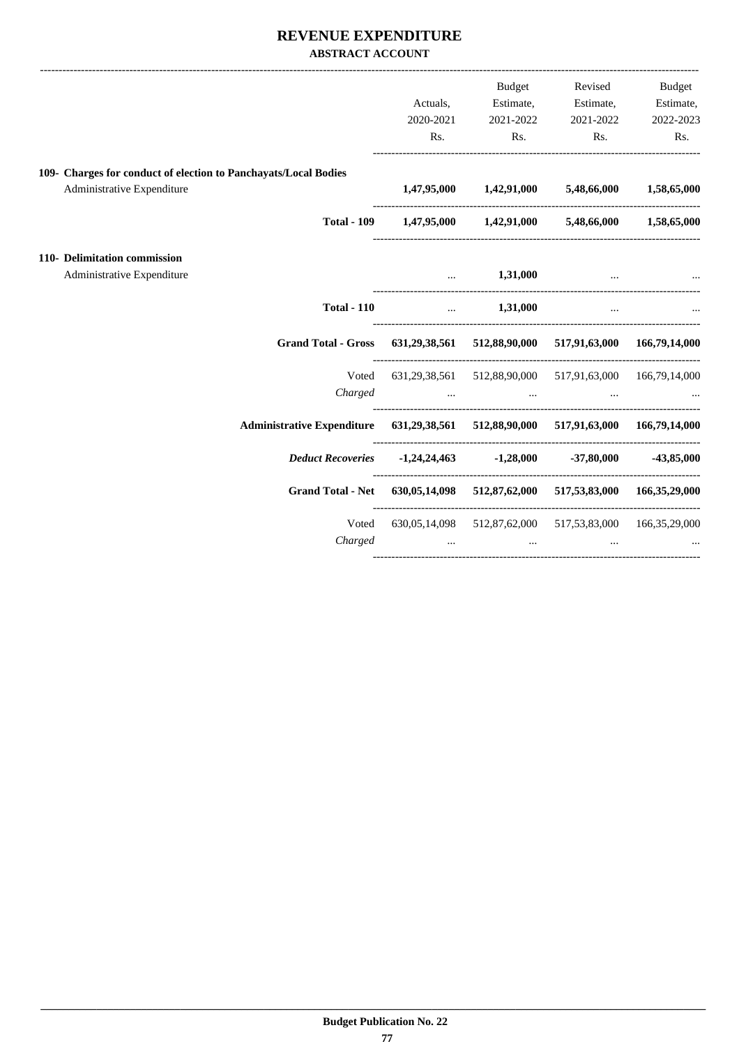# REVENUE EXPENDITURE

**ABSTRACT ACCOUNT**

| | Actuals, 2020-2021 Rs. | Budget Estimate, 2021-2022 Rs. | Revised Estimate, 2021-2022 Rs. | Budget Estimate, 2022-2023 Rs. |
|---|---|---|---|---|
| **109- Charges for conduct of election to Panchayats/Local Bodies** | | | | |
| Administrative Expenditure | **1,47,95,000** | **1,42,91,000** | **5,48,66,000** | **1,58,65,000** |
| **Total - 109** | **1,47,95,000** | **1,42,91,000** | **5,48,66,000** | **1,58,65,000** |
| **110- Delimitation commission** | | | | |
| Administrative Expenditure | ... | **1,31,000** | ... | ... |
| **Total - 110** | ... | **1,31,000** | ... | ... |
| **Grand Total - Gross** | **631,29,38,561** | **512,88,90,000** | **517,91,63,000** | **166,79,14,000** |
| Voted | 631,29,38,561 | 512,88,90,000 | 517,91,63,000 | 166,79,14,000 |
| *Charged* | ... | ... | ... | ... |
| **Administrative Expenditure** | **631,29,38,561** | **512,88,90,000** | **517,91,63,000** | **166,79,14,000** |
| ***Deduct Recoveries*** | **-1,24,24,463** | **-1,28,000** | **-37,80,000** | **-43,85,000** |
| **Grand Total - Net** | **630,05,14,098** | **512,87,62,000** | **517,53,83,000** | **166,35,29,000** |
| Voted | 630,05,14,098 | 512,87,62,000 | 517,53,83,000 | 166,35,29,000 |
| *Charged* | ... | ... | ... | ... |

**Budget Publication No. 22**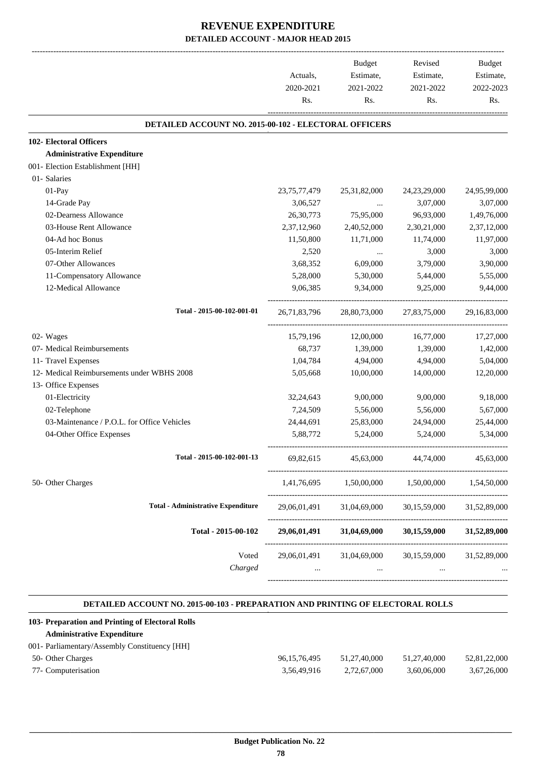# REVENUE EXPENDITURE

## DETAILED ACCOUNT - MAJOR HEAD 2015

| | Actuals, 2020-2021 Rs. | Budget Estimate, 2021-2022 Rs. | Revised Estimate, 2021-2022 Rs. | Budget Estimate, 2022-2023 Rs. |
|---|---|---|---|---|
| **DETAILED ACCOUNT NO. 2015-00-102 - ELECTORAL OFFICERS** | | | | |
| **102- Electoral Officers** | | | | |
| **Administrative Expenditure** | | | | |
| 001- Election Establishment [HH] | | | | |
| 01- Salaries | | | | |
| 01-Pay | 23,75,77,479 | 25,31,82,000 | 24,23,29,000 | 24,95,99,000 |
| 14-Grade Pay | 3,06,527 | ... | 3,07,000 | 3,07,000 |
| 02-Dearness Allowance | 26,30,773 | 75,95,000 | 96,93,000 | 1,49,76,000 |
| 03-House Rent Allowance | 2,37,12,960 | 2,40,52,000 | 2,30,21,000 | 2,37,12,000 |
| 04-Ad hoc Bonus | 11,50,800 | 11,71,000 | 11,74,000 | 11,97,000 |
| 05-Interim Relief | 2,520 | ... | 3,000 | 3,000 |
| 07-Other Allowances | 3,68,352 | 6,09,000 | 3,79,000 | 3,90,000 |
| 11-Compensatory Allowance | 5,28,000 | 5,30,000 | 5,44,000 | 5,55,000 |
| 12-Medical Allowance | 9,06,385 | 9,34,000 | 9,25,000 | 9,44,000 |
| Total - 2015-00-102-001-01 | 26,71,83,796 | 28,80,73,000 | 27,83,75,000 | 29,16,83,000 |
| 02- Wages | 15,79,196 | 12,00,000 | 16,77,000 | 17,27,000 |
| 07- Medical Reimbursements | 68,737 | 1,39,000 | 1,39,000 | 1,42,000 |
| 11- Travel Expenses | 1,04,784 | 4,94,000 | 4,94,000 | 5,04,000 |
| 12- Medical Reimbursements under WBHS 2008 | 5,05,668 | 10,00,000 | 14,00,000 | 12,20,000 |
| 13- Office Expenses | | | | |
| 01-Electricity | 32,24,643 | 9,00,000 | 9,00,000 | 9,18,000 |
| 02-Telephone | 7,24,509 | 5,56,000 | 5,56,000 | 5,67,000 |
| 03-Maintenance / P.O.L. for Office Vehicles | 24,44,691 | 25,83,000 | 24,94,000 | 25,44,000 |
| 04-Other Office Expenses | 5,88,772 | 5,24,000 | 5,24,000 | 5,34,000 |
| Total - 2015-00-102-001-13 | 69,82,615 | 45,63,000 | 44,74,000 | 45,63,000 |
| 50- Other Charges | 1,41,76,695 | 1,50,00,000 | 1,50,00,000 | 1,54,50,000 |
| Total - Administrative Expenditure | 29,06,01,491 | 31,04,69,000 | 30,15,59,000 | 31,52,89,000 |
| **Total - 2015-00-102** | **29,06,01,491** | **31,04,69,000** | **30,15,59,000** | **31,52,89,000** |
| Voted | 29,06,01,491 | 31,04,69,000 | 30,15,59,000 | 31,52,89,000 |
| *Charged* | ... | ... | ... | ... |

| | Actuals, 2020-2021 Rs. | Budget Estimate, 2021-2022 Rs. | Revised Estimate, 2021-2022 Rs. | Budget Estimate, 2022-2023 Rs. |
|---|---|---|---|---|
| **DETAILED ACCOUNT NO. 2015-00-103 - PREPARATION AND PRINTING OF ELECTORAL ROLLS** | | | | |
| **103- Preparation and Printing of Electoral Rolls** | | | | |
| **Administrative Expenditure** | | | | |
| 001- Parliamentary/Assembly Constituency [HH] | | | | |
| 50- Other Charges | 96,15,76,495 | 51,27,40,000 | 51,27,40,000 | 52,81,22,000 |
| 77- Computerisation | 3,56,49,916 | 2,72,67,000 | 3,60,06,000 | 3,67,26,000 |

**Budget Publication No. 22**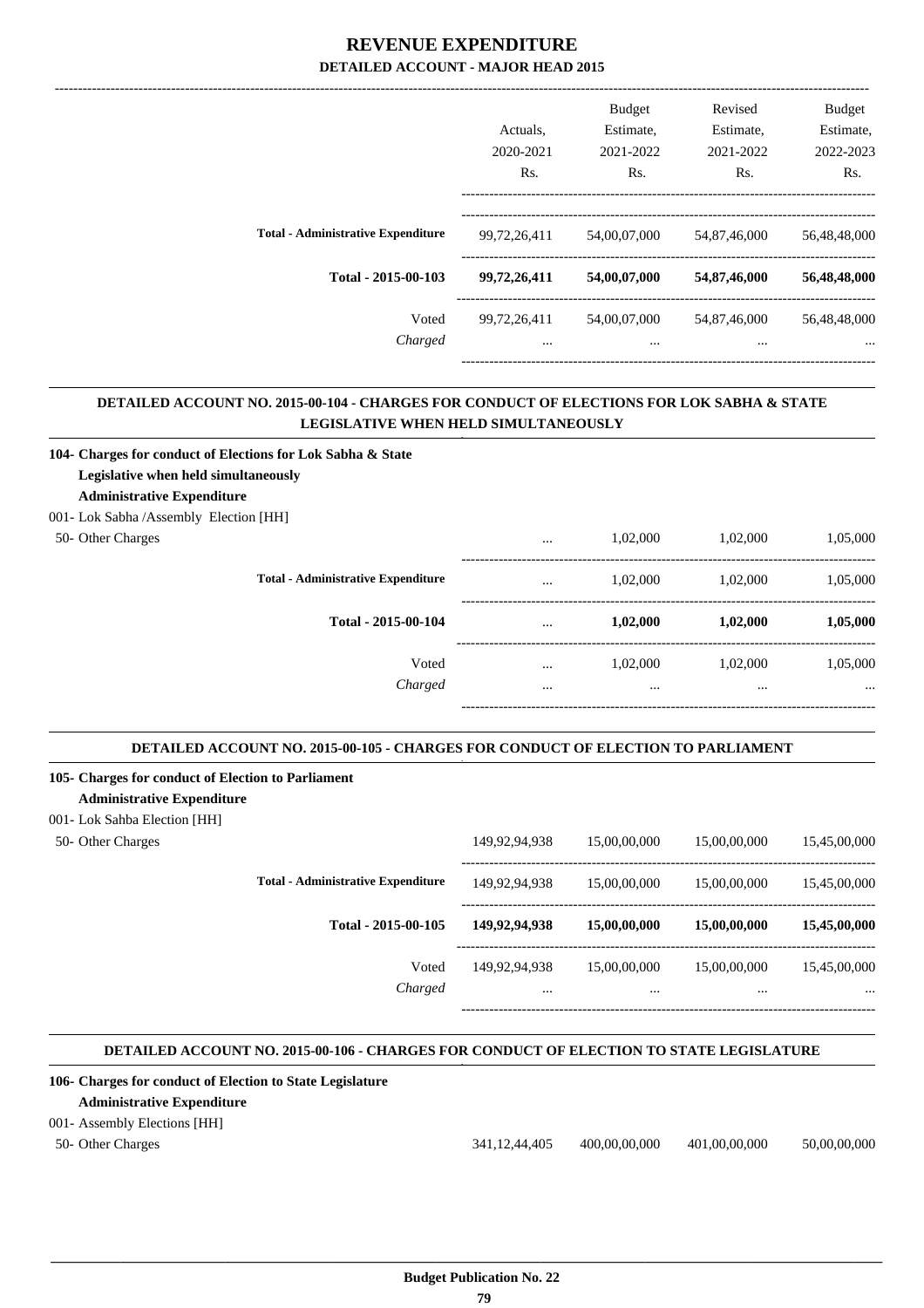# REVENUE EXPENDITURE

## DETAILED ACCOUNT - MAJOR HEAD 2015

| | Actuals, 2020-2021 Rs. | Budget Estimate, 2021-2022 Rs. | Revised Estimate, 2021-2022 Rs. | Budget Estimate, 2022-2023 Rs. |
|---|---|---|---|---|
| Total - Administrative Expenditure | 99,72,26,411 | 54,00,07,000 | 54,87,46,000 | 56,48,48,000 |
| **Total - 2015-00-103** | **99,72,26,411** | **54,00,07,000** | **54,87,46,000** | **56,48,48,000** |
| Voted | 99,72,26,411 | 54,00,07,000 | 54,87,46,000 | 56,48,48,000 |
| *Charged* | ... | ... | ... | ... |

### DETAILED ACCOUNT NO. 2015-00-104 - CHARGES FOR CONDUCT OF ELECTIONS FOR LOK SABHA & STATE LEGISLATIVE WHEN HELD SIMULTANEOUSLY

| | Actuals, 2020-2021 Rs. | Budget Estimate, 2021-2022 Rs. | Revised Estimate, 2021-2022 Rs. | Budget Estimate, 2022-2023 Rs. |
|---|---|---|---|---|
| **104- Charges for conduct of Elections for Lok Sabha & State Legislative when held simultaneously** | | | | |
| **Administrative Expenditure** | | | | |
| 001- Lok Sabha /Assembly Election [HH] | | | | |
| 50- Other Charges | ... | 1,02,000 | 1,02,000 | 1,05,000 |
| Total - Administrative Expenditure | ... | 1,02,000 | 1,02,000 | 1,05,000 |
| **Total - 2015-00-104** | ... | **1,02,000** | **1,02,000** | **1,05,000** |
| Voted | ... | 1,02,000 | 1,02,000 | 1,05,000 |
| *Charged* | ... | ... | ... | ... |

### DETAILED ACCOUNT NO. 2015-00-105 - CHARGES FOR CONDUCT OF ELECTION TO PARLIAMENT

| | Actuals, 2020-2021 Rs. | Budget Estimate, 2021-2022 Rs. | Revised Estimate, 2021-2022 Rs. | Budget Estimate, 2022-2023 Rs. |
|---|---|---|---|---|
| **105- Charges for conduct of Election to Parliament** | | | | |
| **Administrative Expenditure** | | | | |
| 001- Lok Sahba Election [HH] | | | | |
| 50- Other Charges | 149,92,94,938 | 15,00,00,000 | 15,00,00,000 | 15,45,00,000 |
| Total - Administrative Expenditure | 149,92,94,938 | 15,00,00,000 | 15,00,00,000 | 15,45,00,000 |
| **Total - 2015-00-105** | **149,92,94,938** | **15,00,00,000** | **15,00,00,000** | **15,45,00,000** |
| Voted | 149,92,94,938 | 15,00,00,000 | 15,00,00,000 | 15,45,00,000 |
| *Charged* | ... | ... | ... | ... |

### DETAILED ACCOUNT NO. 2015-00-106 - CHARGES FOR CONDUCT OF ELECTION TO STATE LEGISLATURE

| | Actuals, 2020-2021 Rs. | Budget Estimate, 2021-2022 Rs. | Revised Estimate, 2021-2022 Rs. | Budget Estimate, 2022-2023 Rs. |
|---|---|---|---|---|
| **106- Charges for conduct of Election to State Legislature** | | | | |
| **Administrative Expenditure** | | | | |
| 001- Assembly Elections [HH] | | | | |
| 50- Other Charges | 341,12,44,405 | 400,00,00,000 | 401,00,00,000 | 50,00,00,000 |

**Budget Publication No. 22**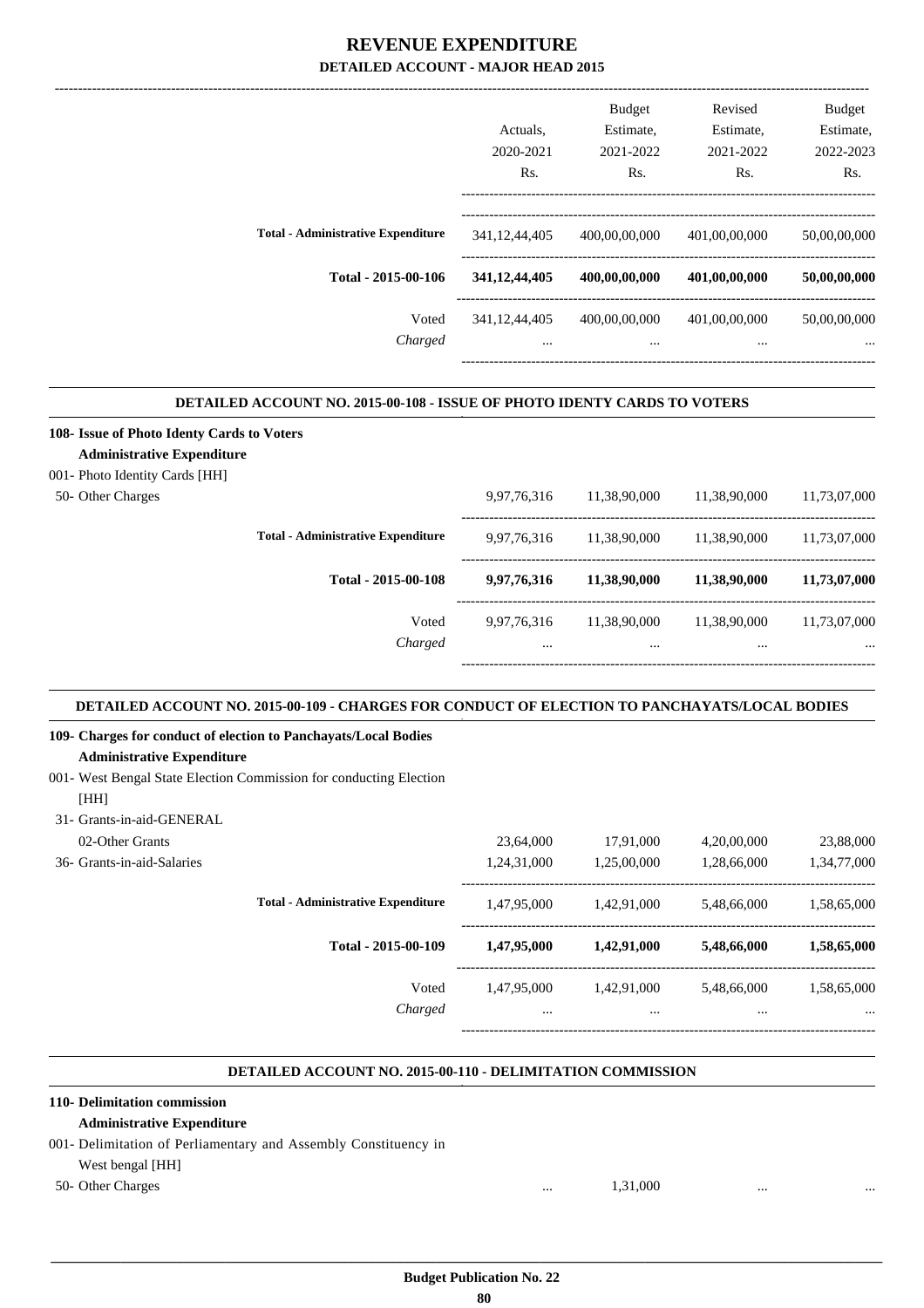# REVENUE EXPENDITURE

## DETAILED ACCOUNT - MAJOR HEAD 2015

| | Actuals, 2020-2021 Rs. | Budget Estimate, 2021-2022 Rs. | Revised Estimate, 2021-2022 Rs. | Budget Estimate, 2022-2023 Rs. |
|---|---|---|---|---|
| **Total - Administrative Expenditure** | 341,12,44,405 | 400,00,00,000 | 401,00,00,000 | 50,00,00,000 |
| **Total - 2015-00-106** | **341,12,44,405** | **400,00,00,000** | **401,00,00,000** | **50,00,00,000** |
| Voted | 341,12,44,405 | 400,00,00,000 | 401,00,00,000 | 50,00,00,000 |
| *Charged* | ... | ... | ... | ... |

**DETAILED ACCOUNT NO. 2015-00-108 - ISSUE OF PHOTO IDENTY CARDS TO VOTERS**

| | Actuals, 2020-2021 Rs. | Budget Estimate, 2021-2022 Rs. | Revised Estimate, 2021-2022 Rs. | Budget Estimate, 2022-2023 Rs. |
|---|---|---|---|---|
| **108- Issue of Photo Identy Cards to Voters** | | | | |
| **Administrative Expenditure** | | | | |
| 001- Photo Identity Cards [HH] | | | | |
| 50- Other Charges | 9,97,76,316 | 11,38,90,000 | 11,38,90,000 | 11,73,07,000 |
| **Total - Administrative Expenditure** | 9,97,76,316 | 11,38,90,000 | 11,38,90,000 | 11,73,07,000 |
| **Total - 2015-00-108** | **9,97,76,316** | **11,38,90,000** | **11,38,90,000** | **11,73,07,000** |
| Voted | 9,97,76,316 | 11,38,90,000 | 11,38,90,000 | 11,73,07,000 |
| *Charged* | ... | ... | ... | ... |

**DETAILED ACCOUNT NO. 2015-00-109 - CHARGES FOR CONDUCT OF ELECTION TO PANCHAYATS/LOCAL BODIES**

| | Actuals, 2020-2021 Rs. | Budget Estimate, 2021-2022 Rs. | Revised Estimate, 2021-2022 Rs. | Budget Estimate, 2022-2023 Rs. |
|---|---|---|---|---|
| **109- Charges for conduct of election to Panchayats/Local Bodies** | | | | |
| **Administrative Expenditure** | | | | |
| 001- West Bengal State Election Commission for conducting Election [HH] | | | | |
| 31- Grants-in-aid-GENERAL | | | | |
| 02-Other Grants | 23,64,000 | 17,91,000 | 4,20,00,000 | 23,88,000 |
| 36- Grants-in-aid-Salaries | 1,24,31,000 | 1,25,00,000 | 1,28,66,000 | 1,34,77,000 |
| **Total - Administrative Expenditure** | 1,47,95,000 | 1,42,91,000 | 5,48,66,000 | 1,58,65,000 |
| **Total - 2015-00-109** | **1,47,95,000** | **1,42,91,000** | **5,48,66,000** | **1,58,65,000** |
| Voted | 1,47,95,000 | 1,42,91,000 | 5,48,66,000 | 1,58,65,000 |
| *Charged* | ... | ... | ... | ... |

**DETAILED ACCOUNT NO. 2015-00-110 - DELIMITATION COMMISSION**

| | Actuals, 2020-2021 Rs. | Budget Estimate, 2021-2022 Rs. | Revised Estimate, 2021-2022 Rs. | Budget Estimate, 2022-2023 Rs. |
|---|---|---|---|---|
| **110- Delimitation commission** | | | | |
| **Administrative Expenditure** | | | | |
| 001- Delimitation of Perliamentary and Assembly Constituency in West bengal [HH] | | | | |
| 50- Other Charges | ... | 1,31,000 | ... | ... |

**Budget Publication No. 22**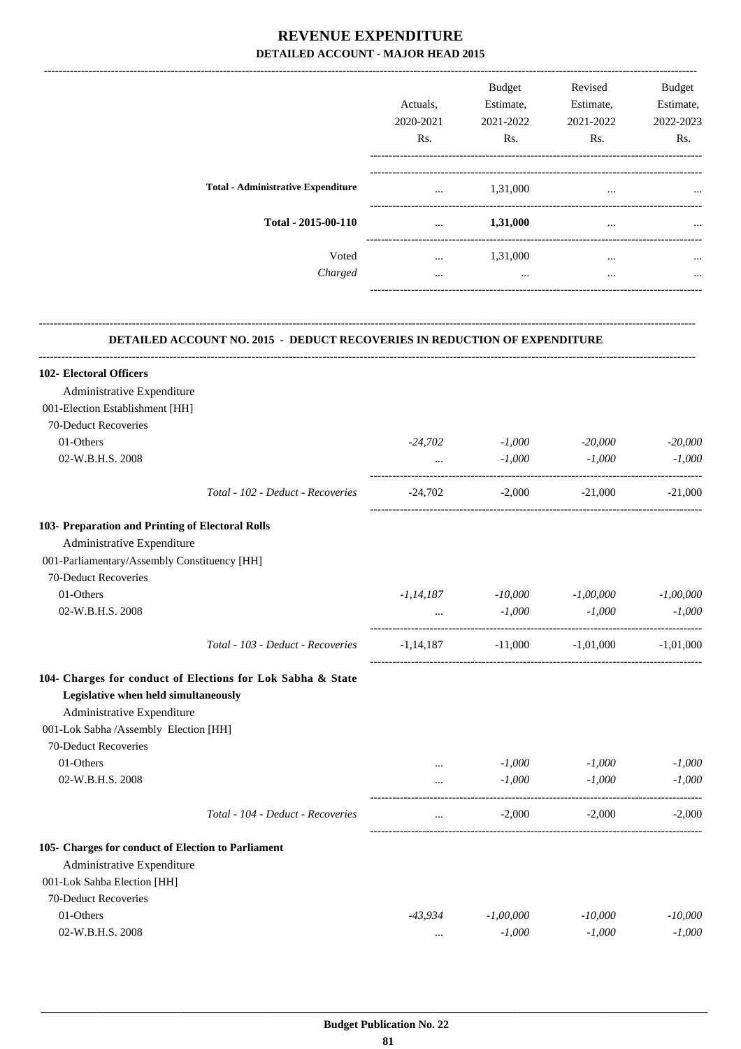# REVENUE EXPENDITURE

## DETAILED ACCOUNT - MAJOR HEAD 2015

| | Actuals, 2020-2021 Rs. | Budget Estimate, 2021-2022 Rs. | Revised Estimate, 2021-2022 Rs. | Budget Estimate, 2022-2023 Rs. |
|---|---|---|---|---|
| **Total - Administrative Expenditure** | ... | 1,31,000 | ... | ... |
| **Total - 2015-00-110** | ... | **1,31,000** | ... | ... |
| Voted | ... | 1,31,000 | ... | ... |
| *Charged* | ... | ... | ... | ... |

### DETAILED ACCOUNT NO. 2015 - DEDUCT RECOVERIES IN REDUCTION OF EXPENDITURE

| | Actuals, 2020-2021 Rs. | Budget Estimate, 2021-2022 Rs. | Revised Estimate, 2021-2022 Rs. | Budget Estimate, 2022-2023 Rs. |
|---|---|---|---|---|
| **102- Electoral Officers** | | | | |
| Administrative Expenditure | | | | |
| 001-Election Establishment [HH] | | | | |
| 70-Deduct Recoveries | | | | |
| 01-Others | *-24,702* | *-1,000* | *-20,000* | *-20,000* |
| 02-W.B.H.S. 2008 | ... | *-1,000* | *-1,000* | *-1,000* |
| *Total - 102 - Deduct - Recoveries* | -24,702 | -2,000 | -21,000 | -21,000 |
| **103- Preparation and Printing of Electoral Rolls** | | | | |
| Administrative Expenditure | | | | |
| 001-Parliamentary/Assembly Constituency [HH] | | | | |
| 70-Deduct Recoveries | | | | |
| 01-Others | *-1,14,187* | *-10,000* | *-1,00,000* | *-1,00,000* |
| 02-W.B.H.S. 2008 | ... | *-1,000* | *-1,000* | *-1,000* |
| *Total - 103 - Deduct - Recoveries* | -1,14,187 | -11,000 | -1,01,000 | -1,01,000 |
| **104- Charges for conduct of Elections for Lok Sabha & State Legislative when held simultaneously** | | | | |
| Administrative Expenditure | | | | |
| 001-Lok Sabha /Assembly Election [HH] | | | | |
| 70-Deduct Recoveries | | | | |
| 01-Others | ... | *-1,000* | *-1,000* | *-1,000* |
| 02-W.B.H.S. 2008 | ... | *-1,000* | *-1,000* | *-1,000* |
| *Total - 104 - Deduct - Recoveries* | ... | -2,000 | -2,000 | -2,000 |
| **105- Charges for conduct of Election to Parliament** | | | | |
| Administrative Expenditure | | | | |
| 001-Lok Sahba Election [HH] | | | | |
| 70-Deduct Recoveries | | | | |
| 01-Others | *-43,934* | *-1,00,000* | *-10,000* | *-10,000* |
| 02-W.B.H.S. 2008 | ... | *-1,000* | *-1,000* | *-1,000* |

**Budget Publication No. 22**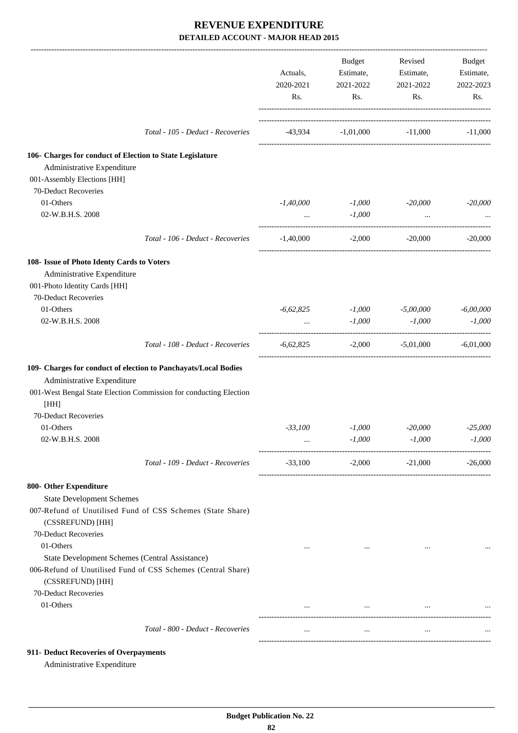# REVENUE EXPENDITURE
## DETAILED ACCOUNT - MAJOR HEAD 2015

| | Actuals, 2020-2021 Rs. | Budget Estimate, 2021-2022 Rs. | Revised Estimate, 2021-2022 Rs. | Budget Estimate, 2022-2023 Rs. |
|---|---|---|---|---|
| *Total - 105 - Deduct - Recoveries* | -43,934 | -1,01,000 | -11,000 | -11,000 |
| **106- Charges for conduct of Election to State Legislature** | | | | |
| Administrative Expenditure | | | | |
| 001-Assembly Elections [HH] | | | | |
| 70-Deduct Recoveries | | | | |
| 01-Others | *-1,40,000* | *-1,000* | *-20,000* | *-20,000* |
| 02-W.B.H.S. 2008 | ... | *-1,000* | ... | ... |
| *Total - 106 - Deduct - Recoveries* | -1,40,000 | -2,000 | -20,000 | -20,000 |
| **108- Issue of Photo Identy Cards to Voters** | | | | |
| Administrative Expenditure | | | | |
| 001-Photo Identity Cards [HH] | | | | |
| 70-Deduct Recoveries | | | | |
| 01-Others | *-6,62,825* | *-1,000* | *-5,00,000* | *-6,00,000* |
| 02-W.B.H.S. 2008 | ... | *-1,000* | *-1,000* | *-1,000* |
| *Total - 108 - Deduct - Recoveries* | -6,62,825 | -2,000 | -5,01,000 | -6,01,000 |
| **109- Charges for conduct of election to Panchayats/Local Bodies** | | | | |
| Administrative Expenditure | | | | |
| 001-West Bengal State Election Commission for conducting Election [HH] | | | | |
| 70-Deduct Recoveries | | | | |
| 01-Others | *-33,100* | *-1,000* | *-20,000* | *-25,000* |
| 02-W.B.H.S. 2008 | ... | *-1,000* | *-1,000* | *-1,000* |
| *Total - 109 - Deduct - Recoveries* | -33,100 | -2,000 | -21,000 | -26,000 |
| **800- Other Expenditure** | | | | |
| State Development Schemes | | | | |
| 007-Refund of Unutilised Fund of CSS Schemes (State Share) (CSSREFUND) [HH] | | | | |
| 70-Deduct Recoveries | | | | |
| 01-Others | ... | ... | ... | ... |
| State Development Schemes (Central Assistance) | | | | |
| 006-Refund of Unutilised Fund of CSS Schemes (Central Share) (CSSREFUND) [HH] | | | | |
| 70-Deduct Recoveries | | | | |
| 01-Others | ... | ... | ... | ... |
| *Total - 800 - Deduct - Recoveries* | ... | ... | ... | ... |

**911- Deduct Recoveries of Overpayments**

Administrative Expenditure

**Budget Publication No. 22**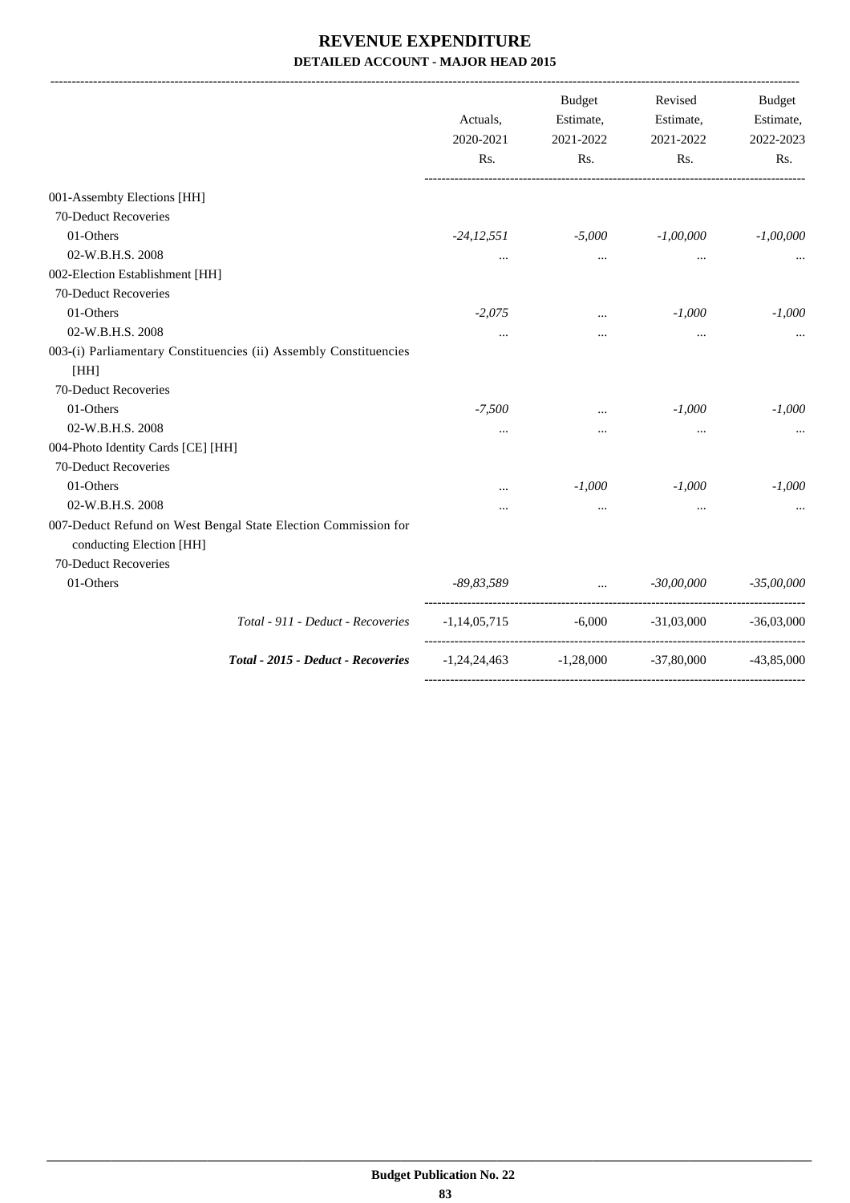# REVENUE EXPENDITURE

## DETAILED ACCOUNT - MAJOR HEAD 2015

| | Actuals, 2020-2021 Rs. | Budget Estimate, 2021-2022 Rs. | Revised Estimate, 2021-2022 Rs. | Budget Estimate, 2022-2023 Rs. |
|---|---|---|---|---|
| 001-Assembty Elections [HH] | | | | |
| 70-Deduct Recoveries | | | | |
| 01-Others | *-24,12,551* | *-5,000* | *-1,00,000* | *-1,00,000* |
| 02-W.B.H.S. 2008 | ... | ... | ... | ... |
| 002-Election Establishment [HH] | | | | |
| 70-Deduct Recoveries | | | | |
| 01-Others | *-2,075* | ... | *-1,000* | *-1,000* |
| 02-W.B.H.S. 2008 | ... | ... | ... | ... |
| 003-(i) Parliamentary Constituencies (ii) Assembly Constituencies [HH] | | | | |
| 70-Deduct Recoveries | | | | |
| 01-Others | *-7,500* | ... | *-1,000* | *-1,000* |
| 02-W.B.H.S. 2008 | ... | ... | ... | ... |
| 004-Photo Identity Cards [CE] [HH] | | | | |
| 70-Deduct Recoveries | | | | |
| 01-Others | ... | *-1,000* | *-1,000* | *-1,000* |
| 02-W.B.H.S. 2008 | ... | ... | ... | ... |
| 007-Deduct Refund on West Bengal State Election Commission for conducting Election [HH] | | | | |
| 70-Deduct Recoveries | | | | |
| 01-Others | *-89,83,589* | ... | *-30,00,000* | *-35,00,000* |
| *Total - 911 - Deduct - Recoveries* | -1,14,05,715 | -6,000 | -31,03,000 | -36,03,000 |
| ***Total - 2015 - Deduct - Recoveries*** | -1,24,24,463 | -1,28,000 | -37,80,000 | -43,85,000 |

Budget Publication No. 22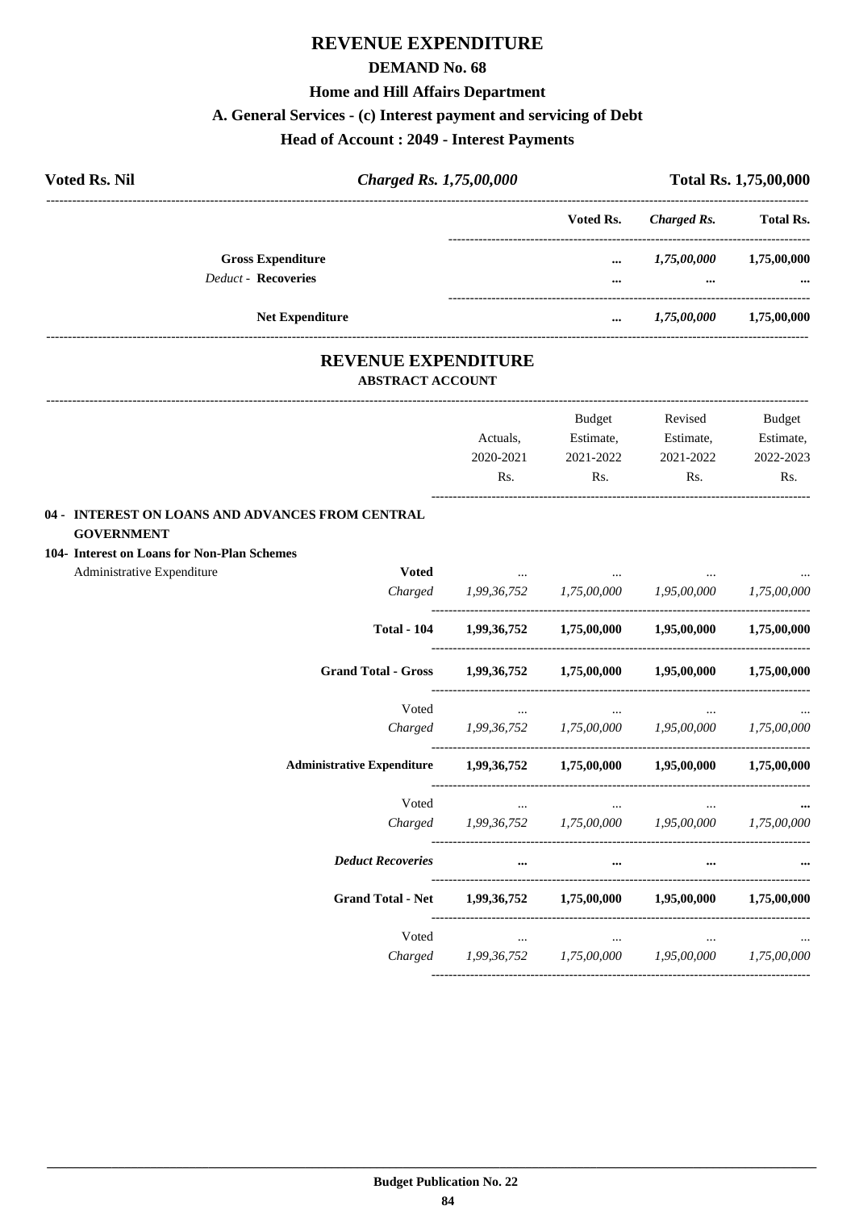# REVENUE EXPENDITURE

## DEMAND No. 68

### Home and Hill Affairs Department

### A. General Services - (c) Interest payment and servicing of Debt

### Head of Account : 2049 - Interest Payments

| Voted Rs. Nil | *Charged Rs. 1,75,00,000* | Total Rs. 1,75,00,000 |
|---|---|---|

| | Voted Rs. | *Charged Rs.* | Total Rs. |
|---|---|---|---|
| **Gross Expenditure** | ... | *1,75,00,000* | 1,75,00,000 |
| *Deduct* - **Recoveries** | ... | ... | ... |
| **Net Expenditure** | ... | *1,75,00,000* | 1,75,00,000 |

## REVENUE EXPENDITURE

### ABSTRACT ACCOUNT

| | | Actuals, 2020-2021 Rs. | Budget Estimate, 2021-2022 Rs. | Revised Estimate, 2021-2022 Rs. | Budget Estimate, 2022-2023 Rs. |
|---|---|---|---|---|---|
| **04 - INTEREST ON LOANS AND ADVANCES FROM CENTRAL GOVERNMENT** | | | | | |
| **104- Interest on Loans for Non-Plan Schemes** | | | | | |
| Administrative Expenditure | **Voted** | ... | ... | ... | ... |
| | *Charged* | *1,99,36,752* | *1,75,00,000* | *1,95,00,000* | *1,75,00,000* |
| | **Total - 104** | **1,99,36,752** | **1,75,00,000** | **1,95,00,000** | **1,75,00,000** |
| | **Grand Total - Gross** | **1,99,36,752** | **1,75,00,000** | **1,95,00,000** | **1,75,00,000** |
| | Voted | ... | ... | ... | ... |
| | *Charged* | *1,99,36,752* | *1,75,00,000* | *1,95,00,000* | *1,75,00,000* |
| | **Administrative Expenditure** | **1,99,36,752** | **1,75,00,000** | **1,95,00,000** | **1,75,00,000** |
| | Voted | ... | ... | ... | ... |
| | *Charged* | *1,99,36,752* | *1,75,00,000* | *1,95,00,000* | *1,75,00,000* |
| | ***Deduct Recoveries*** | ... | ... | ... | ... |
| | **Grand Total - Net** | **1,99,36,752** | **1,75,00,000** | **1,95,00,000** | **1,75,00,000** |
| | Voted | ... | ... | ... | ... |
| | *Charged* | *1,99,36,752* | *1,75,00,000* | *1,95,00,000* | *1,75,00,000* |

**Budget Publication No. 22**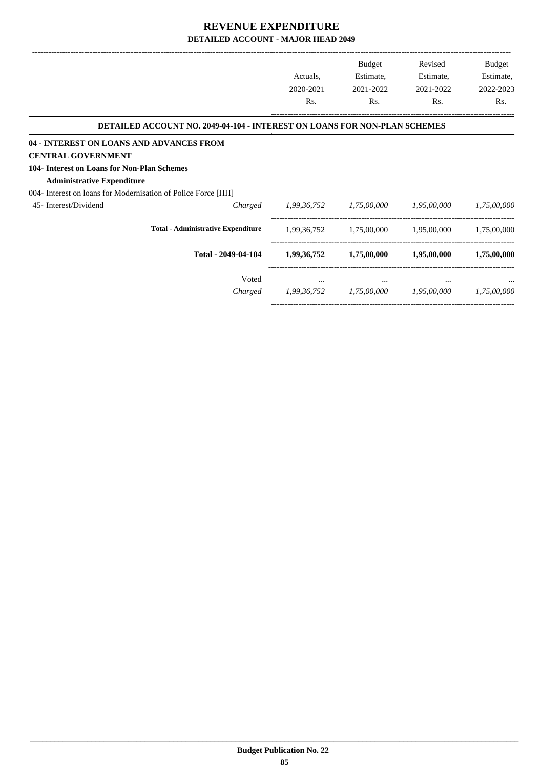# REVENUE EXPENDITURE
## DETAILED ACCOUNT - MAJOR HEAD 2049

| | | Actuals, 2020-2021 Rs. | Budget Estimate, 2021-2022 Rs. | Revised Estimate, 2021-2022 Rs. | Budget Estimate, 2022-2023 Rs. |
|---|---|---|---|---|---|
| **DETAILED ACCOUNT NO. 2049-04-104 - INTEREST ON LOANS FOR NON-PLAN SCHEMES** | | | | | |
| **04 - INTEREST ON LOANS AND ADVANCES FROM CENTRAL GOVERNMENT** | | | | | |
| **104- Interest on Loans for Non-Plan Schemes** | | | | | |
| **Administrative Expenditure** | | | | | |
| 004- Interest on loans for Modernisation of Police Force [HH] | | | | | |
| 45- Interest/Dividend | *Charged* | *1,99,36,752* | *1,75,00,000* | *1,95,00,000* | *1,75,00,000* |
| **Total - Administrative Expenditure** | | 1,99,36,752 | 1,75,00,000 | 1,95,00,000 | 1,75,00,000 |
| **Total - 2049-04-104** | | **1,99,36,752** | **1,75,00,000** | **1,95,00,000** | **1,75,00,000** |
| | Voted | ... | ... | ... | ... |
| | *Charged* | *1,99,36,752* | *1,75,00,000* | *1,95,00,000* | *1,75,00,000* |

**Budget Publication No. 22**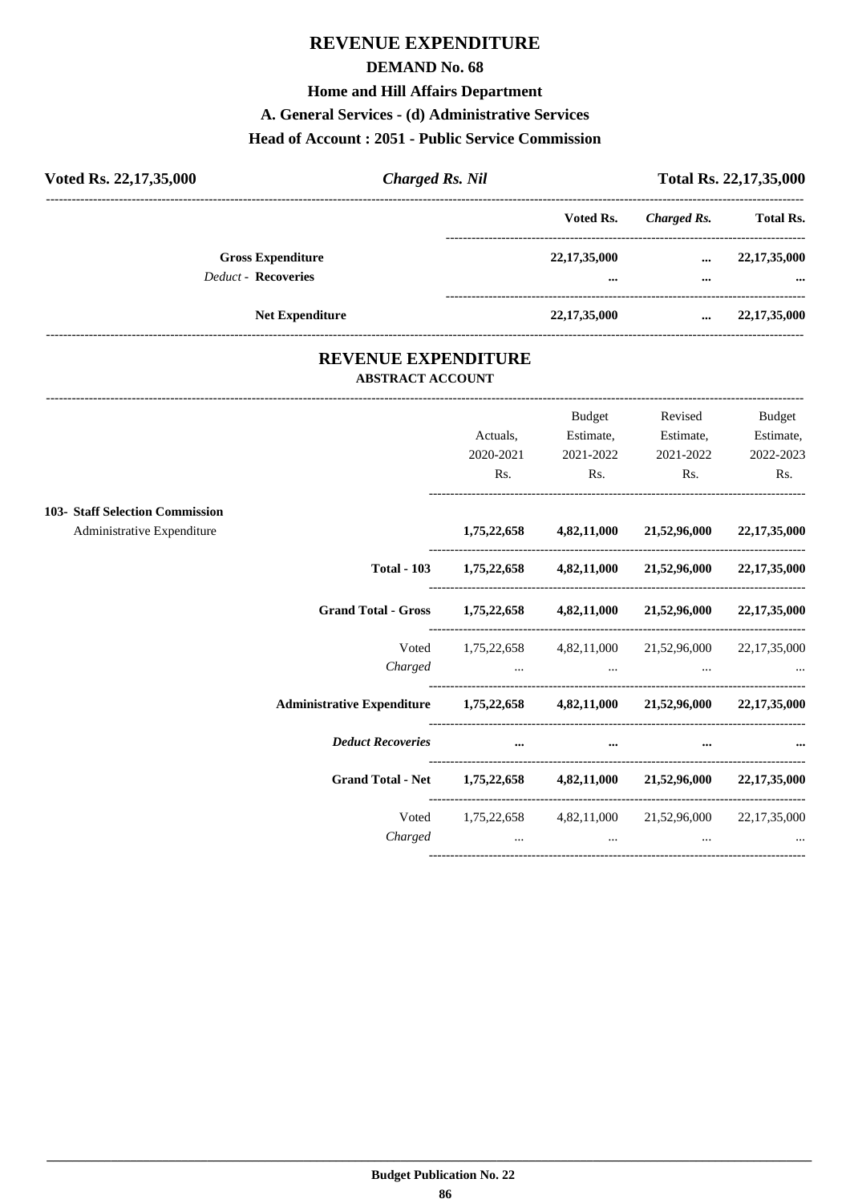# REVENUE EXPENDITURE

## DEMAND No. 68

### Home and Hill Affairs Department

### A. General Services - (d) Administrative Services

### Head of Account : 2051 - Public Service Commission

| Voted Rs. 22,17,35,000 | *Charged Rs. Nil* | Total Rs. 22,17,35,000 |
|---|---|---|

| | Voted Rs. | *Charged Rs.* | Total Rs. |
|---|---|---|---|
| **Gross Expenditure** | 22,17,35,000 | ... | 22,17,35,000 |
| *Deduct* - **Recoveries** | ... | ... | ... |
| **Net Expenditure** | 22,17,35,000 | ... | 22,17,35,000 |

## REVENUE EXPENDITURE

### ABSTRACT ACCOUNT

| | Actuals, 2020-2021 Rs. | Budget Estimate, 2021-2022 Rs. | Revised Estimate, 2021-2022 Rs. | Budget Estimate, 2022-2023 Rs. |
|---|---|---|---|---|
| **103- Staff Selection Commission** | | | | |
| Administrative Expenditure | 1,75,22,658 | 4,82,11,000 | 21,52,96,000 | 22,17,35,000 |
| **Total - 103** | 1,75,22,658 | 4,82,11,000 | 21,52,96,000 | 22,17,35,000 |
| **Grand Total - Gross** | 1,75,22,658 | 4,82,11,000 | 21,52,96,000 | 22,17,35,000 |
| Voted | 1,75,22,658 | 4,82,11,000 | 21,52,96,000 | 22,17,35,000 |
| *Charged* | ... | ... | ... | ... |
| **Administrative Expenditure** | 1,75,22,658 | 4,82,11,000 | 21,52,96,000 | 22,17,35,000 |
| ***Deduct Recoveries*** | ... | ... | ... | ... |
| **Grand Total - Net** | 1,75,22,658 | 4,82,11,000 | 21,52,96,000 | 22,17,35,000 |
| Voted | 1,75,22,658 | 4,82,11,000 | 21,52,96,000 | 22,17,35,000 |
| *Charged* | ... | ... | ... | ... |

**Budget Publication No. 22**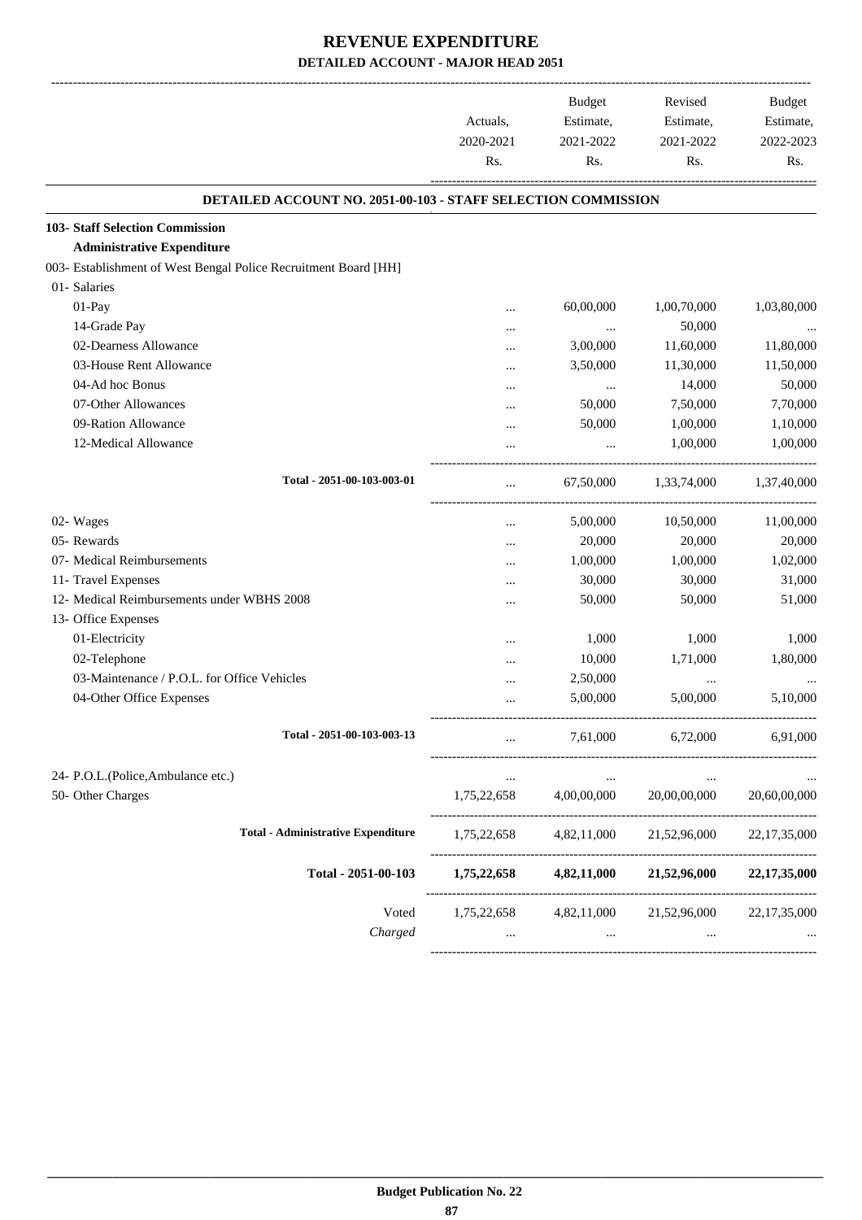# REVENUE EXPENDITURE

## DETAILED ACCOUNT - MAJOR HEAD 2051

| | Actuals, 2020-2021 Rs. | Budget Estimate, 2021-2022 Rs. | Revised Estimate, 2021-2022 Rs. | Budget Estimate, 2022-2023 Rs. |
|---|---|---|---|---|
| **DETAILED ACCOUNT NO. 2051-00-103 - STAFF SELECTION COMMISSION** | | | | |
| **103- Staff Selection Commission** | | | | |
| **Administrative Expenditure** | | | | |
| 003- Establishment of West Bengal Police Recruitment Board [HH] | | | | |
| 01- Salaries | | | | |
| 01-Pay | ... | 60,00,000 | 1,00,70,000 | 1,03,80,000 |
| 14-Grade Pay | ... | ... | 50,000 | ... |
| 02-Dearness Allowance | ... | 3,00,000 | 11,60,000 | 11,80,000 |
| 03-House Rent Allowance | ... | 3,50,000 | 11,30,000 | 11,50,000 |
| 04-Ad hoc Bonus | ... | ... | 14,000 | 50,000 |
| 07-Other Allowances | ... | 50,000 | 7,50,000 | 7,70,000 |
| 09-Ration Allowance | ... | 50,000 | 1,00,000 | 1,10,000 |
| 12-Medical Allowance | ... | ... | 1,00,000 | 1,00,000 |
| **Total - 2051-00-103-003-01** | ... | 67,50,000 | 1,33,74,000 | 1,37,40,000 |
| 02- Wages | ... | 5,00,000 | 10,50,000 | 11,00,000 |
| 05- Rewards | ... | 20,000 | 20,000 | 20,000 |
| 07- Medical Reimbursements | ... | 1,00,000 | 1,00,000 | 1,02,000 |
| 11- Travel Expenses | ... | 30,000 | 30,000 | 31,000 |
| 12- Medical Reimbursements under WBHS 2008 | ... | 50,000 | 50,000 | 51,000 |
| 13- Office Expenses | | | | |
| 01-Electricity | ... | 1,000 | 1,000 | 1,000 |
| 02-Telephone | ... | 10,000 | 1,71,000 | 1,80,000 |
| 03-Maintenance / P.O.L. for Office Vehicles | ... | 2,50,000 | ... | ... |
| 04-Other Office Expenses | ... | 5,00,000 | 5,00,000 | 5,10,000 |
| **Total - 2051-00-103-003-13** | ... | 7,61,000 | 6,72,000 | 6,91,000 |
| 24- P.O.L.(Police,Ambulance etc.) | ... | ... | ... | ... |
| 50- Other Charges | 1,75,22,658 | 4,00,00,000 | 20,00,00,000 | 20,60,00,000 |
| **Total - Administrative Expenditure** | 1,75,22,658 | 4,82,11,000 | 21,52,96,000 | 22,17,35,000 |
| **Total - 2051-00-103** | **1,75,22,658** | **4,82,11,000** | **21,52,96,000** | **22,17,35,000** |
| Voted | 1,75,22,658 | 4,82,11,000 | 21,52,96,000 | 22,17,35,000 |
| *Charged* | ... | ... | ... | ... |

**Budget Publication No. 22**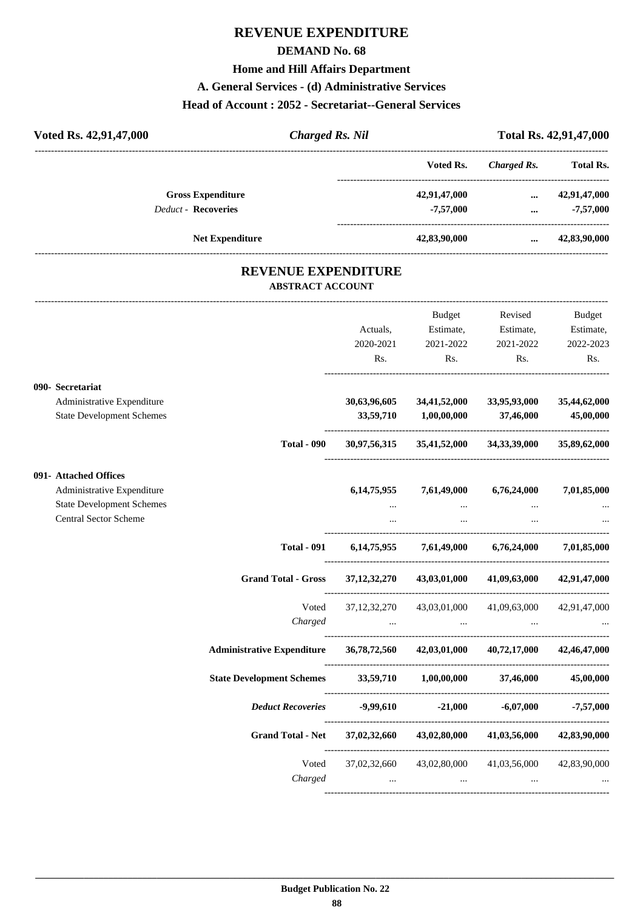# REVENUE EXPENDITURE

## DEMAND No. 68

### Home and Hill Affairs Department

### A. General Services - (d) Administrative Services

### Head of Account : 2052 - Secretariat--General Services

**Voted Rs. 42,91,47,000** | ***Charged Rs. Nil*** | **Total Rs. 42,91,47,000**

| | Voted Rs. | *Charged Rs.* | Total Rs. |
|---|---|---|---|
| **Gross Expenditure** | 42,91,47,000 | ... | 42,91,47,000 |
| *Deduct -* **Recoveries** | -7,57,000 | ... | -7,57,000 |
| **Net Expenditure** | 42,83,90,000 | ... | 42,83,90,000 |

## REVENUE EXPENDITURE

### ABSTRACT ACCOUNT

| | Actuals, 2020-2021 Rs. | Budget Estimate, 2021-2022 Rs. | Revised Estimate, 2021-2022 Rs. | Budget Estimate, 2022-2023 Rs. |
|---|---|---|---|---|
| **090- Secretariat** | | | | |
| Administrative Expenditure | **30,63,96,605** | **34,41,52,000** | **33,95,93,000** | **35,44,62,000** |
| State Development Schemes | **33,59,710** | **1,00,00,000** | **37,46,000** | **45,00,000** |
| **Total - 090** | **30,97,56,315** | **35,41,52,000** | **34,33,39,000** | **35,89,62,000** |
| **091- Attached Offices** | | | | |
| Administrative Expenditure | **6,14,75,955** | **7,61,49,000** | **6,76,24,000** | **7,01,85,000** |
| State Development Schemes | ... | ... | ... | ... |
| Central Sector Scheme | ... | ... | ... | ... |
| **Total - 091** | **6,14,75,955** | **7,61,49,000** | **6,76,24,000** | **7,01,85,000** |
| **Grand Total - Gross** | **37,12,32,270** | **43,03,01,000** | **41,09,63,000** | **42,91,47,000** |
| Voted | 37,12,32,270 | 43,03,01,000 | 41,09,63,000 | 42,91,47,000 |
| *Charged* | ... | ... | ... | ... |
| **Administrative Expenditure** | **36,78,72,560** | **42,03,01,000** | **40,72,17,000** | **42,46,47,000** |
| **State Development Schemes** | **33,59,710** | **1,00,00,000** | **37,46,000** | **45,00,000** |
| ***Deduct Recoveries*** | **-9,99,610** | **-21,000** | **-6,07,000** | **-7,57,000** |
| **Grand Total - Net** | **37,02,32,660** | **43,02,80,000** | **41,03,56,000** | **42,83,90,000** |
| Voted | 37,02,32,660 | 43,02,80,000 | 41,03,56,000 | 42,83,90,000 |
| *Charged* | ... | ... | ... | ... |

**Budget Publication No. 22**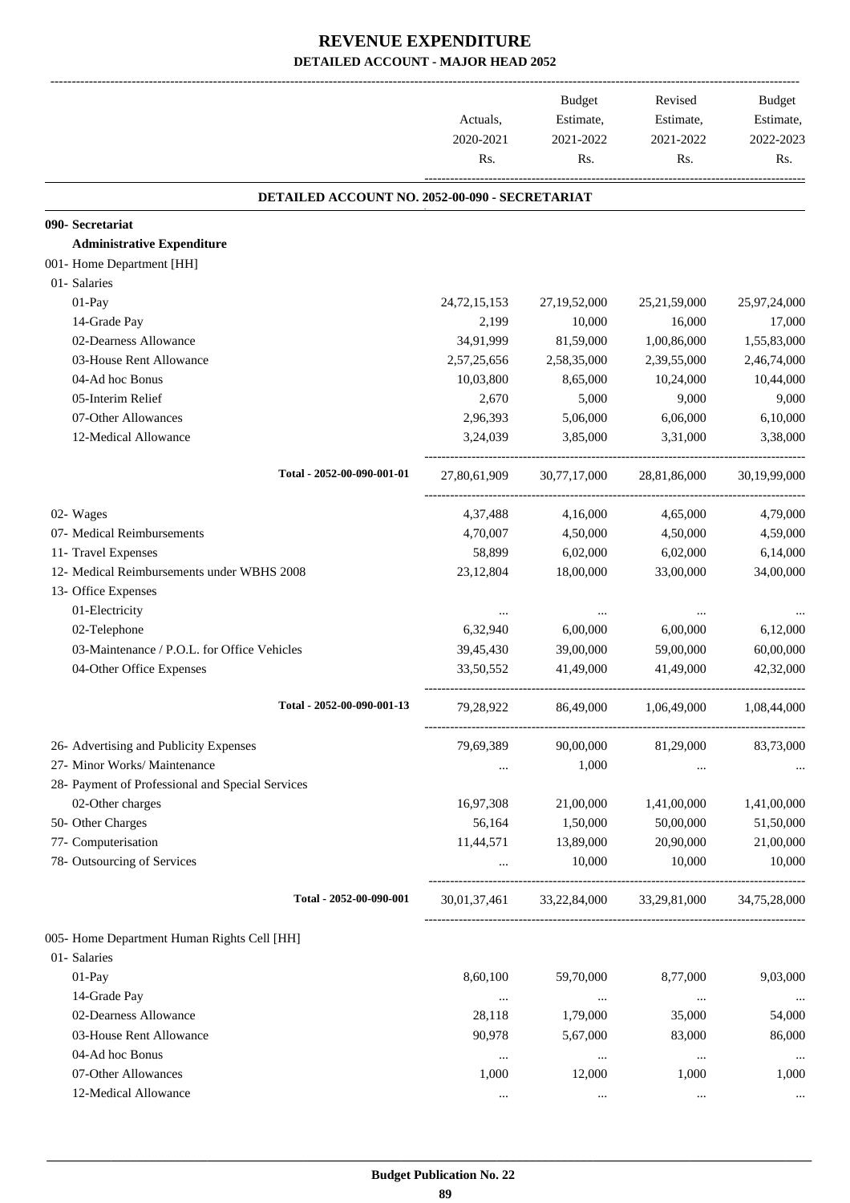# REVENUE EXPENDITURE
## DETAILED ACCOUNT - MAJOR HEAD 2052

| | Actuals, 2020-2021 Rs. | Budget Estimate, 2021-2022 Rs. | Revised Estimate, 2021-2022 Rs. | Budget Estimate, 2022-2023 Rs. |
|---|---|---|---|---|
| **DETAILED ACCOUNT NO. 2052-00-090 - SECRETARIAT** | | | | |
| **090- Secretariat** | | | | |
| **Administrative Expenditure** | | | | |
| 001- Home Department [HH] | | | | |
| 01- Salaries | | | | |
| 01-Pay | 24,72,15,153 | 27,19,52,000 | 25,21,59,000 | 25,97,24,000 |
| 14-Grade Pay | 2,199 | 10,000 | 16,000 | 17,000 |
| 02-Dearness Allowance | 34,91,999 | 81,59,000 | 1,00,86,000 | 1,55,83,000 |
| 03-House Rent Allowance | 2,57,25,656 | 2,58,35,000 | 2,39,55,000 | 2,46,74,000 |
| 04-Ad hoc Bonus | 10,03,800 | 8,65,000 | 10,24,000 | 10,44,000 |
| 05-Interim Relief | 2,670 | 5,000 | 9,000 | 9,000 |
| 07-Other Allowances | 2,96,393 | 5,06,000 | 6,06,000 | 6,10,000 |
| 12-Medical Allowance | 3,24,039 | 3,85,000 | 3,31,000 | 3,38,000 |
| Total - 2052-00-090-001-01 | 27,80,61,909 | 30,77,17,000 | 28,81,86,000 | 30,19,99,000 |
| 02- Wages | 4,37,488 | 4,16,000 | 4,65,000 | 4,79,000 |
| 07- Medical Reimbursements | 4,70,007 | 4,50,000 | 4,50,000 | 4,59,000 |
| 11- Travel Expenses | 58,899 | 6,02,000 | 6,02,000 | 6,14,000 |
| 12- Medical Reimbursements under WBHS 2008 | 23,12,804 | 18,00,000 | 33,00,000 | 34,00,000 |
| 13- Office Expenses | | | | |
| 01-Electricity | ... | ... | ... | ... |
| 02-Telephone | 6,32,940 | 6,00,000 | 6,00,000 | 6,12,000 |
| 03-Maintenance / P.O.L. for Office Vehicles | 39,45,430 | 39,00,000 | 59,00,000 | 60,00,000 |
| 04-Other Office Expenses | 33,50,552 | 41,49,000 | 41,49,000 | 42,32,000 |
| Total - 2052-00-090-001-13 | 79,28,922 | 86,49,000 | 1,06,49,000 | 1,08,44,000 |
| 26- Advertising and Publicity Expenses | 79,69,389 | 90,00,000 | 81,29,000 | 83,73,000 |
| 27- Minor Works/ Maintenance | ... | 1,000 | ... | ... |
| 28- Payment of Professional and Special Services | | | | |
| 02-Other charges | 16,97,308 | 21,00,000 | 1,41,00,000 | 1,41,00,000 |
| 50- Other Charges | 56,164 | 1,50,000 | 50,00,000 | 51,50,000 |
| 77- Computerisation | 11,44,571 | 13,89,000 | 20,90,000 | 21,00,000 |
| 78- Outsourcing of Services | ... | 10,000 | 10,000 | 10,000 |
| Total - 2052-00-090-001 | 30,01,37,461 | 33,22,84,000 | 33,29,81,000 | 34,75,28,000 |
| 005- Home Department Human Rights Cell [HH] | | | | |
| 01- Salaries | | | | |
| 01-Pay | 8,60,100 | 59,70,000 | 8,77,000 | 9,03,000 |
| 14-Grade Pay | ... | ... | ... | ... |
| 02-Dearness Allowance | 28,118 | 1,79,000 | 35,000 | 54,000 |
| 03-House Rent Allowance | 90,978 | 5,67,000 | 83,000 | 86,000 |
| 04-Ad hoc Bonus | ... | ... | ... | ... |
| 07-Other Allowances | 1,000 | 12,000 | 1,000 | 1,000 |
| 12-Medical Allowance | ... | ... | ... | ... |

**Budget Publication No. 22**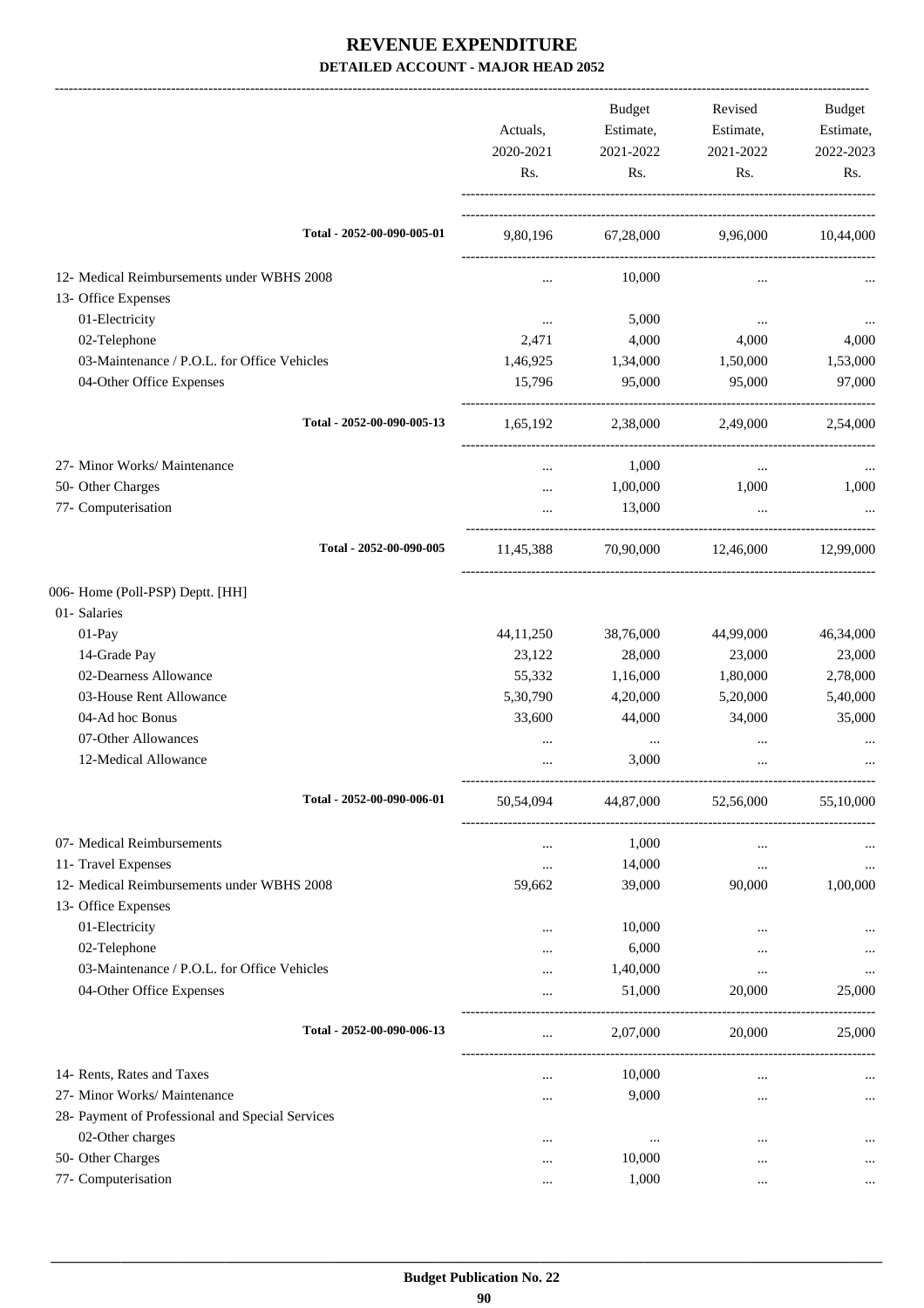# REVENUE EXPENDITURE

**DETAILED ACCOUNT - MAJOR HEAD 2052**

| | Actuals, 2020-2021 Rs. | Budget Estimate, 2021-2022 Rs. | Revised Estimate, 2021-2022 Rs. | Budget Estimate, 2022-2023 Rs. |
|---|---|---|---|---|
| **Total - 2052-00-090-005-01** | 9,80,196 | 67,28,000 | 9,96,000 | 10,44,000 |
| 12- Medical Reimbursements under WBHS 2008 | ... | 10,000 | ... | ... |
| 13- Office Expenses | | | | |
| 01-Electricity | ... | 5,000 | ... | ... |
| 02-Telephone | 2,471 | 4,000 | 4,000 | 4,000 |
| 03-Maintenance / P.O.L. for Office Vehicles | 1,46,925 | 1,34,000 | 1,50,000 | 1,53,000 |
| 04-Other Office Expenses | 15,796 | 95,000 | 95,000 | 97,000 |
| **Total - 2052-00-090-005-13** | 1,65,192 | 2,38,000 | 2,49,000 | 2,54,000 |
| 27- Minor Works/ Maintenance | ... | 1,000 | ... | ... |
| 50- Other Charges | ... | 1,00,000 | 1,000 | 1,000 |
| 77- Computerisation | ... | 13,000 | ... | ... |
| **Total - 2052-00-090-005** | 11,45,388 | 70,90,000 | 12,46,000 | 12,99,000 |
| 006- Home (Poll-PSP) Deptt. [HH] | | | | |
| 01- Salaries | | | | |
| 01-Pay | 44,11,250 | 38,76,000 | 44,99,000 | 46,34,000 |
| 14-Grade Pay | 23,122 | 28,000 | 23,000 | 23,000 |
| 02-Dearness Allowance | 55,332 | 1,16,000 | 1,80,000 | 2,78,000 |
| 03-House Rent Allowance | 5,30,790 | 4,20,000 | 5,20,000 | 5,40,000 |
| 04-Ad hoc Bonus | 33,600 | 44,000 | 34,000 | 35,000 |
| 07-Other Allowances | ... | ... | ... | ... |
| 12-Medical Allowance | ... | 3,000 | ... | ... |
| **Total - 2052-00-090-006-01** | 50,54,094 | 44,87,000 | 52,56,000 | 55,10,000 |
| 07- Medical Reimbursements | ... | 1,000 | ... | ... |
| 11- Travel Expenses | ... | 14,000 | ... | ... |
| 12- Medical Reimbursements under WBHS 2008 | 59,662 | 39,000 | 90,000 | 1,00,000 |
| 13- Office Expenses | | | | |
| 01-Electricity | ... | 10,000 | ... | ... |
| 02-Telephone | ... | 6,000 | ... | ... |
| 03-Maintenance / P.O.L. for Office Vehicles | ... | 1,40,000 | ... | ... |
| 04-Other Office Expenses | ... | 51,000 | 20,000 | 25,000 |
| **Total - 2052-00-090-006-13** | ... | 2,07,000 | 20,000 | 25,000 |
| 14- Rents, Rates and Taxes | ... | 10,000 | ... | ... |
| 27- Minor Works/ Maintenance | ... | 9,000 | ... | ... |
| 28- Payment of Professional and Special Services | | | | |
| 02-Other charges | ... | ... | ... | ... |
| 50- Other Charges | ... | 10,000 | ... | ... |
| 77- Computerisation | ... | 1,000 | ... | ... |

**Budget Publication No. 22**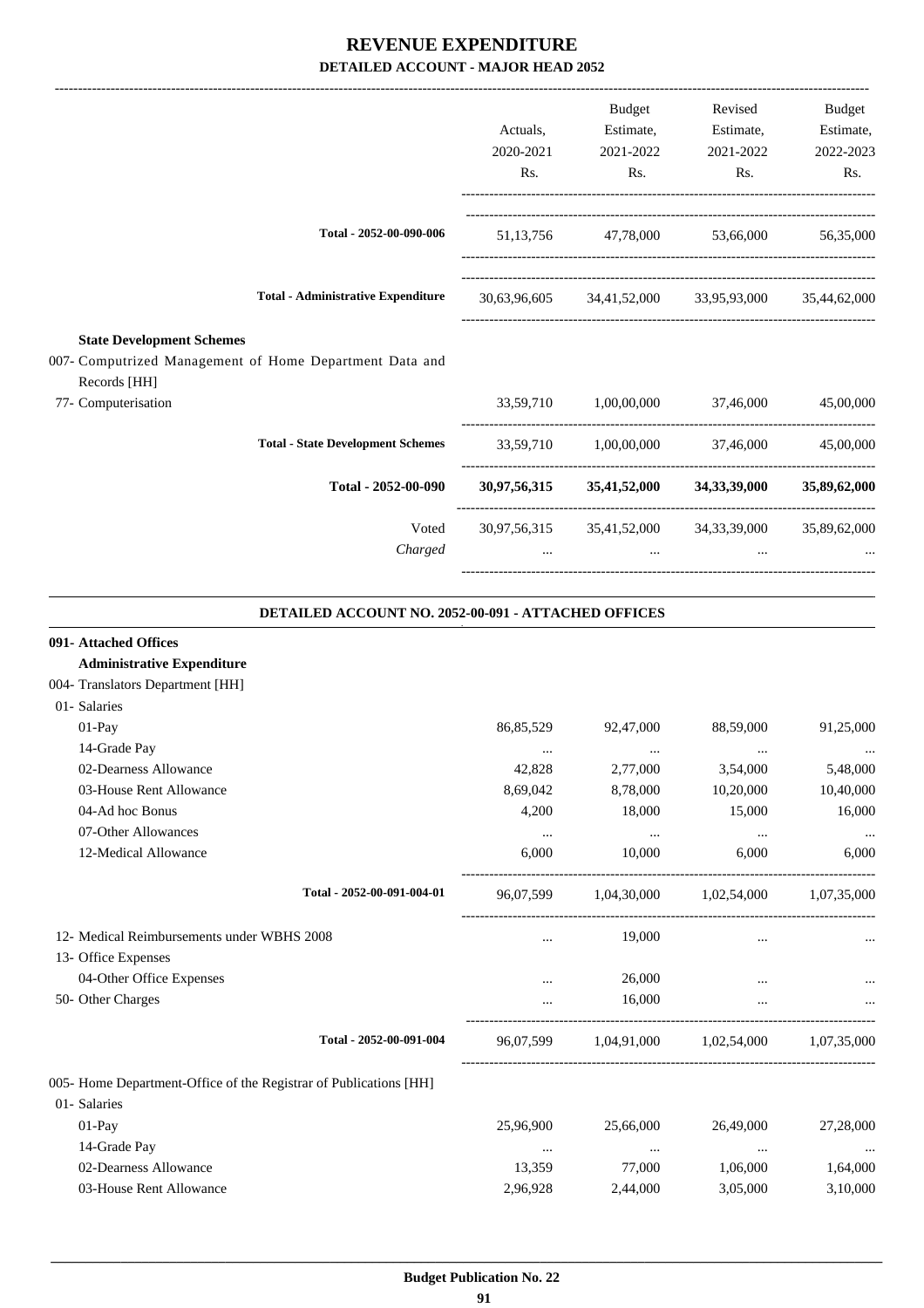# REVENUE EXPENDITURE

## DETAILED ACCOUNT - MAJOR HEAD 2052

| | Actuals, 2020-2021 Rs. | Budget Estimate, 2021-2022 Rs. | Revised Estimate, 2021-2022 Rs. | Budget Estimate, 2022-2023 Rs. |
|---|---|---|---|---|
| Total - 2052-00-090-006 | 51,13,756 | 47,78,000 | 53,66,000 | 56,35,000 |
| Total - Administrative Expenditure | 30,63,96,605 | 34,41,52,000 | 33,95,93,000 | 35,44,62,000 |
| **State Development Schemes** | | | | |
| 007- Computrized Management of Home Department Data and Records [HH] | | | | |
| 77- Computerisation | 33,59,710 | 1,00,00,000 | 37,46,000 | 45,00,000 |
| Total - State Development Schemes | 33,59,710 | 1,00,00,000 | 37,46,000 | 45,00,000 |
| **Total - 2052-00-090** | **30,97,56,315** | **35,41,52,000** | **34,33,39,000** | **35,89,62,000** |
| Voted | 30,97,56,315 | 35,41,52,000 | 34,33,39,000 | 35,89,62,000 |
| *Charged* | ... | ... | ... | ... |

### DETAILED ACCOUNT NO. 2052-00-091 - ATTACHED OFFICES

| | Actuals, 2020-2021 Rs. | Budget Estimate, 2021-2022 Rs. | Revised Estimate, 2021-2022 Rs. | Budget Estimate, 2022-2023 Rs. |
|---|---|---|---|---|
| **091- Attached Offices** | | | | |
| **Administrative Expenditure** | | | | |
| 004- Translators Department [HH] | | | | |
| 01- Salaries | | | | |
| 01-Pay | 86,85,529 | 92,47,000 | 88,59,000 | 91,25,000 |
| 14-Grade Pay | ... | ... | ... | ... |
| 02-Dearness Allowance | 42,828 | 2,77,000 | 3,54,000 | 5,48,000 |
| 03-House Rent Allowance | 8,69,042 | 8,78,000 | 10,20,000 | 10,40,000 |
| 04-Ad hoc Bonus | 4,200 | 18,000 | 15,000 | 16,000 |
| 07-Other Allowances | ... | ... | ... | ... |
| 12-Medical Allowance | 6,000 | 10,000 | 6,000 | 6,000 |
| Total - 2052-00-091-004-01 | 96,07,599 | 1,04,30,000 | 1,02,54,000 | 1,07,35,000 |
| 12- Medical Reimbursements under WBHS 2008 | ... | 19,000 | ... | ... |
| 13- Office Expenses | | | | |
| 04-Other Office Expenses | ... | 26,000 | ... | ... |
| 50- Other Charges | ... | 16,000 | ... | ... |
| Total - 2052-00-091-004 | 96,07,599 | 1,04,91,000 | 1,02,54,000 | 1,07,35,000 |
| 005- Home Department-Office of the Registrar of Publications [HH] | | | | |
| 01- Salaries | | | | |
| 01-Pay | 25,96,900 | 25,66,000 | 26,49,000 | 27,28,000 |
| 14-Grade Pay | ... | ... | ... | ... |
| 02-Dearness Allowance | 13,359 | 77,000 | 1,06,000 | 1,64,000 |
| 03-House Rent Allowance | 2,96,928 | 2,44,000 | 3,05,000 | 3,10,000 |

**Budget Publication No. 22**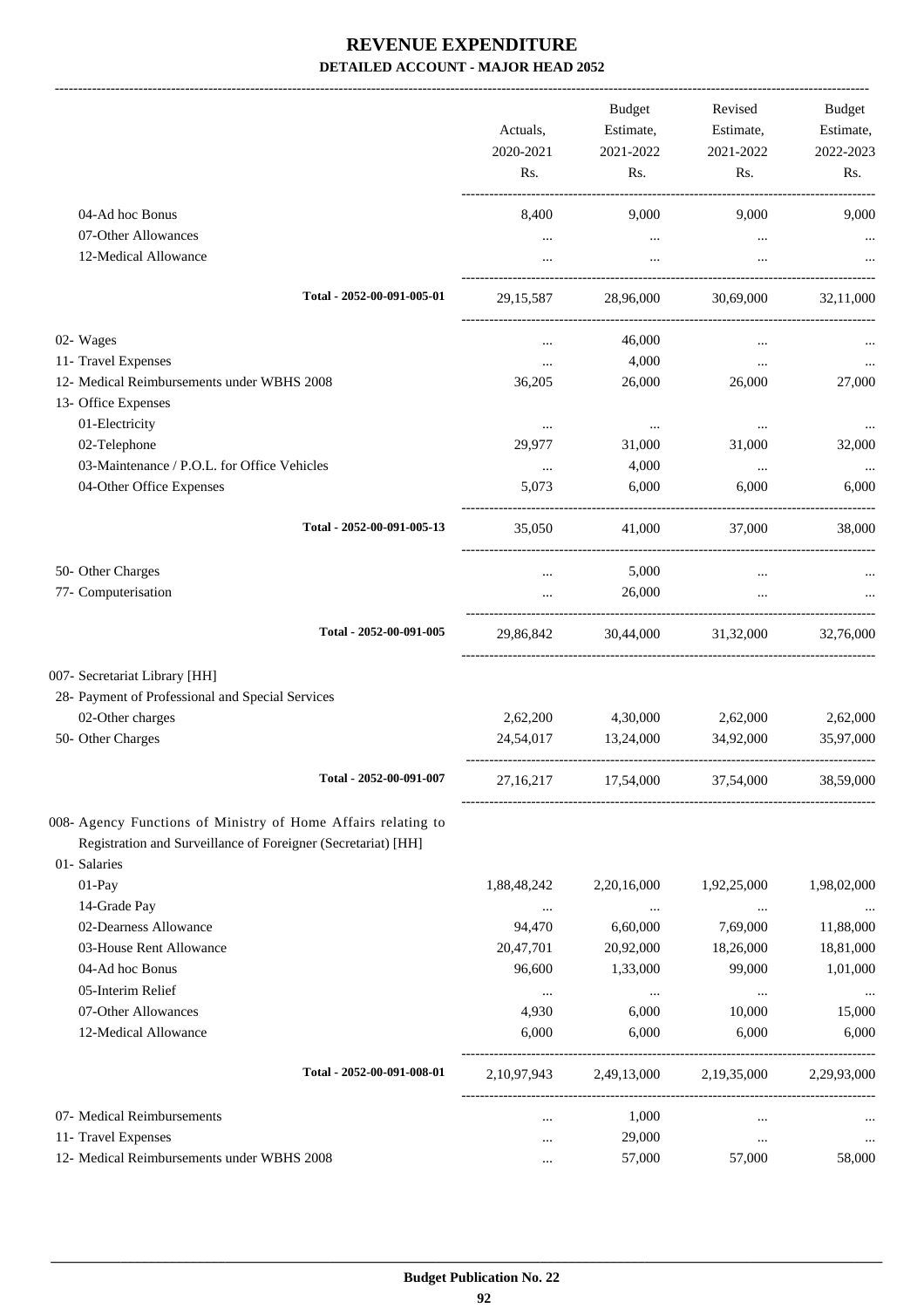# REVENUE EXPENDITURE

**DETAILED ACCOUNT - MAJOR HEAD 2052**

| | Actuals, 2020-2021 Rs. | Budget Estimate, 2021-2022 Rs. | Revised Estimate, 2021-2022 Rs. | Budget Estimate, 2022-2023 Rs. |
|---|---|---|---|---|
| 04-Ad hoc Bonus | 8,400 | 9,000 | 9,000 | 9,000 |
| 07-Other Allowances | ... | ... | ... | ... |
| 12-Medical Allowance | ... | ... | ... | ... |
| **Total - 2052-00-091-005-01** | 29,15,587 | 28,96,000 | 30,69,000 | 32,11,000 |
| 02- Wages | ... | 46,000 | ... | ... |
| 11- Travel Expenses | ... | 4,000 | ... | ... |
| 12- Medical Reimbursements under WBHS 2008 | 36,205 | 26,000 | 26,000 | 27,000 |
| 13- Office Expenses | | | | |
| 01-Electricity | ... | ... | ... | ... |
| 02-Telephone | 29,977 | 31,000 | 31,000 | 32,000 |
| 03-Maintenance / P.O.L. for Office Vehicles | ... | 4,000 | ... | ... |
| 04-Other Office Expenses | 5,073 | 6,000 | 6,000 | 6,000 |
| **Total - 2052-00-091-005-13** | 35,050 | 41,000 | 37,000 | 38,000 |
| 50- Other Charges | ... | 5,000 | ... | ... |
| 77- Computerisation | ... | 26,000 | ... | ... |
| **Total - 2052-00-091-005** | 29,86,842 | 30,44,000 | 31,32,000 | 32,76,000 |
| 007- Secretariat Library [HH] | | | | |
| 28- Payment of Professional and Special Services | | | | |
| 02-Other charges | 2,62,200 | 4,30,000 | 2,62,000 | 2,62,000 |
| 50- Other Charges | 24,54,017 | 13,24,000 | 34,92,000 | 35,97,000 |
| **Total - 2052-00-091-007** | 27,16,217 | 17,54,000 | 37,54,000 | 38,59,000 |
| 008- Agency Functions of Ministry of Home Affairs relating to Registration and Surveillance of Foreigner (Secretariat) [HH] | | | | |
| 01- Salaries | | | | |
| 01-Pay | 1,88,48,242 | 2,20,16,000 | 1,92,25,000 | 1,98,02,000 |
| 14-Grade Pay | ... | ... | ... | ... |
| 02-Dearness Allowance | 94,470 | 6,60,000 | 7,69,000 | 11,88,000 |
| 03-House Rent Allowance | 20,47,701 | 20,92,000 | 18,26,000 | 18,81,000 |
| 04-Ad hoc Bonus | 96,600 | 1,33,000 | 99,000 | 1,01,000 |
| 05-Interim Relief | ... | ... | ... | ... |
| 07-Other Allowances | 4,930 | 6,000 | 10,000 | 15,000 |
| 12-Medical Allowance | 6,000 | 6,000 | 6,000 | 6,000 |
| **Total - 2052-00-091-008-01** | 2,10,97,943 | 2,49,13,000 | 2,19,35,000 | 2,29,93,000 |
| 07- Medical Reimbursements | ... | 1,000 | ... | ... |
| 11- Travel Expenses | ... | 29,000 | ... | ... |
| 12- Medical Reimbursements under WBHS 2008 | ... | 57,000 | 57,000 | 58,000 |

**Budget Publication No. 22**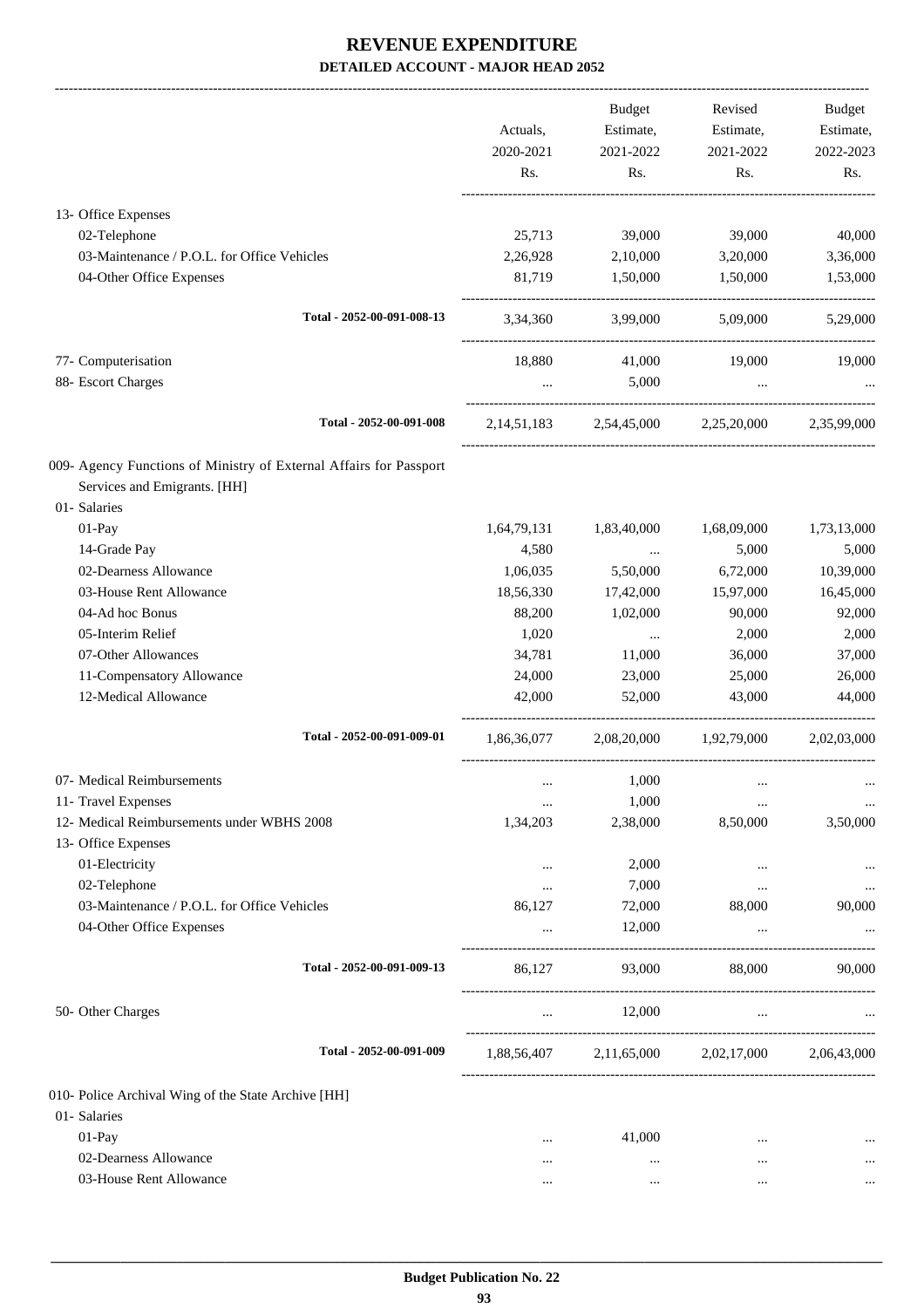# REVENUE EXPENDITURE

**DETAILED ACCOUNT - MAJOR HEAD 2052**

| | Actuals, 2020-2021 Rs. | Budget Estimate, 2021-2022 Rs. | Revised Estimate, 2021-2022 Rs. | Budget Estimate, 2022-2023 Rs. |
|---|---|---|---|---|
| 13- Office Expenses | | | | |
| 02-Telephone | 25,713 | 39,000 | 39,000 | 40,000 |
| 03-Maintenance / P.O.L. for Office Vehicles | 2,26,928 | 2,10,000 | 3,20,000 | 3,36,000 |
| 04-Other Office Expenses | 81,719 | 1,50,000 | 1,50,000 | 1,53,000 |
| **Total - 2052-00-091-008-13** | 3,34,360 | 3,99,000 | 5,09,000 | 5,29,000 |
| 77- Computerisation | 18,880 | 41,000 | 19,000 | 19,000 |
| 88- Escort Charges | ... | 5,000 | ... | ... |
| **Total - 2052-00-091-008** | 2,14,51,183 | 2,54,45,000 | 2,25,20,000 | 2,35,99,000 |
| 009- Agency Functions of Ministry of External Affairs for Passport Services and Emigrants. [HH] | | | | |
| 01- Salaries | | | | |
| 01-Pay | 1,64,79,131 | 1,83,40,000 | 1,68,09,000 | 1,73,13,000 |
| 14-Grade Pay | 4,580 | ... | 5,000 | 5,000 |
| 02-Dearness Allowance | 1,06,035 | 5,50,000 | 6,72,000 | 10,39,000 |
| 03-House Rent Allowance | 18,56,330 | 17,42,000 | 15,97,000 | 16,45,000 |
| 04-Ad hoc Bonus | 88,200 | 1,02,000 | 90,000 | 92,000 |
| 05-Interim Relief | 1,020 | ... | 2,000 | 2,000 |
| 07-Other Allowances | 34,781 | 11,000 | 36,000 | 37,000 |
| 11-Compensatory Allowance | 24,000 | 23,000 | 25,000 | 26,000 |
| 12-Medical Allowance | 42,000 | 52,000 | 43,000 | 44,000 |
| **Total - 2052-00-091-009-01** | 1,86,36,077 | 2,08,20,000 | 1,92,79,000 | 2,02,03,000 |
| 07- Medical Reimbursements | ... | 1,000 | ... | ... |
| 11- Travel Expenses | ... | 1,000 | ... | ... |
| 12- Medical Reimbursements under WBHS 2008 | 1,34,203 | 2,38,000 | 8,50,000 | 3,50,000 |
| 13- Office Expenses | | | | |
| 01-Electricity | ... | 2,000 | ... | ... |
| 02-Telephone | ... | 7,000 | ... | ... |
| 03-Maintenance / P.O.L. for Office Vehicles | 86,127 | 72,000 | 88,000 | 90,000 |
| 04-Other Office Expenses | ... | 12,000 | ... | ... |
| **Total - 2052-00-091-009-13** | 86,127 | 93,000 | 88,000 | 90,000 |
| 50- Other Charges | ... | 12,000 | ... | ... |
| **Total - 2052-00-091-009** | 1,88,56,407 | 2,11,65,000 | 2,02,17,000 | 2,06,43,000 |
| 010- Police Archival Wing of the State Archive [HH] | | | | |
| 01- Salaries | | | | |
| 01-Pay | ... | 41,000 | ... | ... |
| 02-Dearness Allowance | ... | ... | ... | ... |
| 03-House Rent Allowance | ... | ... | ... | ... |

Budget Publication No. 22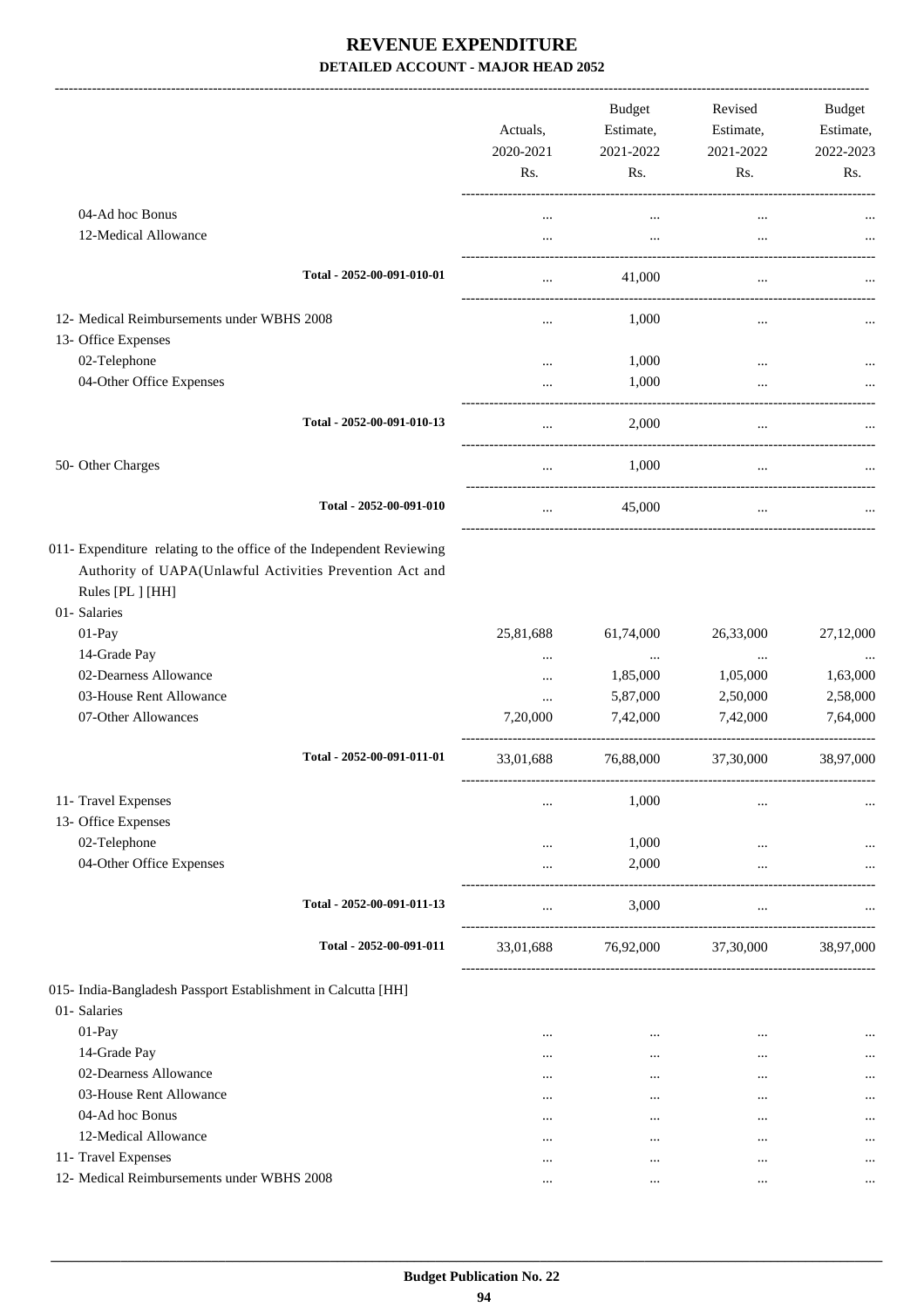# REVENUE EXPENDITURE

## DETAILED ACCOUNT - MAJOR HEAD 2052

| | Actuals, 2020-2021 Rs. | Budget Estimate, 2021-2022 Rs. | Revised Estimate, 2021-2022 Rs. | Budget Estimate, 2022-2023 Rs. |
|---|---|---|---|---|
| 04-Ad hoc Bonus | ... | ... | ... | ... |
| 12-Medical Allowance | ... | ... | ... | ... |
| Total - 2052-00-091-010-01 | ... | 41,000 | ... | ... |
| 12- Medical Reimbursements under WBHS 2008 | ... | 1,000 | ... | ... |
| 13- Office Expenses | | | | |
| 02-Telephone | ... | 1,000 | ... | ... |
| 04-Other Office Expenses | ... | 1,000 | ... | ... |
| Total - 2052-00-091-010-13 | ... | 2,000 | ... | ... |
| 50- Other Charges | ... | 1,000 | ... | ... |
| Total - 2052-00-091-010 | ... | 45,000 | ... | ... |
| 011- Expenditure relating to the office of the Independent Reviewing Authority of UAPA(Unlawful Activities Prevention Act and Rules [PL ] [HH] | | | | |
| 01- Salaries | | | | |
| 01-Pay | 25,81,688 | 61,74,000 | 26,33,000 | 27,12,000 |
| 14-Grade Pay | ... | ... | ... | ... |
| 02-Dearness Allowance | ... | 1,85,000 | 1,05,000 | 1,63,000 |
| 03-House Rent Allowance | ... | 5,87,000 | 2,50,000 | 2,58,000 |
| 07-Other Allowances | 7,20,000 | 7,42,000 | 7,42,000 | 7,64,000 |
| Total - 2052-00-091-011-01 | 33,01,688 | 76,88,000 | 37,30,000 | 38,97,000 |
| 11- Travel Expenses | ... | 1,000 | ... | ... |
| 13- Office Expenses | | | | |
| 02-Telephone | ... | 1,000 | ... | ... |
| 04-Other Office Expenses | ... | 2,000 | ... | ... |
| Total - 2052-00-091-011-13 | ... | 3,000 | ... | ... |
| Total - 2052-00-091-011 | 33,01,688 | 76,92,000 | 37,30,000 | 38,97,000 |
| 015- India-Bangladesh Passport Establishment in Calcutta [HH] | | | | |
| 01- Salaries | | | | |
| 01-Pay | ... | ... | ... | ... |
| 14-Grade Pay | ... | ... | ... | ... |
| 02-Dearness Allowance | ... | ... | ... | ... |
| 03-House Rent Allowance | ... | ... | ... | ... |
| 04-Ad hoc Bonus | ... | ... | ... | ... |
| 12-Medical Allowance | ... | ... | ... | ... |
| 11- Travel Expenses | ... | ... | ... | ... |
| 12- Medical Reimbursements under WBHS 2008 | ... | ... | ... | ... |

Budget Publication No. 22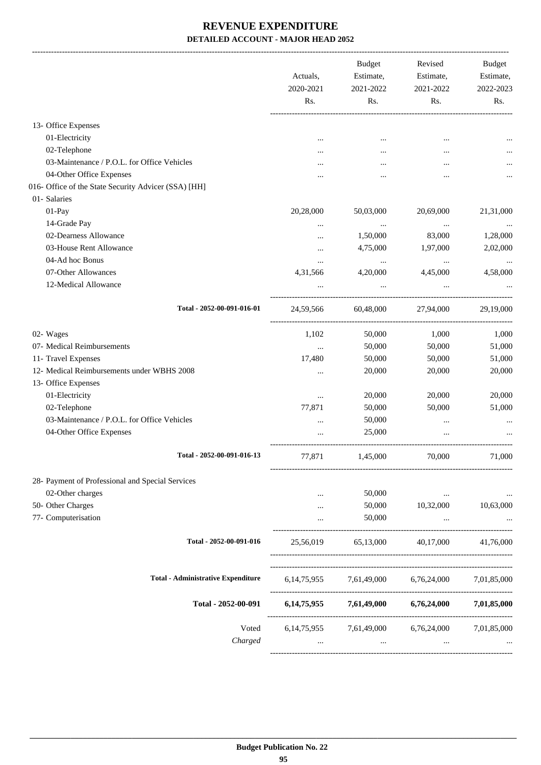# REVENUE EXPENDITURE

## DETAILED ACCOUNT - MAJOR HEAD 2052

| | Actuals, 2020-2021 Rs. | Budget Estimate, 2021-2022 Rs. | Revised Estimate, 2021-2022 Rs. | Budget Estimate, 2022-2023 Rs. |
|---|---|---|---|---|
| 13- Office Expenses | | | | |
| 01-Electricity | ... | ... | ... | ... |
| 02-Telephone | ... | ... | ... | ... |
| 03-Maintenance / P.O.L. for Office Vehicles | ... | ... | ... | ... |
| 04-Other Office Expenses | ... | ... | ... | ... |
| 016- Office of the State Security Advicer (SSA) [HH] | | | | |
| 01- Salaries | | | | |
| 01-Pay | 20,28,000 | 50,03,000 | 20,69,000 | 21,31,000 |
| 14-Grade Pay | ... | ... | ... | ... |
| 02-Dearness Allowance | ... | 1,50,000 | 83,000 | 1,28,000 |
| 03-House Rent Allowance | ... | 4,75,000 | 1,97,000 | 2,02,000 |
| 04-Ad hoc Bonus | ... | ... | ... | ... |
| 07-Other Allowances | 4,31,566 | 4,20,000 | 4,45,000 | 4,58,000 |
| 12-Medical Allowance | ... | ... | ... | ... |
| **Total - 2052-00-091-016-01** | 24,59,566 | 60,48,000 | 27,94,000 | 29,19,000 |
| 02- Wages | 1,102 | 50,000 | 1,000 | 1,000 |
| 07- Medical Reimbursements | ... | 50,000 | 50,000 | 51,000 |
| 11- Travel Expenses | 17,480 | 50,000 | 50,000 | 51,000 |
| 12- Medical Reimbursements under WBHS 2008 | ... | 20,000 | 20,000 | 20,000 |
| 13- Office Expenses | | | | |
| 01-Electricity | ... | 20,000 | 20,000 | 20,000 |
| 02-Telephone | 77,871 | 50,000 | 50,000 | 51,000 |
| 03-Maintenance / P.O.L. for Office Vehicles | ... | 50,000 | ... | ... |
| 04-Other Office Expenses | ... | 25,000 | ... | ... |
| **Total - 2052-00-091-016-13** | 77,871 | 1,45,000 | 70,000 | 71,000 |
| 28- Payment of Professional and Special Services | | | | |
| 02-Other charges | ... | 50,000 | ... | ... |
| 50- Other Charges | ... | 50,000 | 10,32,000 | 10,63,000 |
| 77- Computerisation | ... | 50,000 | ... | ... |
| **Total - 2052-00-091-016** | 25,56,019 | 65,13,000 | 40,17,000 | 41,76,000 |
| **Total - Administrative Expenditure** | 6,14,75,955 | 7,61,49,000 | 6,76,24,000 | 7,01,85,000 |
| **Total - 2052-00-091** | **6,14,75,955** | **7,61,49,000** | **6,76,24,000** | **7,01,85,000** |
| Voted | 6,14,75,955 | 7,61,49,000 | 6,76,24,000 | 7,01,85,000 |
| *Charged* | ... | ... | ... | ... |

**Budget Publication No. 22**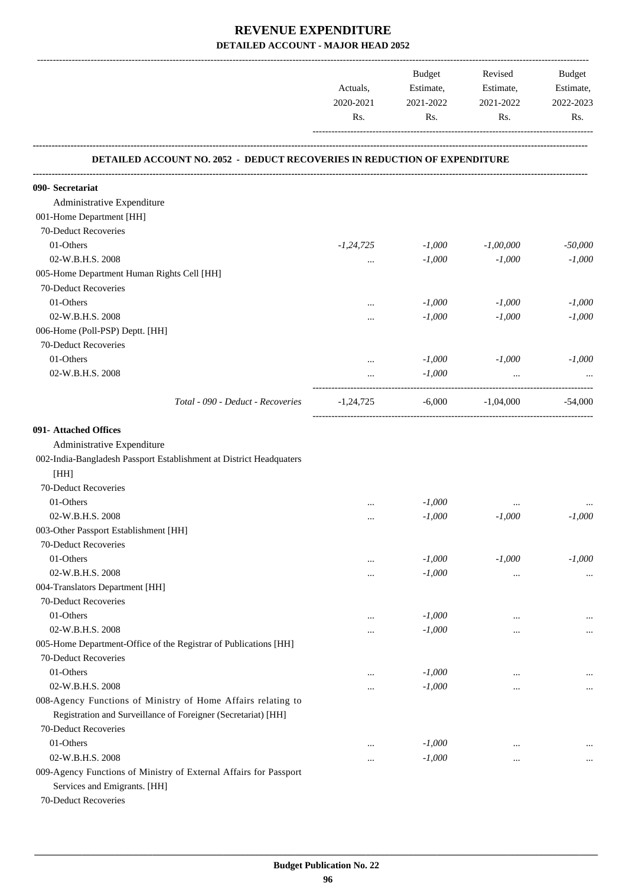# REVENUE EXPENDITURE

## DETAILED ACCOUNT - MAJOR HEAD 2052

| | Actuals, 2020-2021 Rs. | Budget Estimate, 2021-2022 Rs. | Revised Estimate, 2021-2022 Rs. | Budget Estimate, 2022-2023 Rs. |
|---|---|---|---|---|
| **DETAILED ACCOUNT NO. 2052 - DEDUCT RECOVERIES IN REDUCTION OF EXPENDITURE** | | | | |
| **090- Secretariat** | | | | |
| Administrative Expenditure | | | | |
| 001-Home Department [HH] | | | | |
| 70-Deduct Recoveries | | | | |
| 01-Others | -1,24,725 | -1,000 | -1,00,000 | -50,000 |
| 02-W.B.H.S. 2008 | ... | -1,000 | -1,000 | -1,000 |
| 005-Home Department Human Rights Cell [HH] | | | | |
| 70-Deduct Recoveries | | | | |
| 01-Others | ... | -1,000 | -1,000 | -1,000 |
| 02-W.B.H.S. 2008 | ... | -1,000 | -1,000 | -1,000 |
| 006-Home (Poll-PSP) Deptt. [HH] | | | | |
| 70-Deduct Recoveries | | | | |
| 01-Others | ... | -1,000 | -1,000 | -1,000 |
| 02-W.B.H.S. 2008 | ... | -1,000 | ... | ... |
| *Total - 090 - Deduct - Recoveries* | -1,24,725 | -6,000 | -1,04,000 | -54,000 |
| **091- Attached Offices** | | | | |
| Administrative Expenditure | | | | |
| 002-India-Bangladesh Passport Establishment at District Headquaters [HH] | | | | |
| 70-Deduct Recoveries | | | | |
| 01-Others | ... | -1,000 | ... | ... |
| 02-W.B.H.S. 2008 | ... | -1,000 | -1,000 | -1,000 |
| 003-Other Passport Establishment [HH] | | | | |
| 70-Deduct Recoveries | | | | |
| 01-Others | ... | -1,000 | -1,000 | -1,000 |
| 02-W.B.H.S. 2008 | ... | -1,000 | ... | ... |
| 004-Translators Department [HH] | | | | |
| 70-Deduct Recoveries | | | | |
| 01-Others | ... | -1,000 | ... | ... |
| 02-W.B.H.S. 2008 | ... | -1,000 | ... | ... |
| 005-Home Department-Office of the Registrar of Publications [HH] | | | | |
| 70-Deduct Recoveries | | | | |
| 01-Others | ... | -1,000 | ... | ... |
| 02-W.B.H.S. 2008 | ... | -1,000 | ... | ... |
| 008-Agency Functions of Ministry of Home Affairs relating to Registration and Surveillance of Foreigner (Secretariat) [HH] | | | | |
| 70-Deduct Recoveries | | | | |
| 01-Others | ... | -1,000 | ... | ... |
| 02-W.B.H.S. 2008 | ... | -1,000 | ... | ... |
| 009-Agency Functions of Ministry of External Affairs for Passport Services and Emigrants. [HH] | | | | |
| 70-Deduct Recoveries | | | | |

**Budget Publication No. 22**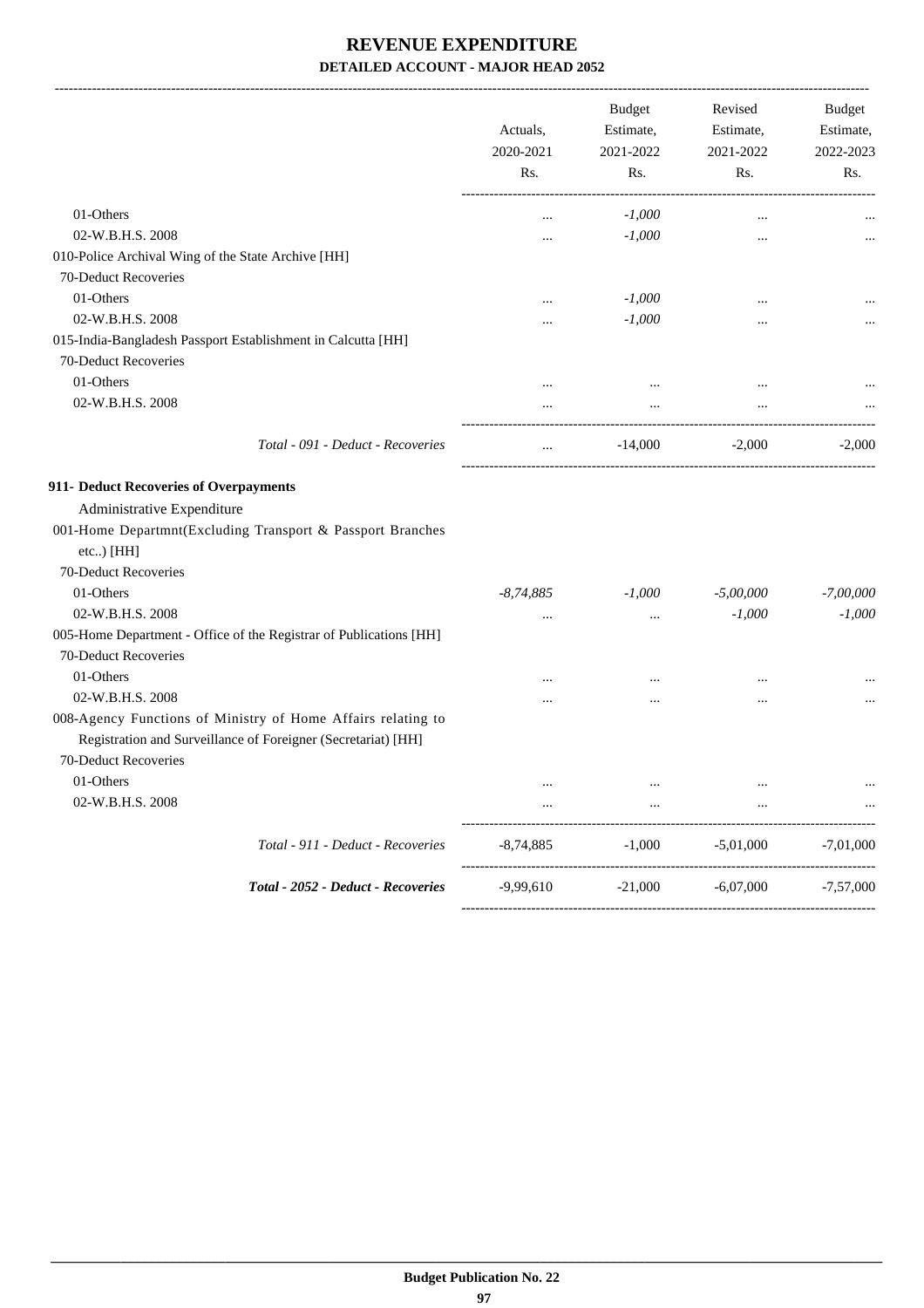# REVENUE EXPENDITURE

**DETAILED ACCOUNT - MAJOR HEAD 2052**

| | Actuals, 2020-2021 Rs. | Budget Estimate, 2021-2022 Rs. | Revised Estimate, 2021-2022 Rs. | Budget Estimate, 2022-2023 Rs. |
|---|---|---|---|---|
| 01-Others | ... | *-1,000* | ... | ... |
| 02-W.B.H.S. 2008 | ... | *-1,000* | ... | ... |
| 010-Police Archival Wing of the State Archive [HH] | | | | |
| 70-Deduct Recoveries | | | | |
| 01-Others | ... | *-1,000* | ... | ... |
| 02-W.B.H.S. 2008 | ... | *-1,000* | ... | ... |
| 015-India-Bangladesh Passport Establishment in Calcutta [HH] | | | | |
| 70-Deduct Recoveries | | | | |
| 01-Others | ... | ... | ... | ... |
| 02-W.B.H.S. 2008 | ... | ... | ... | ... |
| *Total - 091 - Deduct - Recoveries* | ... | -14,000 | -2,000 | -2,000 |
| **911- Deduct Recoveries of Overpayments** | | | | |
| Administrative Expenditure | | | | |
| 001-Home Departmnt(Excluding Transport & Passport Branches etc..) [HH] | | | | |
| 70-Deduct Recoveries | | | | |
| 01-Others | *-8,74,885* | *-1,000* | *-5,00,000* | *-7,00,000* |
| 02-W.B.H.S. 2008 | ... | ... | *-1,000* | *-1,000* |
| 005-Home Department - Office of the Registrar of Publications [HH] | | | | |
| 70-Deduct Recoveries | | | | |
| 01-Others | ... | ... | ... | ... |
| 02-W.B.H.S. 2008 | ... | ... | ... | ... |
| 008-Agency Functions of Ministry of Home Affairs relating to Registration and Surveillance of Foreigner (Secretariat) [HH] | | | | |
| 70-Deduct Recoveries | | | | |
| 01-Others | ... | ... | ... | ... |
| 02-W.B.H.S. 2008 | ... | ... | ... | ... |
| *Total - 911 - Deduct - Recoveries* | -8,74,885 | -1,000 | -5,01,000 | -7,01,000 |
| ***Total - 2052 - Deduct - Recoveries*** | -9,99,610 | -21,000 | -6,07,000 | -7,57,000 |

**Budget Publication No. 22**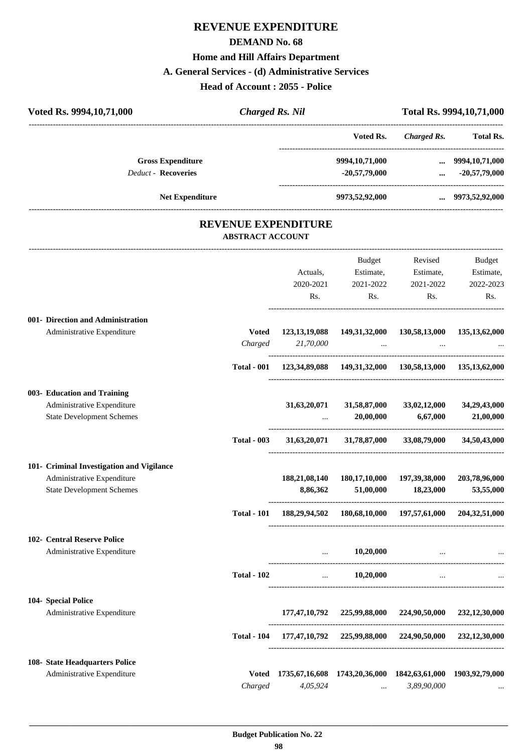# REVENUE EXPENDITURE

## DEMAND No. 68

### Home and Hill Affairs Department

### A. General Services - (d) Administrative Services

### Head of Account : 2055 - Police

**Voted Rs. 9994,10,71,000** | ***Charged Rs. Nil*** | **Total Rs. 9994,10,71,000**

| | Voted Rs. | *Charged Rs.* | Total Rs. |
|---|---|---|---|
| **Gross Expenditure** | 9994,10,71,000 | ... | 9994,10,71,000 |
| *Deduct* - **Recoveries** | -20,57,79,000 | ... | -20,57,79,000 |
| **Net Expenditure** | 9973,52,92,000 | ... | 9973,52,92,000 |

## REVENUE EXPENDITURE

### ABSTRACT ACCOUNT

| | | Actuals, 2020-2021 Rs. | Budget Estimate, 2021-2022 Rs. | Revised Estimate, 2021-2022 Rs. | Budget Estimate, 2022-2023 Rs. |
|---|---|---|---|---|---|
| **001- Direction and Administration** | | | | | |
| Administrative Expenditure | **Voted** | 123,13,19,088 | 149,31,32,000 | 130,58,13,000 | 135,13,62,000 |
| | *Charged* | *21,70,000* | ... | ... | ... |
| | **Total - 001** | 123,34,89,088 | 149,31,32,000 | 130,58,13,000 | 135,13,62,000 |
| **003- Education and Training** | | | | | |
| Administrative Expenditure | | 31,63,20,071 | 31,58,87,000 | 33,02,12,000 | 34,29,43,000 |
| State Development Schemes | | ... | 20,00,000 | 6,67,000 | 21,00,000 |
| | **Total - 003** | 31,63,20,071 | 31,78,87,000 | 33,08,79,000 | 34,50,43,000 |
| **101- Criminal Investigation and Vigilance** | | | | | |
| Administrative Expenditure | | 188,21,08,140 | 180,17,10,000 | 197,39,38,000 | 203,78,96,000 |
| State Development Schemes | | 8,86,362 | 51,00,000 | 18,23,000 | 53,55,000 |
| | **Total - 101** | 188,29,94,502 | 180,68,10,000 | 197,57,61,000 | 204,32,51,000 |
| **102- Central Reserve Police** | | | | | |
| Administrative Expenditure | | ... | 10,20,000 | ... | ... |
| | **Total - 102** | ... | 10,20,000 | ... | ... |
| **104- Special Police** | | | | | |
| Administrative Expenditure | | 177,47,10,792 | 225,99,88,000 | 224,90,50,000 | 232,12,30,000 |
| | **Total - 104** | 177,47,10,792 | 225,99,88,000 | 224,90,50,000 | 232,12,30,000 |
| **108- State Headquarters Police** | | | | | |
| Administrative Expenditure | **Voted** | 1735,67,16,608 | 1743,20,36,000 | 1842,63,61,000 | 1903,92,79,000 |
| | *Charged* | *4,05,924* | ... | *3,89,90,000* | ... |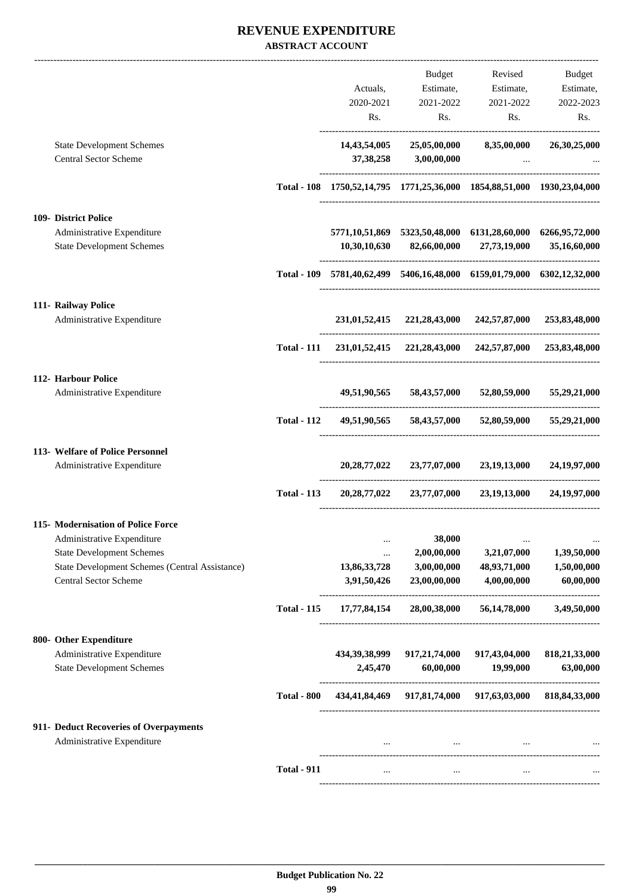# REVENUE EXPENDITURE

**ABSTRACT ACCOUNT**

| | | Actuals, 2020-2021 Rs. | Budget Estimate, 2021-2022 Rs. | Revised Estimate, 2021-2022 Rs. | Budget Estimate, 2022-2023 Rs. |
|---|---|---|---|---|---|
| State Development Schemes | | **14,43,54,005** | **25,05,00,000** | **8,35,00,000** | **26,30,25,000** |
| Central Sector Scheme | | **37,38,258** | **3,00,00,000** | ... | ... |
| | **Total - 108** | **1750,52,14,795** | **1771,25,36,000** | **1854,88,51,000** | **1930,23,04,000** |
| **109- District Police** | | | | | |
| Administrative Expenditure | | **5771,10,51,869** | **5323,50,48,000** | **6131,28,60,000** | **6266,95,72,000** |
| State Development Schemes | | **10,30,10,630** | **82,66,00,000** | **27,73,19,000** | **35,16,60,000** |
| | **Total - 109** | **5781,40,62,499** | **5406,16,48,000** | **6159,01,79,000** | **6302,12,32,000** |
| **111- Railway Police** | | | | | |
| Administrative Expenditure | | **231,01,52,415** | **221,28,43,000** | **242,57,87,000** | **253,83,48,000** |
| | **Total - 111** | **231,01,52,415** | **221,28,43,000** | **242,57,87,000** | **253,83,48,000** |
| **112- Harbour Police** | | | | | |
| Administrative Expenditure | | **49,51,90,565** | **58,43,57,000** | **52,80,59,000** | **55,29,21,000** |
| | **Total - 112** | **49,51,90,565** | **58,43,57,000** | **52,80,59,000** | **55,29,21,000** |
| **113- Welfare of Police Personnel** | | | | | |
| Administrative Expenditure | | **20,28,77,022** | **23,77,07,000** | **23,19,13,000** | **24,19,97,000** |
| | **Total - 113** | **20,28,77,022** | **23,77,07,000** | **23,19,13,000** | **24,19,97,000** |
| **115- Modernisation of Police Force** | | | | | |
| Administrative Expenditure | | ... | **38,000** | ... | ... |
| State Development Schemes | | ... | **2,00,00,000** | **3,21,07,000** | **1,39,50,000** |
| State Development Schemes (Central Assistance) | | **13,86,33,728** | **3,00,00,000** | **48,93,71,000** | **1,50,00,000** |
| Central Sector Scheme | | **3,91,50,426** | **23,00,00,000** | **4,00,00,000** | **60,00,000** |
| | **Total - 115** | **17,77,84,154** | **28,00,38,000** | **56,14,78,000** | **3,49,50,000** |
| **800- Other Expenditure** | | | | | |
| Administrative Expenditure | | **434,39,38,999** | **917,21,74,000** | **917,43,04,000** | **818,21,33,000** |
| State Development Schemes | | **2,45,470** | **60,00,000** | **19,99,000** | **63,00,000** |
| | **Total - 800** | **434,41,84,469** | **917,81,74,000** | **917,63,03,000** | **818,84,33,000** |
| **911- Deduct Recoveries of Overpayments** | | | | | |
| Administrative Expenditure | | ... | ... | ... | ... |
| | **Total - 911** | ... | ... | ... | ... |

**Budget Publication No. 22**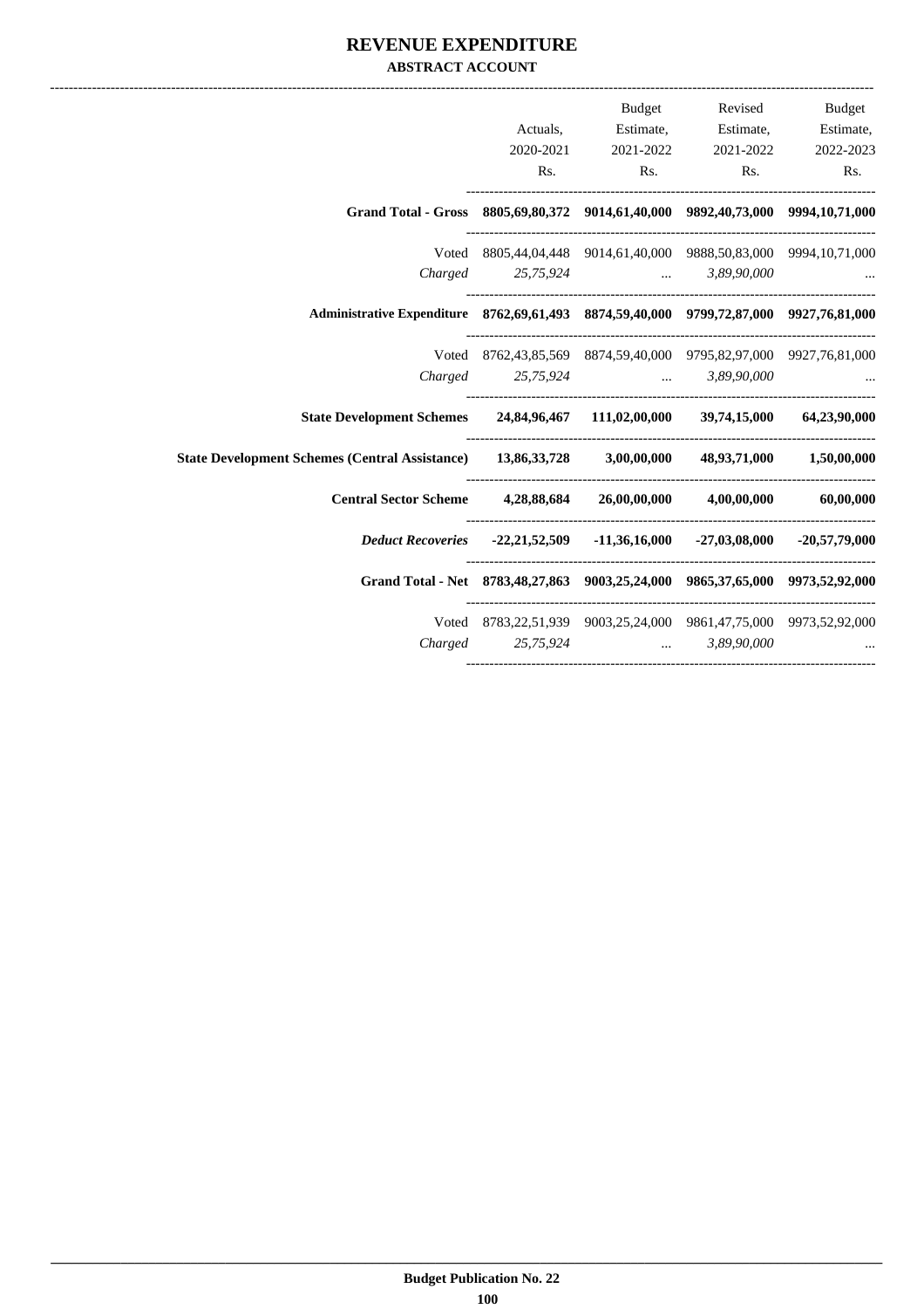# REVENUE EXPENDITURE

## ABSTRACT ACCOUNT

| | Actuals, 2020-2021 Rs. | Budget Estimate, 2021-2022 Rs. | Revised Estimate, 2021-2022 Rs. | Budget Estimate, 2022-2023 Rs. |
|---|---|---|---|---|
| **Grand Total - Gross** | **8805,69,80,372** | **9014,61,40,000** | **9892,40,73,000** | **9994,10,71,000** |
| Voted | 8805,44,04,448 | 9014,61,40,000 | 9888,50,83,000 | 9994,10,71,000 |
| *Charged* | *25,75,924* | ... | *3,89,90,000* | ... |
| **Administrative Expenditure** | **8762,69,61,493** | **8874,59,40,000** | **9799,72,87,000** | **9927,76,81,000** |
| Voted | 8762,43,85,569 | 8874,59,40,000 | 9795,82,97,000 | 9927,76,81,000 |
| *Charged* | *25,75,924* | ... | *3,89,90,000* | ... |
| **State Development Schemes** | **24,84,96,467** | **111,02,00,000** | **39,74,15,000** | **64,23,90,000** |
| **State Development Schemes (Central Assistance)** | **13,86,33,728** | **3,00,00,000** | **48,93,71,000** | **1,50,00,000** |
| **Central Sector Scheme** | **4,28,88,684** | **26,00,00,000** | **4,00,00,000** | **60,00,000** |
| ***Deduct Recoveries*** | **-22,21,52,509** | **-11,36,16,000** | **-27,03,08,000** | **-20,57,79,000** |
| **Grand Total - Net** | **8783,48,27,863** | **9003,25,24,000** | **9865,37,65,000** | **9973,52,92,000** |
| Voted | 8783,22,51,939 | 9003,25,24,000 | 9861,47,75,000 | 9973,52,92,000 |
| *Charged* | *25,75,924* | ... | *3,89,90,000* | ... |

**Budget Publication No. 22**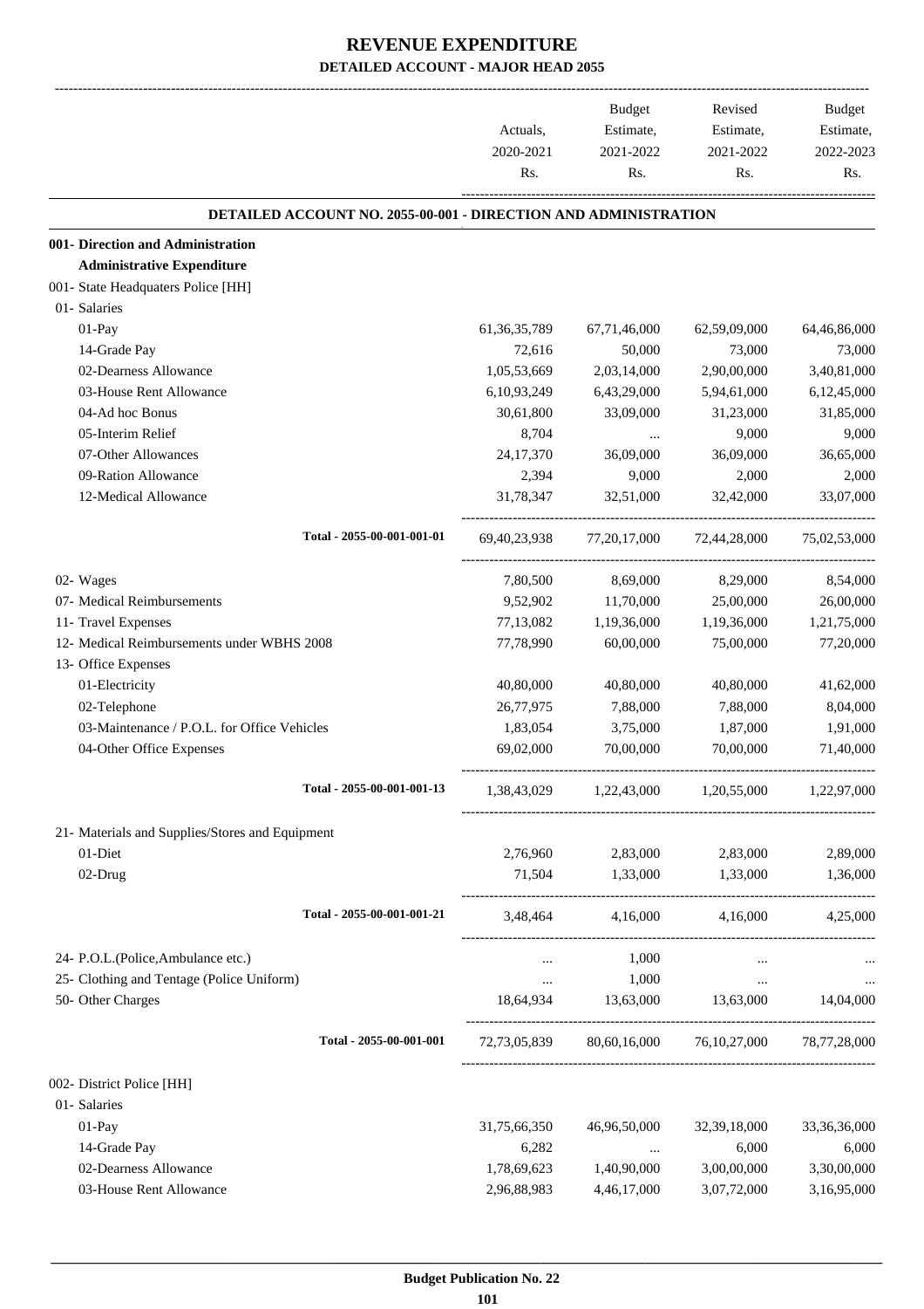# REVENUE EXPENDITURE

## DETAILED ACCOUNT - MAJOR HEAD 2055

| | Actuals, 2020-2021 Rs. | Budget Estimate, 2021-2022 Rs. | Revised Estimate, 2021-2022 Rs. | Budget Estimate, 2022-2023 Rs. |
|---|---|---|---|---|
| **DETAILED ACCOUNT NO. 2055-00-001 - DIRECTION AND ADMINISTRATION** | | | | |
| **001- Direction and Administration** | | | | |
| **Administrative Expenditure** | | | | |
| 001- State Headquaters Police [HH] | | | | |
| 01- Salaries | | | | |
| 01-Pay | 61,36,35,789 | 67,71,46,000 | 62,59,09,000 | 64,46,86,000 |
| 14-Grade Pay | 72,616 | 50,000 | 73,000 | 73,000 |
| 02-Dearness Allowance | 1,05,53,669 | 2,03,14,000 | 2,90,00,000 | 3,40,81,000 |
| 03-House Rent Allowance | 6,10,93,249 | 6,43,29,000 | 5,94,61,000 | 6,12,45,000 |
| 04-Ad hoc Bonus | 30,61,800 | 33,09,000 | 31,23,000 | 31,85,000 |
| 05-Interim Relief | 8,704 | ... | 9,000 | 9,000 |
| 07-Other Allowances | 24,17,370 | 36,09,000 | 36,09,000 | 36,65,000 |
| 09-Ration Allowance | 2,394 | 9,000 | 2,000 | 2,000 |
| 12-Medical Allowance | 31,78,347 | 32,51,000 | 32,42,000 | 33,07,000 |
| Total - 2055-00-001-001-01 | 69,40,23,938 | 77,20,17,000 | 72,44,28,000 | 75,02,53,000 |
| 02- Wages | 7,80,500 | 8,69,000 | 8,29,000 | 8,54,000 |
| 07- Medical Reimbursements | 9,52,902 | 11,70,000 | 25,00,000 | 26,00,000 |
| 11- Travel Expenses | 77,13,082 | 1,19,36,000 | 1,19,36,000 | 1,21,75,000 |
| 12- Medical Reimbursements under WBHS 2008 | 77,78,990 | 60,00,000 | 75,00,000 | 77,20,000 |
| 13- Office Expenses | | | | |
| 01-Electricity | 40,80,000 | 40,80,000 | 40,80,000 | 41,62,000 |
| 02-Telephone | 26,77,975 | 7,88,000 | 7,88,000 | 8,04,000 |
| 03-Maintenance / P.O.L. for Office Vehicles | 1,83,054 | 3,75,000 | 1,87,000 | 1,91,000 |
| 04-Other Office Expenses | 69,02,000 | 70,00,000 | 70,00,000 | 71,40,000 |
| Total - 2055-00-001-001-13 | 1,38,43,029 | 1,22,43,000 | 1,20,55,000 | 1,22,97,000 |
| 21- Materials and Supplies/Stores and Equipment | | | | |
| 01-Diet | 2,76,960 | 2,83,000 | 2,83,000 | 2,89,000 |
| 02-Drug | 71,504 | 1,33,000 | 1,33,000 | 1,36,000 |
| Total - 2055-00-001-001-21 | 3,48,464 | 4,16,000 | 4,16,000 | 4,25,000 |
| 24- P.O.L.(Police,Ambulance etc.) | ... | 1,000 | ... | ... |
| 25- Clothing and Tentage (Police Uniform) | ... | 1,000 | ... | ... |
| 50- Other Charges | 18,64,934 | 13,63,000 | 13,63,000 | 14,04,000 |
| Total - 2055-00-001-001 | 72,73,05,839 | 80,60,16,000 | 76,10,27,000 | 78,77,28,000 |
| 002- District Police [HH] | | | | |
| 01- Salaries | | | | |
| 01-Pay | 31,75,66,350 | 46,96,50,000 | 32,39,18,000 | 33,36,36,000 |
| 14-Grade Pay | 6,282 | ... | 6,000 | 6,000 |
| 02-Dearness Allowance | 1,78,69,623 | 1,40,90,000 | 3,00,00,000 | 3,30,00,000 |
| 03-House Rent Allowance | 2,96,88,983 | 4,46,17,000 | 3,07,72,000 | 3,16,95,000 |

Budget Publication No. 22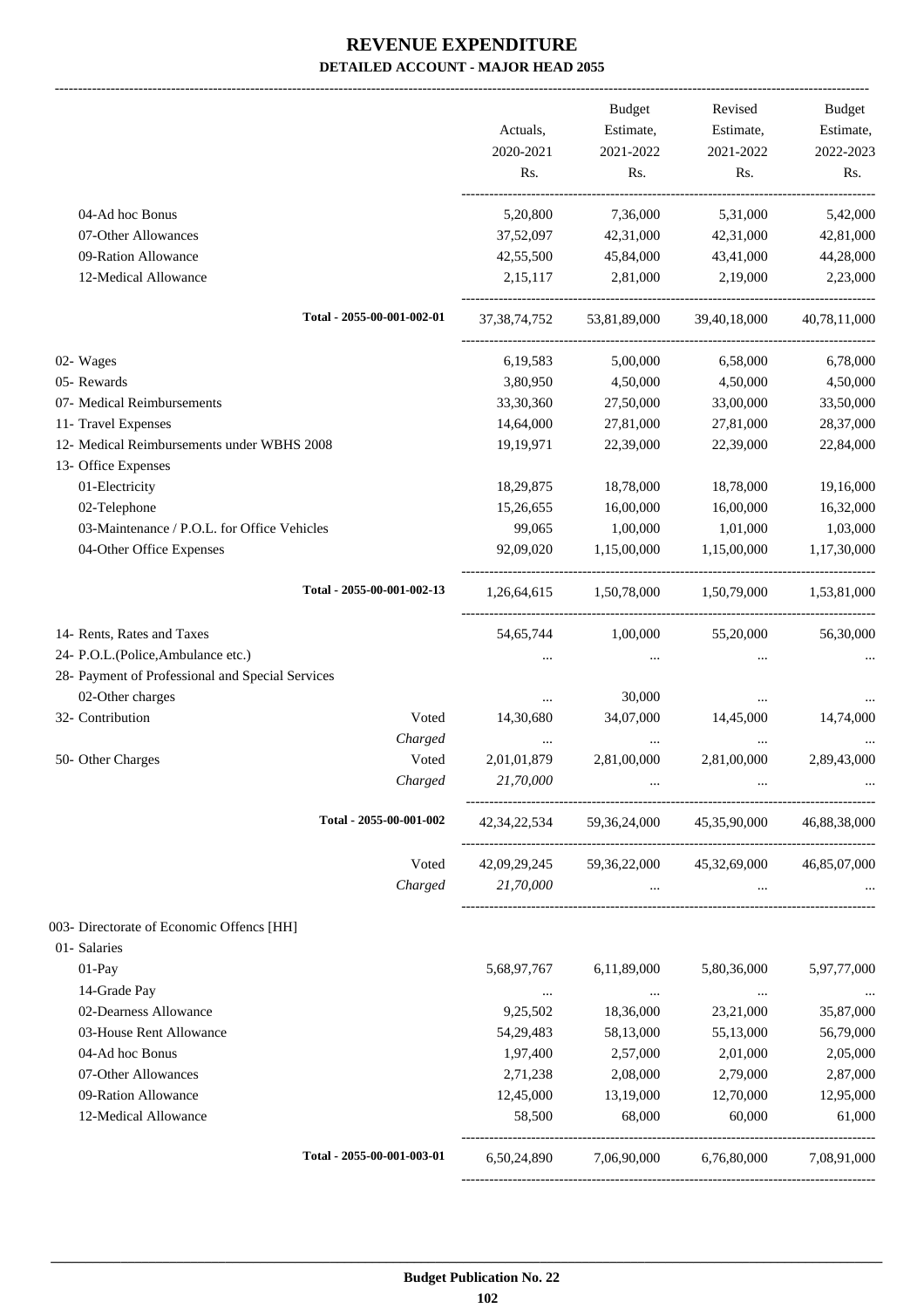# REVENUE EXPENDITURE

## DETAILED ACCOUNT - MAJOR HEAD 2055

| | | Actuals, 2020-2021 Rs. | Budget Estimate, 2021-2022 Rs. | Revised Estimate, 2021-2022 Rs. | Budget Estimate, 2022-2023 Rs. |
|---|---|---|---|---|---|
| 04-Ad hoc Bonus | | 5,20,800 | 7,36,000 | 5,31,000 | 5,42,000 |
| 07-Other Allowances | | 37,52,097 | 42,31,000 | 42,31,000 | 42,81,000 |
| 09-Ration Allowance | | 42,55,500 | 45,84,000 | 43,41,000 | 44,28,000 |
| 12-Medical Allowance | | 2,15,117 | 2,81,000 | 2,19,000 | 2,23,000 |
| Total - 2055-00-001-002-01 | | 37,38,74,752 | 53,81,89,000 | 39,40,18,000 | 40,78,11,000 |
| 02- Wages | | 6,19,583 | 5,00,000 | 6,58,000 | 6,78,000 |
| 05- Rewards | | 3,80,950 | 4,50,000 | 4,50,000 | 4,50,000 |
| 07- Medical Reimbursements | | 33,30,360 | 27,50,000 | 33,00,000 | 33,50,000 |
| 11- Travel Expenses | | 14,64,000 | 27,81,000 | 27,81,000 | 28,37,000 |
| 12- Medical Reimbursements under WBHS 2008 | | 19,19,971 | 22,39,000 | 22,39,000 | 22,84,000 |
| 13- Office Expenses | | | | | |
| 01-Electricity | | 18,29,875 | 18,78,000 | 18,78,000 | 19,16,000 |
| 02-Telephone | | 15,26,655 | 16,00,000 | 16,00,000 | 16,32,000 |
| 03-Maintenance / P.O.L. for Office Vehicles | | 99,065 | 1,00,000 | 1,01,000 | 1,03,000 |
| 04-Other Office Expenses | | 92,09,020 | 1,15,00,000 | 1,15,00,000 | 1,17,30,000 |
| Total - 2055-00-001-002-13 | | 1,26,64,615 | 1,50,78,000 | 1,50,79,000 | 1,53,81,000 |
| 14- Rents, Rates and Taxes | | 54,65,744 | 1,00,000 | 55,20,000 | 56,30,000 |
| 24- P.O.L.(Police,Ambulance etc.) | | ... | ... | ... | ... |
| 28- Payment of Professional and Special Services | | | | | |
| 02-Other charges | | ... | 30,000 | ... | ... |
| 32- Contribution | Voted | 14,30,680 | 34,07,000 | 14,45,000 | 14,74,000 |
| | *Charged* | ... | ... | ... | ... |
| 50- Other Charges | Voted | 2,01,01,879 | 2,81,00,000 | 2,81,00,000 | 2,89,43,000 |
| | *Charged* | *21,70,000* | ... | ... | ... |
| Total - 2055-00-001-002 | | 42,34,22,534 | 59,36,24,000 | 45,35,90,000 | 46,88,38,000 |
| | Voted | 42,09,29,245 | 59,36,22,000 | 45,32,69,000 | 46,85,07,000 |
| | *Charged* | *21,70,000* | ... | ... | ... |
| 003- Directorate of Economic Offences [HH] | | | | | |
| 01- Salaries | | | | | |
| 01-Pay | | 5,68,97,767 | 6,11,89,000 | 5,80,36,000 | 5,97,77,000 |
| 14-Grade Pay | | ... | ... | ... | ... |
| 02-Dearness Allowance | | 9,25,502 | 18,36,000 | 23,21,000 | 35,87,000 |
| 03-House Rent Allowance | | 54,29,483 | 58,13,000 | 55,13,000 | 56,79,000 |
| 04-Ad hoc Bonus | | 1,97,400 | 2,57,000 | 2,01,000 | 2,05,000 |
| 07-Other Allowances | | 2,71,238 | 2,08,000 | 2,79,000 | 2,87,000 |
| 09-Ration Allowance | | 12,45,000 | 13,19,000 | 12,70,000 | 12,95,000 |
| 12-Medical Allowance | | 58,500 | 68,000 | 60,000 | 61,000 |
| Total - 2055-00-001-003-01 | | 6,50,24,890 | 7,06,90,000 | 6,76,80,000 | 7,08,91,000 |

Budget Publication No. 22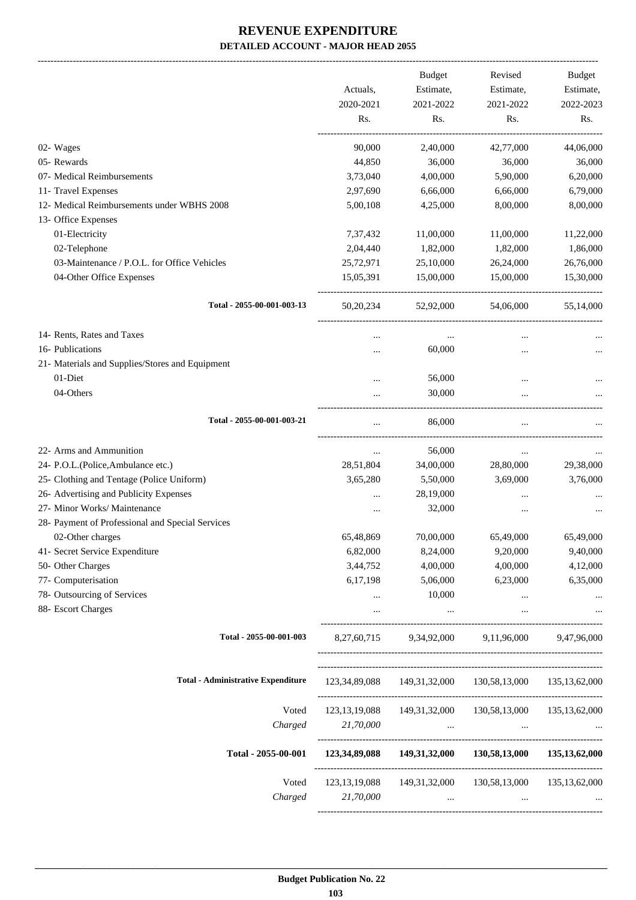# REVENUE EXPENDITURE

**DETAILED ACCOUNT - MAJOR HEAD 2055**

| | Actuals, 2020-2021 Rs. | Budget Estimate, 2021-2022 Rs. | Revised Estimate, 2021-2022 Rs. | Budget Estimate, 2022-2023 Rs. |
|---|---|---|---|---|
| 02- Wages | 90,000 | 2,40,000 | 42,77,000 | 44,06,000 |
| 05- Rewards | 44,850 | 36,000 | 36,000 | 36,000 |
| 07- Medical Reimbursements | 3,73,040 | 4,00,000 | 5,90,000 | 6,20,000 |
| 11- Travel Expenses | 2,97,690 | 6,66,000 | 6,66,000 | 6,79,000 |
| 12- Medical Reimbursements under WBHS 2008 | 5,00,108 | 4,25,000 | 8,00,000 | 8,00,000 |
| 13- Office Expenses | | | | |
| 01-Electricity | 7,37,432 | 11,00,000 | 11,00,000 | 11,22,000 |
| 02-Telephone | 2,04,440 | 1,82,000 | 1,82,000 | 1,86,000 |
| 03-Maintenance / P.O.L. for Office Vehicles | 25,72,971 | 25,10,000 | 26,24,000 | 26,76,000 |
| 04-Other Office Expenses | 15,05,391 | 15,00,000 | 15,00,000 | 15,30,000 |
| **Total - 2055-00-001-003-13** | 50,20,234 | 52,92,000 | 54,06,000 | 55,14,000 |
| 14- Rents, Rates and Taxes | ... | ... | ... | ... |
| 16- Publications | ... | 60,000 | ... | ... |
| 21- Materials and Supplies/Stores and Equipment | | | | |
| 01-Diet | ... | 56,000 | ... | ... |
| 04-Others | ... | 30,000 | ... | ... |
| **Total - 2055-00-001-003-21** | ... | 86,000 | ... | ... |
| 22- Arms and Ammunition | ... | 56,000 | ... | ... |
| 24- P.O.L.(Police,Ambulance etc.) | 28,51,804 | 34,00,000 | 28,80,000 | 29,38,000 |
| 25- Clothing and Tentage (Police Uniform) | 3,65,280 | 5,50,000 | 3,69,000 | 3,76,000 |
| 26- Advertising and Publicity Expenses | ... | 28,19,000 | ... | ... |
| 27- Minor Works/ Maintenance | ... | 32,000 | ... | ... |
| 28- Payment of Professional and Special Services | | | | |
| 02-Other charges | 65,48,869 | 70,00,000 | 65,49,000 | 65,49,000 |
| 41- Secret Service Expenditure | 6,82,000 | 8,24,000 | 9,20,000 | 9,40,000 |
| 50- Other Charges | 3,44,752 | 4,00,000 | 4,00,000 | 4,12,000 |
| 77- Computerisation | 6,17,198 | 5,06,000 | 6,23,000 | 6,35,000 |
| 78- Outsourcing of Services | ... | 10,000 | ... | ... |
| 88- Escort Charges | ... | ... | ... | ... |
| **Total - 2055-00-001-003** | 8,27,60,715 | 9,34,92,000 | 9,11,96,000 | 9,47,96,000 |
| **Total - Administrative Expenditure** | 123,34,89,088 | 149,31,32,000 | 130,58,13,000 | 135,13,62,000 |
| Voted | 123,13,19,088 | 149,31,32,000 | 130,58,13,000 | 135,13,62,000 |
| *Charged* | *21,70,000* | ... | ... | ... |
| **Total - 2055-00-001** | **123,34,89,088** | **149,31,32,000** | **130,58,13,000** | **135,13,62,000** |
| Voted | 123,13,19,088 | 149,31,32,000 | 130,58,13,000 | 135,13,62,000 |
| *Charged* | *21,70,000* | ... | ... | ... |

**Budget Publication No. 22**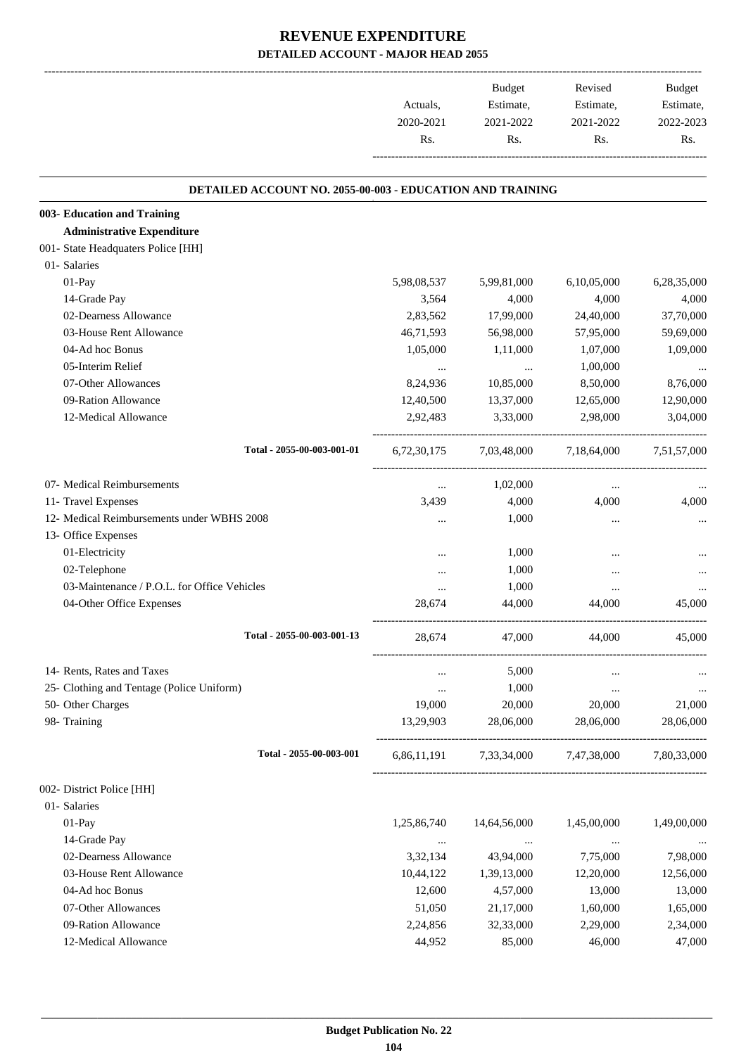# REVENUE EXPENDITURE

## DETAILED ACCOUNT - MAJOR HEAD 2055

| | Actuals, 2020-2021 Rs. | Budget Estimate, 2021-2022 Rs. | Revised Estimate, 2021-2022 Rs. | Budget Estimate, 2022-2023 Rs. |
|---|---|---|---|---|

### DETAILED ACCOUNT NO. 2055-00-003 - EDUCATION AND TRAINING

| | Actuals, 2020-2021 Rs. | Budget Estimate, 2021-2022 Rs. | Revised Estimate, 2021-2022 Rs. | Budget Estimate, 2022-2023 Rs. |
|---|---|---|---|---|
| **003- Education and Training** | | | | |
| **Administrative Expenditure** | | | | |
| 001- State Headquaters Police [HH] | | | | |
| 01- Salaries | | | | |
| 01-Pay | 5,98,08,537 | 5,99,81,000 | 6,10,05,000 | 6,28,35,000 |
| 14-Grade Pay | 3,564 | 4,000 | 4,000 | 4,000 |
| 02-Dearness Allowance | 2,83,562 | 17,99,000 | 24,40,000 | 37,70,000 |
| 03-House Rent Allowance | 46,71,593 | 56,98,000 | 57,95,000 | 59,69,000 |
| 04-Ad hoc Bonus | 1,05,000 | 1,11,000 | 1,07,000 | 1,09,000 |
| 05-Interim Relief | ... | ... | 1,00,000 | ... |
| 07-Other Allowances | 8,24,936 | 10,85,000 | 8,50,000 | 8,76,000 |
| 09-Ration Allowance | 12,40,500 | 13,37,000 | 12,65,000 | 12,90,000 |
| 12-Medical Allowance | 2,92,483 | 3,33,000 | 2,98,000 | 3,04,000 |
| Total - 2055-00-003-001-01 | 6,72,30,175 | 7,03,48,000 | 7,18,64,000 | 7,51,57,000 |
| 07- Medical Reimbursements | ... | 1,02,000 | ... | ... |
| 11- Travel Expenses | 3,439 | 4,000 | 4,000 | 4,000 |
| 12- Medical Reimbursements under WBHS 2008 | ... | 1,000 | ... | ... |
| 13- Office Expenses | | | | |
| 01-Electricity | ... | 1,000 | ... | ... |
| 02-Telephone | ... | 1,000 | ... | ... |
| 03-Maintenance / P.O.L. for Office Vehicles | ... | 1,000 | ... | ... |
| 04-Other Office Expenses | 28,674 | 44,000 | 44,000 | 45,000 |
| Total - 2055-00-003-001-13 | 28,674 | 47,000 | 44,000 | 45,000 |
| 14- Rents, Rates and Taxes | ... | 5,000 | ... | ... |
| 25- Clothing and Tentage (Police Uniform) | ... | 1,000 | ... | ... |
| 50- Other Charges | 19,000 | 20,000 | 20,000 | 21,000 |
| 98- Training | 13,29,903 | 28,06,000 | 28,06,000 | 28,06,000 |
| Total - 2055-00-003-001 | 6,86,11,191 | 7,33,34,000 | 7,47,38,000 | 7,80,33,000 |
| 002- District Police [HH] | | | | |
| 01- Salaries | | | | |
| 01-Pay | 1,25,86,740 | 14,64,56,000 | 1,45,00,000 | 1,49,00,000 |
| 14-Grade Pay | ... | ... | ... | ... |
| 02-Dearness Allowance | 3,32,134 | 43,94,000 | 7,75,000 | 7,98,000 |
| 03-House Rent Allowance | 10,44,122 | 1,39,13,000 | 12,20,000 | 12,56,000 |
| 04-Ad hoc Bonus | 12,600 | 4,57,000 | 13,000 | 13,000 |
| 07-Other Allowances | 51,050 | 21,17,000 | 1,60,000 | 1,65,000 |
| 09-Ration Allowance | 2,24,856 | 32,33,000 | 2,29,000 | 2,34,000 |
| 12-Medical Allowance | 44,952 | 85,000 | 46,000 | 47,000 |

Budget Publication No. 22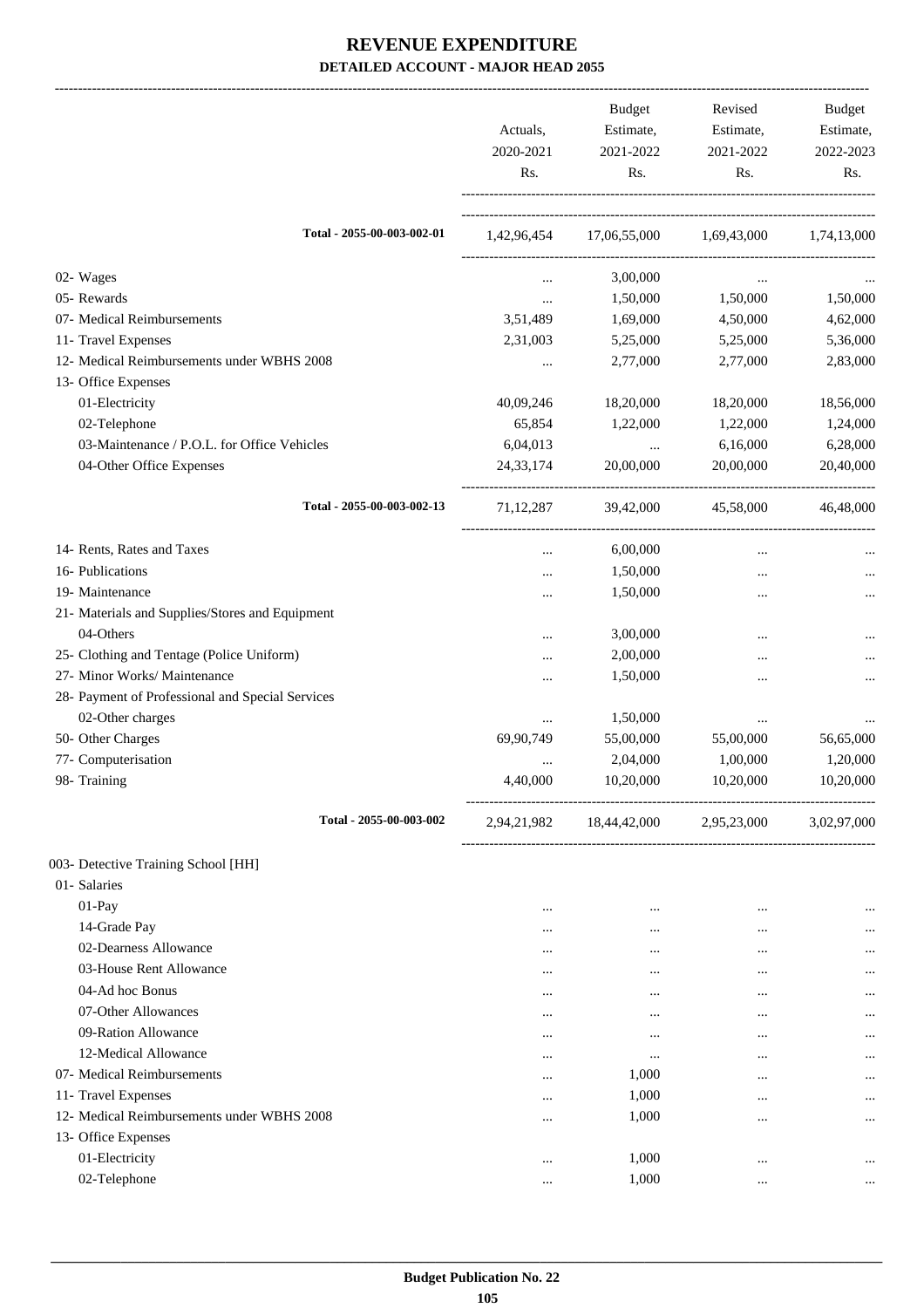# REVENUE EXPENDITURE

**DETAILED ACCOUNT - MAJOR HEAD 2055**

| | Actuals, 2020-2021 Rs. | Budget Estimate, 2021-2022 Rs. | Revised Estimate, 2021-2022 Rs. | Budget Estimate, 2022-2023 Rs. |
|---|---|---|---|---|
| Total - 2055-00-003-002-01 | 1,42,96,454 | 17,06,55,000 | 1,69,43,000 | 1,74,13,000 |
| 02- Wages | ... | 3,00,000 | ... | ... |
| 05- Rewards | ... | 1,50,000 | 1,50,000 | 1,50,000 |
| 07- Medical Reimbursements | 3,51,489 | 1,69,000 | 4,50,000 | 4,62,000 |
| 11- Travel Expenses | 2,31,003 | 5,25,000 | 5,25,000 | 5,36,000 |
| 12- Medical Reimbursements under WBHS 2008 | ... | 2,77,000 | 2,77,000 | 2,83,000 |
| 13- Office Expenses | | | | |
| 01-Electricity | 40,09,246 | 18,20,000 | 18,20,000 | 18,56,000 |
| 02-Telephone | 65,854 | 1,22,000 | 1,22,000 | 1,24,000 |
| 03-Maintenance / P.O.L. for Office Vehicles | 6,04,013 | ... | 6,16,000 | 6,28,000 |
| 04-Other Office Expenses | 24,33,174 | 20,00,000 | 20,00,000 | 20,40,000 |
| Total - 2055-00-003-002-13 | 71,12,287 | 39,42,000 | 45,58,000 | 46,48,000 |
| 14- Rents, Rates and Taxes | ... | 6,00,000 | ... | ... |
| 16- Publications | ... | 1,50,000 | ... | ... |
| 19- Maintenance | ... | 1,50,000 | ... | ... |
| 21- Materials and Supplies/Stores and Equipment | | | | |
| 04-Others | ... | 3,00,000 | ... | ... |
| 25- Clothing and Tentage (Police Uniform) | ... | 2,00,000 | ... | ... |
| 27- Minor Works/ Maintenance | ... | 1,50,000 | ... | ... |
| 28- Payment of Professional and Special Services | | | | |
| 02-Other charges | ... | 1,50,000 | ... | ... |
| 50- Other Charges | 69,90,749 | 55,00,000 | 55,00,000 | 56,65,000 |
| 77- Computerisation | ... | 2,04,000 | 1,00,000 | 1,20,000 |
| 98- Training | 4,40,000 | 10,20,000 | 10,20,000 | 10,20,000 |
| Total - 2055-00-003-002 | 2,94,21,982 | 18,44,42,000 | 2,95,23,000 | 3,02,97,000 |
| 003- Detective Training School [HH] | | | | |
| 01- Salaries | | | | |
| 01-Pay | ... | ... | ... | ... |
| 14-Grade Pay | ... | ... | ... | ... |
| 02-Dearness Allowance | ... | ... | ... | ... |
| 03-House Rent Allowance | ... | ... | ... | ... |
| 04-Ad hoc Bonus | ... | ... | ... | ... |
| 07-Other Allowances | ... | ... | ... | ... |
| 09-Ration Allowance | ... | ... | ... | ... |
| 12-Medical Allowance | ... | ... | ... | ... |
| 07- Medical Reimbursements | ... | 1,000 | ... | ... |
| 11- Travel Expenses | ... | 1,000 | ... | ... |
| 12- Medical Reimbursements under WBHS 2008 | ... | 1,000 | ... | ... |
| 13- Office Expenses | | | | |
| 01-Electricity | ... | 1,000 | ... | ... |
| 02-Telephone | ... | 1,000 | ... | ... |

Budget Publication No. 22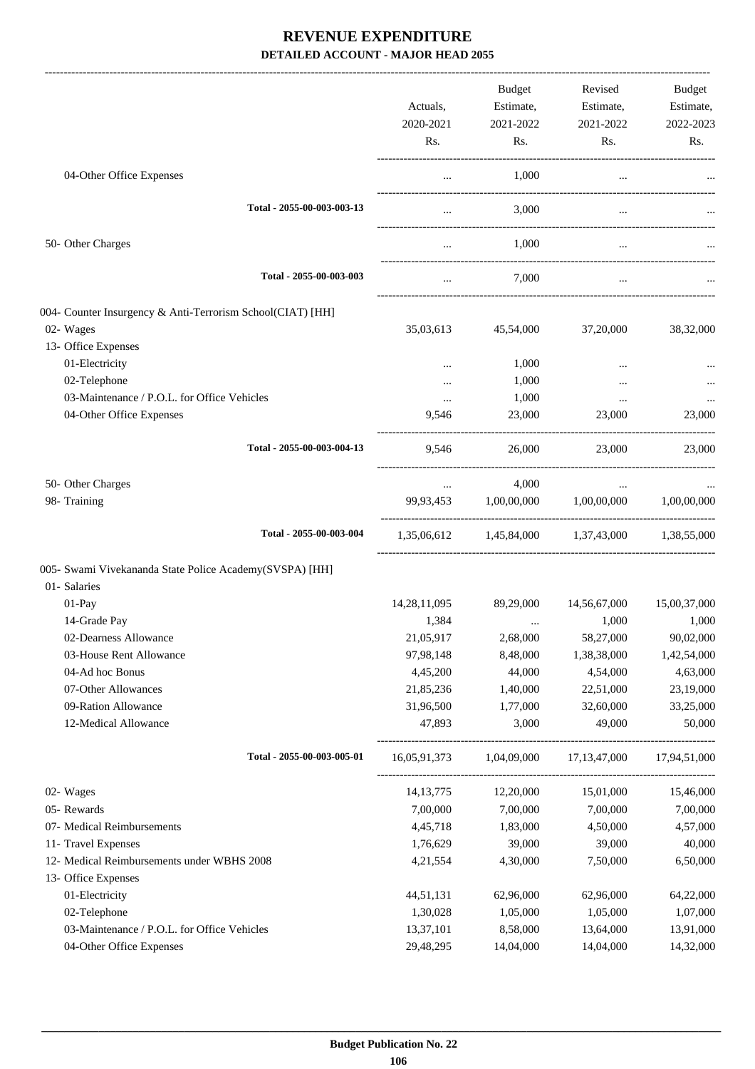# REVENUE EXPENDITURE

**DETAILED ACCOUNT - MAJOR HEAD 2055**

| | Actuals, 2020-2021 Rs. | Budget Estimate, 2021-2022 Rs. | Revised Estimate, 2021-2022 Rs. | Budget Estimate, 2022-2023 Rs. |
|---|---|---|---|---|
| 04-Other Office Expenses | ... | 1,000 | ... | ... |
| Total - 2055-00-003-003-13 | ... | 3,000 | ... | ... |
| 50- Other Charges | ... | 1,000 | ... | ... |
| Total - 2055-00-003-003 | ... | 7,000 | ... | ... |
| 004- Counter Insurgency & Anti-Terrorism School(CIAT) [HH] | | | | |
| 02- Wages | 35,03,613 | 45,54,000 | 37,20,000 | 38,32,000 |
| 13- Office Expenses | | | | |
| 01-Electricity | ... | 1,000 | ... | ... |
| 02-Telephone | ... | 1,000 | ... | ... |
| 03-Maintenance / P.O.L. for Office Vehicles | ... | 1,000 | ... | ... |
| 04-Other Office Expenses | 9,546 | 23,000 | 23,000 | 23,000 |
| Total - 2055-00-003-004-13 | 9,546 | 26,000 | 23,000 | 23,000 |
| 50- Other Charges | ... | 4,000 | ... | ... |
| 98- Training | 99,93,453 | 1,00,00,000 | 1,00,00,000 | 1,00,00,000 |
| Total - 2055-00-003-004 | 1,35,06,612 | 1,45,84,000 | 1,37,43,000 | 1,38,55,000 |
| 005- Swami Vivekananda State Police Academy(SVSPA) [HH] | | | | |
| 01- Salaries | | | | |
| 01-Pay | 14,28,11,095 | 89,29,000 | 14,56,67,000 | 15,00,37,000 |
| 14-Grade Pay | 1,384 | ... | 1,000 | 1,000 |
| 02-Dearness Allowance | 21,05,917 | 2,68,000 | 58,27,000 | 90,02,000 |
| 03-House Rent Allowance | 97,98,148 | 8,48,000 | 1,38,38,000 | 1,42,54,000 |
| 04-Ad hoc Bonus | 4,45,200 | 44,000 | 4,54,000 | 4,63,000 |
| 07-Other Allowances | 21,85,236 | 1,40,000 | 22,51,000 | 23,19,000 |
| 09-Ration Allowance | 31,96,500 | 1,77,000 | 32,60,000 | 33,25,000 |
| 12-Medical Allowance | 47,893 | 3,000 | 49,000 | 50,000 |
| Total - 2055-00-003-005-01 | 16,05,91,373 | 1,04,09,000 | 17,13,47,000 | 17,94,51,000 |
| 02- Wages | 14,13,775 | 12,20,000 | 15,01,000 | 15,46,000 |
| 05- Rewards | 7,00,000 | 7,00,000 | 7,00,000 | 7,00,000 |
| 07- Medical Reimbursements | 4,45,718 | 1,83,000 | 4,50,000 | 4,57,000 |
| 11- Travel Expenses | 1,76,629 | 39,000 | 39,000 | 40,000 |
| 12- Medical Reimbursements under WBHS 2008 | 4,21,554 | 4,30,000 | 7,50,000 | 6,50,000 |
| 13- Office Expenses | | | | |
| 01-Electricity | 44,51,131 | 62,96,000 | 62,96,000 | 64,22,000 |
| 02-Telephone | 1,30,028 | 1,05,000 | 1,05,000 | 1,07,000 |
| 03-Maintenance / P.O.L. for Office Vehicles | 13,37,101 | 8,58,000 | 13,64,000 | 13,91,000 |
| 04-Other Office Expenses | 29,48,295 | 14,04,000 | 14,04,000 | 14,32,000 |

**Budget Publication No. 22**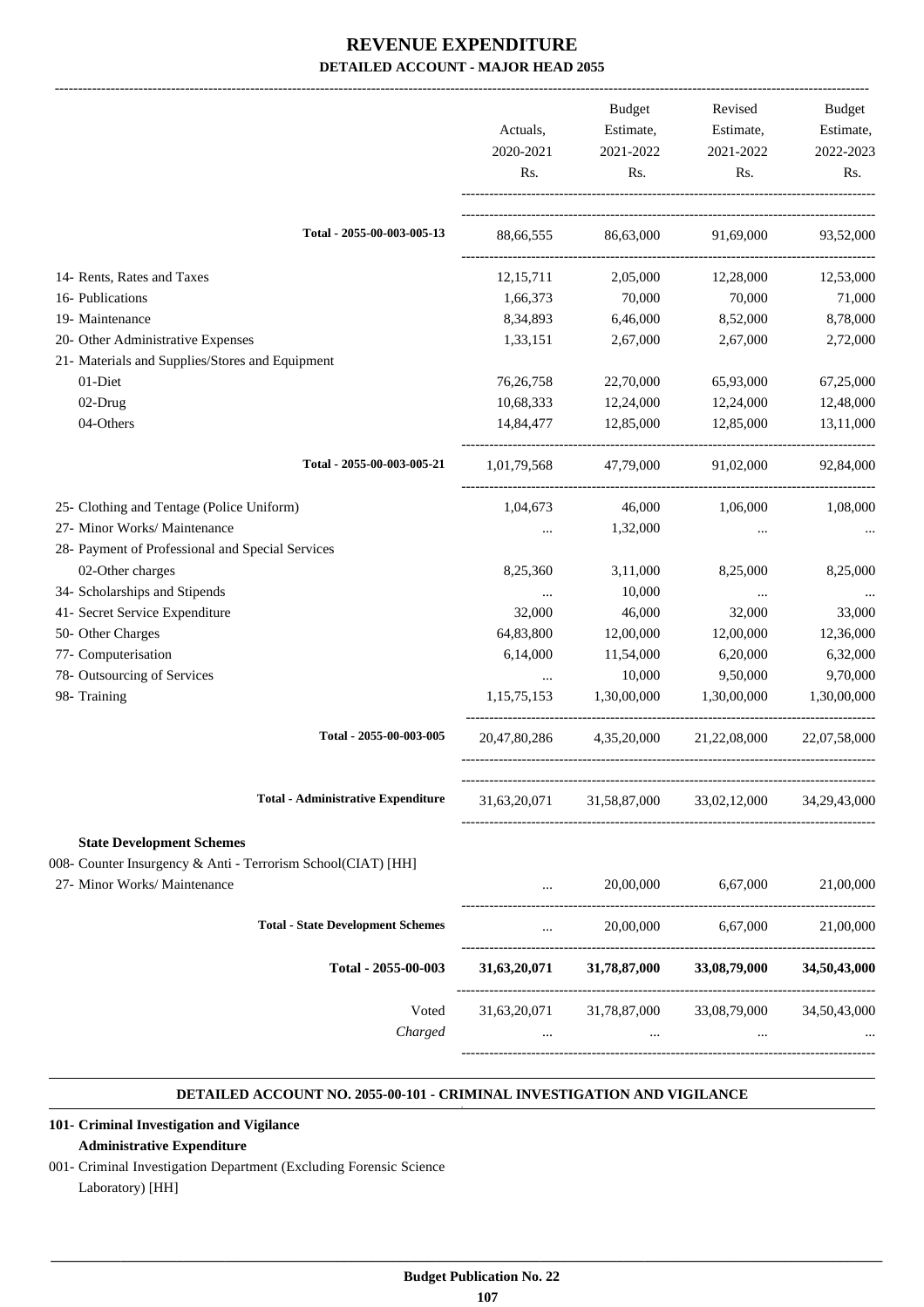# REVENUE EXPENDITURE

## DETAILED ACCOUNT - MAJOR HEAD 2055

| | Actuals, 2020-2021 Rs. | Budget Estimate, 2021-2022 Rs. | Revised Estimate, 2021-2022 Rs. | Budget Estimate, 2022-2023 Rs. |
|---|---|---|---|---|
| **Total - 2055-00-003-005-13** | 88,66,555 | 86,63,000 | 91,69,000 | 93,52,000 |
| 14- Rents, Rates and Taxes | 12,15,711 | 2,05,000 | 12,28,000 | 12,53,000 |
| 16- Publications | 1,66,373 | 70,000 | 70,000 | 71,000 |
| 19- Maintenance | 8,34,893 | 6,46,000 | 8,52,000 | 8,78,000 |
| 20- Other Administrative Expenses | 1,33,151 | 2,67,000 | 2,67,000 | 2,72,000 |
| 21- Materials and Supplies/Stores and Equipment | | | | |
| 01-Diet | 76,26,758 | 22,70,000 | 65,93,000 | 67,25,000 |
| 02-Drug | 10,68,333 | 12,24,000 | 12,24,000 | 12,48,000 |
| 04-Others | 14,84,477 | 12,85,000 | 12,85,000 | 13,11,000 |
| **Total - 2055-00-003-005-21** | 1,01,79,568 | 47,79,000 | 91,02,000 | 92,84,000 |
| 25- Clothing and Tentage (Police Uniform) | 1,04,673 | 46,000 | 1,06,000 | 1,08,000 |
| 27- Minor Works/ Maintenance | ... | 1,32,000 | ... | ... |
| 28- Payment of Professional and Special Services | | | | |
| 02-Other charges | 8,25,360 | 3,11,000 | 8,25,000 | 8,25,000 |
| 34- Scholarships and Stipends | ... | 10,000 | ... | ... |
| 41- Secret Service Expenditure | 32,000 | 46,000 | 32,000 | 33,000 |
| 50- Other Charges | 64,83,800 | 12,00,000 | 12,00,000 | 12,36,000 |
| 77- Computerisation | 6,14,000 | 11,54,000 | 6,20,000 | 6,32,000 |
| 78- Outsourcing of Services | ... | 10,000 | 9,50,000 | 9,70,000 |
| 98- Training | 1,15,75,153 | 1,30,00,000 | 1,30,00,000 | 1,30,00,000 |
| **Total - 2055-00-003-005** | 20,47,80,286 | 4,35,20,000 | 21,22,08,000 | 22,07,58,000 |
| **Total - Administrative Expenditure** | 31,63,20,071 | 31,58,87,000 | 33,02,12,000 | 34,29,43,000 |
| **State Development Schemes** | | | | |
| 008- Counter Insurgency & Anti - Terrorism School(CIAT) [HH] | | | | |
| 27- Minor Works/ Maintenance | ... | 20,00,000 | 6,67,000 | 21,00,000 |
| **Total - State Development Schemes** | ... | 20,00,000 | 6,67,000 | 21,00,000 |
| **Total - 2055-00-003** | **31,63,20,071** | **31,78,87,000** | **33,08,79,000** | **34,50,43,000** |
| Voted | 31,63,20,071 | 31,78,87,000 | 33,08,79,000 | 34,50,43,000 |
| *Charged* | ... | ... | ... | ... |

### DETAILED ACCOUNT NO. 2055-00-101 - CRIMINAL INVESTIGATION AND VIGILANCE

**101- Criminal Investigation and Vigilance**

**Administrative Expenditure**

001- Criminal Investigation Department (Excluding Forensic Science Laboratory) [HH]

Budget Publication No. 22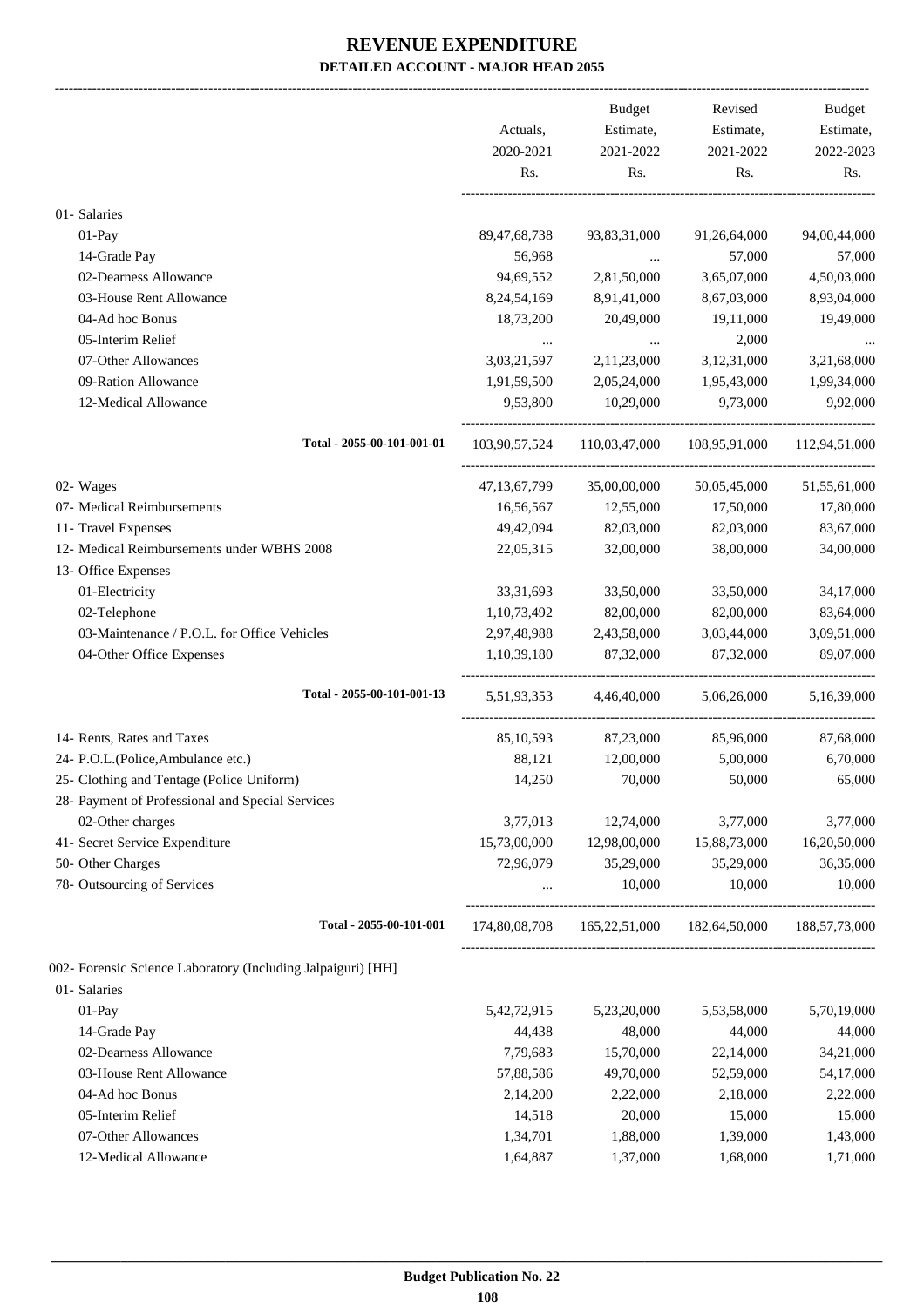# REVENUE EXPENDITURE

## DETAILED ACCOUNT - MAJOR HEAD 2055

| | Actuals, 2020-2021 Rs. | Budget Estimate, 2021-2022 Rs. | Revised Estimate, 2021-2022 Rs. | Budget Estimate, 2022-2023 Rs. |
|---|---|---|---|---|
| 01- Salaries | | | | |
| 01-Pay | 89,47,68,738 | 93,83,31,000 | 91,26,64,000 | 94,00,44,000 |
| 14-Grade Pay | 56,968 | ... | 57,000 | 57,000 |
| 02-Dearness Allowance | 94,69,552 | 2,81,50,000 | 3,65,07,000 | 4,50,03,000 |
| 03-House Rent Allowance | 8,24,54,169 | 8,91,41,000 | 8,67,03,000 | 8,93,04,000 |
| 04-Ad hoc Bonus | 18,73,200 | 20,49,000 | 19,11,000 | 19,49,000 |
| 05-Interim Relief | ... | ... | 2,000 | ... |
| 07-Other Allowances | 3,03,21,597 | 2,11,23,000 | 3,12,31,000 | 3,21,68,000 |
| 09-Ration Allowance | 1,91,59,500 | 2,05,24,000 | 1,95,43,000 | 1,99,34,000 |
| 12-Medical Allowance | 9,53,800 | 10,29,000 | 9,73,000 | 9,92,000 |
| Total - 2055-00-101-001-01 | 103,90,57,524 | 110,03,47,000 | 108,95,91,000 | 112,94,51,000 |
| 02- Wages | 47,13,67,799 | 35,00,00,000 | 50,05,45,000 | 51,55,61,000 |
| 07- Medical Reimbursements | 16,56,567 | 12,55,000 | 17,50,000 | 17,80,000 |
| 11- Travel Expenses | 49,42,094 | 82,03,000 | 82,03,000 | 83,67,000 |
| 12- Medical Reimbursements under WBHS 2008 | 22,05,315 | 32,00,000 | 38,00,000 | 34,00,000 |
| 13- Office Expenses | | | | |
| 01-Electricity | 33,31,693 | 33,50,000 | 33,50,000 | 34,17,000 |
| 02-Telephone | 1,10,73,492 | 82,00,000 | 82,00,000 | 83,64,000 |
| 03-Maintenance / P.O.L. for Office Vehicles | 2,97,48,988 | 2,43,58,000 | 3,03,44,000 | 3,09,51,000 |
| 04-Other Office Expenses | 1,10,39,180 | 87,32,000 | 87,32,000 | 89,07,000 |
| Total - 2055-00-101-001-13 | 5,51,93,353 | 4,46,40,000 | 5,06,26,000 | 5,16,39,000 |
| 14- Rents, Rates and Taxes | 85,10,593 | 87,23,000 | 85,96,000 | 87,68,000 |
| 24- P.O.L.(Police,Ambulance etc.) | 88,121 | 12,00,000 | 5,00,000 | 6,70,000 |
| 25- Clothing and Tentage (Police Uniform) | 14,250 | 70,000 | 50,000 | 65,000 |
| 28- Payment of Professional and Special Services | | | | |
| 02-Other charges | 3,77,013 | 12,74,000 | 3,77,000 | 3,77,000 |
| 41- Secret Service Expenditure | 15,73,00,000 | 12,98,00,000 | 15,88,73,000 | 16,20,50,000 |
| 50- Other Charges | 72,96,079 | 35,29,000 | 35,29,000 | 36,35,000 |
| 78- Outsourcing of Services | ... | 10,000 | 10,000 | 10,000 |
| Total - 2055-00-101-001 | 174,80,08,708 | 165,22,51,000 | 182,64,50,000 | 188,57,73,000 |
| 002- Forensic Science Laboratory (Including Jalpaiguri) [HH] | | | | |
| 01- Salaries | | | | |
| 01-Pay | 5,42,72,915 | 5,23,20,000 | 5,53,58,000 | 5,70,19,000 |
| 14-Grade Pay | 44,438 | 48,000 | 44,000 | 44,000 |
| 02-Dearness Allowance | 7,79,683 | 15,70,000 | 22,14,000 | 34,21,000 |
| 03-House Rent Allowance | 57,88,586 | 49,70,000 | 52,59,000 | 54,17,000 |
| 04-Ad hoc Bonus | 2,14,200 | 2,22,000 | 2,18,000 | 2,22,000 |
| 05-Interim Relief | 14,518 | 20,000 | 15,000 | 15,000 |
| 07-Other Allowances | 1,34,701 | 1,88,000 | 1,39,000 | 1,43,000 |
| 12-Medical Allowance | 1,64,887 | 1,37,000 | 1,68,000 | 1,71,000 |

Budget Publication No. 22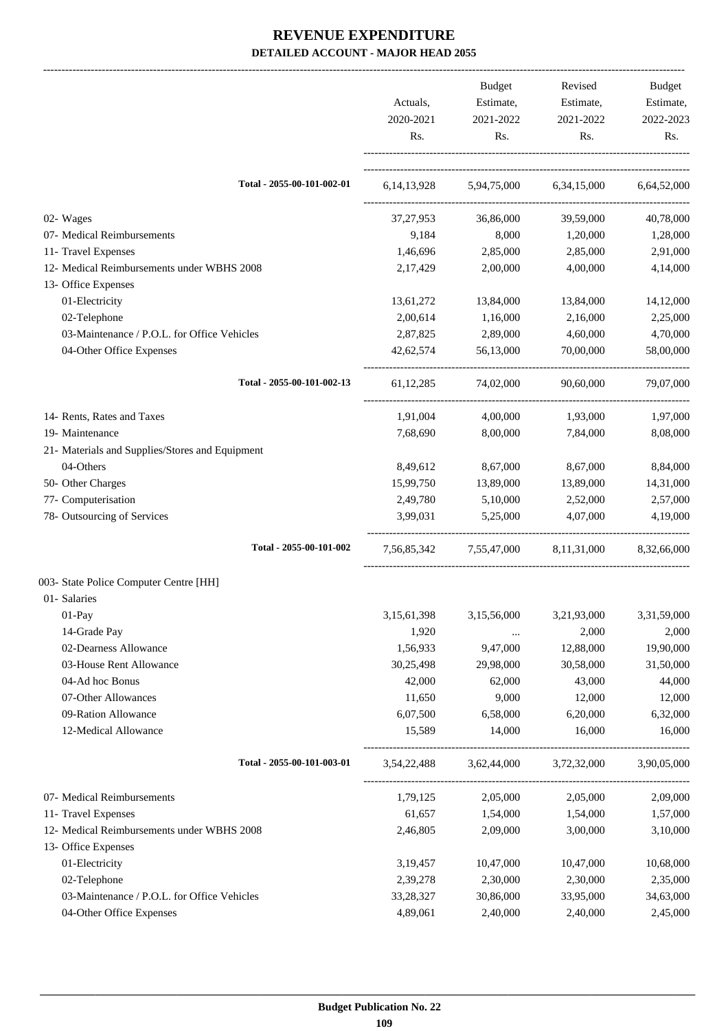# REVENUE EXPENDITURE

**DETAILED ACCOUNT - MAJOR HEAD 2055**

| | Actuals, 2020-2021 Rs. | Budget Estimate, 2021-2022 Rs. | Revised Estimate, 2021-2022 Rs. | Budget Estimate, 2022-2023 Rs. |
|---|---|---|---|---|
| Total - 2055-00-101-002-01 | 6,14,13,928 | 5,94,75,000 | 6,34,15,000 | 6,64,52,000 |
| 02- Wages | 37,27,953 | 36,86,000 | 39,59,000 | 40,78,000 |
| 07- Medical Reimbursements | 9,184 | 8,000 | 1,20,000 | 1,28,000 |
| 11- Travel Expenses | 1,46,696 | 2,85,000 | 2,85,000 | 2,91,000 |
| 12- Medical Reimbursements under WBHS 2008 | 2,17,429 | 2,00,000 | 4,00,000 | 4,14,000 |
| 13- Office Expenses | | | | |
| 01-Electricity | 13,61,272 | 13,84,000 | 13,84,000 | 14,12,000 |
| 02-Telephone | 2,00,614 | 1,16,000 | 2,16,000 | 2,25,000 |
| 03-Maintenance / P.O.L. for Office Vehicles | 2,87,825 | 2,89,000 | 4,60,000 | 4,70,000 |
| 04-Other Office Expenses | 42,62,574 | 56,13,000 | 70,00,000 | 58,00,000 |
| Total - 2055-00-101-002-13 | 61,12,285 | 74,02,000 | 90,60,000 | 79,07,000 |
| 14- Rents, Rates and Taxes | 1,91,004 | 4,00,000 | 1,93,000 | 1,97,000 |
| 19- Maintenance | 7,68,690 | 8,00,000 | 7,84,000 | 8,08,000 |
| 21- Materials and Supplies/Stores and Equipment | | | | |
| 04-Others | 8,49,612 | 8,67,000 | 8,67,000 | 8,84,000 |
| 50- Other Charges | 15,99,750 | 13,89,000 | 13,89,000 | 14,31,000 |
| 77- Computerisation | 2,49,780 | 5,10,000 | 2,52,000 | 2,57,000 |
| 78- Outsourcing of Services | 3,99,031 | 5,25,000 | 4,07,000 | 4,19,000 |
| Total - 2055-00-101-002 | 7,56,85,342 | 7,55,47,000 | 8,11,31,000 | 8,32,66,000 |
| 003- State Police Computer Centre [HH] | | | | |
| 01- Salaries | | | | |
| 01-Pay | 3,15,61,398 | 3,15,56,000 | 3,21,93,000 | 3,31,59,000 |
| 14-Grade Pay | 1,920 | ... | 2,000 | 2,000 |
| 02-Dearness Allowance | 1,56,933 | 9,47,000 | 12,88,000 | 19,90,000 |
| 03-House Rent Allowance | 30,25,498 | 29,98,000 | 30,58,000 | 31,50,000 |
| 04-Ad hoc Bonus | 42,000 | 62,000 | 43,000 | 44,000 |
| 07-Other Allowances | 11,650 | 9,000 | 12,000 | 12,000 |
| 09-Ration Allowance | 6,07,500 | 6,58,000 | 6,20,000 | 6,32,000 |
| 12-Medical Allowance | 15,589 | 14,000 | 16,000 | 16,000 |
| Total - 2055-00-101-003-01 | 3,54,22,488 | 3,62,44,000 | 3,72,32,000 | 3,90,05,000 |
| 07- Medical Reimbursements | 1,79,125 | 2,05,000 | 2,05,000 | 2,09,000 |
| 11- Travel Expenses | 61,657 | 1,54,000 | 1,54,000 | 1,57,000 |
| 12- Medical Reimbursements under WBHS 2008 | 2,46,805 | 2,09,000 | 3,00,000 | 3,10,000 |
| 13- Office Expenses | | | | |
| 01-Electricity | 3,19,457 | 10,47,000 | 10,47,000 | 10,68,000 |
| 02-Telephone | 2,39,278 | 2,30,000 | 2,30,000 | 2,35,000 |
| 03-Maintenance / P.O.L. for Office Vehicles | 33,28,327 | 30,86,000 | 33,95,000 | 34,63,000 |
| 04-Other Office Expenses | 4,89,061 | 2,40,000 | 2,40,000 | 2,45,000 |

**Budget Publication No. 22**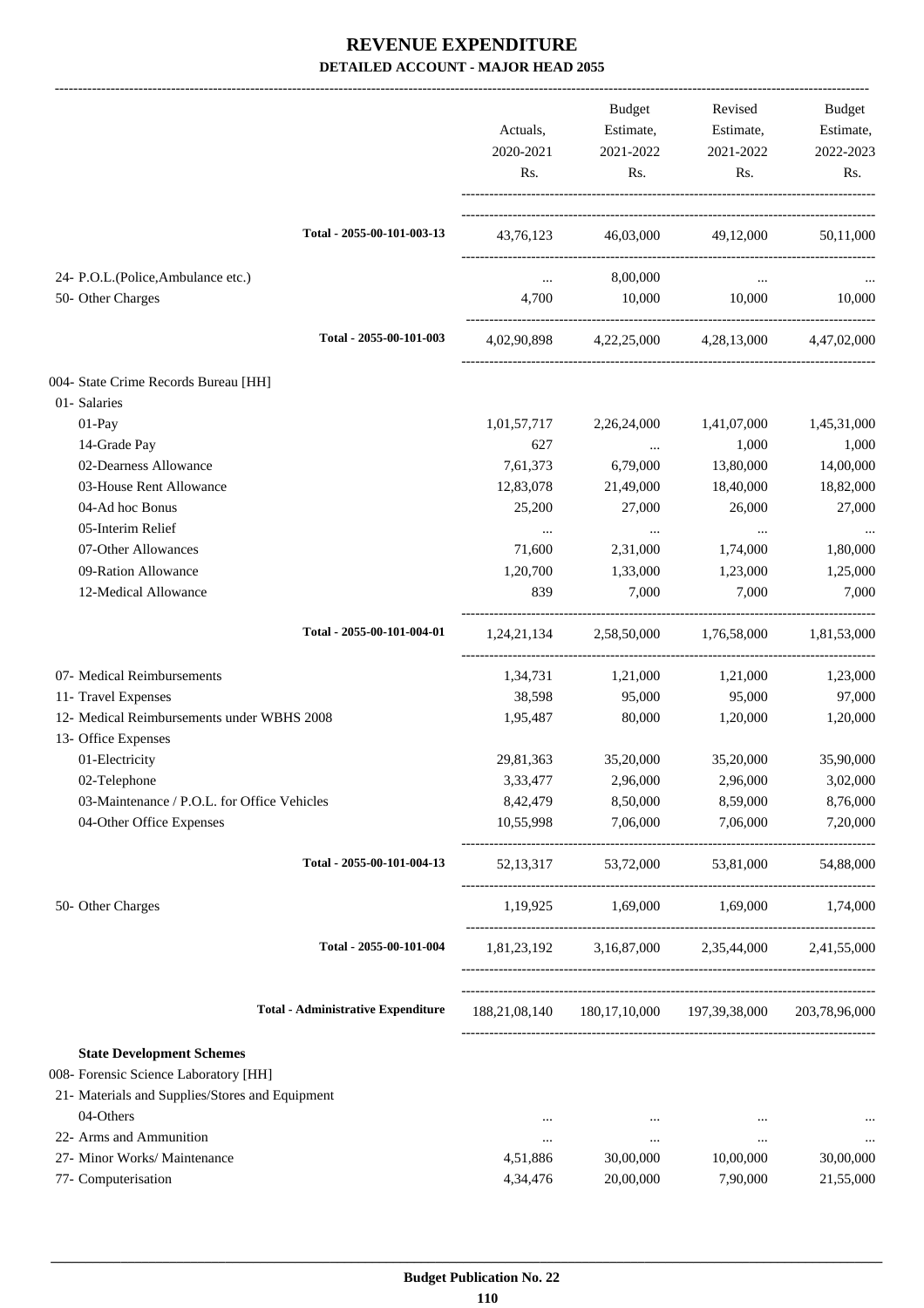# REVENUE EXPENDITURE
## DETAILED ACCOUNT - MAJOR HEAD 2055

| | Actuals, 2020-2021 Rs. | Budget Estimate, 2021-2022 Rs. | Revised Estimate, 2021-2022 Rs. | Budget Estimate, 2022-2023 Rs. |
|---|---|---|---|---|
| Total - 2055-00-101-003-13 | 43,76,123 | 46,03,000 | 49,12,000 | 50,11,000 |
| 24- P.O.L.(Police,Ambulance etc.) | ... | 8,00,000 | ... | ... |
| 50- Other Charges | 4,700 | 10,000 | 10,000 | 10,000 |
| Total - 2055-00-101-003 | 4,02,90,898 | 4,22,25,000 | 4,28,13,000 | 4,47,02,000 |
| 004- State Crime Records Bureau [HH] | | | | |
| 01- Salaries | | | | |
| 01-Pay | 1,01,57,717 | 2,26,24,000 | 1,41,07,000 | 1,45,31,000 |
| 14-Grade Pay | 627 | ... | 1,000 | 1,000 |
| 02-Dearness Allowance | 7,61,373 | 6,79,000 | 13,80,000 | 14,00,000 |
| 03-House Rent Allowance | 12,83,078 | 21,49,000 | 18,40,000 | 18,82,000 |
| 04-Ad hoc Bonus | 25,200 | 27,000 | 26,000 | 27,000 |
| 05-Interim Relief | ... | ... | ... | ... |
| 07-Other Allowances | 71,600 | 2,31,000 | 1,74,000 | 1,80,000 |
| 09-Ration Allowance | 1,20,700 | 1,33,000 | 1,23,000 | 1,25,000 |
| 12-Medical Allowance | 839 | 7,000 | 7,000 | 7,000 |
| Total - 2055-00-101-004-01 | 1,24,21,134 | 2,58,50,000 | 1,76,58,000 | 1,81,53,000 |
| 07- Medical Reimbursements | 1,34,731 | 1,21,000 | 1,21,000 | 1,23,000 |
| 11- Travel Expenses | 38,598 | 95,000 | 95,000 | 97,000 |
| 12- Medical Reimbursements under WBHS 2008 | 1,95,487 | 80,000 | 1,20,000 | 1,20,000 |
| 13- Office Expenses | | | | |
| 01-Electricity | 29,81,363 | 35,20,000 | 35,20,000 | 35,90,000 |
| 02-Telephone | 3,33,477 | 2,96,000 | 2,96,000 | 3,02,000 |
| 03-Maintenance / P.O.L. for Office Vehicles | 8,42,479 | 8,50,000 | 8,59,000 | 8,76,000 |
| 04-Other Office Expenses | 10,55,998 | 7,06,000 | 7,06,000 | 7,20,000 |
| Total - 2055-00-101-004-13 | 52,13,317 | 53,72,000 | 53,81,000 | 54,88,000 |
| 50- Other Charges | 1,19,925 | 1,69,000 | 1,69,000 | 1,74,000 |
| Total - 2055-00-101-004 | 1,81,23,192 | 3,16,87,000 | 2,35,44,000 | 2,41,55,000 |
| Total - Administrative Expenditure | 188,21,08,140 | 180,17,10,000 | 197,39,38,000 | 203,78,96,000 |
| **State Development Schemes** | | | | |
| 008- Forensic Science Laboratory [HH] | | | | |
| 21- Materials and Supplies/Stores and Equipment | | | | |
| 04-Others | ... | ... | ... | ... |
| 22- Arms and Ammunition | ... | ... | ... | ... |
| 27- Minor Works/ Maintenance | 4,51,886 | 30,00,000 | 10,00,000 | 30,00,000 |
| 77- Computerisation | 4,34,476 | 20,00,000 | 7,90,000 | 21,55,000 |

Budget Publication No. 22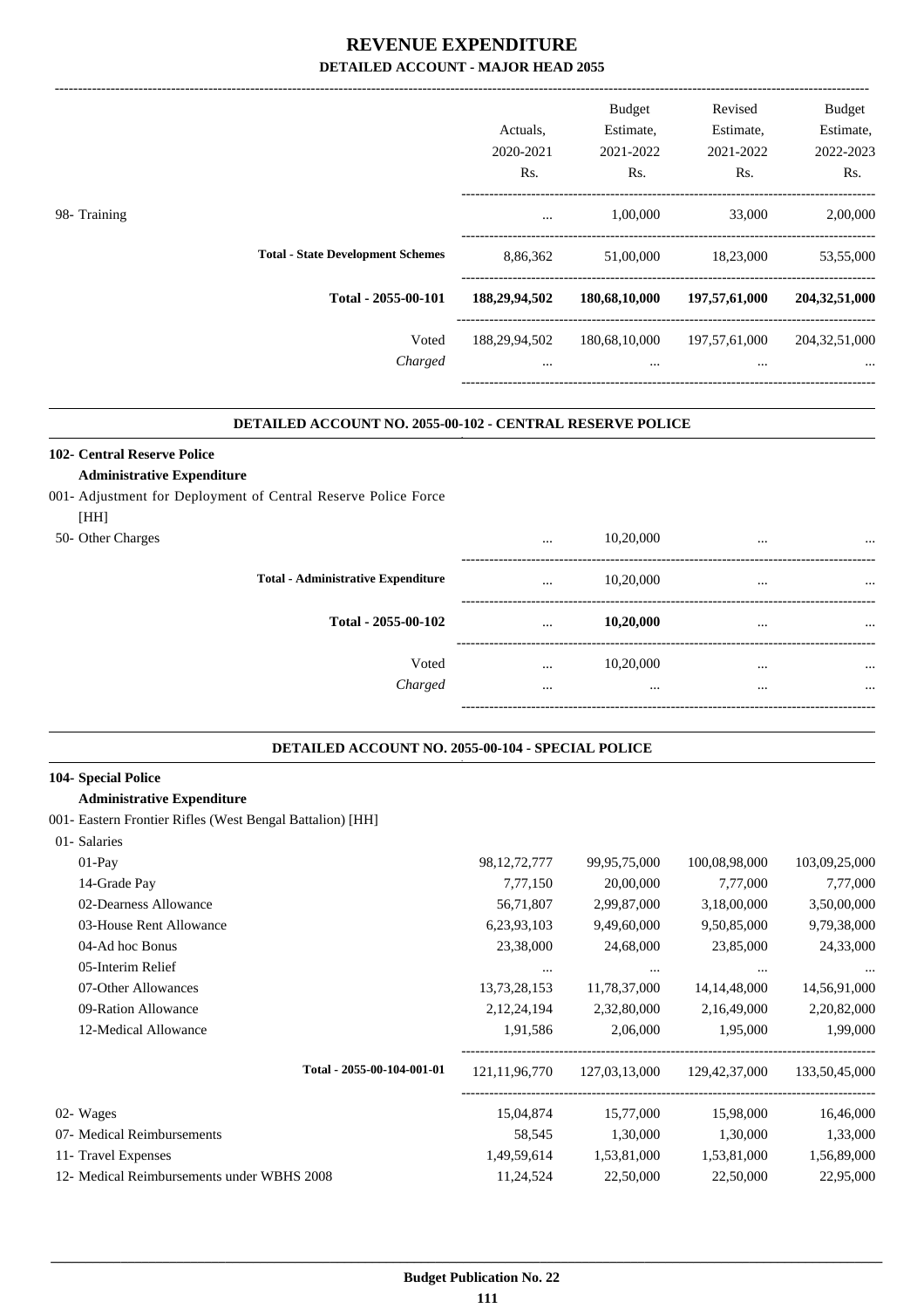# REVENUE EXPENDITURE

## DETAILED ACCOUNT - MAJOR HEAD 2055

| | Actuals, 2020-2021 Rs. | Budget Estimate, 2021-2022 Rs. | Revised Estimate, 2021-2022 Rs. | Budget Estimate, 2022-2023 Rs. |
|---|---|---|---|---|
| 98- Training | ... | 1,00,000 | 33,000 | 2,00,000 |
| **Total - State Development Schemes** | 8,86,362 | 51,00,000 | 18,23,000 | 53,55,000 |
| **Total - 2055-00-101** | **188,29,94,502** | **180,68,10,000** | **197,57,61,000** | **204,32,51,000** |
| Voted | 188,29,94,502 | 180,68,10,000 | 197,57,61,000 | 204,32,51,000 |
| *Charged* | ... | ... | ... | ... |

### DETAILED ACCOUNT NO. 2055-00-102 - CENTRAL RESERVE POLICE

| | Actuals, 2020-2021 Rs. | Budget Estimate, 2021-2022 Rs. | Revised Estimate, 2021-2022 Rs. | Budget Estimate, 2022-2023 Rs. |
|---|---|---|---|---|
| **102- Central Reserve Police** | | | | |
| **Administrative Expenditure** | | | | |
| 001- Adjustment for Deployment of Central Reserve Police Force [HH] | | | | |
| 50- Other Charges | ... | 10,20,000 | ... | ... |
| **Total - Administrative Expenditure** | ... | 10,20,000 | ... | ... |
| **Total - 2055-00-102** | ... | **10,20,000** | ... | ... |
| Voted | ... | 10,20,000 | ... | ... |
| *Charged* | ... | ... | ... | ... |

### DETAILED ACCOUNT NO. 2055-00-104 - SPECIAL POLICE

| | Actuals, 2020-2021 Rs. | Budget Estimate, 2021-2022 Rs. | Revised Estimate, 2021-2022 Rs. | Budget Estimate, 2022-2023 Rs. |
|---|---|---|---|---|
| **104- Special Police** | | | | |
| **Administrative Expenditure** | | | | |
| 001- Eastern Frontier Rifles (West Bengal Battalion) [HH] | | | | |
| 01- Salaries | | | | |
| 01-Pay | 98,12,72,777 | 99,95,75,000 | 100,08,98,000 | 103,09,25,000 |
| 14-Grade Pay | 7,77,150 | 20,00,000 | 7,77,000 | 7,77,000 |
| 02-Dearness Allowance | 56,71,807 | 2,99,87,000 | 3,18,00,000 | 3,50,00,000 |
| 03-House Rent Allowance | 6,23,93,103 | 9,49,60,000 | 9,50,85,000 | 9,79,38,000 |
| 04-Ad hoc Bonus | 23,38,000 | 24,68,000 | 23,85,000 | 24,33,000 |
| 05-Interim Relief | ... | ... | ... | ... |
| 07-Other Allowances | 13,73,28,153 | 11,78,37,000 | 14,14,48,000 | 14,56,91,000 |
| 09-Ration Allowance | 2,12,24,194 | 2,32,80,000 | 2,16,49,000 | 2,20,82,000 |
| 12-Medical Allowance | 1,91,586 | 2,06,000 | 1,95,000 | 1,99,000 |
| **Total - 2055-00-104-001-01** | 121,11,96,770 | 127,03,13,000 | 129,42,37,000 | 133,50,45,000 |
| 02- Wages | 15,04,874 | 15,77,000 | 15,98,000 | 16,46,000 |
| 07- Medical Reimbursements | 58,545 | 1,30,000 | 1,30,000 | 1,33,000 |
| 11- Travel Expenses | 1,49,59,614 | 1,53,81,000 | 1,53,81,000 | 1,56,89,000 |
| 12- Medical Reimbursements under WBHS 2008 | 11,24,524 | 22,50,000 | 22,50,000 | 22,95,000 |

**Budget Publication No. 22**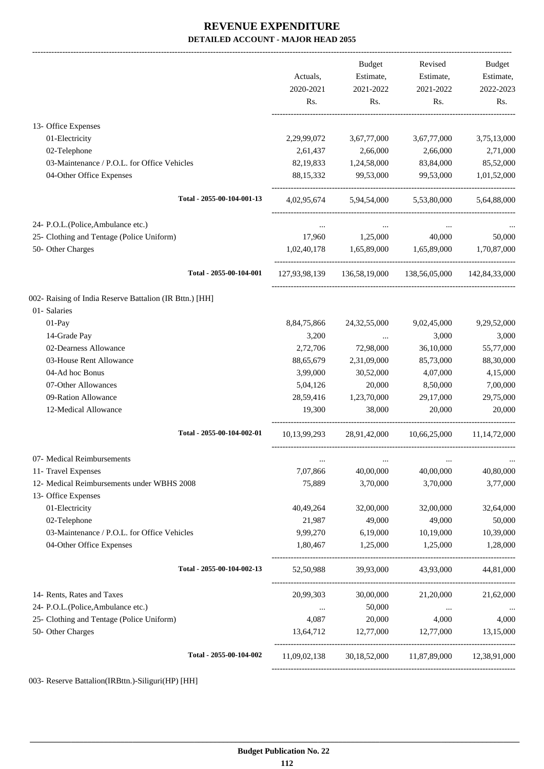# REVENUE EXPENDITURE

**DETAILED ACCOUNT - MAJOR HEAD 2055**

| | Actuals, 2020-2021 Rs. | Budget Estimate, 2021-2022 Rs. | Revised Estimate, 2021-2022 Rs. | Budget Estimate, 2022-2023 Rs. |
|---|---|---|---|---|
| 13- Office Expenses | | | | |
| 01-Electricity | 2,29,99,072 | 3,67,77,000 | 3,67,77,000 | 3,75,13,000 |
| 02-Telephone | 2,61,437 | 2,66,000 | 2,66,000 | 2,71,000 |
| 03-Maintenance / P.O.L. for Office Vehicles | 82,19,833 | 1,24,58,000 | 83,84,000 | 85,52,000 |
| 04-Other Office Expenses | 88,15,332 | 99,53,000 | 99,53,000 | 1,01,52,000 |
| Total - 2055-00-104-001-13 | 4,02,95,674 | 5,94,54,000 | 5,53,80,000 | 5,64,88,000 |
| 24- P.O.L.(Police,Ambulance etc.) | ... | ... | ... | ... |
| 25- Clothing and Tentage (Police Uniform) | 17,960 | 1,25,000 | 40,000 | 50,000 |
| 50- Other Charges | 1,02,40,178 | 1,65,89,000 | 1,65,89,000 | 1,70,87,000 |
| Total - 2055-00-104-001 | 127,93,98,139 | 136,58,19,000 | 138,56,05,000 | 142,84,33,000 |
| 002- Raising of India Reserve Battalion (IR Bttn.) [HH] | | | | |
| 01- Salaries | | | | |
| 01-Pay | 8,84,75,866 | 24,32,55,000 | 9,02,45,000 | 9,29,52,000 |
| 14-Grade Pay | 3,200 | ... | 3,000 | 3,000 |
| 02-Dearness Allowance | 2,72,706 | 72,98,000 | 36,10,000 | 55,77,000 |
| 03-House Rent Allowance | 88,65,679 | 2,31,09,000 | 85,73,000 | 88,30,000 |
| 04-Ad hoc Bonus | 3,99,000 | 30,52,000 | 4,07,000 | 4,15,000 |
| 07-Other Allowances | 5,04,126 | 20,000 | 8,50,000 | 7,00,000 |
| 09-Ration Allowance | 28,59,416 | 1,23,70,000 | 29,17,000 | 29,75,000 |
| 12-Medical Allowance | 19,300 | 38,000 | 20,000 | 20,000 |
| Total - 2055-00-104-002-01 | 10,13,99,293 | 28,91,42,000 | 10,66,25,000 | 11,14,72,000 |
| 07- Medical Reimbursements | ... | ... | ... | ... |
| 11- Travel Expenses | 7,07,866 | 40,00,000 | 40,00,000 | 40,80,000 |
| 12- Medical Reimbursements under WBHS 2008 | 75,889 | 3,70,000 | 3,70,000 | 3,77,000 |
| 13- Office Expenses | | | | |
| 01-Electricity | 40,49,264 | 32,00,000 | 32,00,000 | 32,64,000 |
| 02-Telephone | 21,987 | 49,000 | 49,000 | 50,000 |
| 03-Maintenance / P.O.L. for Office Vehicles | 9,99,270 | 6,19,000 | 10,19,000 | 10,39,000 |
| 04-Other Office Expenses | 1,80,467 | 1,25,000 | 1,25,000 | 1,28,000 |
| Total - 2055-00-104-002-13 | 52,50,988 | 39,93,000 | 43,93,000 | 44,81,000 |
| 14- Rents, Rates and Taxes | 20,99,303 | 30,00,000 | 21,20,000 | 21,62,000 |
| 24- P.O.L.(Police,Ambulance etc.) | ... | 50,000 | ... | ... |
| 25- Clothing and Tentage (Police Uniform) | 4,087 | 20,000 | 4,000 | 4,000 |
| 50- Other Charges | 13,64,712 | 12,77,000 | 12,77,000 | 13,15,000 |
| Total - 2055-00-104-002 | 11,09,02,138 | 30,18,52,000 | 11,87,89,000 | 12,38,91,000 |

003- Reserve Battalion(IRBttn.)-Siliguri(HP) [HH]

**Budget Publication No. 22**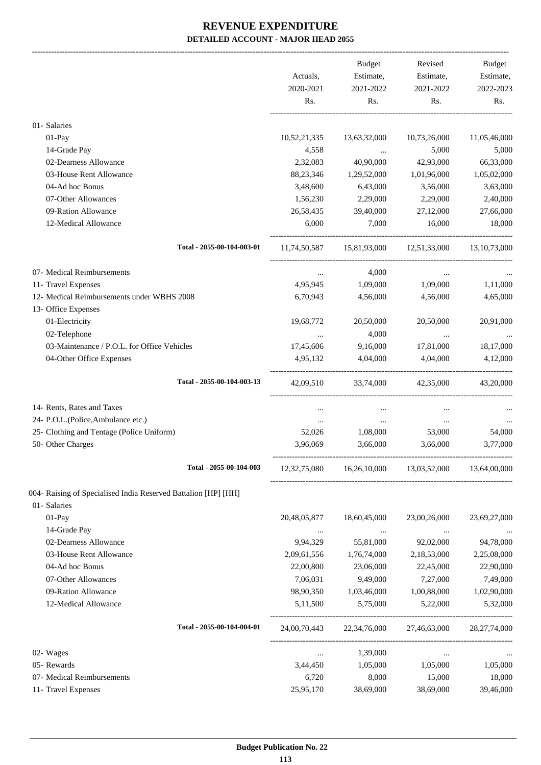# REVENUE EXPENDITURE

## DETAILED ACCOUNT - MAJOR HEAD 2055

| | Actuals, 2020-2021 Rs. | Budget Estimate, 2021-2022 Rs. | Revised Estimate, 2021-2022 Rs. | Budget Estimate, 2022-2023 Rs. |
|---|---|---|---|---|
| 01- Salaries | | | | |
| 01-Pay | 10,52,21,335 | 13,63,32,000 | 10,73,26,000 | 11,05,46,000 |
| 14-Grade Pay | 4,558 | ... | 5,000 | 5,000 |
| 02-Dearness Allowance | 2,32,083 | 40,90,000 | 42,93,000 | 66,33,000 |
| 03-House Rent Allowance | 88,23,346 | 1,29,52,000 | 1,01,96,000 | 1,05,02,000 |
| 04-Ad hoc Bonus | 3,48,600 | 6,43,000 | 3,56,000 | 3,63,000 |
| 07-Other Allowances | 1,56,230 | 2,29,000 | 2,29,000 | 2,40,000 |
| 09-Ration Allowance | 26,58,435 | 39,40,000 | 27,12,000 | 27,66,000 |
| 12-Medical Allowance | 6,000 | 7,000 | 16,000 | 18,000 |
| **Total - 2055-00-104-003-01** | 11,74,50,587 | 15,81,93,000 | 12,51,33,000 | 13,10,73,000 |
| 07- Medical Reimbursements | ... | 4,000 | ... | ... |
| 11- Travel Expenses | 4,95,945 | 1,09,000 | 1,09,000 | 1,11,000 |
| 12- Medical Reimbursements under WBHS 2008 | 6,70,943 | 4,56,000 | 4,56,000 | 4,65,000 |
| 13- Office Expenses | | | | |
| 01-Electricity | 19,68,772 | 20,50,000 | 20,50,000 | 20,91,000 |
| 02-Telephone | ... | 4,000 | ... | ... |
| 03-Maintenance / P.O.L. for Office Vehicles | 17,45,606 | 9,16,000 | 17,81,000 | 18,17,000 |
| 04-Other Office Expenses | 4,95,132 | 4,04,000 | 4,04,000 | 4,12,000 |
| **Total - 2055-00-104-003-13** | 42,09,510 | 33,74,000 | 42,35,000 | 43,20,000 |
| 14- Rents, Rates and Taxes | ... | ... | ... | ... |
| 24- P.O.L.(Police,Ambulance etc.) | ... | ... | ... | ... |
| 25- Clothing and Tentage (Police Uniform) | 52,026 | 1,08,000 | 53,000 | 54,000 |
| 50- Other Charges | 3,96,069 | 3,66,000 | 3,66,000 | 3,77,000 |
| **Total - 2055-00-104-003** | 12,32,75,080 | 16,26,10,000 | 13,03,52,000 | 13,64,00,000 |
| 004- Raising of Specialised India Reserved Battalion [HP] [HH] | | | | |
| 01- Salaries | | | | |
| 01-Pay | 20,48,05,877 | 18,60,45,000 | 23,00,26,000 | 23,69,27,000 |
| 14-Grade Pay | ... | ... | ... | ... |
| 02-Dearness Allowance | 9,94,329 | 55,81,000 | 92,02,000 | 94,78,000 |
| 03-House Rent Allowance | 2,09,61,556 | 1,76,74,000 | 2,18,53,000 | 2,25,08,000 |
| 04-Ad hoc Bonus | 22,00,800 | 23,06,000 | 22,45,000 | 22,90,000 |
| 07-Other Allowances | 7,06,031 | 9,49,000 | 7,27,000 | 7,49,000 |
| 09-Ration Allowance | 98,90,350 | 1,03,46,000 | 1,00,88,000 | 1,02,90,000 |
| 12-Medical Allowance | 5,11,500 | 5,75,000 | 5,22,000 | 5,32,000 |
| **Total - 2055-00-104-004-01** | 24,00,70,443 | 22,34,76,000 | 27,46,63,000 | 28,27,74,000 |
| 02- Wages | ... | 1,39,000 | ... | ... |
| 05- Rewards | 3,44,450 | 1,05,000 | 1,05,000 | 1,05,000 |
| 07- Medical Reimbursements | 6,720 | 8,000 | 15,000 | 18,000 |
| 11- Travel Expenses | 25,95,170 | 38,69,000 | 38,69,000 | 39,46,000 |

**Budget Publication No. 22**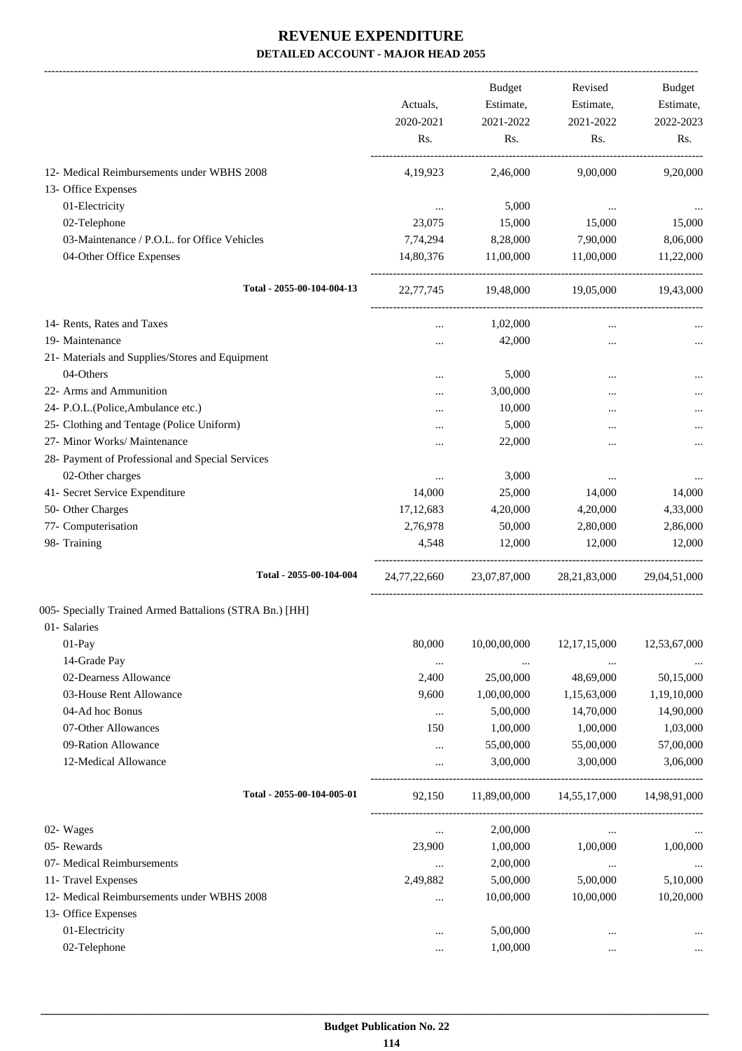# REVENUE EXPENDITURE

## DETAILED ACCOUNT - MAJOR HEAD 2055

| | Actuals, 2020-2021 Rs. | Budget Estimate, 2021-2022 Rs. | Revised Estimate, 2021-2022 Rs. | Budget Estimate, 2022-2023 Rs. |
|---|---|---|---|---|
| 12- Medical Reimbursements under WBHS 2008 | 4,19,923 | 2,46,000 | 9,00,000 | 9,20,000 |
| 13- Office Expenses | | | | |
| 01-Electricity | ... | 5,000 | ... | ... |
| 02-Telephone | 23,075 | 15,000 | 15,000 | 15,000 |
| 03-Maintenance / P.O.L. for Office Vehicles | 7,74,294 | 8,28,000 | 7,90,000 | 8,06,000 |
| 04-Other Office Expenses | 14,80,376 | 11,00,000 | 11,00,000 | 11,22,000 |
| Total - 2055-00-104-004-13 | 22,77,745 | 19,48,000 | 19,05,000 | 19,43,000 |
| 14- Rents, Rates and Taxes | ... | 1,02,000 | ... | ... |
| 19- Maintenance | ... | 42,000 | ... | ... |
| 21- Materials and Supplies/Stores and Equipment | | | | |
| 04-Others | ... | 5,000 | ... | ... |
| 22- Arms and Ammunition | ... | 3,00,000 | ... | ... |
| 24- P.O.L.(Police,Ambulance etc.) | ... | 10,000 | ... | ... |
| 25- Clothing and Tentage (Police Uniform) | ... | 5,000 | ... | ... |
| 27- Minor Works/ Maintenance | ... | 22,000 | ... | ... |
| 28- Payment of Professional and Special Services | | | | |
| 02-Other charges | ... | 3,000 | ... | ... |
| 41- Secret Service Expenditure | 14,000 | 25,000 | 14,000 | 14,000 |
| 50- Other Charges | 17,12,683 | 4,20,000 | 4,20,000 | 4,33,000 |
| 77- Computerisation | 2,76,978 | 50,000 | 2,80,000 | 2,86,000 |
| 98- Training | 4,548 | 12,000 | 12,000 | 12,000 |
| Total - 2055-00-104-004 | 24,77,22,660 | 23,07,87,000 | 28,21,83,000 | 29,04,51,000 |
| 005- Specially Trained Armed Battalions (STRA Bn.) [HH] | | | | |
| 01- Salaries | | | | |
| 01-Pay | 80,000 | 10,00,00,000 | 12,17,15,000 | 12,53,67,000 |
| 14-Grade Pay | ... | ... | ... | ... |
| 02-Dearness Allowance | 2,400 | 25,00,000 | 48,69,000 | 50,15,000 |
| 03-House Rent Allowance | 9,600 | 1,00,00,000 | 1,15,63,000 | 1,19,10,000 |
| 04-Ad hoc Bonus | ... | 5,00,000 | 14,70,000 | 14,90,000 |
| 07-Other Allowances | 150 | 1,00,000 | 1,00,000 | 1,03,000 |
| 09-Ration Allowance | ... | 55,00,000 | 55,00,000 | 57,00,000 |
| 12-Medical Allowance | ... | 3,00,000 | 3,00,000 | 3,06,000 |
| Total - 2055-00-104-005-01 | 92,150 | 11,89,00,000 | 14,55,17,000 | 14,98,91,000 |
| 02- Wages | ... | 2,00,000 | ... | ... |
| 05- Rewards | 23,900 | 1,00,000 | 1,00,000 | 1,00,000 |
| 07- Medical Reimbursements | ... | 2,00,000 | ... | ... |
| 11- Travel Expenses | 2,49,882 | 5,00,000 | 5,00,000 | 5,10,000 |
| 12- Medical Reimbursements under WBHS 2008 | ... | 10,00,000 | 10,00,000 | 10,20,000 |
| 13- Office Expenses | | | | |
| 01-Electricity | ... | 5,00,000 | ... | ... |
| 02-Telephone | ... | 1,00,000 | ... | ... |

Budget Publication No. 22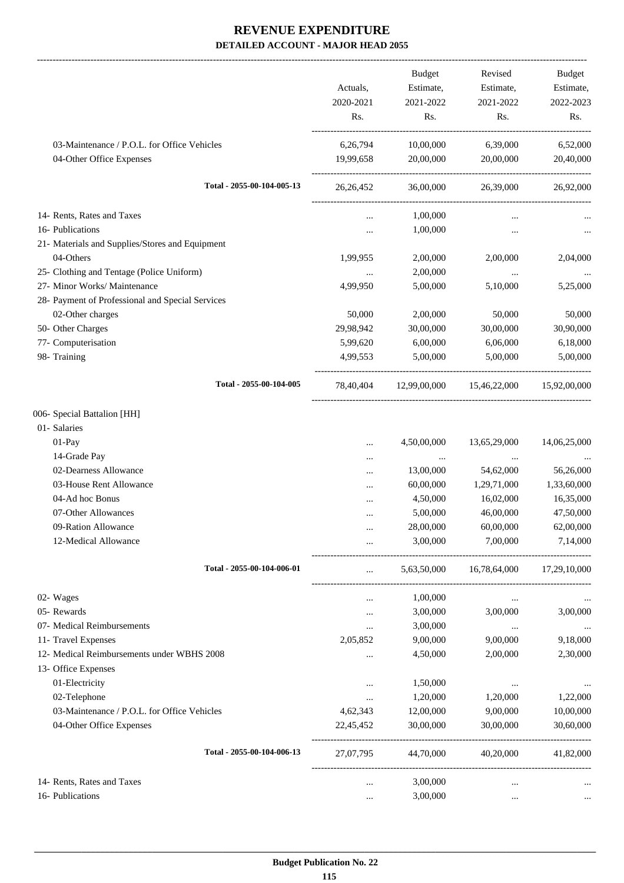# REVENUE EXPENDITURE
## DETAILED ACCOUNT - MAJOR HEAD 2055

| | Actuals, 2020-2021 Rs. | Budget Estimate, 2021-2022 Rs. | Revised Estimate, 2021-2022 Rs. | Budget Estimate, 2022-2023 Rs. |
|---|---|---|---|---|
| 03-Maintenance / P.O.L. for Office Vehicles | 6,26,794 | 10,00,000 | 6,39,000 | 6,52,000 |
| 04-Other Office Expenses | 19,99,658 | 20,00,000 | 20,00,000 | 20,40,000 |
| **Total - 2055-00-104-005-13** | 26,26,452 | 36,00,000 | 26,39,000 | 26,92,000 |
| 14- Rents, Rates and Taxes | ... | 1,00,000 | ... | ... |
| 16- Publications | ... | 1,00,000 | ... | ... |
| 21- Materials and Supplies/Stores and Equipment | | | | |
| 04-Others | 1,99,955 | 2,00,000 | 2,00,000 | 2,04,000 |
| 25- Clothing and Tentage (Police Uniform) | ... | 2,00,000 | ... | ... |
| 27- Minor Works/ Maintenance | 4,99,950 | 5,00,000 | 5,10,000 | 5,25,000 |
| 28- Payment of Professional and Special Services | | | | |
| 02-Other charges | 50,000 | 2,00,000 | 50,000 | 50,000 |
| 50- Other Charges | 29,98,942 | 30,00,000 | 30,00,000 | 30,90,000 |
| 77- Computerisation | 5,99,620 | 6,00,000 | 6,06,000 | 6,18,000 |
| 98- Training | 4,99,553 | 5,00,000 | 5,00,000 | 5,00,000 |
| **Total - 2055-00-104-005** | 78,40,404 | 12,99,00,000 | 15,46,22,000 | 15,92,00,000 |
| 006- Special Battalion [HH] | | | | |
| 01- Salaries | | | | |
| 01-Pay | ... | 4,50,00,000 | 13,65,29,000 | 14,06,25,000 |
| 14-Grade Pay | ... | ... | ... | ... |
| 02-Dearness Allowance | ... | 13,00,000 | 54,62,000 | 56,26,000 |
| 03-House Rent Allowance | ... | 60,00,000 | 1,29,71,000 | 1,33,60,000 |
| 04-Ad hoc Bonus | ... | 4,50,000 | 16,02,000 | 16,35,000 |
| 07-Other Allowances | ... | 5,00,000 | 46,00,000 | 47,50,000 |
| 09-Ration Allowance | ... | 28,00,000 | 60,00,000 | 62,00,000 |
| 12-Medical Allowance | ... | 3,00,000 | 7,00,000 | 7,14,000 |
| **Total - 2055-00-104-006-01** | ... | 5,63,50,000 | 16,78,64,000 | 17,29,10,000 |
| 02- Wages | ... | 1,00,000 | ... | ... |
| 05- Rewards | ... | 3,00,000 | 3,00,000 | 3,00,000 |
| 07- Medical Reimbursements | ... | 3,00,000 | ... | ... |
| 11- Travel Expenses | 2,05,852 | 9,00,000 | 9,00,000 | 9,18,000 |
| 12- Medical Reimbursements under WBHS 2008 | ... | 4,50,000 | 2,00,000 | 2,30,000 |
| 13- Office Expenses | | | | |
| 01-Electricity | ... | 1,50,000 | ... | ... |
| 02-Telephone | ... | 1,20,000 | 1,20,000 | 1,22,000 |
| 03-Maintenance / P.O.L. for Office Vehicles | 4,62,343 | 12,00,000 | 9,00,000 | 10,00,000 |
| 04-Other Office Expenses | 22,45,452 | 30,00,000 | 30,00,000 | 30,60,000 |
| **Total - 2055-00-104-006-13** | 27,07,795 | 44,70,000 | 40,20,000 | 41,82,000 |
| 14- Rents, Rates and Taxes | ... | 3,00,000 | ... | ... |
| 16- Publications | ... | 3,00,000 | ... | ... |

**Budget Publication No. 22**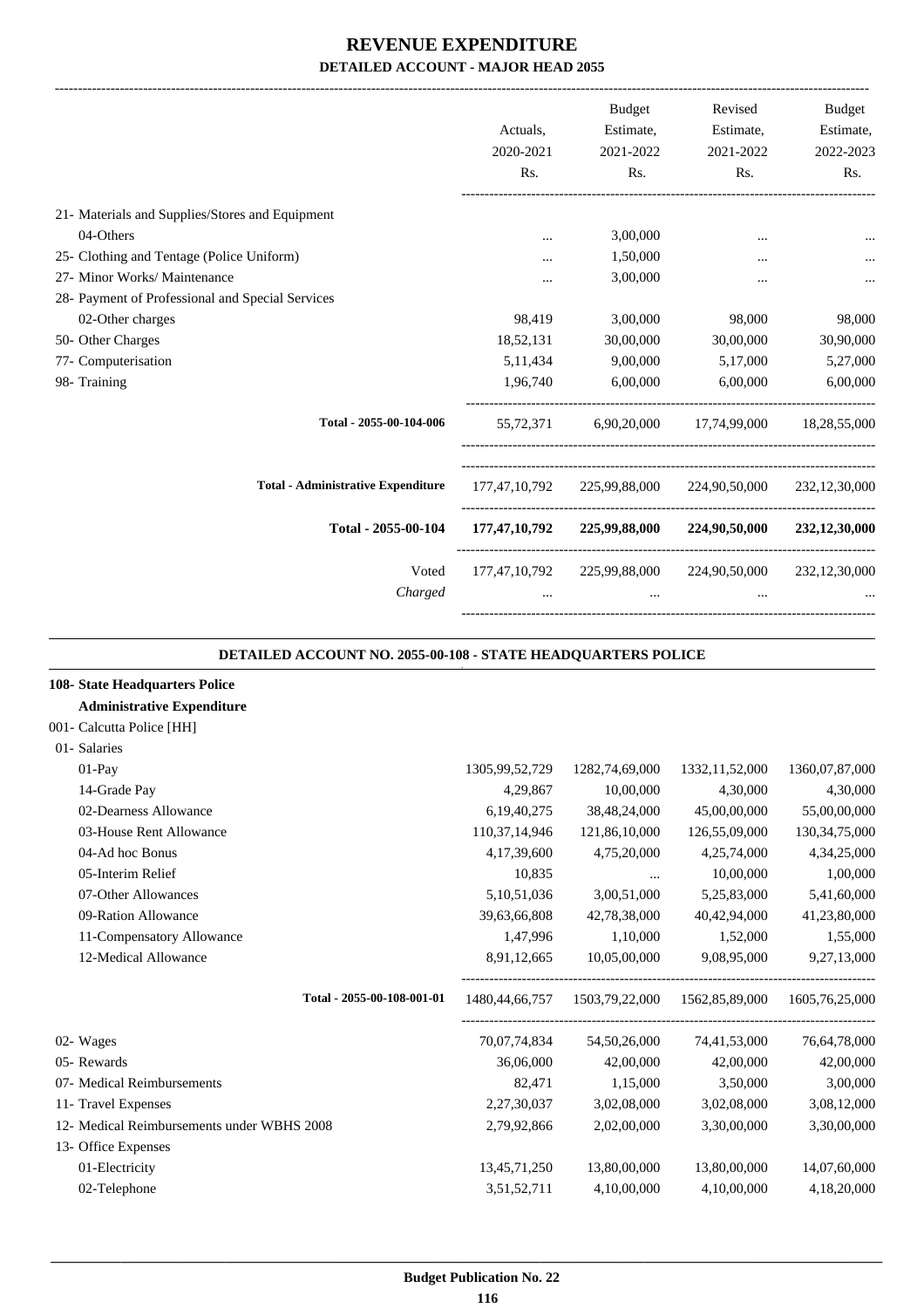# REVENUE EXPENDITURE

**DETAILED ACCOUNT - MAJOR HEAD 2055**

| | Actuals, 2020-2021 Rs. | Budget Estimate, 2021-2022 Rs. | Revised Estimate, 2021-2022 Rs. | Budget Estimate, 2022-2023 Rs. |
|---|---|---|---|---|
| 21- Materials and Supplies/Stores and Equipment | | | | |
| 04-Others | ... | 3,00,000 | ... | ... |
| 25- Clothing and Tentage (Police Uniform) | ... | 1,50,000 | ... | ... |
| 27- Minor Works/ Maintenance | ... | 3,00,000 | ... | ... |
| 28- Payment of Professional and Special Services | | | | |
| 02-Other charges | 98,419 | 3,00,000 | 98,000 | 98,000 |
| 50- Other Charges | 18,52,131 | 30,00,000 | 30,00,000 | 30,90,000 |
| 77- Computerisation | 5,11,434 | 9,00,000 | 5,17,000 | 5,27,000 |
| 98- Training | 1,96,740 | 6,00,000 | 6,00,000 | 6,00,000 |
| Total - 2055-00-104-006 | 55,72,371 | 6,90,20,000 | 17,74,99,000 | 18,28,55,000 |
| Total - Administrative Expenditure | 177,47,10,792 | 225,99,88,000 | 224,90,50,000 | 232,12,30,000 |
| **Total - 2055-00-104** | **177,47,10,792** | **225,99,88,000** | **224,90,50,000** | **232,12,30,000** |
| Voted | 177,47,10,792 | 225,99,88,000 | 224,90,50,000 | 232,12,30,000 |
| *Charged* | ... | ... | ... | ... |

**DETAILED ACCOUNT NO. 2055-00-108 - STATE HEADQUARTERS POLICE**

| | Actuals, 2020-2021 Rs. | Budget Estimate, 2021-2022 Rs. | Revised Estimate, 2021-2022 Rs. | Budget Estimate, 2022-2023 Rs. |
|---|---|---|---|---|
| **108- State Headquarters Police** | | | | |
| **Administrative Expenditure** | | | | |
| 001- Calcutta Police [HH] | | | | |
| 01- Salaries | | | | |
| 01-Pay | 1305,99,52,729 | 1282,74,69,000 | 1332,11,52,000 | 1360,07,87,000 |
| 14-Grade Pay | 4,29,867 | 10,00,000 | 4,30,000 | 4,30,000 |
| 02-Dearness Allowance | 6,19,40,275 | 38,48,24,000 | 45,00,00,000 | 55,00,00,000 |
| 03-House Rent Allowance | 110,37,14,946 | 121,86,10,000 | 126,55,09,000 | 130,34,75,000 |
| 04-Ad hoc Bonus | 4,17,39,600 | 4,75,20,000 | 4,25,74,000 | 4,34,25,000 |
| 05-Interim Relief | 10,835 | ... | 10,00,000 | 1,00,000 |
| 07-Other Allowances | 5,10,51,036 | 3,00,51,000 | 5,25,83,000 | 5,41,60,000 |
| 09-Ration Allowance | 39,63,66,808 | 42,78,38,000 | 40,42,94,000 | 41,23,80,000 |
| 11-Compensatory Allowance | 1,47,996 | 1,10,000 | 1,52,000 | 1,55,000 |
| 12-Medical Allowance | 8,91,12,665 | 10,05,00,000 | 9,08,95,000 | 9,27,13,000 |
| Total - 2055-00-108-001-01 | 1480,44,66,757 | 1503,79,22,000 | 1562,85,89,000 | 1605,76,25,000 |
| 02- Wages | 70,07,74,834 | 54,50,26,000 | 74,41,53,000 | 76,64,78,000 |
| 05- Rewards | 36,06,000 | 42,00,000 | 42,00,000 | 42,00,000 |
| 07- Medical Reimbursements | 82,471 | 1,15,000 | 3,50,000 | 3,00,000 |
| 11- Travel Expenses | 2,27,30,037 | 3,02,08,000 | 3,02,08,000 | 3,08,12,000 |
| 12- Medical Reimbursements under WBHS 2008 | 2,79,92,866 | 2,02,00,000 | 3,30,00,000 | 3,30,00,000 |
| 13- Office Expenses | | | | |
| 01-Electricity | 13,45,71,250 | 13,80,00,000 | 13,80,00,000 | 14,07,60,000 |
| 02-Telephone | 3,51,52,711 | 4,10,00,000 | 4,10,00,000 | 4,18,20,000 |

**Budget Publication No. 22**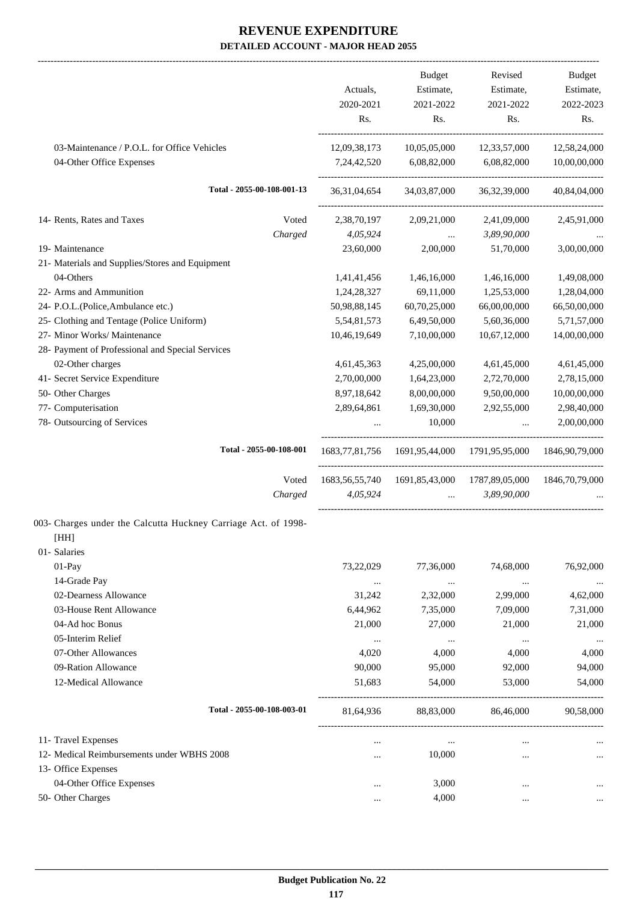# REVENUE EXPENDITURE

## DETAILED ACCOUNT - MAJOR HEAD 2055

| | | Actuals, 2020-2021 Rs. | Budget Estimate, 2021-2022 Rs. | Revised Estimate, 2021-2022 Rs. | Budget Estimate, 2022-2023 Rs. |
|---|---|---|---|---|---|
| 03-Maintenance / P.O.L. for Office Vehicles | | 12,09,38,173 | 10,05,05,000 | 12,33,57,000 | 12,58,24,000 |
| 04-Other Office Expenses | | 7,24,42,520 | 6,08,82,000 | 6,08,82,000 | 10,00,00,000 |
| **Total - 2055-00-108-001-13** | | 36,31,04,654 | 34,03,87,000 | 36,32,39,000 | 40,84,04,000 |
| 14- Rents, Rates and Taxes | Voted | 2,38,70,197 | 2,09,21,000 | 2,41,09,000 | 2,45,91,000 |
| | *Charged* | *4,05,924* | ... | *3,89,90,000* | ... |
| 19- Maintenance | | 23,60,000 | 2,00,000 | 51,70,000 | 3,00,00,000 |
| 21- Materials and Supplies/Stores and Equipment | | | | | |
| 04-Others | | 1,41,41,456 | 1,46,16,000 | 1,46,16,000 | 1,49,08,000 |
| 22- Arms and Ammunition | | 1,24,28,327 | 69,11,000 | 1,25,53,000 | 1,28,04,000 |
| 24- P.O.L.(Police,Ambulance etc.) | | 50,98,88,145 | 60,70,25,000 | 66,00,00,000 | 66,50,00,000 |
| 25- Clothing and Tentage (Police Uniform) | | 5,54,81,573 | 6,49,50,000 | 5,60,36,000 | 5,71,57,000 |
| 27- Minor Works/ Maintenance | | 10,46,19,649 | 7,10,00,000 | 10,67,12,000 | 14,00,00,000 |
| 28- Payment of Professional and Special Services | | | | | |
| 02-Other charges | | 4,61,45,363 | 4,25,00,000 | 4,61,45,000 | 4,61,45,000 |
| 41- Secret Service Expenditure | | 2,70,00,000 | 1,64,23,000 | 2,72,70,000 | 2,78,15,000 |
| 50- Other Charges | | 8,97,18,642 | 8,00,00,000 | 9,50,00,000 | 10,00,00,000 |
| 77- Computerisation | | 2,89,64,861 | 1,69,30,000 | 2,92,55,000 | 2,98,40,000 |
| 78- Outsourcing of Services | | ... | 10,000 | ... | 2,00,00,000 |
| **Total - 2055-00-108-001** | | 1683,77,81,756 | 1691,95,44,000 | 1791,95,95,000 | 1846,90,79,000 |
| | Voted | 1683,56,55,740 | 1691,85,43,000 | 1787,89,05,000 | 1846,70,79,000 |
| | *Charged* | *4,05,924* | ... | *3,89,90,000* | ... |
| 003- Charges under the Calcutta Huckney Carriage Act. of 1998- [HH] | | | | | |
| 01- Salaries | | | | | |
| 01-Pay | | 73,22,029 | 77,36,000 | 74,68,000 | 76,92,000 |
| 14-Grade Pay | | ... | ... | ... | ... |
| 02-Dearness Allowance | | 31,242 | 2,32,000 | 2,99,000 | 4,62,000 |
| 03-House Rent Allowance | | 6,44,962 | 7,35,000 | 7,09,000 | 7,31,000 |
| 04-Ad hoc Bonus | | 21,000 | 27,000 | 21,000 | 21,000 |
| 05-Interim Relief | | ... | ... | ... | ... |
| 07-Other Allowances | | 4,020 | 4,000 | 4,000 | 4,000 |
| 09-Ration Allowance | | 90,000 | 95,000 | 92,000 | 94,000 |
| 12-Medical Allowance | | 51,683 | 54,000 | 53,000 | 54,000 |
| **Total - 2055-00-108-003-01** | | 81,64,936 | 88,83,000 | 86,46,000 | 90,58,000 |
| 11- Travel Expenses | | ... | ... | ... | ... |
| 12- Medical Reimbursements under WBHS 2008 | | ... | 10,000 | ... | ... |
| 13- Office Expenses | | | | | |
| 04-Other Office Expenses | | ... | 3,000 | ... | ... |
| 50- Other Charges | | ... | 4,000 | ... | ... |

**Budget Publication No. 22**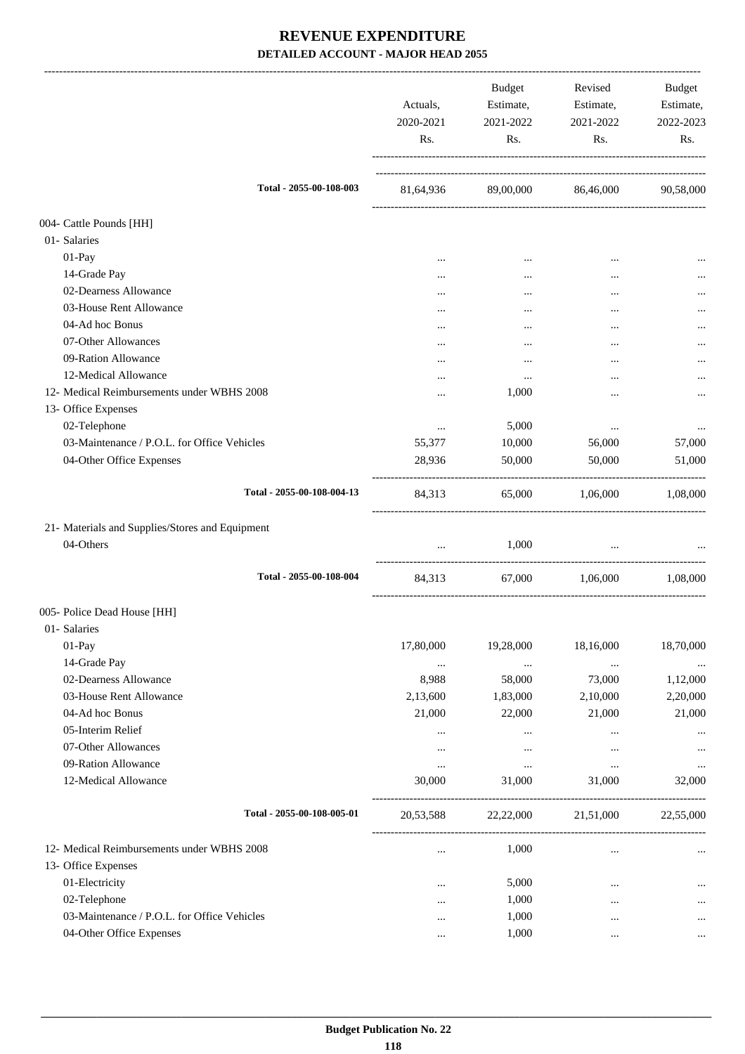# REVENUE EXPENDITURE

**DETAILED ACCOUNT - MAJOR HEAD 2055**

| | Actuals, 2020-2021 Rs. | Budget Estimate, 2021-2022 Rs. | Revised Estimate, 2021-2022 Rs. | Budget Estimate, 2022-2023 Rs. |
|---|---|---|---|---|
| **Total - 2055-00-108-003** | 81,64,936 | 89,00,000 | 86,46,000 | 90,58,000 |
| 004- Cattle Pounds [HH] | | | | |
| 01- Salaries | | | | |
| 01-Pay | ... | ... | ... | ... |
| 14-Grade Pay | ... | ... | ... | ... |
| 02-Dearness Allowance | ... | ... | ... | ... |
| 03-House Rent Allowance | ... | ... | ... | ... |
| 04-Ad hoc Bonus | ... | ... | ... | ... |
| 07-Other Allowances | ... | ... | ... | ... |
| 09-Ration Allowance | ... | ... | ... | ... |
| 12-Medical Allowance | ... | ... | ... | ... |
| 12- Medical Reimbursements under WBHS 2008 | ... | 1,000 | ... | ... |
| 13- Office Expenses | | | | |
| 02-Telephone | ... | 5,000 | ... | ... |
| 03-Maintenance / P.O.L. for Office Vehicles | 55,377 | 10,000 | 56,000 | 57,000 |
| 04-Other Office Expenses | 28,936 | 50,000 | 50,000 | 51,000 |
| **Total - 2055-00-108-004-13** | 84,313 | 65,000 | 1,06,000 | 1,08,000 |
| 21- Materials and Supplies/Stores and Equipment | | | | |
| 04-Others | ... | 1,000 | ... | ... |
| **Total - 2055-00-108-004** | 84,313 | 67,000 | 1,06,000 | 1,08,000 |
| 005- Police Dead House [HH] | | | | |
| 01- Salaries | | | | |
| 01-Pay | 17,80,000 | 19,28,000 | 18,16,000 | 18,70,000 |
| 14-Grade Pay | ... | ... | ... | ... |
| 02-Dearness Allowance | 8,988 | 58,000 | 73,000 | 1,12,000 |
| 03-House Rent Allowance | 2,13,600 | 1,83,000 | 2,10,000 | 2,20,000 |
| 04-Ad hoc Bonus | 21,000 | 22,000 | 21,000 | 21,000 |
| 05-Interim Relief | ... | ... | ... | ... |
| 07-Other Allowances | ... | ... | ... | ... |
| 09-Ration Allowance | ... | ... | ... | ... |
| 12-Medical Allowance | 30,000 | 31,000 | 31,000 | 32,000 |
| **Total - 2055-00-108-005-01** | 20,53,588 | 22,22,000 | 21,51,000 | 22,55,000 |
| 12- Medical Reimbursements under WBHS 2008 | ... | 1,000 | ... | ... |
| 13- Office Expenses | | | | |
| 01-Electricity | ... | 5,000 | ... | ... |
| 02-Telephone | ... | 1,000 | ... | ... |
| 03-Maintenance / P.O.L. for Office Vehicles | ... | 1,000 | ... | ... |
| 04-Other Office Expenses | ... | 1,000 | ... | ... |

**Budget Publication No. 22**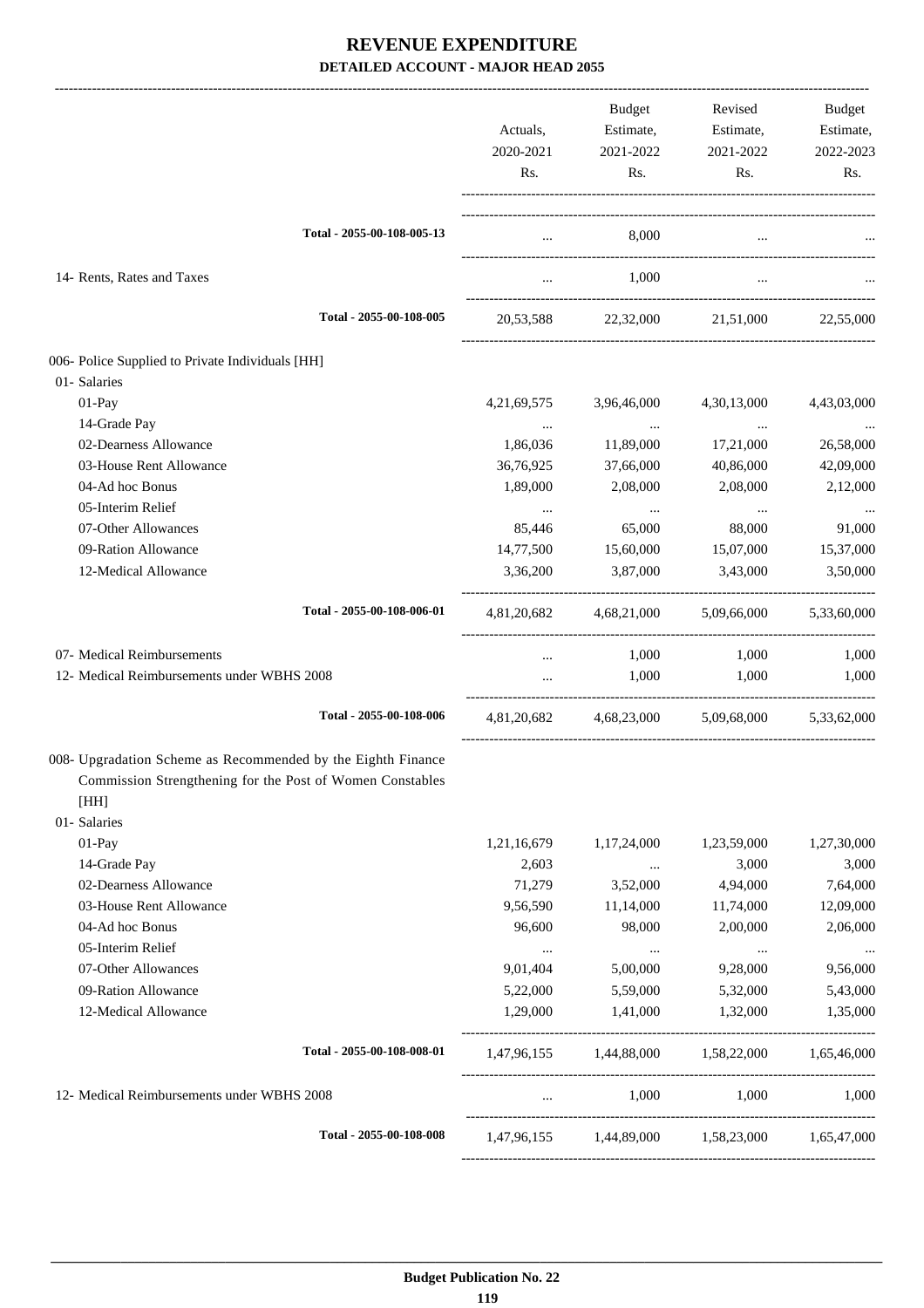# REVENUE EXPENDITURE

## DETAILED ACCOUNT - MAJOR HEAD 2055

| | Actuals, 2020-2021 Rs. | Budget Estimate, 2021-2022 Rs. | Revised Estimate, 2021-2022 Rs. | Budget Estimate, 2022-2023 Rs. |
|---|---|---|---|---|
| Total - 2055-00-108-005-13 | ... | 8,000 | ... | ... |
| 14- Rents, Rates and Taxes | ... | 1,000 | ... | ... |
| Total - 2055-00-108-005 | 20,53,588 | 22,32,000 | 21,51,000 | 22,55,000 |
| 006- Police Supplied to Private Individuals [HH] | | | | |
| 01- Salaries | | | | |
| 01-Pay | 4,21,69,575 | 3,96,46,000 | 4,30,13,000 | 4,43,03,000 |
| 14-Grade Pay | ... | ... | ... | ... |
| 02-Dearness Allowance | 1,86,036 | 11,89,000 | 17,21,000 | 26,58,000 |
| 03-House Rent Allowance | 36,76,925 | 37,66,000 | 40,86,000 | 42,09,000 |
| 04-Ad hoc Bonus | 1,89,000 | 2,08,000 | 2,08,000 | 2,12,000 |
| 05-Interim Relief | ... | ... | ... | ... |
| 07-Other Allowances | 85,446 | 65,000 | 88,000 | 91,000 |
| 09-Ration Allowance | 14,77,500 | 15,60,000 | 15,07,000 | 15,37,000 |
| 12-Medical Allowance | 3,36,200 | 3,87,000 | 3,43,000 | 3,50,000 |
| Total - 2055-00-108-006-01 | 4,81,20,682 | 4,68,21,000 | 5,09,66,000 | 5,33,60,000 |
| 07- Medical Reimbursements | ... | 1,000 | 1,000 | 1,000 |
| 12- Medical Reimbursements under WBHS 2008 | ... | 1,000 | 1,000 | 1,000 |
| Total - 2055-00-108-006 | 4,81,20,682 | 4,68,23,000 | 5,09,68,000 | 5,33,62,000 |
| 008- Upgradation Scheme as Recommended by the Eighth Finance Commission Strengthening for the Post of Women Constables [HH] | | | | |
| 01- Salaries | | | | |
| 01-Pay | 1,21,16,679 | 1,17,24,000 | 1,23,59,000 | 1,27,30,000 |
| 14-Grade Pay | 2,603 | ... | 3,000 | 3,000 |
| 02-Dearness Allowance | 71,279 | 3,52,000 | 4,94,000 | 7,64,000 |
| 03-House Rent Allowance | 9,56,590 | 11,14,000 | 11,74,000 | 12,09,000 |
| 04-Ad hoc Bonus | 96,600 | 98,000 | 2,00,000 | 2,06,000 |
| 05-Interim Relief | ... | ... | ... | ... |
| 07-Other Allowances | 9,01,404 | 5,00,000 | 9,28,000 | 9,56,000 |
| 09-Ration Allowance | 5,22,000 | 5,59,000 | 5,32,000 | 5,43,000 |
| 12-Medical Allowance | 1,29,000 | 1,41,000 | 1,32,000 | 1,35,000 |
| Total - 2055-00-108-008-01 | 1,47,96,155 | 1,44,88,000 | 1,58,22,000 | 1,65,46,000 |
| 12- Medical Reimbursements under WBHS 2008 | ... | 1,000 | 1,000 | 1,000 |
| Total - 2055-00-108-008 | 1,47,96,155 | 1,44,89,000 | 1,58,23,000 | 1,65,47,000 |

**Budget Publication No. 22**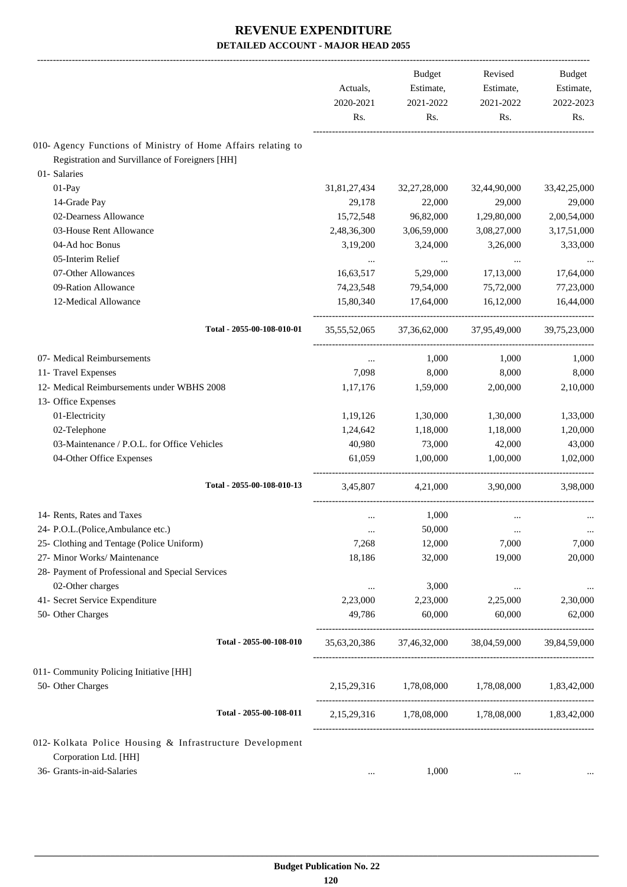# REVENUE EXPENDITURE

## DETAILED ACCOUNT - MAJOR HEAD 2055

| | Actuals, 2020-2021 Rs. | Budget Estimate, 2021-2022 Rs. | Revised Estimate, 2021-2022 Rs. | Budget Estimate, 2022-2023 Rs. |
|---|---|---|---|---|
| 010- Agency Functions of Ministry of Home Affairs relating to Registration and Survillance of Foreigners [HH] | | | | |
| 01- Salaries | | | | |
| 01-Pay | 31,81,27,434 | 32,27,28,000 | 32,44,90,000 | 33,42,25,000 |
| 14-Grade Pay | 29,178 | 22,000 | 29,000 | 29,000 |
| 02-Dearness Allowance | 15,72,548 | 96,82,000 | 1,29,80,000 | 2,00,54,000 |
| 03-House Rent Allowance | 2,48,36,300 | 3,06,59,000 | 3,08,27,000 | 3,17,51,000 |
| 04-Ad hoc Bonus | 3,19,200 | 3,24,000 | 3,26,000 | 3,33,000 |
| 05-Interim Relief | ... | ... | ... | ... |
| 07-Other Allowances | 16,63,517 | 5,29,000 | 17,13,000 | 17,64,000 |
| 09-Ration Allowance | 74,23,548 | 79,54,000 | 75,72,000 | 77,23,000 |
| 12-Medical Allowance | 15,80,340 | 17,64,000 | 16,12,000 | 16,44,000 |
| **Total - 2055-00-108-010-01** | 35,55,52,065 | 37,36,62,000 | 37,95,49,000 | 39,75,23,000 |
| 07- Medical Reimbursements | ... | 1,000 | 1,000 | 1,000 |
| 11- Travel Expenses | 7,098 | 8,000 | 8,000 | 8,000 |
| 12- Medical Reimbursements under WBHS 2008 | 1,17,176 | 1,59,000 | 2,00,000 | 2,10,000 |
| 13- Office Expenses | | | | |
| 01-Electricity | 1,19,126 | 1,30,000 | 1,30,000 | 1,33,000 |
| 02-Telephone | 1,24,642 | 1,18,000 | 1,18,000 | 1,20,000 |
| 03-Maintenance / P.O.L. for Office Vehicles | 40,980 | 73,000 | 42,000 | 43,000 |
| 04-Other Office Expenses | 61,059 | 1,00,000 | 1,00,000 | 1,02,000 |
| **Total - 2055-00-108-010-13** | 3,45,807 | 4,21,000 | 3,90,000 | 3,98,000 |
| 14- Rents, Rates and Taxes | ... | 1,000 | ... | ... |
| 24- P.O.L.(Police,Ambulance etc.) | ... | 50,000 | ... | ... |
| 25- Clothing and Tentage (Police Uniform) | 7,268 | 12,000 | 7,000 | 7,000 |
| 27- Minor Works/ Maintenance | 18,186 | 32,000 | 19,000 | 20,000 |
| 28- Payment of Professional and Special Services | | | | |
| 02-Other charges | ... | 3,000 | ... | ... |
| 41- Secret Service Expenditure | 2,23,000 | 2,23,000 | 2,25,000 | 2,30,000 |
| 50- Other Charges | 49,786 | 60,000 | 60,000 | 62,000 |
| **Total - 2055-00-108-010** | 35,63,20,386 | 37,46,32,000 | 38,04,59,000 | 39,84,59,000 |
| 011- Community Policing Initiative [HH] | | | | |
| 50- Other Charges | 2,15,29,316 | 1,78,08,000 | 1,78,08,000 | 1,83,42,000 |
| **Total - 2055-00-108-011** | 2,15,29,316 | 1,78,08,000 | 1,78,08,000 | 1,83,42,000 |
| 012- Kolkata Police Housing & Infrastructure Development Corporation Ltd. [HH] | | | | |
| 36- Grants-in-aid-Salaries | ... | 1,000 | ... | ... |

**Budget Publication No. 22**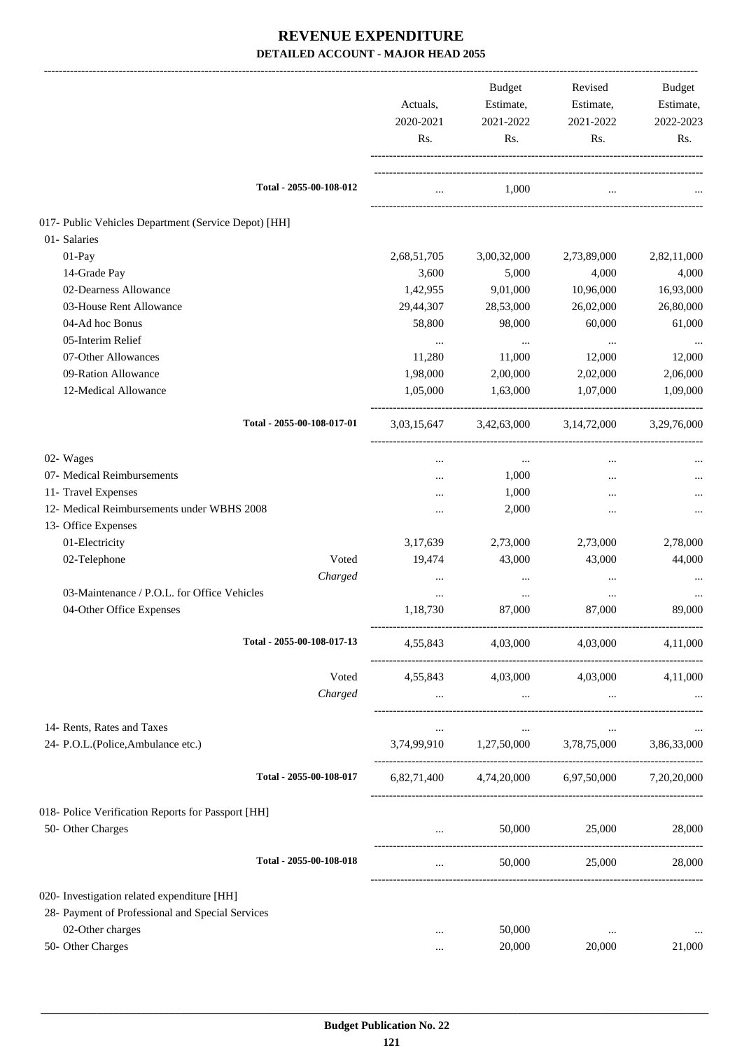# REVENUE EXPENDITURE

## DETAILED ACCOUNT - MAJOR HEAD 2055

| | | Actuals, 2020-2021 Rs. | Budget Estimate, 2021-2022 Rs. | Revised Estimate, 2021-2022 Rs. | Budget Estimate, 2022-2023 Rs. |
|---|---|---|---|---|---|
| Total - 2055-00-108-012 | | ... | 1,000 | ... | ... |
| 017- Public Vehicles Department (Service Depot) [HH] | | | | | |
| 01- Salaries | | | | | |
| 01-Pay | | 2,68,51,705 | 3,00,32,000 | 2,73,89,000 | 2,82,11,000 |
| 14-Grade Pay | | 3,600 | 5,000 | 4,000 | 4,000 |
| 02-Dearness Allowance | | 1,42,955 | 9,01,000 | 10,96,000 | 16,93,000 |
| 03-House Rent Allowance | | 29,44,307 | 28,53,000 | 26,02,000 | 26,80,000 |
| 04-Ad hoc Bonus | | 58,800 | 98,000 | 60,000 | 61,000 |
| 05-Interim Relief | | ... | ... | ... | ... |
| 07-Other Allowances | | 11,280 | 11,000 | 12,000 | 12,000 |
| 09-Ration Allowance | | 1,98,000 | 2,00,000 | 2,02,000 | 2,06,000 |
| 12-Medical Allowance | | 1,05,000 | 1,63,000 | 1,07,000 | 1,09,000 |
| Total - 2055-00-108-017-01 | | 3,03,15,647 | 3,42,63,000 | 3,14,72,000 | 3,29,76,000 |
| 02- Wages | | ... | ... | ... | ... |
| 07- Medical Reimbursements | | ... | 1,000 | ... | ... |
| 11- Travel Expenses | | ... | 1,000 | ... | ... |
| 12- Medical Reimbursements under WBHS 2008 | | ... | 2,000 | ... | ... |
| 13- Office Expenses | | | | | |
| 01-Electricity | | 3,17,639 | 2,73,000 | 2,73,000 | 2,78,000 |
| 02-Telephone | Voted | 19,474 | 43,000 | 43,000 | 44,000 |
| | *Charged* | ... | ... | ... | ... |
| 03-Maintenance / P.O.L. for Office Vehicles | | ... | ... | ... | ... |
| 04-Other Office Expenses | | 1,18,730 | 87,000 | 87,000 | 89,000 |
| Total - 2055-00-108-017-13 | | 4,55,843 | 4,03,000 | 4,03,000 | 4,11,000 |
| | Voted | 4,55,843 | 4,03,000 | 4,03,000 | 4,11,000 |
| | *Charged* | ... | ... | ... | ... |
| 14- Rents, Rates and Taxes | | ... | ... | ... | ... |
| 24- P.O.L.(Police,Ambulance etc.) | | 3,74,99,910 | 1,27,50,000 | 3,78,75,000 | 3,86,33,000 |
| Total - 2055-00-108-017 | | 6,82,71,400 | 4,74,20,000 | 6,97,50,000 | 7,20,20,000 |
| 018- Police Verification Reports for Passport [HH] | | | | | |
| 50- Other Charges | | ... | 50,000 | 25,000 | 28,000 |
| Total - 2055-00-108-018 | | ... | 50,000 | 25,000 | 28,000 |
| 020- Investigation related expenditure [HH] | | | | | |
| 28- Payment of Professional and Special Services | | | | | |
| 02-Other charges | | ... | 50,000 | ... | ... |
| 50- Other Charges | | ... | 20,000 | 20,000 | 21,000 |

Budget Publication No. 22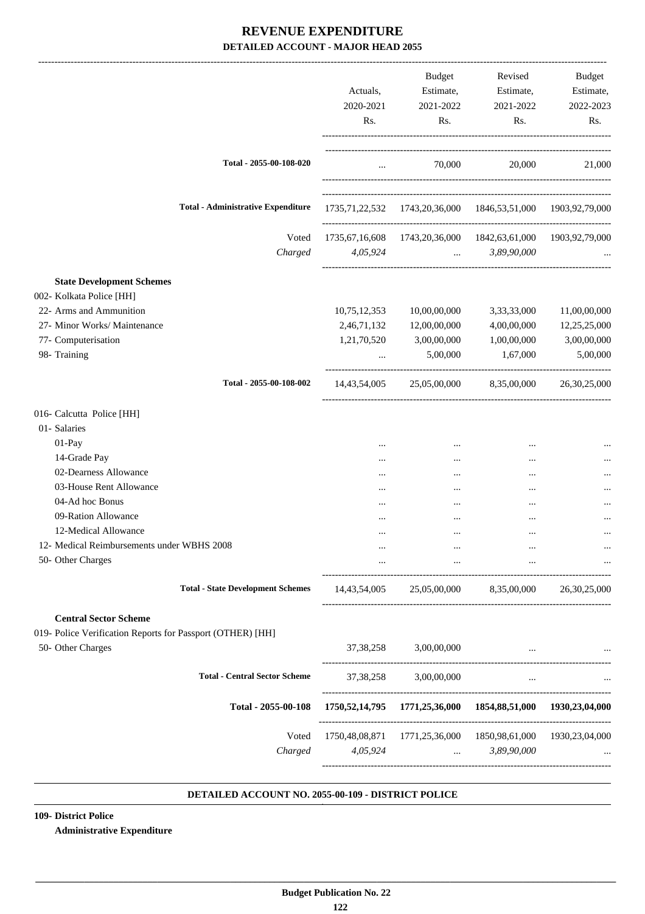# REVENUE EXPENDITURE

## DETAILED ACCOUNT - MAJOR HEAD 2055

| | Actuals, 2020-2021 Rs. | Budget Estimate, 2021-2022 Rs. | Revised Estimate, 2021-2022 Rs. | Budget Estimate, 2022-2023 Rs. |
|---|---|---|---|---|
| **Total - 2055-00-108-020** | ... | 70,000 | 20,000 | 21,000 |
| **Total - Administrative Expenditure** | 1735,71,22,532 | 1743,20,36,000 | 1846,53,51,000 | 1903,92,79,000 |
| Voted | 1735,67,16,608 | 1743,20,36,000 | 1842,63,61,000 | 1903,92,79,000 |
| *Charged* | *4,05,924* | ... | *3,89,90,000* | ... |
| **State Development Schemes** | | | | |
| 002- Kolkata Police [HH] | | | | |
| 22- Arms and Ammunition | 10,75,12,353 | 10,00,00,000 | 3,33,33,000 | 11,00,00,000 |
| 27- Minor Works/ Maintenance | 2,46,71,132 | 12,00,00,000 | 4,00,00,000 | 12,25,25,000 |
| 77- Computerisation | 1,21,70,520 | 3,00,00,000 | 1,00,00,000 | 3,00,00,000 |
| 98- Training | ... | 5,00,000 | 1,67,000 | 5,00,000 |
| **Total - 2055-00-108-002** | 14,43,54,005 | 25,05,00,000 | 8,35,00,000 | 26,30,25,000 |
| 016- Calcutta Police [HH] | | | | |
| 01- Salaries | | | | |
| 01-Pay | ... | ... | ... | ... |
| 14-Grade Pay | ... | ... | ... | ... |
| 02-Dearness Allowance | ... | ... | ... | ... |
| 03-House Rent Allowance | ... | ... | ... | ... |
| 04-Ad hoc Bonus | ... | ... | ... | ... |
| 09-Ration Allowance | ... | ... | ... | ... |
| 12-Medical Allowance | ... | ... | ... | ... |
| 12- Medical Reimbursements under WBHS 2008 | ... | ... | ... | ... |
| 50- Other Charges | ... | ... | ... | ... |
| **Total - State Development Schemes** | 14,43,54,005 | 25,05,00,000 | 8,35,00,000 | 26,30,25,000 |
| **Central Sector Scheme** | | | | |
| 019- Police Verification Reports for Passport (OTHER) [HH] | | | | |
| 50- Other Charges | 37,38,258 | 3,00,00,000 | ... | ... |
| **Total - Central Sector Scheme** | 37,38,258 | 3,00,00,000 | ... | ... |
| **Total - 2055-00-108** | **1750,52,14,795** | **1771,25,36,000** | **1854,88,51,000** | **1930,23,04,000** |
| Voted | 1750,48,08,871 | 1771,25,36,000 | 1850,98,61,000 | 1930,23,04,000 |
| *Charged* | *4,05,924* | ... | *3,89,90,000* | ... |

### DETAILED ACCOUNT NO. 2055-00-109 - DISTRICT POLICE

**109- District Police**

**Administrative Expenditure**

Budget Publication No. 22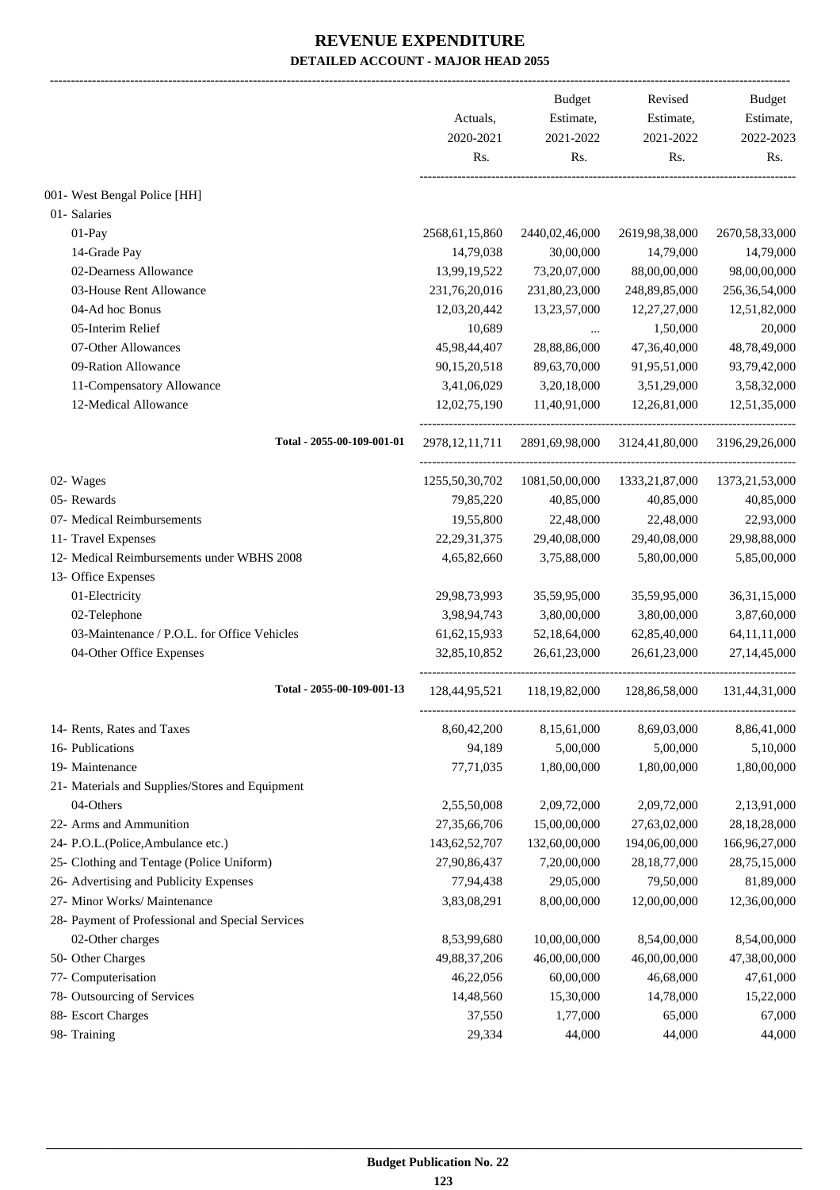# REVENUE EXPENDITURE

## DETAILED ACCOUNT - MAJOR HEAD 2055

| | Actuals, 2020-2021 Rs. | Budget Estimate, 2021-2022 Rs. | Revised Estimate, 2021-2022 Rs. | Budget Estimate, 2022-2023 Rs. |
|---|---|---|---|---|
| 001- West Bengal Police [HH] | | | | |
| 01- Salaries | | | | |
| 01-Pay | 2568,61,15,860 | 2440,02,46,000 | 2619,98,38,000 | 2670,58,33,000 |
| 14-Grade Pay | 14,79,038 | 30,00,000 | 14,79,000 | 14,79,000 |
| 02-Dearness Allowance | 13,99,19,522 | 73,20,07,000 | 88,00,00,000 | 98,00,00,000 |
| 03-House Rent Allowance | 231,76,20,016 | 231,80,23,000 | 248,89,85,000 | 256,36,54,000 |
| 04-Ad hoc Bonus | 12,03,20,442 | 13,23,57,000 | 12,27,27,000 | 12,51,82,000 |
| 05-Interim Relief | 10,689 | ... | 1,50,000 | 20,000 |
| 07-Other Allowances | 45,98,44,407 | 28,88,86,000 | 47,36,40,000 | 48,78,49,000 |
| 09-Ration Allowance | 90,15,20,518 | 89,63,70,000 | 91,95,51,000 | 93,79,42,000 |
| 11-Compensatory Allowance | 3,41,06,029 | 3,20,18,000 | 3,51,29,000 | 3,58,32,000 |
| 12-Medical Allowance | 12,02,75,190 | 11,40,91,000 | 12,26,81,000 | 12,51,35,000 |
| Total - 2055-00-109-001-01 | 2978,12,11,711 | 2891,69,98,000 | 3124,41,80,000 | 3196,29,26,000 |
| 02- Wages | 1255,50,30,702 | 1081,50,00,000 | 1333,21,87,000 | 1373,21,53,000 |
| 05- Rewards | 79,85,220 | 40,85,000 | 40,85,000 | 40,85,000 |
| 07- Medical Reimbursements | 19,55,800 | 22,48,000 | 22,48,000 | 22,93,000 |
| 11- Travel Expenses | 22,29,31,375 | 29,40,08,000 | 29,40,08,000 | 29,98,88,000 |
| 12- Medical Reimbursements under WBHS 2008 | 4,65,82,660 | 3,75,88,000 | 5,80,00,000 | 5,85,00,000 |
| 13- Office Expenses | | | | |
| 01-Electricity | 29,98,73,993 | 35,59,95,000 | 35,59,95,000 | 36,31,15,000 |
| 02-Telephone | 3,98,94,743 | 3,80,00,000 | 3,80,00,000 | 3,87,60,000 |
| 03-Maintenance / P.O.L. for Office Vehicles | 61,62,15,933 | 52,18,64,000 | 62,85,40,000 | 64,11,11,000 |
| 04-Other Office Expenses | 32,85,10,852 | 26,61,23,000 | 26,61,23,000 | 27,14,45,000 |
| Total - 2055-00-109-001-13 | 128,44,95,521 | 118,19,82,000 | 128,86,58,000 | 131,44,31,000 |
| 14- Rents, Rates and Taxes | 8,60,42,200 | 8,15,61,000 | 8,69,03,000 | 8,86,41,000 |
| 16- Publications | 94,189 | 5,00,000 | 5,00,000 | 5,10,000 |
| 19- Maintenance | 77,71,035 | 1,80,00,000 | 1,80,00,000 | 1,80,00,000 |
| 21- Materials and Supplies/Stores and Equipment | | | | |
| 04-Others | 2,55,50,008 | 2,09,72,000 | 2,09,72,000 | 2,13,91,000 |
| 22- Arms and Ammunition | 27,35,66,706 | 15,00,00,000 | 27,63,02,000 | 28,18,28,000 |
| 24- P.O.L.(Police,Ambulance etc.) | 143,62,52,707 | 132,60,00,000 | 194,06,00,000 | 166,96,27,000 |
| 25- Clothing and Tentage (Police Uniform) | 27,90,86,437 | 7,20,00,000 | 28,18,77,000 | 28,75,15,000 |
| 26- Advertising and Publicity Expenses | 77,94,438 | 29,05,000 | 79,50,000 | 81,89,000 |
| 27- Minor Works/ Maintenance | 3,83,08,291 | 8,00,00,000 | 12,00,00,000 | 12,36,00,000 |
| 28- Payment of Professional and Special Services | | | | |
| 02-Other charges | 8,53,99,680 | 10,00,00,000 | 8,54,00,000 | 8,54,00,000 |
| 50- Other Charges | 49,88,37,206 | 46,00,00,000 | 46,00,00,000 | 47,38,00,000 |
| 77- Computerisation | 46,22,056 | 60,00,000 | 46,68,000 | 47,61,000 |
| 78- Outsourcing of Services | 14,48,560 | 15,30,000 | 14,78,000 | 15,22,000 |
| 88- Escort Charges | 37,550 | 1,77,000 | 65,000 | 67,000 |
| 98- Training | 29,334 | 44,000 | 44,000 | 44,000 |

**Budget Publication No. 22**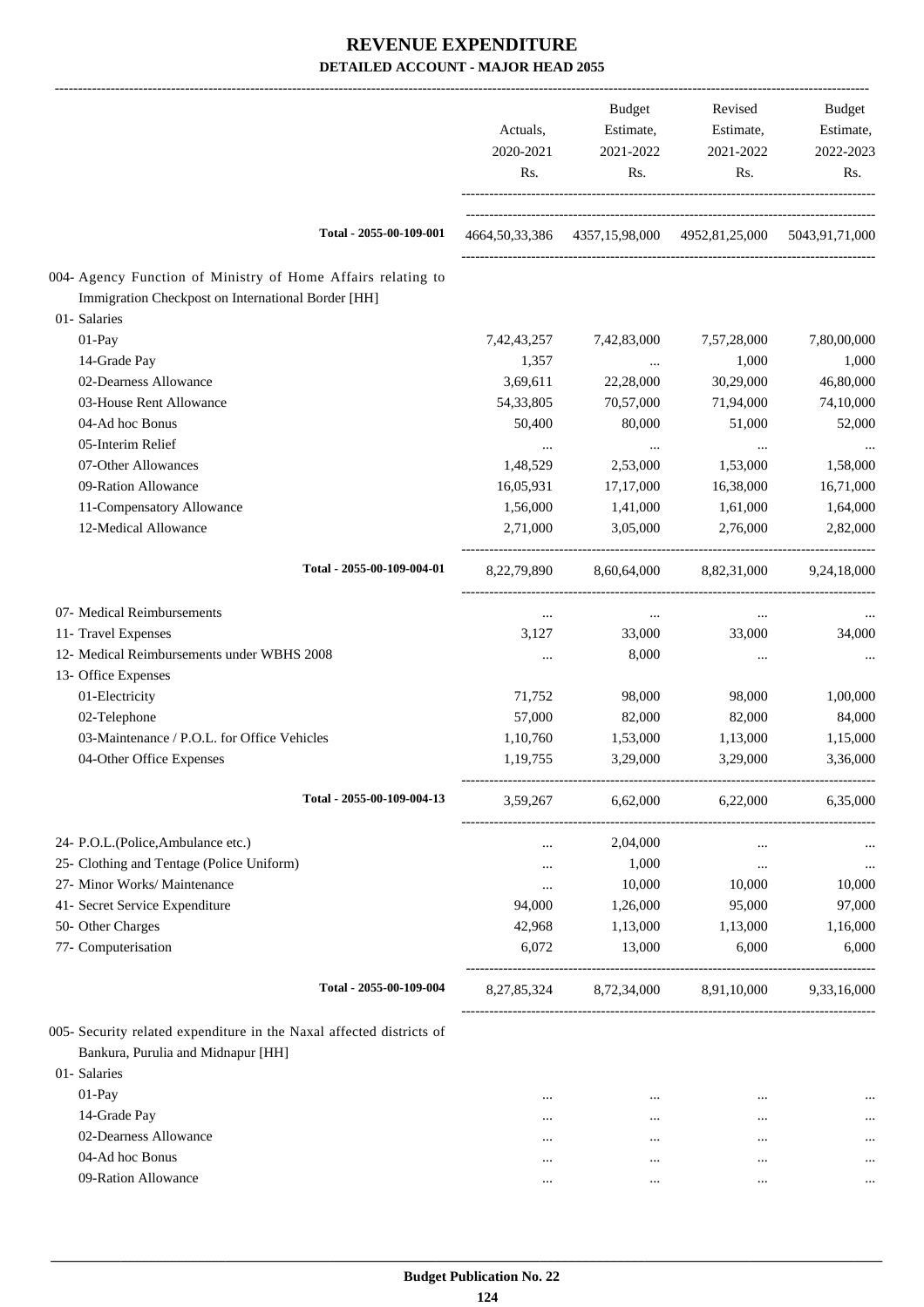# REVENUE EXPENDITURE

## DETAILED ACCOUNT - MAJOR HEAD 2055

| | Actuals, 2020-2021 Rs. | Budget Estimate, 2021-2022 Rs. | Revised Estimate, 2021-2022 Rs. | Budget Estimate, 2022-2023 Rs. |
|---|---|---|---|---|
| Total - 2055-00-109-001 | 4664,50,33,386 | 4357,15,98,000 | 4952,81,25,000 | 5043,91,71,000 |
| 004- Agency Function of Ministry of Home Affairs relating to Immigration Checkpost on International Border [HH] | | | | |
| 01- Salaries | | | | |
| 01-Pay | 7,42,43,257 | 7,42,83,000 | 7,57,28,000 | 7,80,00,000 |
| 14-Grade Pay | 1,357 | ... | 1,000 | 1,000 |
| 02-Dearness Allowance | 3,69,611 | 22,28,000 | 30,29,000 | 46,80,000 |
| 03-House Rent Allowance | 54,33,805 | 70,57,000 | 71,94,000 | 74,10,000 |
| 04-Ad hoc Bonus | 50,400 | 80,000 | 51,000 | 52,000 |
| 05-Interim Relief | ... | ... | ... | ... |
| 07-Other Allowances | 1,48,529 | 2,53,000 | 1,53,000 | 1,58,000 |
| 09-Ration Allowance | 16,05,931 | 17,17,000 | 16,38,000 | 16,71,000 |
| 11-Compensatory Allowance | 1,56,000 | 1,41,000 | 1,61,000 | 1,64,000 |
| 12-Medical Allowance | 2,71,000 | 3,05,000 | 2,76,000 | 2,82,000 |
| Total - 2055-00-109-004-01 | 8,22,79,890 | 8,60,64,000 | 8,82,31,000 | 9,24,18,000 |
| 07- Medical Reimbursements | ... | ... | ... | ... |
| 11- Travel Expenses | 3,127 | 33,000 | 33,000 | 34,000 |
| 12- Medical Reimbursements under WBHS 2008 | ... | 8,000 | ... | ... |
| 13- Office Expenses | | | | |
| 01-Electricity | 71,752 | 98,000 | 98,000 | 1,00,000 |
| 02-Telephone | 57,000 | 82,000 | 82,000 | 84,000 |
| 03-Maintenance / P.O.L. for Office Vehicles | 1,10,760 | 1,53,000 | 1,13,000 | 1,15,000 |
| 04-Other Office Expenses | 1,19,755 | 3,29,000 | 3,29,000 | 3,36,000 |
| Total - 2055-00-109-004-13 | 3,59,267 | 6,62,000 | 6,22,000 | 6,35,000 |
| 24- P.O.L.(Police,Ambulance etc.) | ... | 2,04,000 | ... | ... |
| 25- Clothing and Tentage (Police Uniform) | ... | 1,000 | ... | ... |
| 27- Minor Works/ Maintenance | ... | 10,000 | 10,000 | 10,000 |
| 41- Secret Service Expenditure | 94,000 | 1,26,000 | 95,000 | 97,000 |
| 50- Other Charges | 42,968 | 1,13,000 | 1,13,000 | 1,16,000 |
| 77- Computerisation | 6,072 | 13,000 | 6,000 | 6,000 |
| Total - 2055-00-109-004 | 8,27,85,324 | 8,72,34,000 | 8,91,10,000 | 9,33,16,000 |
| 005- Security related expenditure in the Naxal affected districts of Bankura, Purulia and Midnapur [HH] | | | | |
| 01- Salaries | | | | |
| 01-Pay | ... | ... | ... | ... |
| 14-Grade Pay | ... | ... | ... | ... |
| 02-Dearness Allowance | ... | ... | ... | ... |
| 04-Ad hoc Bonus | ... | ... | ... | ... |
| 09-Ration Allowance | ... | ... | ... | ... |

Budget Publication No. 22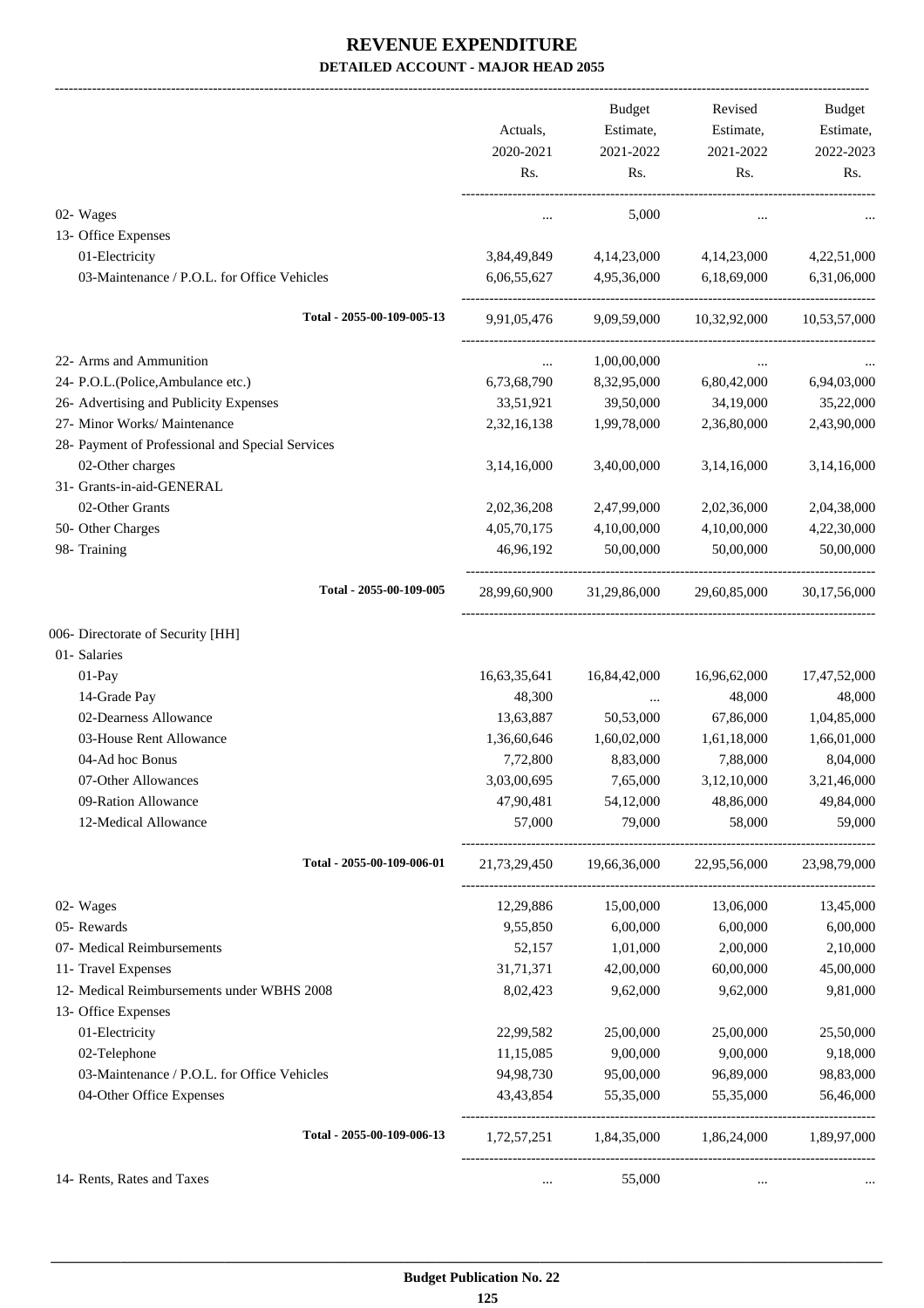# REVENUE EXPENDITURE

## DETAILED ACCOUNT - MAJOR HEAD 2055

| | Actuals, 2020-2021 Rs. | Budget Estimate, 2021-2022 Rs. | Revised Estimate, 2021-2022 Rs. | Budget Estimate, 2022-2023 Rs. |
|---|---|---|---|---|
| 02- Wages | ... | 5,000 | ... | ... |
| 13- Office Expenses | | | | |
| 01-Electricity | 3,84,49,849 | 4,14,23,000 | 4,14,23,000 | 4,22,51,000 |
| 03-Maintenance / P.O.L. for Office Vehicles | 6,06,55,627 | 4,95,36,000 | 6,18,69,000 | 6,31,06,000 |
| Total - 2055-00-109-005-13 | 9,91,05,476 | 9,09,59,000 | 10,32,92,000 | 10,53,57,000 |
| 22- Arms and Ammunition | ... | 1,00,00,000 | ... | ... |
| 24- P.O.L.(Police,Ambulance etc.) | 6,73,68,790 | 8,32,95,000 | 6,80,42,000 | 6,94,03,000 |
| 26- Advertising and Publicity Expenses | 33,51,921 | 39,50,000 | 34,19,000 | 35,22,000 |
| 27- Minor Works/ Maintenance | 2,32,16,138 | 1,99,78,000 | 2,36,80,000 | 2,43,90,000 |
| 28- Payment of Professional and Special Services | | | | |
| 02-Other charges | 3,14,16,000 | 3,40,00,000 | 3,14,16,000 | 3,14,16,000 |
| 31- Grants-in-aid-GENERAL | | | | |
| 02-Other Grants | 2,02,36,208 | 2,47,99,000 | 2,02,36,000 | 2,04,38,000 |
| 50- Other Charges | 4,05,70,175 | 4,10,00,000 | 4,10,00,000 | 4,22,30,000 |
| 98- Training | 46,96,192 | 50,00,000 | 50,00,000 | 50,00,000 |
| Total - 2055-00-109-005 | 28,99,60,900 | 31,29,86,000 | 29,60,85,000 | 30,17,56,000 |
| 006- Directorate of Security [HH] | | | | |
| 01- Salaries | | | | |
| 01-Pay | 16,63,35,641 | 16,84,42,000 | 16,96,62,000 | 17,47,52,000 |
| 14-Grade Pay | 48,300 | ... | 48,000 | 48,000 |
| 02-Dearness Allowance | 13,63,887 | 50,53,000 | 67,86,000 | 1,04,85,000 |
| 03-House Rent Allowance | 1,36,60,646 | 1,60,02,000 | 1,61,18,000 | 1,66,01,000 |
| 04-Ad hoc Bonus | 7,72,800 | 8,83,000 | 7,88,000 | 8,04,000 |
| 07-Other Allowances | 3,03,00,695 | 7,65,000 | 3,12,10,000 | 3,21,46,000 |
| 09-Ration Allowance | 47,90,481 | 54,12,000 | 48,86,000 | 49,84,000 |
| 12-Medical Allowance | 57,000 | 79,000 | 58,000 | 59,000 |
| Total - 2055-00-109-006-01 | 21,73,29,450 | 19,66,36,000 | 22,95,56,000 | 23,98,79,000 |
| 02- Wages | 12,29,886 | 15,00,000 | 13,06,000 | 13,45,000 |
| 05- Rewards | 9,55,850 | 6,00,000 | 6,00,000 | 6,00,000 |
| 07- Medical Reimbursements | 52,157 | 1,01,000 | 2,00,000 | 2,10,000 |
| 11- Travel Expenses | 31,71,371 | 42,00,000 | 60,00,000 | 45,00,000 |
| 12- Medical Reimbursements under WBHS 2008 | 8,02,423 | 9,62,000 | 9,62,000 | 9,81,000 |
| 13- Office Expenses | | | | |
| 01-Electricity | 22,99,582 | 25,00,000 | 25,00,000 | 25,50,000 |
| 02-Telephone | 11,15,085 | 9,00,000 | 9,00,000 | 9,18,000 |
| 03-Maintenance / P.O.L. for Office Vehicles | 94,98,730 | 95,00,000 | 96,89,000 | 98,83,000 |
| 04-Other Office Expenses | 43,43,854 | 55,35,000 | 55,35,000 | 56,46,000 |
| Total - 2055-00-109-006-13 | 1,72,57,251 | 1,84,35,000 | 1,86,24,000 | 1,89,97,000 |
| 14- Rents, Rates and Taxes | ... | 55,000 | ... | ... |

**Budget Publication No. 22**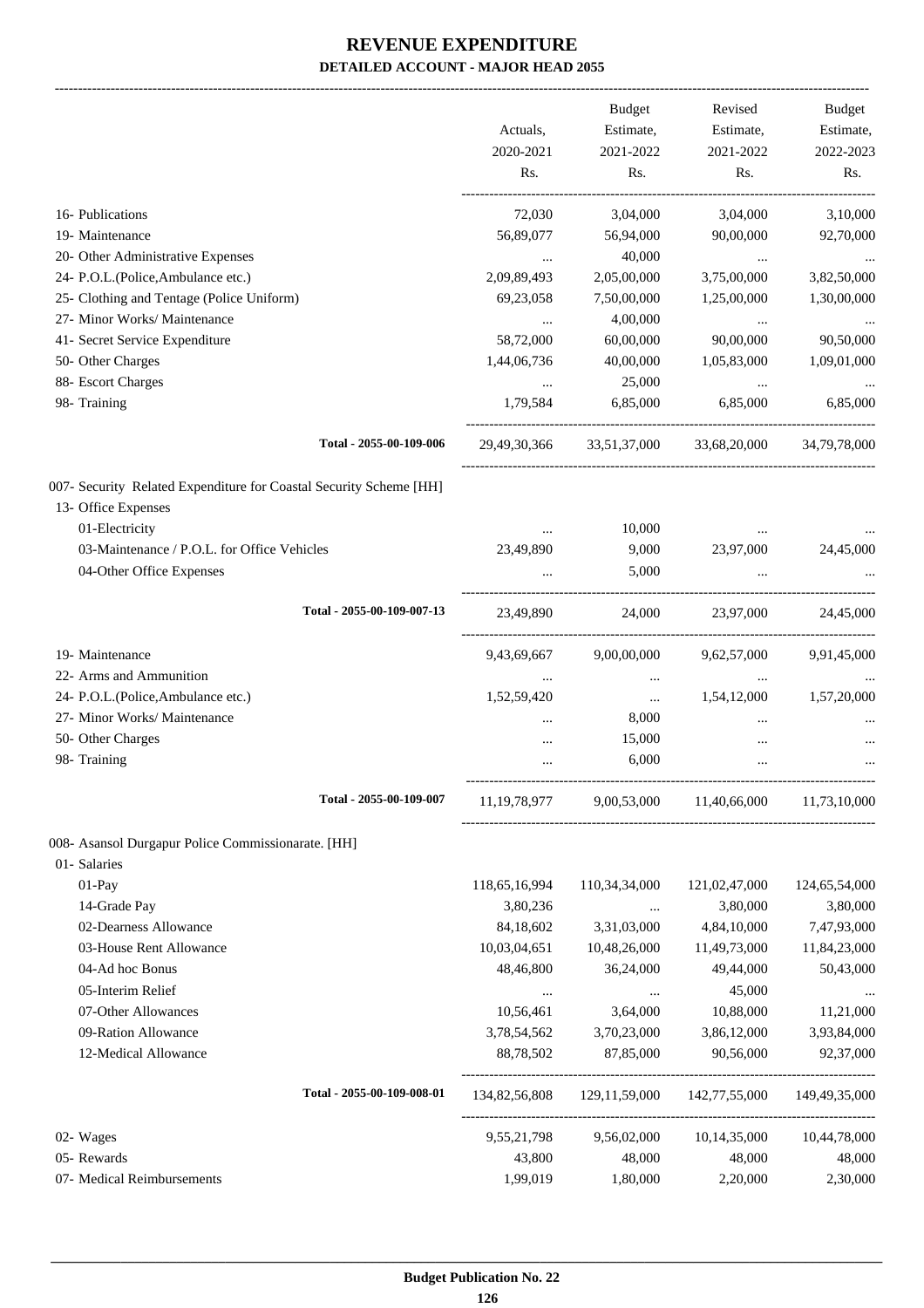# REVENUE EXPENDITURE

## DETAILED ACCOUNT - MAJOR HEAD 2055

| | Actuals, 2020-2021 Rs. | Budget Estimate, 2021-2022 Rs. | Revised Estimate, 2021-2022 Rs. | Budget Estimate, 2022-2023 Rs. |
|---|---|---|---|---|
| 16- Publications | 72,030 | 3,04,000 | 3,04,000 | 3,10,000 |
| 19- Maintenance | 56,89,077 | 56,94,000 | 90,00,000 | 92,70,000 |
| 20- Other Administrative Expenses | ... | 40,000 | ... | ... |
| 24- P.O.L.(Police,Ambulance etc.) | 2,09,89,493 | 2,05,00,000 | 3,75,00,000 | 3,82,50,000 |
| 25- Clothing and Tentage (Police Uniform) | 69,23,058 | 7,50,00,000 | 1,25,00,000 | 1,30,00,000 |
| 27- Minor Works/ Maintenance | ... | 4,00,000 | ... | ... |
| 41- Secret Service Expenditure | 58,72,000 | 60,00,000 | 90,00,000 | 90,50,000 |
| 50- Other Charges | 1,44,06,736 | 40,00,000 | 1,05,83,000 | 1,09,01,000 |
| 88- Escort Charges | ... | 25,000 | ... | ... |
| 98- Training | 1,79,584 | 6,85,000 | 6,85,000 | 6,85,000 |
| Total - 2055-00-109-006 | 29,49,30,366 | 33,51,37,000 | 33,68,20,000 | 34,79,78,000 |
| 007- Security Related Expenditure for Coastal Security Scheme [HH] | | | | |
| 13- Office Expenses | | | | |
| 01-Electricity | ... | 10,000 | ... | ... |
| 03-Maintenance / P.O.L. for Office Vehicles | 23,49,890 | 9,000 | 23,97,000 | 24,45,000 |
| 04-Other Office Expenses | ... | 5,000 | ... | ... |
| Total - 2055-00-109-007-13 | 23,49,890 | 24,000 | 23,97,000 | 24,45,000 |
| 19- Maintenance | 9,43,69,667 | 9,00,00,000 | 9,62,57,000 | 9,91,45,000 |
| 22- Arms and Ammunition | ... | ... | ... | ... |
| 24- P.O.L.(Police,Ambulance etc.) | 1,52,59,420 | ... | 1,54,12,000 | 1,57,20,000 |
| 27- Minor Works/ Maintenance | ... | 8,000 | ... | ... |
| 50- Other Charges | ... | 15,000 | ... | ... |
| 98- Training | ... | 6,000 | ... | ... |
| Total - 2055-00-109-007 | 11,19,78,977 | 9,00,53,000 | 11,40,66,000 | 11,73,10,000 |
| 008- Asansol Durgapur Police Commissionarate. [HH] | | | | |
| 01- Salaries | | | | |
| 01-Pay | 118,65,16,994 | 110,34,34,000 | 121,02,47,000 | 124,65,54,000 |
| 14-Grade Pay | 3,80,236 | ... | 3,80,000 | 3,80,000 |
| 02-Dearness Allowance | 84,18,602 | 3,31,03,000 | 4,84,10,000 | 7,47,93,000 |
| 03-House Rent Allowance | 10,03,04,651 | 10,48,26,000 | 11,49,73,000 | 11,84,23,000 |
| 04-Ad hoc Bonus | 48,46,800 | 36,24,000 | 49,44,000 | 50,43,000 |
| 05-Interim Relief | ... | ... | 45,000 | ... |
| 07-Other Allowances | 10,56,461 | 3,64,000 | 10,88,000 | 11,21,000 |
| 09-Ration Allowance | 3,78,54,562 | 3,70,23,000 | 3,86,12,000 | 3,93,84,000 |
| 12-Medical Allowance | 88,78,502 | 87,85,000 | 90,56,000 | 92,37,000 |
| Total - 2055-00-109-008-01 | 134,82,56,808 | 129,11,59,000 | 142,77,55,000 | 149,49,35,000 |
| 02- Wages | 9,55,21,798 | 9,56,02,000 | 10,14,35,000 | 10,44,78,000 |
| 05- Rewards | 43,800 | 48,000 | 48,000 | 48,000 |
| 07- Medical Reimbursements | 1,99,019 | 1,80,000 | 2,20,000 | 2,30,000 |

Budget Publication No. 22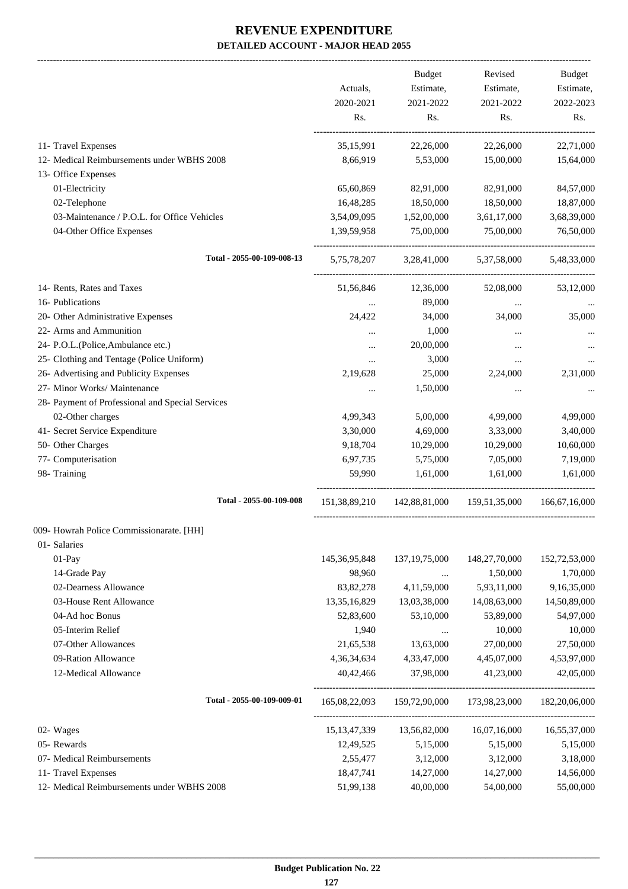# REVENUE EXPENDITURE

## DETAILED ACCOUNT - MAJOR HEAD 2055

| | Actuals, 2020-2021 Rs. | Budget Estimate, 2021-2022 Rs. | Revised Estimate, 2021-2022 Rs. | Budget Estimate, 2022-2023 Rs. |
|---|---|---|---|---|
| 11- Travel Expenses | 35,15,991 | 22,26,000 | 22,26,000 | 22,71,000 |
| 12- Medical Reimbursements under WBHS 2008 | 8,66,919 | 5,53,000 | 15,00,000 | 15,64,000 |
| 13- Office Expenses | | | | |
| 01-Electricity | 65,60,869 | 82,91,000 | 82,91,000 | 84,57,000 |
| 02-Telephone | 16,48,285 | 18,50,000 | 18,50,000 | 18,87,000 |
| 03-Maintenance / P.O.L. for Office Vehicles | 3,54,09,095 | 1,52,00,000 | 3,61,17,000 | 3,68,39,000 |
| 04-Other Office Expenses | 1,39,59,958 | 75,00,000 | 75,00,000 | 76,50,000 |
| Total - 2055-00-109-008-13 | 5,75,78,207 | 3,28,41,000 | 5,37,58,000 | 5,48,33,000 |
| 14- Rents, Rates and Taxes | 51,56,846 | 12,36,000 | 52,08,000 | 53,12,000 |
| 16- Publications | ... | 89,000 | ... | ... |
| 20- Other Administrative Expenses | 24,422 | 34,000 | 34,000 | 35,000 |
| 22- Arms and Ammunition | ... | 1,000 | ... | ... |
| 24- P.O.L.(Police,Ambulance etc.) | ... | 20,00,000 | ... | ... |
| 25- Clothing and Tentage (Police Uniform) | ... | 3,000 | ... | ... |
| 26- Advertising and Publicity Expenses | 2,19,628 | 25,000 | 2,24,000 | 2,31,000 |
| 27- Minor Works/ Maintenance | ... | 1,50,000 | ... | ... |
| 28- Payment of Professional and Special Services | | | | |
| 02-Other charges | 4,99,343 | 5,00,000 | 4,99,000 | 4,99,000 |
| 41- Secret Service Expenditure | 3,30,000 | 4,69,000 | 3,33,000 | 3,40,000 |
| 50- Other Charges | 9,18,704 | 10,29,000 | 10,29,000 | 10,60,000 |
| 77- Computerisation | 6,97,735 | 5,75,000 | 7,05,000 | 7,19,000 |
| 98- Training | 59,990 | 1,61,000 | 1,61,000 | 1,61,000 |
| Total - 2055-00-109-008 | 151,38,89,210 | 142,88,81,000 | 159,51,35,000 | 166,67,16,000 |
| 009- Howrah Police Commissionarate. [HH] | | | | |
| 01- Salaries | | | | |
| 01-Pay | 145,36,95,848 | 137,19,75,000 | 148,27,70,000 | 152,72,53,000 |
| 14-Grade Pay | 98,960 | ... | 1,50,000 | 1,70,000 |
| 02-Dearness Allowance | 83,82,278 | 4,11,59,000 | 5,93,11,000 | 9,16,35,000 |
| 03-House Rent Allowance | 13,35,16,829 | 13,03,38,000 | 14,08,63,000 | 14,50,89,000 |
| 04-Ad hoc Bonus | 52,83,600 | 53,10,000 | 53,89,000 | 54,97,000 |
| 05-Interim Relief | 1,940 | ... | 10,000 | 10,000 |
| 07-Other Allowances | 21,65,538 | 13,63,000 | 27,00,000 | 27,50,000 |
| 09-Ration Allowance | 4,36,34,634 | 4,33,47,000 | 4,45,07,000 | 4,53,97,000 |
| 12-Medical Allowance | 40,42,466 | 37,98,000 | 41,23,000 | 42,05,000 |
| Total - 2055-00-109-009-01 | 165,08,22,093 | 159,72,90,000 | 173,98,23,000 | 182,20,06,000 |
| 02- Wages | 15,13,47,339 | 13,56,82,000 | 16,07,16,000 | 16,55,37,000 |
| 05- Rewards | 12,49,525 | 5,15,000 | 5,15,000 | 5,15,000 |
| 07- Medical Reimbursements | 2,55,477 | 3,12,000 | 3,12,000 | 3,18,000 |
| 11- Travel Expenses | 18,47,741 | 14,27,000 | 14,27,000 | 14,56,000 |
| 12- Medical Reimbursements under WBHS 2008 | 51,99,138 | 40,00,000 | 54,00,000 | 55,00,000 |

Budget Publication No. 22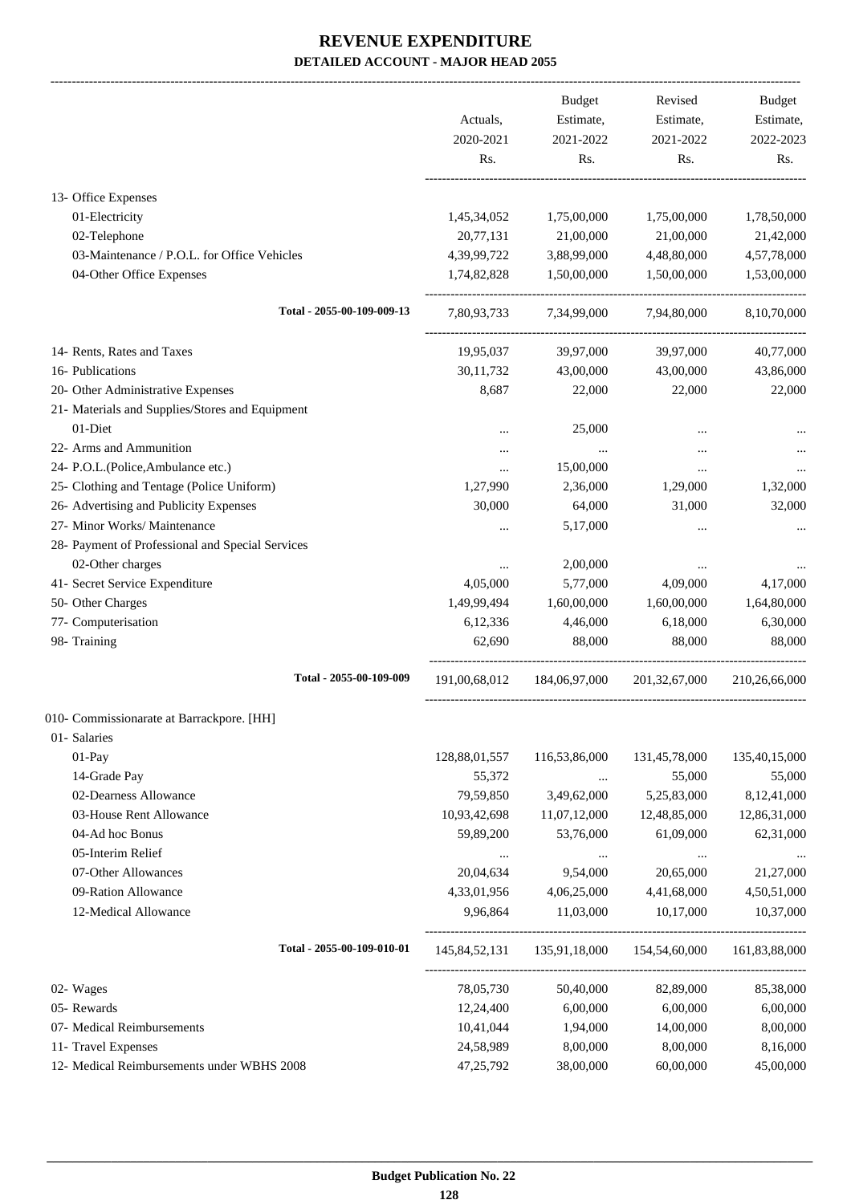# REVENUE EXPENDITURE

## DETAILED ACCOUNT - MAJOR HEAD 2055

| | Actuals, 2020-2021 Rs. | Budget Estimate, 2021-2022 Rs. | Revised Estimate, 2021-2022 Rs. | Budget Estimate, 2022-2023 Rs. |
|---|---|---|---|---|
| 13- Office Expenses | | | | |
| 01-Electricity | 1,45,34,052 | 1,75,00,000 | 1,75,00,000 | 1,78,50,000 |
| 02-Telephone | 20,77,131 | 21,00,000 | 21,00,000 | 21,42,000 |
| 03-Maintenance / P.O.L. for Office Vehicles | 4,39,99,722 | 3,88,99,000 | 4,48,80,000 | 4,57,78,000 |
| 04-Other Office Expenses | 1,74,82,828 | 1,50,00,000 | 1,50,00,000 | 1,53,00,000 |
| Total - 2055-00-109-009-13 | 7,80,93,733 | 7,34,99,000 | 7,94,80,000 | 8,10,70,000 |
| 14- Rents, Rates and Taxes | 19,95,037 | 39,97,000 | 39,97,000 | 40,77,000 |
| 16- Publications | 30,11,732 | 43,00,000 | 43,00,000 | 43,86,000 |
| 20- Other Administrative Expenses | 8,687 | 22,000 | 22,000 | 22,000 |
| 21- Materials and Supplies/Stores and Equipment | | | | |
| 01-Diet | ... | 25,000 | ... | ... |
| 22- Arms and Ammunition | ... | ... | ... | ... |
| 24- P.O.L.(Police,Ambulance etc.) | ... | 15,00,000 | ... | ... |
| 25- Clothing and Tentage (Police Uniform) | 1,27,990 | 2,36,000 | 1,29,000 | 1,32,000 |
| 26- Advertising and Publicity Expenses | 30,000 | 64,000 | 31,000 | 32,000 |
| 27- Minor Works/ Maintenance | ... | 5,17,000 | ... | ... |
| 28- Payment of Professional and Special Services | | | | |
| 02-Other charges | ... | 2,00,000 | ... | ... |
| 41- Secret Service Expenditure | 4,05,000 | 5,77,000 | 4,09,000 | 4,17,000 |
| 50- Other Charges | 1,49,99,494 | 1,60,00,000 | 1,60,00,000 | 1,64,80,000 |
| 77- Computerisation | 6,12,336 | 4,46,000 | 6,18,000 | 6,30,000 |
| 98- Training | 62,690 | 88,000 | 88,000 | 88,000 |
| Total - 2055-00-109-009 | 191,00,68,012 | 184,06,97,000 | 201,32,67,000 | 210,26,66,000 |
| 010- Commissionarate at Barrackpore. [HH] | | | | |
| 01- Salaries | | | | |
| 01-Pay | 128,88,01,557 | 116,53,86,000 | 131,45,78,000 | 135,40,15,000 |
| 14-Grade Pay | 55,372 | ... | 55,000 | 55,000 |
| 02-Dearness Allowance | 79,59,850 | 3,49,62,000 | 5,25,83,000 | 8,12,41,000 |
| 03-House Rent Allowance | 10,93,42,698 | 11,07,12,000 | 12,48,85,000 | 12,86,31,000 |
| 04-Ad hoc Bonus | 59,89,200 | 53,76,000 | 61,09,000 | 62,31,000 |
| 05-Interim Relief | ... | ... | ... | ... |
| 07-Other Allowances | 20,04,634 | 9,54,000 | 20,65,000 | 21,27,000 |
| 09-Ration Allowance | 4,33,01,956 | 4,06,25,000 | 4,41,68,000 | 4,50,51,000 |
| 12-Medical Allowance | 9,96,864 | 11,03,000 | 10,17,000 | 10,37,000 |
| Total - 2055-00-109-010-01 | 145,84,52,131 | 135,91,18,000 | 154,54,60,000 | 161,83,88,000 |
| 02- Wages | 78,05,730 | 50,40,000 | 82,89,000 | 85,38,000 |
| 05- Rewards | 12,24,400 | 6,00,000 | 6,00,000 | 6,00,000 |
| 07- Medical Reimbursements | 10,41,044 | 1,94,000 | 14,00,000 | 8,00,000 |
| 11- Travel Expenses | 24,58,989 | 8,00,000 | 8,00,000 | 8,16,000 |
| 12- Medical Reimbursements under WBHS 2008 | 47,25,792 | 38,00,000 | 60,00,000 | 45,00,000 |

Budget Publication No. 22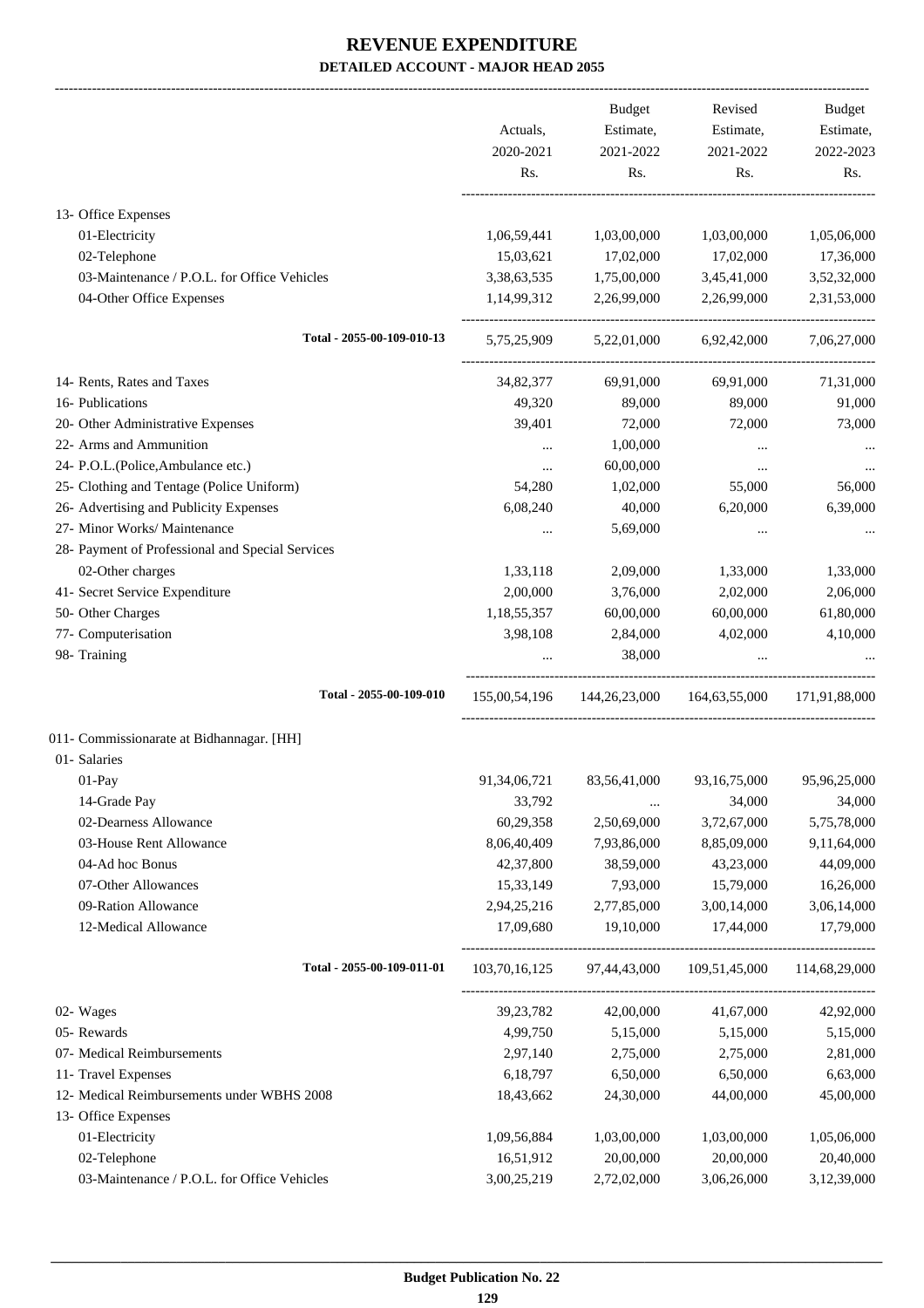# REVENUE EXPENDITURE

## DETAILED ACCOUNT - MAJOR HEAD 2055

| | Actuals, 2020-2021 Rs. | Budget Estimate, 2021-2022 Rs. | Revised Estimate, 2021-2022 Rs. | Budget Estimate, 2022-2023 Rs. |
|---|---|---|---|---|
| 13- Office Expenses | | | | |
| 01-Electricity | 1,06,59,441 | 1,03,00,000 | 1,03,00,000 | 1,05,06,000 |
| 02-Telephone | 15,03,621 | 17,02,000 | 17,02,000 | 17,36,000 |
| 03-Maintenance / P.O.L. for Office Vehicles | 3,38,63,535 | 1,75,00,000 | 3,45,41,000 | 3,52,32,000 |
| 04-Other Office Expenses | 1,14,99,312 | 2,26,99,000 | 2,26,99,000 | 2,31,53,000 |
| Total - 2055-00-109-010-13 | 5,75,25,909 | 5,22,01,000 | 6,92,42,000 | 7,06,27,000 |
| 14- Rents, Rates and Taxes | 34,82,377 | 69,91,000 | 69,91,000 | 71,31,000 |
| 16- Publications | 49,320 | 89,000 | 89,000 | 91,000 |
| 20- Other Administrative Expenses | 39,401 | 72,000 | 72,000 | 73,000 |
| 22- Arms and Ammunition | ... | 1,00,000 | ... | ... |
| 24- P.O.L.(Police,Ambulance etc.) | ... | 60,00,000 | ... | ... |
| 25- Clothing and Tentage (Police Uniform) | 54,280 | 1,02,000 | 55,000 | 56,000 |
| 26- Advertising and Publicity Expenses | 6,08,240 | 40,000 | 6,20,000 | 6,39,000 |
| 27- Minor Works/ Maintenance | ... | 5,69,000 | ... | ... |
| 28- Payment of Professional and Special Services | | | | |
| 02-Other charges | 1,33,118 | 2,09,000 | 1,33,000 | 1,33,000 |
| 41- Secret Service Expenditure | 2,00,000 | 3,76,000 | 2,02,000 | 2,06,000 |
| 50- Other Charges | 1,18,55,357 | 60,00,000 | 60,00,000 | 61,80,000 |
| 77- Computerisation | 3,98,108 | 2,84,000 | 4,02,000 | 4,10,000 |
| 98- Training | ... | 38,000 | ... | ... |
| Total - 2055-00-109-010 | 155,00,54,196 | 144,26,23,000 | 164,63,55,000 | 171,91,88,000 |
| 011- Commissionarate at Bidhannagar. [HH] | | | | |
| 01- Salaries | | | | |
| 01-Pay | 91,34,06,721 | 83,56,41,000 | 93,16,75,000 | 95,96,25,000 |
| 14-Grade Pay | 33,792 | ... | 34,000 | 34,000 |
| 02-Dearness Allowance | 60,29,358 | 2,50,69,000 | 3,72,67,000 | 5,75,78,000 |
| 03-House Rent Allowance | 8,06,40,409 | 7,93,86,000 | 8,85,09,000 | 9,11,64,000 |
| 04-Ad hoc Bonus | 42,37,800 | 38,59,000 | 43,23,000 | 44,09,000 |
| 07-Other Allowances | 15,33,149 | 7,93,000 | 15,79,000 | 16,26,000 |
| 09-Ration Allowance | 2,94,25,216 | 2,77,85,000 | 3,00,14,000 | 3,06,14,000 |
| 12-Medical Allowance | 17,09,680 | 19,10,000 | 17,44,000 | 17,79,000 |
| Total - 2055-00-109-011-01 | 103,70,16,125 | 97,44,43,000 | 109,51,45,000 | 114,68,29,000 |
| 02- Wages | 39,23,782 | 42,00,000 | 41,67,000 | 42,92,000 |
| 05- Rewards | 4,99,750 | 5,15,000 | 5,15,000 | 5,15,000 |
| 07- Medical Reimbursements | 2,97,140 | 2,75,000 | 2,75,000 | 2,81,000 |
| 11- Travel Expenses | 6,18,797 | 6,50,000 | 6,50,000 | 6,63,000 |
| 12- Medical Reimbursements under WBHS 2008 | 18,43,662 | 24,30,000 | 44,00,000 | 45,00,000 |
| 13- Office Expenses | | | | |
| 01-Electricity | 1,09,56,884 | 1,03,00,000 | 1,03,00,000 | 1,05,06,000 |
| 02-Telephone | 16,51,912 | 20,00,000 | 20,00,000 | 20,40,000 |
| 03-Maintenance / P.O.L. for Office Vehicles | 3,00,25,219 | 2,72,02,000 | 3,06,26,000 | 3,12,39,000 |

Budget Publication No. 22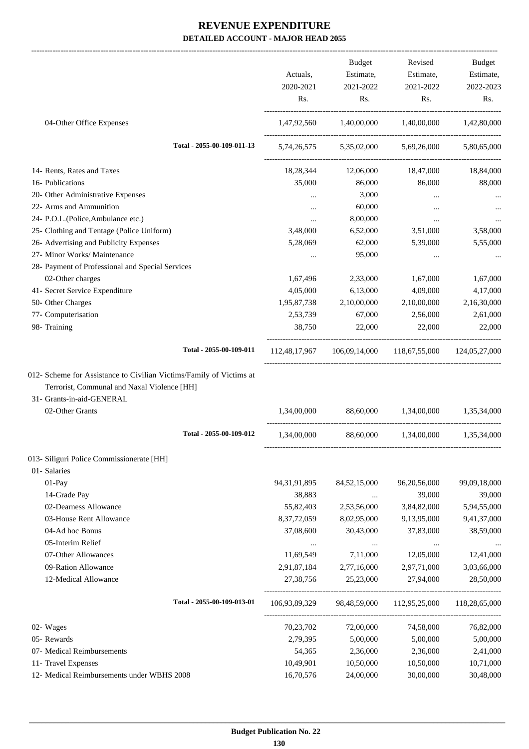# REVENUE EXPENDITURE
**DETAILED ACCOUNT - MAJOR HEAD 2055**

| | Actuals, 2020-2021 Rs. | Budget Estimate, 2021-2022 Rs. | Revised Estimate, 2021-2022 Rs. | Budget Estimate, 2022-2023 Rs. |
|---|---|---|---|---|
| 04-Other Office Expenses | 1,47,92,560 | 1,40,00,000 | 1,40,00,000 | 1,42,80,000 |
| **Total - 2055-00-109-011-13** | 5,74,26,575 | 5,35,02,000 | 5,69,26,000 | 5,80,65,000 |
| 14- Rents, Rates and Taxes | 18,28,344 | 12,06,000 | 18,47,000 | 18,84,000 |
| 16- Publications | 35,000 | 86,000 | 86,000 | 88,000 |
| 20- Other Administrative Expenses | ... | 3,000 | ... | ... |
| 22- Arms and Ammunition | ... | 60,000 | ... | ... |
| 24- P.O.L.(Police,Ambulance etc.) | ... | 8,00,000 | ... | ... |
| 25- Clothing and Tentage (Police Uniform) | 3,48,000 | 6,52,000 | 3,51,000 | 3,58,000 |
| 26- Advertising and Publicity Expenses | 5,28,069 | 62,000 | 5,39,000 | 5,55,000 |
| 27- Minor Works/ Maintenance | ... | 95,000 | ... | ... |
| 28- Payment of Professional and Special Services | | | | |
| 02-Other charges | 1,67,496 | 2,33,000 | 1,67,000 | 1,67,000 |
| 41- Secret Service Expenditure | 4,05,000 | 6,13,000 | 4,09,000 | 4,17,000 |
| 50- Other Charges | 1,95,87,738 | 2,10,00,000 | 2,10,00,000 | 2,16,30,000 |
| 77- Computerisation | 2,53,739 | 67,000 | 2,56,000 | 2,61,000 |
| 98- Training | 38,750 | 22,000 | 22,000 | 22,000 |
| **Total - 2055-00-109-011** | 112,48,17,967 | 106,09,14,000 | 118,67,55,000 | 124,05,27,000 |
| 012- Scheme for Assistance to Civilian Victims/Family of Victims at Terrorist, Communal and Naxal Violence [HH] | | | | |
| 31- Grants-in-aid-GENERAL | | | | |
| 02-Other Grants | 1,34,00,000 | 88,60,000 | 1,34,00,000 | 1,35,34,000 |
| **Total - 2055-00-109-012** | 1,34,00,000 | 88,60,000 | 1,34,00,000 | 1,35,34,000 |
| 013- Siliguri Police Commissionerate [HH] | | | | |
| 01- Salaries | | | | |
| 01-Pay | 94,31,91,895 | 84,52,15,000 | 96,20,56,000 | 99,09,18,000 |
| 14-Grade Pay | 38,883 | ... | 39,000 | 39,000 |
| 02-Dearness Allowance | 55,82,403 | 2,53,56,000 | 3,84,82,000 | 5,94,55,000 |
| 03-House Rent Allowance | 8,37,72,059 | 8,02,95,000 | 9,13,95,000 | 9,41,37,000 |
| 04-Ad hoc Bonus | 37,08,600 | 30,43,000 | 37,83,000 | 38,59,000 |
| 05-Interim Relief | ... | ... | ... | ... |
| 07-Other Allowances | 11,69,549 | 7,11,000 | 12,05,000 | 12,41,000 |
| 09-Ration Allowance | 2,91,87,184 | 2,77,16,000 | 2,97,71,000 | 3,03,66,000 |
| 12-Medical Allowance | 27,38,756 | 25,23,000 | 27,94,000 | 28,50,000 |
| **Total - 2055-00-109-013-01** | 106,93,89,329 | 98,48,59,000 | 112,95,25,000 | 118,28,65,000 |
| 02- Wages | 70,23,702 | 72,00,000 | 74,58,000 | 76,82,000 |
| 05- Rewards | 2,79,395 | 5,00,000 | 5,00,000 | 5,00,000 |
| 07- Medical Reimbursements | 54,365 | 2,36,000 | 2,36,000 | 2,41,000 |
| 11- Travel Expenses | 10,49,901 | 10,50,000 | 10,50,000 | 10,71,000 |
| 12- Medical Reimbursements under WBHS 2008 | 16,70,576 | 24,00,000 | 30,00,000 | 30,48,000 |

**Budget Publication No. 22**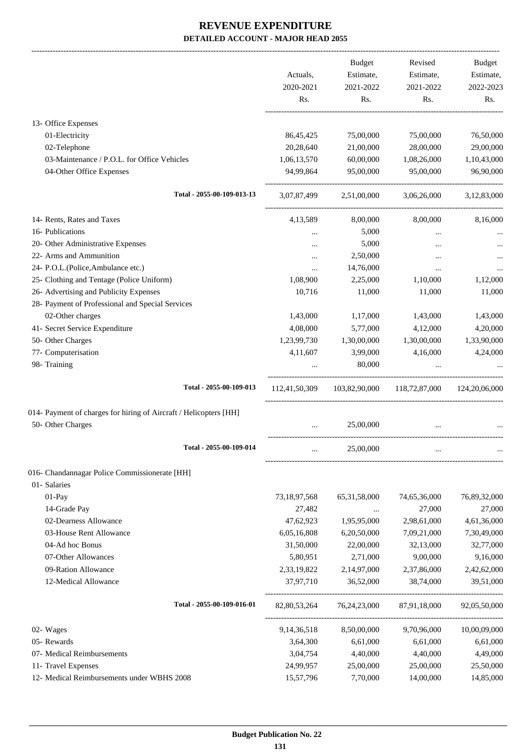# REVENUE EXPENDITURE
## DETAILED ACCOUNT - MAJOR HEAD 2055

| | Actuals, 2020-2021 Rs. | Budget Estimate, 2021-2022 Rs. | Revised Estimate, 2021-2022 Rs. | Budget Estimate, 2022-2023 Rs. |
|---|---|---|---|---|
| 13- Office Expenses | | | | |
| 01-Electricity | 86,45,425 | 75,00,000 | 75,00,000 | 76,50,000 |
| 02-Telephone | 20,28,640 | 21,00,000 | 28,00,000 | 29,00,000 |
| 03-Maintenance / P.O.L. for Office Vehicles | 1,06,13,570 | 60,00,000 | 1,08,26,000 | 1,10,43,000 |
| 04-Other Office Expenses | 94,99,864 | 95,00,000 | 95,00,000 | 96,90,000 |
| Total - 2055-00-109-013-13 | 3,07,87,499 | 2,51,00,000 | 3,06,26,000 | 3,12,83,000 |
| 14- Rents, Rates and Taxes | 4,13,589 | 8,00,000 | 8,00,000 | 8,16,000 |
| 16- Publications | ... | 5,000 | ... | ... |
| 20- Other Administrative Expenses | ... | 5,000 | ... | ... |
| 22- Arms and Ammunition | ... | 2,50,000 | ... | ... |
| 24- P.O.L.(Police,Ambulance etc.) | ... | 14,76,000 | ... | ... |
| 25- Clothing and Tentage (Police Uniform) | 1,08,900 | 2,25,000 | 1,10,000 | 1,12,000 |
| 26- Advertising and Publicity Expenses | 10,716 | 11,000 | 11,000 | 11,000 |
| 28- Payment of Professional and Special Services | | | | |
| 02-Other charges | 1,43,000 | 1,17,000 | 1,43,000 | 1,43,000 |
| 41- Secret Service Expenditure | 4,08,000 | 5,77,000 | 4,12,000 | 4,20,000 |
| 50- Other Charges | 1,23,99,730 | 1,30,00,000 | 1,30,00,000 | 1,33,90,000 |
| 77- Computerisation | 4,11,607 | 3,99,000 | 4,16,000 | 4,24,000 |
| 98- Training | ... | 80,000 | ... | ... |
| Total - 2055-00-109-013 | 112,41,50,309 | 103,82,90,000 | 118,72,87,000 | 124,20,06,000 |
| 014- Payment of charges for hiring of Aircraft / Helicopters [HH] | | | | |
| 50- Other Charges | ... | 25,00,000 | ... | ... |
| Total - 2055-00-109-014 | ... | 25,00,000 | ... | ... |
| 016- Chandannagar Police Commissionerate [HH] | | | | |
| 01- Salaries | | | | |
| 01-Pay | 73,18,97,568 | 65,31,58,000 | 74,65,36,000 | 76,89,32,000 |
| 14-Grade Pay | 27,482 | ... | 27,000 | 27,000 |
| 02-Dearness Allowance | 47,62,923 | 1,95,95,000 | 2,98,61,000 | 4,61,36,000 |
| 03-House Rent Allowance | 6,05,16,808 | 6,20,50,000 | 7,09,21,000 | 7,30,49,000 |
| 04-Ad hoc Bonus | 31,50,000 | 22,00,000 | 32,13,000 | 32,77,000 |
| 07-Other Allowances | 5,80,951 | 2,71,000 | 9,00,000 | 9,16,000 |
| 09-Ration Allowance | 2,33,19,822 | 2,14,97,000 | 2,37,86,000 | 2,42,62,000 |
| 12-Medical Allowance | 37,97,710 | 36,52,000 | 38,74,000 | 39,51,000 |
| Total - 2055-00-109-016-01 | 82,80,53,264 | 76,24,23,000 | 87,91,18,000 | 92,05,50,000 |
| 02- Wages | 9,14,36,518 | 8,50,00,000 | 9,70,96,000 | 10,00,09,000 |
| 05- Rewards | 3,64,300 | 6,61,000 | 6,61,000 | 6,61,000 |
| 07- Medical Reimbursements | 3,04,754 | 4,40,000 | 4,40,000 | 4,49,000 |
| 11- Travel Expenses | 24,99,957 | 25,00,000 | 25,00,000 | 25,50,000 |
| 12- Medical Reimbursements under WBHS 2008 | 15,57,796 | 7,70,000 | 14,00,000 | 14,85,000 |

Budget Publication No. 22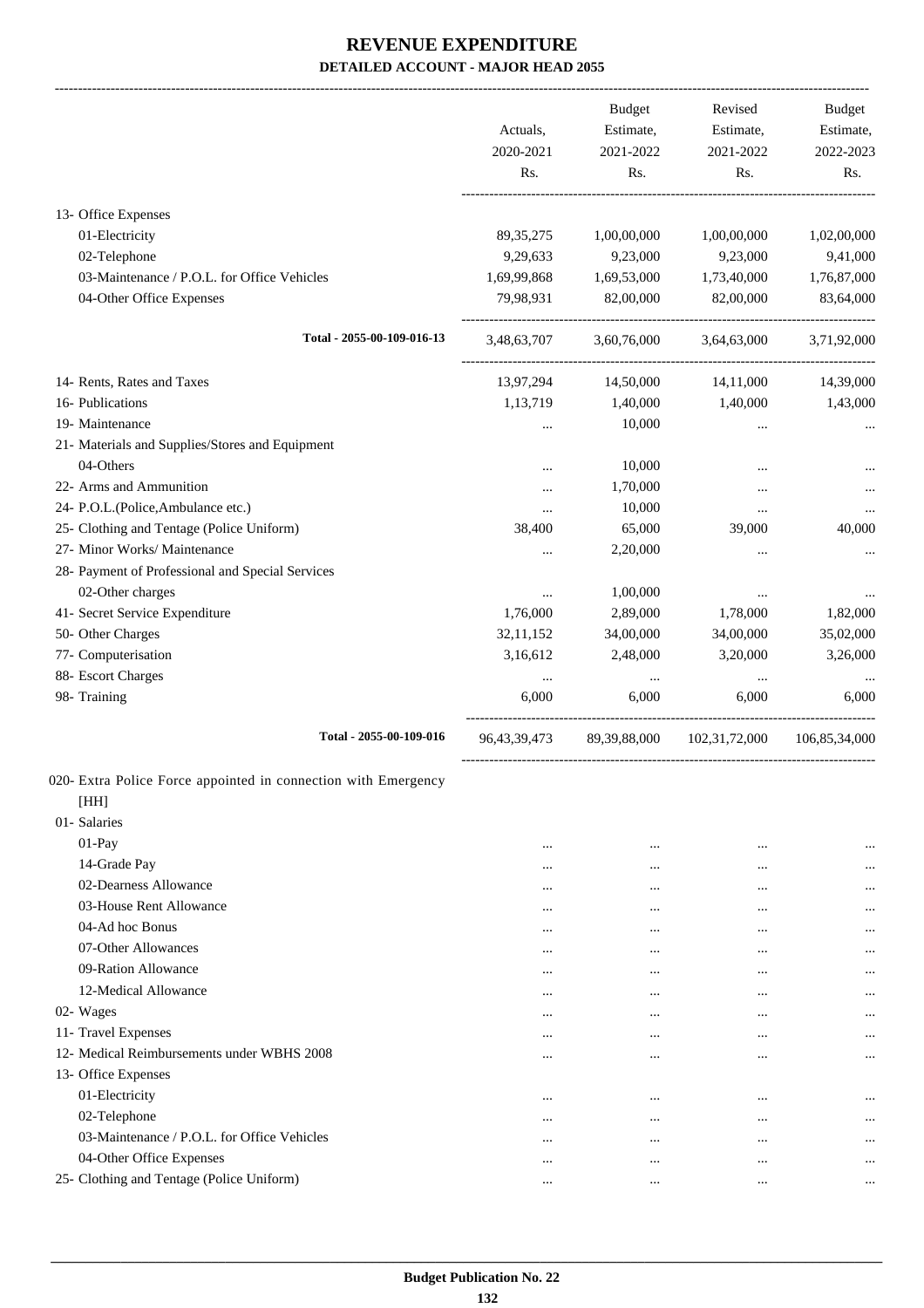# REVENUE EXPENDITURE

## DETAILED ACCOUNT - MAJOR HEAD 2055

| | Actuals, 2020-2021 Rs. | Budget Estimate, 2021-2022 Rs. | Revised Estimate, 2021-2022 Rs. | Budget Estimate, 2022-2023 Rs. |
|---|---|---|---|---|
| 13- Office Expenses | | | | |
| 01-Electricity | 89,35,275 | 1,00,00,000 | 1,00,00,000 | 1,02,00,000 |
| 02-Telephone | 9,29,633 | 9,23,000 | 9,23,000 | 9,41,000 |
| 03-Maintenance / P.O.L. for Office Vehicles | 1,69,99,868 | 1,69,53,000 | 1,73,40,000 | 1,76,87,000 |
| 04-Other Office Expenses | 79,98,931 | 82,00,000 | 82,00,000 | 83,64,000 |
| Total - 2055-00-109-016-13 | 3,48,63,707 | 3,60,76,000 | 3,64,63,000 | 3,71,92,000 |
| 14- Rents, Rates and Taxes | 13,97,294 | 14,50,000 | 14,11,000 | 14,39,000 |
| 16- Publications | 1,13,719 | 1,40,000 | 1,40,000 | 1,43,000 |
| 19- Maintenance | ... | 10,000 | ... | ... |
| 21- Materials and Supplies/Stores and Equipment | | | | |
| 04-Others | ... | 10,000 | ... | ... |
| 22- Arms and Ammunition | ... | 1,70,000 | ... | ... |
| 24- P.O.L.(Police,Ambulance etc.) | ... | 10,000 | ... | ... |
| 25- Clothing and Tentage (Police Uniform) | 38,400 | 65,000 | 39,000 | 40,000 |
| 27- Minor Works/ Maintenance | ... | 2,20,000 | ... | ... |
| 28- Payment of Professional and Special Services | | | | |
| 02-Other charges | ... | 1,00,000 | ... | ... |
| 41- Secret Service Expenditure | 1,76,000 | 2,89,000 | 1,78,000 | 1,82,000 |
| 50- Other Charges | 32,11,152 | 34,00,000 | 34,00,000 | 35,02,000 |
| 77- Computerisation | 3,16,612 | 2,48,000 | 3,20,000 | 3,26,000 |
| 88- Escort Charges | ... | ... | ... | ... |
| 98- Training | 6,000 | 6,000 | 6,000 | 6,000 |
| Total - 2055-00-109-016 | 96,43,39,473 | 89,39,88,000 | 102,31,72,000 | 106,85,34,000 |
| 020- Extra Police Force appointed in connection with Emergency [HH] | | | | |
| 01- Salaries | | | | |
| 01-Pay | ... | ... | ... | ... |
| 14-Grade Pay | ... | ... | ... | ... |
| 02-Dearness Allowance | ... | ... | ... | ... |
| 03-House Rent Allowance | ... | ... | ... | ... |
| 04-Ad hoc Bonus | ... | ... | ... | ... |
| 07-Other Allowances | ... | ... | ... | ... |
| 09-Ration Allowance | ... | ... | ... | ... |
| 12-Medical Allowance | ... | ... | ... | ... |
| 02- Wages | ... | ... | ... | ... |
| 11- Travel Expenses | ... | ... | ... | ... |
| 12- Medical Reimbursements under WBHS 2008 | ... | ... | ... | ... |
| 13- Office Expenses | | | | |
| 01-Electricity | ... | ... | ... | ... |
| 02-Telephone | ... | ... | ... | ... |
| 03-Maintenance / P.O.L. for Office Vehicles | ... | ... | ... | ... |
| 04-Other Office Expenses | ... | ... | ... | ... |
| 25- Clothing and Tentage (Police Uniform) | ... | ... | ... | ... |

Budget Publication No. 22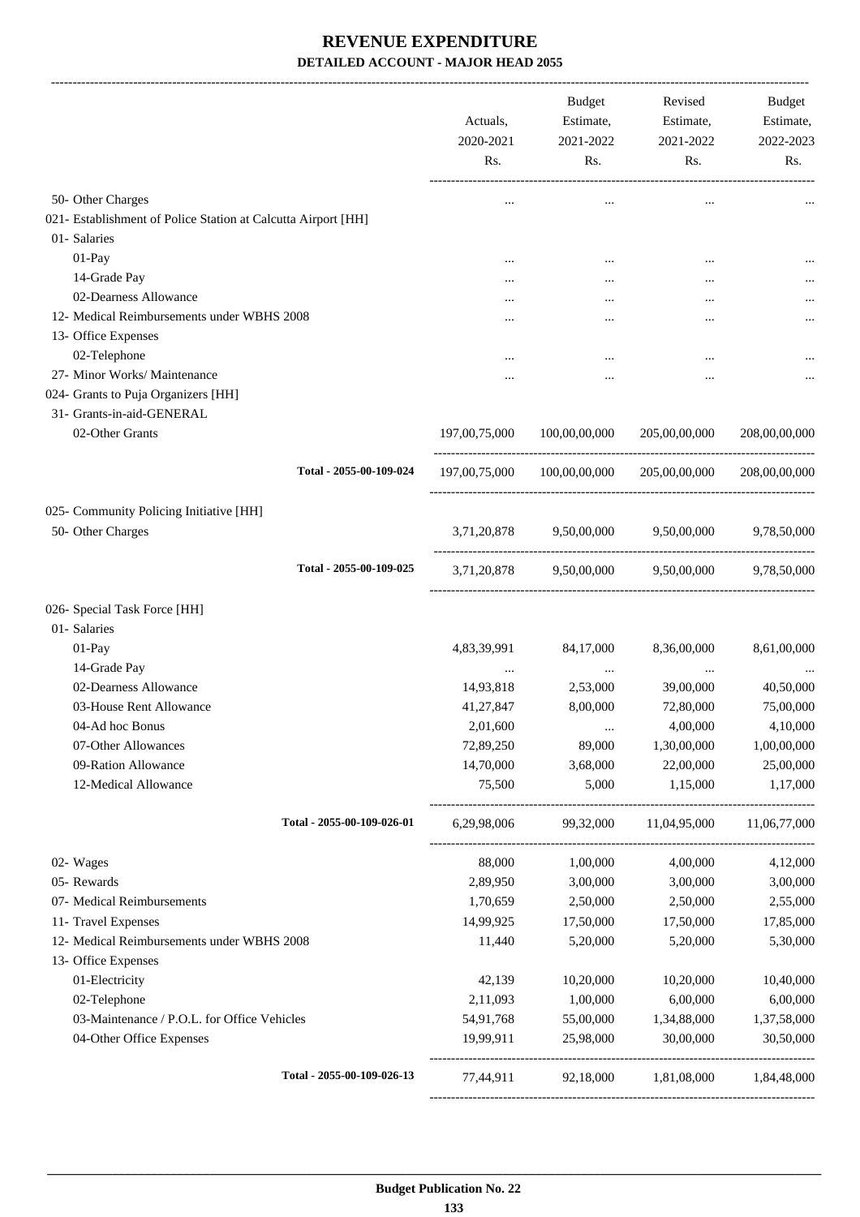# REVENUE EXPENDITURE

## DETAILED ACCOUNT - MAJOR HEAD 2055

| | Actuals, 2020-2021 Rs. | Budget Estimate, 2021-2022 Rs. | Revised Estimate, 2021-2022 Rs. | Budget Estimate, 2022-2023 Rs. |
|---|---|---|---|---|
| 50- Other Charges | ... | ... | ... | ... |
| 021- Establishment of Police Station at Calcutta Airport [HH] | | | | |
| 01- Salaries | | | | |
| 01-Pay | ... | ... | ... | ... |
| 14-Grade Pay | ... | ... | ... | ... |
| 02-Dearness Allowance | ... | ... | ... | ... |
| 12- Medical Reimbursements under WBHS 2008 | ... | ... | ... | ... |
| 13- Office Expenses | | | | |
| 02-Telephone | ... | ... | ... | ... |
| 27- Minor Works/ Maintenance | ... | ... | ... | ... |
| 024- Grants to Puja Organizers [HH] | | | | |
| 31- Grants-in-aid-GENERAL | | | | |
| 02-Other Grants | 197,00,75,000 | 100,00,00,000 | 205,00,00,000 | 208,00,00,000 |
| Total - 2055-00-109-024 | 197,00,75,000 | 100,00,00,000 | 205,00,00,000 | 208,00,00,000 |
| 025- Community Policing Initiative [HH] | | | | |
| 50- Other Charges | 3,71,20,878 | 9,50,00,000 | 9,50,00,000 | 9,78,50,000 |
| Total - 2055-00-109-025 | 3,71,20,878 | 9,50,00,000 | 9,50,00,000 | 9,78,50,000 |
| 026- Special Task Force [HH] | | | | |
| 01- Salaries | | | | |
| 01-Pay | 4,83,39,991 | 84,17,000 | 8,36,00,000 | 8,61,00,000 |
| 14-Grade Pay | ... | ... | ... | ... |
| 02-Dearness Allowance | 14,93,818 | 2,53,000 | 39,00,000 | 40,50,000 |
| 03-House Rent Allowance | 41,27,847 | 8,00,000 | 72,80,000 | 75,00,000 |
| 04-Ad hoc Bonus | 2,01,600 | ... | 4,00,000 | 4,10,000 |
| 07-Other Allowances | 72,89,250 | 89,000 | 1,30,00,000 | 1,00,00,000 |
| 09-Ration Allowance | 14,70,000 | 3,68,000 | 22,00,000 | 25,00,000 |
| 12-Medical Allowance | 75,500 | 5,000 | 1,15,000 | 1,17,000 |
| Total - 2055-00-109-026-01 | 6,29,98,006 | 99,32,000 | 11,04,95,000 | 11,06,77,000 |
| 02- Wages | 88,000 | 1,00,000 | 4,00,000 | 4,12,000 |
| 05- Rewards | 2,89,950 | 3,00,000 | 3,00,000 | 3,00,000 |
| 07- Medical Reimbursements | 1,70,659 | 2,50,000 | 2,50,000 | 2,55,000 |
| 11- Travel Expenses | 14,99,925 | 17,50,000 | 17,50,000 | 17,85,000 |
| 12- Medical Reimbursements under WBHS 2008 | 11,440 | 5,20,000 | 5,20,000 | 5,30,000 |
| 13- Office Expenses | | | | |
| 01-Electricity | 42,139 | 10,20,000 | 10,20,000 | 10,40,000 |
| 02-Telephone | 2,11,093 | 1,00,000 | 6,00,000 | 6,00,000 |
| 03-Maintenance / P.O.L. for Office Vehicles | 54,91,768 | 55,00,000 | 1,34,88,000 | 1,37,58,000 |
| 04-Other Office Expenses | 19,99,911 | 25,98,000 | 30,00,000 | 30,50,000 |
| Total - 2055-00-109-026-13 | 77,44,911 | 92,18,000 | 1,81,08,000 | 1,84,48,000 |

Budget Publication No. 22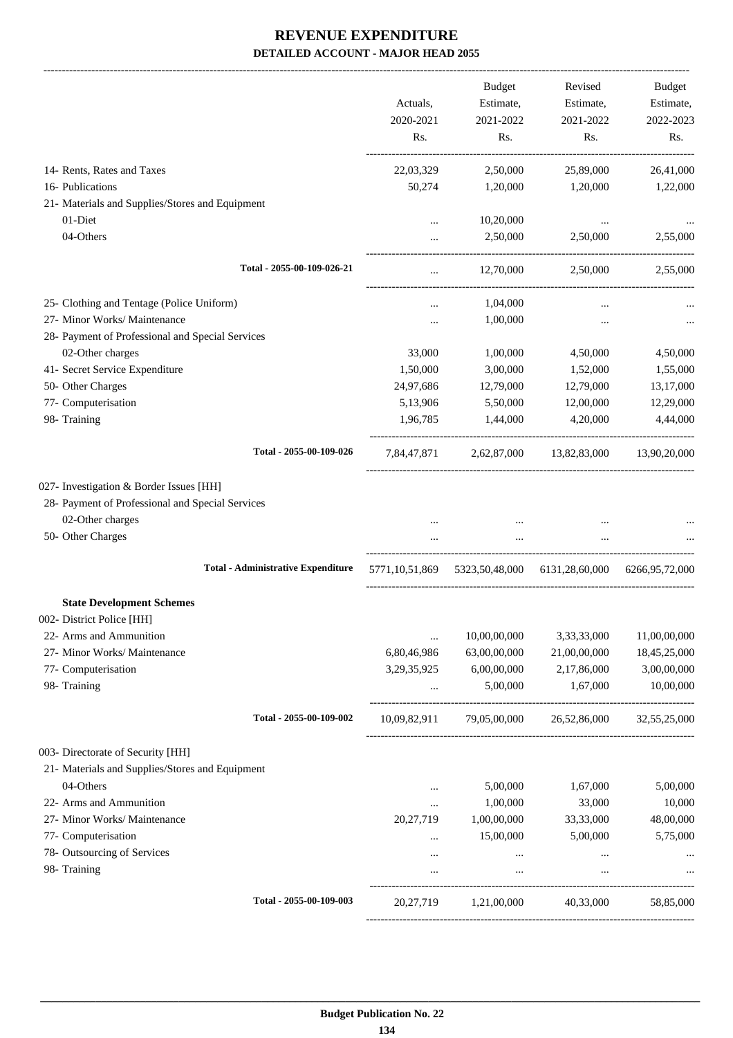# REVENUE EXPENDITURE

## DETAILED ACCOUNT - MAJOR HEAD 2055

| | Actuals, 2020-2021 Rs. | Budget Estimate, 2021-2022 Rs. | Revised Estimate, 2021-2022 Rs. | Budget Estimate, 2022-2023 Rs. |
|---|---|---|---|---|
| 14- Rents, Rates and Taxes | 22,03,329 | 2,50,000 | 25,89,000 | 26,41,000 |
| 16- Publications | 50,274 | 1,20,000 | 1,20,000 | 1,22,000 |
| 21- Materials and Supplies/Stores and Equipment | | | | |
| 01-Diet | ... | 10,20,000 | ... | ... |
| 04-Others | ... | 2,50,000 | 2,50,000 | 2,55,000 |
| Total - 2055-00-109-026-21 | ... | 12,70,000 | 2,50,000 | 2,55,000 |
| 25- Clothing and Tentage (Police Uniform) | ... | 1,04,000 | ... | ... |
| 27- Minor Works/ Maintenance | ... | 1,00,000 | ... | ... |
| 28- Payment of Professional and Special Services | | | | |
| 02-Other charges | 33,000 | 1,00,000 | 4,50,000 | 4,50,000 |
| 41- Secret Service Expenditure | 1,50,000 | 3,00,000 | 1,52,000 | 1,55,000 |
| 50- Other Charges | 24,97,686 | 12,79,000 | 12,79,000 | 13,17,000 |
| 77- Computerisation | 5,13,906 | 5,50,000 | 12,00,000 | 12,29,000 |
| 98- Training | 1,96,785 | 1,44,000 | 4,20,000 | 4,44,000 |
| Total - 2055-00-109-026 | 7,84,47,871 | 2,62,87,000 | 13,82,83,000 | 13,90,20,000 |
| 027- Investigation & Border Issues [HH] | | | | |
| 28- Payment of Professional and Special Services | | | | |
| 02-Other charges | ... | ... | ... | ... |
| 50- Other Charges | ... | ... | ... | ... |
| Total - Administrative Expenditure | 5771,10,51,869 | 5323,50,48,000 | 6131,28,60,000 | 6266,95,72,000 |
| **State Development Schemes** | | | | |
| 002- District Police [HH] | | | | |
| 22- Arms and Ammunition | ... | 10,00,00,000 | 3,33,33,000 | 11,00,00,000 |
| 27- Minor Works/ Maintenance | 6,80,46,986 | 63,00,00,000 | 21,00,00,000 | 18,45,25,000 |
| 77- Computerisation | 3,29,35,925 | 6,00,00,000 | 2,17,86,000 | 3,00,00,000 |
| 98- Training | ... | 5,00,000 | 1,67,000 | 10,00,000 |
| Total - 2055-00-109-002 | 10,09,82,911 | 79,05,00,000 | 26,52,86,000 | 32,55,25,000 |
| 003- Directorate of Security [HH] | | | | |
| 21- Materials and Supplies/Stores and Equipment | | | | |
| 04-Others | ... | 5,00,000 | 1,67,000 | 5,00,000 |
| 22- Arms and Ammunition | ... | 1,00,000 | 33,000 | 10,000 |
| 27- Minor Works/ Maintenance | 20,27,719 | 1,00,00,000 | 33,33,000 | 48,00,000 |
| 77- Computerisation | ... | 15,00,000 | 5,00,000 | 5,75,000 |
| 78- Outsourcing of Services | ... | ... | ... | ... |
| 98- Training | ... | ... | ... | ... |
| Total - 2055-00-109-003 | 20,27,719 | 1,21,00,000 | 40,33,000 | 58,85,000 |

Budget Publication No. 22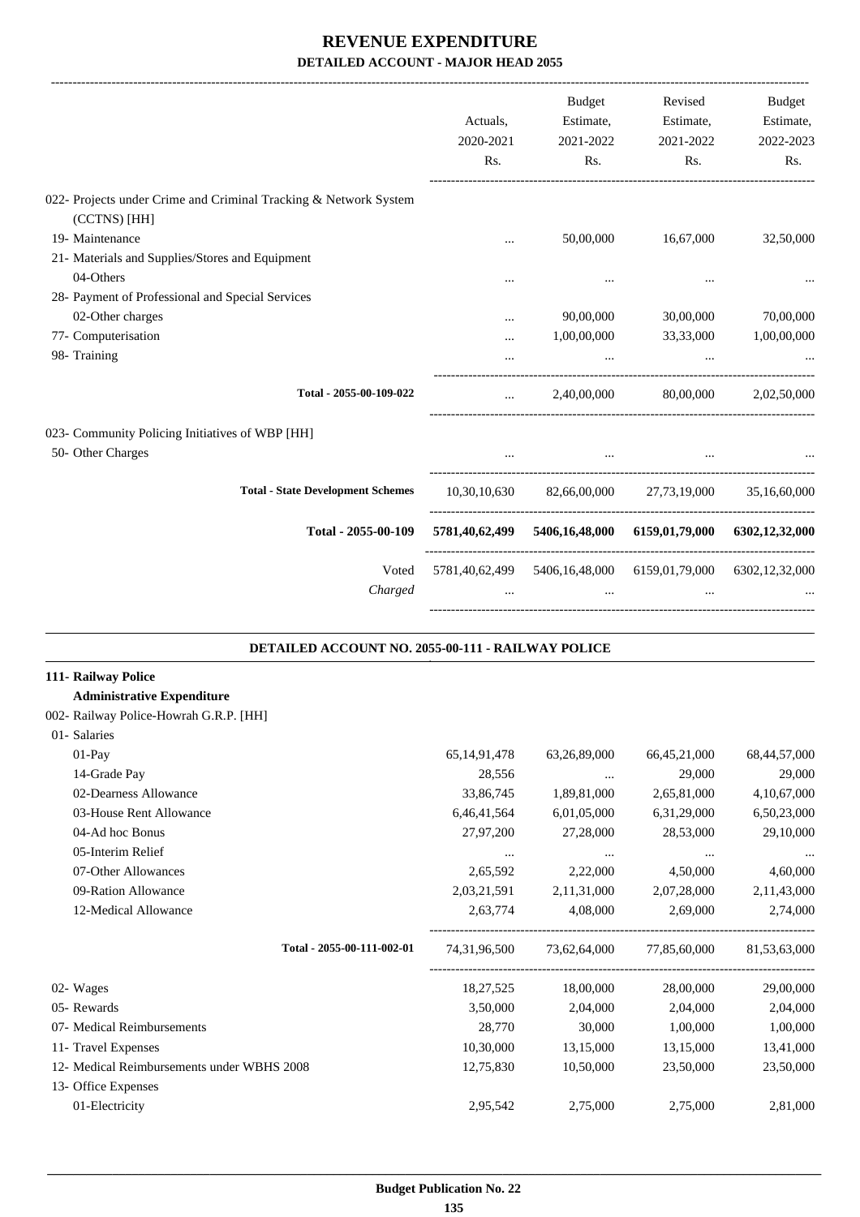# REVENUE EXPENDITURE

## DETAILED ACCOUNT - MAJOR HEAD 2055

| | Actuals, 2020-2021 Rs. | Budget Estimate, 2021-2022 Rs. | Revised Estimate, 2021-2022 Rs. | Budget Estimate, 2022-2023 Rs. |
|---|---|---|---|---|
| 022- Projects under Crime and Criminal Tracking & Network System (CCTNS) [HH] | | | | |
| 19- Maintenance | ... | 50,00,000 | 16,67,000 | 32,50,000 |
| 21- Materials and Supplies/Stores and Equipment | | | | |
| 04-Others | ... | ... | ... | ... |
| 28- Payment of Professional and Special Services | | | | |
| 02-Other charges | ... | 90,00,000 | 30,00,000 | 70,00,000 |
| 77- Computerisation | ... | 1,00,00,000 | 33,33,000 | 1,00,00,000 |
| 98- Training | ... | ... | ... | ... |
| **Total - 2055-00-109-022** | ... | 2,40,00,000 | 80,00,000 | 2,02,50,000 |
| 023- Community Policing Initiatives of WBP [HH] | | | | |
| 50- Other Charges | ... | ... | ... | ... |
| **Total - State Development Schemes** | 10,30,10,630 | 82,66,00,000 | 27,73,19,000 | 35,16,60,000 |
| **Total - 2055-00-109** | **5781,40,62,499** | **5406,16,48,000** | **6159,01,79,000** | **6302,12,32,000** |
| Voted | 5781,40,62,499 | 5406,16,48,000 | 6159,01,79,000 | 6302,12,32,000 |
| *Charged* | ... | ... | ... | ... |

### DETAILED ACCOUNT NO. 2055-00-111 - RAILWAY POLICE

**111- Railway Police**

**Administrative Expenditure**

| | Actuals, 2020-2021 Rs. | Budget Estimate, 2021-2022 Rs. | Revised Estimate, 2021-2022 Rs. | Budget Estimate, 2022-2023 Rs. |
|---|---|---|---|---|
| 002- Railway Police-Howrah G.R.P. [HH] | | | | |
| 01- Salaries | | | | |
| 01-Pay | 65,14,91,478 | 63,26,89,000 | 66,45,21,000 | 68,44,57,000 |
| 14-Grade Pay | 28,556 | ... | 29,000 | 29,000 |
| 02-Dearness Allowance | 33,86,745 | 1,89,81,000 | 2,65,81,000 | 4,10,67,000 |
| 03-House Rent Allowance | 6,46,41,564 | 6,01,05,000 | 6,31,29,000 | 6,50,23,000 |
| 04-Ad hoc Bonus | 27,97,200 | 27,28,000 | 28,53,000 | 29,10,000 |
| 05-Interim Relief | ... | ... | ... | ... |
| 07-Other Allowances | 2,65,592 | 2,22,000 | 4,50,000 | 4,60,000 |
| 09-Ration Allowance | 2,03,21,591 | 2,11,31,000 | 2,07,28,000 | 2,11,43,000 |
| 12-Medical Allowance | 2,63,774 | 4,08,000 | 2,69,000 | 2,74,000 |
| **Total - 2055-00-111-002-01** | 74,31,96,500 | 73,62,64,000 | 77,85,60,000 | 81,53,63,000 |
| 02- Wages | 18,27,525 | 18,00,000 | 28,00,000 | 29,00,000 |
| 05- Rewards | 3,50,000 | 2,04,000 | 2,04,000 | 2,04,000 |
| 07- Medical Reimbursements | 28,770 | 30,000 | 1,00,000 | 1,00,000 |
| 11- Travel Expenses | 10,30,000 | 13,15,000 | 13,15,000 | 13,41,000 |
| 12- Medical Reimbursements under WBHS 2008 | 12,75,830 | 10,50,000 | 23,50,000 | 23,50,000 |
| 13- Office Expenses | | | | |
| 01-Electricity | 2,95,542 | 2,75,000 | 2,75,000 | 2,81,000 |

Budget Publication No. 22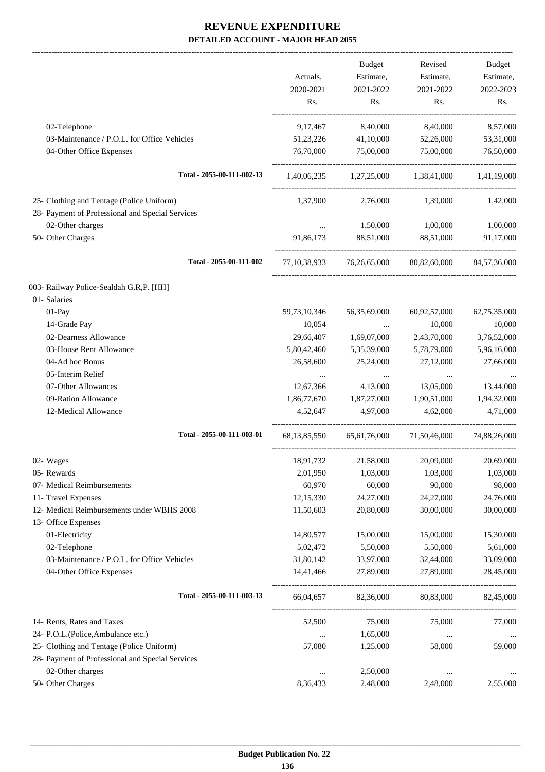# REVENUE EXPENDITURE

## DETAILED ACCOUNT - MAJOR HEAD 2055

| | Actuals, 2020-2021 Rs. | Budget Estimate, 2021-2022 Rs. | Revised Estimate, 2021-2022 Rs. | Budget Estimate, 2022-2023 Rs. |
|---|---|---|---|---|
| 02-Telephone | 9,17,467 | 8,40,000 | 8,40,000 | 8,57,000 |
| 03-Maintenance / P.O.L. for Office Vehicles | 51,23,226 | 41,10,000 | 52,26,000 | 53,31,000 |
| 04-Other Office Expenses | 76,70,000 | 75,00,000 | 75,00,000 | 76,50,000 |
| Total - 2055-00-111-002-13 | 1,40,06,235 | 1,27,25,000 | 1,38,41,000 | 1,41,19,000 |
| 25- Clothing and Tentage (Police Uniform) | 1,37,900 | 2,76,000 | 1,39,000 | 1,42,000 |
| 28- Payment of Professional and Special Services | | | | |
| 02-Other charges | ... | 1,50,000 | 1,00,000 | 1,00,000 |
| 50- Other Charges | 91,86,173 | 88,51,000 | 88,51,000 | 91,17,000 |
| Total - 2055-00-111-002 | 77,10,38,933 | 76,26,65,000 | 80,82,60,000 | 84,57,36,000 |
| 003- Railway Police-Sealdah G.R,P. [HH] | | | | |
| 01- Salaries | | | | |
| 01-Pay | 59,73,10,346 | 56,35,69,000 | 60,92,57,000 | 62,75,35,000 |
| 14-Grade Pay | 10,054 | ... | 10,000 | 10,000 |
| 02-Dearness Allowance | 29,66,407 | 1,69,07,000 | 2,43,70,000 | 3,76,52,000 |
| 03-House Rent Allowance | 5,80,42,460 | 5,35,39,000 | 5,78,79,000 | 5,96,16,000 |
| 04-Ad hoc Bonus | 26,58,600 | 25,24,000 | 27,12,000 | 27,66,000 |
| 05-Interim Relief | ... | ... | ... | ... |
| 07-Other Allowances | 12,67,366 | 4,13,000 | 13,05,000 | 13,44,000 |
| 09-Ration Allowance | 1,86,77,670 | 1,87,27,000 | 1,90,51,000 | 1,94,32,000 |
| 12-Medical Allowance | 4,52,647 | 4,97,000 | 4,62,000 | 4,71,000 |
| Total - 2055-00-111-003-01 | 68,13,85,550 | 65,61,76,000 | 71,50,46,000 | 74,88,26,000 |
| 02- Wages | 18,91,732 | 21,58,000 | 20,09,000 | 20,69,000 |
| 05- Rewards | 2,01,950 | 1,03,000 | 1,03,000 | 1,03,000 |
| 07- Medical Reimbursements | 60,970 | 60,000 | 90,000 | 98,000 |
| 11- Travel Expenses | 12,15,330 | 24,27,000 | 24,27,000 | 24,76,000 |
| 12- Medical Reimbursements under WBHS 2008 | 11,50,603 | 20,80,000 | 30,00,000 | 30,00,000 |
| 13- Office Expenses | | | | |
| 01-Electricity | 14,80,577 | 15,00,000 | 15,00,000 | 15,30,000 |
| 02-Telephone | 5,02,472 | 5,50,000 | 5,50,000 | 5,61,000 |
| 03-Maintenance / P.O.L. for Office Vehicles | 31,80,142 | 33,97,000 | 32,44,000 | 33,09,000 |
| 04-Other Office Expenses | 14,41,466 | 27,89,000 | 27,89,000 | 28,45,000 |
| Total - 2055-00-111-003-13 | 66,04,657 | 82,36,000 | 80,83,000 | 82,45,000 |
| 14- Rents, Rates and Taxes | 52,500 | 75,000 | 75,000 | 77,000 |
| 24- P.O.L.(Police,Ambulance etc.) | ... | 1,65,000 | ... | ... |
| 25- Clothing and Tentage (Police Uniform) | 57,080 | 1,25,000 | 58,000 | 59,000 |
| 28- Payment of Professional and Special Services | | | | |
| 02-Other charges | ... | 2,50,000 | ... | ... |
| 50- Other Charges | 8,36,433 | 2,48,000 | 2,48,000 | 2,55,000 |

Budget Publication No. 22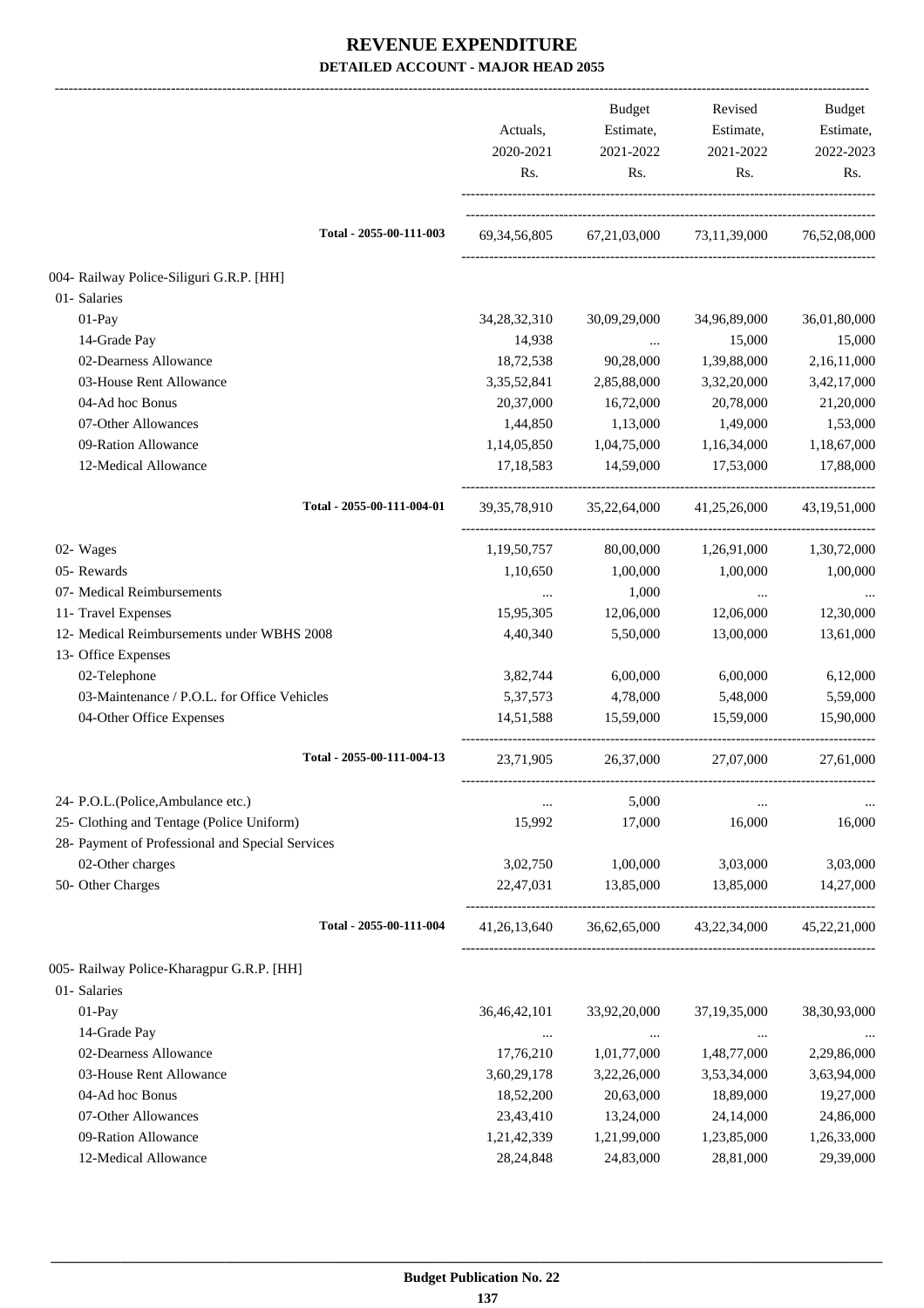# REVENUE EXPENDITURE
## DETAILED ACCOUNT - MAJOR HEAD 2055

| | Actuals, 2020-2021 Rs. | Budget Estimate, 2021-2022 Rs. | Revised Estimate, 2021-2022 Rs. | Budget Estimate, 2022-2023 Rs. |
|---|---|---|---|---|
| Total - 2055-00-111-003 | 69,34,56,805 | 67,21,03,000 | 73,11,39,000 | 76,52,08,000 |
| 004- Railway Police-Siliguri G.R.P. [HH] | | | | |
| 01- Salaries | | | | |
| 01-Pay | 34,28,32,310 | 30,09,29,000 | 34,96,89,000 | 36,01,80,000 |
| 14-Grade Pay | 14,938 | ... | 15,000 | 15,000 |
| 02-Dearness Allowance | 18,72,538 | 90,28,000 | 1,39,88,000 | 2,16,11,000 |
| 03-House Rent Allowance | 3,35,52,841 | 2,85,88,000 | 3,32,20,000 | 3,42,17,000 |
| 04-Ad hoc Bonus | 20,37,000 | 16,72,000 | 20,78,000 | 21,20,000 |
| 07-Other Allowances | 1,44,850 | 1,13,000 | 1,49,000 | 1,53,000 |
| 09-Ration Allowance | 1,14,05,850 | 1,04,75,000 | 1,16,34,000 | 1,18,67,000 |
| 12-Medical Allowance | 17,18,583 | 14,59,000 | 17,53,000 | 17,88,000 |
| Total - 2055-00-111-004-01 | 39,35,78,910 | 35,22,64,000 | 41,25,26,000 | 43,19,51,000 |
| 02- Wages | 1,19,50,757 | 80,00,000 | 1,26,91,000 | 1,30,72,000 |
| 05- Rewards | 1,10,650 | 1,00,000 | 1,00,000 | 1,00,000 |
| 07- Medical Reimbursements | ... | 1,000 | ... | ... |
| 11- Travel Expenses | 15,95,305 | 12,06,000 | 12,06,000 | 12,30,000 |
| 12- Medical Reimbursements under WBHS 2008 | 4,40,340 | 5,50,000 | 13,00,000 | 13,61,000 |
| 13- Office Expenses | | | | |
| 02-Telephone | 3,82,744 | 6,00,000 | 6,00,000 | 6,12,000 |
| 03-Maintenance / P.O.L. for Office Vehicles | 5,37,573 | 4,78,000 | 5,48,000 | 5,59,000 |
| 04-Other Office Expenses | 14,51,588 | 15,59,000 | 15,59,000 | 15,90,000 |
| Total - 2055-00-111-004-13 | 23,71,905 | 26,37,000 | 27,07,000 | 27,61,000 |
| 24- P.O.L.(Police,Ambulance etc.) | ... | 5,000 | ... | ... |
| 25- Clothing and Tentage (Police Uniform) | 15,992 | 17,000 | 16,000 | 16,000 |
| 28- Payment of Professional and Special Services | | | | |
| 02-Other charges | 3,02,750 | 1,00,000 | 3,03,000 | 3,03,000 |
| 50- Other Charges | 22,47,031 | 13,85,000 | 13,85,000 | 14,27,000 |
| Total - 2055-00-111-004 | 41,26,13,640 | 36,62,65,000 | 43,22,34,000 | 45,22,21,000 |
| 005- Railway Police-Kharagpur G.R.P. [HH] | | | | |
| 01- Salaries | | | | |
| 01-Pay | 36,46,42,101 | 33,92,20,000 | 37,19,35,000 | 38,30,93,000 |
| 14-Grade Pay | ... | ... | ... | ... |
| 02-Dearness Allowance | 17,76,210 | 1,01,77,000 | 1,48,77,000 | 2,29,86,000 |
| 03-House Rent Allowance | 3,60,29,178 | 3,22,26,000 | 3,53,34,000 | 3,63,94,000 |
| 04-Ad hoc Bonus | 18,52,200 | 20,63,000 | 18,89,000 | 19,27,000 |
| 07-Other Allowances | 23,43,410 | 13,24,000 | 24,14,000 | 24,86,000 |
| 09-Ration Allowance | 1,21,42,339 | 1,21,99,000 | 1,23,85,000 | 1,26,33,000 |
| 12-Medical Allowance | 28,24,848 | 24,83,000 | 28,81,000 | 29,39,000 |

Budget Publication No. 22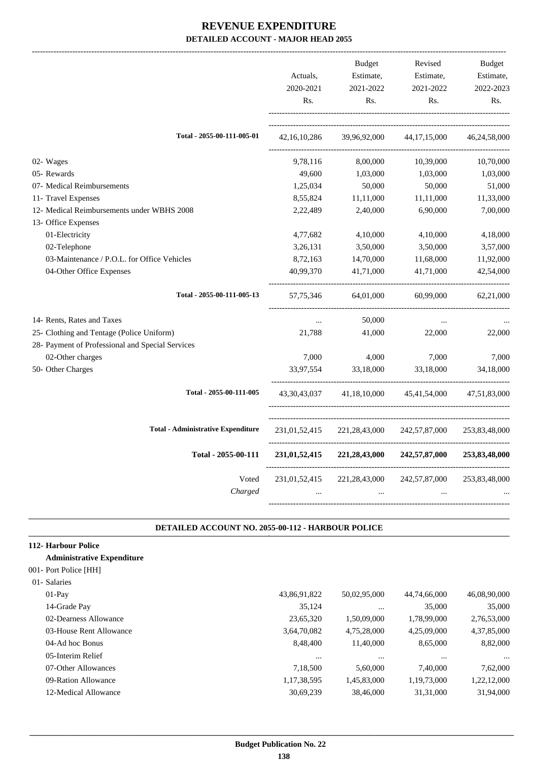# REVENUE EXPENDITURE

## DETAILED ACCOUNT - MAJOR HEAD 2055

| | Actuals, 2020-2021 Rs. | Budget Estimate, 2021-2022 Rs. | Revised Estimate, 2021-2022 Rs. | Budget Estimate, 2022-2023 Rs. |
|---|---|---|---|---|
| Total - 2055-00-111-005-01 | 42,16,10,286 | 39,96,92,000 | 44,17,15,000 | 46,24,58,000 |
| 02- Wages | 9,78,116 | 8,00,000 | 10,39,000 | 10,70,000 |
| 05- Rewards | 49,600 | 1,03,000 | 1,03,000 | 1,03,000 |
| 07- Medical Reimbursements | 1,25,034 | 50,000 | 50,000 | 51,000 |
| 11- Travel Expenses | 8,55,824 | 11,11,000 | 11,11,000 | 11,33,000 |
| 12- Medical Reimbursements under WBHS 2008 | 2,22,489 | 2,40,000 | 6,90,000 | 7,00,000 |
| 13- Office Expenses | | | | |
| 01-Electricity | 4,77,682 | 4,10,000 | 4,10,000 | 4,18,000 |
| 02-Telephone | 3,26,131 | 3,50,000 | 3,50,000 | 3,57,000 |
| 03-Maintenance / P.O.L. for Office Vehicles | 8,72,163 | 14,70,000 | 11,68,000 | 11,92,000 |
| 04-Other Office Expenses | 40,99,370 | 41,71,000 | 41,71,000 | 42,54,000 |
| Total - 2055-00-111-005-13 | 57,75,346 | 64,01,000 | 60,99,000 | 62,21,000 |
| 14- Rents, Rates and Taxes | ... | 50,000 | ... | ... |
| 25- Clothing and Tentage (Police Uniform) | 21,788 | 41,000 | 22,000 | 22,000 |
| 28- Payment of Professional and Special Services | | | | |
| 02-Other charges | 7,000 | 4,000 | 7,000 | 7,000 |
| 50- Other Charges | 33,97,554 | 33,18,000 | 33,18,000 | 34,18,000 |
| Total - 2055-00-111-005 | 43,30,43,037 | 41,18,10,000 | 45,41,54,000 | 47,51,83,000 |
| Total - Administrative Expenditure | 231,01,52,415 | 221,28,43,000 | 242,57,87,000 | 253,83,48,000 |
| **Total - 2055-00-111** | **231,01,52,415** | **221,28,43,000** | **242,57,87,000** | **253,83,48,000** |
| Voted | 231,01,52,415 | 221,28,43,000 | 242,57,87,000 | 253,83,48,000 |
| *Charged* | ... | ... | ... | ... |

### DETAILED ACCOUNT NO. 2055-00-112 - HARBOUR POLICE

| | Actuals, 2020-2021 Rs. | Budget Estimate, 2021-2022 Rs. | Revised Estimate, 2021-2022 Rs. | Budget Estimate, 2022-2023 Rs. |
|---|---|---|---|---|
| **112- Harbour Police** | | | | |
| **Administrative Expenditure** | | | | |
| 001- Port Police [HH] | | | | |
| 01- Salaries | | | | |
| 01-Pay | 43,86,91,822 | 50,02,95,000 | 44,74,66,000 | 46,08,90,000 |
| 14-Grade Pay | 35,124 | ... | 35,000 | 35,000 |
| 02-Dearness Allowance | 23,65,320 | 1,50,09,000 | 1,78,99,000 | 2,76,53,000 |
| 03-House Rent Allowance | 3,64,70,082 | 4,75,28,000 | 4,25,09,000 | 4,37,85,000 |
| 04-Ad hoc Bonus | 8,48,400 | 11,40,000 | 8,65,000 | 8,82,000 |
| 05-Interim Relief | ... | ... | ... | ... |
| 07-Other Allowances | 7,18,500 | 5,60,000 | 7,40,000 | 7,62,000 |
| 09-Ration Allowance | 1,17,38,595 | 1,45,83,000 | 1,19,73,000 | 1,22,12,000 |
| 12-Medical Allowance | 30,69,239 | 38,46,000 | 31,31,000 | 31,94,000 |

**Budget Publication No. 22**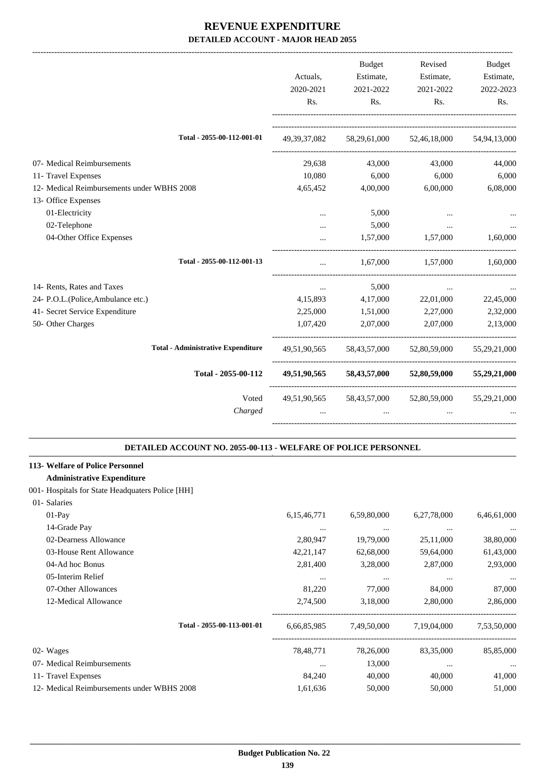# REVENUE EXPENDITURE

## DETAILED ACCOUNT - MAJOR HEAD 2055

| | Actuals, 2020-2021 Rs. | Budget Estimate, 2021-2022 Rs. | Revised Estimate, 2021-2022 Rs. | Budget Estimate, 2022-2023 Rs. |
|---|---|---|---|---|
| Total - 2055-00-112-001-01 | 49,39,37,082 | 58,29,61,000 | 52,46,18,000 | 54,94,13,000 |
| 07- Medical Reimbursements | 29,638 | 43,000 | 43,000 | 44,000 |
| 11- Travel Expenses | 10,080 | 6,000 | 6,000 | 6,000 |
| 12- Medical Reimbursements under WBHS 2008 | 4,65,452 | 4,00,000 | 6,00,000 | 6,08,000 |
| 13- Office Expenses | | | | |
| 01-Electricity | ... | 5,000 | ... | ... |
| 02-Telephone | ... | 5,000 | ... | ... |
| 04-Other Office Expenses | ... | 1,57,000 | 1,57,000 | 1,60,000 |
| Total - 2055-00-112-001-13 | ... | 1,67,000 | 1,57,000 | 1,60,000 |
| 14- Rents, Rates and Taxes | ... | 5,000 | ... | ... |
| 24- P.O.L.(Police,Ambulance etc.) | 4,15,893 | 4,17,000 | 22,01,000 | 22,45,000 |
| 41- Secret Service Expenditure | 2,25,000 | 1,51,000 | 2,27,000 | 2,32,000 |
| 50- Other Charges | 1,07,420 | 2,07,000 | 2,07,000 | 2,13,000 |
| Total - Administrative Expenditure | 49,51,90,565 | 58,43,57,000 | 52,80,59,000 | 55,29,21,000 |
| **Total - 2055-00-112** | **49,51,90,565** | **58,43,57,000** | **52,80,59,000** | **55,29,21,000** |
| Voted | 49,51,90,565 | 58,43,57,000 | 52,80,59,000 | 55,29,21,000 |
| *Charged* | ... | ... | ... | ... |

### DETAILED ACCOUNT NO. 2055-00-113 - WELFARE OF POLICE PERSONNEL

| | Actuals, 2020-2021 Rs. | Budget Estimate, 2021-2022 Rs. | Revised Estimate, 2021-2022 Rs. | Budget Estimate, 2022-2023 Rs. |
|---|---|---|---|---|
| **113- Welfare of Police Personnel** | | | | |
| **Administrative Expenditure** | | | | |
| 001- Hospitals for State Headquaters Police [HH] | | | | |
| 01- Salaries | | | | |
| 01-Pay | 6,15,46,771 | 6,59,80,000 | 6,27,78,000 | 6,46,61,000 |
| 14-Grade Pay | ... | ... | ... | ... |
| 02-Dearness Allowance | 2,80,947 | 19,79,000 | 25,11,000 | 38,80,000 |
| 03-House Rent Allowance | 42,21,147 | 62,68,000 | 59,64,000 | 61,43,000 |
| 04-Ad hoc Bonus | 2,81,400 | 3,28,000 | 2,87,000 | 2,93,000 |
| 05-Interim Relief | ... | ... | ... | ... |
| 07-Other Allowances | 81,220 | 77,000 | 84,000 | 87,000 |
| 12-Medical Allowance | 2,74,500 | 3,18,000 | 2,80,000 | 2,86,000 |
| Total - 2055-00-113-001-01 | 6,66,85,985 | 7,49,50,000 | 7,19,04,000 | 7,53,50,000 |
| 02- Wages | 78,48,771 | 78,26,000 | 83,35,000 | 85,85,000 |
| 07- Medical Reimbursements | ... | 13,000 | ... | ... |
| 11- Travel Expenses | 84,240 | 40,000 | 40,000 | 41,000 |
| 12- Medical Reimbursements under WBHS 2008 | 1,61,636 | 50,000 | 50,000 | 51,000 |

**Budget Publication No. 22**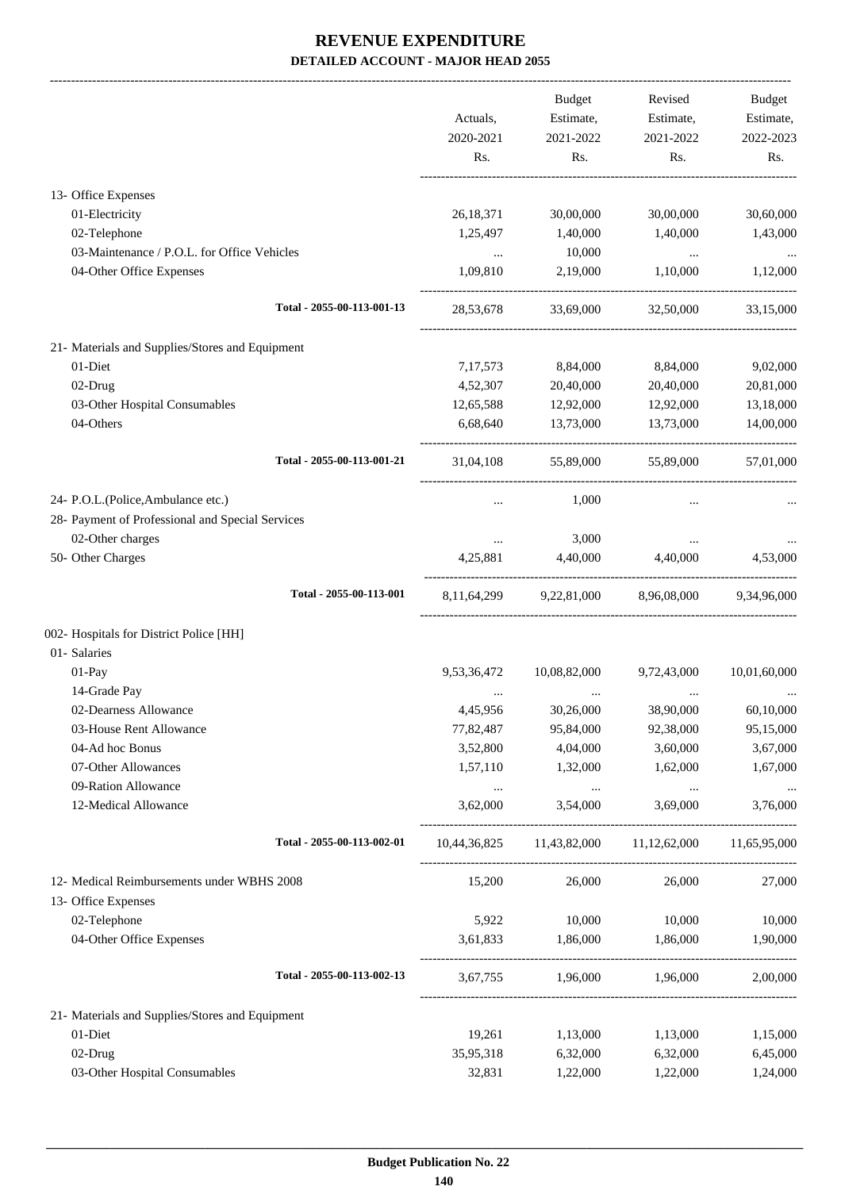# REVENUE EXPENDITURE

**DETAILED ACCOUNT - MAJOR HEAD 2055**

| | Actuals, 2020-2021 Rs. | Budget Estimate, 2021-2022 Rs. | Revised Estimate, 2021-2022 Rs. | Budget Estimate, 2022-2023 Rs. |
|---|---|---|---|---|
| 13- Office Expenses | | | | |
| 01-Electricity | 26,18,371 | 30,00,000 | 30,00,000 | 30,60,000 |
| 02-Telephone | 1,25,497 | 1,40,000 | 1,40,000 | 1,43,000 |
| 03-Maintenance / P.O.L. for Office Vehicles | ... | 10,000 | ... | ... |
| 04-Other Office Expenses | 1,09,810 | 2,19,000 | 1,10,000 | 1,12,000 |
| Total - 2055-00-113-001-13 | 28,53,678 | 33,69,000 | 32,50,000 | 33,15,000 |
| 21- Materials and Supplies/Stores and Equipment | | | | |
| 01-Diet | 7,17,573 | 8,84,000 | 8,84,000 | 9,02,000 |
| 02-Drug | 4,52,307 | 20,40,000 | 20,40,000 | 20,81,000 |
| 03-Other Hospital Consumables | 12,65,588 | 12,92,000 | 12,92,000 | 13,18,000 |
| 04-Others | 6,68,640 | 13,73,000 | 13,73,000 | 14,00,000 |
| Total - 2055-00-113-001-21 | 31,04,108 | 55,89,000 | 55,89,000 | 57,01,000 |
| 24- P.O.L.(Police,Ambulance etc.) | ... | 1,000 | ... | ... |
| 28- Payment of Professional and Special Services | | | | |
| 02-Other charges | ... | 3,000 | ... | ... |
| 50- Other Charges | 4,25,881 | 4,40,000 | 4,40,000 | 4,53,000 |
| Total - 2055-00-113-001 | 8,11,64,299 | 9,22,81,000 | 8,96,08,000 | 9,34,96,000 |
| 002- Hospitals for District Police [HH] | | | | |
| 01- Salaries | | | | |
| 01-Pay | 9,53,36,472 | 10,08,82,000 | 9,72,43,000 | 10,01,60,000 |
| 14-Grade Pay | ... | ... | ... | ... |
| 02-Dearness Allowance | 4,45,956 | 30,26,000 | 38,90,000 | 60,10,000 |
| 03-House Rent Allowance | 77,82,487 | 95,84,000 | 92,38,000 | 95,15,000 |
| 04-Ad hoc Bonus | 3,52,800 | 4,04,000 | 3,60,000 | 3,67,000 |
| 07-Other Allowances | 1,57,110 | 1,32,000 | 1,62,000 | 1,67,000 |
| 09-Ration Allowance | ... | ... | ... | ... |
| 12-Medical Allowance | 3,62,000 | 3,54,000 | 3,69,000 | 3,76,000 |
| Total - 2055-00-113-002-01 | 10,44,36,825 | 11,43,82,000 | 11,12,62,000 | 11,65,95,000 |
| 12- Medical Reimbursements under WBHS 2008 | 15,200 | 26,000 | 26,000 | 27,000 |
| 13- Office Expenses | | | | |
| 02-Telephone | 5,922 | 10,000 | 10,000 | 10,000 |
| 04-Other Office Expenses | 3,61,833 | 1,86,000 | 1,86,000 | 1,90,000 |
| Total - 2055-00-113-002-13 | 3,67,755 | 1,96,000 | 1,96,000 | 2,00,000 |
| 21- Materials and Supplies/Stores and Equipment | | | | |
| 01-Diet | 19,261 | 1,13,000 | 1,13,000 | 1,15,000 |
| 02-Drug | 35,95,318 | 6,32,000 | 6,32,000 | 6,45,000 |
| 03-Other Hospital Consumables | 32,831 | 1,22,000 | 1,22,000 | 1,24,000 |

**Budget Publication No. 22**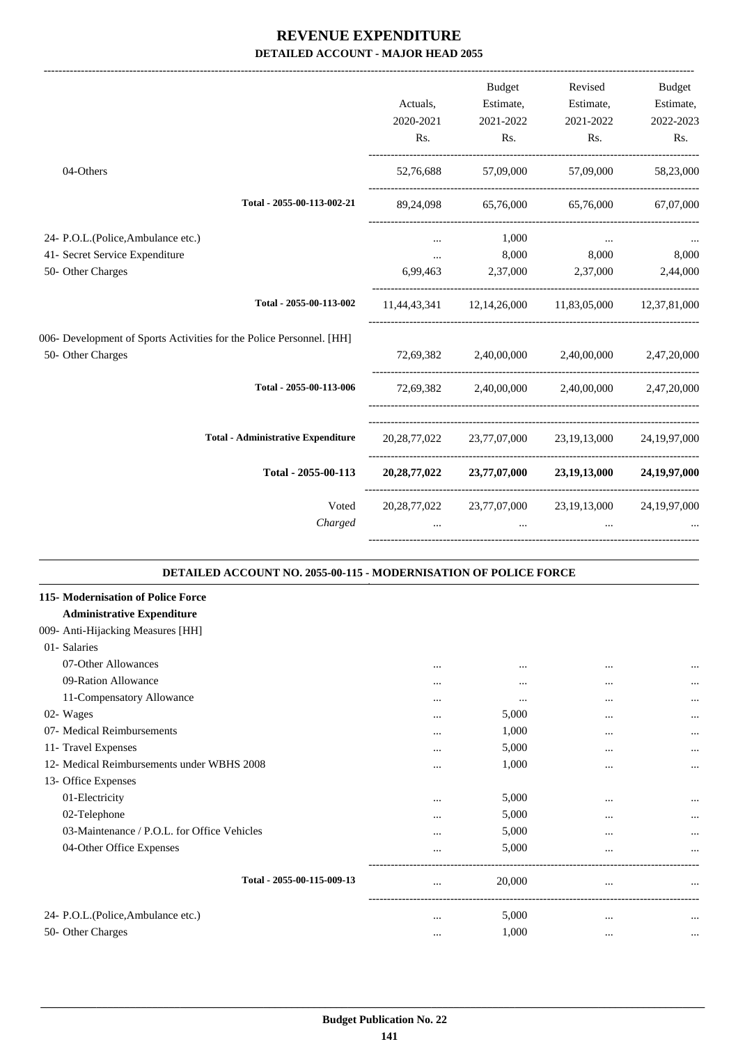# REVENUE EXPENDITURE

**DETAILED ACCOUNT - MAJOR HEAD 2055**

| | Actuals, 2020-2021 Rs. | Budget Estimate, 2021-2022 Rs. | Revised Estimate, 2021-2022 Rs. | Budget Estimate, 2022-2023 Rs. |
|---|---|---|---|---|
| 04-Others | 52,76,688 | 57,09,000 | 57,09,000 | 58,23,000 |
| Total - 2055-00-113-002-21 | 89,24,098 | 65,76,000 | 65,76,000 | 67,07,000 |
| 24- P.O.L.(Police,Ambulance etc.) | ... | 1,000 | ... | ... |
| 41- Secret Service Expenditure | ... | 8,000 | 8,000 | 8,000 |
| 50- Other Charges | 6,99,463 | 2,37,000 | 2,37,000 | 2,44,000 |
| Total - 2055-00-113-002 | 11,44,43,341 | 12,14,26,000 | 11,83,05,000 | 12,37,81,000 |
| 006- Development of Sports Activities for the Police Personnel. [HH] | | | | |
| 50- Other Charges | 72,69,382 | 2,40,00,000 | 2,40,00,000 | 2,47,20,000 |
| Total - 2055-00-113-006 | 72,69,382 | 2,40,00,000 | 2,40,00,000 | 2,47,20,000 |
| Total - Administrative Expenditure | 20,28,77,022 | 23,77,07,000 | 23,19,13,000 | 24,19,97,000 |
| **Total - 2055-00-113** | **20,28,77,022** | **23,77,07,000** | **23,19,13,000** | **24,19,97,000** |
| Voted | 20,28,77,022 | 23,77,07,000 | 23,19,13,000 | 24,19,97,000 |
| *Charged* | ... | ... | ... | ... |

**DETAILED ACCOUNT NO. 2055-00-115 - MODERNISATION OF POLICE FORCE**

| | Actuals, 2020-2021 Rs. | Budget Estimate, 2021-2022 Rs. | Revised Estimate, 2021-2022 Rs. | Budget Estimate, 2022-2023 Rs. |
|---|---|---|---|---|
| **115- Modernisation of Police Force** | | | | |
| **Administrative Expenditure** | | | | |
| 009- Anti-Hijacking Measures [HH] | | | | |
| 01- Salaries | | | | |
| 07-Other Allowances | ... | ... | ... | ... |
| 09-Ration Allowance | ... | ... | ... | ... |
| 11-Compensatory Allowance | ... | ... | ... | ... |
| 02- Wages | ... | 5,000 | ... | ... |
| 07- Medical Reimbursements | ... | 1,000 | ... | ... |
| 11- Travel Expenses | ... | 5,000 | ... | ... |
| 12- Medical Reimbursements under WBHS 2008 | ... | 1,000 | ... | ... |
| 13- Office Expenses | | | | |
| 01-Electricity | ... | 5,000 | ... | ... |
| 02-Telephone | ... | 5,000 | ... | ... |
| 03-Maintenance / P.O.L. for Office Vehicles | ... | 5,000 | ... | ... |
| 04-Other Office Expenses | ... | 5,000 | ... | ... |
| Total - 2055-00-115-009-13 | ... | 20,000 | ... | ... |
| 24- P.O.L.(Police,Ambulance etc.) | ... | 5,000 | ... | ... |
| 50- Other Charges | ... | 1,000 | ... | ... |

Budget Publication No. 22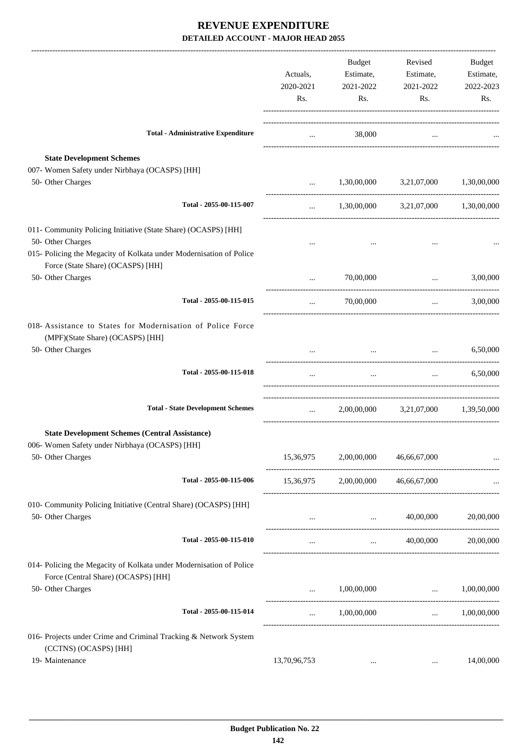# REVENUE EXPENDITURE

## DETAILED ACCOUNT - MAJOR HEAD 2055

| | Actuals, 2020-2021 Rs. | Budget Estimate, 2021-2022 Rs. | Revised Estimate, 2021-2022 Rs. | Budget Estimate, 2022-2023 Rs. |
|---|---|---|---|---|
| **Total - Administrative Expenditure** | ... | 38,000 | ... | ... |
| **State Development Schemes** | | | | |
| 007- Women Safety under Nirbhaya (OCASPS) [HH] | | | | |
| 50- Other Charges | ... | 1,30,00,000 | 3,21,07,000 | 1,30,00,000 |
| **Total - 2055-00-115-007** | ... | 1,30,00,000 | 3,21,07,000 | 1,30,00,000 |
| 011- Community Policing Initiative (State Share) (OCASPS) [HH] | | | | |
| 50- Other Charges | ... | ... | ... | ... |
| 015- Policing the Megacity of Kolkata under Modernisation of Police Force (State Share) (OCASPS) [HH] | | | | |
| 50- Other Charges | ... | 70,00,000 | ... | 3,00,000 |
| **Total - 2055-00-115-015** | ... | 70,00,000 | ... | 3,00,000 |
| 018- Assistance to States for Modernisation of Police Force (MPF)(State Share) (OCASPS) [HH] | | | | |
| 50- Other Charges | ... | ... | ... | 6,50,000 |
| **Total - 2055-00-115-018** | ... | ... | ... | 6,50,000 |
| **Total - State Development Schemes** | ... | 2,00,00,000 | 3,21,07,000 | 1,39,50,000 |
| **State Development Schemes (Central Assistance)** | | | | |
| 006- Women Safety under Nirbhaya (OCASPS) [HH] | | | | |
| 50- Other Charges | 15,36,975 | 2,00,00,000 | 46,66,67,000 | ... |
| **Total - 2055-00-115-006** | 15,36,975 | 2,00,00,000 | 46,66,67,000 | ... |
| 010- Community Policing Initiative (Central Share) (OCASPS) [HH] | | | | |
| 50- Other Charges | ... | ... | 40,00,000 | 20,00,000 |
| **Total - 2055-00-115-010** | ... | ... | 40,00,000 | 20,00,000 |
| 014- Policing the Megacity of Kolkata under Modernisation of Police Force (Central Share) (OCASPS) [HH] | | | | |
| 50- Other Charges | ... | 1,00,00,000 | ... | 1,00,00,000 |
| **Total - 2055-00-115-014** | ... | 1,00,00,000 | ... | 1,00,00,000 |
| 016- Projects under Crime and Criminal Tracking & Network System (CCTNS) (OCASPS) [HH] | | | | |
| 19- Maintenance | 13,70,96,753 | ... | ... | 14,00,000 |

**Budget Publication No. 22**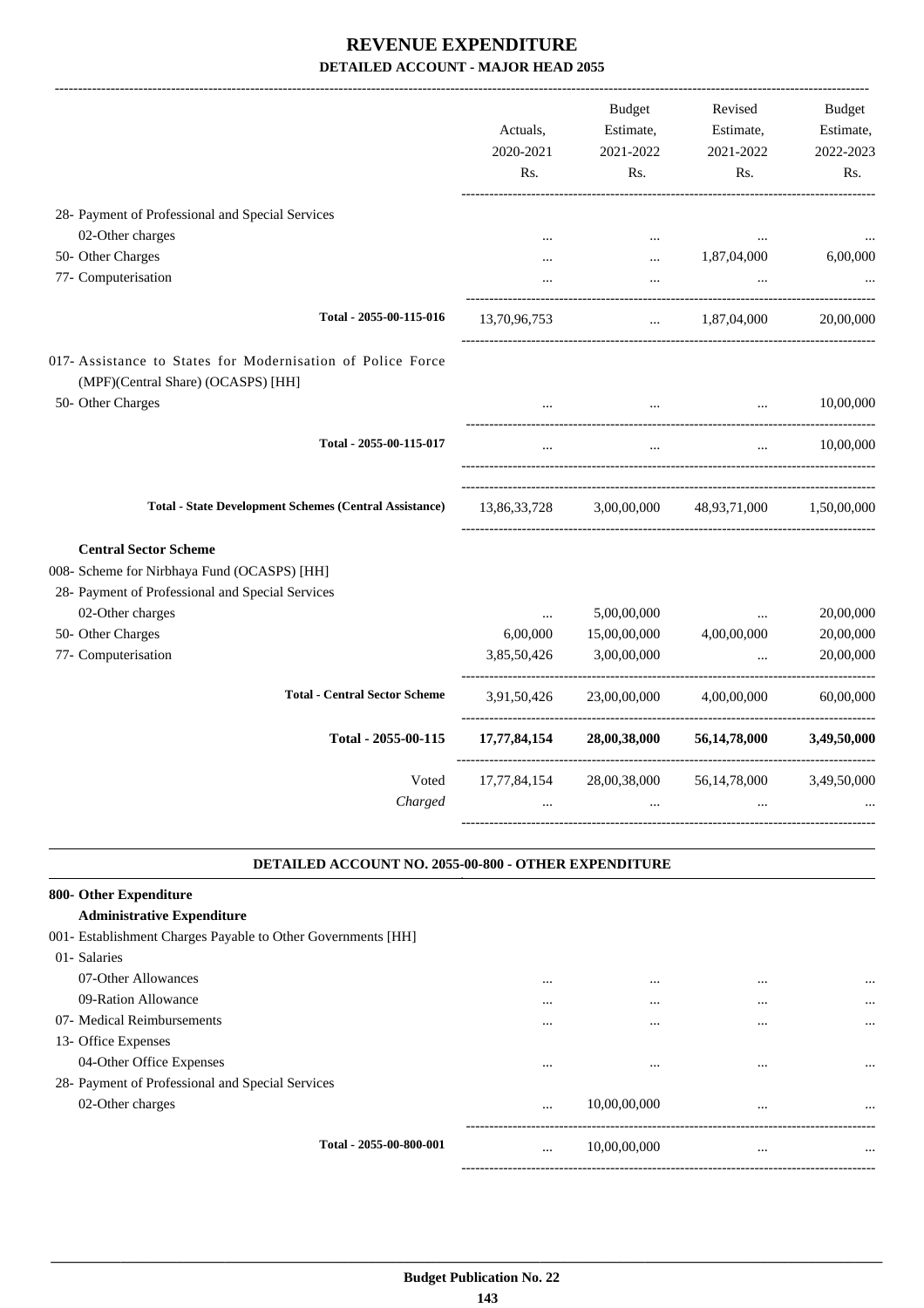# REVENUE EXPENDITURE

**DETAILED ACCOUNT - MAJOR HEAD 2055**

| | Actuals, 2020-2021 Rs. | Budget Estimate, 2021-2022 Rs. | Revised Estimate, 2021-2022 Rs. | Budget Estimate, 2022-2023 Rs. |
|---|---|---|---|---|
| 28- Payment of Professional and Special Services | | | | |
| 02-Other charges | ... | ... | ... | ... |
| 50- Other Charges | ... | ... | 1,87,04,000 | 6,00,000 |
| 77- Computerisation | ... | ... | ... | ... |
| **Total - 2055-00-115-016** | 13,70,96,753 | ... | 1,87,04,000 | 20,00,000 |
| 017- Assistance to States for Modernisation of Police Force (MPF)(Central Share) (OCASPS) [HH] | | | | |
| 50- Other Charges | ... | ... | ... | 10,00,000 |
| **Total - 2055-00-115-017** | ... | ... | ... | 10,00,000 |
| **Total - State Development Schemes (Central Assistance)** | 13,86,33,728 | 3,00,00,000 | 48,93,71,000 | 1,50,00,000 |
| **Central Sector Scheme** | | | | |
| 008- Scheme for Nirbhaya Fund (OCASPS) [HH] | | | | |
| 28- Payment of Professional and Special Services | | | | |
| 02-Other charges | ... | 5,00,00,000 | ... | 20,00,000 |
| 50- Other Charges | 6,00,000 | 15,00,00,000 | 4,00,00,000 | 20,00,000 |
| 77- Computerisation | 3,85,50,426 | 3,00,00,000 | ... | 20,00,000 |
| **Total - Central Sector Scheme** | 3,91,50,426 | 23,00,00,000 | 4,00,00,000 | 60,00,000 |
| **Total - 2055-00-115** | **17,77,84,154** | **28,00,38,000** | **56,14,78,000** | **3,49,50,000** |
| Voted | 17,77,84,154 | 28,00,38,000 | 56,14,78,000 | 3,49,50,000 |
| *Charged* | ... | ... | ... | ... |

**DETAILED ACCOUNT NO. 2055-00-800 - OTHER EXPENDITURE**

| | Actuals, 2020-2021 Rs. | Budget Estimate, 2021-2022 Rs. | Revised Estimate, 2021-2022 Rs. | Budget Estimate, 2022-2023 Rs. |
|---|---|---|---|---|
| **800- Other Expenditure** | | | | |
| **Administrative Expenditure** | | | | |
| 001- Establishment Charges Payable to Other Governments [HH] | | | | |
| 01- Salaries | | | | |
| 07-Other Allowances | ... | ... | ... | ... |
| 09-Ration Allowance | ... | ... | ... | ... |
| 07- Medical Reimbursements | ... | ... | ... | ... |
| 13- Office Expenses | | | | |
| 04-Other Office Expenses | ... | ... | ... | ... |
| 28- Payment of Professional and Special Services | | | | |
| 02-Other charges | ... | 10,00,00,000 | ... | ... |
| **Total - 2055-00-800-001** | ... | 10,00,00,000 | ... | ... |

**Budget Publication No. 22**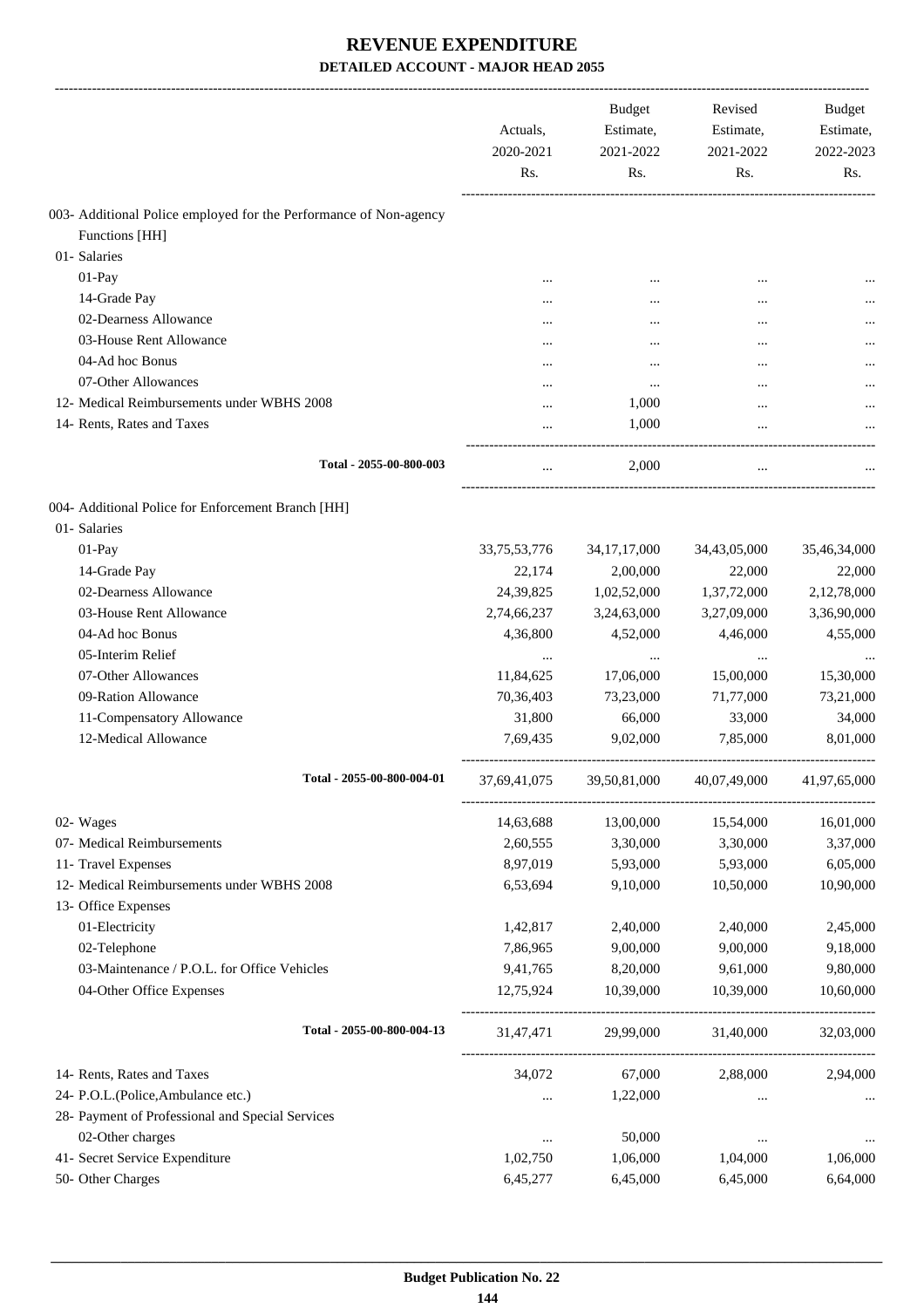# REVENUE EXPENDITURE

## DETAILED ACCOUNT - MAJOR HEAD 2055

| | Actuals, 2020-2021 Rs. | Budget Estimate, 2021-2022 Rs. | Revised Estimate, 2021-2022 Rs. | Budget Estimate, 2022-2023 Rs. |
|---|---|---|---|---|
| 003- Additional Police employed for the Performance of Non-agency Functions [HH] | | | | |
| 01- Salaries | | | | |
| 01-Pay | ... | ... | ... | ... |
| 14-Grade Pay | ... | ... | ... | ... |
| 02-Dearness Allowance | ... | ... | ... | ... |
| 03-House Rent Allowance | ... | ... | ... | ... |
| 04-Ad hoc Bonus | ... | ... | ... | ... |
| 07-Other Allowances | ... | ... | ... | ... |
| 12- Medical Reimbursements under WBHS 2008 | ... | 1,000 | ... | ... |
| 14- Rents, Rates and Taxes | ... | 1,000 | ... | ... |
| Total - 2055-00-800-003 | ... | 2,000 | ... | ... |
| 004- Additional Police for Enforcement Branch [HH] | | | | |
| 01- Salaries | | | | |
| 01-Pay | 33,75,53,776 | 34,17,17,000 | 34,43,05,000 | 35,46,34,000 |
| 14-Grade Pay | 22,174 | 2,00,000 | 22,000 | 22,000 |
| 02-Dearness Allowance | 24,39,825 | 1,02,52,000 | 1,37,72,000 | 2,12,78,000 |
| 03-House Rent Allowance | 2,74,66,237 | 3,24,63,000 | 3,27,09,000 | 3,36,90,000 |
| 04-Ad hoc Bonus | 4,36,800 | 4,52,000 | 4,46,000 | 4,55,000 |
| 05-Interim Relief | ... | ... | ... | ... |
| 07-Other Allowances | 11,84,625 | 17,06,000 | 15,00,000 | 15,30,000 |
| 09-Ration Allowance | 70,36,403 | 73,23,000 | 71,77,000 | 73,21,000 |
| 11-Compensatory Allowance | 31,800 | 66,000 | 33,000 | 34,000 |
| 12-Medical Allowance | 7,69,435 | 9,02,000 | 7,85,000 | 8,01,000 |
| Total - 2055-00-800-004-01 | 37,69,41,075 | 39,50,81,000 | 40,07,49,000 | 41,97,65,000 |
| 02- Wages | 14,63,688 | 13,00,000 | 15,54,000 | 16,01,000 |
| 07- Medical Reimbursements | 2,60,555 | 3,30,000 | 3,30,000 | 3,37,000 |
| 11- Travel Expenses | 8,97,019 | 5,93,000 | 5,93,000 | 6,05,000 |
| 12- Medical Reimbursements under WBHS 2008 | 6,53,694 | 9,10,000 | 10,50,000 | 10,90,000 |
| 13- Office Expenses | | | | |
| 01-Electricity | 1,42,817 | 2,40,000 | 2,40,000 | 2,45,000 |
| 02-Telephone | 7,86,965 | 9,00,000 | 9,00,000 | 9,18,000 |
| 03-Maintenance / P.O.L. for Office Vehicles | 9,41,765 | 8,20,000 | 9,61,000 | 9,80,000 |
| 04-Other Office Expenses | 12,75,924 | 10,39,000 | 10,39,000 | 10,60,000 |
| Total - 2055-00-800-004-13 | 31,47,471 | 29,99,000 | 31,40,000 | 32,03,000 |
| 14- Rents, Rates and Taxes | 34,072 | 67,000 | 2,88,000 | 2,94,000 |
| 24- P.O.L.(Police,Ambulance etc.) | ... | 1,22,000 | ... | ... |
| 28- Payment of Professional and Special Services | | | | |
| 02-Other charges | ... | 50,000 | ... | ... |
| 41- Secret Service Expenditure | 1,02,750 | 1,06,000 | 1,04,000 | 1,06,000 |
| 50- Other Charges | 6,45,277 | 6,45,000 | 6,45,000 | 6,64,000 |

Budget Publication No. 22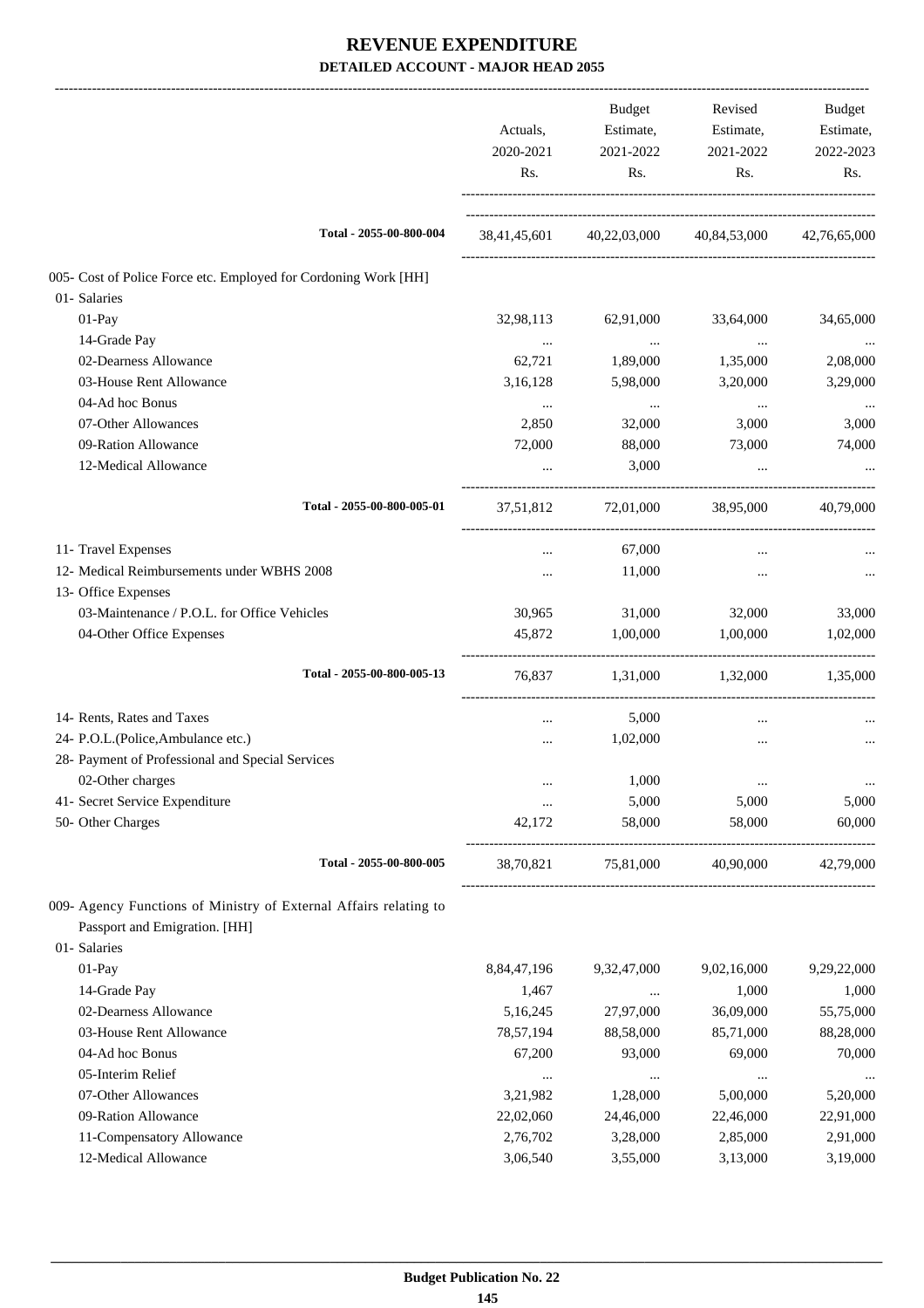# REVENUE EXPENDITURE

## DETAILED ACCOUNT - MAJOR HEAD 2055

| | Actuals, 2020-2021 Rs. | Budget Estimate, 2021-2022 Rs. | Revised Estimate, 2021-2022 Rs. | Budget Estimate, 2022-2023 Rs. |
|---|---|---|---|---|
| Total - 2055-00-800-004 | 38,41,45,601 | 40,22,03,000 | 40,84,53,000 | 42,76,65,000 |
| 005- Cost of Police Force etc. Employed for Cordoning Work [HH] | | | | |
| 01- Salaries | | | | |
| 01-Pay | 32,98,113 | 62,91,000 | 33,64,000 | 34,65,000 |
| 14-Grade Pay | ... | ... | ... | ... |
| 02-Dearness Allowance | 62,721 | 1,89,000 | 1,35,000 | 2,08,000 |
| 03-House Rent Allowance | 3,16,128 | 5,98,000 | 3,20,000 | 3,29,000 |
| 04-Ad hoc Bonus | ... | ... | ... | ... |
| 07-Other Allowances | 2,850 | 32,000 | 3,000 | 3,000 |
| 09-Ration Allowance | 72,000 | 88,000 | 73,000 | 74,000 |
| 12-Medical Allowance | ... | 3,000 | ... | ... |
| Total - 2055-00-800-005-01 | 37,51,812 | 72,01,000 | 38,95,000 | 40,79,000 |
| 11- Travel Expenses | ... | 67,000 | ... | ... |
| 12- Medical Reimbursements under WBHS 2008 | ... | 11,000 | ... | ... |
| 13- Office Expenses | | | | |
| 03-Maintenance / P.O.L. for Office Vehicles | 30,965 | 31,000 | 32,000 | 33,000 |
| 04-Other Office Expenses | 45,872 | 1,00,000 | 1,00,000 | 1,02,000 |
| Total - 2055-00-800-005-13 | 76,837 | 1,31,000 | 1,32,000 | 1,35,000 |
| 14- Rents, Rates and Taxes | ... | 5,000 | ... | ... |
| 24- P.O.L.(Police,Ambulance etc.) | ... | 1,02,000 | ... | ... |
| 28- Payment of Professional and Special Services | | | | |
| 02-Other charges | ... | 1,000 | ... | ... |
| 41- Secret Service Expenditure | ... | 5,000 | 5,000 | 5,000 |
| 50- Other Charges | 42,172 | 58,000 | 58,000 | 60,000 |
| Total - 2055-00-800-005 | 38,70,821 | 75,81,000 | 40,90,000 | 42,79,000 |
| 009- Agency Functions of Ministry of External Affairs relating to Passport and Emigration. [HH] | | | | |
| 01- Salaries | | | | |
| 01-Pay | 8,84,47,196 | 9,32,47,000 | 9,02,16,000 | 9,29,22,000 |
| 14-Grade Pay | 1,467 | ... | 1,000 | 1,000 |
| 02-Dearness Allowance | 5,16,245 | 27,97,000 | 36,09,000 | 55,75,000 |
| 03-House Rent Allowance | 78,57,194 | 88,58,000 | 85,71,000 | 88,28,000 |
| 04-Ad hoc Bonus | 67,200 | 93,000 | 69,000 | 70,000 |
| 05-Interim Relief | ... | ... | ... | ... |
| 07-Other Allowances | 3,21,982 | 1,28,000 | 5,00,000 | 5,20,000 |
| 09-Ration Allowance | 22,02,060 | 24,46,000 | 22,46,000 | 22,91,000 |
| 11-Compensatory Allowance | 2,76,702 | 3,28,000 | 2,85,000 | 2,91,000 |
| 12-Medical Allowance | 3,06,540 | 3,55,000 | 3,13,000 | 3,19,000 |

Budget Publication No. 22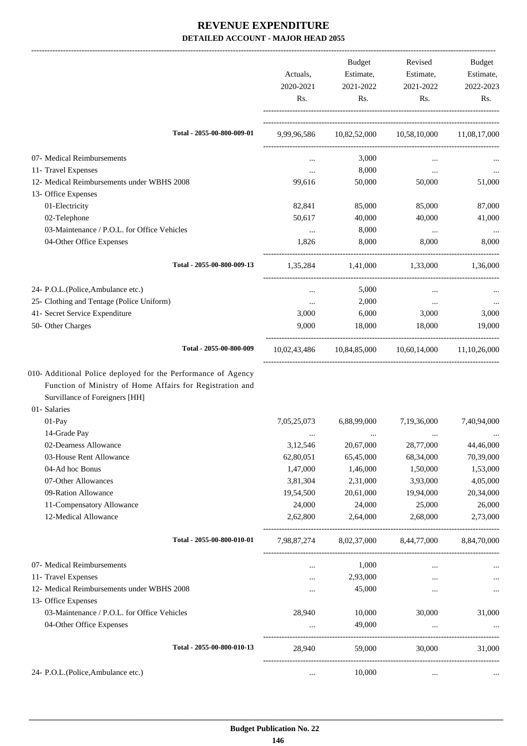# REVENUE EXPENDITURE

**DETAILED ACCOUNT - MAJOR HEAD 2055**

| | Actuals, 2020-2021 Rs. | Budget Estimate, 2021-2022 Rs. | Revised Estimate, 2021-2022 Rs. | Budget Estimate, 2022-2023 Rs. |
|---|---|---|---|---|
| **Total - 2055-00-800-009-01** | 9,99,96,586 | 10,82,52,000 | 10,58,10,000 | 11,08,17,000 |
| 07- Medical Reimbursements | ... | 3,000 | ... | ... |
| 11- Travel Expenses | ... | 8,000 | ... | ... |
| 12- Medical Reimbursements under WBHS 2008 | 99,616 | 50,000 | 50,000 | 51,000 |
| 13- Office Expenses | | | | |
| 01-Electricity | 82,841 | 85,000 | 85,000 | 87,000 |
| 02-Telephone | 50,617 | 40,000 | 40,000 | 41,000 |
| 03-Maintenance / P.O.L. for Office Vehicles | ... | 8,000 | ... | ... |
| 04-Other Office Expenses | 1,826 | 8,000 | 8,000 | 8,000 |
| **Total - 2055-00-800-009-13** | 1,35,284 | 1,41,000 | 1,33,000 | 1,36,000 |
| 24- P.O.L.(Police,Ambulance etc.) | ... | 5,000 | ... | ... |
| 25- Clothing and Tentage (Police Uniform) | ... | 2,000 | ... | ... |
| 41- Secret Service Expenditure | 3,000 | 6,000 | 3,000 | 3,000 |
| 50- Other Charges | 9,000 | 18,000 | 18,000 | 19,000 |
| **Total - 2055-00-800-009** | 10,02,43,486 | 10,84,85,000 | 10,60,14,000 | 11,10,26,000 |
| 010- Additional Police deployed for the Performance of Agency Function of Ministry of Home Affairs for Registration and Survillance of Foreigners [HH] | | | | |
| 01- Salaries | | | | |
| 01-Pay | 7,05,25,073 | 6,88,99,000 | 7,19,36,000 | 7,40,94,000 |
| 14-Grade Pay | ... | ... | ... | ... |
| 02-Dearness Allowance | 3,12,546 | 20,67,000 | 28,77,000 | 44,46,000 |
| 03-House Rent Allowance | 62,80,051 | 65,45,000 | 68,34,000 | 70,39,000 |
| 04-Ad hoc Bonus | 1,47,000 | 1,46,000 | 1,50,000 | 1,53,000 |
| 07-Other Allowances | 3,81,304 | 2,31,000 | 3,93,000 | 4,05,000 |
| 09-Ration Allowance | 19,54,500 | 20,61,000 | 19,94,000 | 20,34,000 |
| 11-Compensatory Allowance | 24,000 | 24,000 | 25,000 | 26,000 |
| 12-Medical Allowance | 2,62,800 | 2,64,000 | 2,68,000 | 2,73,000 |
| **Total - 2055-00-800-010-01** | 7,98,87,274 | 8,02,37,000 | 8,44,77,000 | 8,84,70,000 |
| 07- Medical Reimbursements | ... | 1,000 | ... | ... |
| 11- Travel Expenses | ... | 2,93,000 | ... | ... |
| 12- Medical Reimbursements under WBHS 2008 | ... | 45,000 | ... | ... |
| 13- Office Expenses | | | | |
| 03-Maintenance / P.O.L. for Office Vehicles | 28,940 | 10,000 | 30,000 | 31,000 |
| 04-Other Office Expenses | ... | 49,000 | ... | ... |
| **Total - 2055-00-800-010-13** | 28,940 | 59,000 | 30,000 | 31,000 |
| 24- P.O.L.(Police,Ambulance etc.) | ... | 10,000 | ... | ... |

**Budget Publication No. 22**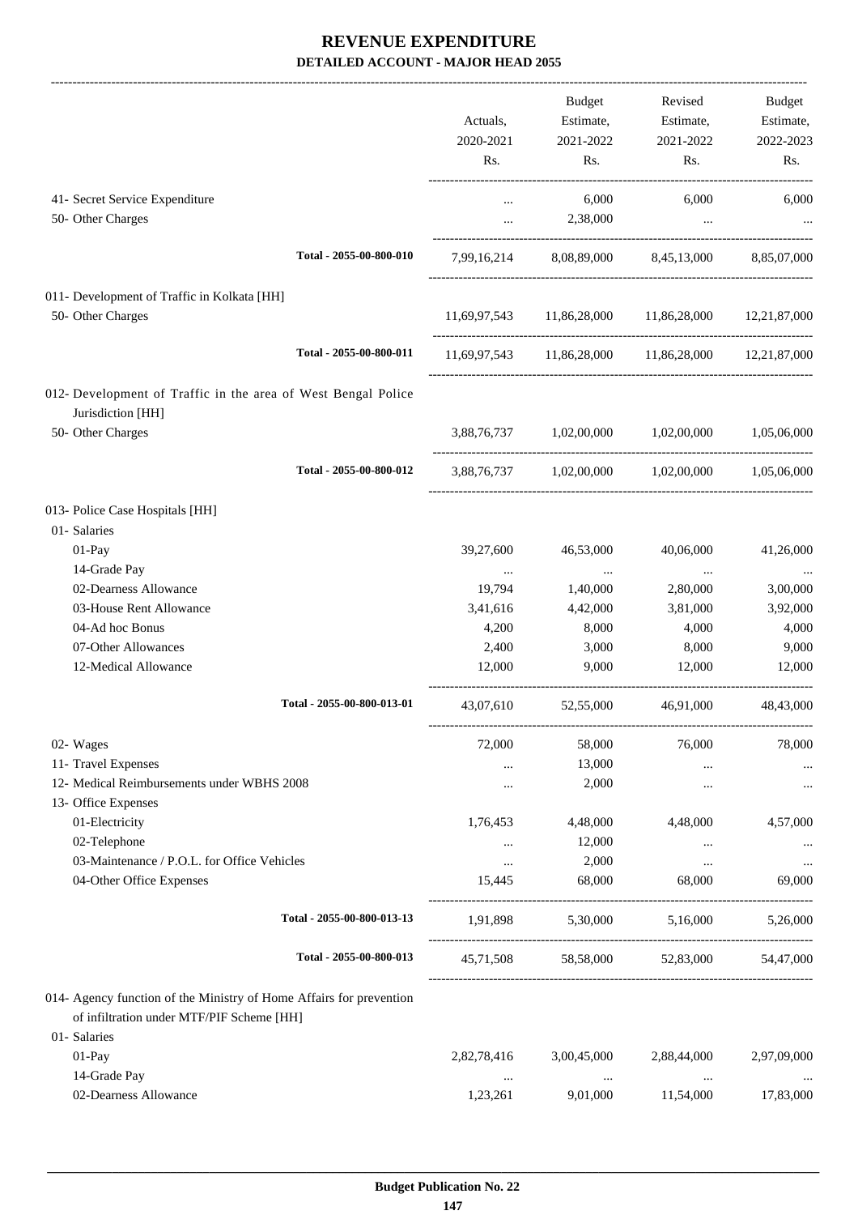# REVENUE EXPENDITURE

**DETAILED ACCOUNT - MAJOR HEAD 2055**

| | Actuals, 2020-2021 Rs. | Budget Estimate, 2021-2022 Rs. | Revised Estimate, 2021-2022 Rs. | Budget Estimate, 2022-2023 Rs. |
|---|---|---|---|---|
| 41- Secret Service Expenditure | ... | 6,000 | 6,000 | 6,000 |
| 50- Other Charges | ... | 2,38,000 | ... | ... |
| Total - 2055-00-800-010 | 7,99,16,214 | 8,08,89,000 | 8,45,13,000 | 8,85,07,000 |
| 011- Development of Traffic in Kolkata [HH] | | | | |
| 50- Other Charges | 11,69,97,543 | 11,86,28,000 | 11,86,28,000 | 12,21,87,000 |
| Total - 2055-00-800-011 | 11,69,97,543 | 11,86,28,000 | 11,86,28,000 | 12,21,87,000 |
| 012- Development of Traffic in the area of West Bengal Police Jurisdiction [HH] | | | | |
| 50- Other Charges | 3,88,76,737 | 1,02,00,000 | 1,02,00,000 | 1,05,06,000 |
| Total - 2055-00-800-012 | 3,88,76,737 | 1,02,00,000 | 1,02,00,000 | 1,05,06,000 |
| 013- Police Case Hospitals [HH] | | | | |
| 01- Salaries | | | | |
| 01-Pay | 39,27,600 | 46,53,000 | 40,06,000 | 41,26,000 |
| 14-Grade Pay | ... | ... | ... | ... |
| 02-Dearness Allowance | 19,794 | 1,40,000 | 2,80,000 | 3,00,000 |
| 03-House Rent Allowance | 3,41,616 | 4,42,000 | 3,81,000 | 3,92,000 |
| 04-Ad hoc Bonus | 4,200 | 8,000 | 4,000 | 4,000 |
| 07-Other Allowances | 2,400 | 3,000 | 8,000 | 9,000 |
| 12-Medical Allowance | 12,000 | 9,000 | 12,000 | 12,000 |
| Total - 2055-00-800-013-01 | 43,07,610 | 52,55,000 | 46,91,000 | 48,43,000 |
| 02- Wages | 72,000 | 58,000 | 76,000 | 78,000 |
| 11- Travel Expenses | ... | 13,000 | ... | ... |
| 12- Medical Reimbursements under WBHS 2008 | ... | 2,000 | ... | ... |
| 13- Office Expenses | | | | |
| 01-Electricity | 1,76,453 | 4,48,000 | 4,48,000 | 4,57,000 |
| 02-Telephone | ... | 12,000 | ... | ... |
| 03-Maintenance / P.O.L. for Office Vehicles | ... | 2,000 | ... | ... |
| 04-Other Office Expenses | 15,445 | 68,000 | 68,000 | 69,000 |
| Total - 2055-00-800-013-13 | 1,91,898 | 5,30,000 | 5,16,000 | 5,26,000 |
| Total - 2055-00-800-013 | 45,71,508 | 58,58,000 | 52,83,000 | 54,47,000 |
| 014- Agency function of the Ministry of Home Affairs for prevention of infiltration under MTF/PIF Scheme [HH] | | | | |
| 01- Salaries | | | | |
| 01-Pay | 2,82,78,416 | 3,00,45,000 | 2,88,44,000 | 2,97,09,000 |
| 14-Grade Pay | ... | ... | ... | ... |
| 02-Dearness Allowance | 1,23,261 | 9,01,000 | 11,54,000 | 17,83,000 |

**Budget Publication No. 22**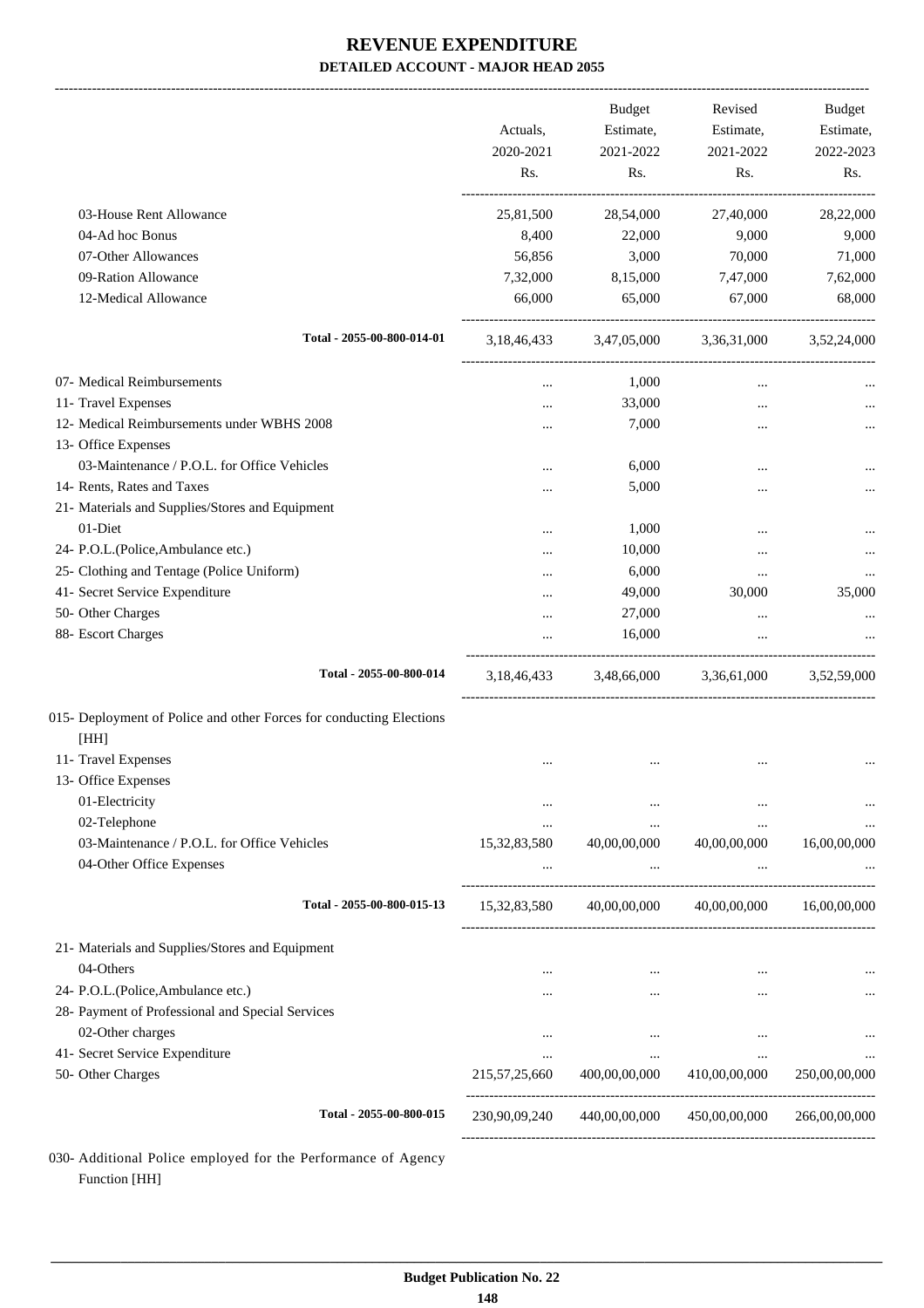# REVENUE EXPENDITURE

**DETAILED ACCOUNT - MAJOR HEAD 2055**

| | Actuals, 2020-2021 Rs. | Budget Estimate, 2021-2022 Rs. | Revised Estimate, 2021-2022 Rs. | Budget Estimate, 2022-2023 Rs. |
|---|---|---|---|---|
| 03-House Rent Allowance | 25,81,500 | 28,54,000 | 27,40,000 | 28,22,000 |
| 04-Ad hoc Bonus | 8,400 | 22,000 | 9,000 | 9,000 |
| 07-Other Allowances | 56,856 | 3,000 | 70,000 | 71,000 |
| 09-Ration Allowance | 7,32,000 | 8,15,000 | 7,47,000 | 7,62,000 |
| 12-Medical Allowance | 66,000 | 65,000 | 67,000 | 68,000 |
| **Total - 2055-00-800-014-01** | 3,18,46,433 | 3,47,05,000 | 3,36,31,000 | 3,52,24,000 |
| 07- Medical Reimbursements | ... | 1,000 | ... | ... |
| 11- Travel Expenses | ... | 33,000 | ... | ... |
| 12- Medical Reimbursements under WBHS 2008 | ... | 7,000 | ... | ... |
| 13- Office Expenses | | | | |
| 03-Maintenance / P.O.L. for Office Vehicles | ... | 6,000 | ... | ... |
| 14- Rents, Rates and Taxes | ... | 5,000 | ... | ... |
| 21- Materials and Supplies/Stores and Equipment | | | | |
| 01-Diet | ... | 1,000 | ... | ... |
| 24- P.O.L.(Police,Ambulance etc.) | ... | 10,000 | ... | ... |
| 25- Clothing and Tentage (Police Uniform) | ... | 6,000 | ... | ... |
| 41- Secret Service Expenditure | ... | 49,000 | 30,000 | 35,000 |
| 50- Other Charges | ... | 27,000 | ... | ... |
| 88- Escort Charges | ... | 16,000 | ... | ... |
| **Total - 2055-00-800-014** | 3,18,46,433 | 3,48,66,000 | 3,36,61,000 | 3,52,59,000 |
| 015- Deployment of Police and other Forces for conducting Elections [HH] | | | | |
| 11- Travel Expenses | ... | ... | ... | ... |
| 13- Office Expenses | | | | |
| 01-Electricity | ... | ... | ... | ... |
| 02-Telephone | ... | ... | ... | ... |
| 03-Maintenance / P.O.L. for Office Vehicles | 15,32,83,580 | 40,00,00,000 | 40,00,00,000 | 16,00,00,000 |
| 04-Other Office Expenses | ... | ... | ... | ... |
| **Total - 2055-00-800-015-13** | 15,32,83,580 | 40,00,00,000 | 40,00,00,000 | 16,00,00,000 |
| 21- Materials and Supplies/Stores and Equipment | | | | |
| 04-Others | ... | ... | ... | ... |
| 24- P.O.L.(Police,Ambulance etc.) | ... | ... | ... | ... |
| 28- Payment of Professional and Special Services | | | | |
| 02-Other charges | ... | ... | ... | ... |
| 41- Secret Service Expenditure | ... | ... | ... | ... |
| 50- Other Charges | 215,57,25,660 | 400,00,00,000 | 410,00,00,000 | 250,00,00,000 |
| **Total - 2055-00-800-015** | 230,90,09,240 | 440,00,00,000 | 450,00,00,000 | 266,00,00,000 |

030- Additional Police employed for the Performance of Agency Function [HH]

**Budget Publication No. 22**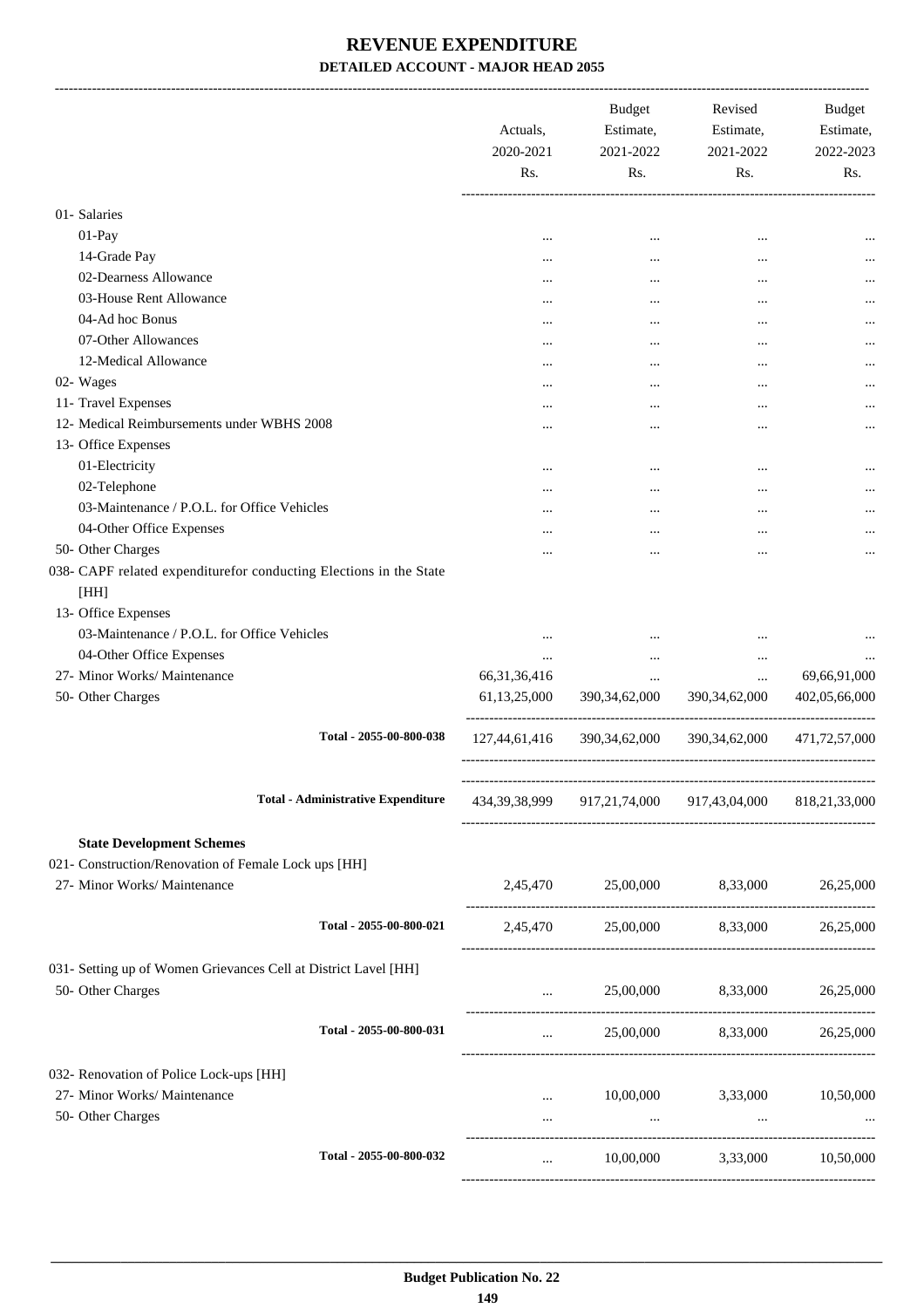# REVENUE EXPENDITURE

## DETAILED ACCOUNT - MAJOR HEAD 2055

| | Actuals, 2020-2021 Rs. | Budget Estimate, 2021-2022 Rs. | Revised Estimate, 2021-2022 Rs. | Budget Estimate, 2022-2023 Rs. |
|---|---|---|---|---|
| 01- Salaries | | | | |
| 01-Pay | ... | ... | ... | ... |
| 14-Grade Pay | ... | ... | ... | ... |
| 02-Dearness Allowance | ... | ... | ... | ... |
| 03-House Rent Allowance | ... | ... | ... | ... |
| 04-Ad hoc Bonus | ... | ... | ... | ... |
| 07-Other Allowances | ... | ... | ... | ... |
| 12-Medical Allowance | ... | ... | ... | ... |
| 02- Wages | ... | ... | ... | ... |
| 11- Travel Expenses | ... | ... | ... | ... |
| 12- Medical Reimbursements under WBHS 2008 | ... | ... | ... | ... |
| 13- Office Expenses | | | | |
| 01-Electricity | ... | ... | ... | ... |
| 02-Telephone | ... | ... | ... | ... |
| 03-Maintenance / P.O.L. for Office Vehicles | ... | ... | ... | ... |
| 04-Other Office Expenses | ... | ... | ... | ... |
| 50- Other Charges | ... | ... | ... | ... |
| 038- CAPF related expenditurefor conducting Elections in the State [HH] | | | | |
| 13- Office Expenses | | | | |
| 03-Maintenance / P.O.L. for Office Vehicles | ... | ... | ... | ... |
| 04-Other Office Expenses | ... | ... | ... | ... |
| 27- Minor Works/ Maintenance | 66,31,36,416 | ... | ... | 69,66,91,000 |
| 50- Other Charges | 61,13,25,000 | 390,34,62,000 | 390,34,62,000 | 402,05,66,000 |
| **Total - 2055-00-800-038** | 127,44,61,416 | 390,34,62,000 | 390,34,62,000 | 471,72,57,000 |
| **Total - Administrative Expenditure** | 434,39,38,999 | 917,21,74,000 | 917,43,04,000 | 818,21,33,000 |
| **State Development Schemes** | | | | |
| 021- Construction/Renovation of Female Lock ups [HH] | | | | |
| 27- Minor Works/ Maintenance | 2,45,470 | 25,00,000 | 8,33,000 | 26,25,000 |
| **Total - 2055-00-800-021** | 2,45,470 | 25,00,000 | 8,33,000 | 26,25,000 |
| 031- Setting up of Women Grievances Cell at District Lavel [HH] | | | | |
| 50- Other Charges | ... | 25,00,000 | 8,33,000 | 26,25,000 |
| **Total - 2055-00-800-031** | ... | 25,00,000 | 8,33,000 | 26,25,000 |
| 032- Renovation of Police Lock-ups [HH] | | | | |
| 27- Minor Works/ Maintenance | ... | 10,00,000 | 3,33,000 | 10,50,000 |
| 50- Other Charges | ... | ... | ... | ... |
| **Total - 2055-00-800-032** | ... | 10,00,000 | 3,33,000 | 10,50,000 |

**Budget Publication No. 22**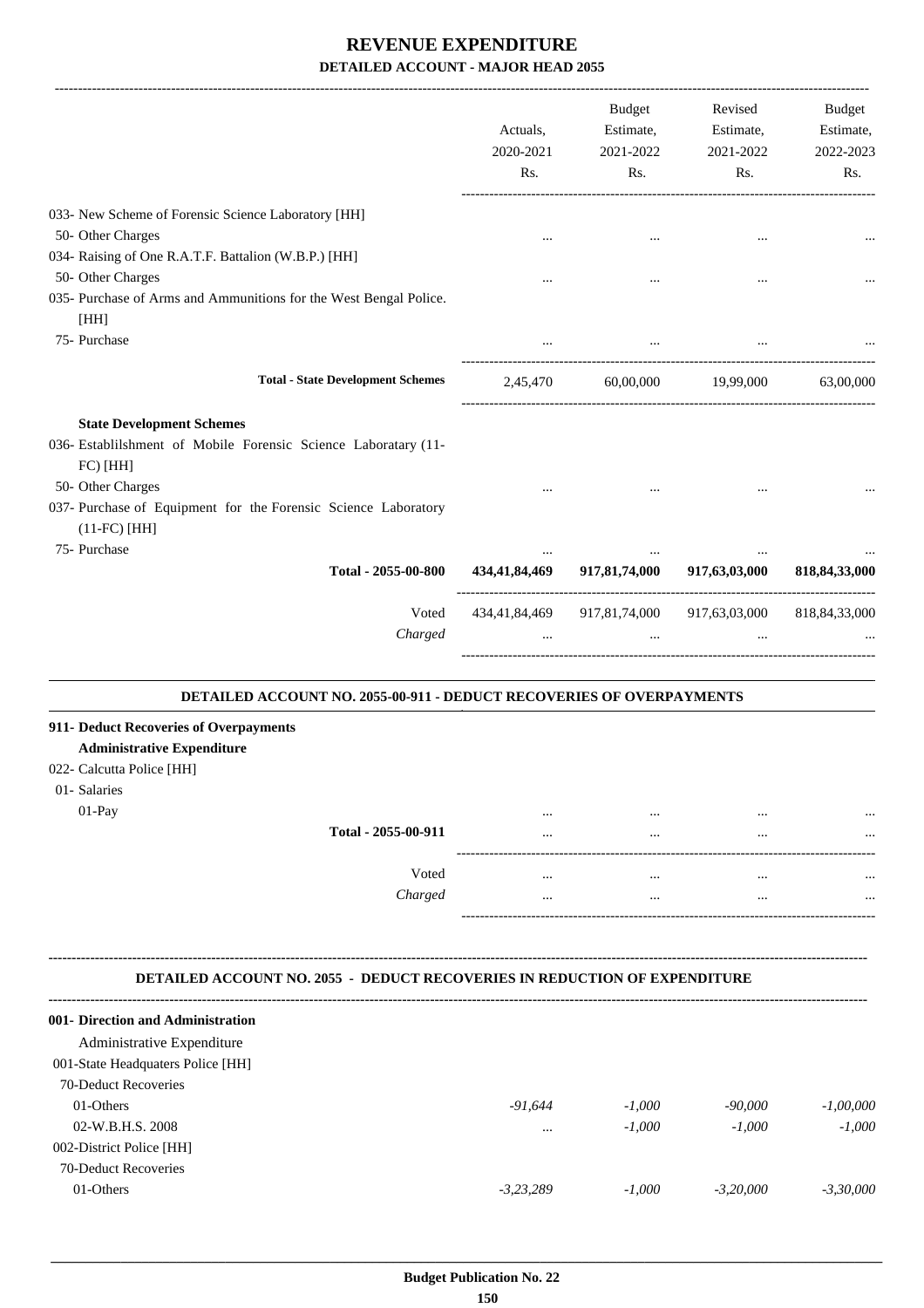# REVENUE EXPENDITURE

## DETAILED ACCOUNT - MAJOR HEAD 2055

| | Actuals, 2020-2021 Rs. | Budget Estimate, 2021-2022 Rs. | Revised Estimate, 2021-2022 Rs. | Budget Estimate, 2022-2023 Rs. |
|---|---|---|---|---|
| 033- New Scheme of Forensic Science Laboratory [HH] | | | | |
| 50- Other Charges | ... | ... | ... | ... |
| 034- Raising of One R.A.T.F. Battalion (W.B.P.) [HH] | | | | |
| 50- Other Charges | ... | ... | ... | ... |
| 035- Purchase of Arms and Ammunitions for the West Bengal Police. [HH] | | | | |
| 75- Purchase | ... | ... | ... | ... |
| **Total - State Development Schemes** | 2,45,470 | 60,00,000 | 19,99,000 | 63,00,000 |
| **State Development Schemes** | | | | |
| 036- Establilshment of Mobile Forensic Science Laboratary (11-FC) [HH] | | | | |
| 50- Other Charges | ... | ... | ... | ... |
| 037- Purchase of Equipment for the Forensic Science Laboratory (11-FC) [HH] | | | | |
| 75- Purchase | ... | ... | ... | ... |
| **Total - 2055-00-800** | **434,41,84,469** | **917,81,74,000** | **917,63,03,000** | **818,84,33,000** |
| Voted | 434,41,84,469 | 917,81,74,000 | 917,63,03,000 | 818,84,33,000 |
| *Charged* | ... | ... | ... | ... |

### DETAILED ACCOUNT NO. 2055-00-911 - DEDUCT RECOVERIES OF OVERPAYMENTS

| | | | | |
|---|---|---|---|---|
| **911- Deduct Recoveries of Overpayments** | | | | |
| **Administrative Expenditure** | | | | |
| 022- Calcutta Police [HH] | | | | |
| 01- Salaries | | | | |
| 01-Pay | ... | ... | ... | ... |
| **Total - 2055-00-911** | ... | ... | ... | ... |
| Voted | ... | ... | ... | ... |
| *Charged* | ... | ... | ... | ... |

### DETAILED ACCOUNT NO. 2055 - DEDUCT RECOVERIES IN REDUCTION OF EXPENDITURE

| | | | | |
|---|---|---|---|---|
| **001- Direction and Administration** | | | | |
| Administrative Expenditure | | | | |
| 001-State Headquaters Police [HH] | | | | |
| 70-Deduct Recoveries | | | | |
| 01-Others | *-91,644* | *-1,000* | *-90,000* | *-1,00,000* |
| 02-W.B.H.S. 2008 | ... | *-1,000* | *-1,000* | *-1,000* |
| 002-District Police [HH] | | | | |
| 70-Deduct Recoveries | | | | |
| 01-Others | *-3,23,289* | *-1,000* | *-3,20,000* | *-3,30,000* |

**Budget Publication No. 22**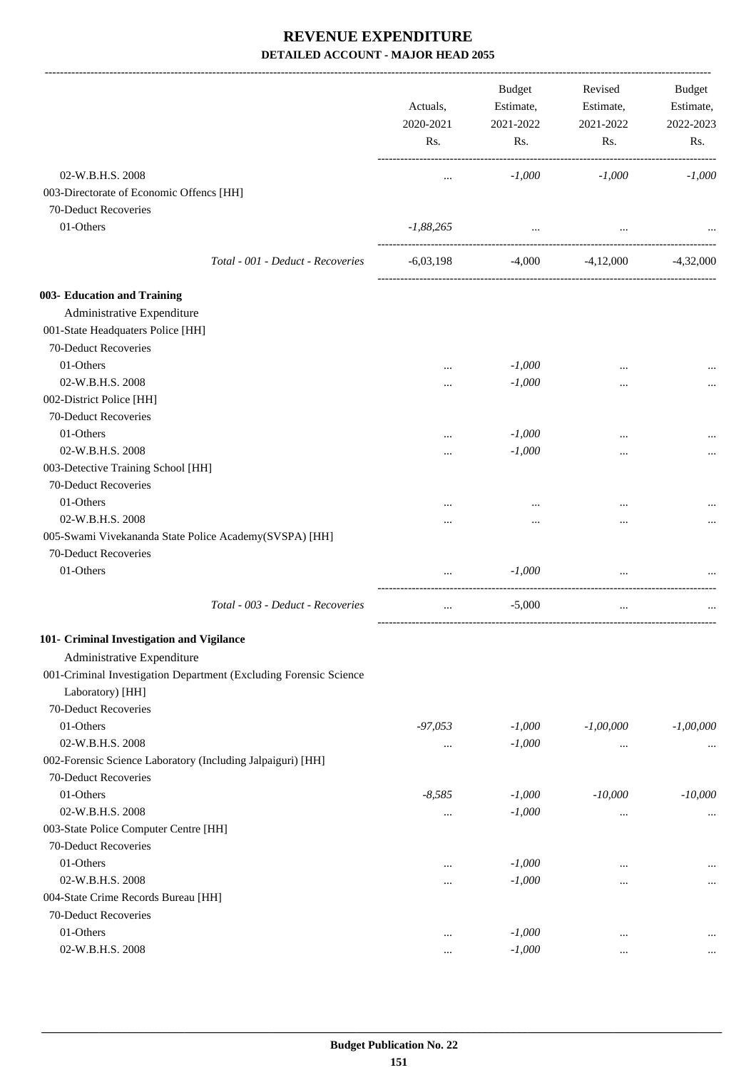# REVENUE EXPENDITURE
### DETAILED ACCOUNT - MAJOR HEAD 2055

| | Actuals, 2020-2021 Rs. | Budget Estimate, 2021-2022 Rs. | Revised Estimate, 2021-2022 Rs. | Budget Estimate, 2022-2023 Rs. |
|---|---|---|---|---|
| 02-W.B.H.S. 2008 | ... | *-1,000* | *-1,000* | *-1,000* |
| 003-Directorate of Economic Offencs [HH] | | | | |
| 70-Deduct Recoveries | | | | |
| 01-Others | *-1,88,265* | ... | ... | ... |
| *Total - 001 - Deduct - Recoveries* | -6,03,198 | -4,000 | -4,12,000 | -4,32,000 |
| **003- Education and Training** | | | | |
| Administrative Expenditure | | | | |
| 001-State Headquaters Police [HH] | | | | |
| 70-Deduct Recoveries | | | | |
| 01-Others | ... | *-1,000* | ... | ... |
| 02-W.B.H.S. 2008 | ... | *-1,000* | ... | ... |
| 002-District Police [HH] | | | | |
| 70-Deduct Recoveries | | | | |
| 01-Others | ... | *-1,000* | ... | ... |
| 02-W.B.H.S. 2008 | ... | *-1,000* | ... | ... |
| 003-Detective Training School [HH] | | | | |
| 70-Deduct Recoveries | | | | |
| 01-Others | ... | ... | ... | ... |
| 02-W.B.H.S. 2008 | ... | ... | ... | ... |
| 005-Swami Vivekananda State Police Academy(SVSPA) [HH] | | | | |
| 70-Deduct Recoveries | | | | |
| 01-Others | ... | *-1,000* | ... | ... |
| *Total - 003 - Deduct - Recoveries* | ... | -5,000 | ... | ... |
| **101- Criminal Investigation and Vigilance** | | | | |
| Administrative Expenditure | | | | |
| 001-Criminal Investigation Department (Excluding Forensic Science Laboratory) [HH] | | | | |
| 70-Deduct Recoveries | | | | |
| 01-Others | *-97,053* | *-1,000* | *-1,00,000* | *-1,00,000* |
| 02-W.B.H.S. 2008 | ... | *-1,000* | ... | ... |
| 002-Forensic Science Laboratory (Including Jalpaiguri) [HH] | | | | |
| 70-Deduct Recoveries | | | | |
| 01-Others | *-8,585* | *-1,000* | *-10,000* | *-10,000* |
| 02-W.B.H.S. 2008 | ... | *-1,000* | ... | ... |
| 003-State Police Computer Centre [HH] | | | | |
| 70-Deduct Recoveries | | | | |
| 01-Others | ... | *-1,000* | ... | ... |
| 02-W.B.H.S. 2008 | ... | *-1,000* | ... | ... |
| 004-State Crime Records Bureau [HH] | | | | |
| 70-Deduct Recoveries | | | | |
| 01-Others | ... | *-1,000* | ... | ... |
| 02-W.B.H.S. 2008 | ... | *-1,000* | ... | ... |

**Budget Publication No. 22**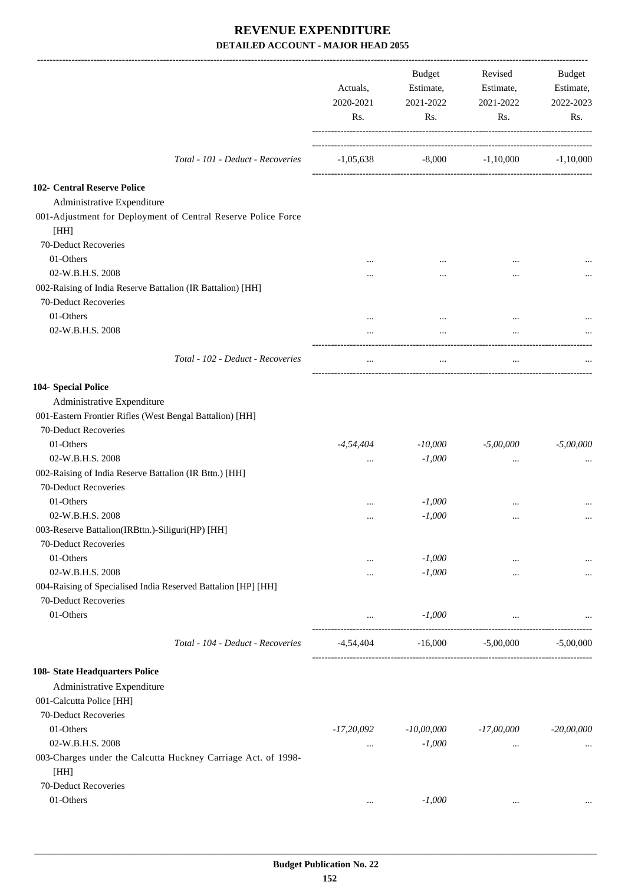# REVENUE EXPENDITURE

## DETAILED ACCOUNT - MAJOR HEAD 2055

| | Actuals, 2020-2021 Rs. | Budget Estimate, 2021-2022 Rs. | Revised Estimate, 2021-2022 Rs. | Budget Estimate, 2022-2023 Rs. |
|---|---|---|---|---|
| *Total - 101 - Deduct - Recoveries* | -1,05,638 | -8,000 | -1,10,000 | -1,10,000 |
| **102- Central Reserve Police** | | | | |
| Administrative Expenditure | | | | |
| 001-Adjustment for Deployment of Central Reserve Police Force [HH] | | | | |
| 70-Deduct Recoveries | | | | |
| 01-Others | ... | ... | ... | ... |
| 02-W.B.H.S. 2008 | ... | ... | ... | ... |
| 002-Raising of India Reserve Battalion (IR Battalion) [HH] | | | | |
| 70-Deduct Recoveries | | | | |
| 01-Others | ... | ... | ... | ... |
| 02-W.B.H.S. 2008 | ... | ... | ... | ... |
| *Total - 102 - Deduct - Recoveries* | ... | ... | ... | ... |
| **104- Special Police** | | | | |
| Administrative Expenditure | | | | |
| 001-Eastern Frontier Rifles (West Bengal Battalion) [HH] | | | | |
| 70-Deduct Recoveries | | | | |
| 01-Others | *-4,54,404* | *-10,000* | *-5,00,000* | *-5,00,000* |
| 02-W.B.H.S. 2008 | ... | *-1,000* | ... | ... |
| 002-Raising of India Reserve Battalion (IR Bttn.) [HH] | | | | |
| 70-Deduct Recoveries | | | | |
| 01-Others | ... | *-1,000* | ... | ... |
| 02-W.B.H.S. 2008 | ... | *-1,000* | ... | ... |
| 003-Reserve Battalion(IRBttn.)-Siliguri(HP) [HH] | | | | |
| 70-Deduct Recoveries | | | | |
| 01-Others | ... | *-1,000* | ... | ... |
| 02-W.B.H.S. 2008 | ... | *-1,000* | ... | ... |
| 004-Raising of Specialised India Reserved Battalion [HP] [HH] | | | | |
| 70-Deduct Recoveries | | | | |
| 01-Others | ... | *-1,000* | ... | ... |
| *Total - 104 - Deduct - Recoveries* | -4,54,404 | -16,000 | -5,00,000 | -5,00,000 |
| **108- State Headquarters Police** | | | | |
| Administrative Expenditure | | | | |
| 001-Calcutta Police [HH] | | | | |
| 70-Deduct Recoveries | | | | |
| 01-Others | *-17,20,092* | *-10,00,000* | *-17,00,000* | *-20,00,000* |
| 02-W.B.H.S. 2008 | ... | *-1,000* | ... | ... |
| 003-Charges under the Calcutta Huckney Carriage Act. of 1998- [HH] | | | | |
| 70-Deduct Recoveries | | | | |
| 01-Others | ... | *-1,000* | ... | ... |

**Budget Publication No. 22**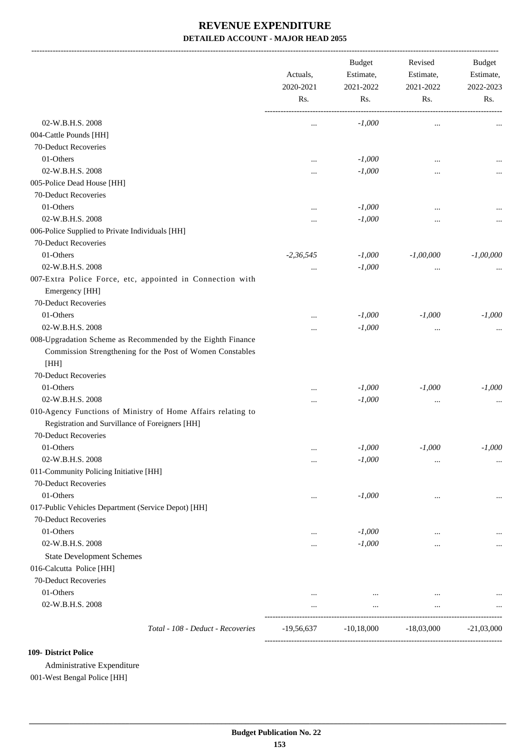# REVENUE EXPENDITURE

**DETAILED ACCOUNT - MAJOR HEAD 2055**

| | Actuals, 2020-2021 Rs. | Budget Estimate, 2021-2022 Rs. | Revised Estimate, 2021-2022 Rs. | Budget Estimate, 2022-2023 Rs. |
|---|---|---|---|---|
| 02-W.B.H.S. 2008 | ... | -1,000 | ... | ... |
| 004-Cattle Pounds [HH] | | | | |
| 70-Deduct Recoveries | | | | |
| 01-Others | ... | -1,000 | ... | ... |
| 02-W.B.H.S. 2008 | ... | -1,000 | ... | ... |
| 005-Police Dead House [HH] | | | | |
| 70-Deduct Recoveries | | | | |
| 01-Others | ... | -1,000 | ... | ... |
| 02-W.B.H.S. 2008 | ... | -1,000 | ... | ... |
| 006-Police Supplied to Private Individuals [HH] | | | | |
| 70-Deduct Recoveries | | | | |
| 01-Others | -2,36,545 | -1,000 | -1,00,000 | -1,00,000 |
| 02-W.B.H.S. 2008 | ... | -1,000 | ... | ... |
| 007-Extra Police Force, etc, appointed in Connection with Emergency [HH] | | | | |
| 70-Deduct Recoveries | | | | |
| 01-Others | ... | -1,000 | -1,000 | -1,000 |
| 02-W.B.H.S. 2008 | ... | -1,000 | ... | ... |
| 008-Upgradation Scheme as Recommended by the Eighth Finance Commission Strengthening for the Post of Women Constables [HH] | | | | |
| 70-Deduct Recoveries | | | | |
| 01-Others | ... | -1,000 | -1,000 | -1,000 |
| 02-W.B.H.S. 2008 | ... | -1,000 | ... | ... |
| 010-Agency Functions of Ministry of Home Affairs relating to Registration and Survillance of Foreigners [HH] | | | | |
| 70-Deduct Recoveries | | | | |
| 01-Others | ... | -1,000 | -1,000 | -1,000 |
| 02-W.B.H.S. 2008 | ... | -1,000 | ... | ... |
| 011-Community Policing Initiative [HH] | | | | |
| 70-Deduct Recoveries | | | | |
| 01-Others | ... | -1,000 | ... | ... |
| 017-Public Vehicles Department (Service Depot) [HH] | | | | |
| 70-Deduct Recoveries | | | | |
| 01-Others | ... | -1,000 | ... | ... |
| 02-W.B.H.S. 2008 | ... | -1,000 | ... | ... |
| State Development Schemes | | | | |
| 016-Calcutta Police [HH] | | | | |
| 70-Deduct Recoveries | | | | |
| 01-Others | ... | ... | ... | ... |
| 02-W.B.H.S. 2008 | ... | ... | ... | ... |
| *Total - 108 - Deduct - Recoveries* | -19,56,637 | -10,18,000 | -18,03,000 | -21,03,000 |

**109- District Police**

Administrative Expenditure

001-West Bengal Police [HH]

**Budget Publication No. 22**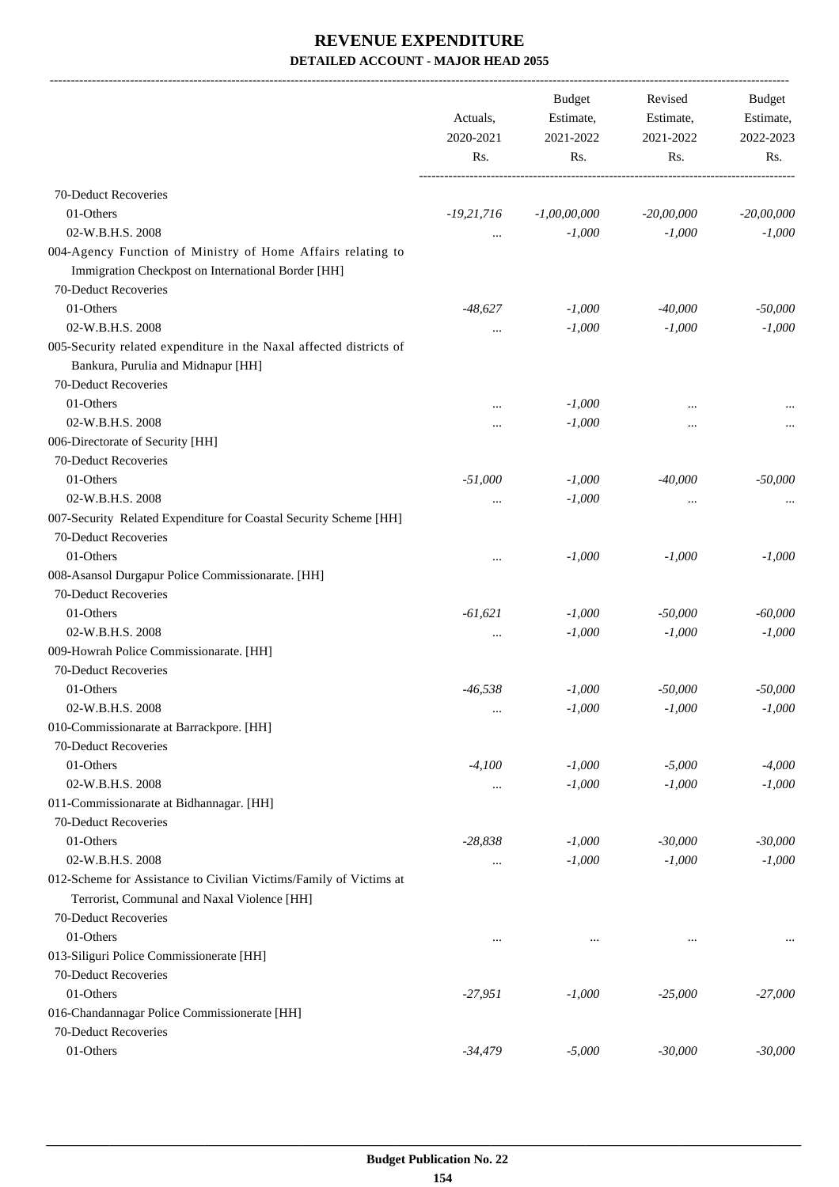# REVENUE EXPENDITURE

## DETAILED ACCOUNT - MAJOR HEAD 2055

| | Actuals, 2020-2021 Rs. | Budget Estimate, 2021-2022 Rs. | Revised Estimate, 2021-2022 Rs. | Budget Estimate, 2022-2023 Rs. |
|---|---|---|---|---|
| 70-Deduct Recoveries | | | | |
| 01-Others | -19,21,716 | -1,00,00,000 | -20,00,000 | -20,00,000 |
| 02-W.B.H.S. 2008 | ... | -1,000 | -1,000 | -1,000 |
| 004-Agency Function of Ministry of Home Affairs relating to Immigration Checkpost on International Border [HH] | | | | |
| 70-Deduct Recoveries | | | | |
| 01-Others | -48,627 | -1,000 | -40,000 | -50,000 |
| 02-W.B.H.S. 2008 | ... | -1,000 | -1,000 | -1,000 |
| 005-Security related expenditure in the Naxal affected districts of Bankura, Purulia and Midnapur [HH] | | | | |
| 70-Deduct Recoveries | | | | |
| 01-Others | ... | -1,000 | ... | ... |
| 02-W.B.H.S. 2008 | ... | -1,000 | ... | ... |
| 006-Directorate of Security [HH] | | | | |
| 70-Deduct Recoveries | | | | |
| 01-Others | -51,000 | -1,000 | -40,000 | -50,000 |
| 02-W.B.H.S. 2008 | ... | -1,000 | ... | ... |
| 007-Security Related Expenditure for Coastal Security Scheme [HH] | | | | |
| 70-Deduct Recoveries | | | | |
| 01-Others | ... | -1,000 | -1,000 | -1,000 |
| 008-Asansol Durgapur Police Commissionarate. [HH] | | | | |
| 70-Deduct Recoveries | | | | |
| 01-Others | -61,621 | -1,000 | -50,000 | -60,000 |
| 02-W.B.H.S. 2008 | ... | -1,000 | -1,000 | -1,000 |
| 009-Howrah Police Commissionarate. [HH] | | | | |
| 70-Deduct Recoveries | | | | |
| 01-Others | -46,538 | -1,000 | -50,000 | -50,000 |
| 02-W.B.H.S. 2008 | ... | -1,000 | -1,000 | -1,000 |
| 010-Commissionarate at Barrackpore. [HH] | | | | |
| 70-Deduct Recoveries | | | | |
| 01-Others | -4,100 | -1,000 | -5,000 | -4,000 |
| 02-W.B.H.S. 2008 | ... | -1,000 | -1,000 | -1,000 |
| 011-Commissionarate at Bidhannagar. [HH] | | | | |
| 70-Deduct Recoveries | | | | |
| 01-Others | -28,838 | -1,000 | -30,000 | -30,000 |
| 02-W.B.H.S. 2008 | ... | -1,000 | -1,000 | -1,000 |
| 012-Scheme for Assistance to Civilian Victims/Family of Victims at Terrorist, Communal and Naxal Violence [HH] | | | | |
| 70-Deduct Recoveries | | | | |
| 01-Others | ... | ... | ... | ... |
| 013-Siliguri Police Commissionerate [HH] | | | | |
| 70-Deduct Recoveries | | | | |
| 01-Others | -27,951 | -1,000 | -25,000 | -27,000 |
| 016-Chandannagar Police Commissionerate [HH] | | | | |
| 70-Deduct Recoveries | | | | |
| 01-Others | -34,479 | -5,000 | -30,000 | -30,000 |

Budget Publication No. 22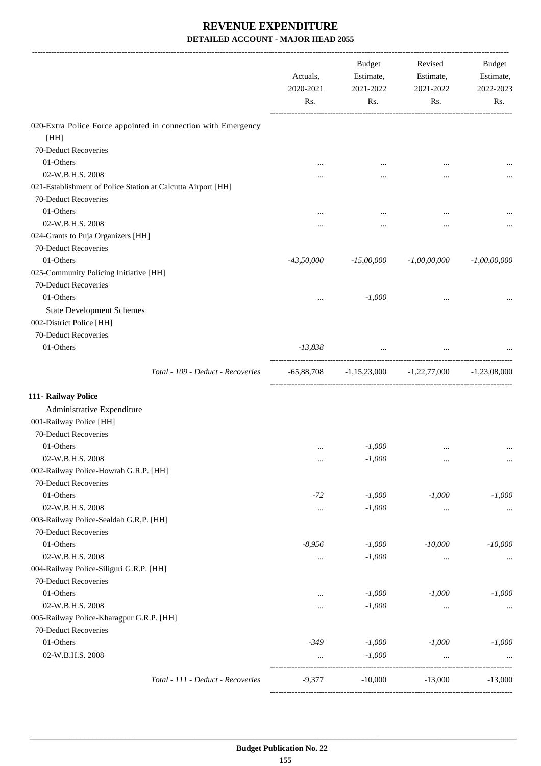# REVENUE EXPENDITURE
## DETAILED ACCOUNT - MAJOR HEAD 2055

| | Actuals, 2020-2021 Rs. | Budget Estimate, 2021-2022 Rs. | Revised Estimate, 2021-2022 Rs. | Budget Estimate, 2022-2023 Rs. |
|---|---|---|---|---|
| 020-Extra Police Force appointed in connection with Emergency [HH] | | | | |
| 70-Deduct Recoveries | | | | |
| 01-Others | ... | ... | ... | ... |
| 02-W.B.H.S. 2008 | ... | ... | ... | ... |
| 021-Establishment of Police Station at Calcutta Airport [HH] | | | | |
| 70-Deduct Recoveries | | | | |
| 01-Others | ... | ... | ... | ... |
| 02-W.B.H.S. 2008 | ... | ... | ... | ... |
| 024-Grants to Puja Organizers [HH] | | | | |
| 70-Deduct Recoveries | | | | |
| 01-Others | *-43,50,000* | *-15,00,000* | *-1,00,00,000* | *-1,00,00,000* |
| 025-Community Policing Initiative [HH] | | | | |
| 70-Deduct Recoveries | | | | |
| 01-Others | ... | *-1,000* | ... | ... |
| State Development Schemes | | | | |
| 002-District Police [HH] | | | | |
| 70-Deduct Recoveries | | | | |
| 01-Others | *-13,838* | ... | ... | ... |
| *Total - 109 - Deduct - Recoveries* | -65,88,708 | -1,15,23,000 | -1,22,77,000 | -1,23,08,000 |
| **111- Railway Police** | | | | |
| Administrative Expenditure | | | | |
| 001-Railway Police [HH] | | | | |
| 70-Deduct Recoveries | | | | |
| 01-Others | ... | *-1,000* | ... | ... |
| 02-W.B.H.S. 2008 | ... | *-1,000* | ... | ... |
| 002-Railway Police-Howrah G.R.P. [HH] | | | | |
| 70-Deduct Recoveries | | | | |
| 01-Others | *-72* | *-1,000* | *-1,000* | *-1,000* |
| 02-W.B.H.S. 2008 | ... | *-1,000* | ... | ... |
| 003-Railway Police-Sealdah G.R,P. [HH] | | | | |
| 70-Deduct Recoveries | | | | |
| 01-Others | *-8,956* | *-1,000* | *-10,000* | *-10,000* |
| 02-W.B.H.S. 2008 | ... | *-1,000* | ... | ... |
| 004-Railway Police-Siliguri G.R.P. [HH] | | | | |
| 70-Deduct Recoveries | | | | |
| 01-Others | ... | *-1,000* | *-1,000* | *-1,000* |
| 02-W.B.H.S. 2008 | ... | *-1,000* | ... | ... |
| 005-Railway Police-Kharagpur G.R.P. [HH] | | | | |
| 70-Deduct Recoveries | | | | |
| 01-Others | *-349* | *-1,000* | *-1,000* | *-1,000* |
| 02-W.B.H.S. 2008 | ... | *-1,000* | ... | ... |
| *Total - 111 - Deduct - Recoveries* | -9,377 | -10,000 | -13,000 | -13,000 |

**Budget Publication No. 22**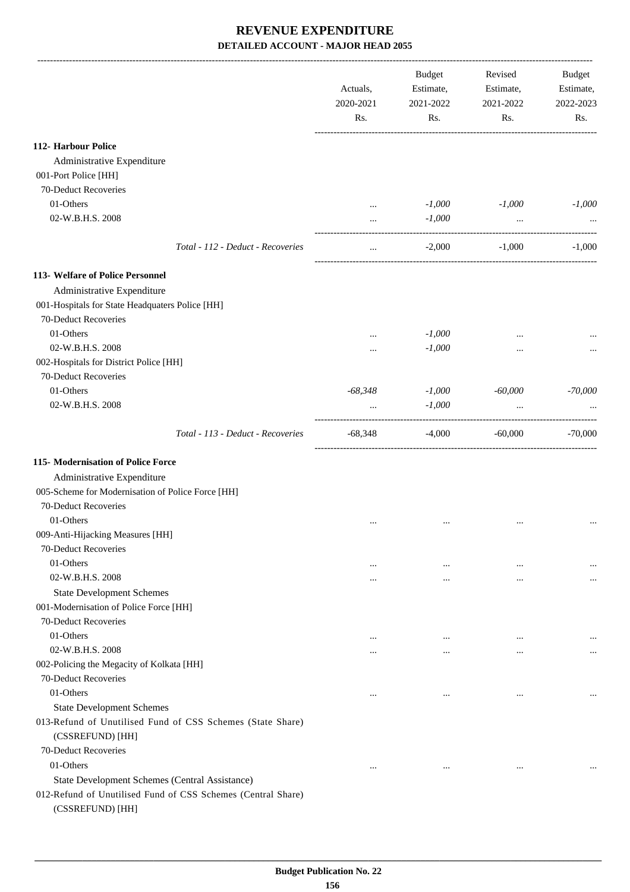# REVENUE EXPENDITURE

## DETAILED ACCOUNT - MAJOR HEAD 2055

| | Actuals, 2020-2021 Rs. | Budget Estimate, 2021-2022 Rs. | Revised Estimate, 2021-2022 Rs. | Budget Estimate, 2022-2023 Rs. |
|---|---|---|---|---|
| **112- Harbour Police** | | | | |
| Administrative Expenditure | | | | |
| 001-Port Police [HH] | | | | |
| 70-Deduct Recoveries | | | | |
| 01-Others | ... | *-1,000* | *-1,000* | *-1,000* |
| 02-W.B.H.S. 2008 | ... | *-1,000* | ... | ... |
| *Total - 112 - Deduct - Recoveries* | ... | -2,000 | -1,000 | -1,000 |
| **113- Welfare of Police Personnel** | | | | |
| Administrative Expenditure | | | | |
| 001-Hospitals for State Headquaters Police [HH] | | | | |
| 70-Deduct Recoveries | | | | |
| 01-Others | ... | *-1,000* | ... | ... |
| 02-W.B.H.S. 2008 | ... | *-1,000* | ... | ... |
| 002-Hospitals for District Police [HH] | | | | |
| 70-Deduct Recoveries | | | | |
| 01-Others | *-68,348* | *-1,000* | *-60,000* | *-70,000* |
| 02-W.B.H.S. 2008 | ... | *-1,000* | ... | ... |
| *Total - 113 - Deduct - Recoveries* | -68,348 | -4,000 | -60,000 | -70,000 |
| **115- Modernisation of Police Force** | | | | |
| Administrative Expenditure | | | | |
| 005-Scheme for Modernisation of Police Force [HH] | | | | |
| 70-Deduct Recoveries | | | | |
| 01-Others | ... | ... | ... | ... |
| 009-Anti-Hijacking Measures [HH] | | | | |
| 70-Deduct Recoveries | | | | |
| 01-Others | ... | ... | ... | ... |
| 02-W.B.H.S. 2008 | ... | ... | ... | ... |
| State Development Schemes | | | | |
| 001-Modernisation of Police Force [HH] | | | | |
| 70-Deduct Recoveries | | | | |
| 01-Others | ... | ... | ... | ... |
| 02-W.B.H.S. 2008 | ... | ... | ... | ... |
| 002-Policing the Megacity of Kolkata [HH] | | | | |
| 70-Deduct Recoveries | | | | |
| 01-Others | ... | ... | ... | ... |
| State Development Schemes | | | | |
| 013-Refund of Unutilised Fund of CSS Schemes (State Share) (CSSREFUND) [HH] | | | | |
| 70-Deduct Recoveries | | | | |
| 01-Others | ... | ... | ... | ... |
| State Development Schemes (Central Assistance) | | | | |
| 012-Refund of Unutilised Fund of CSS Schemes (Central Share) (CSSREFUND) [HH] | | | | |

**Budget Publication No. 22**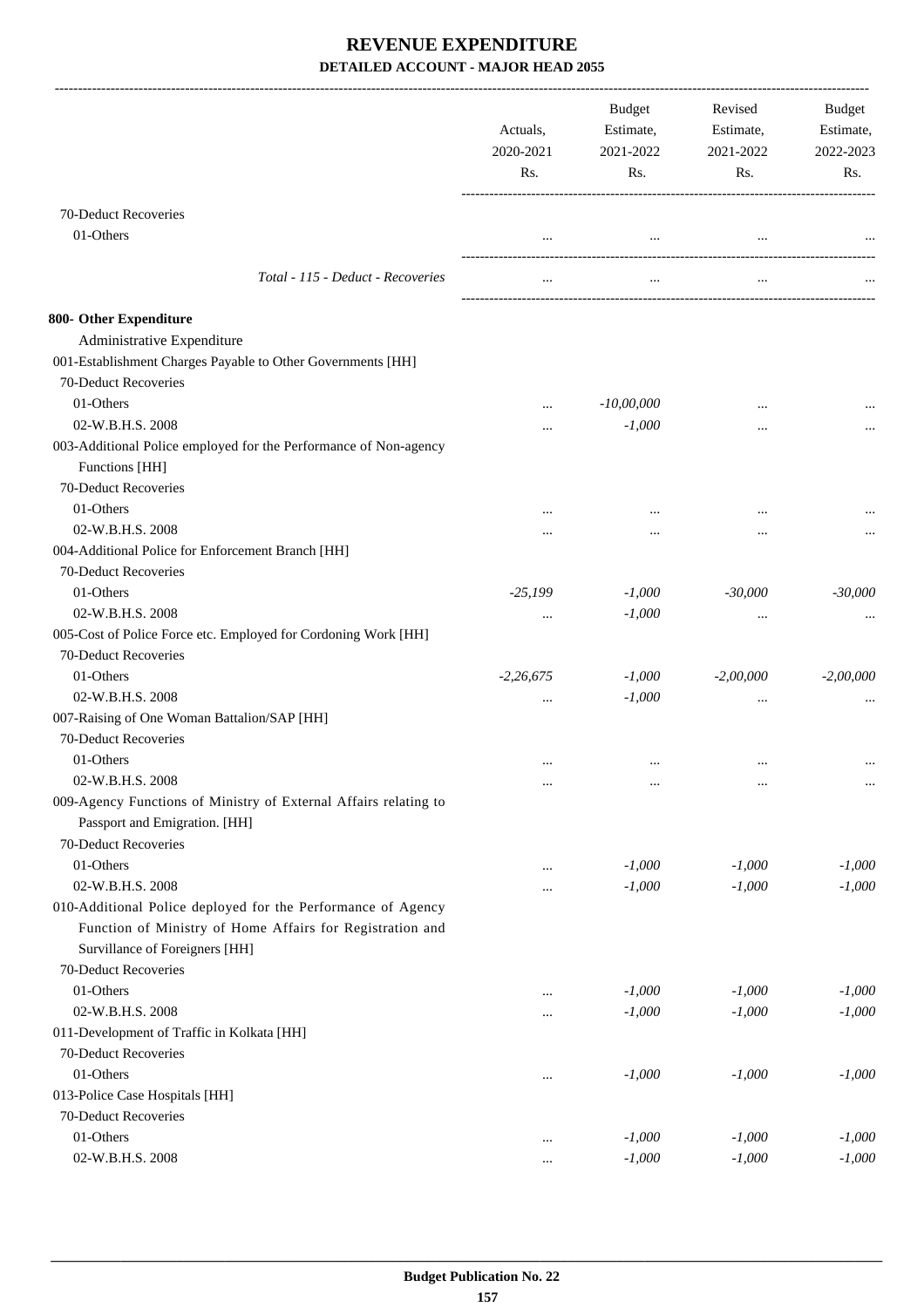# REVENUE EXPENDITURE

**DETAILED ACCOUNT - MAJOR HEAD 2055**

| | Actuals, 2020-2021 Rs. | Budget Estimate, 2021-2022 Rs. | Revised Estimate, 2021-2022 Rs. | Budget Estimate, 2022-2023 Rs. |
|---|---|---|---|---|
| 70-Deduct Recoveries | | | | |
| 01-Others | ... | ... | ... | ... |
| *Total - 115 - Deduct - Recoveries* | ... | ... | ... | ... |
| **800- Other Expenditure** | | | | |
| Administrative Expenditure | | | | |
| 001-Establishment Charges Payable to Other Governments [HH] | | | | |
| 70-Deduct Recoveries | | | | |
| 01-Others | ... | -10,00,000 | ... | ... |
| 02-W.B.H.S. 2008 | ... | -1,000 | ... | ... |
| 003-Additional Police employed for the Performance of Non-agency Functions [HH] | | | | |
| 70-Deduct Recoveries | | | | |
| 01-Others | ... | ... | ... | ... |
| 02-W.B.H.S. 2008 | ... | ... | ... | ... |
| 004-Additional Police for Enforcement Branch [HH] | | | | |
| 70-Deduct Recoveries | | | | |
| 01-Others | -25,199 | -1,000 | -30,000 | -30,000 |
| 02-W.B.H.S. 2008 | ... | -1,000 | ... | ... |
| 005-Cost of Police Force etc. Employed for Cordoning Work [HH] | | | | |
| 70-Deduct Recoveries | | | | |
| 01-Others | -2,26,675 | -1,000 | -2,00,000 | -2,00,000 |
| 02-W.B.H.S. 2008 | ... | -1,000 | ... | ... |
| 007-Raising of One Woman Battalion/SAP [HH] | | | | |
| 70-Deduct Recoveries | | | | |
| 01-Others | ... | ... | ... | ... |
| 02-W.B.H.S. 2008 | ... | ... | ... | ... |
| 009-Agency Functions of Ministry of External Affairs relating to Passport and Emigration. [HH] | | | | |
| 70-Deduct Recoveries | | | | |
| 01-Others | ... | -1,000 | -1,000 | -1,000 |
| 02-W.B.H.S. 2008 | ... | -1,000 | -1,000 | -1,000 |
| 010-Additional Police deployed for the Performance of Agency Function of Ministry of Home Affairs for Registration and Survillance of Foreigners [HH] | | | | |
| 70-Deduct Recoveries | | | | |
| 01-Others | ... | -1,000 | -1,000 | -1,000 |
| 02-W.B.H.S. 2008 | ... | -1,000 | -1,000 | -1,000 |
| 011-Development of Traffic in Kolkata [HH] | | | | |
| 70-Deduct Recoveries | | | | |
| 01-Others | ... | -1,000 | -1,000 | -1,000 |
| 013-Police Case Hospitals [HH] | | | | |
| 70-Deduct Recoveries | | | | |
| 01-Others | ... | -1,000 | -1,000 | -1,000 |
| 02-W.B.H.S. 2008 | ... | -1,000 | -1,000 | -1,000 |

**Budget Publication No. 22**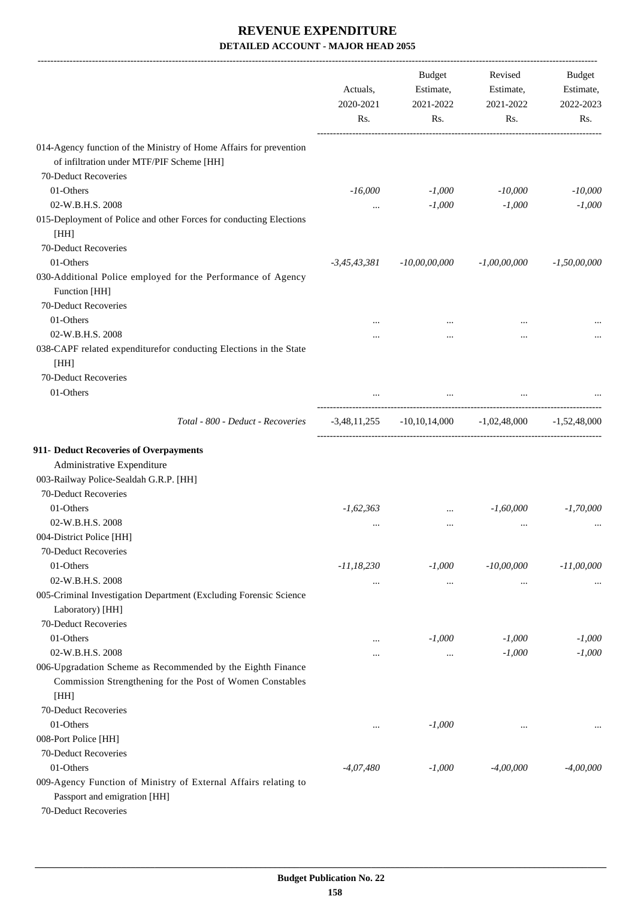# REVENUE EXPENDITURE

## DETAILED ACCOUNT - MAJOR HEAD 2055

| | Actuals, 2020-2021 Rs. | Budget Estimate, 2021-2022 Rs. | Revised Estimate, 2021-2022 Rs. | Budget Estimate, 2022-2023 Rs. |
|---|---|---|---|---|
| 014-Agency function of the Ministry of Home Affairs for prevention of infiltration under MTF/PIF Scheme [HH] | | | | |
| 70-Deduct Recoveries | | | | |
| 01-Others | *-16,000* | *-1,000* | *-10,000* | *-10,000* |
| 02-W.B.H.S. 2008 | ... | *-1,000* | *-1,000* | *-1,000* |
| 015-Deployment of Police and other Forces for conducting Elections [HH] | | | | |
| 70-Deduct Recoveries | | | | |
| 01-Others | *-3,45,43,381* | *-10,00,00,000* | *-1,00,00,000* | *-1,50,00,000* |
| 030-Additional Police employed for the Performance of Agency Function [HH] | | | | |
| 70-Deduct Recoveries | | | | |
| 01-Others | ... | ... | ... | ... |
| 02-W.B.H.S. 2008 | ... | ... | ... | ... |
| 038-CAPF related expenditurefor conducting Elections in the State [HH] | | | | |
| 70-Deduct Recoveries | | | | |
| 01-Others | ... | ... | ... | ... |
| *Total - 800 - Deduct - Recoveries* | -3,48,11,255 | -10,10,14,000 | -1,02,48,000 | -1,52,48,000 |
| **911- Deduct Recoveries of Overpayments** | | | | |
| Administrative Expenditure | | | | |
| 003-Railway Police-Sealdah G.R.P. [HH] | | | | |
| 70-Deduct Recoveries | | | | |
| 01-Others | *-1,62,363* | ... | *-1,60,000* | *-1,70,000* |
| 02-W.B.H.S. 2008 | ... | ... | ... | ... |
| 004-District Police [HH] | | | | |
| 70-Deduct Recoveries | | | | |
| 01-Others | *-11,18,230* | *-1,000* | *-10,00,000* | *-11,00,000* |
| 02-W.B.H.S. 2008 | ... | ... | ... | ... |
| 005-Criminal Investigation Department (Excluding Forensic Science Laboratory) [HH] | | | | |
| 70-Deduct Recoveries | | | | |
| 01-Others | ... | *-1,000* | *-1,000* | *-1,000* |
| 02-W.B.H.S. 2008 | ... | ... | *-1,000* | *-1,000* |
| 006-Upgradation Scheme as Recommended by the Eighth Finance Commission Strengthening for the Post of Women Constables [HH] | | | | |
| 70-Deduct Recoveries | | | | |
| 01-Others | ... | *-1,000* | ... | ... |
| 008-Port Police [HH] | | | | |
| 70-Deduct Recoveries | | | | |
| 01-Others | *-4,07,480* | *-1,000* | *-4,00,000* | *-4,00,000* |
| 009-Agency Function of Ministry of External Affairs relating to Passport and emigration [HH] | | | | |
| 70-Deduct Recoveries | | | | |

**Budget Publication No. 22**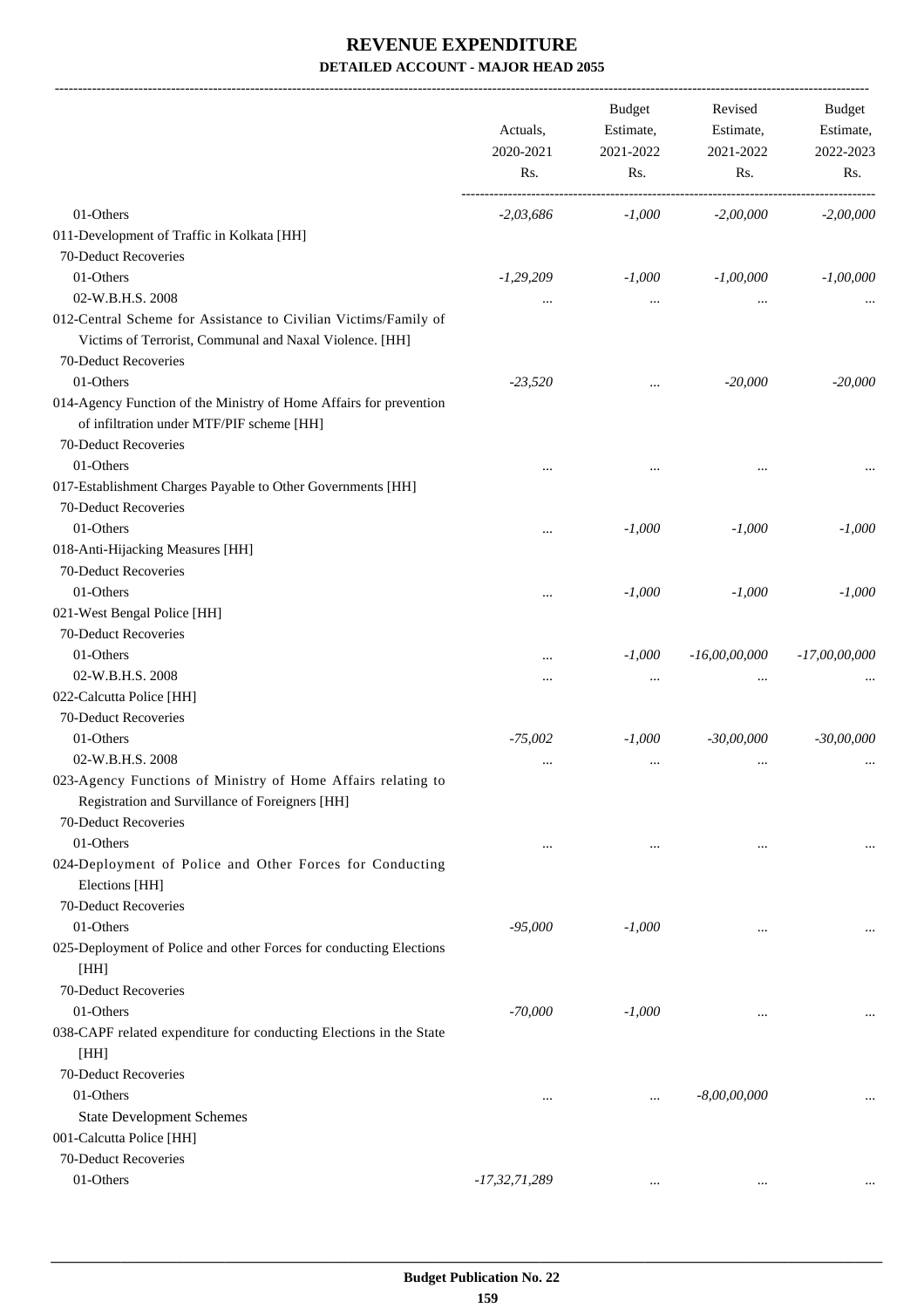# REVENUE EXPENDITURE

## DETAILED ACCOUNT - MAJOR HEAD 2055

| | Actuals, 2020-2021 Rs. | Budget Estimate, 2021-2022 Rs. | Revised Estimate, 2021-2022 Rs. | Budget Estimate, 2022-2023 Rs. |
|---|---|---|---|---|
| 01-Others | -2,03,686 | -1,000 | -2,00,000 | -2,00,000 |
| 011-Development of Traffic in Kolkata [HH] | | | | |
| 70-Deduct Recoveries | | | | |
| 01-Others | -1,29,209 | -1,000 | -1,00,000 | -1,00,000 |
| 02-W.B.H.S. 2008 | ... | ... | ... | ... |
| 012-Central Scheme for Assistance to Civilian Victims/Family of Victims of Terrorist, Communal and Naxal Violence. [HH] | | | | |
| 70-Deduct Recoveries | | | | |
| 01-Others | -23,520 | ... | -20,000 | -20,000 |
| 014-Agency Function of the Ministry of Home Affairs for prevention of infiltration under MTF/PIF scheme [HH] | | | | |
| 70-Deduct Recoveries | | | | |
| 01-Others | ... | ... | ... | ... |
| 017-Establishment Charges Payable to Other Governments [HH] | | | | |
| 70-Deduct Recoveries | | | | |
| 01-Others | ... | -1,000 | -1,000 | -1,000 |
| 018-Anti-Hijacking Measures [HH] | | | | |
| 70-Deduct Recoveries | | | | |
| 01-Others | ... | -1,000 | -1,000 | -1,000 |
| 021-West Bengal Police [HH] | | | | |
| 70-Deduct Recoveries | | | | |
| 01-Others | ... | -1,000 | -16,00,00,000 | -17,00,00,000 |
| 02-W.B.H.S. 2008 | ... | ... | ... | ... |
| 022-Calcutta Police [HH] | | | | |
| 70-Deduct Recoveries | | | | |
| 01-Others | -75,002 | -1,000 | -30,00,000 | -30,00,000 |
| 02-W.B.H.S. 2008 | ... | ... | ... | ... |
| 023-Agency Functions of Ministry of Home Affairs relating to Registration and Survillance of Foreigners [HH] | | | | |
| 70-Deduct Recoveries | | | | |
| 01-Others | ... | ... | ... | ... |
| 024-Deployment of Police and Other Forces for Conducting Elections [HH] | | | | |
| 70-Deduct Recoveries | | | | |
| 01-Others | -95,000 | -1,000 | ... | ... |
| 025-Deployment of Police and other Forces for conducting Elections [HH] | | | | |
| 70-Deduct Recoveries | | | | |
| 01-Others | -70,000 | -1,000 | ... | ... |
| 038-CAPF related expenditure for conducting Elections in the State [HH] | | | | |
| 70-Deduct Recoveries | | | | |
| 01-Others | ... | ... | -8,00,00,000 | ... |
| State Development Schemes | | | | |
| 001-Calcutta Police [HH] | | | | |
| 70-Deduct Recoveries | | | | |
| 01-Others | -17,32,71,289 | ... | ... | ... |

Budget Publication No. 22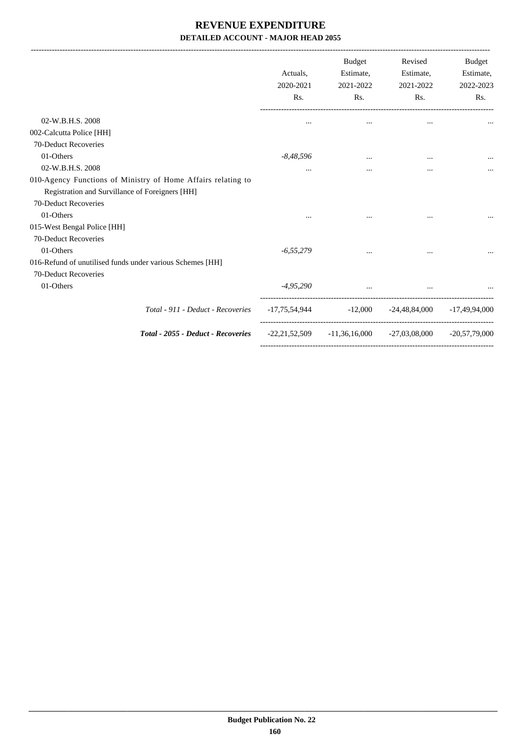# REVENUE EXPENDITURE

## DETAILED ACCOUNT - MAJOR HEAD 2055

| | Actuals, 2020-2021 Rs. | Budget Estimate, 2021-2022 Rs. | Revised Estimate, 2021-2022 Rs. | Budget Estimate, 2022-2023 Rs. |
|---|---|---|---|---|
| 02-W.B.H.S. 2008 | ... | ... | ... | ... |
| 002-Calcutta Police [HH] | | | | |
| 70-Deduct Recoveries | | | | |
| 01-Others | *-8,48,596* | ... | ... | ... |
| 02-W.B.H.S. 2008 | ... | ... | ... | ... |
| 010-Agency Functions of Ministry of Home Affairs relating to Registration and Survillance of Foreigners [HH] | | | | |
| 70-Deduct Recoveries | | | | |
| 01-Others | ... | ... | ... | ... |
| 015-West Bengal Police [HH] | | | | |
| 70-Deduct Recoveries | | | | |
| 01-Others | *-6,55,279* | ... | ... | ... |
| 016-Refund of unutilised funds under various Schemes [HH] | | | | |
| 70-Deduct Recoveries | | | | |
| 01-Others | *-4,95,290* | ... | ... | ... |
| *Total - 911 - Deduct - Recoveries* | -17,75,54,944 | -12,000 | -24,48,84,000 | -17,49,94,000 |
| ***Total - 2055 - Deduct - Recoveries*** | -22,21,52,509 | -11,36,16,000 | -27,03,08,000 | -20,57,79,000 |

**Budget Publication No. 22**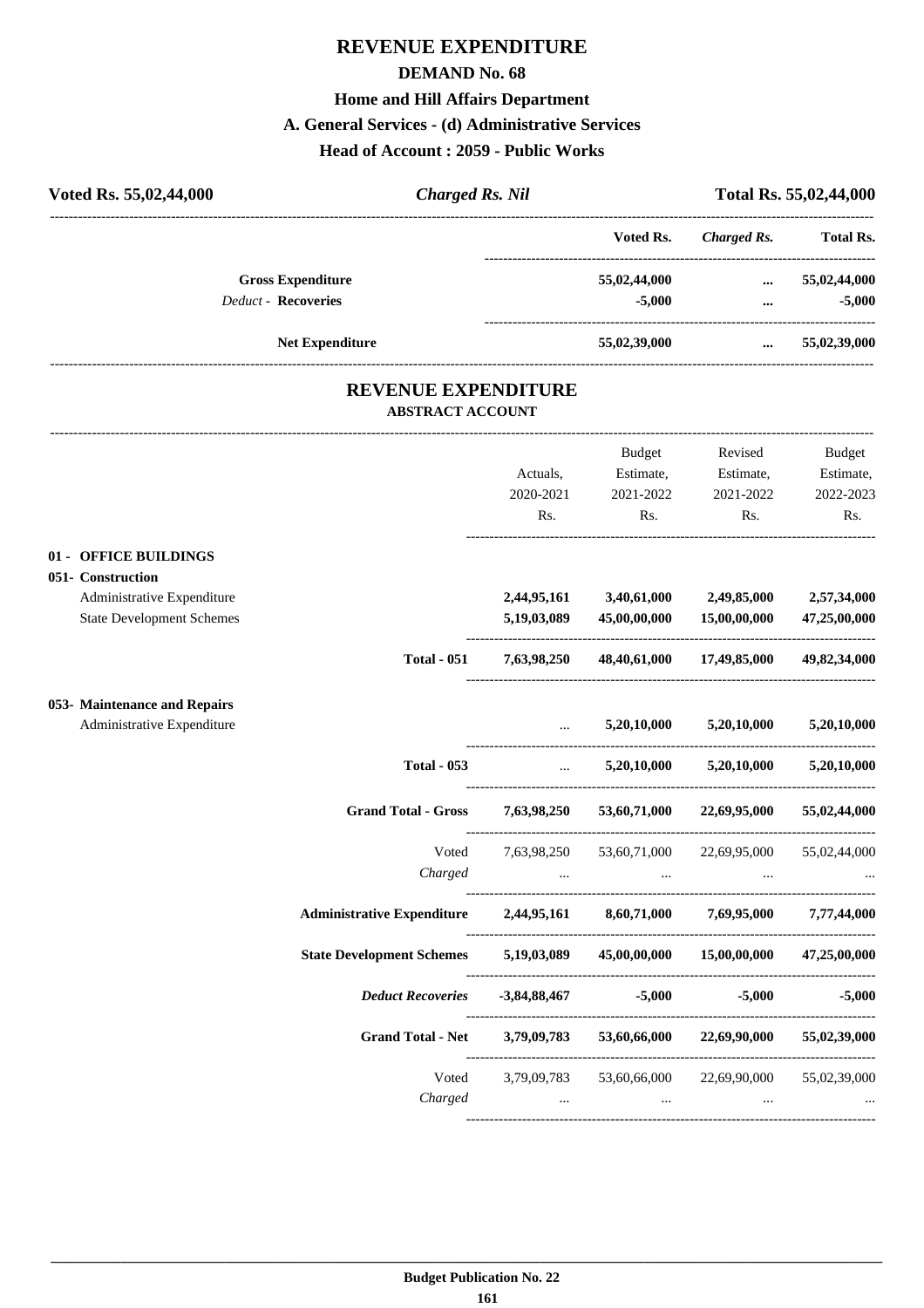# REVENUE EXPENDITURE

## DEMAND No. 68

## Home and Hill Affairs Department

## A. General Services - (d) Administrative Services

## Head of Account : 2059 - Public Works

| Voted Rs. 55,02,44,000 | *Charged Rs. Nil* | Total Rs. 55,02,44,000 |
|---|---|---|

| | Voted Rs. | *Charged Rs.* | Total Rs. |
|---|---|---|---|
| **Gross Expenditure** | 55,02,44,000 | ... | 55,02,44,000 |
| *Deduct* - **Recoveries** | -5,000 | ... | -5,000 |
| **Net Expenditure** | 55,02,39,000 | ... | 55,02,39,000 |

## REVENUE EXPENDITURE

### ABSTRACT ACCOUNT

| | Actuals, 2020-2021 Rs. | Budget Estimate, 2021-2022 Rs. | Revised Estimate, 2021-2022 Rs. | Budget Estimate, 2022-2023 Rs. |
|---|---|---|---|---|
| **01 - OFFICE BUILDINGS** | | | | |
| **051- Construction** | | | | |
| Administrative Expenditure | 2,44,95,161 | 3,40,61,000 | 2,49,85,000 | 2,57,34,000 |
| State Development Schemes | 5,19,03,089 | 45,00,00,000 | 15,00,00,000 | 47,25,00,000 |
| **Total - 051** | 7,63,98,250 | 48,40,61,000 | 17,49,85,000 | 49,82,34,000 |
| **053- Maintenance and Repairs** | | | | |
| Administrative Expenditure | ... | 5,20,10,000 | 5,20,10,000 | 5,20,10,000 |
| **Total - 053** | ... | 5,20,10,000 | 5,20,10,000 | 5,20,10,000 |
| **Grand Total - Gross** | 7,63,98,250 | 53,60,71,000 | 22,69,95,000 | 55,02,44,000 |
| Voted | 7,63,98,250 | 53,60,71,000 | 22,69,95,000 | 55,02,44,000 |
| *Charged* | ... | ... | ... | ... |
| **Administrative Expenditure** | 2,44,95,161 | 8,60,71,000 | 7,69,95,000 | 7,77,44,000 |
| **State Development Schemes** | 5,19,03,089 | 45,00,00,000 | 15,00,00,000 | 47,25,00,000 |
| ***Deduct Recoveries*** | -3,84,88,467 | -5,000 | -5,000 | -5,000 |
| **Grand Total - Net** | 3,79,09,783 | 53,60,66,000 | 22,69,90,000 | 55,02,39,000 |
| Voted | 3,79,09,783 | 53,60,66,000 | 22,69,90,000 | 55,02,39,000 |
| *Charged* | ... | ... | ... | ... |

**Budget Publication No. 22**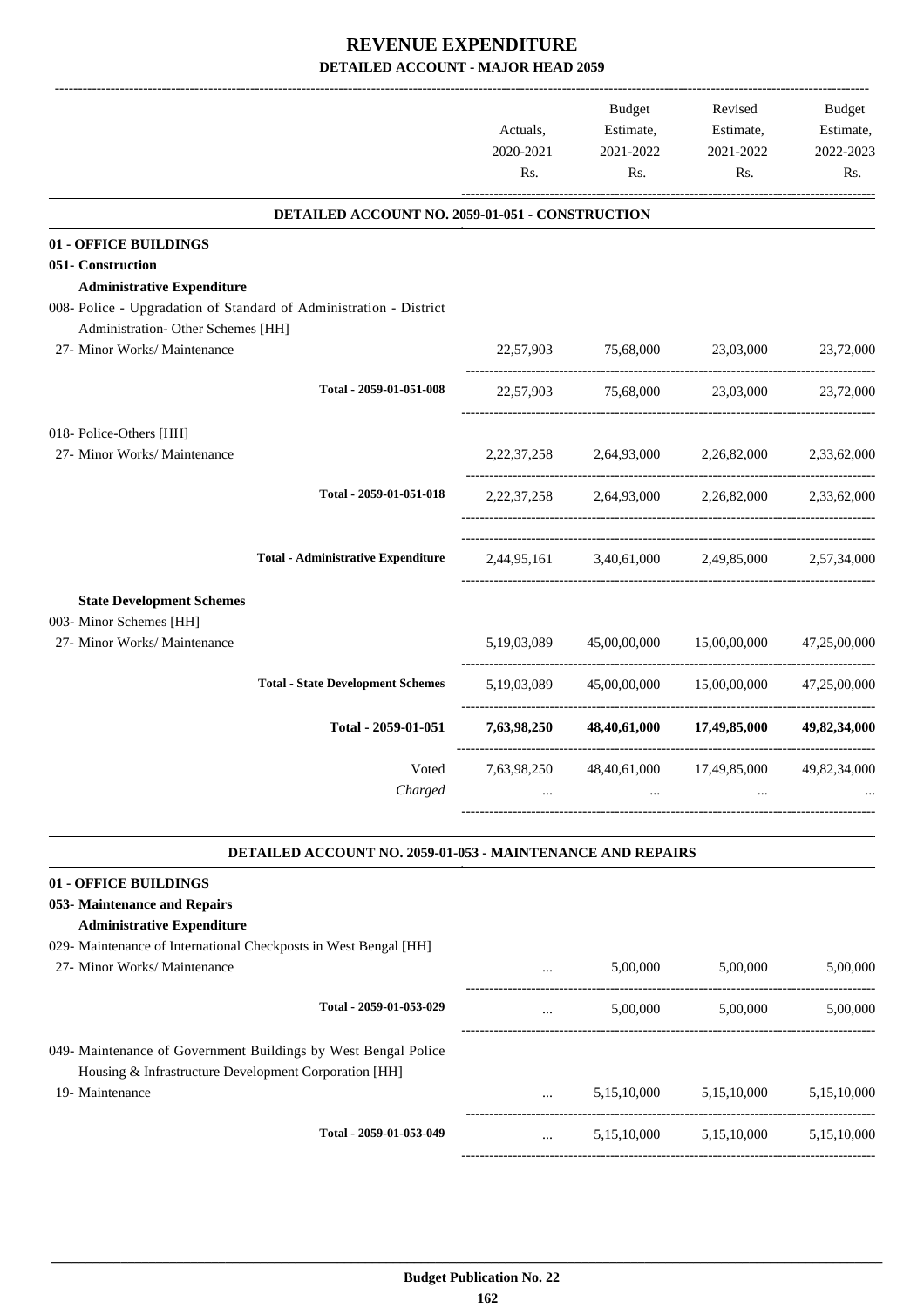# REVENUE EXPENDITURE

## DETAILED ACCOUNT - MAJOR HEAD 2059

| | Actuals, 2020-2021 Rs. | Budget Estimate, 2021-2022 Rs. | Revised Estimate, 2021-2022 Rs. | Budget Estimate, 2022-2023 Rs. |
|---|---|---|---|---|
| **DETAILED ACCOUNT NO. 2059-01-051 - CONSTRUCTION** | | | | |
| **01 - OFFICE BUILDINGS** | | | | |
| **051- Construction** | | | | |
| **Administrative Expenditure** | | | | |
| 008- Police - Upgradation of Standard of Administration - District Administration- Other Schemes [HH] | | | | |
| 27- Minor Works/ Maintenance | 22,57,903 | 75,68,000 | 23,03,000 | 23,72,000 |
| Total - 2059-01-051-008 | 22,57,903 | 75,68,000 | 23,03,000 | 23,72,000 |
| 018- Police-Others [HH] | | | | |
| 27- Minor Works/ Maintenance | 2,22,37,258 | 2,64,93,000 | 2,26,82,000 | 2,33,62,000 |
| Total - 2059-01-051-018 | 2,22,37,258 | 2,64,93,000 | 2,26,82,000 | 2,33,62,000 |
| **Total - Administrative Expenditure** | 2,44,95,161 | 3,40,61,000 | 2,49,85,000 | 2,57,34,000 |
| **State Development Schemes** | | | | |
| 003- Minor Schemes [HH] | | | | |
| 27- Minor Works/ Maintenance | 5,19,03,089 | 45,00,00,000 | 15,00,00,000 | 47,25,00,000 |
| **Total - State Development Schemes** | 5,19,03,089 | 45,00,00,000 | 15,00,00,000 | 47,25,00,000 |
| **Total - 2059-01-051** | **7,63,98,250** | **48,40,61,000** | **17,49,85,000** | **49,82,34,000** |
| Voted | 7,63,98,250 | 48,40,61,000 | 17,49,85,000 | 49,82,34,000 |
| *Charged* | ... | ... | ... | ... |
| **DETAILED ACCOUNT NO. 2059-01-053 - MAINTENANCE AND REPAIRS** | | | | |
| **01 - OFFICE BUILDINGS** | | | | |
| **053- Maintenance and Repairs** | | | | |
| **Administrative Expenditure** | | | | |
| 029- Maintenance of International Checkposts in West Bengal [HH] | | | | |
| 27- Minor Works/ Maintenance | ... | 5,00,000 | 5,00,000 | 5,00,000 |
| Total - 2059-01-053-029 | ... | 5,00,000 | 5,00,000 | 5,00,000 |
| 049- Maintenance of Government Buildings by West Bengal Police Housing & Infrastructure Development Corporation [HH] | | | | |
| 19- Maintenance | ... | 5,15,10,000 | 5,15,10,000 | 5,15,10,000 |
| Total - 2059-01-053-049 | ... | 5,15,10,000 | 5,15,10,000 | 5,15,10,000 |

**Budget Publication No. 22**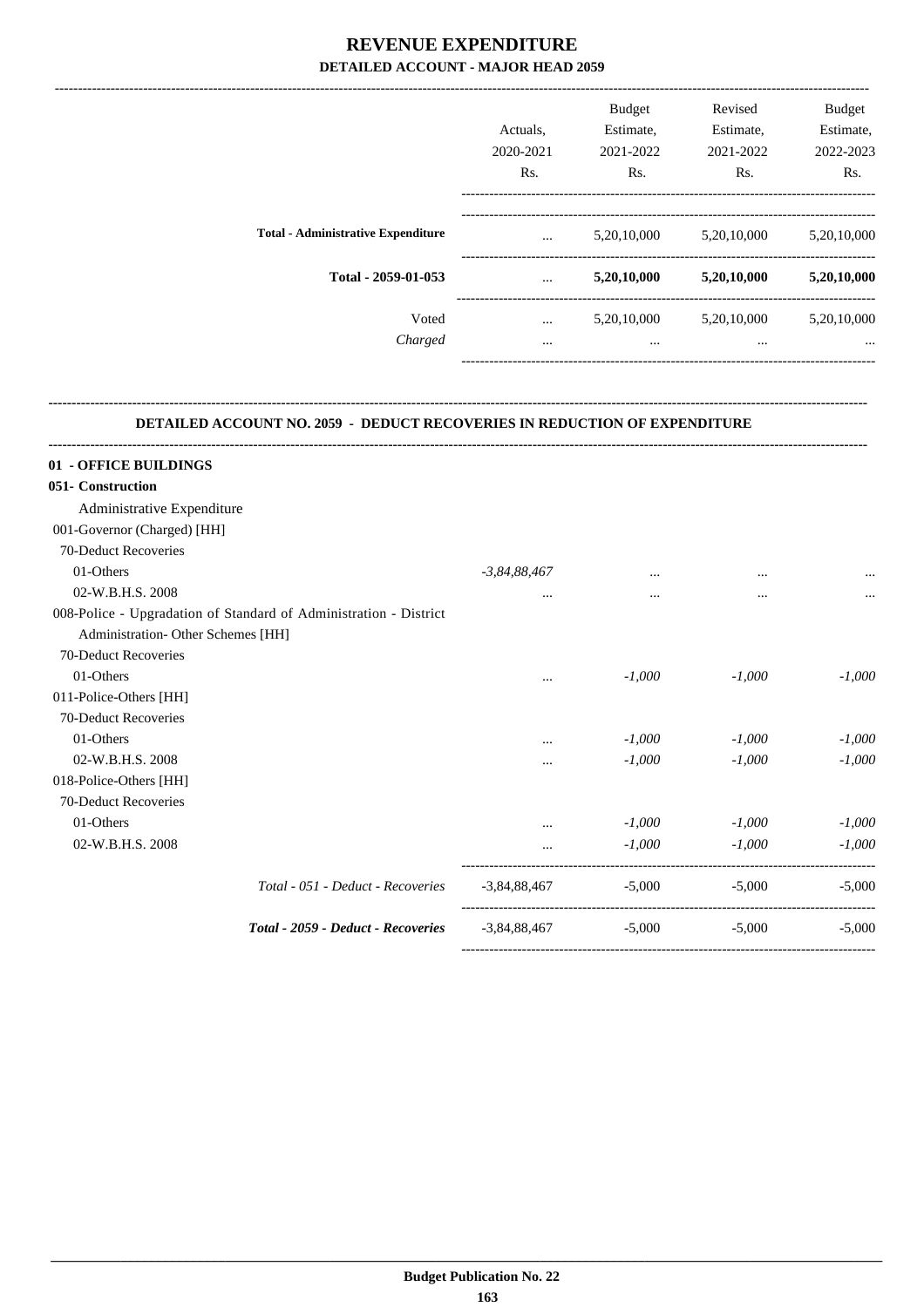# REVENUE EXPENDITURE

## DETAILED ACCOUNT - MAJOR HEAD 2059

| | Actuals, 2020-2021 Rs. | Budget Estimate, 2021-2022 Rs. | Revised Estimate, 2021-2022 Rs. | Budget Estimate, 2022-2023 Rs. |
|---|---|---|---|---|
| **Total - Administrative Expenditure** | ... | 5,20,10,000 | 5,20,10,000 | 5,20,10,000 |
| **Total - 2059-01-053** | ... | **5,20,10,000** | **5,20,10,000** | **5,20,10,000** |
| Voted | ... | 5,20,10,000 | 5,20,10,000 | 5,20,10,000 |
| *Charged* | ... | ... | ... | ... |

### DETAILED ACCOUNT NO. 2059 - DEDUCT RECOVERIES IN REDUCTION OF EXPENDITURE

| | Actuals, 2020-2021 Rs. | Budget Estimate, 2021-2022 Rs. | Revised Estimate, 2021-2022 Rs. | Budget Estimate, 2022-2023 Rs. |
|---|---|---|---|---|
| **01 - OFFICE BUILDINGS** | | | | |
| **051- Construction** | | | | |
| Administrative Expenditure | | | | |
| 001-Governor (Charged) [HH] | | | | |
| 70-Deduct Recoveries | | | | |
| 01-Others | *-3,84,88,467* | ... | ... | ... |
| 02-W.B.H.S. 2008 | ... | ... | ... | ... |
| 008-Police - Upgradation of Standard of Administration - District Administration- Other Schemes [HH] | | | | |
| 70-Deduct Recoveries | | | | |
| 01-Others | ... | *-1,000* | *-1,000* | *-1,000* |
| 011-Police-Others [HH] | | | | |
| 70-Deduct Recoveries | | | | |
| 01-Others | ... | *-1,000* | *-1,000* | *-1,000* |
| 02-W.B.H.S. 2008 | ... | *-1,000* | *-1,000* | *-1,000* |
| 018-Police-Others [HH] | | | | |
| 70-Deduct Recoveries | | | | |
| 01-Others | ... | *-1,000* | *-1,000* | *-1,000* |
| 02-W.B.H.S. 2008 | ... | *-1,000* | *-1,000* | *-1,000* |
| *Total - 051 - Deduct - Recoveries* | -3,84,88,467 | -5,000 | -5,000 | -5,000 |
| ***Total - 2059 - Deduct - Recoveries*** | -3,84,88,467 | -5,000 | -5,000 | -5,000 |

**Budget Publication No. 22**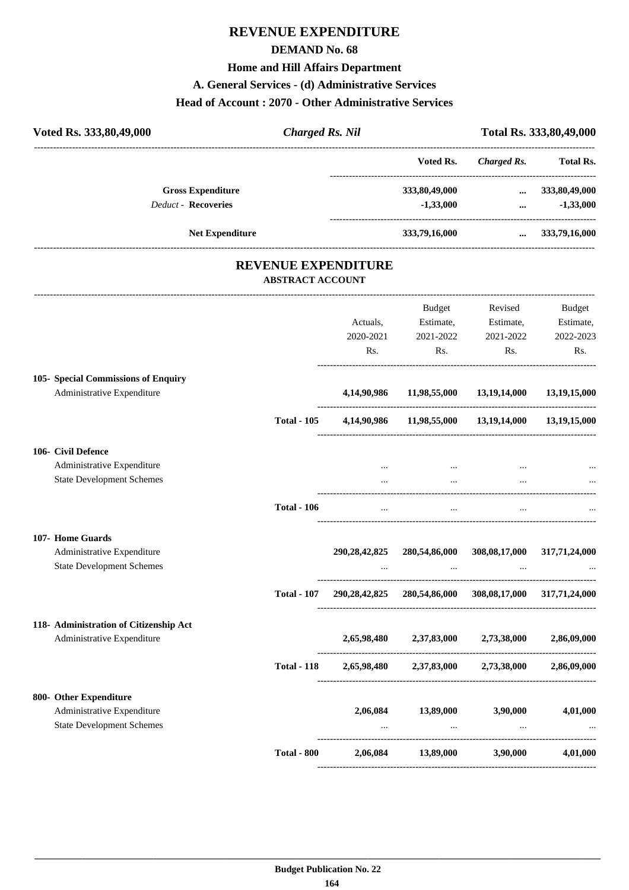# REVENUE EXPENDITURE

## DEMAND No. 68

### Home and Hill Affairs Department

### A. General Services - (d) Administrative Services

### Head of Account : 2070 - Other Administrative Services

| Voted Rs. 333,80,49,000 | *Charged Rs. Nil* | Total Rs. 333,80,49,000 |
|---|---|---|

| | Voted Rs. | *Charged Rs.* | Total Rs. |
|---|---|---|---|
| **Gross Expenditure** | 333,80,49,000 | ... | 333,80,49,000 |
| *Deduct* - **Recoveries** | -1,33,000 | ... | -1,33,000 |
| **Net Expenditure** | 333,79,16,000 | ... | 333,79,16,000 |

## REVENUE EXPENDITURE

### ABSTRACT ACCOUNT

| | | Actuals, 2020-2021 Rs. | Budget Estimate, 2021-2022 Rs. | Revised Estimate, 2021-2022 Rs. | Budget Estimate, 2022-2023 Rs. |
|---|---|---|---|---|---|
| **105- Special Commissions of Enquiry** | | | | | |
| Administrative Expenditure | | 4,14,90,986 | 11,98,55,000 | 13,19,14,000 | 13,19,15,000 |
| | **Total - 105** | 4,14,90,986 | 11,98,55,000 | 13,19,14,000 | 13,19,15,000 |
| **106- Civil Defence** | | | | | |
| Administrative Expenditure | | ... | ... | ... | ... |
| State Development Schemes | | ... | ... | ... | ... |
| | **Total - 106** | ... | ... | ... | ... |
| **107- Home Guards** | | | | | |
| Administrative Expenditure | | 290,28,42,825 | 280,54,86,000 | 308,08,17,000 | 317,71,24,000 |
| State Development Schemes | | ... | ... | ... | ... |
| | **Total - 107** | 290,28,42,825 | 280,54,86,000 | 308,08,17,000 | 317,71,24,000 |
| **118- Administration of Citizenship Act** | | | | | |
| Administrative Expenditure | | 2,65,98,480 | 2,37,83,000 | 2,73,38,000 | 2,86,09,000 |
| | **Total - 118** | 2,65,98,480 | 2,37,83,000 | 2,73,38,000 | 2,86,09,000 |
| **800- Other Expenditure** | | | | | |
| Administrative Expenditure | | 2,06,084 | 13,89,000 | 3,90,000 | 4,01,000 |
| State Development Schemes | | ... | ... | ... | ... |
| | **Total - 800** | 2,06,084 | 13,89,000 | 3,90,000 | 4,01,000 |

**Budget Publication No. 22**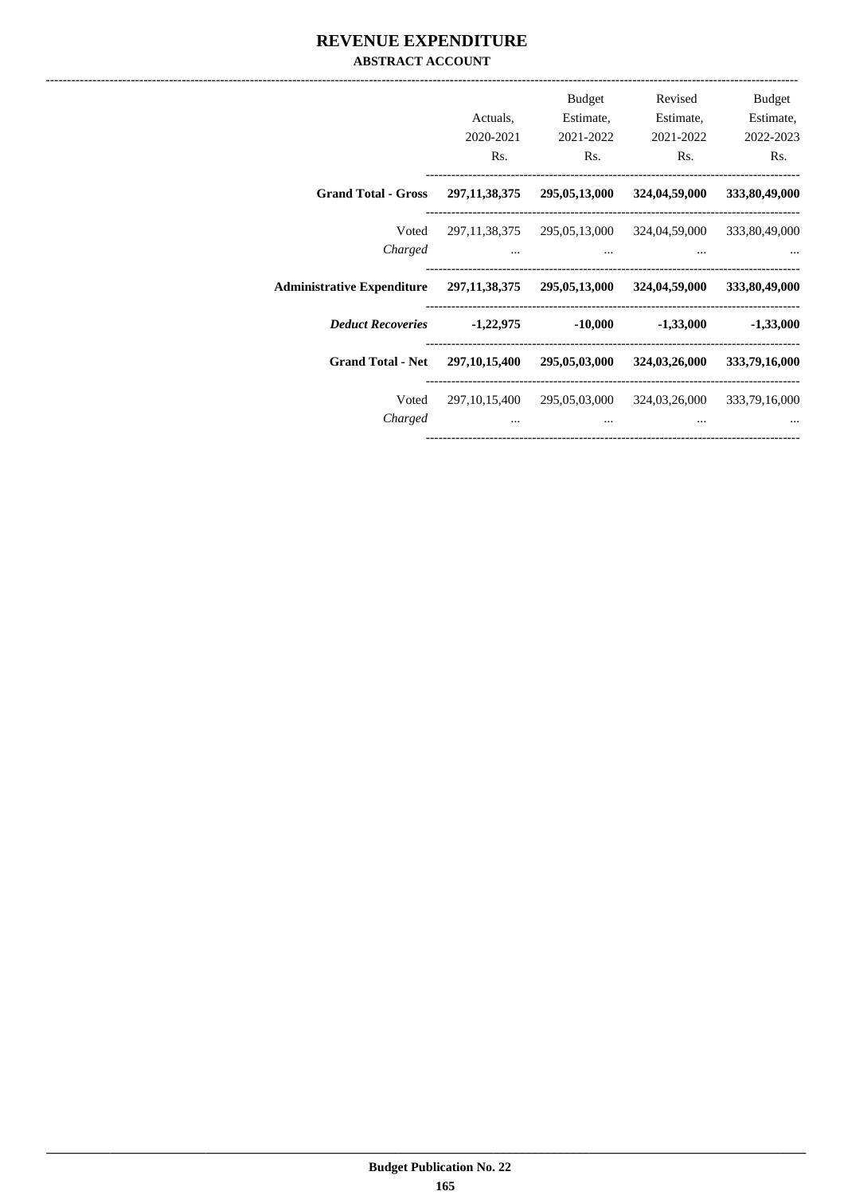# REVENUE EXPENDITURE

## ABSTRACT ACCOUNT

| | Actuals, 2020-2021 Rs. | Budget Estimate, 2021-2022 Rs. | Revised Estimate, 2021-2022 Rs. | Budget Estimate, 2022-2023 Rs. |
|---|---|---|---|---|
| **Grand Total - Gross** | **297,11,38,375** | **295,05,13,000** | **324,04,59,000** | **333,80,49,000** |
| Voted | 297,11,38,375 | 295,05,13,000 | 324,04,59,000 | 333,80,49,000 |
| *Charged* | ... | ... | ... | ... |
| **Administrative Expenditure** | **297,11,38,375** | **295,05,13,000** | **324,04,59,000** | **333,80,49,000** |
| ***Deduct Recoveries*** | **-1,22,975** | **-10,000** | **-1,33,000** | **-1,33,000** |
| **Grand Total - Net** | **297,10,15,400** | **295,05,03,000** | **324,03,26,000** | **333,79,16,000** |
| Voted | 297,10,15,400 | 295,05,03,000 | 324,03,26,000 | 333,79,16,000 |
| *Charged* | ... | ... | ... | ... |

**Budget Publication No. 22**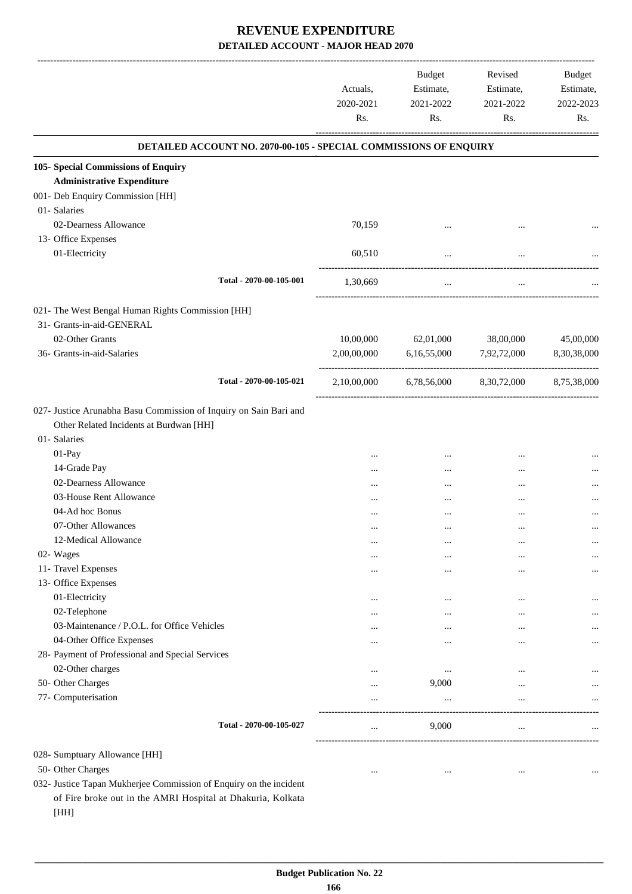# REVENUE EXPENDITURE

## DETAILED ACCOUNT - MAJOR HEAD 2070

| | Actuals, 2020-2021 Rs. | Budget Estimate, 2021-2022 Rs. | Revised Estimate, 2021-2022 Rs. | Budget Estimate, 2022-2023 Rs. |
|---|---|---|---|---|
| **DETAILED ACCOUNT NO. 2070-00-105 - SPECIAL COMMISSIONS OF ENQUIRY** | | | | |
| **105- Special Commissions of Enquiry** | | | | |
| **Administrative Expenditure** | | | | |
| 001- Deb Enquiry Commission [HH] | | | | |
| 01- Salaries | | | | |
| 02-Dearness Allowance | 70,159 | ... | ... | ... |
| 13- Office Expenses | | | | |
| 01-Electricity | 60,510 | ... | ... | ... |
| Total - 2070-00-105-001 | 1,30,669 | ... | ... | ... |
| 021- The West Bengal Human Rights Commission [HH] | | | | |
| 31- Grants-in-aid-GENERAL | | | | |
| 02-Other Grants | 10,00,000 | 62,01,000 | 38,00,000 | 45,00,000 |
| 36- Grants-in-aid-Salaries | 2,00,00,000 | 6,16,55,000 | 7,92,72,000 | 8,30,38,000 |
| Total - 2070-00-105-021 | 2,10,00,000 | 6,78,56,000 | 8,30,72,000 | 8,75,38,000 |
| 027- Justice Arunabha Basu Commission of Inquiry on Sain Bari and Other Related Incidents at Burdwan [HH] | | | | |
| 01- Salaries | | | | |
| 01-Pay | ... | ... | ... | ... |
| 14-Grade Pay | ... | ... | ... | ... |
| 02-Dearness Allowance | ... | ... | ... | ... |
| 03-House Rent Allowance | ... | ... | ... | ... |
| 04-Ad hoc Bonus | ... | ... | ... | ... |
| 07-Other Allowances | ... | ... | ... | ... |
| 12-Medical Allowance | ... | ... | ... | ... |
| 02- Wages | ... | ... | ... | ... |
| 11- Travel Expenses | ... | ... | ... | ... |
| 13- Office Expenses | | | | |
| 01-Electricity | ... | ... | ... | ... |
| 02-Telephone | ... | ... | ... | ... |
| 03-Maintenance / P.O.L. for Office Vehicles | ... | ... | ... | ... |
| 04-Other Office Expenses | ... | ... | ... | ... |
| 28- Payment of Professional and Special Services | | | | |
| 02-Other charges | ... | ... | ... | ... |
| 50- Other Charges | ... | 9,000 | ... | ... |
| 77- Computerisation | ... | ... | ... | ... |
| Total - 2070-00-105-027 | ... | 9,000 | ... | ... |
| 028- Sumptuary Allowance [HH] | | | | |
| 50- Other Charges | ... | ... | ... | ... |
| 032- Justice Tapan Mukherjee Commission of Enquiry on the incident of Fire broke out in the AMRI Hospital at Dhakuria, Kolkata [HH] | | | | |

Budget Publication No. 22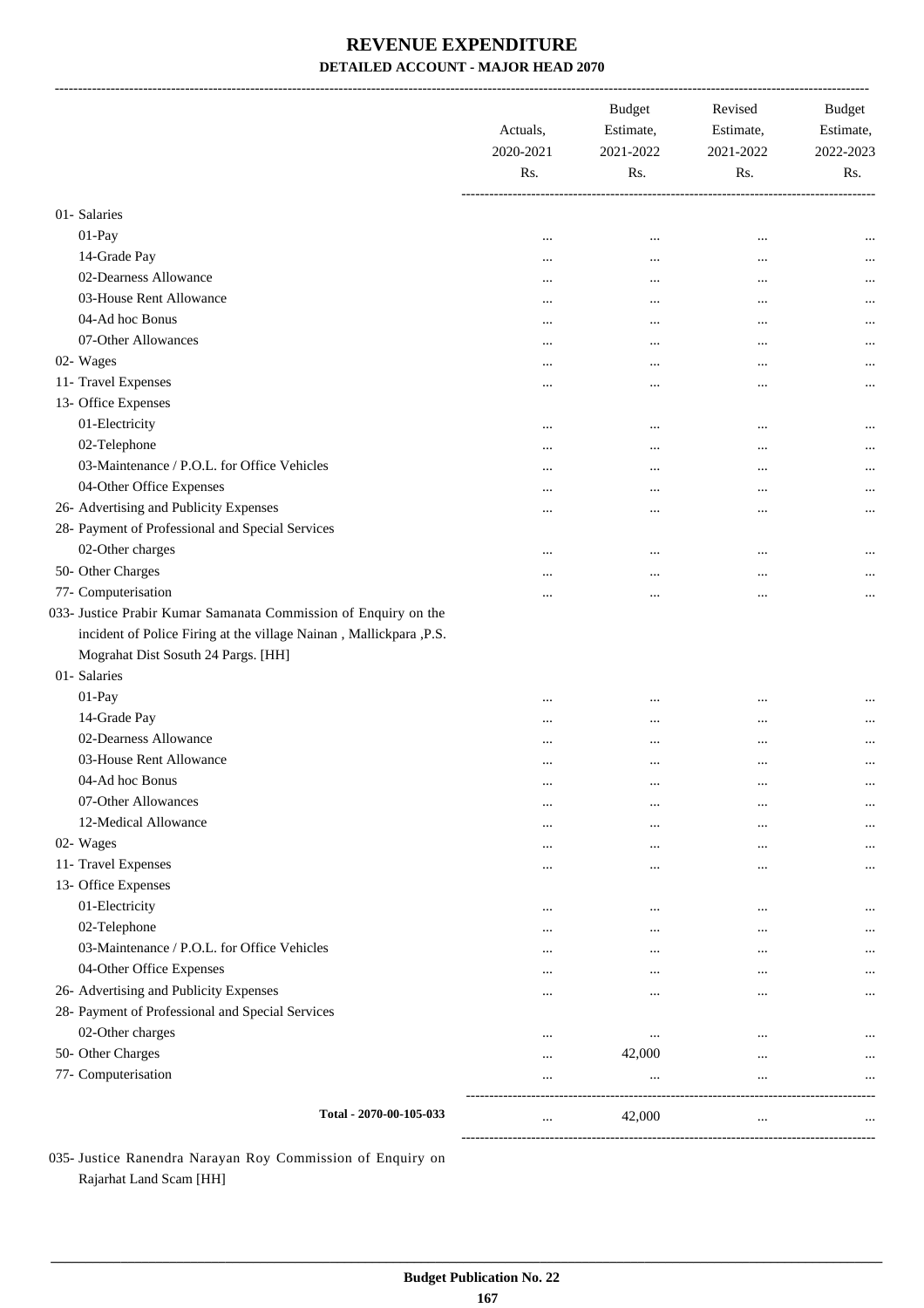# REVENUE EXPENDITURE

## DETAILED ACCOUNT - MAJOR HEAD 2070

| | Actuals, 2020-2021 Rs. | Budget Estimate, 2021-2022 Rs. | Revised Estimate, 2021-2022 Rs. | Budget Estimate, 2022-2023 Rs. |
|---|---|---|---|---|
| 01- Salaries | | | | |
| 01-Pay | ... | ... | ... | ... |
| 14-Grade Pay | ... | ... | ... | ... |
| 02-Dearness Allowance | ... | ... | ... | ... |
| 03-House Rent Allowance | ... | ... | ... | ... |
| 04-Ad hoc Bonus | ... | ... | ... | ... |
| 07-Other Allowances | ... | ... | ... | ... |
| 02- Wages | ... | ... | ... | ... |
| 11- Travel Expenses | ... | ... | ... | ... |
| 13- Office Expenses | | | | |
| 01-Electricity | ... | ... | ... | ... |
| 02-Telephone | ... | ... | ... | ... |
| 03-Maintenance / P.O.L. for Office Vehicles | ... | ... | ... | ... |
| 04-Other Office Expenses | ... | ... | ... | ... |
| 26- Advertising and Publicity Expenses | ... | ... | ... | ... |
| 28- Payment of Professional and Special Services | | | | |
| 02-Other charges | ... | ... | ... | ... |
| 50- Other Charges | ... | ... | ... | ... |
| 77- Computerisation | ... | ... | ... | ... |
| 033- Justice Prabir Kumar Samanata Commission of Enquiry on the incident of Police Firing at the village Nainan , Mallickpara ,P.S. Mograhat Dist Sosuth 24 Pargs. [HH] | | | | |
| 01- Salaries | | | | |
| 01-Pay | ... | ... | ... | ... |
| 14-Grade Pay | ... | ... | ... | ... |
| 02-Dearness Allowance | ... | ... | ... | ... |
| 03-House Rent Allowance | ... | ... | ... | ... |
| 04-Ad hoc Bonus | ... | ... | ... | ... |
| 07-Other Allowances | ... | ... | ... | ... |
| 12-Medical Allowance | ... | ... | ... | ... |
| 02- Wages | ... | ... | ... | ... |
| 11- Travel Expenses | ... | ... | ... | ... |
| 13- Office Expenses | | | | |
| 01-Electricity | ... | ... | ... | ... |
| 02-Telephone | ... | ... | ... | ... |
| 03-Maintenance / P.O.L. for Office Vehicles | ... | ... | ... | ... |
| 04-Other Office Expenses | ... | ... | ... | ... |
| 26- Advertising and Publicity Expenses | ... | ... | ... | ... |
| 28- Payment of Professional and Special Services | | | | |
| 02-Other charges | ... | ... | ... | ... |
| 50- Other Charges | ... | 42,000 | ... | ... |
| 77- Computerisation | ... | ... | ... | ... |
| **Total - 2070-00-105-033** | ... | 42,000 | ... | ... |

035- Justice Ranendra Narayan Roy Commission of Enquiry on Rajarhat Land Scam [HH]

Budget Publication No. 22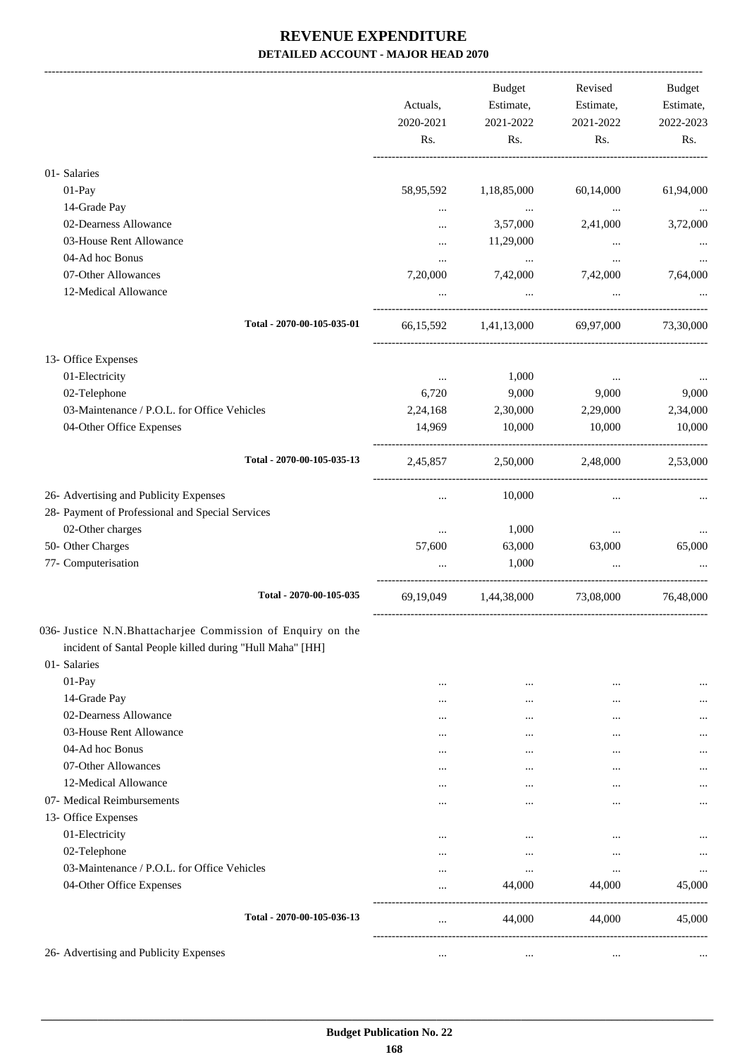# REVENUE EXPENDITURE

## DETAILED ACCOUNT - MAJOR HEAD 2070

| | Actuals, 2020-2021 Rs. | Budget Estimate, 2021-2022 Rs. | Revised Estimate, 2021-2022 Rs. | Budget Estimate, 2022-2023 Rs. |
|---|---|---|---|---|
| 01- Salaries | | | | |
| 01-Pay | 58,95,592 | 1,18,85,000 | 60,14,000 | 61,94,000 |
| 14-Grade Pay | ... | ... | ... | ... |
| 02-Dearness Allowance | ... | 3,57,000 | 2,41,000 | 3,72,000 |
| 03-House Rent Allowance | ... | 11,29,000 | ... | ... |
| 04-Ad hoc Bonus | ... | ... | ... | ... |
| 07-Other Allowances | 7,20,000 | 7,42,000 | 7,42,000 | 7,64,000 |
| 12-Medical Allowance | ... | ... | ... | ... |
| Total - 2070-00-105-035-01 | 66,15,592 | 1,41,13,000 | 69,97,000 | 73,30,000 |
| 13- Office Expenses | | | | |
| 01-Electricity | ... | 1,000 | ... | ... |
| 02-Telephone | 6,720 | 9,000 | 9,000 | 9,000 |
| 03-Maintenance / P.O.L. for Office Vehicles | 2,24,168 | 2,30,000 | 2,29,000 | 2,34,000 |
| 04-Other Office Expenses | 14,969 | 10,000 | 10,000 | 10,000 |
| Total - 2070-00-105-035-13 | 2,45,857 | 2,50,000 | 2,48,000 | 2,53,000 |
| 26- Advertising and Publicity Expenses | ... | 10,000 | ... | ... |
| 28- Payment of Professional and Special Services | | | | |
| 02-Other charges | ... | 1,000 | ... | ... |
| 50- Other Charges | 57,600 | 63,000 | 63,000 | 65,000 |
| 77- Computerisation | ... | 1,000 | ... | ... |
| Total - 2070-00-105-035 | 69,19,049 | 1,44,38,000 | 73,08,000 | 76,48,000 |
| 036- Justice N.N.Bhattacharjee Commission of Enquiry on the incident of Santal People killed during "Hull Maha" [HH] | | | | |
| 01- Salaries | | | | |
| 01-Pay | ... | ... | ... | ... |
| 14-Grade Pay | ... | ... | ... | ... |
| 02-Dearness Allowance | ... | ... | ... | ... |
| 03-House Rent Allowance | ... | ... | ... | ... |
| 04-Ad hoc Bonus | ... | ... | ... | ... |
| 07-Other Allowances | ... | ... | ... | ... |
| 12-Medical Allowance | ... | ... | ... | ... |
| 07- Medical Reimbursements | ... | ... | ... | ... |
| 13- Office Expenses | | | | |
| 01-Electricity | ... | ... | ... | ... |
| 02-Telephone | ... | ... | ... | ... |
| 03-Maintenance / P.O.L. for Office Vehicles | ... | ... | ... | ... |
| 04-Other Office Expenses | ... | 44,000 | 44,000 | 45,000 |
| Total - 2070-00-105-036-13 | ... | 44,000 | 44,000 | 45,000 |
| 26- Advertising and Publicity Expenses | ... | ... | ... | ... |

Budget Publication No. 22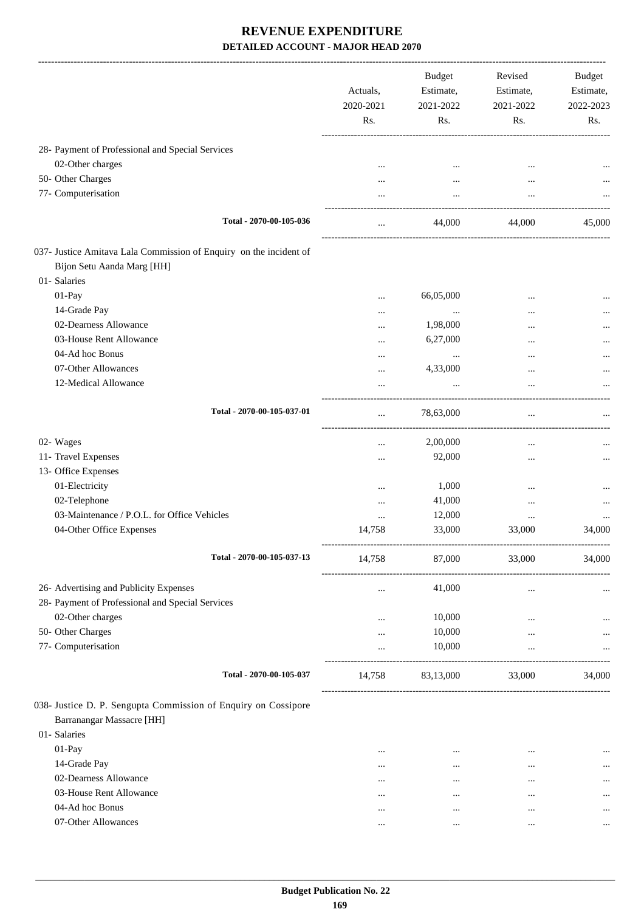# REVENUE EXPENDITURE

## DETAILED ACCOUNT - MAJOR HEAD 2070

| | Actuals, 2020-2021 Rs. | Budget Estimate, 2021-2022 Rs. | Revised Estimate, 2021-2022 Rs. | Budget Estimate, 2022-2023 Rs. |
|---|---|---|---|---|
| 28- Payment of Professional and Special Services | | | | |
| 02-Other charges | ... | ... | ... | ... |
| 50- Other Charges | ... | ... | ... | ... |
| 77- Computerisation | ... | ... | ... | ... |
| **Total - 2070-00-105-036** | ... | 44,000 | 44,000 | 45,000 |
| 037- Justice Amitava Lala Commission of Enquiry on the incident of Bijon Setu Aanda Marg [HH] | | | | |
| 01- Salaries | | | | |
| 01-Pay | ... | 66,05,000 | ... | ... |
| 14-Grade Pay | ... | ... | ... | ... |
| 02-Dearness Allowance | ... | 1,98,000 | ... | ... |
| 03-House Rent Allowance | ... | 6,27,000 | ... | ... |
| 04-Ad hoc Bonus | ... | ... | ... | ... |
| 07-Other Allowances | ... | 4,33,000 | ... | ... |
| 12-Medical Allowance | ... | ... | ... | ... |
| **Total - 2070-00-105-037-01** | ... | 78,63,000 | ... | ... |
| 02- Wages | ... | 2,00,000 | ... | ... |
| 11- Travel Expenses | ... | 92,000 | ... | ... |
| 13- Office Expenses | | | | |
| 01-Electricity | ... | 1,000 | ... | ... |
| 02-Telephone | ... | 41,000 | ... | ... |
| 03-Maintenance / P.O.L. for Office Vehicles | ... | 12,000 | ... | ... |
| 04-Other Office Expenses | 14,758 | 33,000 | 33,000 | 34,000 |
| **Total - 2070-00-105-037-13** | 14,758 | 87,000 | 33,000 | 34,000 |
| 26- Advertising and Publicity Expenses | ... | 41,000 | ... | ... |
| 28- Payment of Professional and Special Services | | | | |
| 02-Other charges | ... | 10,000 | ... | ... |
| 50- Other Charges | ... | 10,000 | ... | ... |
| 77- Computerisation | ... | 10,000 | ... | ... |
| **Total - 2070-00-105-037** | 14,758 | 83,13,000 | 33,000 | 34,000 |
| 038- Justice D. P. Sengupta Commission of Enquiry on Cossipore Barranangar Massacre [HH] | | | | |
| 01- Salaries | | | | |
| 01-Pay | ... | ... | ... | ... |
| 14-Grade Pay | ... | ... | ... | ... |
| 02-Dearness Allowance | ... | ... | ... | ... |
| 03-House Rent Allowance | ... | ... | ... | ... |
| 04-Ad hoc Bonus | ... | ... | ... | ... |
| 07-Other Allowances | ... | ... | ... | ... |

Budget Publication No. 22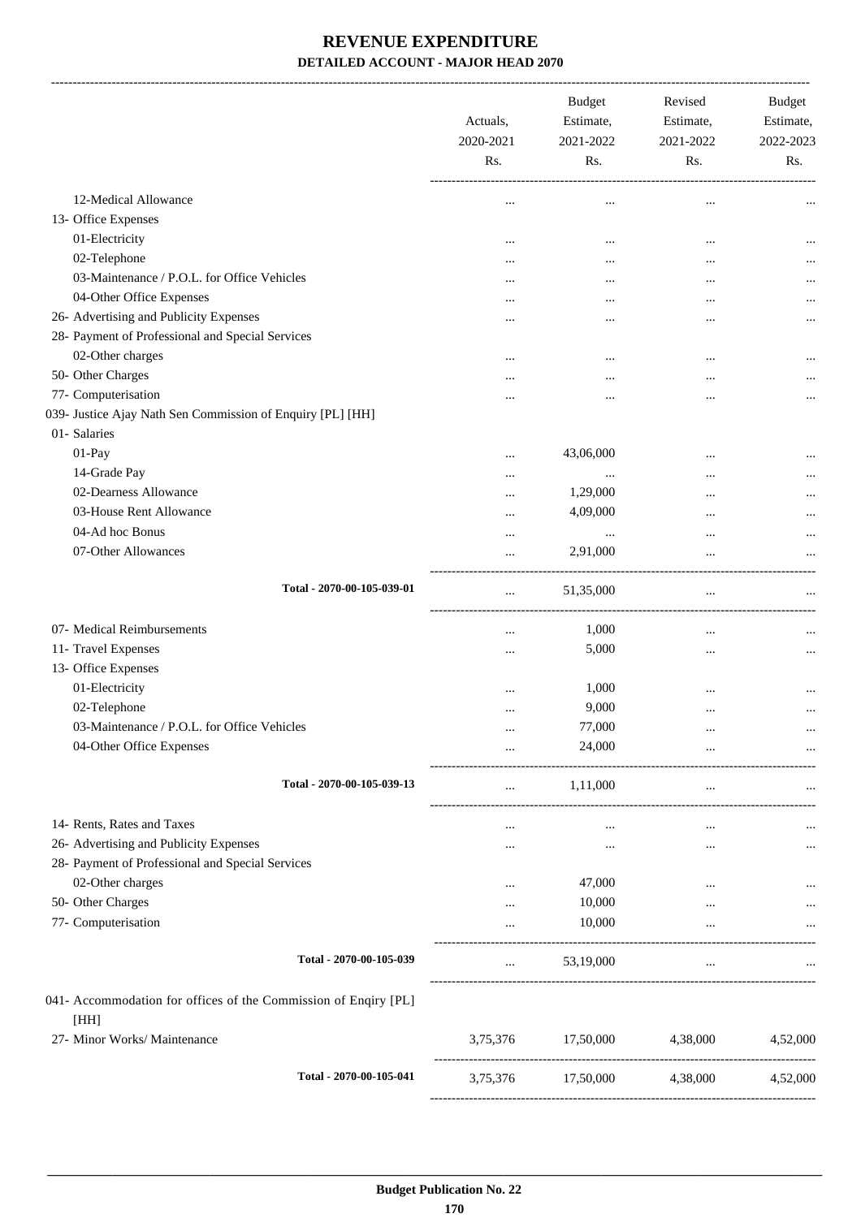# REVENUE EXPENDITURE

## DETAILED ACCOUNT - MAJOR HEAD 2070

| | Actuals, 2020-2021 Rs. | Budget Estimate, 2021-2022 Rs. | Revised Estimate, 2021-2022 Rs. | Budget Estimate, 2022-2023 Rs. |
|---|---|---|---|---|
| 12-Medical Allowance | ... | ... | ... | ... |
| 13- Office Expenses | | | | |
| 01-Electricity | ... | ... | ... | ... |
| 02-Telephone | ... | ... | ... | ... |
| 03-Maintenance / P.O.L. for Office Vehicles | ... | ... | ... | ... |
| 04-Other Office Expenses | ... | ... | ... | ... |
| 26- Advertising and Publicity Expenses | ... | ... | ... | ... |
| 28- Payment of Professional and Special Services | | | | |
| 02-Other charges | ... | ... | ... | ... |
| 50- Other Charges | ... | ... | ... | ... |
| 77- Computerisation | ... | ... | ... | ... |
| 039- Justice Ajay Nath Sen Commission of Enquiry [PL] [HH] | | | | |
| 01- Salaries | | | | |
| 01-Pay | ... | 43,06,000 | ... | ... |
| 14-Grade Pay | ... | ... | ... | ... |
| 02-Dearness Allowance | ... | 1,29,000 | ... | ... |
| 03-House Rent Allowance | ... | 4,09,000 | ... | ... |
| 04-Ad hoc Bonus | ... | ... | ... | ... |
| 07-Other Allowances | ... | 2,91,000 | ... | ... |
| Total - 2070-00-105-039-01 | ... | 51,35,000 | ... | ... |
| 07- Medical Reimbursements | ... | 1,000 | ... | ... |
| 11- Travel Expenses | ... | 5,000 | ... | ... |
| 13- Office Expenses | | | | |
| 01-Electricity | ... | 1,000 | ... | ... |
| 02-Telephone | ... | 9,000 | ... | ... |
| 03-Maintenance / P.O.L. for Office Vehicles | ... | 77,000 | ... | ... |
| 04-Other Office Expenses | ... | 24,000 | ... | ... |
| Total - 2070-00-105-039-13 | ... | 1,11,000 | ... | ... |
| 14- Rents, Rates and Taxes | ... | ... | ... | ... |
| 26- Advertising and Publicity Expenses | ... | ... | ... | ... |
| 28- Payment of Professional and Special Services | | | | |
| 02-Other charges | ... | 47,000 | ... | ... |
| 50- Other Charges | ... | 10,000 | ... | ... |
| 77- Computerisation | ... | 10,000 | ... | ... |
| Total - 2070-00-105-039 | ... | 53,19,000 | ... | ... |
| 041- Accommodation for offices of the Commission of Enqiry [PL] [HH] | | | | |
| 27- Minor Works/ Maintenance | 3,75,376 | 17,50,000 | 4,38,000 | 4,52,000 |
| Total - 2070-00-105-041 | 3,75,376 | 17,50,000 | 4,38,000 | 4,52,000 |

Budget Publication No. 22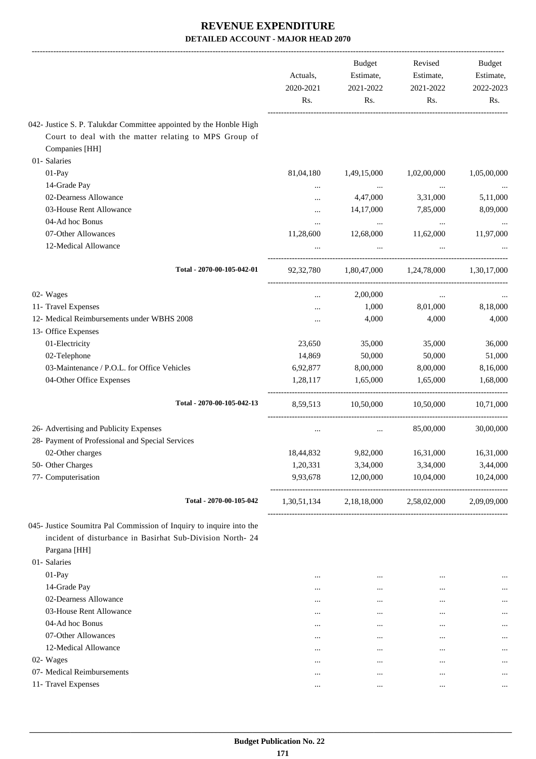# REVENUE EXPENDITURE

## DETAILED ACCOUNT - MAJOR HEAD 2070

| | Actuals, 2020-2021 Rs. | Budget Estimate, 2021-2022 Rs. | Revised Estimate, 2021-2022 Rs. | Budget Estimate, 2022-2023 Rs. |
|---|---|---|---|---|
| 042- Justice S. P. Talukdar Committee appointed by the Honble High Court to deal with the matter relating to MPS Group of Companies [HH] | | | | |
| 01- Salaries | | | | |
| 01-Pay | 81,04,180 | 1,49,15,000 | 1,02,00,000 | 1,05,00,000 |
| 14-Grade Pay | ... | ... | ... | ... |
| 02-Dearness Allowance | ... | 4,47,000 | 3,31,000 | 5,11,000 |
| 03-House Rent Allowance | ... | 14,17,000 | 7,85,000 | 8,09,000 |
| 04-Ad hoc Bonus | ... | ... | ... | ... |
| 07-Other Allowances | 11,28,600 | 12,68,000 | 11,62,000 | 11,97,000 |
| 12-Medical Allowance | ... | ... | ... | ... |
| **Total - 2070-00-105-042-01** | 92,32,780 | 1,80,47,000 | 1,24,78,000 | 1,30,17,000 |
| 02- Wages | ... | 2,00,000 | ... | ... |
| 11- Travel Expenses | ... | 1,000 | 8,01,000 | 8,18,000 |
| 12- Medical Reimbursements under WBHS 2008 | ... | 4,000 | 4,000 | 4,000 |
| 13- Office Expenses | | | | |
| 01-Electricity | 23,650 | 35,000 | 35,000 | 36,000 |
| 02-Telephone | 14,869 | 50,000 | 50,000 | 51,000 |
| 03-Maintenance / P.O.L. for Office Vehicles | 6,92,877 | 8,00,000 | 8,00,000 | 8,16,000 |
| 04-Other Office Expenses | 1,28,117 | 1,65,000 | 1,65,000 | 1,68,000 |
| **Total - 2070-00-105-042-13** | 8,59,513 | 10,50,000 | 10,50,000 | 10,71,000 |
| 26- Advertising and Publicity Expenses | ... | ... | 85,00,000 | 30,00,000 |
| 28- Payment of Professional and Special Services | | | | |
| 02-Other charges | 18,44,832 | 9,82,000 | 16,31,000 | 16,31,000 |
| 50- Other Charges | 1,20,331 | 3,34,000 | 3,34,000 | 3,44,000 |
| 77- Computerisation | 9,93,678 | 12,00,000 | 10,04,000 | 10,24,000 |
| **Total - 2070-00-105-042** | 1,30,51,134 | 2,18,18,000 | 2,58,02,000 | 2,09,09,000 |
| 045- Justice Soumitra Pal Commission of Inquiry to inquire into the incident of disturbance in Basirhat Sub-Division North- 24 Pargana [HH] | | | | |
| 01- Salaries | | | | |
| 01-Pay | ... | ... | ... | ... |
| 14-Grade Pay | ... | ... | ... | ... |
| 02-Dearness Allowance | ... | ... | ... | ... |
| 03-House Rent Allowance | ... | ... | ... | ... |
| 04-Ad hoc Bonus | ... | ... | ... | ... |
| 07-Other Allowances | ... | ... | ... | ... |
| 12-Medical Allowance | ... | ... | ... | ... |
| 02- Wages | ... | ... | ... | ... |
| 07- Medical Reimbursements | ... | ... | ... | ... |
| 11- Travel Expenses | ... | ... | ... | ... |

Budget Publication No. 22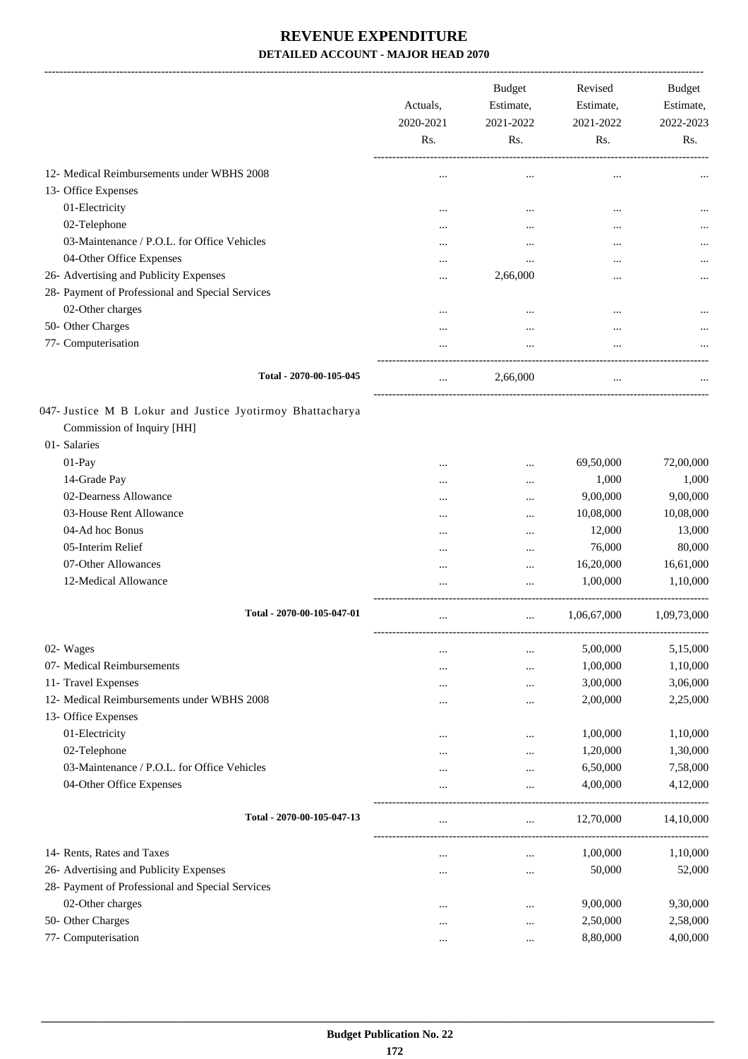# REVENUE EXPENDITURE

## DETAILED ACCOUNT - MAJOR HEAD 2070

| | Actuals, 2020-2021 Rs. | Budget Estimate, 2021-2022 Rs. | Revised Estimate, 2021-2022 Rs. | Budget Estimate, 2022-2023 Rs. |
|---|---|---|---|---|
| 12- Medical Reimbursements under WBHS 2008 | ... | ... | ... | ... |
| 13- Office Expenses | | | | |
| 01-Electricity | ... | ... | ... | ... |
| 02-Telephone | ... | ... | ... | ... |
| 03-Maintenance / P.O.L. for Office Vehicles | ... | ... | ... | ... |
| 04-Other Office Expenses | ... | ... | ... | ... |
| 26- Advertising and Publicity Expenses | ... | 2,66,000 | ... | ... |
| 28- Payment of Professional and Special Services | | | | |
| 02-Other charges | ... | ... | ... | ... |
| 50- Other Charges | ... | ... | ... | ... |
| 77- Computerisation | ... | ... | ... | ... |
| Total - 2070-00-105-045 | ... | 2,66,000 | ... | ... |
| 047- Justice M B Lokur and Justice Jyotirmoy Bhattacharya Commission of Inquiry [HH] | | | | |
| 01- Salaries | | | | |
| 01-Pay | ... | ... | 69,50,000 | 72,00,000 |
| 14-Grade Pay | ... | ... | 1,000 | 1,000 |
| 02-Dearness Allowance | ... | ... | 9,00,000 | 9,00,000 |
| 03-House Rent Allowance | ... | ... | 10,08,000 | 10,08,000 |
| 04-Ad hoc Bonus | ... | ... | 12,000 | 13,000 |
| 05-Interim Relief | ... | ... | 76,000 | 80,000 |
| 07-Other Allowances | ... | ... | 16,20,000 | 16,61,000 |
| 12-Medical Allowance | ... | ... | 1,00,000 | 1,10,000 |
| Total - 2070-00-105-047-01 | ... | ... | 1,06,67,000 | 1,09,73,000 |
| 02- Wages | ... | ... | 5,00,000 | 5,15,000 |
| 07- Medical Reimbursements | ... | ... | 1,00,000 | 1,10,000 |
| 11- Travel Expenses | ... | ... | 3,00,000 | 3,06,000 |
| 12- Medical Reimbursements under WBHS 2008 | ... | ... | 2,00,000 | 2,25,000 |
| 13- Office Expenses | | | | |
| 01-Electricity | ... | ... | 1,00,000 | 1,10,000 |
| 02-Telephone | ... | ... | 1,20,000 | 1,30,000 |
| 03-Maintenance / P.O.L. for Office Vehicles | ... | ... | 6,50,000 | 7,58,000 |
| 04-Other Office Expenses | ... | ... | 4,00,000 | 4,12,000 |
| Total - 2070-00-105-047-13 | ... | ... | 12,70,000 | 14,10,000 |
| 14- Rents, Rates and Taxes | ... | ... | 1,00,000 | 1,10,000 |
| 26- Advertising and Publicity Expenses | ... | ... | 50,000 | 52,000 |
| 28- Payment of Professional and Special Services | | | | |
| 02-Other charges | ... | ... | 9,00,000 | 9,30,000 |
| 50- Other Charges | ... | ... | 2,50,000 | 2,58,000 |
| 77- Computerisation | ... | ... | 8,80,000 | 4,00,000 |

**Budget Publication No. 22**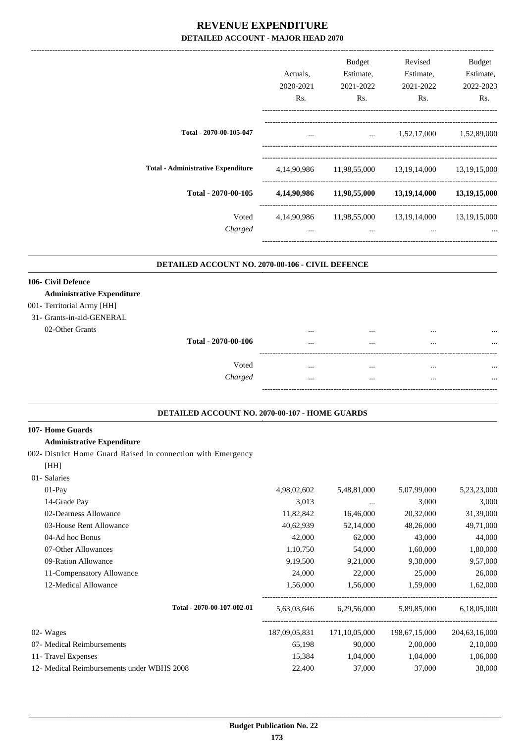# REVENUE EXPENDITURE

## DETAILED ACCOUNT - MAJOR HEAD 2070

| | Actuals, 2020-2021 Rs. | Budget Estimate, 2021-2022 Rs. | Revised Estimate, 2021-2022 Rs. | Budget Estimate, 2022-2023 Rs. |
|---|---|---|---|---|
| **Total - 2070-00-105-047** | ... | ... | 1,52,17,000 | 1,52,89,000 |
| **Total - Administrative Expenditure** | 4,14,90,986 | 11,98,55,000 | 13,19,14,000 | 13,19,15,000 |
| **Total - 2070-00-105** | **4,14,90,986** | **11,98,55,000** | **13,19,14,000** | **13,19,15,000** |
| Voted | 4,14,90,986 | 11,98,55,000 | 13,19,14,000 | 13,19,15,000 |
| *Charged* | ... | ... | ... | ... |

### DETAILED ACCOUNT NO. 2070-00-106 - CIVIL DEFENCE

| | Actuals, 2020-2021 Rs. | Budget Estimate, 2021-2022 Rs. | Revised Estimate, 2021-2022 Rs. | Budget Estimate, 2022-2023 Rs. |
|---|---|---|---|---|
| **106- Civil Defence** | | | | |
| **Administrative Expenditure** | | | | |
| 001- Territorial Army [HH] | | | | |
| 31- Grants-in-aid-GENERAL | | | | |
| 02-Other Grants | ... | ... | ... | ... |
| **Total - 2070-00-106** | ... | ... | ... | ... |
| Voted | ... | ... | ... | ... |
| *Charged* | ... | ... | ... | ... |

### DETAILED ACCOUNT NO. 2070-00-107 - HOME GUARDS

| | Actuals, 2020-2021 Rs. | Budget Estimate, 2021-2022 Rs. | Revised Estimate, 2021-2022 Rs. | Budget Estimate, 2022-2023 Rs. |
|---|---|---|---|---|
| **107- Home Guards** | | | | |
| **Administrative Expenditure** | | | | |
| 002- District Home Guard Raised in connection with Emergency [HH] | | | | |
| 01- Salaries | | | | |
| 01-Pay | 4,98,02,602 | 5,48,81,000 | 5,07,99,000 | 5,23,23,000 |
| 14-Grade Pay | 3,013 | ... | 3,000 | 3,000 |
| 02-Dearness Allowance | 11,82,842 | 16,46,000 | 20,32,000 | 31,39,000 |
| 03-House Rent Allowance | 40,62,939 | 52,14,000 | 48,26,000 | 49,71,000 |
| 04-Ad hoc Bonus | 42,000 | 62,000 | 43,000 | 44,000 |
| 07-Other Allowances | 1,10,750 | 54,000 | 1,60,000 | 1,80,000 |
| 09-Ration Allowance | 9,19,500 | 9,21,000 | 9,38,000 | 9,57,000 |
| 11-Compensatory Allowance | 24,000 | 22,000 | 25,000 | 26,000 |
| 12-Medical Allowance | 1,56,000 | 1,56,000 | 1,59,000 | 1,62,000 |
| **Total - 2070-00-107-002-01** | 5,63,03,646 | 6,29,56,000 | 5,89,85,000 | 6,18,05,000 |
| 02- Wages | 187,09,05,831 | 171,10,05,000 | 198,67,15,000 | 204,63,16,000 |
| 07- Medical Reimbursements | 65,198 | 90,000 | 2,00,000 | 2,10,000 |
| 11- Travel Expenses | 15,384 | 1,04,000 | 1,04,000 | 1,06,000 |
| 12- Medical Reimbursements under WBHS 2008 | 22,400 | 37,000 | 37,000 | 38,000 |

Budget Publication No. 22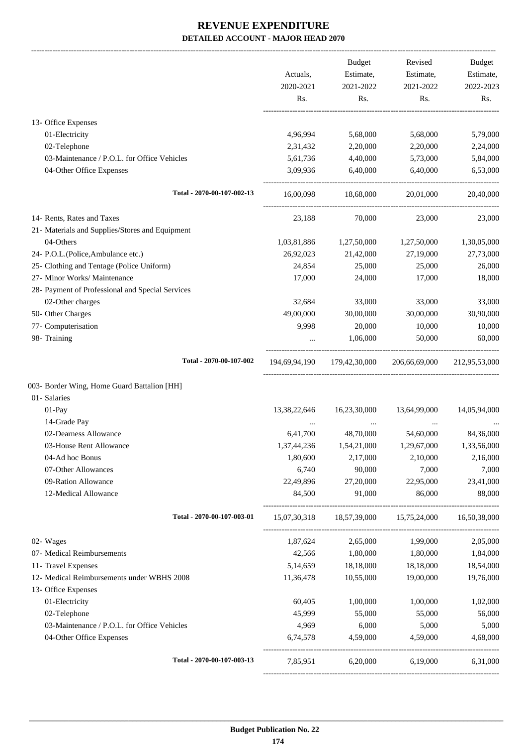# REVENUE EXPENDITURE

**DETAILED ACCOUNT - MAJOR HEAD 2070**

| | Actuals, 2020-2021 Rs. | Budget Estimate, 2021-2022 Rs. | Revised Estimate, 2021-2022 Rs. | Budget Estimate, 2022-2023 Rs. |
|---|---|---|---|---|
| 13- Office Expenses | | | | |
| 01-Electricity | 4,96,994 | 5,68,000 | 5,68,000 | 5,79,000 |
| 02-Telephone | 2,31,432 | 2,20,000 | 2,20,000 | 2,24,000 |
| 03-Maintenance / P.O.L. for Office Vehicles | 5,61,736 | 4,40,000 | 5,73,000 | 5,84,000 |
| 04-Other Office Expenses | 3,09,936 | 6,40,000 | 6,40,000 | 6,53,000 |
| **Total - 2070-00-107-002-13** | 16,00,098 | 18,68,000 | 20,01,000 | 20,40,000 |
| 14- Rents, Rates and Taxes | 23,188 | 70,000 | 23,000 | 23,000 |
| 21- Materials and Supplies/Stores and Equipment | | | | |
| 04-Others | 1,03,81,886 | 1,27,50,000 | 1,27,50,000 | 1,30,05,000 |
| 24- P.O.L.(Police,Ambulance etc.) | 26,92,023 | 21,42,000 | 27,19,000 | 27,73,000 |
| 25- Clothing and Tentage (Police Uniform) | 24,854 | 25,000 | 25,000 | 26,000 |
| 27- Minor Works/ Maintenance | 17,000 | 24,000 | 17,000 | 18,000 |
| 28- Payment of Professional and Special Services | | | | |
| 02-Other charges | 32,684 | 33,000 | 33,000 | 33,000 |
| 50- Other Charges | 49,00,000 | 30,00,000 | 30,00,000 | 30,90,000 |
| 77- Computerisation | 9,998 | 20,000 | 10,000 | 10,000 |
| 98- Training | ... | 1,06,000 | 50,000 | 60,000 |
| **Total - 2070-00-107-002** | 194,69,94,190 | 179,42,30,000 | 206,66,69,000 | 212,95,53,000 |
| 003- Border Wing, Home Guard Battalion [HH] | | | | |
| 01- Salaries | | | | |
| 01-Pay | 13,38,22,646 | 16,23,30,000 | 13,64,99,000 | 14,05,94,000 |
| 14-Grade Pay | ... | ... | ... | ... |
| 02-Dearness Allowance | 6,41,700 | 48,70,000 | 54,60,000 | 84,36,000 |
| 03-House Rent Allowance | 1,37,44,236 | 1,54,21,000 | 1,29,67,000 | 1,33,56,000 |
| 04-Ad hoc Bonus | 1,80,600 | 2,17,000 | 2,10,000 | 2,16,000 |
| 07-Other Allowances | 6,740 | 90,000 | 7,000 | 7,000 |
| 09-Ration Allowance | 22,49,896 | 27,20,000 | 22,95,000 | 23,41,000 |
| 12-Medical Allowance | 84,500 | 91,000 | 86,000 | 88,000 |
| **Total - 2070-00-107-003-01** | 15,07,30,318 | 18,57,39,000 | 15,75,24,000 | 16,50,38,000 |
| 02- Wages | 1,87,624 | 2,65,000 | 1,99,000 | 2,05,000 |
| 07- Medical Reimbursements | 42,566 | 1,80,000 | 1,80,000 | 1,84,000 |
| 11- Travel Expenses | 5,14,659 | 18,18,000 | 18,18,000 | 18,54,000 |
| 12- Medical Reimbursements under WBHS 2008 | 11,36,478 | 10,55,000 | 19,00,000 | 19,76,000 |
| 13- Office Expenses | | | | |
| 01-Electricity | 60,405 | 1,00,000 | 1,00,000 | 1,02,000 |
| 02-Telephone | 45,999 | 55,000 | 55,000 | 56,000 |
| 03-Maintenance / P.O.L. for Office Vehicles | 4,969 | 6,000 | 5,000 | 5,000 |
| 04-Other Office Expenses | 6,74,578 | 4,59,000 | 4,59,000 | 4,68,000 |
| **Total - 2070-00-107-003-13** | 7,85,951 | 6,20,000 | 6,19,000 | 6,31,000 |

**Budget Publication No. 22**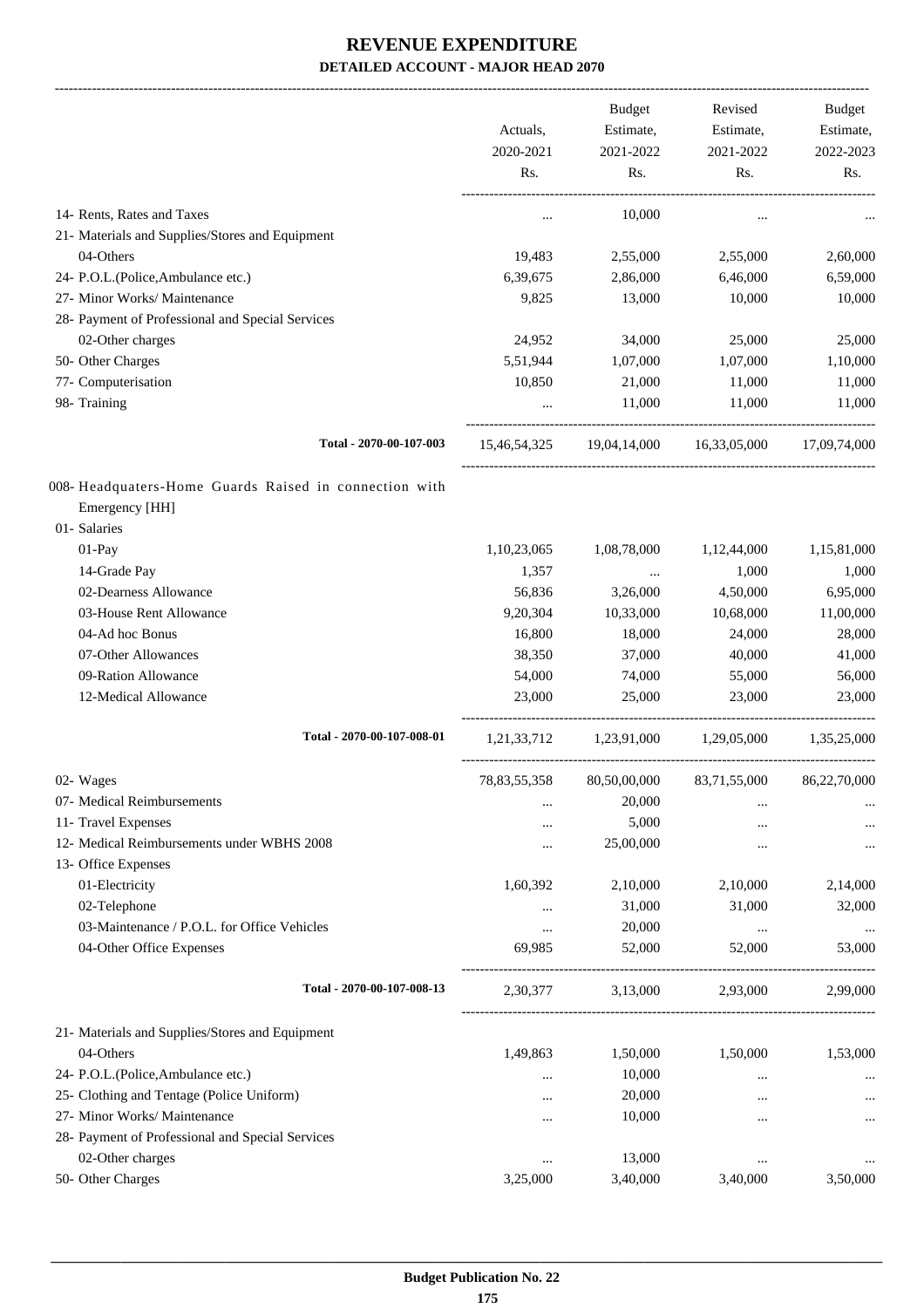# REVENUE EXPENDITURE

**DETAILED ACCOUNT - MAJOR HEAD 2070**

| | Actuals, 2020-2021 Rs. | Budget Estimate, 2021-2022 Rs. | Revised Estimate, 2021-2022 Rs. | Budget Estimate, 2022-2023 Rs. |
|---|---|---|---|---|
| 14- Rents, Rates and Taxes | ... | 10,000 | ... | ... |
| 21- Materials and Supplies/Stores and Equipment | | | | |
| 04-Others | 19,483 | 2,55,000 | 2,55,000 | 2,60,000 |
| 24- P.O.L.(Police,Ambulance etc.) | 6,39,675 | 2,86,000 | 6,46,000 | 6,59,000 |
| 27- Minor Works/ Maintenance | 9,825 | 13,000 | 10,000 | 10,000 |
| 28- Payment of Professional and Special Services | | | | |
| 02-Other charges | 24,952 | 34,000 | 25,000 | 25,000 |
| 50- Other Charges | 5,51,944 | 1,07,000 | 1,07,000 | 1,10,000 |
| 77- Computerisation | 10,850 | 21,000 | 11,000 | 11,000 |
| 98- Training | ... | 11,000 | 11,000 | 11,000 |
| Total - 2070-00-107-003 | 15,46,54,325 | 19,04,14,000 | 16,33,05,000 | 17,09,74,000 |
| 008- Headquaters-Home Guards Raised in connection with Emergency [HH] | | | | |
| 01- Salaries | | | | |
| 01-Pay | 1,10,23,065 | 1,08,78,000 | 1,12,44,000 | 1,15,81,000 |
| 14-Grade Pay | 1,357 | ... | 1,000 | 1,000 |
| 02-Dearness Allowance | 56,836 | 3,26,000 | 4,50,000 | 6,95,000 |
| 03-House Rent Allowance | 9,20,304 | 10,33,000 | 10,68,000 | 11,00,000 |
| 04-Ad hoc Bonus | 16,800 | 18,000 | 24,000 | 28,000 |
| 07-Other Allowances | 38,350 | 37,000 | 40,000 | 41,000 |
| 09-Ration Allowance | 54,000 | 74,000 | 55,000 | 56,000 |
| 12-Medical Allowance | 23,000 | 25,000 | 23,000 | 23,000 |
| Total - 2070-00-107-008-01 | 1,21,33,712 | 1,23,91,000 | 1,29,05,000 | 1,35,25,000 |
| 02- Wages | 78,83,55,358 | 80,50,00,000 | 83,71,55,000 | 86,22,70,000 |
| 07- Medical Reimbursements | ... | 20,000 | ... | ... |
| 11- Travel Expenses | ... | 5,000 | ... | ... |
| 12- Medical Reimbursements under WBHS 2008 | ... | 25,00,000 | ... | ... |
| 13- Office Expenses | | | | |
| 01-Electricity | 1,60,392 | 2,10,000 | 2,10,000 | 2,14,000 |
| 02-Telephone | ... | 31,000 | 31,000 | 32,000 |
| 03-Maintenance / P.O.L. for Office Vehicles | ... | 20,000 | ... | ... |
| 04-Other Office Expenses | 69,985 | 52,000 | 52,000 | 53,000 |
| Total - 2070-00-107-008-13 | 2,30,377 | 3,13,000 | 2,93,000 | 2,99,000 |
| 21- Materials and Supplies/Stores and Equipment | | | | |
| 04-Others | 1,49,863 | 1,50,000 | 1,50,000 | 1,53,000 |
| 24- P.O.L.(Police,Ambulance etc.) | ... | 10,000 | ... | ... |
| 25- Clothing and Tentage (Police Uniform) | ... | 20,000 | ... | ... |
| 27- Minor Works/ Maintenance | ... | 10,000 | ... | ... |
| 28- Payment of Professional and Special Services | | | | |
| 02-Other charges | ... | 13,000 | ... | ... |
| 50- Other Charges | 3,25,000 | 3,40,000 | 3,40,000 | 3,50,000 |

**Budget Publication No. 22**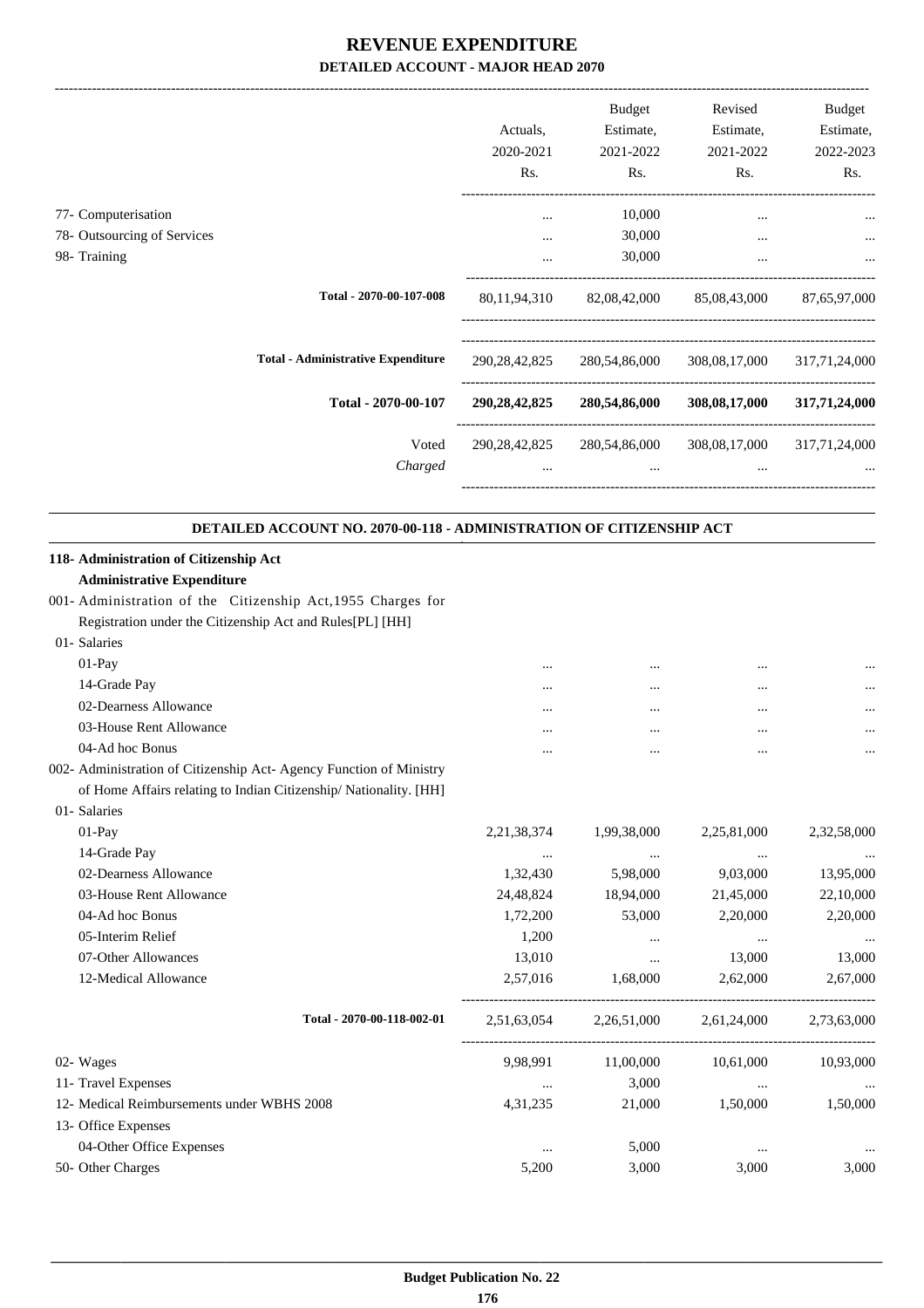# REVENUE EXPENDITURE
## DETAILED ACCOUNT - MAJOR HEAD 2070

| | Actuals, 2020-2021 Rs. | Budget Estimate, 2021-2022 Rs. | Revised Estimate, 2021-2022 Rs. | Budget Estimate, 2022-2023 Rs. |
|---|---|---|---|---|
| 77- Computerisation | ... | 10,000 | ... | ... |
| 78- Outsourcing of Services | ... | 30,000 | ... | ... |
| 98- Training | ... | 30,000 | ... | ... |
| Total - 2070-00-107-008 | 80,11,94,310 | 82,08,42,000 | 85,08,43,000 | 87,65,97,000 |
| Total - Administrative Expenditure | 290,28,42,825 | 280,54,86,000 | 308,08,17,000 | 317,71,24,000 |
| **Total - 2070-00-107** | **290,28,42,825** | **280,54,86,000** | **308,08,17,000** | **317,71,24,000** |
| Voted | 290,28,42,825 | 280,54,86,000 | 308,08,17,000 | 317,71,24,000 |
| *Charged* | ... | ... | ... | ... |

### DETAILED ACCOUNT NO. 2070-00-118 - ADMINISTRATION OF CITIZENSHIP ACT

| | Actuals, 2020-2021 Rs. | Budget Estimate, 2021-2022 Rs. | Revised Estimate, 2021-2022 Rs. | Budget Estimate, 2022-2023 Rs. |
|---|---|---|---|---|
| **118- Administration of Citizenship Act** | | | | |
| **Administrative Expenditure** | | | | |
| 001- Administration of the Citizenship Act,1955 Charges for Registration under the Citizenship Act and Rules[PL] [HH] | | | | |
| 01- Salaries | | | | |
| 01-Pay | ... | ... | ... | ... |
| 14-Grade Pay | ... | ... | ... | ... |
| 02-Dearness Allowance | ... | ... | ... | ... |
| 03-House Rent Allowance | ... | ... | ... | ... |
| 04-Ad hoc Bonus | ... | ... | ... | ... |
| 002- Administration of Citizenship Act- Agency Function of Ministry of Home Affairs relating to Indian Citizenship/ Nationality. [HH] | | | | |
| 01- Salaries | | | | |
| 01-Pay | 2,21,38,374 | 1,99,38,000 | 2,25,81,000 | 2,32,58,000 |
| 14-Grade Pay | ... | ... | ... | ... |
| 02-Dearness Allowance | 1,32,430 | 5,98,000 | 9,03,000 | 13,95,000 |
| 03-House Rent Allowance | 24,48,824 | 18,94,000 | 21,45,000 | 22,10,000 |
| 04-Ad hoc Bonus | 1,72,200 | 53,000 | 2,20,000 | 2,20,000 |
| 05-Interim Relief | 1,200 | ... | ... | ... |
| 07-Other Allowances | 13,010 | ... | 13,000 | 13,000 |
| 12-Medical Allowance | 2,57,016 | 1,68,000 | 2,62,000 | 2,67,000 |
| Total - 2070-00-118-002-01 | 2,51,63,054 | 2,26,51,000 | 2,61,24,000 | 2,73,63,000 |
| 02- Wages | 9,98,991 | 11,00,000 | 10,61,000 | 10,93,000 |
| 11- Travel Expenses | ... | 3,000 | ... | ... |
| 12- Medical Reimbursements under WBHS 2008 | 4,31,235 | 21,000 | 1,50,000 | 1,50,000 |
| 13- Office Expenses | | | | |
| 04-Other Office Expenses | ... | 5,000 | ... | ... |
| 50- Other Charges | 5,200 | 3,000 | 3,000 | 3,000 |

**Budget Publication No. 22**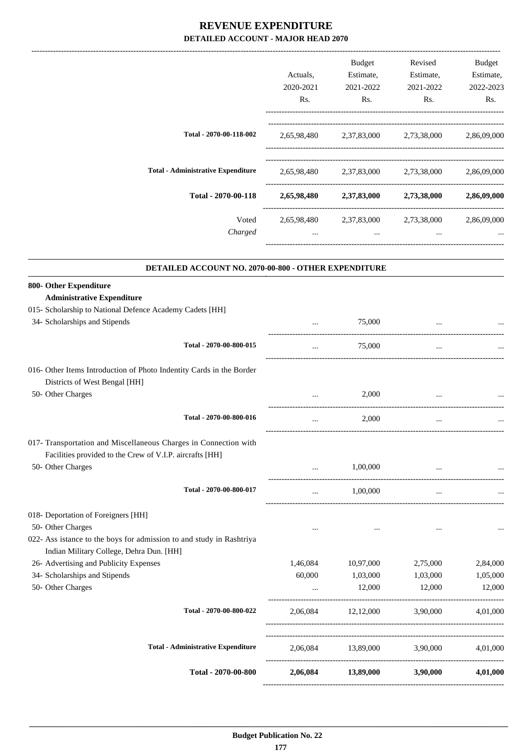# REVENUE EXPENDITURE

## DETAILED ACCOUNT - MAJOR HEAD 2070

| | Actuals, 2020-2021 Rs. | Budget Estimate, 2021-2022 Rs. | Revised Estimate, 2021-2022 Rs. | Budget Estimate, 2022-2023 Rs. |
|---|---|---|---|---|
| Total - 2070-00-118-002 | 2,65,98,480 | 2,37,83,000 | 2,73,38,000 | 2,86,09,000 |
| Total - Administrative Expenditure | 2,65,98,480 | 2,37,83,000 | 2,73,38,000 | 2,86,09,000 |
| **Total - 2070-00-118** | **2,65,98,480** | **2,37,83,000** | **2,73,38,000** | **2,86,09,000** |
| Voted | 2,65,98,480 | 2,37,83,000 | 2,73,38,000 | 2,86,09,000 |
| *Charged* | ... | ... | ... | ... |

### DETAILED ACCOUNT NO. 2070-00-800 - OTHER EXPENDITURE

| | Actuals, 2020-2021 Rs. | Budget Estimate, 2021-2022 Rs. | Revised Estimate, 2021-2022 Rs. | Budget Estimate, 2022-2023 Rs. |
|---|---|---|---|---|
| **800- Other Expenditure** | | | | |
| **Administrative Expenditure** | | | | |
| 015- Scholarship to National Defence Academy Cadets [HH] | | | | |
| 34- Scholarships and Stipends | ... | 75,000 | ... | ... |
| Total - 2070-00-800-015 | ... | 75,000 | ... | ... |
| 016- Other Items Introduction of Photo Indentity Cards in the Border Districts of West Bengal [HH] | | | | |
| 50- Other Charges | ... | 2,000 | ... | ... |
| Total - 2070-00-800-016 | ... | 2,000 | ... | ... |
| 017- Transportation and Miscellaneous Charges in Connection with Facilities provided to the Crew of V.I.P. aircrafts [HH] | | | | |
| 50- Other Charges | ... | 1,00,000 | ... | ... |
| Total - 2070-00-800-017 | ... | 1,00,000 | ... | ... |
| 018- Deportation of Foreigners [HH] | | | | |
| 50- Other Charges | ... | ... | ... | ... |
| 022- Ass istance to the boys for admission to and study in Rashtriya Indian Military College, Dehra Dun. [HH] | | | | |
| 26- Advertising and Publicity Expenses | 1,46,084 | 10,97,000 | 2,75,000 | 2,84,000 |
| 34- Scholarships and Stipends | 60,000 | 1,03,000 | 1,03,000 | 1,05,000 |
| 50- Other Charges | ... | 12,000 | 12,000 | 12,000 |
| Total - 2070-00-800-022 | 2,06,084 | 12,12,000 | 3,90,000 | 4,01,000 |
| Total - Administrative Expenditure | 2,06,084 | 13,89,000 | 3,90,000 | 4,01,000 |
| **Total - 2070-00-800** | **2,06,084** | **13,89,000** | **3,90,000** | **4,01,000** |

**Budget Publication No. 22**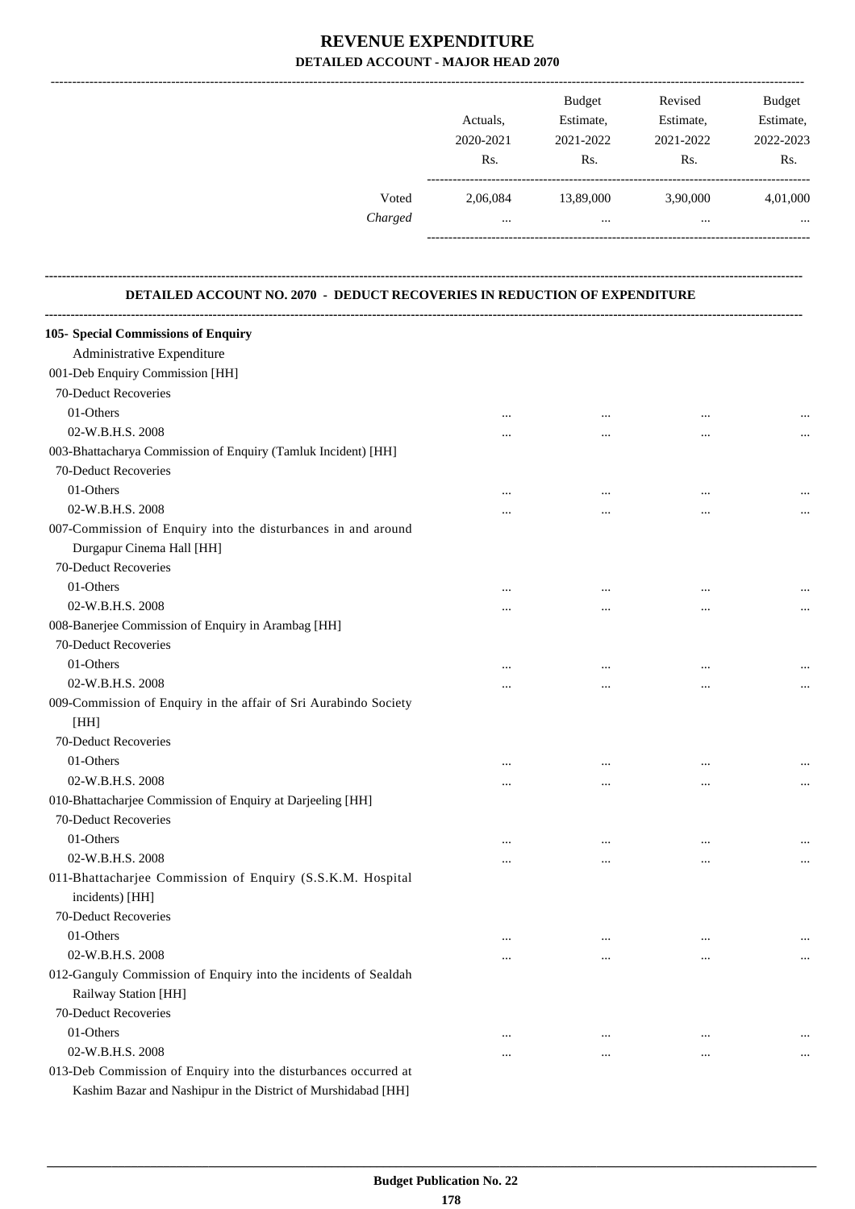# REVENUE EXPENDITURE

**DETAILED ACCOUNT - MAJOR HEAD 2070**

| | Actuals, 2020-2021 Rs. | Budget Estimate, 2021-2022 Rs. | Revised Estimate, 2021-2022 Rs. | Budget Estimate, 2022-2023 Rs. |
|---|---|---|---|---|
| Voted | 2,06,084 | 13,89,000 | 3,90,000 | 4,01,000 |
| *Charged* | ... | ... | ... | ... |

**DETAILED ACCOUNT NO. 2070 - DEDUCT RECOVERIES IN REDUCTION OF EXPENDITURE**

| | Actuals, 2020-2021 Rs. | Budget Estimate, 2021-2022 Rs. | Revised Estimate, 2021-2022 Rs. | Budget Estimate, 2022-2023 Rs. |
|---|---|---|---|---|
| **105- Special Commissions of Enquiry** | | | | |
| Administrative Expenditure | | | | |
| 001-Deb Enquiry Commission [HH] | | | | |
| 70-Deduct Recoveries | | | | |
| 01-Others | ... | ... | ... | ... |
| 02-W.B.H.S. 2008 | ... | ... | ... | ... |
| 003-Bhattacharya Commission of Enquiry (Tamluk Incident) [HH] | | | | |
| 70-Deduct Recoveries | | | | |
| 01-Others | ... | ... | ... | ... |
| 02-W.B.H.S. 2008 | ... | ... | ... | ... |
| 007-Commission of Enquiry into the disturbances in and around Durgapur Cinema Hall [HH] | | | | |
| 70-Deduct Recoveries | | | | |
| 01-Others | ... | ... | ... | ... |
| 02-W.B.H.S. 2008 | ... | ... | ... | ... |
| 008-Banerjee Commission of Enquiry in Arambag [HH] | | | | |
| 70-Deduct Recoveries | | | | |
| 01-Others | ... | ... | ... | ... |
| 02-W.B.H.S. 2008 | ... | ... | ... | ... |
| 009-Commission of Enquiry in the affair of Sri Aurabindo Society [HH] | | | | |
| 70-Deduct Recoveries | | | | |
| 01-Others | ... | ... | ... | ... |
| 02-W.B.H.S. 2008 | ... | ... | ... | ... |
| 010-Bhattacharjee Commission of Enquiry at Darjeeling [HH] | | | | |
| 70-Deduct Recoveries | | | | |
| 01-Others | ... | ... | ... | ... |
| 02-W.B.H.S. 2008 | ... | ... | ... | ... |
| 011-Bhattacharjee Commission of Enquiry (S.S.K.M. Hospital incidents) [HH] | | | | |
| 70-Deduct Recoveries | | | | |
| 01-Others | ... | ... | ... | ... |
| 02-W.B.H.S. 2008 | ... | ... | ... | ... |
| 012-Ganguly Commission of Enquiry into the incidents of Sealdah Railway Station [HH] | | | | |
| 70-Deduct Recoveries | | | | |
| 01-Others | ... | ... | ... | ... |
| 02-W.B.H.S. 2008 | ... | ... | ... | ... |
| 013-Deb Commission of Enquiry into the disturbances occurred at Kashim Bazar and Nashipur in the District of Murshidabad [HH] | | | | |

**Budget Publication No. 22**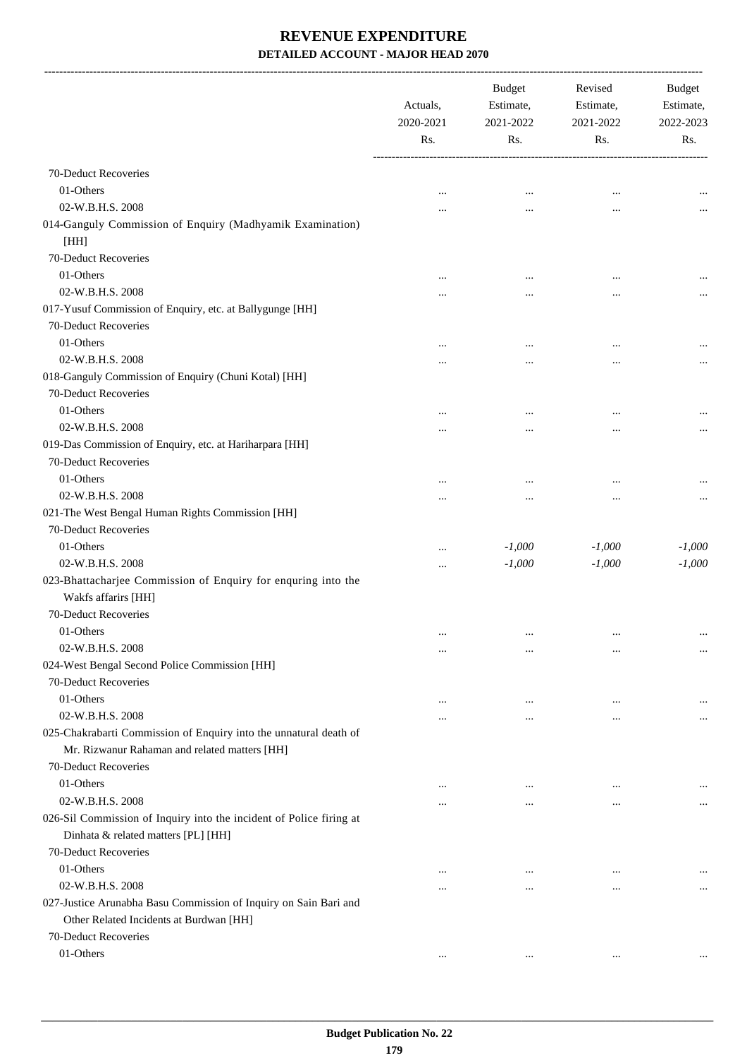# REVENUE EXPENDITURE

## DETAILED ACCOUNT - MAJOR HEAD 2070

| | Actuals, 2020-2021 Rs. | Budget Estimate, 2021-2022 Rs. | Revised Estimate, 2021-2022 Rs. | Budget Estimate, 2022-2023 Rs. |
|---|---|---|---|---|
| 70-Deduct Recoveries | | | | |
| 01-Others | ... | ... | ... | ... |
| 02-W.B.H.S. 2008 | ... | ... | ... | ... |
| 014-Ganguly Commission of Enquiry (Madhyamik Examination) [HH] | | | | |
| 70-Deduct Recoveries | | | | |
| 01-Others | ... | ... | ... | ... |
| 02-W.B.H.S. 2008 | ... | ... | ... | ... |
| 017-Yusuf Commission of Enquiry, etc. at Ballygunge [HH] | | | | |
| 70-Deduct Recoveries | | | | |
| 01-Others | ... | ... | ... | ... |
| 02-W.B.H.S. 2008 | ... | ... | ... | ... |
| 018-Ganguly Commission of Enquiry (Chuni Kotal) [HH] | | | | |
| 70-Deduct Recoveries | | | | |
| 01-Others | ... | ... | ... | ... |
| 02-W.B.H.S. 2008 | ... | ... | ... | ... |
| 019-Das Commission of Enquiry, etc. at Hariharpara [HH] | | | | |
| 70-Deduct Recoveries | | | | |
| 01-Others | ... | ... | ... | ... |
| 02-W.B.H.S. 2008 | ... | ... | ... | ... |
| 021-The West Bengal Human Rights Commission [HH] | | | | |
| 70-Deduct Recoveries | | | | |
| 01-Others | ... | *-1,000* | *-1,000* | *-1,000* |
| 02-W.B.H.S. 2008 | ... | *-1,000* | *-1,000* | *-1,000* |
| 023-Bhattacharjee Commission of Enquiry for enquring into the Wakfs affarirs [HH] | | | | |
| 70-Deduct Recoveries | | | | |
| 01-Others | ... | ... | ... | ... |
| 02-W.B.H.S. 2008 | ... | ... | ... | ... |
| 024-West Bengal Second Police Commission [HH] | | | | |
| 70-Deduct Recoveries | | | | |
| 01-Others | ... | ... | ... | ... |
| 02-W.B.H.S. 2008 | ... | ... | ... | ... |
| 025-Chakrabarti Commission of Enquiry into the unnatural death of Mr. Rizwanur Rahaman and related matters [HH] | | | | |
| 70-Deduct Recoveries | | | | |
| 01-Others | ... | ... | ... | ... |
| 02-W.B.H.S. 2008 | ... | ... | ... | ... |
| 026-Sil Commission of Inquiry into the incident of Police firing at Dinhata & related matters [PL] [HH] | | | | |
| 70-Deduct Recoveries | | | | |
| 01-Others | ... | ... | ... | ... |
| 02-W.B.H.S. 2008 | ... | ... | ... | ... |
| 027-Justice Arunabha Basu Commission of Inquiry on Sain Bari and Other Related Incidents at Burdwan [HH] | | | | |
| 70-Deduct Recoveries | | | | |
| 01-Others | ... | ... | ... | ... |

Budget Publication No. 22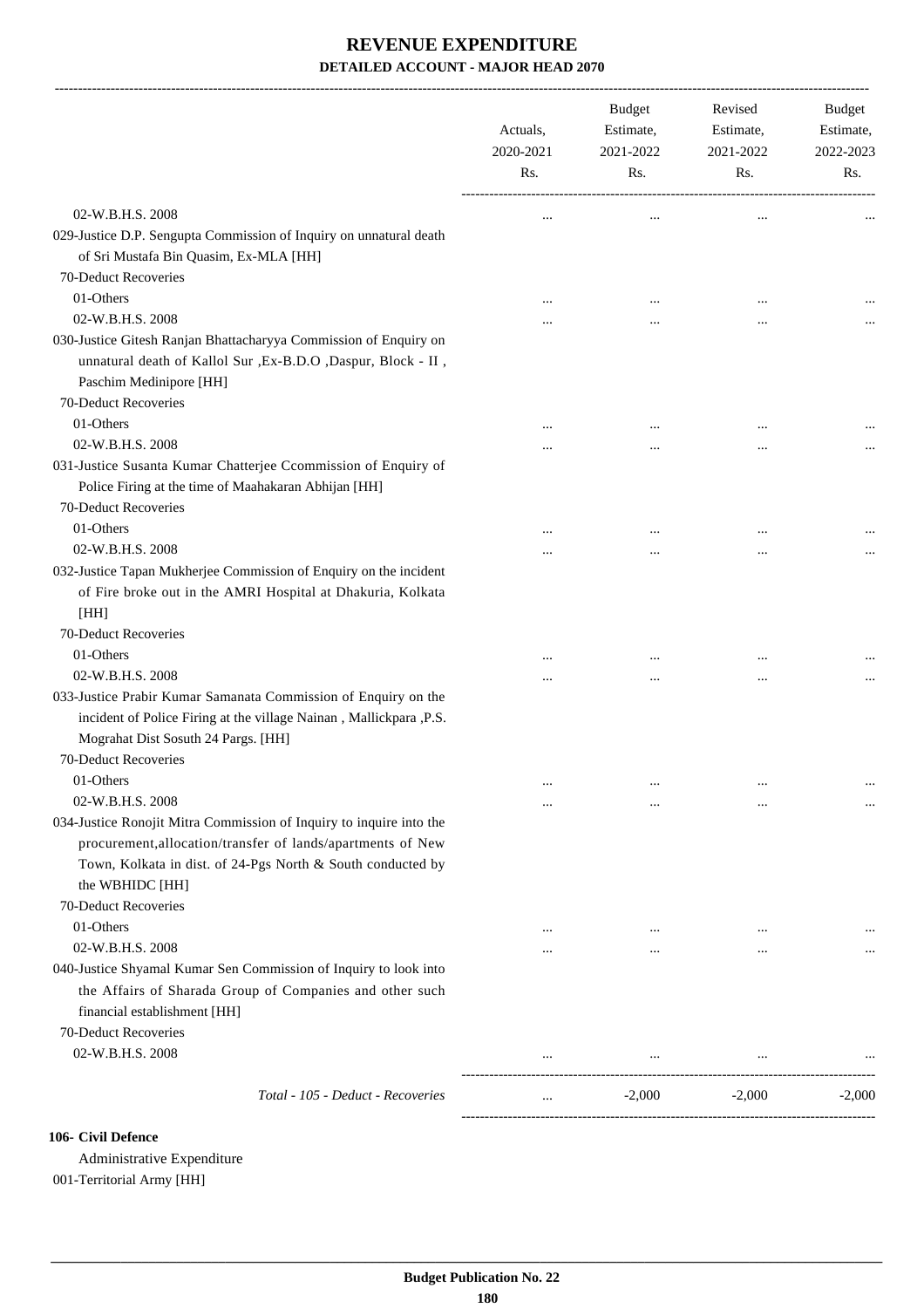# REVENUE EXPENDITURE

## DETAILED ACCOUNT - MAJOR HEAD 2070

| | Actuals, 2020-2021 Rs. | Budget Estimate, 2021-2022 Rs. | Revised Estimate, 2021-2022 Rs. | Budget Estimate, 2022-2023 Rs. |
|---|---|---|---|---|
| 02-W.B.H.S. 2008 | ... | ... | ... | ... |
| 029-Justice D.P. Sengupta Commission of Inquiry on unnatural death of Sri Mustafa Bin Quasim, Ex-MLA [HH] | | | | |
| 70-Deduct Recoveries | | | | |
| 01-Others | ... | ... | ... | ... |
| 02-W.B.H.S. 2008 | ... | ... | ... | ... |
| 030-Justice Gitesh Ranjan Bhattacharyya Commission of Enquiry on unnatural death of Kallol Sur ,Ex-B.D.O ,Daspur, Block - II , Paschim Medinipore [HH] | | | | |
| 70-Deduct Recoveries | | | | |
| 01-Others | ... | ... | ... | ... |
| 02-W.B.H.S. 2008 | ... | ... | ... | ... |
| 031-Justice Susanta Kumar Chatterjee Ccommission of Enquiry of Police Firing at the time of Maahakaran Abhijan [HH] | | | | |
| 70-Deduct Recoveries | | | | |
| 01-Others | ... | ... | ... | ... |
| 02-W.B.H.S. 2008 | ... | ... | ... | ... |
| 032-Justice Tapan Mukherjee Commission of Enquiry on the incident of Fire broke out in the AMRI Hospital at Dhakuria, Kolkata [HH] | | | | |
| 70-Deduct Recoveries | | | | |
| 01-Others | ... | ... | ... | ... |
| 02-W.B.H.S. 2008 | ... | ... | ... | ... |
| 033-Justice Prabir Kumar Samanata Commission of Enquiry on the incident of Police Firing at the village Nainan , Mallickpara ,P.S. Mograhat Dist Sosuth 24 Pargs. [HH] | | | | |
| 70-Deduct Recoveries | | | | |
| 01-Others | ... | ... | ... | ... |
| 02-W.B.H.S. 2008 | ... | ... | ... | ... |
| 034-Justice Ronojit Mitra Commission of Inquiry to inquire into the procurement,allocation/transfer of lands/apartments of New Town, Kolkata in dist. of 24-Pgs North & South conducted by the WBHIDC [HH] | | | | |
| 70-Deduct Recoveries | | | | |
| 01-Others | ... | ... | ... | ... |
| 02-W.B.H.S. 2008 | ... | ... | ... | ... |
| 040-Justice Shyamal Kumar Sen Commission of Inquiry to look into the Affairs of Sharada Group of Companies and other such financial establishment [HH] | | | | |
| 70-Deduct Recoveries | | | | |
| 02-W.B.H.S. 2008 | ... | ... | ... | ... |
| *Total - 105 - Deduct - Recoveries* | ... | -2,000 | -2,000 | -2,000 |

**106- Civil Defence**

Administrative Expenditure

001-Territorial Army [HH]

Budget Publication No. 22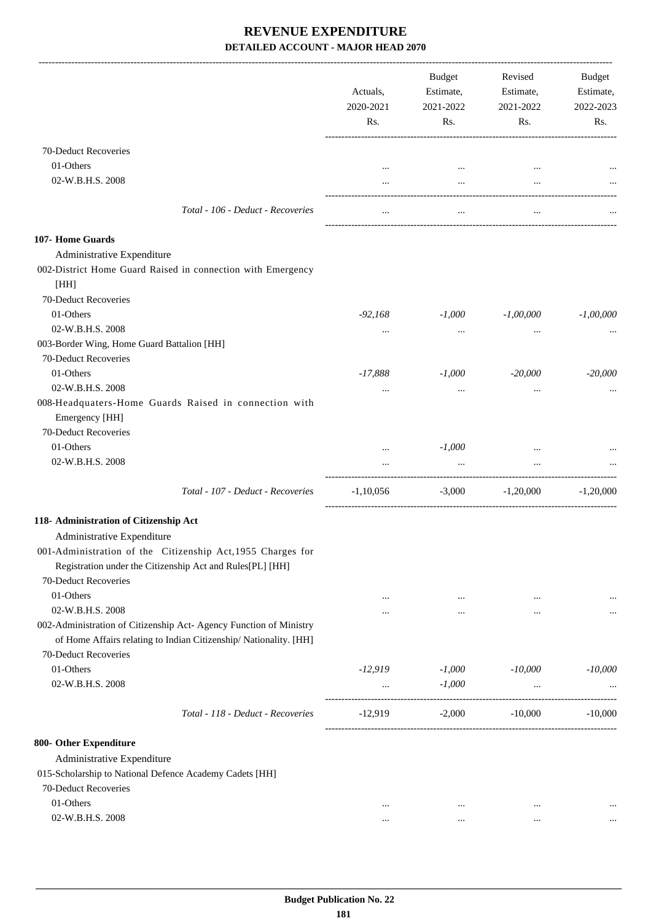# REVENUE EXPENDITURE

## DETAILED ACCOUNT - MAJOR HEAD 2070

| | Actuals, 2020-2021 Rs. | Budget Estimate, 2021-2022 Rs. | Revised Estimate, 2021-2022 Rs. | Budget Estimate, 2022-2023 Rs. |
|---|---|---|---|---|
| 70-Deduct Recoveries | | | | |
| 01-Others | ... | ... | ... | ... |
| 02-W.B.H.S. 2008 | ... | ... | ... | ... |
| *Total - 106 - Deduct - Recoveries* | ... | ... | ... | ... |
| **107- Home Guards** | | | | |
| Administrative Expenditure | | | | |
| 002-District Home Guard Raised in connection with Emergency [HH] | | | | |
| 70-Deduct Recoveries | | | | |
| 01-Others | *-92,168* | *-1,000* | *-1,00,000* | *-1,00,000* |
| 02-W.B.H.S. 2008 | ... | ... | ... | ... |
| 003-Border Wing, Home Guard Battalion [HH] | | | | |
| 70-Deduct Recoveries | | | | |
| 01-Others | *-17,888* | *-1,000* | *-20,000* | *-20,000* |
| 02-W.B.H.S. 2008 | ... | ... | ... | ... |
| 008-Headquaters-Home Guards Raised in connection with Emergency [HH] | | | | |
| 70-Deduct Recoveries | | | | |
| 01-Others | ... | *-1,000* | ... | ... |
| 02-W.B.H.S. 2008 | ... | ... | ... | ... |
| *Total - 107 - Deduct - Recoveries* | -1,10,056 | -3,000 | -1,20,000 | -1,20,000 |
| **118- Administration of Citizenship Act** | | | | |
| Administrative Expenditure | | | | |
| 001-Administration of the Citizenship Act,1955 Charges for Registration under the Citizenship Act and Rules[PL] [HH] | | | | |
| 70-Deduct Recoveries | | | | |
| 01-Others | ... | ... | ... | ... |
| 02-W.B.H.S. 2008 | ... | ... | ... | ... |
| 002-Administration of Citizenship Act- Agency Function of Ministry of Home Affairs relating to Indian Citizenship/ Nationality. [HH] | | | | |
| 70-Deduct Recoveries | | | | |
| 01-Others | *-12,919* | *-1,000* | *-10,000* | *-10,000* |
| 02-W.B.H.S. 2008 | ... | *-1,000* | ... | ... |
| *Total - 118 - Deduct - Recoveries* | -12,919 | -2,000 | -10,000 | -10,000 |
| **800- Other Expenditure** | | | | |
| Administrative Expenditure | | | | |
| 015-Scholarship to National Defence Academy Cadets [HH] | | | | |
| 70-Deduct Recoveries | | | | |
| 01-Others | ... | ... | ... | ... |
| 02-W.B.H.S. 2008 | ... | ... | ... | ... |

**Budget Publication No. 22**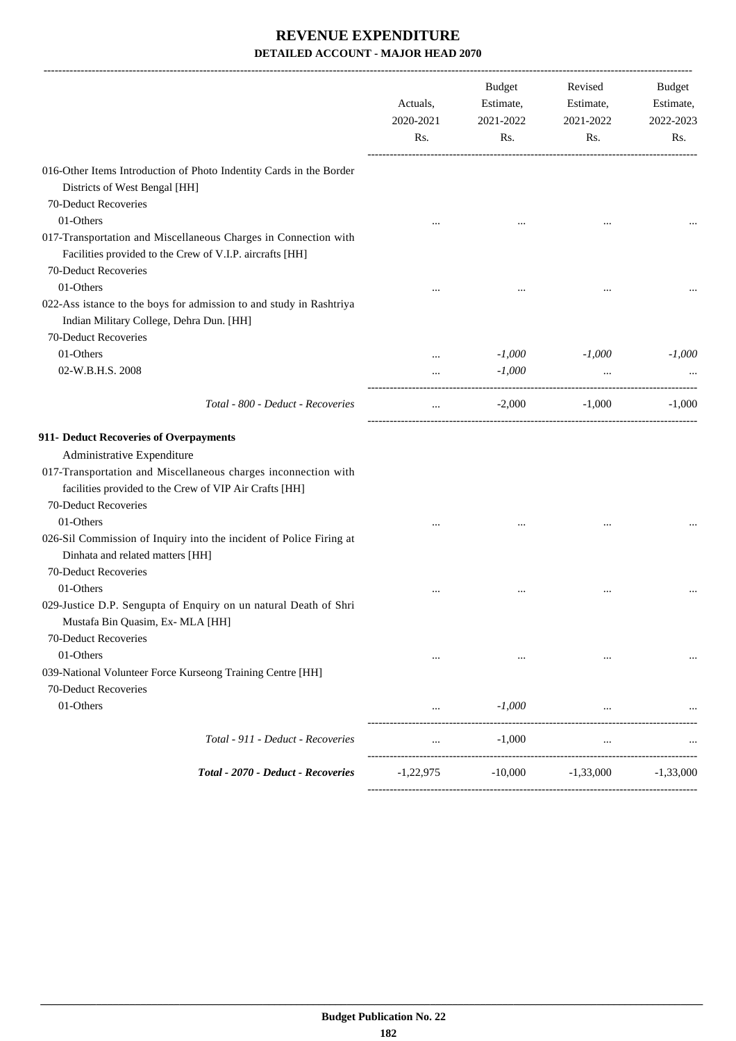# REVENUE EXPENDITURE

### DETAILED ACCOUNT - MAJOR HEAD 2070

| | Actuals, 2020-2021 Rs. | Budget Estimate, 2021-2022 Rs. | Revised Estimate, 2021-2022 Rs. | Budget Estimate, 2022-2023 Rs. |
|---|---|---|---|---|
| 016-Other Items Introduction of Photo Indentity Cards in the Border Districts of West Bengal [HH] | | | | |
| 70-Deduct Recoveries | | | | |
| 01-Others | ... | ... | ... | ... |
| 017-Transportation and Miscellaneous Charges in Connection with Facilities provided to the Crew of V.I.P. aircrafts [HH] | | | | |
| 70-Deduct Recoveries | | | | |
| 01-Others | ... | ... | ... | ... |
| 022-Ass istance to the boys for admission to and study in Rashtriya Indian Military College, Dehra Dun. [HH] | | | | |
| 70-Deduct Recoveries | | | | |
| 01-Others | ... | *-1,000* | *-1,000* | *-1,000* |
| 02-W.B.H.S. 2008 | ... | *-1,000* | ... | ... |
| *Total - 800 - Deduct - Recoveries* | ... | -2,000 | -1,000 | -1,000 |
| **911- Deduct Recoveries of Overpayments** | | | | |
| Administrative Expenditure | | | | |
| 017-Transportation and Miscellaneous charges inconnection with facilities provided to the Crew of VIP Air Crafts [HH] | | | | |
| 70-Deduct Recoveries | | | | |
| 01-Others | ... | ... | ... | ... |
| 026-Sil Commission of Inquiry into the incident of Police Firing at Dinhata and related matters [HH] | | | | |
| 70-Deduct Recoveries | | | | |
| 01-Others | ... | ... | ... | ... |
| 029-Justice D.P. Sengupta of Enquiry on un natural Death of Shri Mustafa Bin Quasim, Ex- MLA [HH] | | | | |
| 70-Deduct Recoveries | | | | |
| 01-Others | ... | ... | ... | ... |
| 039-National Volunteer Force Kurseong Training Centre [HH] | | | | |
| 70-Deduct Recoveries | | | | |
| 01-Others | ... | *-1,000* | ... | ... |
| *Total - 911 - Deduct - Recoveries* | ... | -1,000 | ... | ... |
| ***Total - 2070 - Deduct - Recoveries*** | -1,22,975 | -10,000 | -1,33,000 | -1,33,000 |

**Budget Publication No. 22**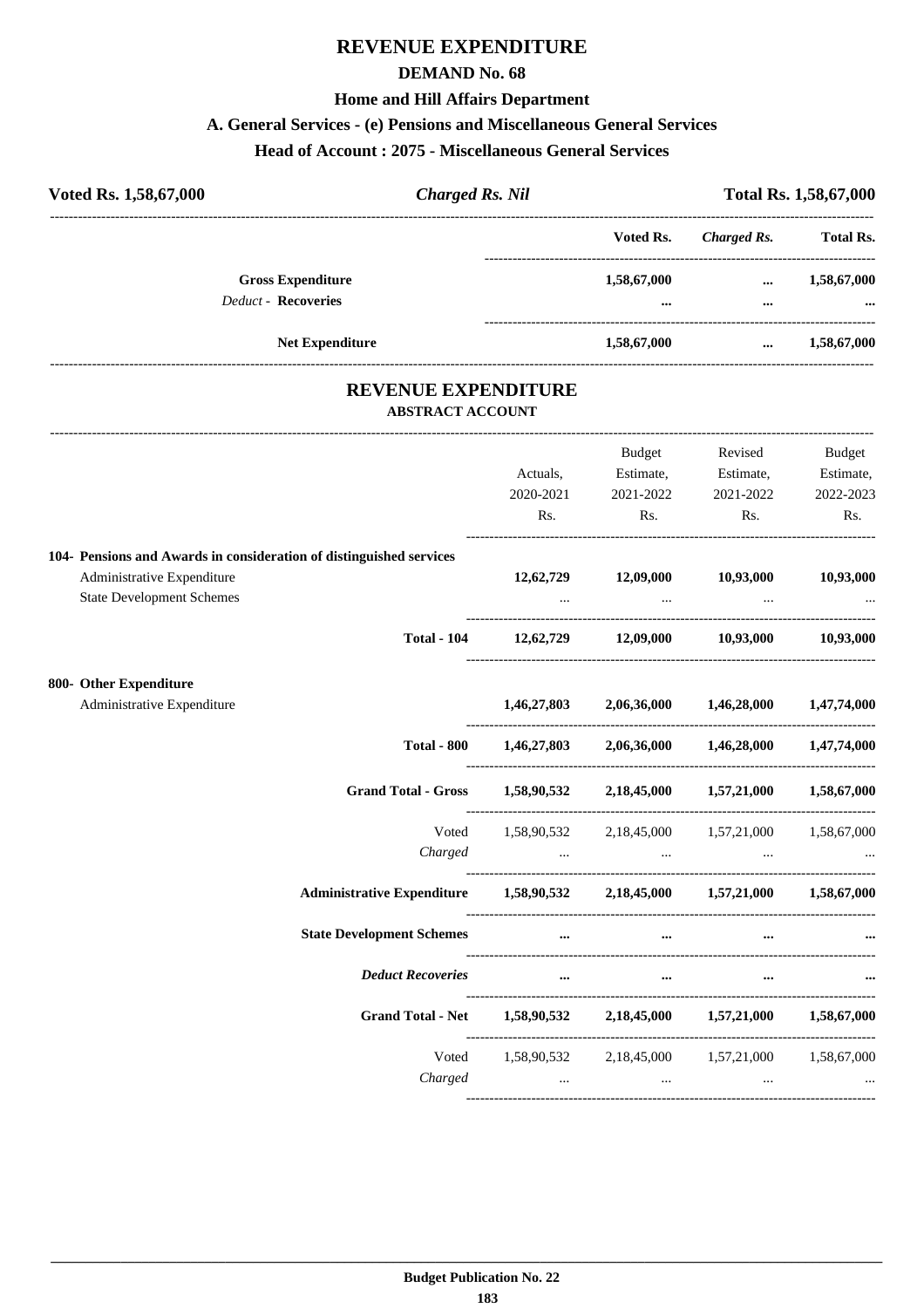# REVENUE EXPENDITURE

## DEMAND No. 68

### Home and Hill Affairs Department

### A. General Services - (e) Pensions and Miscellaneous General Services

### Head of Account : 2075 - Miscellaneous General Services

| Voted Rs. 1,58,67,000 | *Charged Rs. Nil* | Total Rs. 1,58,67,000 |
|---|---|---|

| | Voted Rs. | *Charged Rs.* | Total Rs. |
|---|---|---|---|
| **Gross Expenditure** | **1,58,67,000** | **...** | **1,58,67,000** |
| *Deduct* - **Recoveries** | **...** | **...** | **...** |
| **Net Expenditure** | **1,58,67,000** | **...** | **1,58,67,000** |

## REVENUE EXPENDITURE

### ABSTRACT ACCOUNT

| | Actuals, 2020-2021 Rs. | Budget Estimate, 2021-2022 Rs. | Revised Estimate, 2021-2022 Rs. | Budget Estimate, 2022-2023 Rs. |
|---|---|---|---|---|
| **104- Pensions and Awards in consideration of distinguished services** | | | | |
| Administrative Expenditure | **12,62,729** | **12,09,000** | **10,93,000** | **10,93,000** |
| State Development Schemes | ... | ... | ... | ... |
| **Total - 104** | **12,62,729** | **12,09,000** | **10,93,000** | **10,93,000** |
| **800- Other Expenditure** | | | | |
| Administrative Expenditure | **1,46,27,803** | **2,06,36,000** | **1,46,28,000** | **1,47,74,000** |
| **Total - 800** | **1,46,27,803** | **2,06,36,000** | **1,46,28,000** | **1,47,74,000** |
| **Grand Total - Gross** | **1,58,90,532** | **2,18,45,000** | **1,57,21,000** | **1,58,67,000** |
| Voted | 1,58,90,532 | 2,18,45,000 | 1,57,21,000 | 1,58,67,000 |
| *Charged* | ... | ... | ... | ... |
| **Administrative Expenditure** | **1,58,90,532** | **2,18,45,000** | **1,57,21,000** | **1,58,67,000** |
| **State Development Schemes** | **...** | **...** | **...** | **...** |
| ***Deduct Recoveries*** | **...** | **...** | **...** | **...** |
| **Grand Total - Net** | **1,58,90,532** | **2,18,45,000** | **1,57,21,000** | **1,58,67,000** |
| Voted | 1,58,90,532 | 2,18,45,000 | 1,57,21,000 | 1,58,67,000 |
| *Charged* | ... | ... | ... | ... |

**Budget Publication No. 22**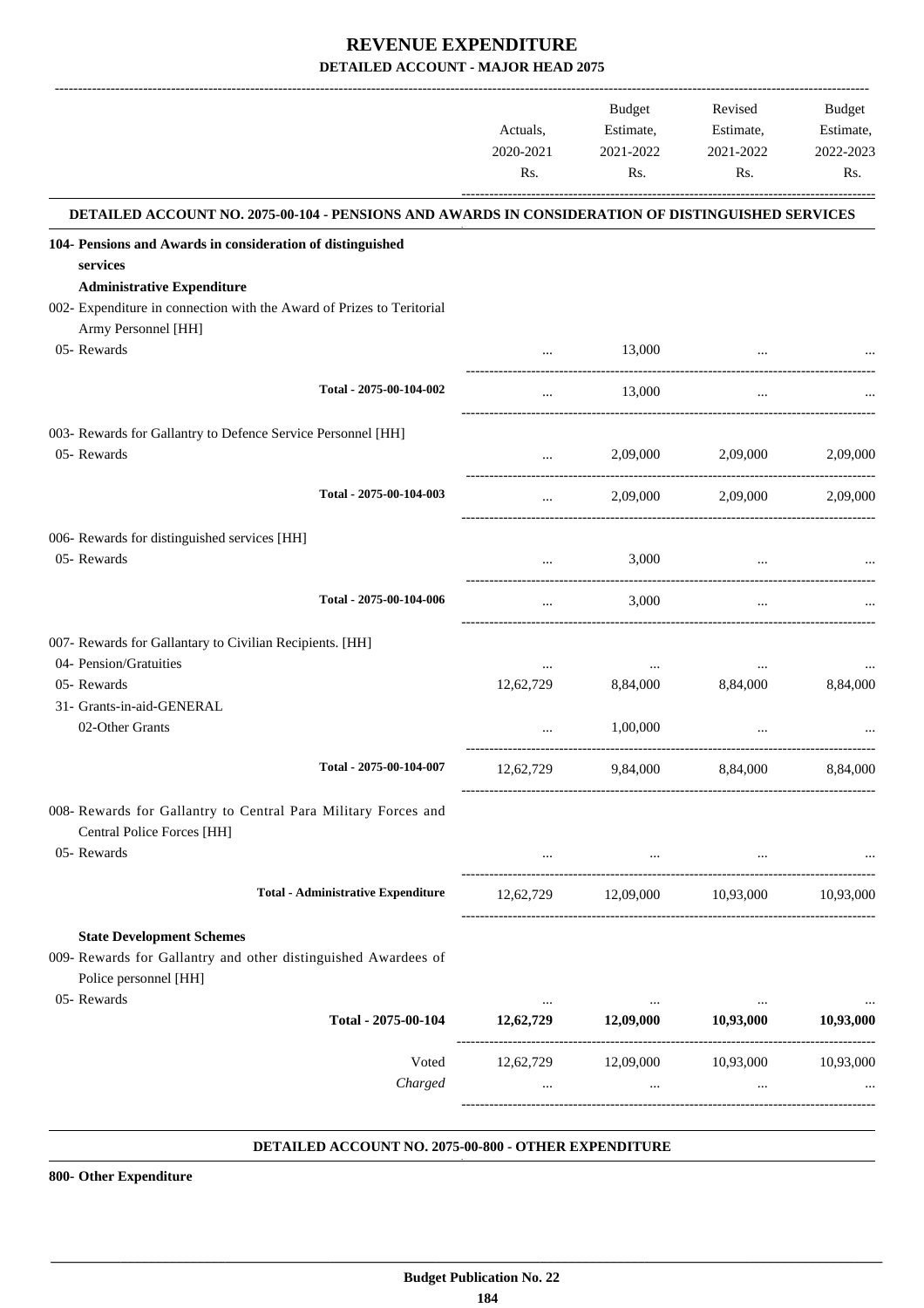# REVENUE EXPENDITURE

## DETAILED ACCOUNT - MAJOR HEAD 2075

| | Actuals, 2020-2021 Rs. | Budget Estimate, 2021-2022 Rs. | Revised Estimate, 2021-2022 Rs. | Budget Estimate, 2022-2023 Rs. |
|---|---|---|---|---|
| **DETAILED ACCOUNT NO. 2075-00-104 - PENSIONS AND AWARDS IN CONSIDERATION OF DISTINGUISHED SERVICES** | | | | |
| **104- Pensions and Awards in consideration of distinguished services** | | | | |
| **Administrative Expenditure** | | | | |
| 002- Expenditure in connection with the Award of Prizes to Teritorial Army Personnel [HH] | | | | |
| 05- Rewards | ... | 13,000 | ... | ... |
| Total - 2075-00-104-002 | ... | 13,000 | ... | ... |
| 003- Rewards for Gallantry to Defence Service Personnel [HH] | | | | |
| 05- Rewards | ... | 2,09,000 | 2,09,000 | 2,09,000 |
| Total - 2075-00-104-003 | ... | 2,09,000 | 2,09,000 | 2,09,000 |
| 006- Rewards for distinguished services [HH] | | | | |
| 05- Rewards | ... | 3,000 | ... | ... |
| Total - 2075-00-104-006 | ... | 3,000 | ... | ... |
| 007- Rewards for Gallantary to Civilian Recipients. [HH] | | | | |
| 04- Pension/Gratuities | ... | ... | ... | ... |
| 05- Rewards | 12,62,729 | 8,84,000 | 8,84,000 | 8,84,000 |
| 31- Grants-in-aid-GENERAL | | | | |
| 02-Other Grants | ... | 1,00,000 | ... | ... |
| Total - 2075-00-104-007 | 12,62,729 | 9,84,000 | 8,84,000 | 8,84,000 |
| 008- Rewards for Gallantry to Central Para Military Forces and Central Police Forces [HH] | | | | |
| 05- Rewards | ... | ... | ... | ... |
| **Total - Administrative Expenditure** | 12,62,729 | 12,09,000 | 10,93,000 | 10,93,000 |
| **State Development Schemes** | | | | |
| 009- Rewards for Gallantry and other distinguished Awardees of Police personnel [HH] | | | | |
| 05- Rewards | ... | ... | ... | ... |
| **Total - 2075-00-104** | **12,62,729** | **12,09,000** | **10,93,000** | **10,93,000** |
| Voted | 12,62,729 | 12,09,000 | 10,93,000 | 10,93,000 |
| *Charged* | ... | ... | ... | ... |

**DETAILED ACCOUNT NO. 2075-00-800 - OTHER EXPENDITURE**

**800- Other Expenditure**

**Budget Publication No. 22**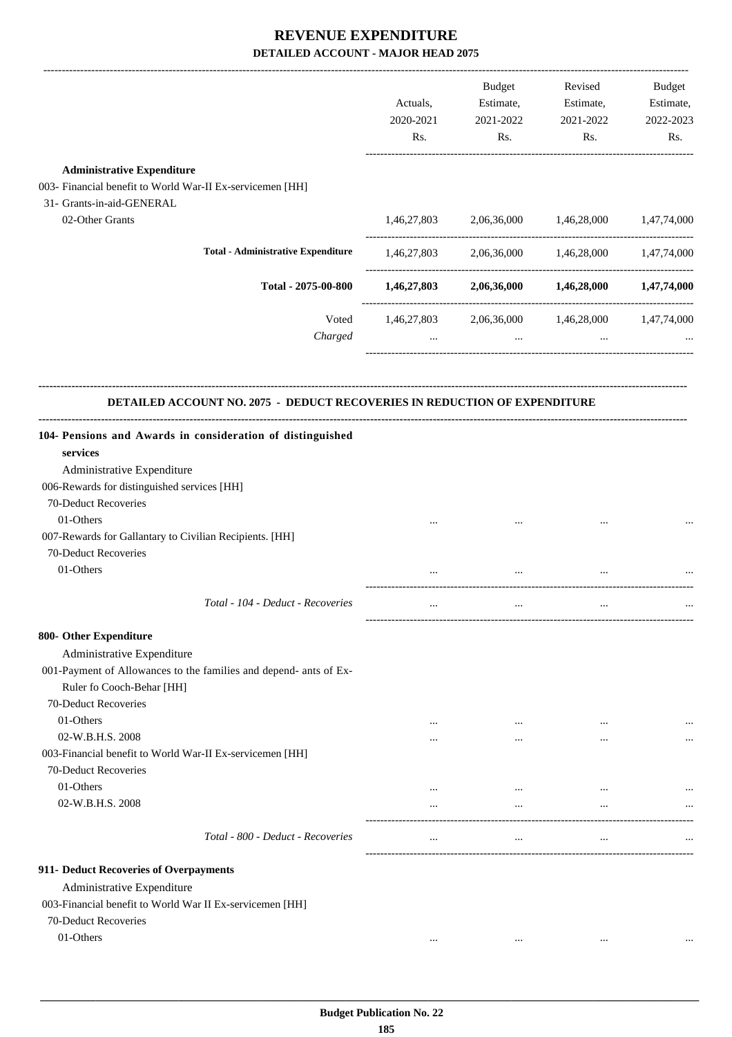# REVENUE EXPENDITURE

## DETAILED ACCOUNT - MAJOR HEAD 2075

| | Actuals, 2020-2021 Rs. | Budget Estimate, 2021-2022 Rs. | Revised Estimate, 2021-2022 Rs. | Budget Estimate, 2022-2023 Rs. |
|---|---|---|---|---|
| **Administrative Expenditure** | | | | |
| 003- Financial benefit to World War-II Ex-servicemen [HH] | | | | |
| 31- Grants-in-aid-GENERAL | | | | |
| 02-Other Grants | 1,46,27,803 | 2,06,36,000 | 1,46,28,000 | 1,47,74,000 |
| **Total - Administrative Expenditure** | 1,46,27,803 | 2,06,36,000 | 1,46,28,000 | 1,47,74,000 |
| **Total - 2075-00-800** | **1,46,27,803** | **2,06,36,000** | **1,46,28,000** | **1,47,74,000** |
| Voted | 1,46,27,803 | 2,06,36,000 | 1,46,28,000 | 1,47,74,000 |
| *Charged* | ... | ... | ... | ... |

### DETAILED ACCOUNT NO. 2075 - DEDUCT RECOVERIES IN REDUCTION OF EXPENDITURE

| | Actuals, 2020-2021 Rs. | Budget Estimate, 2021-2022 Rs. | Revised Estimate, 2021-2022 Rs. | Budget Estimate, 2022-2023 Rs. |
|---|---|---|---|---|
| **104- Pensions and Awards in consideration of distinguished services** | | | | |
| Administrative Expenditure | | | | |
| 006-Rewards for distinguished services [HH] | | | | |
| 70-Deduct Recoveries | | | | |
| 01-Others | ... | ... | ... | ... |
| 007-Rewards for Gallantary to Civilian Recipients. [HH] | | | | |
| 70-Deduct Recoveries | | | | |
| 01-Others | ... | ... | ... | ... |
| *Total - 104 - Deduct - Recoveries* | ... | ... | ... | ... |
| **800- Other Expenditure** | | | | |
| Administrative Expenditure | | | | |
| 001-Payment of Allowances to the families and depend- ants of Ex-Ruler fo Cooch-Behar [HH] | | | | |
| 70-Deduct Recoveries | | | | |
| 01-Others | ... | ... | ... | ... |
| 02-W.B.H.S. 2008 | ... | ... | ... | ... |
| 003-Financial benefit to World War-II Ex-servicemen [HH] | | | | |
| 70-Deduct Recoveries | | | | |
| 01-Others | ... | ... | ... | ... |
| 02-W.B.H.S. 2008 | ... | ... | ... | ... |
| *Total - 800 - Deduct - Recoveries* | ... | ... | ... | ... |
| **911- Deduct Recoveries of Overpayments** | | | | |
| Administrative Expenditure | | | | |
| 003-Financial benefit to World War II Ex-servicemen [HH] | | | | |
| 70-Deduct Recoveries | | | | |
| 01-Others | ... | ... | ... | ... |

**Budget Publication No. 22**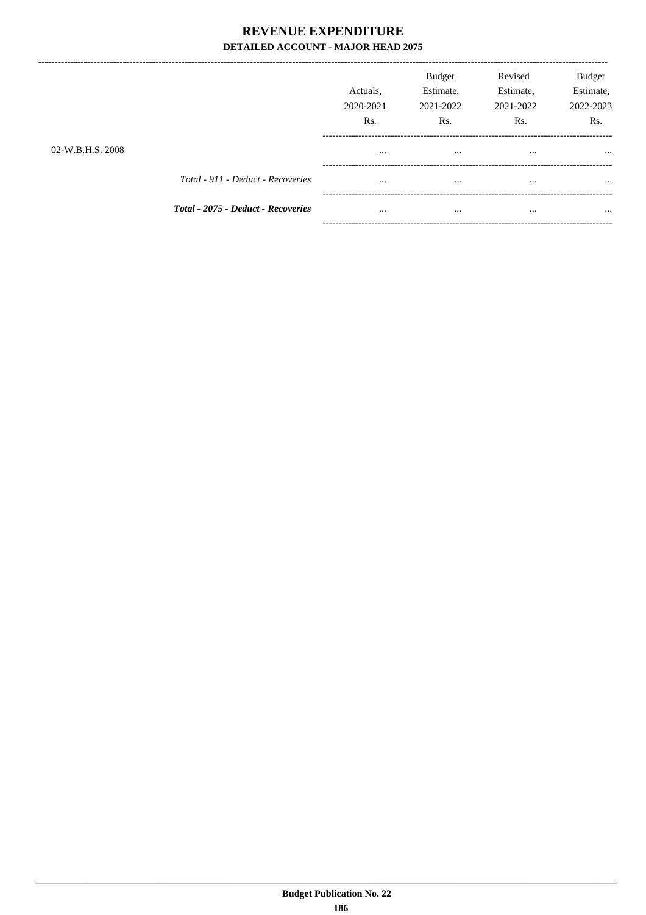# REVENUE EXPENDITURE

## DETAILED ACCOUNT - MAJOR HEAD 2075

| | | Actuals, 2020-2021 Rs. | Budget Estimate, 2021-2022 Rs. | Revised Estimate, 2021-2022 Rs. | Budget Estimate, 2022-2023 Rs. |
|---|---|---|---|---|---|
| 02-W.B.H.S. 2008 | | ... | ... | ... | ... |
| | *Total - 911 - Deduct - Recoveries* | ... | ... | ... | ... |
| | ***Total - 2075 - Deduct - Recoveries*** | ... | ... | ... | ... |

Budget Publication No. 22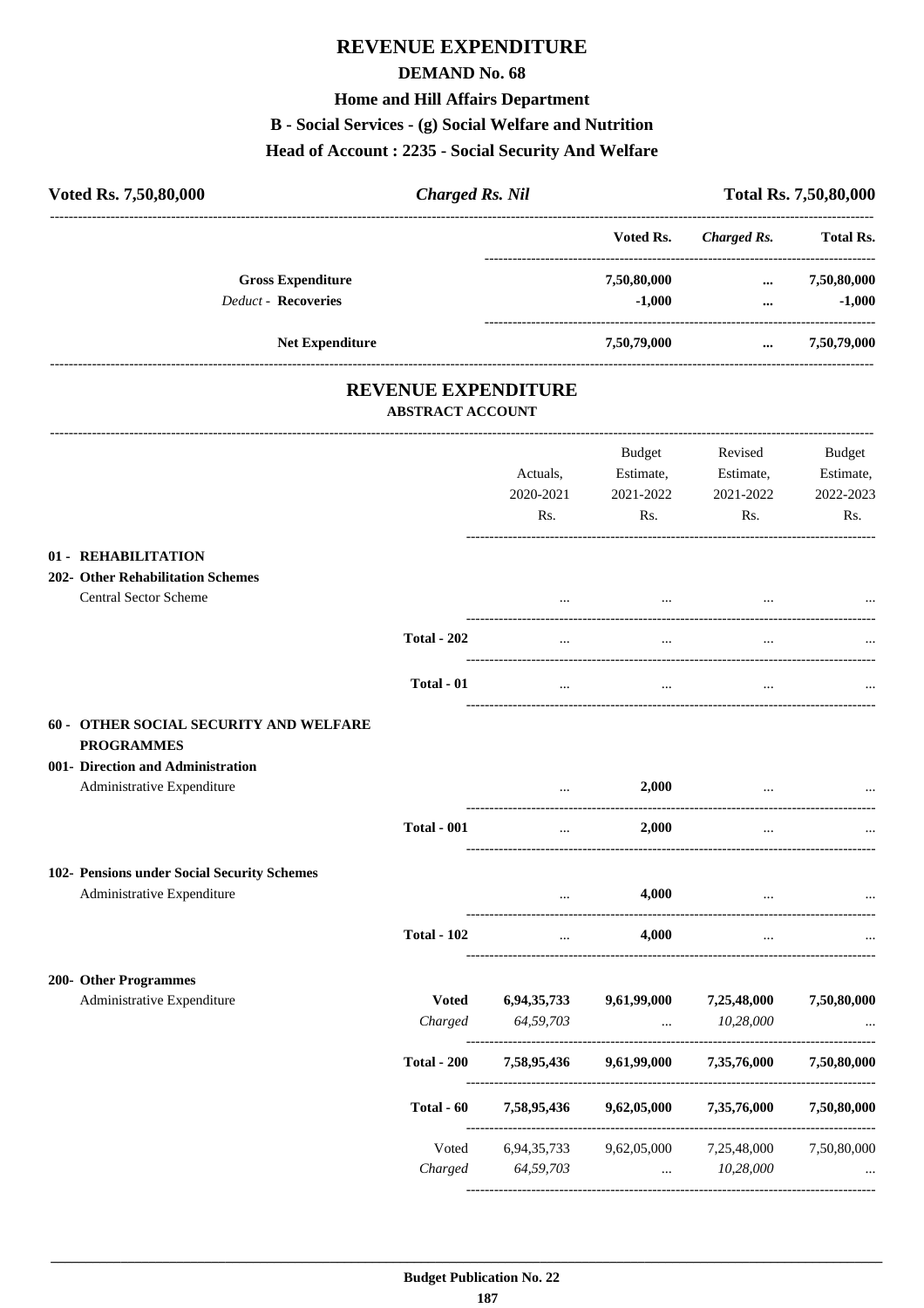# REVENUE EXPENDITURE

## DEMAND No. 68

### Home and Hill Affairs Department

### B - Social Services - (g) Social Welfare and Nutrition

### Head of Account : 2235 - Social Security And Welfare

| Voted Rs. 7,50,80,000 | *Charged Rs. Nil* | | Total Rs. 7,50,80,000 |
|---|---|---|---|
| | **Voted Rs.** | ***Charged Rs.*** | **Total Rs.** |
| **Gross Expenditure** | **7,50,80,000** | **...** | **7,50,80,000** |
| *Deduct* - **Recoveries** | **-1,000** | **...** | **-1,000** |
| **Net Expenditure** | **7,50,79,000** | **...** | **7,50,79,000** |

## REVENUE EXPENDITURE

### ABSTRACT ACCOUNT

| | | Actuals, 2020-2021 Rs. | Budget Estimate, 2021-2022 Rs. | Revised Estimate, 2021-2022 Rs. | Budget Estimate, 2022-2023 Rs. |
|---|---|---|---|---|---|
| **01 - REHABILITATION** | | | | | |
| **202- Other Rehabilitation Schemes** | | | | | |
| Central Sector Scheme | | ... | ... | ... | ... |
| | **Total - 202** | ... | ... | ... | ... |
| | **Total - 01** | ... | ... | ... | ... |
| **60 - OTHER SOCIAL SECURITY AND WELFARE PROGRAMMES** | | | | | |
| **001- Direction and Administration** | | | | | |
| Administrative Expenditure | | ... | **2,000** | ... | ... |
| | **Total - 001** | ... | **2,000** | ... | ... |
| **102- Pensions under Social Security Schemes** | | | | | |
| Administrative Expenditure | | ... | **4,000** | ... | ... |
| | **Total - 102** | ... | **4,000** | ... | ... |
| **200- Other Programmes** | | | | | |
| Administrative Expenditure | **Voted** | **6,94,35,733** | **9,61,99,000** | **7,25,48,000** | **7,50,80,000** |
| | *Charged* | *64,59,703* | ... | *10,28,000* | ... |
| | **Total - 200** | **7,58,95,436** | **9,61,99,000** | **7,35,76,000** | **7,50,80,000** |
| | **Total - 60** | **7,58,95,436** | **9,62,05,000** | **7,35,76,000** | **7,50,80,000** |
| | Voted | 6,94,35,733 | 9,62,05,000 | 7,25,48,000 | 7,50,80,000 |
| | *Charged* | *64,59,703* | ... | *10,28,000* | ... |

**Budget Publication No. 22**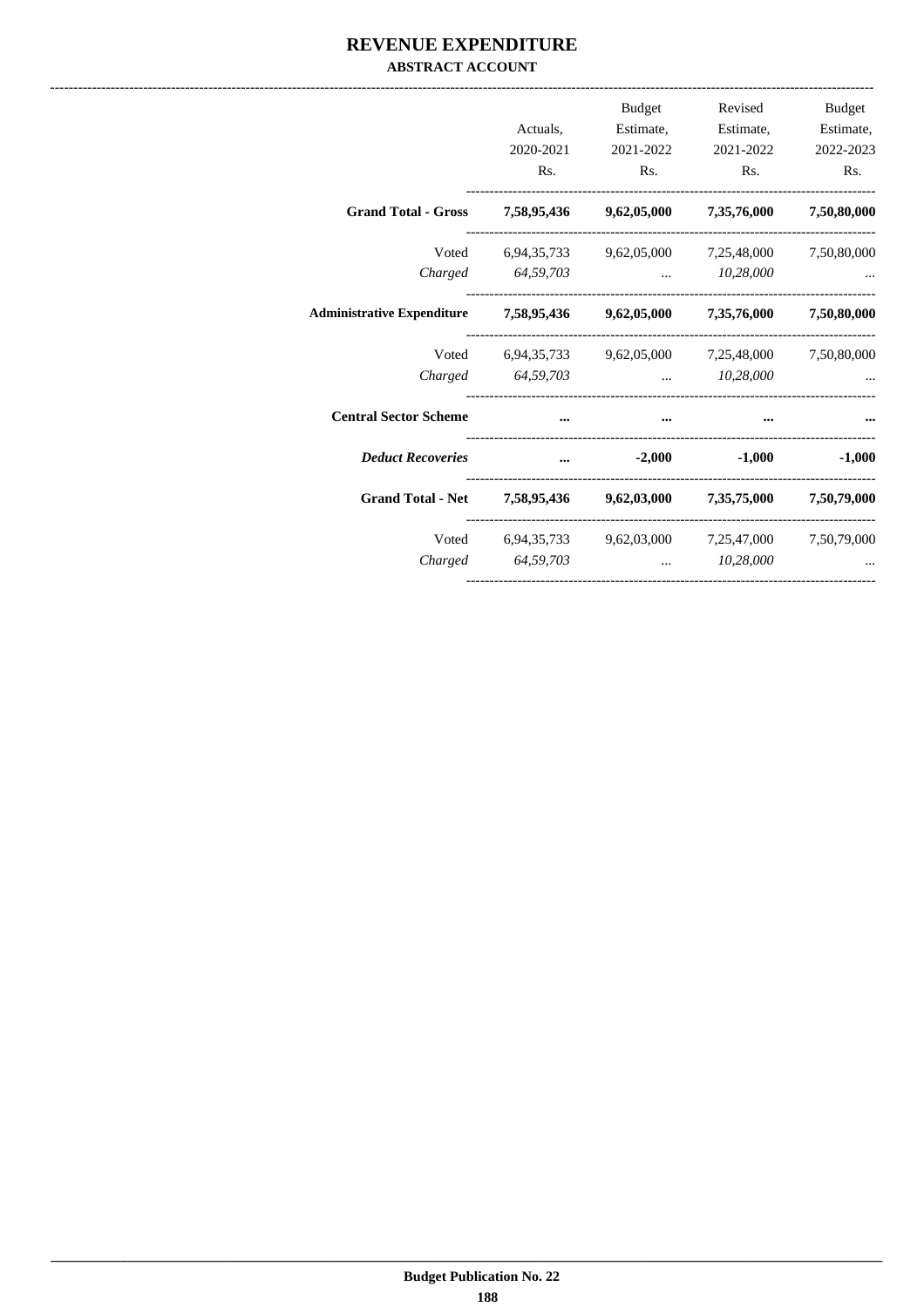# REVENUE EXPENDITURE

## ABSTRACT ACCOUNT

| | Actuals, 2020-2021 Rs. | Budget Estimate, 2021-2022 Rs. | Revised Estimate, 2021-2022 Rs. | Budget Estimate, 2022-2023 Rs. |
|---|---|---|---|---|
| **Grand Total - Gross** | **7,58,95,436** | **9,62,05,000** | **7,35,76,000** | **7,50,80,000** |
| Voted | 6,94,35,733 | 9,62,05,000 | 7,25,48,000 | 7,50,80,000 |
| *Charged* | *64,59,703* | ... | *10,28,000* | ... |
| **Administrative Expenditure** | **7,58,95,436** | **9,62,05,000** | **7,35,76,000** | **7,50,80,000** |
| Voted | 6,94,35,733 | 9,62,05,000 | 7,25,48,000 | 7,50,80,000 |
| *Charged* | *64,59,703* | ... | *10,28,000* | ... |
| **Central Sector Scheme** | **...** | **...** | **...** | **...** |
| ***Deduct Recoveries*** | **...** | **-2,000** | **-1,000** | **-1,000** |
| **Grand Total - Net** | **7,58,95,436** | **9,62,03,000** | **7,35,75,000** | **7,50,79,000** |
| Voted | 6,94,35,733 | 9,62,03,000 | 7,25,47,000 | 7,50,79,000 |
| *Charged* | *64,59,703* | ... | *10,28,000* | ... |

**Budget Publication No. 22**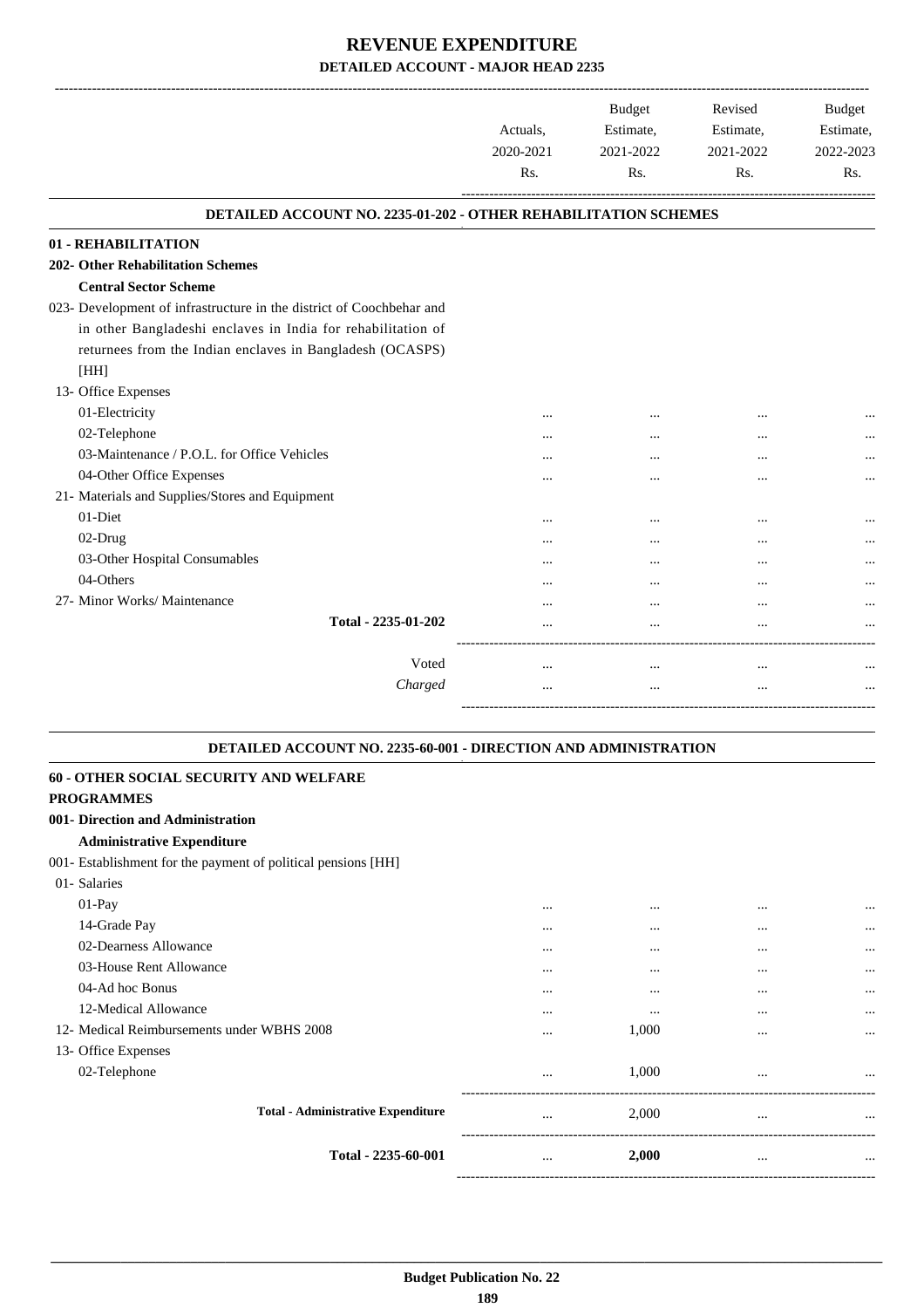# REVENUE EXPENDITURE

## DETAILED ACCOUNT - MAJOR HEAD 2235

| | Actuals, 2020-2021 Rs. | Budget Estimate, 2021-2022 Rs. | Revised Estimate, 2021-2022 Rs. | Budget Estimate, 2022-2023 Rs. |
|---|---|---|---|---|
| **DETAILED ACCOUNT NO. 2235-01-202 - OTHER REHABILITATION SCHEMES** | | | | |
| **01 - REHABILITATION** | | | | |
| **202- Other Rehabilitation Schemes** | | | | |
| **Central Sector Scheme** | | | | |
| 023- Development of infrastructure in the district of Coochbehar and in other Bangladeshi enclaves in India for rehabilitation of returnees from the Indian enclaves in Bangladesh (OCASPS) [HH] | | | | |
| 13- Office Expenses | | | | |
| 01-Electricity | ... | ... | ... | ... |
| 02-Telephone | ... | ... | ... | ... |
| 03-Maintenance / P.O.L. for Office Vehicles | ... | ... | ... | ... |
| 04-Other Office Expenses | ... | ... | ... | ... |
| 21- Materials and Supplies/Stores and Equipment | | | | |
| 01-Diet | ... | ... | ... | ... |
| 02-Drug | ... | ... | ... | ... |
| 03-Other Hospital Consumables | ... | ... | ... | ... |
| 04-Others | ... | ... | ... | ... |
| 27- Minor Works/ Maintenance | ... | ... | ... | ... |
| **Total - 2235-01-202** | ... | ... | ... | ... |
| Voted | ... | ... | ... | ... |
| *Charged* | ... | ... | ... | ... |

| | Actuals, 2020-2021 Rs. | Budget Estimate, 2021-2022 Rs. | Revised Estimate, 2021-2022 Rs. | Budget Estimate, 2022-2023 Rs. |
|---|---|---|---|---|
| **DETAILED ACCOUNT NO. 2235-60-001 - DIRECTION AND ADMINISTRATION** | | | | |
| **60 - OTHER SOCIAL SECURITY AND WELFARE PROGRAMMES** | | | | |
| **001- Direction and Administration** | | | | |
| **Administrative Expenditure** | | | | |
| 001- Establishment for the payment of political pensions [HH] | | | | |
| 01- Salaries | | | | |
| 01-Pay | ... | ... | ... | ... |
| 14-Grade Pay | ... | ... | ... | ... |
| 02-Dearness Allowance | ... | ... | ... | ... |
| 03-House Rent Allowance | ... | ... | ... | ... |
| 04-Ad hoc Bonus | ... | ... | ... | ... |
| 12-Medical Allowance | ... | ... | ... | ... |
| 12- Medical Reimbursements under WBHS 2008 | ... | 1,000 | ... | ... |
| 13- Office Expenses | | | | |
| 02-Telephone | ... | 1,000 | ... | ... |
| **Total - Administrative Expenditure** | ... | 2,000 | ... | ... |
| **Total - 2235-60-001** | ... | **2,000** | ... | ... |

Budget Publication No. 22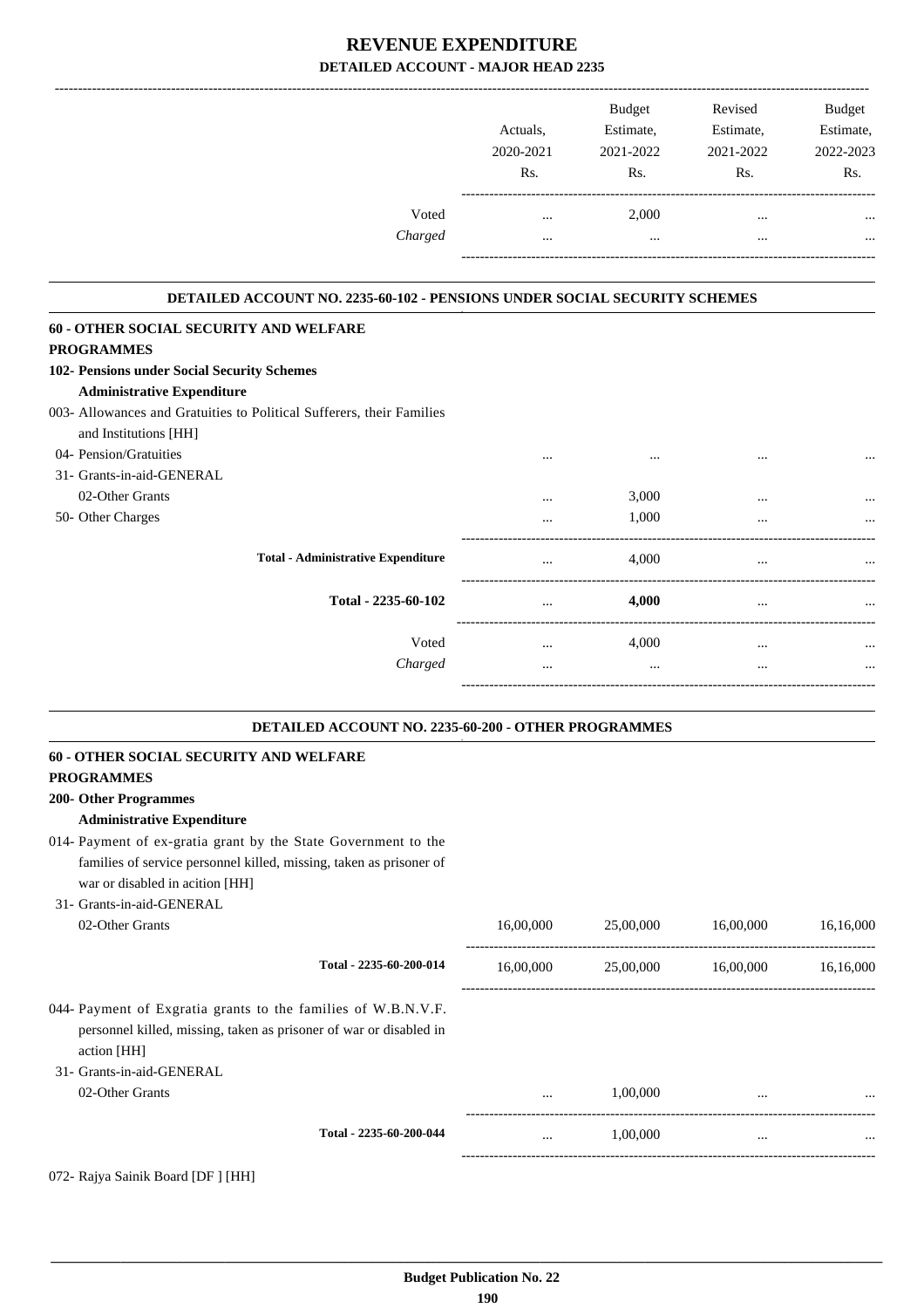# REVENUE EXPENDITURE
## DETAILED ACCOUNT - MAJOR HEAD 2235

| | Actuals, 2020-2021 Rs. | Budget Estimate, 2021-2022 Rs. | Revised Estimate, 2021-2022 Rs. | Budget Estimate, 2022-2023 Rs. |
|---|---|---|---|---|
| Voted | ... | 2,000 | ... | ... |
| *Charged* | ... | ... | ... | ... |

### DETAILED ACCOUNT NO. 2235-60-102 - PENSIONS UNDER SOCIAL SECURITY SCHEMES

| | Actuals, 2020-2021 Rs. | Budget Estimate, 2021-2022 Rs. | Revised Estimate, 2021-2022 Rs. | Budget Estimate, 2022-2023 Rs. |
|---|---|---|---|---|
| **60 - OTHER SOCIAL SECURITY AND WELFARE PROGRAMMES** | | | | |
| **102- Pensions under Social Security Schemes** | | | | |
| **Administrative Expenditure** | | | | |
| 003- Allowances and Gratuities to Political Sufferers, their Families and Institutions [HH] | | | | |
| 04- Pension/Gratuities | ... | ... | ... | ... |
| 31- Grants-in-aid-GENERAL | | | | |
| 02-Other Grants | ... | 3,000 | ... | ... |
| 50- Other Charges | ... | 1,000 | ... | ... |
| **Total - Administrative Expenditure** | ... | 4,000 | ... | ... |
| **Total - 2235-60-102** | ... | **4,000** | ... | ... |
| Voted | ... | 4,000 | ... | ... |
| *Charged* | ... | ... | ... | ... |

### DETAILED ACCOUNT NO. 2235-60-200 - OTHER PROGRAMMES

| | Actuals, 2020-2021 Rs. | Budget Estimate, 2021-2022 Rs. | Revised Estimate, 2021-2022 Rs. | Budget Estimate, 2022-2023 Rs. |
|---|---|---|---|---|
| **60 - OTHER SOCIAL SECURITY AND WELFARE PROGRAMMES** | | | | |
| **200- Other Programmes** | | | | |
| **Administrative Expenditure** | | | | |
| 014- Payment of ex-gratia grant by the State Government to the families of service personnel killed, missing, taken as prisoner of war or disabled in acition [HH] | | | | |
| 31- Grants-in-aid-GENERAL | | | | |
| 02-Other Grants | 16,00,000 | 25,00,000 | 16,00,000 | 16,16,000 |
| **Total - 2235-60-200-014** | 16,00,000 | 25,00,000 | 16,00,000 | 16,16,000 |
| 044- Payment of Exgratia grants to the families of W.B.N.V.F. personnel killed, missing, taken as prisoner of war or disabled in action [HH] | | | | |
| 31- Grants-in-aid-GENERAL | | | | |
| 02-Other Grants | ... | 1,00,000 | ... | ... |
| **Total - 2235-60-200-044** | ... | 1,00,000 | ... | ... |

072- Rajya Sainik Board [DF ] [HH]

**Budget Publication No. 22**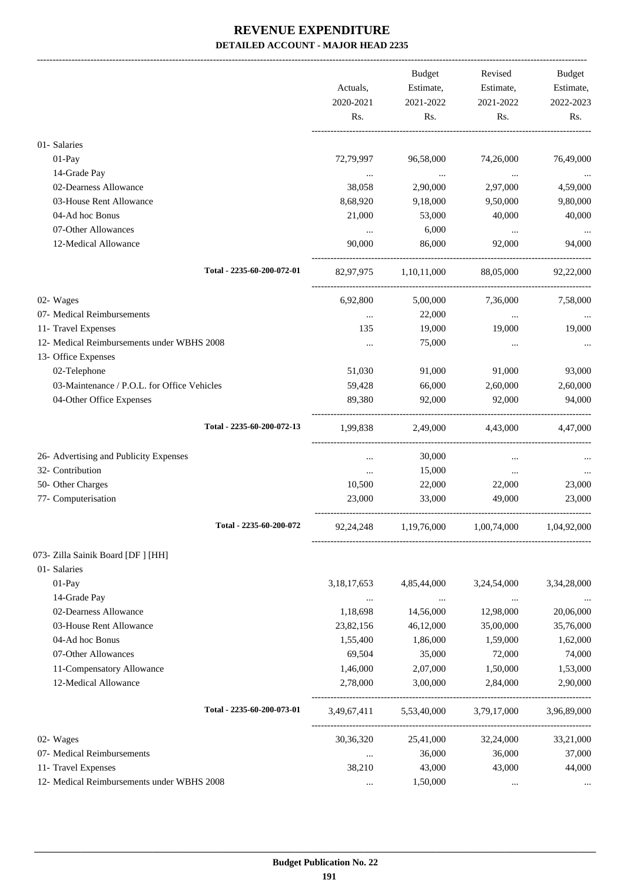# REVENUE EXPENDITURE

## DETAILED ACCOUNT - MAJOR HEAD 2235

| | Actuals, 2020-2021 Rs. | Budget Estimate, 2021-2022 Rs. | Revised Estimate, 2021-2022 Rs. | Budget Estimate, 2022-2023 Rs. |
|---|---|---|---|---|
| 01- Salaries | | | | |
| 01-Pay | 72,79,997 | 96,58,000 | 74,26,000 | 76,49,000 |
| 14-Grade Pay | ... | ... | ... | ... |
| 02-Dearness Allowance | 38,058 | 2,90,000 | 2,97,000 | 4,59,000 |
| 03-House Rent Allowance | 8,68,920 | 9,18,000 | 9,50,000 | 9,80,000 |
| 04-Ad hoc Bonus | 21,000 | 53,000 | 40,000 | 40,000 |
| 07-Other Allowances | ... | 6,000 | ... | ... |
| 12-Medical Allowance | 90,000 | 86,000 | 92,000 | 94,000 |
| Total - 2235-60-200-072-01 | 82,97,975 | 1,10,11,000 | 88,05,000 | 92,22,000 |
| 02- Wages | 6,92,800 | 5,00,000 | 7,36,000 | 7,58,000 |
| 07- Medical Reimbursements | ... | 22,000 | ... | ... |
| 11- Travel Expenses | 135 | 19,000 | 19,000 | 19,000 |
| 12- Medical Reimbursements under WBHS 2008 | ... | 75,000 | ... | ... |
| 13- Office Expenses | | | | |
| 02-Telephone | 51,030 | 91,000 | 91,000 | 93,000 |
| 03-Maintenance / P.O.L. for Office Vehicles | 59,428 | 66,000 | 2,60,000 | 2,60,000 |
| 04-Other Office Expenses | 89,380 | 92,000 | 92,000 | 94,000 |
| Total - 2235-60-200-072-13 | 1,99,838 | 2,49,000 | 4,43,000 | 4,47,000 |
| 26- Advertising and Publicity Expenses | ... | 30,000 | ... | ... |
| 32- Contribution | ... | 15,000 | ... | ... |
| 50- Other Charges | 10,500 | 22,000 | 22,000 | 23,000 |
| 77- Computerisation | 23,000 | 33,000 | 49,000 | 23,000 |
| Total - 2235-60-200-072 | 92,24,248 | 1,19,76,000 | 1,00,74,000 | 1,04,92,000 |
| 073- Zilla Sainik Board [DF ] [HH] | | | | |
| 01- Salaries | | | | |
| 01-Pay | 3,18,17,653 | 4,85,44,000 | 3,24,54,000 | 3,34,28,000 |
| 14-Grade Pay | ... | ... | ... | ... |
| 02-Dearness Allowance | 1,18,698 | 14,56,000 | 12,98,000 | 20,06,000 |
| 03-House Rent Allowance | 23,82,156 | 46,12,000 | 35,00,000 | 35,76,000 |
| 04-Ad hoc Bonus | 1,55,400 | 1,86,000 | 1,59,000 | 1,62,000 |
| 07-Other Allowances | 69,504 | 35,000 | 72,000 | 74,000 |
| 11-Compensatory Allowance | 1,46,000 | 2,07,000 | 1,50,000 | 1,53,000 |
| 12-Medical Allowance | 2,78,000 | 3,00,000 | 2,84,000 | 2,90,000 |
| Total - 2235-60-200-073-01 | 3,49,67,411 | 5,53,40,000 | 3,79,17,000 | 3,96,89,000 |
| 02- Wages | 30,36,320 | 25,41,000 | 32,24,000 | 33,21,000 |
| 07- Medical Reimbursements | ... | 36,000 | 36,000 | 37,000 |
| 11- Travel Expenses | 38,210 | 43,000 | 43,000 | 44,000 |
| 12- Medical Reimbursements under WBHS 2008 | ... | 1,50,000 | ... | ... |

Budget Publication No. 22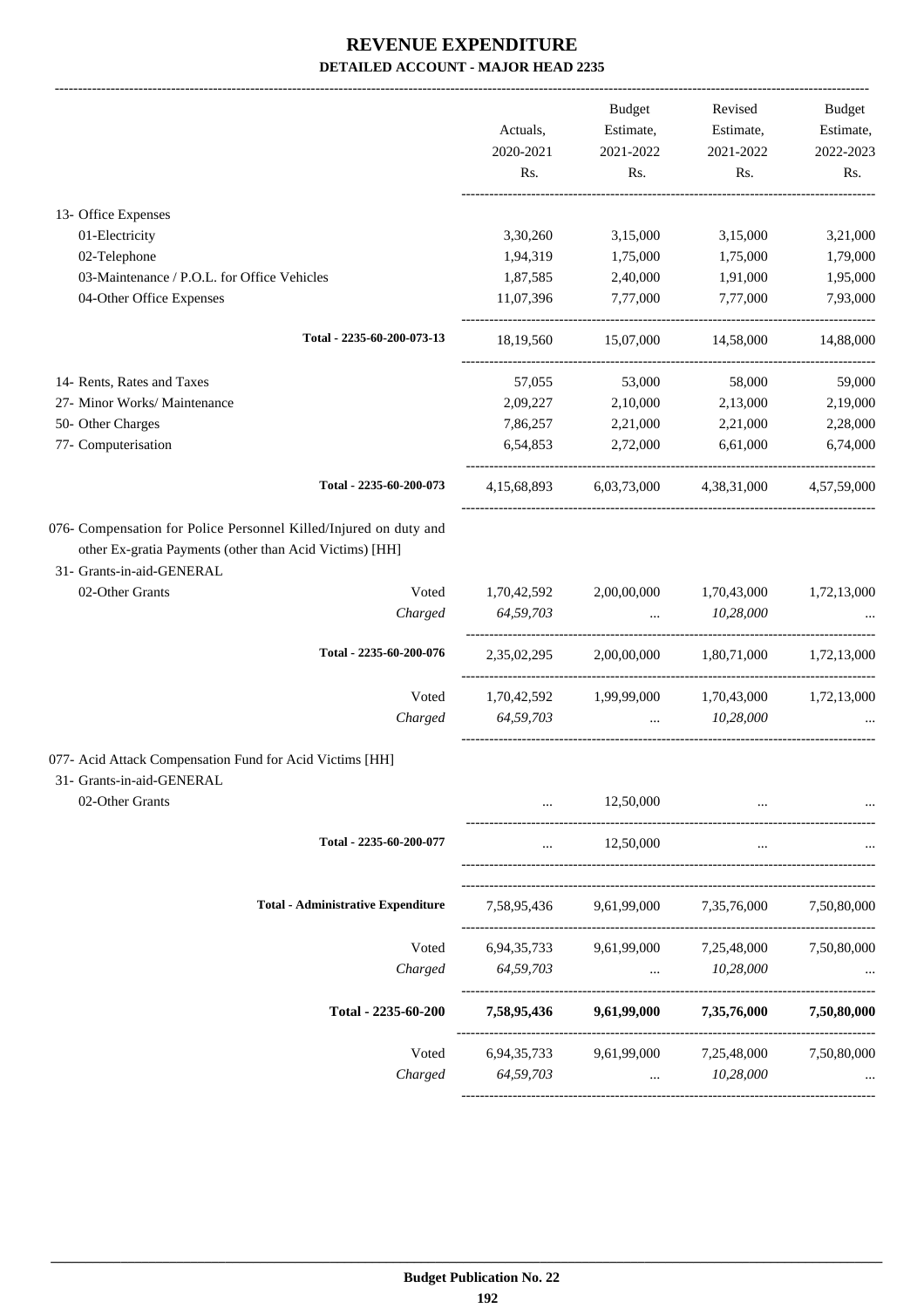# REVENUE EXPENDITURE

## DETAILED ACCOUNT - MAJOR HEAD 2235

| | Actuals, 2020-2021 Rs. | Budget Estimate, 2021-2022 Rs. | Revised Estimate, 2021-2022 Rs. | Budget Estimate, 2022-2023 Rs. |
|---|---|---|---|---|
| 13- Office Expenses | | | | |
| 01-Electricity | 3,30,260 | 3,15,000 | 3,15,000 | 3,21,000 |
| 02-Telephone | 1,94,319 | 1,75,000 | 1,75,000 | 1,79,000 |
| 03-Maintenance / P.O.L. for Office Vehicles | 1,87,585 | 2,40,000 | 1,91,000 | 1,95,000 |
| 04-Other Office Expenses | 11,07,396 | 7,77,000 | 7,77,000 | 7,93,000 |
| **Total - 2235-60-200-073-13** | 18,19,560 | 15,07,000 | 14,58,000 | 14,88,000 |
| 14- Rents, Rates and Taxes | 57,055 | 53,000 | 58,000 | 59,000 |
| 27- Minor Works/ Maintenance | 2,09,227 | 2,10,000 | 2,13,000 | 2,19,000 |
| 50- Other Charges | 7,86,257 | 2,21,000 | 2,21,000 | 2,28,000 |
| 77- Computerisation | 6,54,853 | 2,72,000 | 6,61,000 | 6,74,000 |
| **Total - 2235-60-200-073** | 4,15,68,893 | 6,03,73,000 | 4,38,31,000 | 4,57,59,000 |
| 076- Compensation for Police Personnel Killed/Injured on duty and other Ex-gratia Payments (other than Acid Victims) [HH] | | | | |
| 31- Grants-in-aid-GENERAL | | | | |
| 02-Other Grants Voted | 1,70,42,592 | 2,00,00,000 | 1,70,43,000 | 1,72,13,000 |
| *Charged* | *64,59,703* | ... | *10,28,000* | ... |
| **Total - 2235-60-200-076** | 2,35,02,295 | 2,00,00,000 | 1,80,71,000 | 1,72,13,000 |
| Voted | 1,70,42,592 | 1,99,99,000 | 1,70,43,000 | 1,72,13,000 |
| *Charged* | *64,59,703* | ... | *10,28,000* | ... |
| 077- Acid Attack Compensation Fund for Acid Victims [HH] | | | | |
| 31- Grants-in-aid-GENERAL | | | | |
| 02-Other Grants | ... | 12,50,000 | ... | ... |
| **Total - 2235-60-200-077** | ... | 12,50,000 | ... | ... |
| **Total - Administrative Expenditure** | 7,58,95,436 | 9,61,99,000 | 7,35,76,000 | 7,50,80,000 |
| Voted | 6,94,35,733 | 9,61,99,000 | 7,25,48,000 | 7,50,80,000 |
| *Charged* | *64,59,703* | ... | *10,28,000* | ... |
| **Total - 2235-60-200** | **7,58,95,436** | **9,61,99,000** | **7,35,76,000** | **7,50,80,000** |
| Voted | 6,94,35,733 | 9,61,99,000 | 7,25,48,000 | 7,50,80,000 |
| *Charged* | *64,59,703* | ... | *10,28,000* | ... |

**Budget Publication No. 22**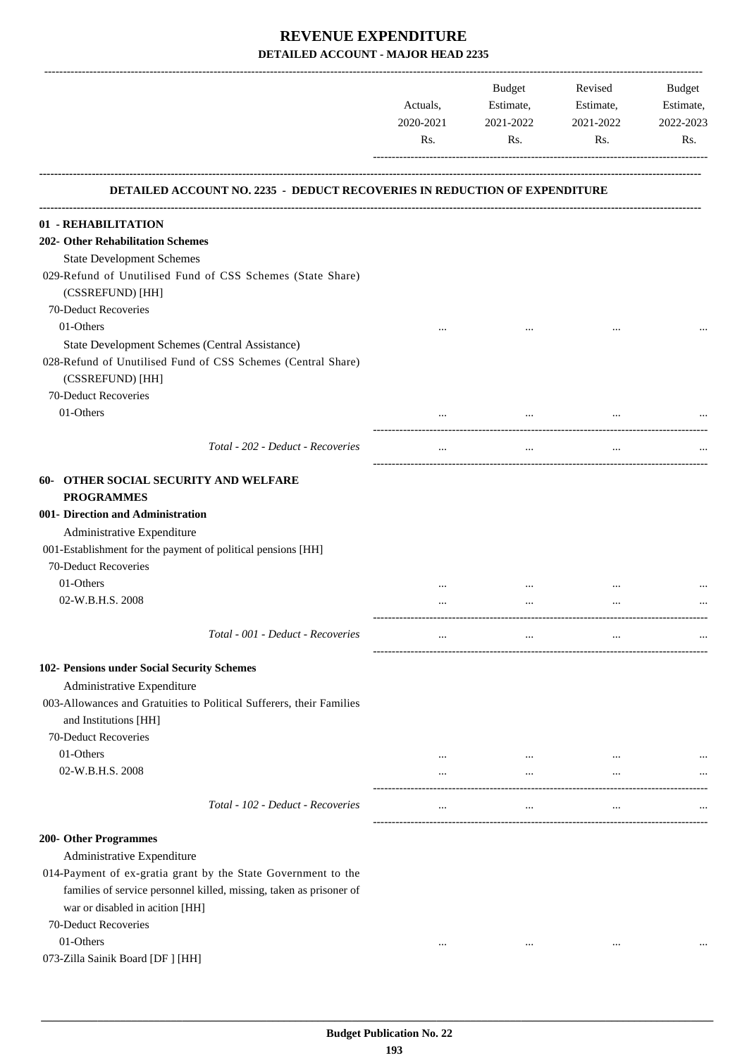# REVENUE EXPENDITURE

## DETAILED ACCOUNT - MAJOR HEAD 2235

| | Actuals, 2020-2021 Rs. | Budget Estimate, 2021-2022 Rs. | Revised Estimate, 2021-2022 Rs. | Budget Estimate, 2022-2023 Rs. |
|---|---|---|---|---|
| **DETAILED ACCOUNT NO. 2235 - DEDUCT RECOVERIES IN REDUCTION OF EXPENDITURE** | | | | |
| **01 - REHABILITATION** | | | | |
| **202- Other Rehabilitation Schemes** | | | | |
| State Development Schemes | | | | |
| 029-Refund of Unutilised Fund of CSS Schemes (State Share) (CSSREFUND) [HH] | | | | |
| 70-Deduct Recoveries | | | | |
| 01-Others | ... | ... | ... | ... |
| State Development Schemes (Central Assistance) | | | | |
| 028-Refund of Unutilised Fund of CSS Schemes (Central Share) (CSSREFUND) [HH] | | | | |
| 70-Deduct Recoveries | | | | |
| 01-Others | ... | ... | ... | ... |
| *Total - 202 - Deduct - Recoveries* | ... | ... | ... | ... |
| **60- OTHER SOCIAL SECURITY AND WELFARE PROGRAMMES** | | | | |
| **001- Direction and Administration** | | | | |
| Administrative Expenditure | | | | |
| 001-Establishment for the payment of political pensions [HH] | | | | |
| 70-Deduct Recoveries | | | | |
| 01-Others | ... | ... | ... | ... |
| 02-W.B.H.S. 2008 | ... | ... | ... | ... |
| *Total - 001 - Deduct - Recoveries* | ... | ... | ... | ... |
| **102- Pensions under Social Security Schemes** | | | | |
| Administrative Expenditure | | | | |
| 003-Allowances and Gratuities to Political Sufferers, their Families and Institutions [HH] | | | | |
| 70-Deduct Recoveries | | | | |
| 01-Others | ... | ... | ... | ... |
| 02-W.B.H.S. 2008 | ... | ... | ... | ... |
| *Total - 102 - Deduct - Recoveries* | ... | ... | ... | ... |
| **200- Other Programmes** | | | | |
| Administrative Expenditure | | | | |
| 014-Payment of ex-gratia grant by the State Government to the families of service personnel killed, missing, taken as prisoner of war or disabled in acition [HH] | | | | |
| 70-Deduct Recoveries | | | | |
| 01-Others | ... | ... | ... | ... |
| 073-Zilla Sainik Board [DF ] [HH] | | | | |

**Budget Publication No. 22**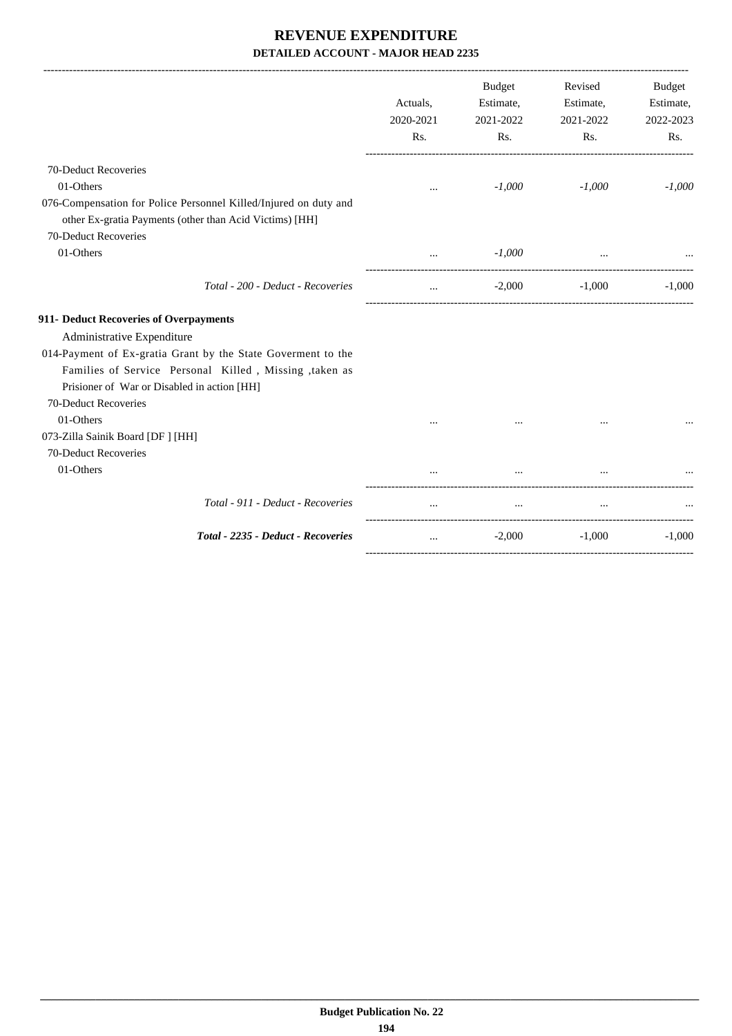# REVENUE EXPENDITURE

## DETAILED ACCOUNT - MAJOR HEAD 2235

| | Actuals, 2020-2021 Rs. | Budget Estimate, 2021-2022 Rs. | Revised Estimate, 2021-2022 Rs. | Budget Estimate, 2022-2023 Rs. |
|---|---|---|---|---|
| 70-Deduct Recoveries | | | | |
| 01-Others | ... | *-1,000* | *-1,000* | *-1,000* |
| 076-Compensation for Police Personnel Killed/Injured on duty and other Ex-gratia Payments (other than Acid Victims) [HH] | | | | |
| 70-Deduct Recoveries | | | | |
| 01-Others | ... | *-1,000* | ... | ... |
| *Total - 200 - Deduct - Recoveries* | ... | -2,000 | -1,000 | -1,000 |
| **911- Deduct Recoveries of Overpayments** | | | | |
| Administrative Expenditure | | | | |
| 014-Payment of Ex-gratia Grant by the State Goverment to the Families of Service Personal Killed , Missing ,taken as Prisioner of War or Disabled in action [HH] | | | | |
| 70-Deduct Recoveries | | | | |
| 01-Others | ... | ... | ... | ... |
| 073-Zilla Sainik Board [DF ] [HH] | | | | |
| 70-Deduct Recoveries | | | | |
| 01-Others | ... | ... | ... | ... |
| *Total - 911 - Deduct - Recoveries* | ... | ... | ... | ... |
| ***Total - 2235 - Deduct - Recoveries*** | ... | -2,000 | -1,000 | -1,000 |

**Budget Publication No. 22**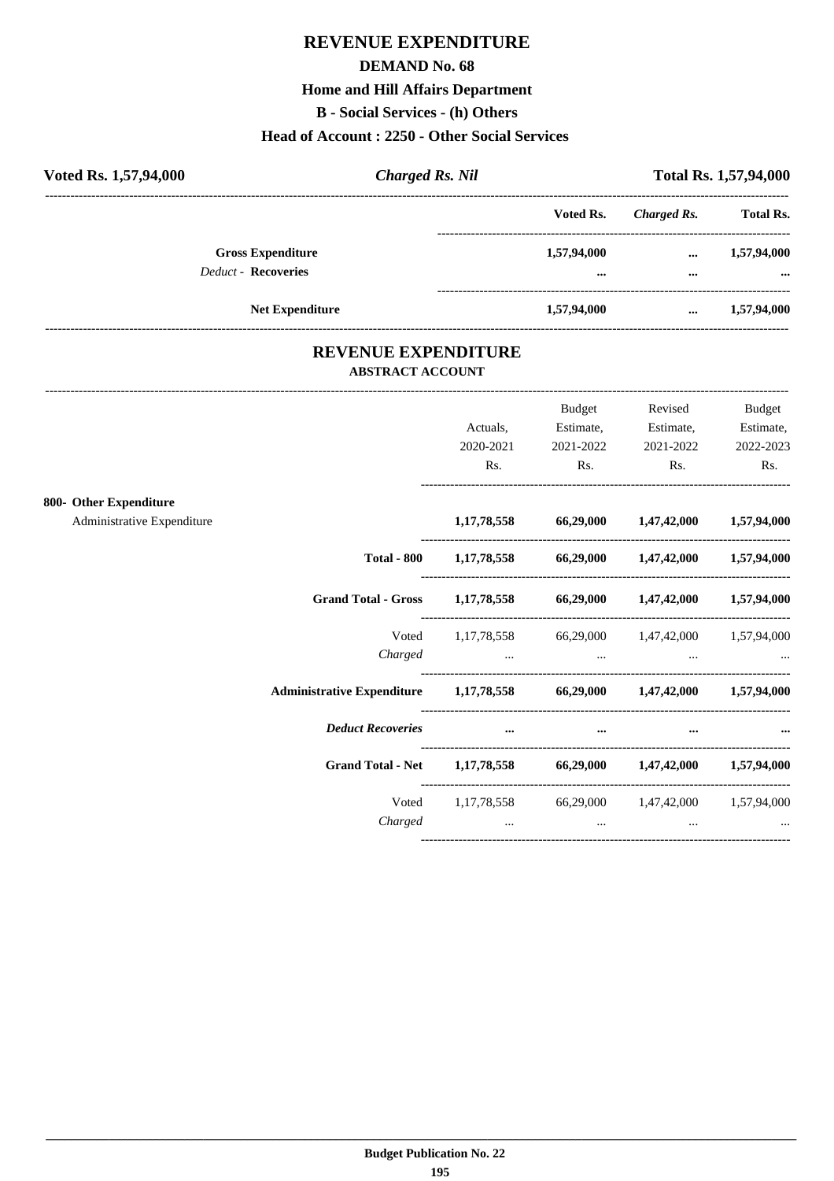# REVENUE EXPENDITURE

## DEMAND No. 68

### Home and Hill Affairs Department

### B - Social Services - (h) Others

### Head of Account : 2250 - Other Social Services

| Voted Rs. 1,57,94,000 | *Charged Rs. Nil* | Total Rs. 1,57,94,000 |
|---|---|---|

| | Voted Rs. | *Charged Rs.* | Total Rs. |
|---|---|---|---|
| **Gross Expenditure** | 1,57,94,000 | ... | 1,57,94,000 |
| *Deduct -* **Recoveries** | ... | ... | ... |
| **Net Expenditure** | 1,57,94,000 | ... | 1,57,94,000 |

## REVENUE EXPENDITURE

### ABSTRACT ACCOUNT

| | Actuals, 2020-2021 Rs. | Budget Estimate, 2021-2022 Rs. | Revised Estimate, 2021-2022 Rs. | Budget Estimate, 2022-2023 Rs. |
|---|---|---|---|---|
| **800- Other Expenditure** | | | | |
| Administrative Expenditure | **1,17,78,558** | **66,29,000** | **1,47,42,000** | **1,57,94,000** |
| **Total - 800** | **1,17,78,558** | **66,29,000** | **1,47,42,000** | **1,57,94,000** |
| **Grand Total - Gross** | **1,17,78,558** | **66,29,000** | **1,47,42,000** | **1,57,94,000** |
| Voted | 1,17,78,558 | 66,29,000 | 1,47,42,000 | 1,57,94,000 |
| *Charged* | ... | ... | ... | ... |
| **Administrative Expenditure** | **1,17,78,558** | **66,29,000** | **1,47,42,000** | **1,57,94,000** |
| ***Deduct Recoveries*** | ... | ... | ... | ... |
| **Grand Total - Net** | **1,17,78,558** | **66,29,000** | **1,47,42,000** | **1,57,94,000** |
| Voted | 1,17,78,558 | 66,29,000 | 1,47,42,000 | 1,57,94,000 |
| *Charged* | ... | ... | ... | ... |

**Budget Publication No. 22**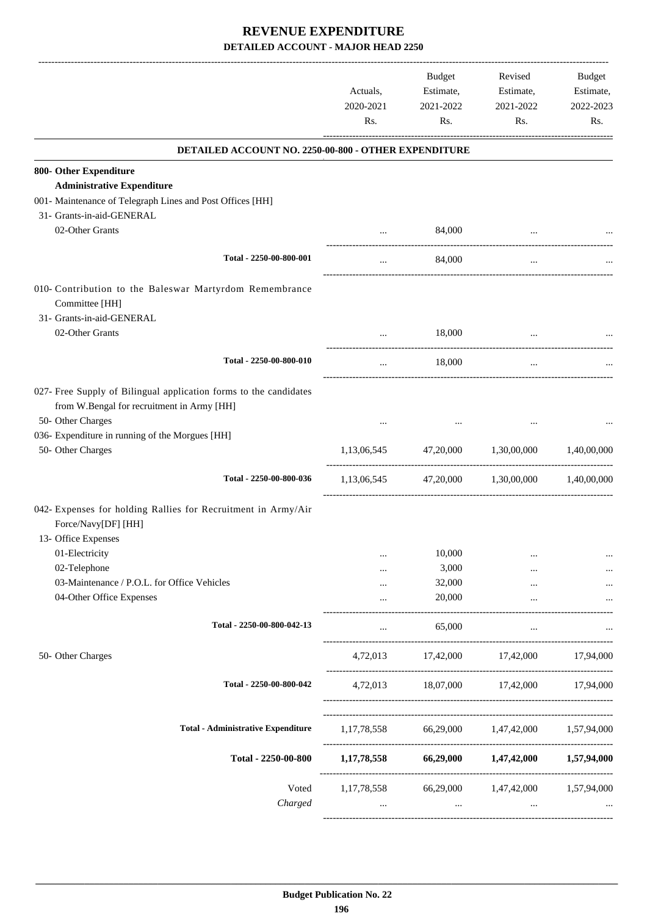# REVENUE EXPENDITURE

## DETAILED ACCOUNT - MAJOR HEAD 2250

| | Actuals, 2020-2021 Rs. | Budget Estimate, 2021-2022 Rs. | Revised Estimate, 2021-2022 Rs. | Budget Estimate, 2022-2023 Rs. |
|---|---|---|---|---|
| **DETAILED ACCOUNT NO. 2250-00-800 - OTHER EXPENDITURE** | | | | |
| **800- Other Expenditure** | | | | |
| **Administrative Expenditure** | | | | |
| 001- Maintenance of Telegraph Lines and Post Offices [HH] | | | | |
| 31- Grants-in-aid-GENERAL | | | | |
| 02-Other Grants | ... | 84,000 | ... | ... |
| Total - 2250-00-800-001 | ... | 84,000 | ... | ... |
| 010- Contribution to the Baleswar Martyrdom Remembrance Committee [HH] | | | | |
| 31- Grants-in-aid-GENERAL | | | | |
| 02-Other Grants | ... | 18,000 | ... | ... |
| Total - 2250-00-800-010 | ... | 18,000 | ... | ... |
| 027- Free Supply of Bilingual application forms to the candidates from W.Bengal for recruitment in Army [HH] | | | | |
| 50- Other Charges | ... | ... | ... | ... |
| 036- Expenditure in running of the Morgues [HH] | | | | |
| 50- Other Charges | 1,13,06,545 | 47,20,000 | 1,30,00,000 | 1,40,00,000 |
| Total - 2250-00-800-036 | 1,13,06,545 | 47,20,000 | 1,30,00,000 | 1,40,00,000 |
| 042- Expenses for holding Rallies for Recruitment in Army/Air Force/Navy[DF] [HH] | | | | |
| 13- Office Expenses | | | | |
| 01-Electricity | ... | 10,000 | ... | ... |
| 02-Telephone | ... | 3,000 | ... | ... |
| 03-Maintenance / P.O.L. for Office Vehicles | ... | 32,000 | ... | ... |
| 04-Other Office Expenses | ... | 20,000 | ... | ... |
| Total - 2250-00-800-042-13 | ... | 65,000 | ... | ... |
| 50- Other Charges | 4,72,013 | 17,42,000 | 17,42,000 | 17,94,000 |
| Total - 2250-00-800-042 | 4,72,013 | 18,07,000 | 17,42,000 | 17,94,000 |
| Total - Administrative Expenditure | 1,17,78,558 | 66,29,000 | 1,47,42,000 | 1,57,94,000 |
| **Total - 2250-00-800** | **1,17,78,558** | **66,29,000** | **1,47,42,000** | **1,57,94,000** |
| Voted | 1,17,78,558 | 66,29,000 | 1,47,42,000 | 1,57,94,000 |
| *Charged* | ... | ... | ... | ... |

**Budget Publication No. 22**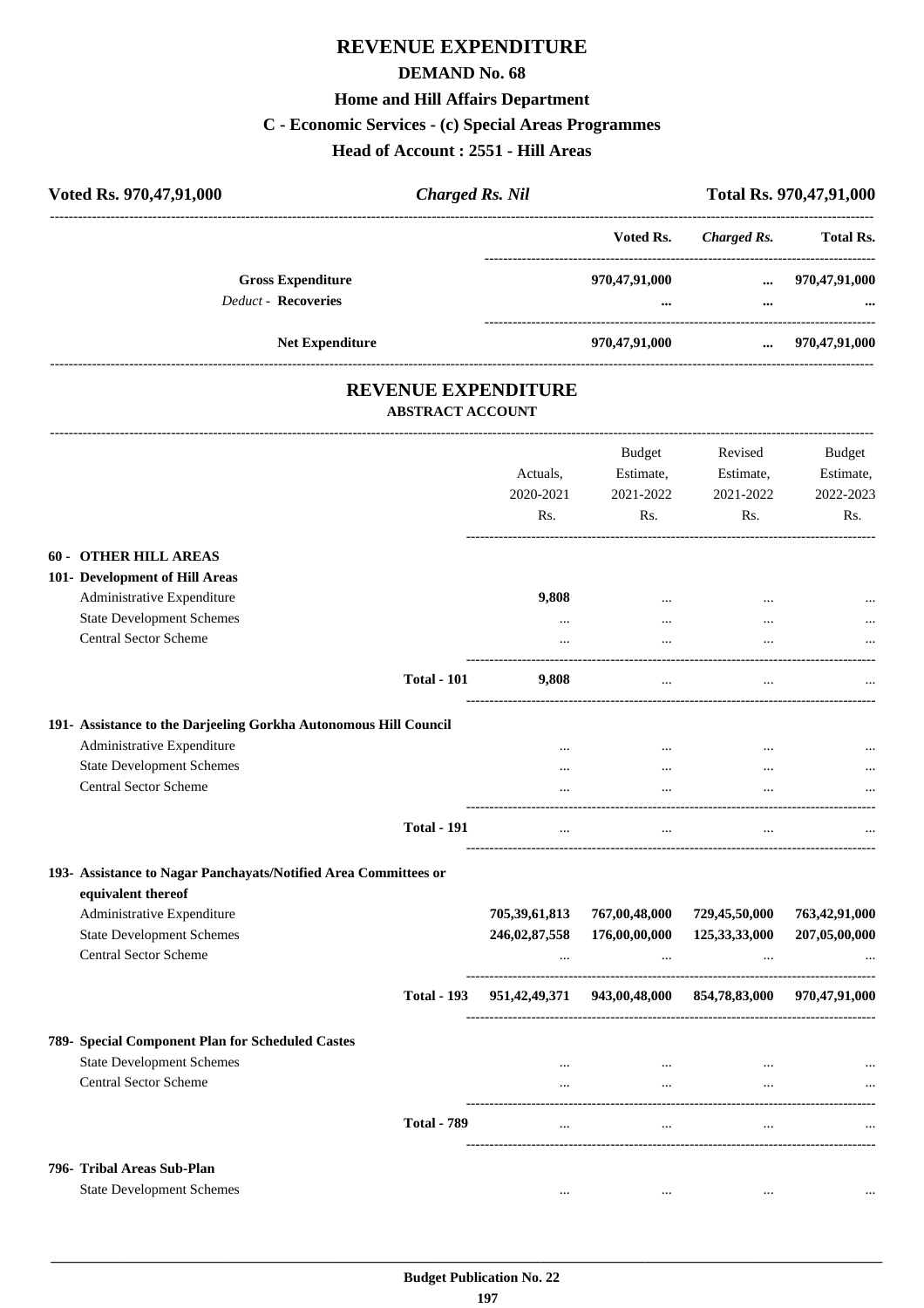# REVENUE EXPENDITURE

## DEMAND No. 68

### Home and Hill Affairs Department

### C - Economic Services - (c) Special Areas Programmes

### Head of Account : 2551 - Hill Areas

| Voted Rs. 970,47,91,000 | *Charged Rs. Nil* | Total Rs. 970,47,91,000 |
|---|---|---|

| | Voted Rs. | *Charged Rs.* | Total Rs. |
|---|---|---|---|
| **Gross Expenditure** | 970,47,91,000 | ... | 970,47,91,000 |
| *Deduct* - **Recoveries** | ... | ... | ... |
| **Net Expenditure** | 970,47,91,000 | ... | 970,47,91,000 |

## REVENUE EXPENDITURE

### ABSTRACT ACCOUNT

| | | Actuals, 2020-2021 Rs. | Budget Estimate, 2021-2022 Rs. | Revised Estimate, 2021-2022 Rs. | Budget Estimate, 2022-2023 Rs. |
|---|---|---|---|---|---|
| **60 - OTHER HILL AREAS** | | | | | |
| **101- Development of Hill Areas** | | | | | |
| Administrative Expenditure | | 9,808 | ... | ... | ... |
| State Development Schemes | | ... | ... | ... | ... |
| Central Sector Scheme | | ... | ... | ... | ... |
| | **Total - 101** | 9,808 | ... | ... | ... |
| **191- Assistance to the Darjeeling Gorkha Autonomous Hill Council** | | | | | |
| Administrative Expenditure | | ... | ... | ... | ... |
| State Development Schemes | | ... | ... | ... | ... |
| Central Sector Scheme | | ... | ... | ... | ... |
| | **Total - 191** | ... | ... | ... | ... |
| **193- Assistance to Nagar Panchayats/Notified Area Committees or equivalent thereof** | | | | | |
| Administrative Expenditure | | 705,39,61,813 | 767,00,48,000 | 729,45,50,000 | 763,42,91,000 |
| State Development Schemes | | 246,02,87,558 | 176,00,00,000 | 125,33,33,000 | 207,05,00,000 |
| Central Sector Scheme | | ... | ... | ... | ... |
| | **Total - 193** | 951,42,49,371 | 943,00,48,000 | 854,78,83,000 | 970,47,91,000 |
| **789- Special Component Plan for Scheduled Castes** | | | | | |
| State Development Schemes | | ... | ... | ... | ... |
| Central Sector Scheme | | ... | ... | ... | ... |
| | **Total - 789** | ... | ... | ... | ... |
| **796- Tribal Areas Sub-Plan** | | | | | |
| State Development Schemes | | ... | ... | ... | ... |

**Budget Publication No. 22**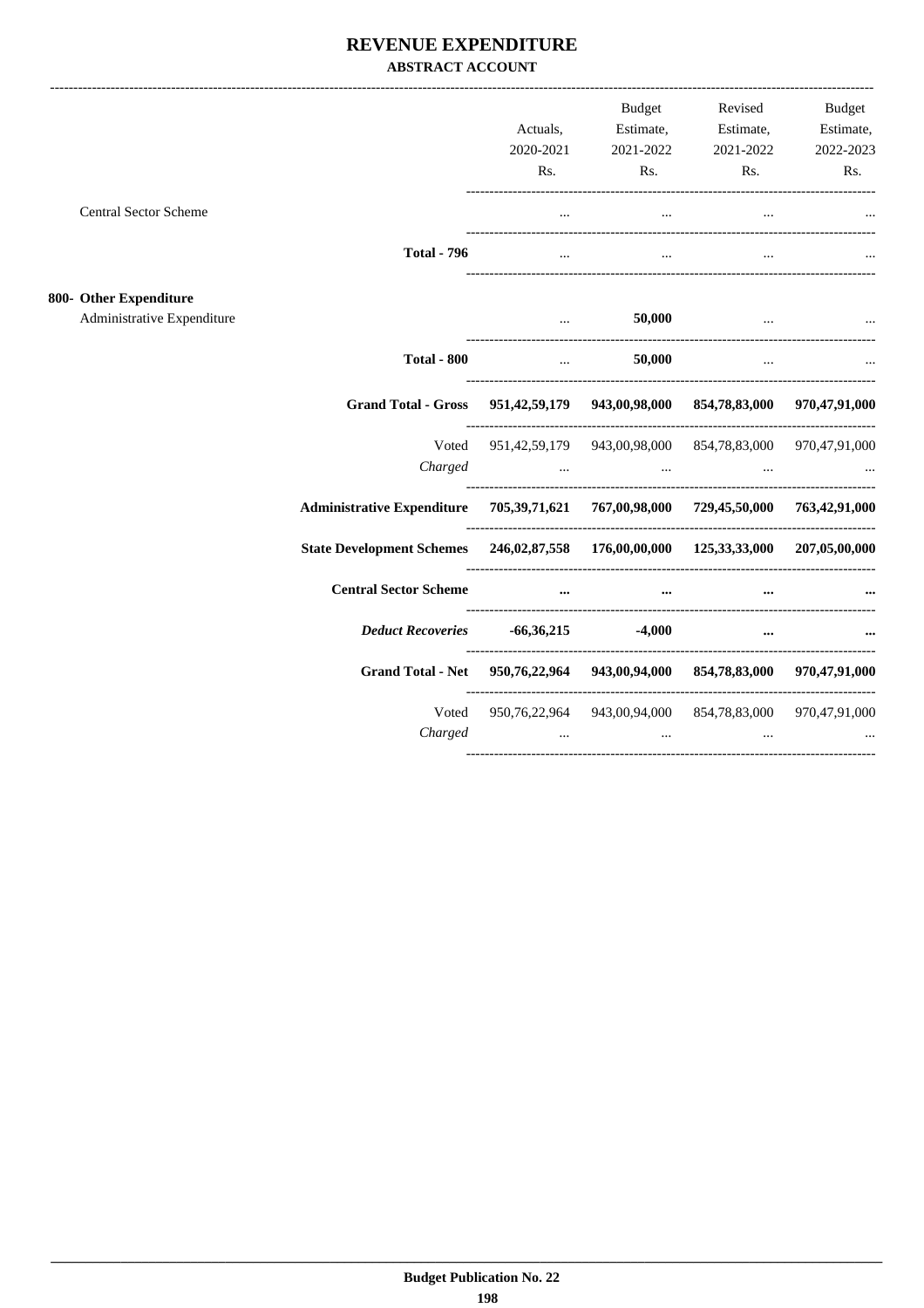# REVENUE EXPENDITURE

**ABSTRACT ACCOUNT**

| | Actuals, 2020-2021 Rs. | Budget Estimate, 2021-2022 Rs. | Revised Estimate, 2021-2022 Rs. | Budget Estimate, 2022-2023 Rs. |
|---|---|---|---|---|
| Central Sector Scheme | ... | ... | ... | ... |
| **Total - 796** | ... | ... | ... | ... |
| **800- Other Expenditure** | | | | |
| Administrative Expenditure | ... | **50,000** | ... | ... |
| **Total - 800** | ... | **50,000** | ... | ... |
| **Grand Total - Gross** | **951,42,59,179** | **943,00,98,000** | **854,78,83,000** | **970,47,91,000** |
| Voted | 951,42,59,179 | 943,00,98,000 | 854,78,83,000 | 970,47,91,000 |
| *Charged* | ... | ... | ... | ... |
| **Administrative Expenditure** | **705,39,71,621** | **767,00,98,000** | **729,45,50,000** | **763,42,91,000** |
| **State Development Schemes** | **246,02,87,558** | **176,00,00,000** | **125,33,33,000** | **207,05,00,000** |
| **Central Sector Scheme** | **...** | **...** | **...** | **...** |
| ***Deduct Recoveries*** | **-66,36,215** | **-4,000** | **...** | **...** |
| **Grand Total - Net** | **950,76,22,964** | **943,00,94,000** | **854,78,83,000** | **970,47,91,000** |
| Voted | 950,76,22,964 | 943,00,94,000 | 854,78,83,000 | 970,47,91,000 |
| *Charged* | ... | ... | ... | ... |

**Budget Publication No. 22**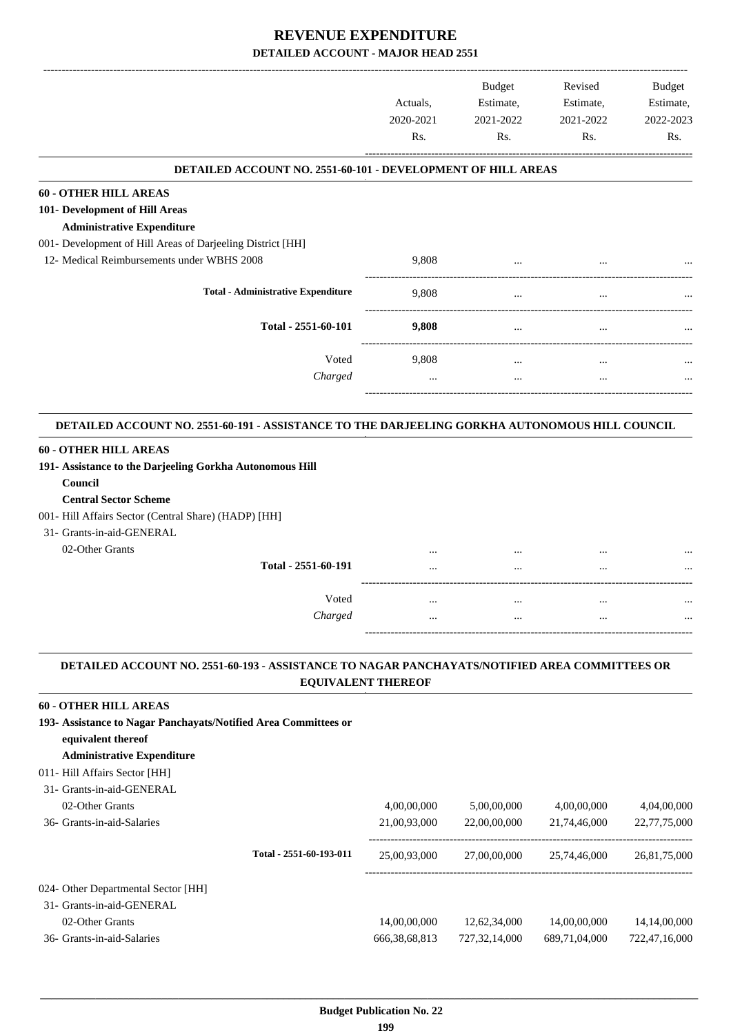# REVENUE EXPENDITURE

## DETAILED ACCOUNT - MAJOR HEAD 2551

| | Actuals, 2020-2021 Rs. | Budget Estimate, 2021-2022 Rs. | Revised Estimate, 2021-2022 Rs. | Budget Estimate, 2022-2023 Rs. |
|---|---|---|---|---|

### DETAILED ACCOUNT NO. 2551-60-101 - DEVELOPMENT OF HILL AREAS

| | Actuals, 2020-2021 Rs. | Budget Estimate, 2021-2022 Rs. | Revised Estimate, 2021-2022 Rs. | Budget Estimate, 2022-2023 Rs. |
|---|---|---|---|---|
| **60 - OTHER HILL AREAS** | | | | |
| **101- Development of Hill Areas** | | | | |
| **Administrative Expenditure** | | | | |
| 001- Development of Hill Areas of Darjeeling District [HH] | | | | |
| 12- Medical Reimbursements under WBHS 2008 | 9,808 | ... | ... | ... |
| **Total - Administrative Expenditure** | 9,808 | ... | ... | ... |
| **Total - 2551-60-101** | **9,808** | ... | ... | ... |
| Voted | 9,808 | ... | ... | ... |
| *Charged* | ... | ... | ... | ... |

### DETAILED ACCOUNT NO. 2551-60-191 - ASSISTANCE TO THE DARJEELING GORKHA AUTONOMOUS HILL COUNCIL

| | Actuals, 2020-2021 Rs. | Budget Estimate, 2021-2022 Rs. | Revised Estimate, 2021-2022 Rs. | Budget Estimate, 2022-2023 Rs. |
|---|---|---|---|---|
| **60 - OTHER HILL AREAS** | | | | |
| **191- Assistance to the Darjeeling Gorkha Autonomous Hill Council** | | | | |
| **Central Sector Scheme** | | | | |
| 001- Hill Affairs Sector (Central Share) (HADP) [HH] | | | | |
| 31- Grants-in-aid-GENERAL | | | | |
| 02-Other Grants | ... | ... | ... | ... |
| **Total - 2551-60-191** | ... | ... | ... | ... |
| Voted | ... | ... | ... | ... |
| *Charged* | ... | ... | ... | ... |

### DETAILED ACCOUNT NO. 2551-60-193 - ASSISTANCE TO NAGAR PANCHAYATS/NOTIFIED AREA COMMITTEES OR EQUIVALENT THEREOF

| | Actuals, 2020-2021 Rs. | Budget Estimate, 2021-2022 Rs. | Revised Estimate, 2021-2022 Rs. | Budget Estimate, 2022-2023 Rs. |
|---|---|---|---|---|
| **60 - OTHER HILL AREAS** | | | | |
| **193- Assistance to Nagar Panchayats/Notified Area Committees or equivalent thereof** | | | | |
| **Administrative Expenditure** | | | | |
| 011- Hill Affairs Sector [HH] | | | | |
| 31- Grants-in-aid-GENERAL | | | | |
| 02-Other Grants | 4,00,00,000 | 5,00,00,000 | 4,00,00,000 | 4,04,00,000 |
| 36- Grants-in-aid-Salaries | 21,00,93,000 | 22,00,00,000 | 21,74,46,000 | 22,77,75,000 |
| **Total - 2551-60-193-011** | 25,00,93,000 | 27,00,00,000 | 25,74,46,000 | 26,81,75,000 |
| 024- Other Departmental Sector [HH] | | | | |
| 31- Grants-in-aid-GENERAL | | | | |
| 02-Other Grants | 14,00,00,000 | 12,62,34,000 | 14,00,00,000 | 14,14,00,000 |
| 36- Grants-in-aid-Salaries | 666,38,68,813 | 727,32,14,000 | 689,71,04,000 | 722,47,16,000 |

**Budget Publication No. 22**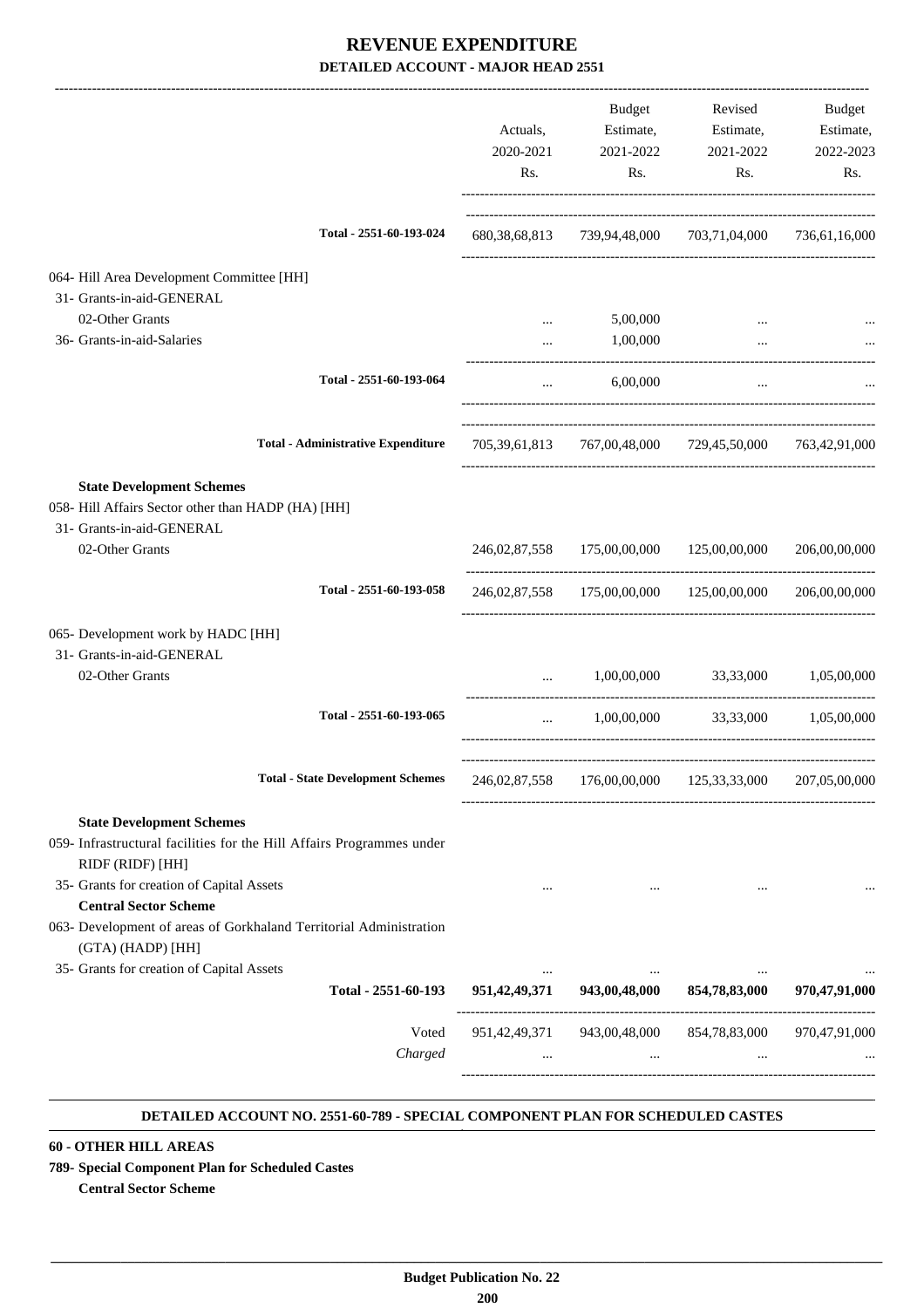# REVENUE EXPENDITURE

## DETAILED ACCOUNT - MAJOR HEAD 2551

| | Actuals, 2020-2021 Rs. | Budget Estimate, 2021-2022 Rs. | Revised Estimate, 2021-2022 Rs. | Budget Estimate, 2022-2023 Rs. |
|---|---|---|---|---|
| Total - 2551-60-193-024 | 680,38,68,813 | 739,94,48,000 | 703,71,04,000 | 736,61,16,000 |
| 064- Hill Area Development Committee [HH] | | | | |
| 31- Grants-in-aid-GENERAL | | | | |
| 02-Other Grants | ... | 5,00,000 | ... | ... |
| 36- Grants-in-aid-Salaries | ... | 1,00,000 | ... | ... |
| Total - 2551-60-193-064 | ... | 6,00,000 | ... | ... |
| Total - Administrative Expenditure | 705,39,61,813 | 767,00,48,000 | 729,45,50,000 | 763,42,91,000 |
| **State Development Schemes** | | | | |
| 058- Hill Affairs Sector other than HADP (HA) [HH] | | | | |
| 31- Grants-in-aid-GENERAL | | | | |
| 02-Other Grants | 246,02,87,558 | 175,00,00,000 | 125,00,00,000 | 206,00,00,000 |
| Total - 2551-60-193-058 | 246,02,87,558 | 175,00,00,000 | 125,00,00,000 | 206,00,00,000 |
| 065- Development work by HADC [HH] | | | | |
| 31- Grants-in-aid-GENERAL | | | | |
| 02-Other Grants | ... | 1,00,00,000 | 33,33,000 | 1,05,00,000 |
| Total - 2551-60-193-065 | ... | 1,00,00,000 | 33,33,000 | 1,05,00,000 |
| Total - State Development Schemes | 246,02,87,558 | 176,00,00,000 | 125,33,33,000 | 207,05,00,000 |
| **State Development Schemes** | | | | |
| 059- Infrastructural facilities for the Hill Affairs Programmes under RIDF (RIDF) [HH] | | | | |
| 35- Grants for creation of Capital Assets | ... | ... | ... | ... |
| **Central Sector Scheme** | | | | |
| 063- Development of areas of Gorkhaland Territorial Administration (GTA) (HADP) [HH] | | | | |
| 35- Grants for creation of Capital Assets | ... | ... | ... | ... |
| **Total - 2551-60-193** | **951,42,49,371** | **943,00,48,000** | **854,78,83,000** | **970,47,91,000** |
| Voted | 951,42,49,371 | 943,00,48,000 | 854,78,83,000 | 970,47,91,000 |
| *Charged* | ... | ... | ... | ... |

### DETAILED ACCOUNT NO. 2551-60-789 - SPECIAL COMPONENT PLAN FOR SCHEDULED CASTES

**60 - OTHER HILL AREAS**

**789- Special Component Plan for Scheduled Castes**

**Central Sector Scheme**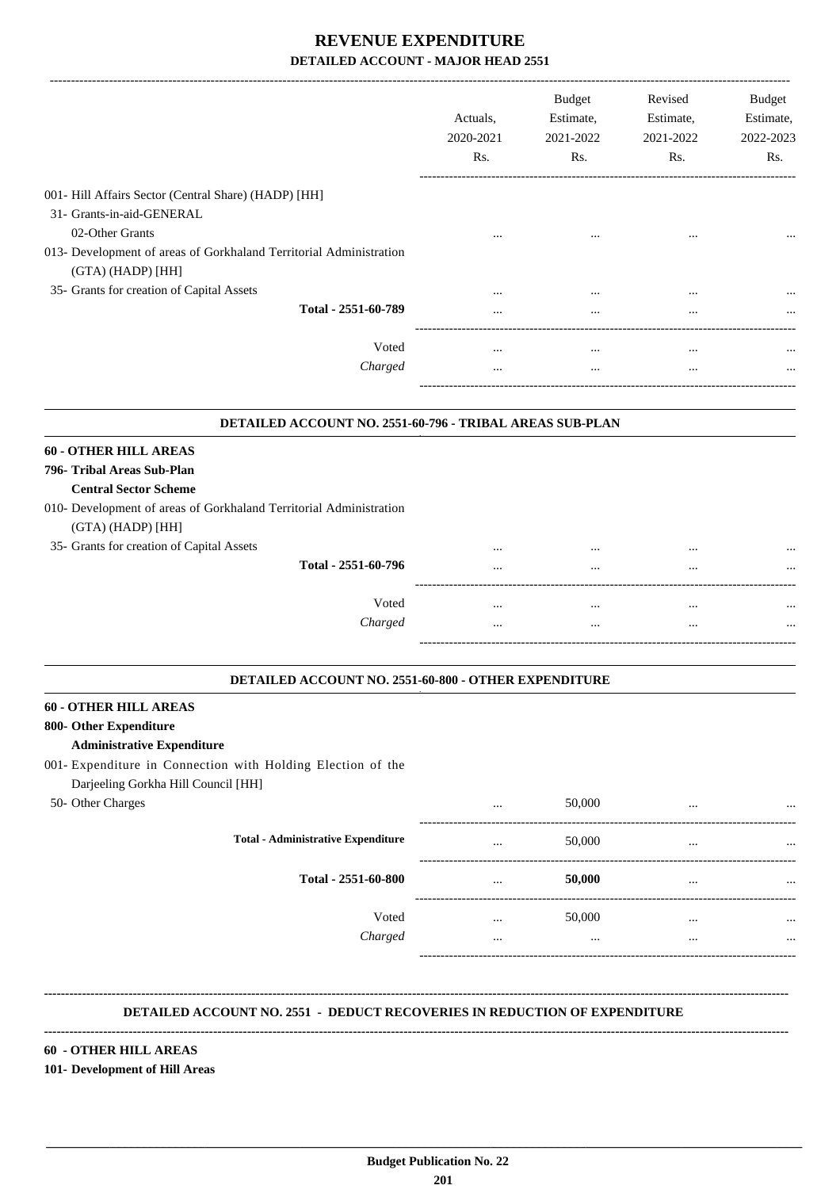# REVENUE EXPENDITURE

## DETAILED ACCOUNT - MAJOR HEAD 2551

| | Actuals, 2020-2021 Rs. | Budget Estimate, 2021-2022 Rs. | Revised Estimate, 2021-2022 Rs. | Budget Estimate, 2022-2023 Rs. |
|---|---|---|---|---|
| 001- Hill Affairs Sector (Central Share) (HADP) [HH] | | | | |
| 31- Grants-in-aid-GENERAL | | | | |
| 02-Other Grants | ... | ... | ... | ... |
| 013- Development of areas of Gorkhaland Territorial Administration (GTA) (HADP) [HH] | | | | |
| 35- Grants for creation of Capital Assets | ... | ... | ... | ... |
| Total - 2551-60-789 | ... | ... | ... | ... |
| Voted | ... | ... | ... | ... |
| *Charged* | ... | ... | ... | ... |

### DETAILED ACCOUNT NO. 2551-60-796 - TRIBAL AREAS SUB-PLAN

| | Actuals, 2020-2021 Rs. | Budget Estimate, 2021-2022 Rs. | Revised Estimate, 2021-2022 Rs. | Budget Estimate, 2022-2023 Rs. |
|---|---|---|---|---|
| **60 - OTHER HILL AREAS** | | | | |
| **796- Tribal Areas Sub-Plan** | | | | |
| **Central Sector Scheme** | | | | |
| 010- Development of areas of Gorkhaland Territorial Administration (GTA) (HADP) [HH] | | | | |
| 35- Grants for creation of Capital Assets | ... | ... | ... | ... |
| Total - 2551-60-796 | ... | ... | ... | ... |
| Voted | ... | ... | ... | ... |
| *Charged* | ... | ... | ... | ... |

### DETAILED ACCOUNT NO. 2551-60-800 - OTHER EXPENDITURE

| | Actuals, 2020-2021 Rs. | Budget Estimate, 2021-2022 Rs. | Revised Estimate, 2021-2022 Rs. | Budget Estimate, 2022-2023 Rs. |
|---|---|---|---|---|
| **60 - OTHER HILL AREAS** | | | | |
| **800- Other Expenditure** | | | | |
| **Administrative Expenditure** | | | | |
| 001- Expenditure in Connection with Holding Election of the Darjeeling Gorkha Hill Council [HH] | | | | |
| 50- Other Charges | ... | 50,000 | ... | ... |
| **Total - Administrative Expenditure** | ... | 50,000 | ... | ... |
| **Total - 2551-60-800** | ... | **50,000** | ... | ... |
| Voted | ... | 50,000 | ... | ... |
| *Charged* | ... | ... | ... | ... |

### DETAILED ACCOUNT NO. 2551 - DEDUCT RECOVERIES IN REDUCTION OF EXPENDITURE

**60 - OTHER HILL AREAS**

**101- Development of Hill Areas**

**Budget Publication No. 22**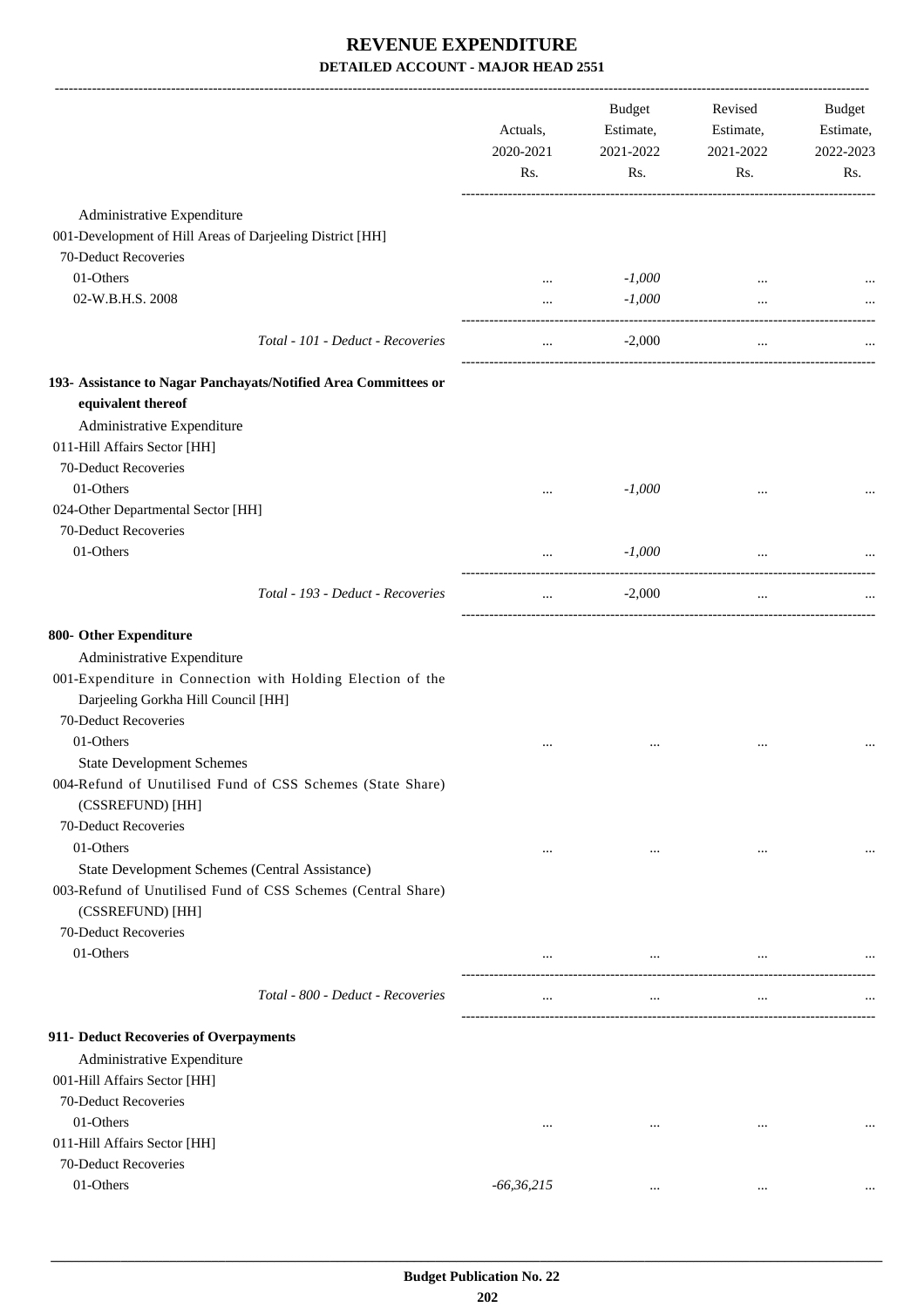# REVENUE EXPENDITURE

## DETAILED ACCOUNT - MAJOR HEAD 2551

| | Actuals, 2020-2021 Rs. | Budget Estimate, 2021-2022 Rs. | Revised Estimate, 2021-2022 Rs. | Budget Estimate, 2022-2023 Rs. |
|---|---|---|---|---|
| Administrative Expenditure | | | | |
| 001-Development of Hill Areas of Darjeeling District [HH] | | | | |
| 70-Deduct Recoveries | | | | |
| 01-Others | ... | *-1,000* | ... | ... |
| 02-W.B.H.S. 2008 | ... | *-1,000* | ... | ... |
| *Total - 101 - Deduct - Recoveries* | ... | -2,000 | ... | ... |
| **193- Assistance to Nagar Panchayats/Notified Area Committees or equivalent thereof** | | | | |
| Administrative Expenditure | | | | |
| 011-Hill Affairs Sector [HH] | | | | |
| 70-Deduct Recoveries | | | | |
| 01-Others | ... | *-1,000* | ... | ... |
| 024-Other Departmental Sector [HH] | | | | |
| 70-Deduct Recoveries | | | | |
| 01-Others | ... | *-1,000* | ... | ... |
| *Total - 193 - Deduct - Recoveries* | ... | -2,000 | ... | ... |
| **800- Other Expenditure** | | | | |
| Administrative Expenditure | | | | |
| 001-Expenditure in Connection with Holding Election of the Darjeeling Gorkha Hill Council [HH] | | | | |
| 70-Deduct Recoveries | | | | |
| 01-Others | ... | ... | ... | ... |
| State Development Schemes | | | | |
| 004-Refund of Unutilised Fund of CSS Schemes (State Share) (CSSREFUND) [HH] | | | | |
| 70-Deduct Recoveries | | | | |
| 01-Others | ... | ... | ... | ... |
| State Development Schemes (Central Assistance) | | | | |
| 003-Refund of Unutilised Fund of CSS Schemes (Central Share) (CSSREFUND) [HH] | | | | |
| 70-Deduct Recoveries | | | | |
| 01-Others | ... | ... | ... | ... |
| *Total - 800 - Deduct - Recoveries* | ... | ... | ... | ... |
| **911- Deduct Recoveries of Overpayments** | | | | |
| Administrative Expenditure | | | | |
| 001-Hill Affairs Sector [HH] | | | | |
| 70-Deduct Recoveries | | | | |
| 01-Others | ... | ... | ... | ... |
| 011-Hill Affairs Sector [HH] | | | | |
| 70-Deduct Recoveries | | | | |
| 01-Others | *-66,36,215* | ... | ... | ... |

Budget Publication No. 22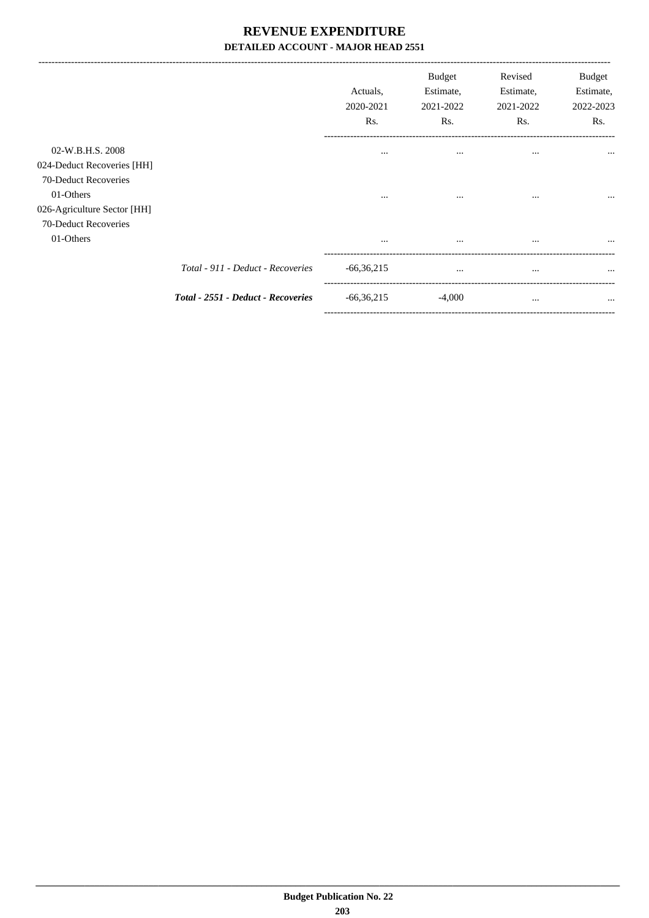# REVENUE EXPENDITURE

## DETAILED ACCOUNT - MAJOR HEAD 2551

| | | Actuals, 2020-2021 Rs. | Budget Estimate, 2021-2022 Rs. | Revised Estimate, 2021-2022 Rs. | Budget Estimate, 2022-2023 Rs. |
|---|---|---|---|---|---|
| 02-W.B.H.S. 2008 | | ... | ... | ... | ... |
| 024-Deduct Recoveries [HH] | | | | | |
| 70-Deduct Recoveries | | | | | |
| 01-Others | | ... | ... | ... | ... |
| 026-Agriculture Sector [HH] | | | | | |
| 70-Deduct Recoveries | | | | | |
| 01-Others | | ... | ... | ... | ... |
| | *Total - 911 - Deduct - Recoveries* | -66,36,215 | ... | ... | ... |
| | ***Total - 2551 - Deduct - Recoveries*** | -66,36,215 | -4,000 | ... | ... |

**Budget Publication No. 22**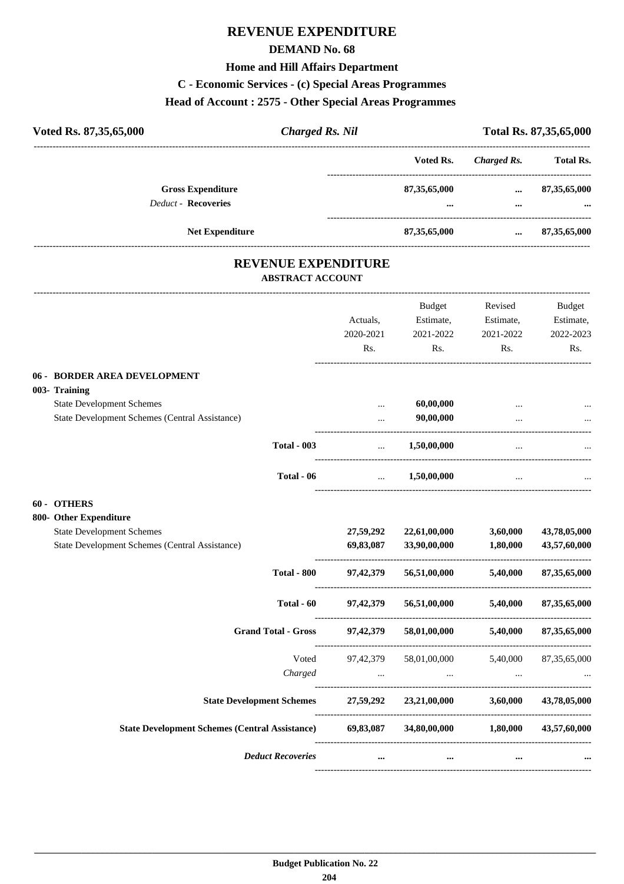# REVENUE EXPENDITURE

## DEMAND No. 68

### Home and Hill Affairs Department

### C - Economic Services - (c) Special Areas Programmes

### Head of Account : 2575 - Other Special Areas Programmes

| Voted Rs. 87,35,65,000 | *Charged Rs. Nil* | Total Rs. 87,35,65,000 |
|---|---|---|

| | Voted Rs. | *Charged Rs.* | Total Rs. |
|---|---|---|---|
| **Gross Expenditure** | **87,35,65,000** | **...** | **87,35,65,000** |
| *Deduct* - **Recoveries** | **...** | **...** | **...** |
| **Net Expenditure** | **87,35,65,000** | **...** | **87,35,65,000** |

## REVENUE EXPENDITURE

### ABSTRACT ACCOUNT

| | Actuals, 2020-2021 Rs. | Budget Estimate, 2021-2022 Rs. | Revised Estimate, 2021-2022 Rs. | Budget Estimate, 2022-2023 Rs. |
|---|---|---|---|---|
| **06 - BORDER AREA DEVELOPMENT** | | | | |
| **003- Training** | | | | |
| State Development Schemes | ... | **60,00,000** | ... | ... |
| State Development Schemes (Central Assistance) | ... | **90,00,000** | ... | ... |
| **Total - 003** | ... | **1,50,00,000** | ... | ... |
| **Total - 06** | ... | **1,50,00,000** | ... | ... |
| **60 - OTHERS** | | | | |
| **800- Other Expenditure** | | | | |
| State Development Schemes | **27,59,292** | **22,61,00,000** | **3,60,000** | **43,78,05,000** |
| State Development Schemes (Central Assistance) | **69,83,087** | **33,90,00,000** | **1,80,000** | **43,57,60,000** |
| **Total - 800** | **97,42,379** | **56,51,00,000** | **5,40,000** | **87,35,65,000** |
| **Total - 60** | **97,42,379** | **56,51,00,000** | **5,40,000** | **87,35,65,000** |
| **Grand Total - Gross** | **97,42,379** | **58,01,00,000** | **5,40,000** | **87,35,65,000** |
| Voted | 97,42,379 | 58,01,00,000 | 5,40,000 | 87,35,65,000 |
| *Charged* | ... | ... | ... | ... |
| **State Development Schemes** | **27,59,292** | **23,21,00,000** | **3,60,000** | **43,78,05,000** |
| **State Development Schemes (Central Assistance)** | **69,83,087** | **34,80,00,000** | **1,80,000** | **43,57,60,000** |
| ***Deduct Recoveries*** | **...** | **...** | **...** | **...** |

**Budget Publication No. 22**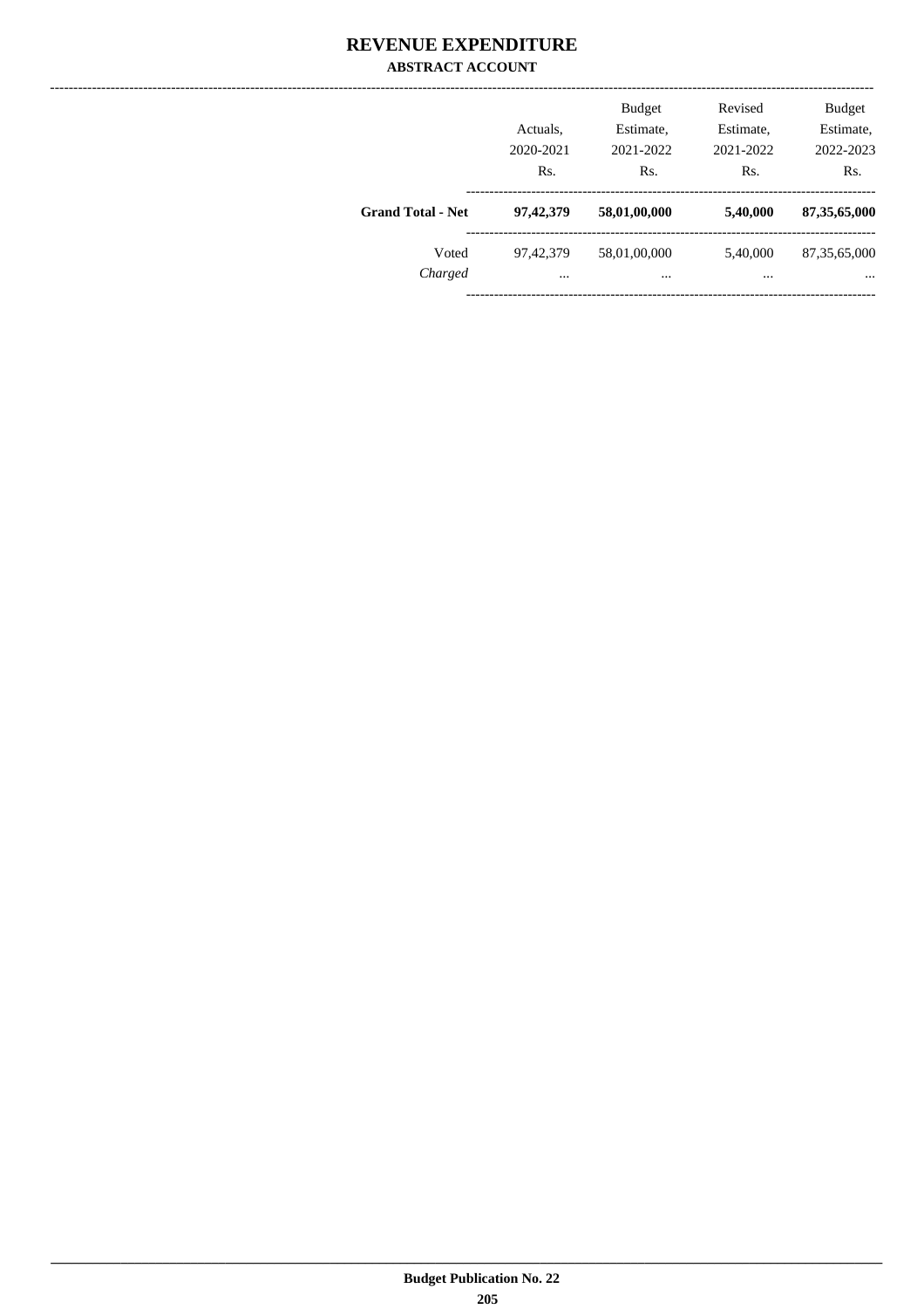# REVENUE EXPENDITURE

## ABSTRACT ACCOUNT

| | Actuals, 2020-2021 Rs. | Budget Estimate, 2021-2022 Rs. | Revised Estimate, 2021-2022 Rs. | Budget Estimate, 2022-2023 Rs. |
|---|---|---|---|---|
| **Grand Total - Net** | **97,42,379** | **58,01,00,000** | **5,40,000** | **87,35,65,000** |
| Voted | 97,42,379 | 58,01,00,000 | 5,40,000 | 87,35,65,000 |
| *Charged* | ... | ... | ... | ... |

Budget Publication No. 22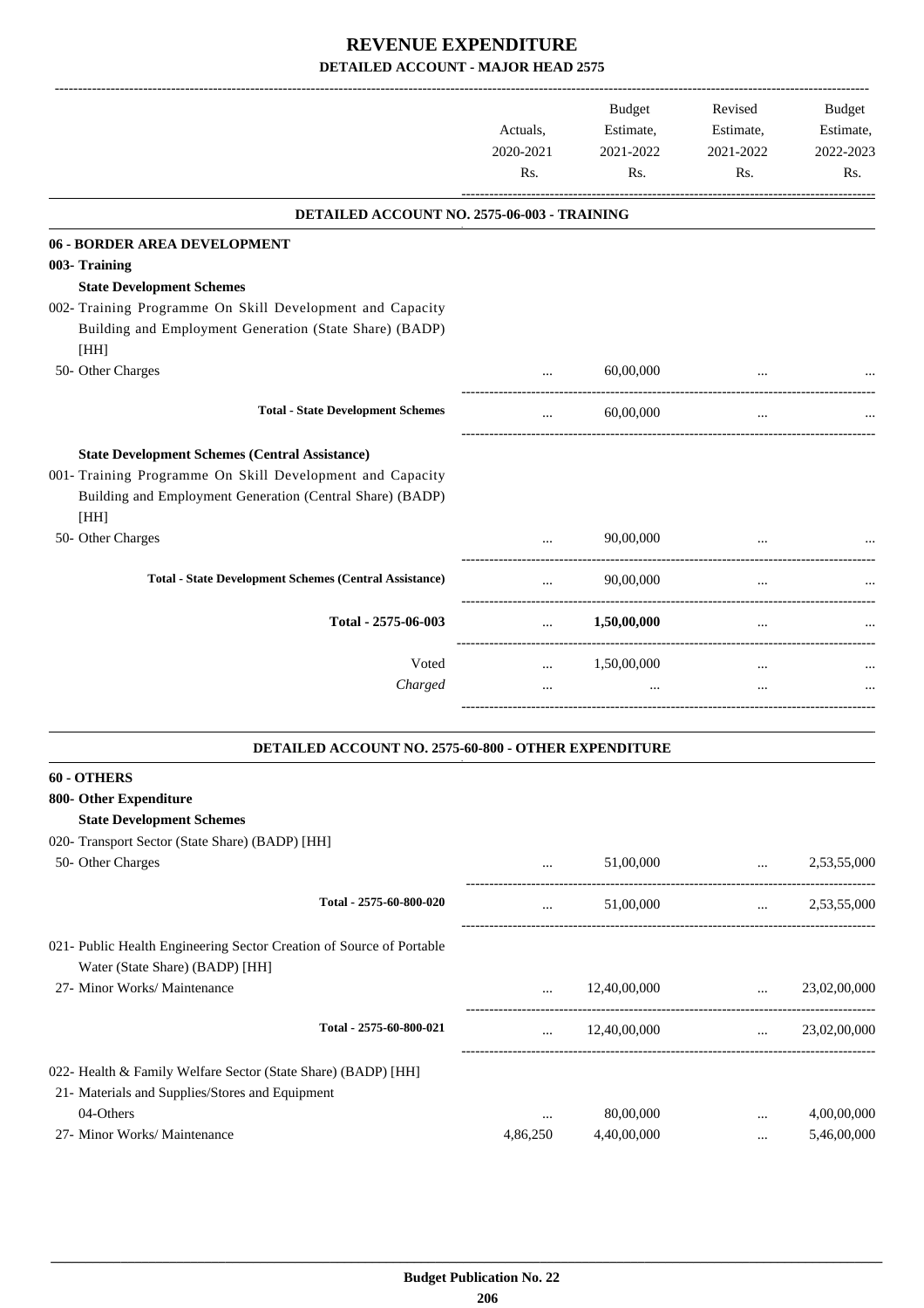# REVENUE EXPENDITURE

## DETAILED ACCOUNT - MAJOR HEAD 2575

| | Actuals, 2020-2021 Rs. | Budget Estimate, 2021-2022 Rs. | Revised Estimate, 2021-2022 Rs. | Budget Estimate, 2022-2023 Rs. |
|---|---|---|---|---|
| **DETAILED ACCOUNT NO. 2575-06-003 - TRAINING** | | | | |
| **06 - BORDER AREA DEVELOPMENT** | | | | |
| **003- Training** | | | | |
| **State Development Schemes** | | | | |
| 002- Training Programme On Skill Development and Capacity Building and Employment Generation (State Share) (BADP) [HH] | | | | |
| 50- Other Charges | ... | 60,00,000 | ... | ... |
| **Total - State Development Schemes** | ... | 60,00,000 | ... | ... |
| **State Development Schemes (Central Assistance)** | | | | |
| 001- Training Programme On Skill Development and Capacity Building and Employment Generation (Central Share) (BADP) [HH] | | | | |
| 50- Other Charges | ... | 90,00,000 | ... | ... |
| **Total - State Development Schemes (Central Assistance)** | ... | 90,00,000 | ... | ... |
| **Total - 2575-06-003** | ... | **1,50,00,000** | ... | ... |
| Voted | ... | 1,50,00,000 | ... | ... |
| *Charged* | ... | ... | ... | ... |
| **DETAILED ACCOUNT NO. 2575-60-800 - OTHER EXPENDITURE** | | | | |
| **60 - OTHERS** | | | | |
| **800- Other Expenditure** | | | | |
| **State Development Schemes** | | | | |
| 020- Transport Sector (State Share) (BADP) [HH] | | | | |
| 50- Other Charges | ... | 51,00,000 | ... | 2,53,55,000 |
| **Total - 2575-60-800-020** | ... | 51,00,000 | ... | 2,53,55,000 |
| 021- Public Health Engineering Sector Creation of Source of Portable Water (State Share) (BADP) [HH] | | | | |
| 27- Minor Works/ Maintenance | ... | 12,40,00,000 | ... | 23,02,00,000 |
| **Total - 2575-60-800-021** | ... | 12,40,00,000 | ... | 23,02,00,000 |
| 022- Health & Family Welfare Sector (State Share) (BADP) [HH] | | | | |
| 21- Materials and Supplies/Stores and Equipment | | | | |
| 04-Others | ... | 80,00,000 | ... | 4,00,00,000 |
| 27- Minor Works/ Maintenance | 4,86,250 | 4,40,00,000 | ... | 5,46,00,000 |

Budget Publication No. 22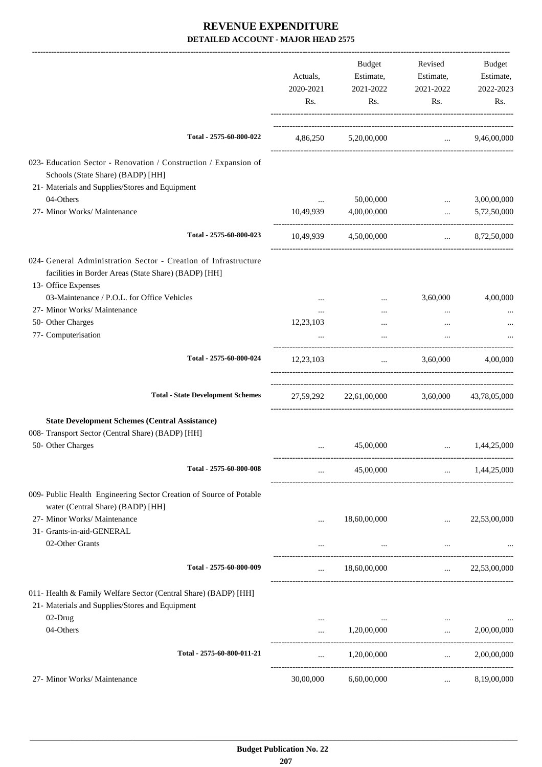# REVENUE EXPENDITURE

## DETAILED ACCOUNT - MAJOR HEAD 2575

| | Actuals, 2020-2021 Rs. | Budget Estimate, 2021-2022 Rs. | Revised Estimate, 2021-2022 Rs. | Budget Estimate, 2022-2023 Rs. |
|---|---|---|---|---|
| **Total - 2575-60-800-022** | 4,86,250 | 5,20,00,000 | ... | 9,46,00,000 |
| 023- Education Sector - Renovation / Construction / Expansion of Schools (State Share) (BADP) [HH] | | | | |
| 21- Materials and Supplies/Stores and Equipment | | | | |
| 04-Others | ... | 50,00,000 | ... | 3,00,00,000 |
| 27- Minor Works/ Maintenance | 10,49,939 | 4,00,00,000 | ... | 5,72,50,000 |
| **Total - 2575-60-800-023** | 10,49,939 | 4,50,00,000 | ... | 8,72,50,000 |
| 024- General Administration Sector - Creation of Infrastructure facilities in Border Areas (State Share) (BADP) [HH] | | | | |
| 13- Office Expenses | | | | |
| 03-Maintenance / P.O.L. for Office Vehicles | ... | ... | 3,60,000 | 4,00,000 |
| 27- Minor Works/ Maintenance | ... | ... | ... | ... |
| 50- Other Charges | 12,23,103 | ... | ... | ... |
| 77- Computerisation | ... | ... | ... | ... |
| **Total - 2575-60-800-024** | 12,23,103 | ... | 3,60,000 | 4,00,000 |
| **Total - State Development Schemes** | 27,59,292 | 22,61,00,000 | 3,60,000 | 43,78,05,000 |
| **State Development Schemes (Central Assistance)** | | | | |
| 008- Transport Sector (Central Share) (BADP) [HH] | | | | |
| 50- Other Charges | ... | 45,00,000 | ... | 1,44,25,000 |
| **Total - 2575-60-800-008** | ... | 45,00,000 | ... | 1,44,25,000 |
| 009- Public Health Engineering Sector Creation of Source of Potable water (Central Share) (BADP) [HH] | | | | |
| 27- Minor Works/ Maintenance | ... | 18,60,00,000 | ... | 22,53,00,000 |
| 31- Grants-in-aid-GENERAL | | | | |
| 02-Other Grants | ... | ... | ... | ... |
| **Total - 2575-60-800-009** | ... | 18,60,00,000 | ... | 22,53,00,000 |
| 011- Health & Family Welfare Sector (Central Share) (BADP) [HH] | | | | |
| 21- Materials and Supplies/Stores and Equipment | | | | |
| 02-Drug | ... | ... | ... | ... |
| 04-Others | ... | 1,20,00,000 | ... | 2,00,00,000 |
| **Total - 2575-60-800-011-21** | ... | 1,20,00,000 | ... | 2,00,00,000 |
| 27- Minor Works/ Maintenance | 30,00,000 | 6,60,00,000 | ... | 8,19,00,000 |

Budget Publication No. 22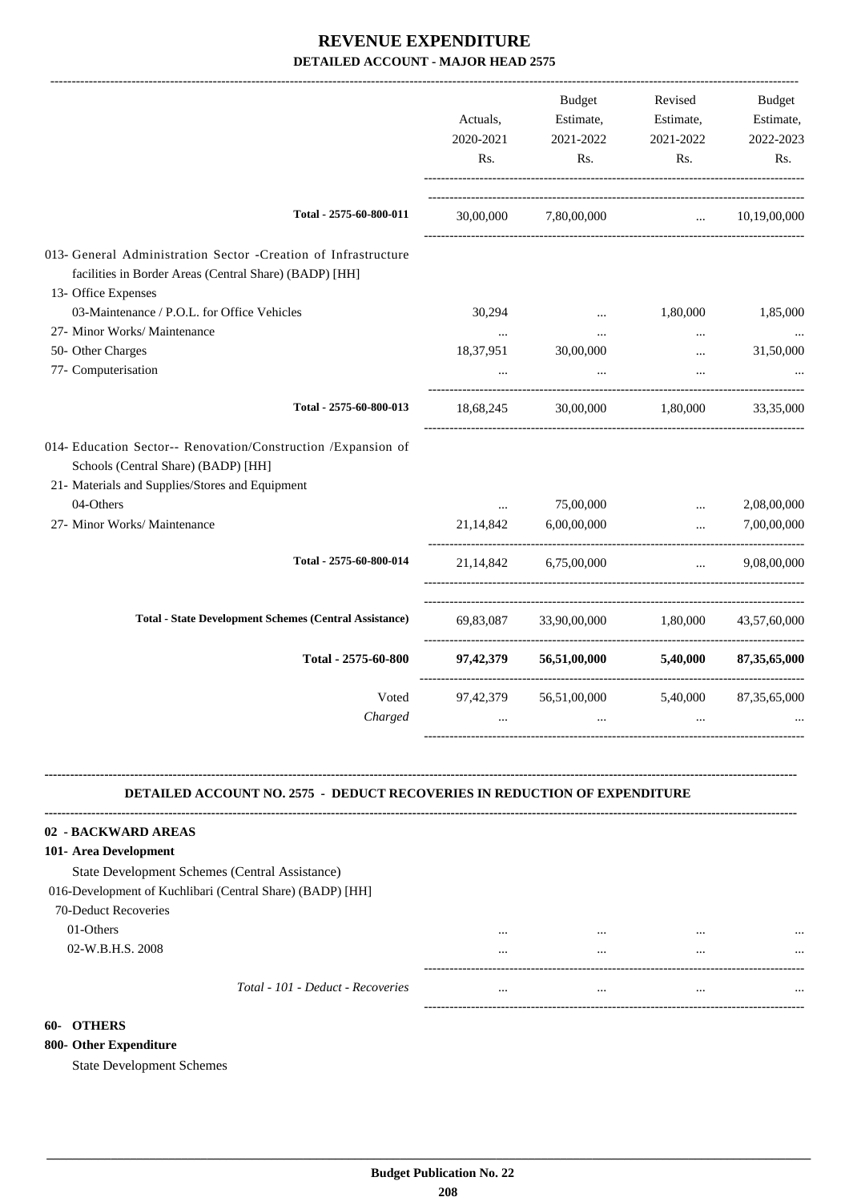# REVENUE EXPENDITURE

## DETAILED ACCOUNT - MAJOR HEAD 2575

| | Actuals, 2020-2021 Rs. | Budget Estimate, 2021-2022 Rs. | Revised Estimate, 2021-2022 Rs. | Budget Estimate, 2022-2023 Rs. |
|---|---|---|---|---|
| **Total - 2575-60-800-011** | 30,00,000 | 7,80,00,000 | ... | 10,19,00,000 |
| 013- General Administration Sector -Creation of Infrastructure facilities in Border Areas (Central Share) (BADP) [HH] | | | | |
| 13- Office Expenses | | | | |
| 03-Maintenance / P.O.L. for Office Vehicles | 30,294 | ... | 1,80,000 | 1,85,000 |
| 27- Minor Works/ Maintenance | ... | ... | ... | ... |
| 50- Other Charges | 18,37,951 | 30,00,000 | ... | 31,50,000 |
| 77- Computerisation | ... | ... | ... | ... |
| **Total - 2575-60-800-013** | 18,68,245 | 30,00,000 | 1,80,000 | 33,35,000 |
| 014- Education Sector-- Renovation/Construction /Expansion of Schools (Central Share) (BADP) [HH] | | | | |
| 21- Materials and Supplies/Stores and Equipment | | | | |
| 04-Others | ... | 75,00,000 | ... | 2,08,00,000 |
| 27- Minor Works/ Maintenance | 21,14,842 | 6,00,00,000 | ... | 7,00,00,000 |
| **Total - 2575-60-800-014** | 21,14,842 | 6,75,00,000 | ... | 9,08,00,000 |
| **Total - State Development Schemes (Central Assistance)** | 69,83,087 | 33,90,00,000 | 1,80,000 | 43,57,60,000 |
| **Total - 2575-60-800** | **97,42,379** | **56,51,00,000** | **5,40,000** | **87,35,65,000** |
| Voted | 97,42,379 | 56,51,00,000 | 5,40,000 | 87,35,65,000 |
| *Charged* | ... | ... | ... | ... |

### DETAILED ACCOUNT NO. 2575 - DEDUCT RECOVERIES IN REDUCTION OF EXPENDITURE

| | | | | |
|---|---|---|---|---|
| **02 - BACKWARD AREAS** | | | | |
| **101- Area Development** | | | | |
| State Development Schemes (Central Assistance) | | | | |
| 016-Development of Kuchlibari (Central Share) (BADP) [HH] | | | | |
| 70-Deduct Recoveries | | | | |
| 01-Others | ... | ... | ... | ... |
| 02-W.B.H.S. 2008 | ... | ... | ... | ... |
| *Total - 101 - Deduct - Recoveries* | ... | ... | ... | ... |

**60- OTHERS**

**800- Other Expenditure**

State Development Schemes

Budget Publication No. 22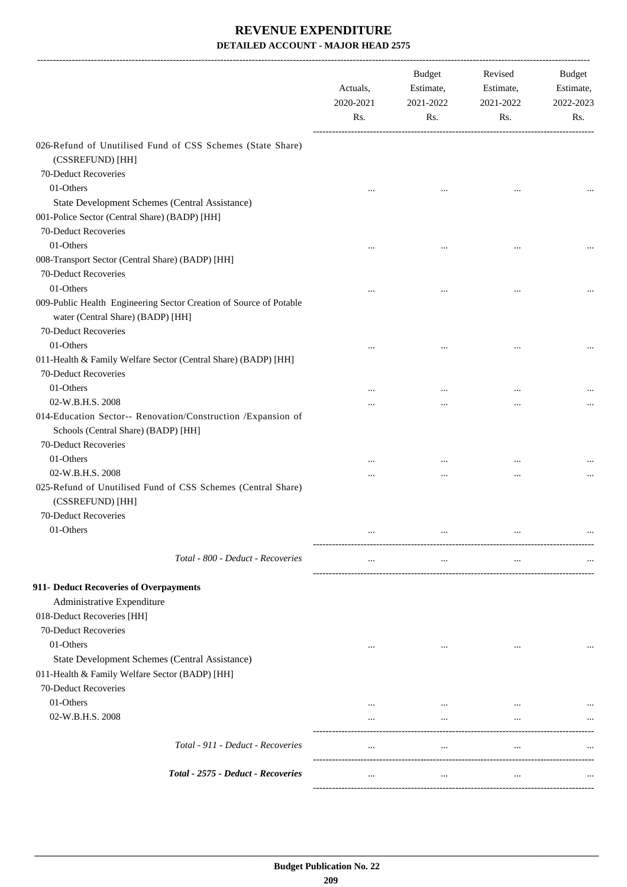# REVENUE EXPENDITURE
### DETAILED ACCOUNT - MAJOR HEAD 2575

| | Actuals, 2020-2021 Rs. | Budget Estimate, 2021-2022 Rs. | Revised Estimate, 2021-2022 Rs. | Budget Estimate, 2022-2023 Rs. |
|---|---|---|---|---|
| 026-Refund of Unutilised Fund of CSS Schemes (State Share) (CSSREFUND) [HH] | | | | |
| 70-Deduct Recoveries | | | | |
| 01-Others | ... | ... | ... | ... |
| State Development Schemes (Central Assistance) | | | | |
| 001-Police Sector (Central Share) (BADP) [HH] | | | | |
| 70-Deduct Recoveries | | | | |
| 01-Others | ... | ... | ... | ... |
| 008-Transport Sector (Central Share) (BADP) [HH] | | | | |
| 70-Deduct Recoveries | | | | |
| 01-Others | ... | ... | ... | ... |
| 009-Public Health Engineering Sector Creation of Source of Potable water (Central Share) (BADP) [HH] | | | | |
| 70-Deduct Recoveries | | | | |
| 01-Others | ... | ... | ... | ... |
| 011-Health & Family Welfare Sector (Central Share) (BADP) [HH] | | | | |
| 70-Deduct Recoveries | | | | |
| 01-Others | ... | ... | ... | ... |
| 02-W.B.H.S. 2008 | ... | ... | ... | ... |
| 014-Education Sector-- Renovation/Construction /Expansion of Schools (Central Share) (BADP) [HH] | | | | |
| 70-Deduct Recoveries | | | | |
| 01-Others | ... | ... | ... | ... |
| 02-W.B.H.S. 2008 | ... | ... | ... | ... |
| 025-Refund of Unutilised Fund of CSS Schemes (Central Share) (CSSREFUND) [HH] | | | | |
| 70-Deduct Recoveries | | | | |
| 01-Others | ... | ... | ... | ... |
| *Total - 800 - Deduct - Recoveries* | ... | ... | ... | ... |
| **911- Deduct Recoveries of Overpayments** | | | | |
| Administrative Expenditure | | | | |
| 018-Deduct Recoveries [HH] | | | | |
| 70-Deduct Recoveries | | | | |
| 01-Others | ... | ... | ... | ... |
| State Development Schemes (Central Assistance) | | | | |
| 011-Health & Family Welfare Sector (BADP) [HH] | | | | |
| 70-Deduct Recoveries | | | | |
| 01-Others | ... | ... | ... | ... |
| 02-W.B.H.S. 2008 | ... | ... | ... | ... |
| *Total - 911 - Deduct - Recoveries* | ... | ... | ... | ... |
| ***Total - 2575 - Deduct - Recoveries*** | ... | ... | ... | ... |

**Budget Publication No. 22**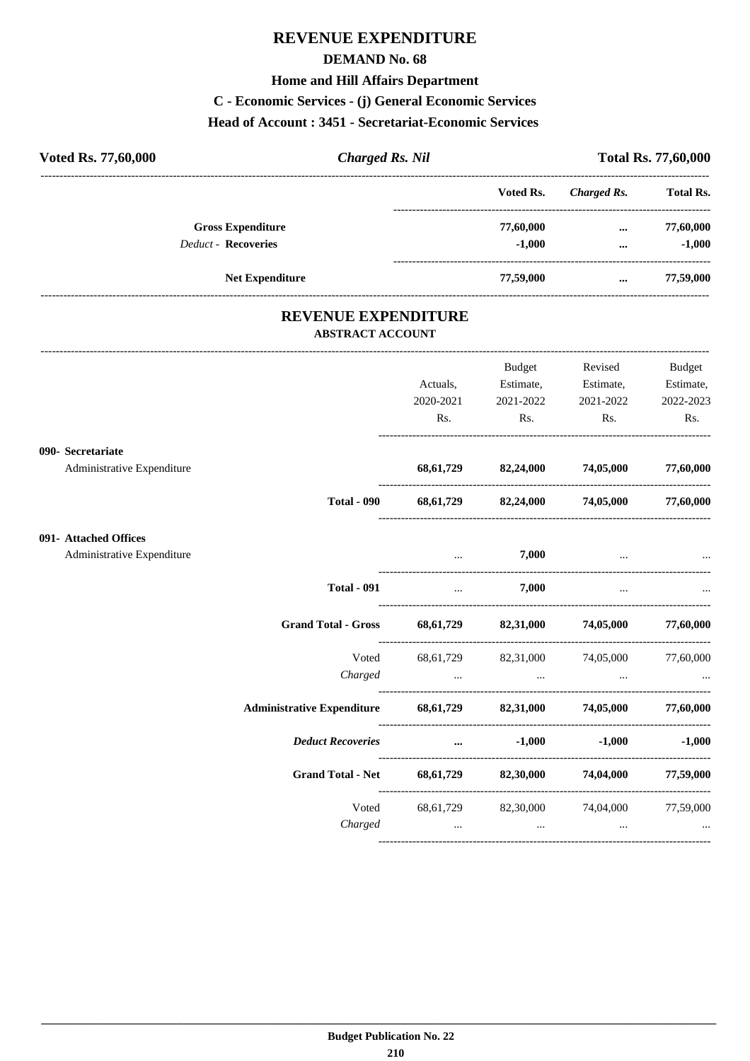# REVENUE EXPENDITURE

## DEMAND No. 68

### Home and Hill Affairs Department

### C - Economic Services - (j) General Economic Services

### Head of Account : 3451 - Secretariat-Economic Services

| **Voted Rs. 77,60,000** | ***Charged Rs. Nil*** | **Total Rs. 77,60,000** |
|---|---|---|

| | Voted Rs. | *Charged Rs.* | Total Rs. |
|---|---|---|---|
| **Gross Expenditure** | **77,60,000** | **...** | **77,60,000** |
| *Deduct* - **Recoveries** | **-1,000** | **...** | **-1,000** |
| **Net Expenditure** | **77,59,000** | **...** | **77,59,000** |

## REVENUE EXPENDITURE

### ABSTRACT ACCOUNT

| | Actuals, 2020-2021 Rs. | Budget Estimate, 2021-2022 Rs. | Revised Estimate, 2021-2022 Rs. | Budget Estimate, 2022-2023 Rs. |
|---|---|---|---|---|
| **090- Secretariat** | | | | |
| Administrative Expenditure | **68,61,729** | **82,24,000** | **74,05,000** | **77,60,000** |
| **Total - 090** | **68,61,729** | **82,24,000** | **74,05,000** | **77,60,000** |
| **091- Attached Offices** | | | | |
| Administrative Expenditure | ... | **7,000** | ... | ... |
| **Total - 091** | ... | **7,000** | ... | ... |
| **Grand Total - Gross** | **68,61,729** | **82,31,000** | **74,05,000** | **77,60,000** |
| Voted | 68,61,729 | 82,31,000 | 74,05,000 | 77,60,000 |
| *Charged* | ... | ... | ... | ... |
| **Administrative Expenditure** | **68,61,729** | **82,31,000** | **74,05,000** | **77,60,000** |
| ***Deduct Recoveries*** | **...** | **-1,000** | **-1,000** | **-1,000** |
| **Grand Total - Net** | **68,61,729** | **82,30,000** | **74,04,000** | **77,59,000** |
| Voted | 68,61,729 | 82,30,000 | 74,04,000 | 77,59,000 |
| *Charged* | ... | ... | ... | ... |

**Budget Publication No. 22**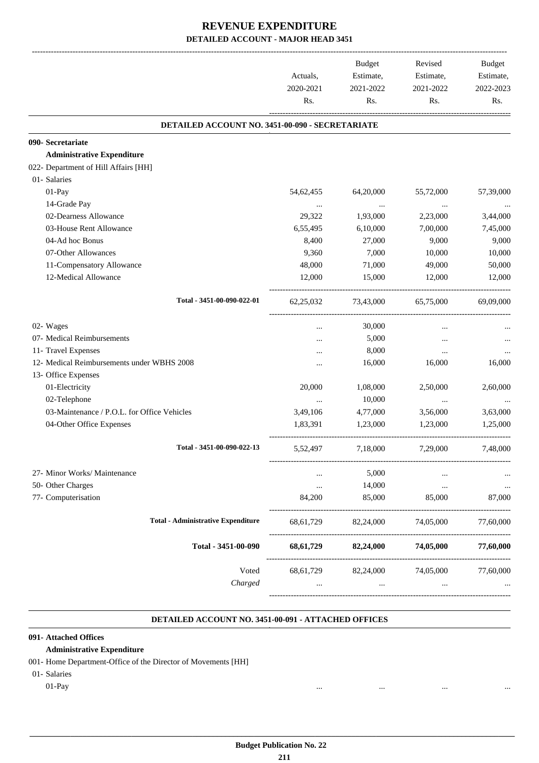# REVENUE EXPENDITURE

## DETAILED ACCOUNT - MAJOR HEAD 3451

| | Actuals, 2020-2021 Rs. | Budget Estimate, 2021-2022 Rs. | Revised Estimate, 2021-2022 Rs. | Budget Estimate, 2022-2023 Rs. |
|---|---|---|---|---|
| **DETAILED ACCOUNT NO. 3451-00-090 - SECRETARIATE** | | | | |
| **090- Secretariate** | | | | |
| **Administrative Expenditure** | | | | |
| 022- Department of Hill Affairs [HH] | | | | |
| 01- Salaries | | | | |
| 01-Pay | 54,62,455 | 64,20,000 | 55,72,000 | 57,39,000 |
| 14-Grade Pay | ... | ... | ... | ... |
| 02-Dearness Allowance | 29,322 | 1,93,000 | 2,23,000 | 3,44,000 |
| 03-House Rent Allowance | 6,55,495 | 6,10,000 | 7,00,000 | 7,45,000 |
| 04-Ad hoc Bonus | 8,400 | 27,000 | 9,000 | 9,000 |
| 07-Other Allowances | 9,360 | 7,000 | 10,000 | 10,000 |
| 11-Compensatory Allowance | 48,000 | 71,000 | 49,000 | 50,000 |
| 12-Medical Allowance | 12,000 | 15,000 | 12,000 | 12,000 |
| Total - 3451-00-090-022-01 | 62,25,032 | 73,43,000 | 65,75,000 | 69,09,000 |
| 02- Wages | ... | 30,000 | ... | ... |
| 07- Medical Reimbursements | ... | 5,000 | ... | ... |
| 11- Travel Expenses | ... | 8,000 | ... | ... |
| 12- Medical Reimbursements under WBHS 2008 | ... | 16,000 | 16,000 | 16,000 |
| 13- Office Expenses | | | | |
| 01-Electricity | 20,000 | 1,08,000 | 2,50,000 | 2,60,000 |
| 02-Telephone | ... | 10,000 | ... | ... |
| 03-Maintenance / P.O.L. for Office Vehicles | 3,49,106 | 4,77,000 | 3,56,000 | 3,63,000 |
| 04-Other Office Expenses | 1,83,391 | 1,23,000 | 1,23,000 | 1,25,000 |
| Total - 3451-00-090-022-13 | 5,52,497 | 7,18,000 | 7,29,000 | 7,48,000 |
| 27- Minor Works/ Maintenance | ... | 5,000 | ... | ... |
| 50- Other Charges | ... | 14,000 | ... | ... |
| 77- Computerisation | 84,200 | 85,000 | 85,000 | 87,000 |
| **Total - Administrative Expenditure** | 68,61,729 | 82,24,000 | 74,05,000 | 77,60,000 |
| **Total - 3451-00-090** | **68,61,729** | **82,24,000** | **74,05,000** | **77,60,000** |
| Voted | 68,61,729 | 82,24,000 | 74,05,000 | 77,60,000 |
| *Charged* | ... | ... | ... | ... |

**DETAILED ACCOUNT NO. 3451-00-091 - ATTACHED OFFICES**

| | | | | |
|---|---|---|---|---|
| **091- Attached Offices** | | | | |
| **Administrative Expenditure** | | | | |
| 001- Home Department-Office of the Director of Movements [HH] | | | | |
| 01- Salaries | | | | |
| 01-Pay | ... | ... | ... | ... |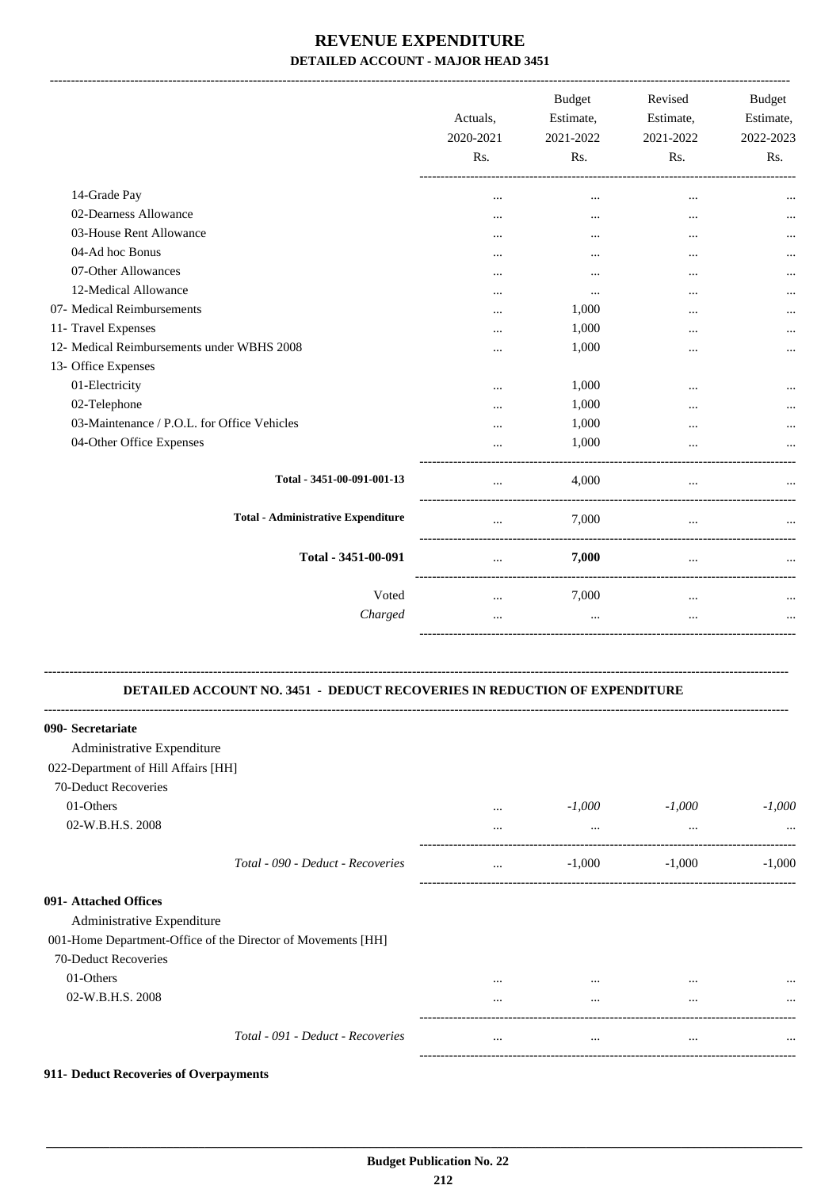# REVENUE EXPENDITURE

## DETAILED ACCOUNT - MAJOR HEAD 3451

| | Actuals, 2020-2021 Rs. | Budget Estimate, 2021-2022 Rs. | Revised Estimate, 2021-2022 Rs. | Budget Estimate, 2022-2023 Rs. |
|---|---|---|---|---|
| 14-Grade Pay | ... | ... | ... | ... |
| 02-Dearness Allowance | ... | ... | ... | ... |
| 03-House Rent Allowance | ... | ... | ... | ... |
| 04-Ad hoc Bonus | ... | ... | ... | ... |
| 07-Other Allowances | ... | ... | ... | ... |
| 12-Medical Allowance | ... | ... | ... | ... |
| 07- Medical Reimbursements | ... | 1,000 | ... | ... |
| 11- Travel Expenses | ... | 1,000 | ... | ... |
| 12- Medical Reimbursements under WBHS 2008 | ... | 1,000 | ... | ... |
| 13- Office Expenses | | | | |
| 01-Electricity | ... | 1,000 | ... | ... |
| 02-Telephone | ... | 1,000 | ... | ... |
| 03-Maintenance / P.O.L. for Office Vehicles | ... | 1,000 | ... | ... |
| 04-Other Office Expenses | ... | 1,000 | ... | ... |
| **Total - 3451-00-091-001-13** | ... | 4,000 | ... | ... |
| **Total - Administrative Expenditure** | ... | 7,000 | ... | ... |
| **Total - 3451-00-091** | ... | **7,000** | ... | ... |
| Voted | ... | 7,000 | ... | ... |
| *Charged* | ... | ... | ... | ... |

### DETAILED ACCOUNT NO. 3451 - DEDUCT RECOVERIES IN REDUCTION OF EXPENDITURE

| | Actuals, 2020-2021 Rs. | Budget Estimate, 2021-2022 Rs. | Revised Estimate, 2021-2022 Rs. | Budget Estimate, 2022-2023 Rs. |
|---|---|---|---|---|
| **090- Secretariat** | | | | |
| Administrative Expenditure | | | | |
| 022-Department of Hill Affairs [HH] | | | | |
| 70-Deduct Recoveries | | | | |
| 01-Others | ... | *-1,000* | *-1,000* | *-1,000* |
| 02-W.B.H.S. 2008 | ... | ... | ... | ... |
| *Total - 090 - Deduct - Recoveries* | ... | -1,000 | -1,000 | -1,000 |
| **091- Attached Offices** | | | | |
| Administrative Expenditure | | | | |
| 001-Home Department-Office of the Director of Movements [HH] | | | | |
| 70-Deduct Recoveries | | | | |
| 01-Others | ... | ... | ... | ... |
| 02-W.B.H.S. 2008 | ... | ... | ... | ... |
| *Total - 091 - Deduct - Recoveries* | ... | ... | ... | ... |

**911- Deduct Recoveries of Overpayments**

Budget Publication No. 22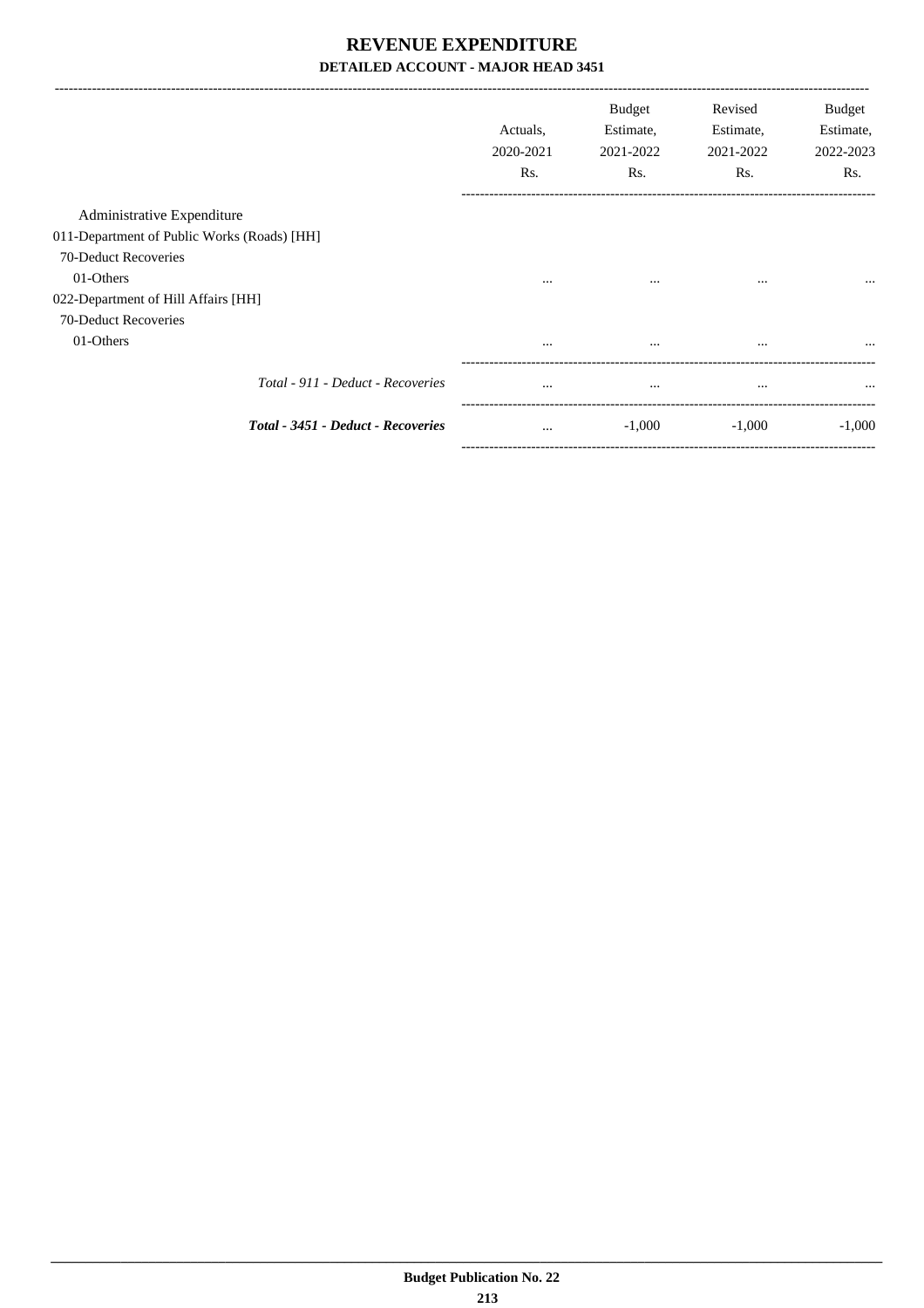# REVENUE EXPENDITURE

## DETAILED ACCOUNT - MAJOR HEAD 3451

| | Actuals, 2020-2021 Rs. | Budget Estimate, 2021-2022 Rs. | Revised Estimate, 2021-2022 Rs. | Budget Estimate, 2022-2023 Rs. |
|---|---|---|---|---|
| Administrative Expenditure | | | | |
| 011-Department of Public Works (Roads) [HH] | | | | |
| 70-Deduct Recoveries | | | | |
| 01-Others | ... | ... | ... | ... |
| 022-Department of Hill Affairs [HH] | | | | |
| 70-Deduct Recoveries | | | | |
| 01-Others | ... | ... | ... | ... |
| *Total - 911 - Deduct - Recoveries* | ... | ... | ... | ... |
| ***Total - 3451 - Deduct - Recoveries*** | ... | -1,000 | -1,000 | -1,000 |

**Budget Publication No. 22**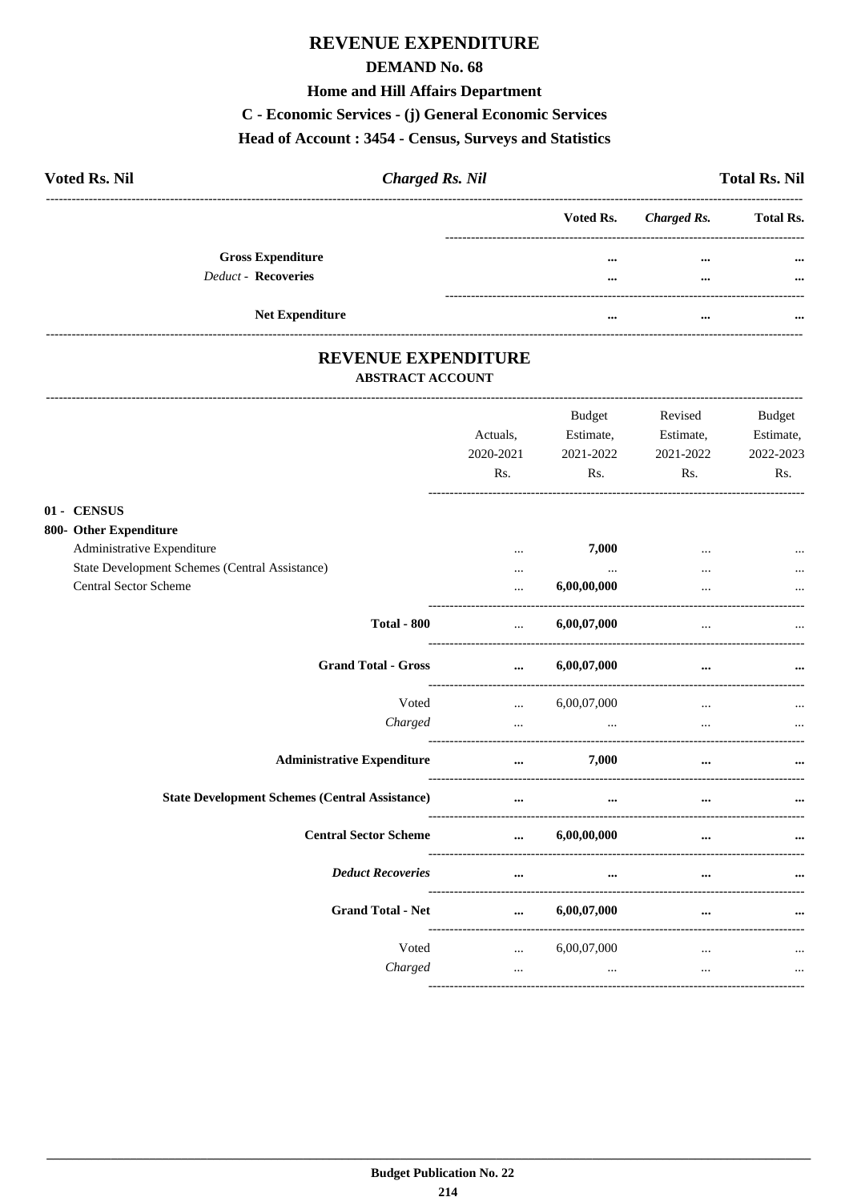# REVENUE EXPENDITURE

## DEMAND No. 68

### Home and Hill Affairs Department

### C - Economic Services - (j) General Economic Services

### Head of Account : 3454 - Census, Surveys and Statistics

| Voted Rs. Nil | *Charged Rs. Nil* | Total Rs. Nil |
|---|---|---|

| | Voted Rs. | *Charged Rs.* | Total Rs. |
|---|---|---|---|
| **Gross Expenditure** | ... | ... | ... |
| *Deduct* - **Recoveries** | ... | ... | ... |
| **Net Expenditure** | ... | ... | ... |

## REVENUE EXPENDITURE

### ABSTRACT ACCOUNT

| | Actuals, 2020-2021 Rs. | Budget Estimate, 2021-2022 Rs. | Revised Estimate, 2021-2022 Rs. | Budget Estimate, 2022-2023 Rs. |
|---|---|---|---|---|
| **01 - CENSUS** | | | | |
| **800- Other Expenditure** | | | | |
| Administrative Expenditure | ... | **7,000** | ... | ... |
| State Development Schemes (Central Assistance) | ... | ... | ... | ... |
| Central Sector Scheme | ... | **6,00,00,000** | ... | ... |
| **Total - 800** | ... | **6,00,07,000** | ... | ... |
| **Grand Total - Gross** | **...** | **6,00,07,000** | **...** | **...** |
| Voted | ... | 6,00,07,000 | ... | ... |
| *Charged* | ... | ... | ... | ... |
| **Administrative Expenditure** | **...** | **7,000** | **...** | **...** |
| **State Development Schemes (Central Assistance)** | **...** | **...** | **...** | **...** |
| **Central Sector Scheme** | **...** | **6,00,00,000** | **...** | **...** |
| ***Deduct Recoveries*** | **...** | **...** | **...** | **...** |
| **Grand Total - Net** | **...** | **6,00,07,000** | **...** | **...** |
| Voted | ... | 6,00,07,000 | ... | ... |
| *Charged* | ... | ... | ... | ... |

**Budget Publication No. 22**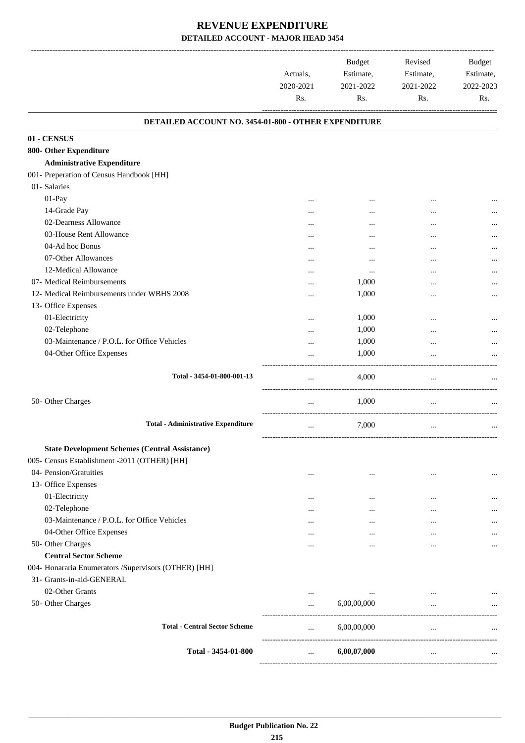# REVENUE EXPENDITURE

## DETAILED ACCOUNT - MAJOR HEAD 3454

| | Actuals, 2020-2021 Rs. | Budget Estimate, 2021-2022 Rs. | Revised Estimate, 2021-2022 Rs. | Budget Estimate, 2022-2023 Rs. |
|---|---|---|---|---|
| **DETAILED ACCOUNT NO. 3454-01-800 - OTHER EXPENDITURE** | | | | |
| **01 - CENSUS** | | | | |
| **800- Other Expenditure** | | | | |
| **Administrative Expenditure** | | | | |
| 001- Preperation of Census Handbook [HH] | | | | |
| 01- Salaries | | | | |
| 01-Pay | ... | ... | ... | ... |
| 14-Grade Pay | ... | ... | ... | ... |
| 02-Dearness Allowance | ... | ... | ... | ... |
| 03-House Rent Allowance | ... | ... | ... | ... |
| 04-Ad hoc Bonus | ... | ... | ... | ... |
| 07-Other Allowances | ... | ... | ... | ... |
| 12-Medical Allowance | ... | ... | ... | ... |
| 07- Medical Reimbursements | ... | 1,000 | ... | ... |
| 12- Medical Reimbursements under WBHS 2008 | ... | 1,000 | ... | ... |
| 13- Office Expenses | | | | |
| 01-Electricity | ... | 1,000 | ... | ... |
| 02-Telephone | ... | 1,000 | ... | ... |
| 03-Maintenance / P.O.L. for Office Vehicles | ... | 1,000 | ... | ... |
| 04-Other Office Expenses | ... | 1,000 | ... | ... |
| Total - 3454-01-800-001-13 | ... | 4,000 | ... | ... |
| 50- Other Charges | ... | 1,000 | ... | ... |
| **Total - Administrative Expenditure** | ... | 7,000 | ... | ... |
| **State Development Schemes (Central Assistance)** | | | | |
| 005- Census Establishment -2011 (OTHER) [HH] | | | | |
| 04- Pension/Gratuities | ... | ... | ... | ... |
| 13- Office Expenses | | | | |
| 01-Electricity | ... | ... | ... | ... |
| 02-Telephone | ... | ... | ... | ... |
| 03-Maintenance / P.O.L. for Office Vehicles | ... | ... | ... | ... |
| 04-Other Office Expenses | ... | ... | ... | ... |
| 50- Other Charges | ... | ... | ... | ... |
| **Central Sector Scheme** | | | | |
| 004- Honararia Enumerators /Supervisors (OTHER) [HH] | | | | |
| 31- Grants-in-aid-GENERAL | | | | |
| 02-Other Grants | ... | ... | ... | ... |
| 50- Other Charges | ... | 6,00,00,000 | ... | ... |
| **Total - Central Sector Scheme** | ... | 6,00,00,000 | ... | ... |
| **Total - 3454-01-800** | ... | **6,00,07,000** | ... | ... |

Budget Publication No. 22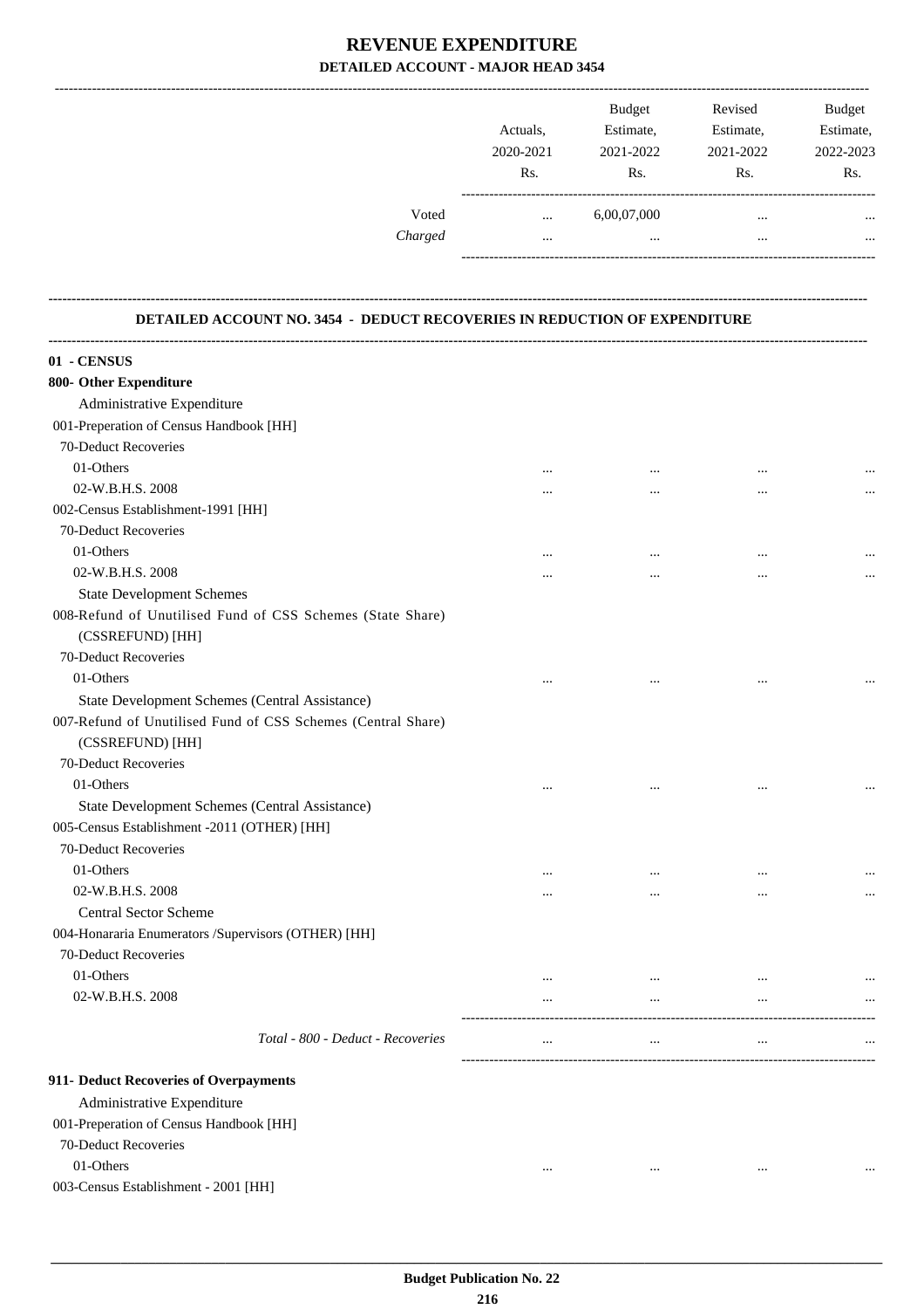# REVENUE EXPENDITURE

## DETAILED ACCOUNT - MAJOR HEAD 3454

| | Actuals, 2020-2021 Rs. | Budget Estimate, 2021-2022 Rs. | Revised Estimate, 2021-2022 Rs. | Budget Estimate, 2022-2023 Rs. |
|---|---|---|---|---|
| Voted | ... | 6,00,07,000 | ... | ... |
| *Charged* | ... | ... | ... | ... |

### DETAILED ACCOUNT NO. 3454 - DEDUCT RECOVERIES IN REDUCTION OF EXPENDITURE

| | Actuals, 2020-2021 Rs. | Budget Estimate, 2021-2022 Rs. | Revised Estimate, 2021-2022 Rs. | Budget Estimate, 2022-2023 Rs. |
|---|---|---|---|---|
| **01 - CENSUS** | | | | |
| **800- Other Expenditure** | | | | |
| Administrative Expenditure | | | | |
| 001-Preperation of Census Handbook [HH] | | | | |
| 70-Deduct Recoveries | | | | |
| 01-Others | ... | ... | ... | ... |
| 02-W.B.H.S. 2008 | ... | ... | ... | ... |
| 002-Census Establishment-1991 [HH] | | | | |
| 70-Deduct Recoveries | | | | |
| 01-Others | ... | ... | ... | ... |
| 02-W.B.H.S. 2008 | ... | ... | ... | ... |
| State Development Schemes | | | | |
| 008-Refund of Unutilised Fund of CSS Schemes (State Share) (CSSREFUND) [HH] | | | | |
| 70-Deduct Recoveries | | | | |
| 01-Others | ... | ... | ... | ... |
| State Development Schemes (Central Assistance) | | | | |
| 007-Refund of Unutilised Fund of CSS Schemes (Central Share) (CSSREFUND) [HH] | | | | |
| 70-Deduct Recoveries | | | | |
| 01-Others | ... | ... | ... | ... |
| State Development Schemes (Central Assistance) | | | | |
| 005-Census Establishment -2011 (OTHER) [HH] | | | | |
| 70-Deduct Recoveries | | | | |
| 01-Others | ... | ... | ... | ... |
| 02-W.B.H.S. 2008 | ... | ... | ... | ... |
| Central Sector Scheme | | | | |
| 004-Honararia Enumerators /Supervisors (OTHER) [HH] | | | | |
| 70-Deduct Recoveries | | | | |
| 01-Others | ... | ... | ... | ... |
| 02-W.B.H.S. 2008 | ... | ... | ... | ... |
| *Total - 800 - Deduct - Recoveries* | ... | ... | ... | ... |
| **911- Deduct Recoveries of Overpayments** | | | | |
| Administrative Expenditure | | | | |
| 001-Preperation of Census Handbook [HH] | | | | |
| 70-Deduct Recoveries | | | | |
| 01-Others | ... | ... | ... | ... |
| 003-Census Establishment - 2001 [HH] | | | | |

**Budget Publication No. 22**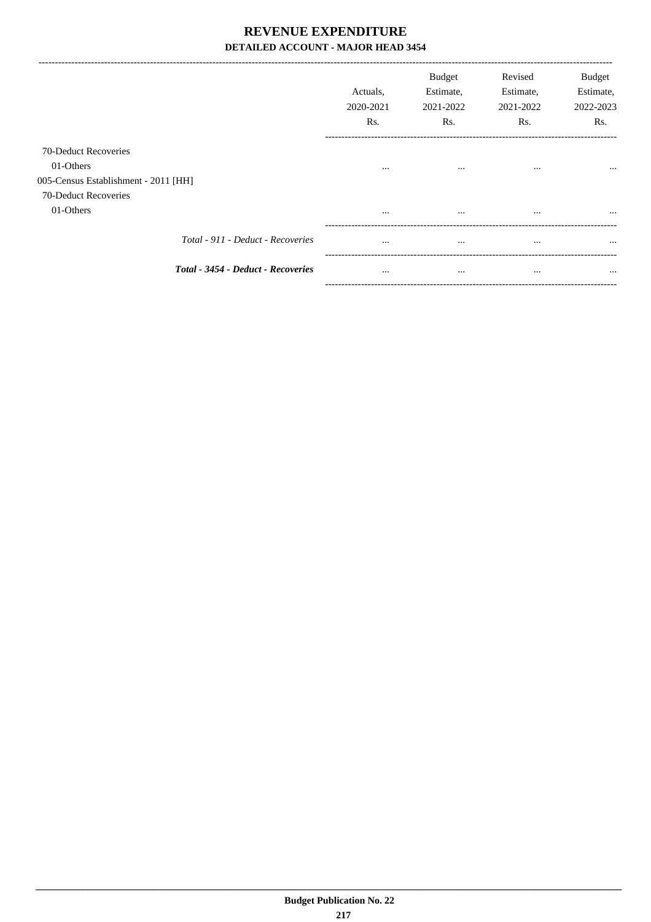# REVENUE EXPENDITURE

**DETAILED ACCOUNT - MAJOR HEAD 3454**

| | Actuals, 2020-2021 Rs. | Budget Estimate, 2021-2022 Rs. | Revised Estimate, 2021-2022 Rs. | Budget Estimate, 2022-2023 Rs. |
|---|---|---|---|---|
| 70-Deduct Recoveries | | | | |
| 01-Others | ... | ... | ... | ... |
| 005-Census Establishment - 2011 [HH] | | | | |
| 70-Deduct Recoveries | | | | |
| 01-Others | ... | ... | ... | ... |
| *Total - 911 - Deduct - Recoveries* | ... | ... | ... | ... |
| ***Total - 3454 - Deduct - Recoveries*** | ... | ... | ... | ... |

**Budget Publication No. 22**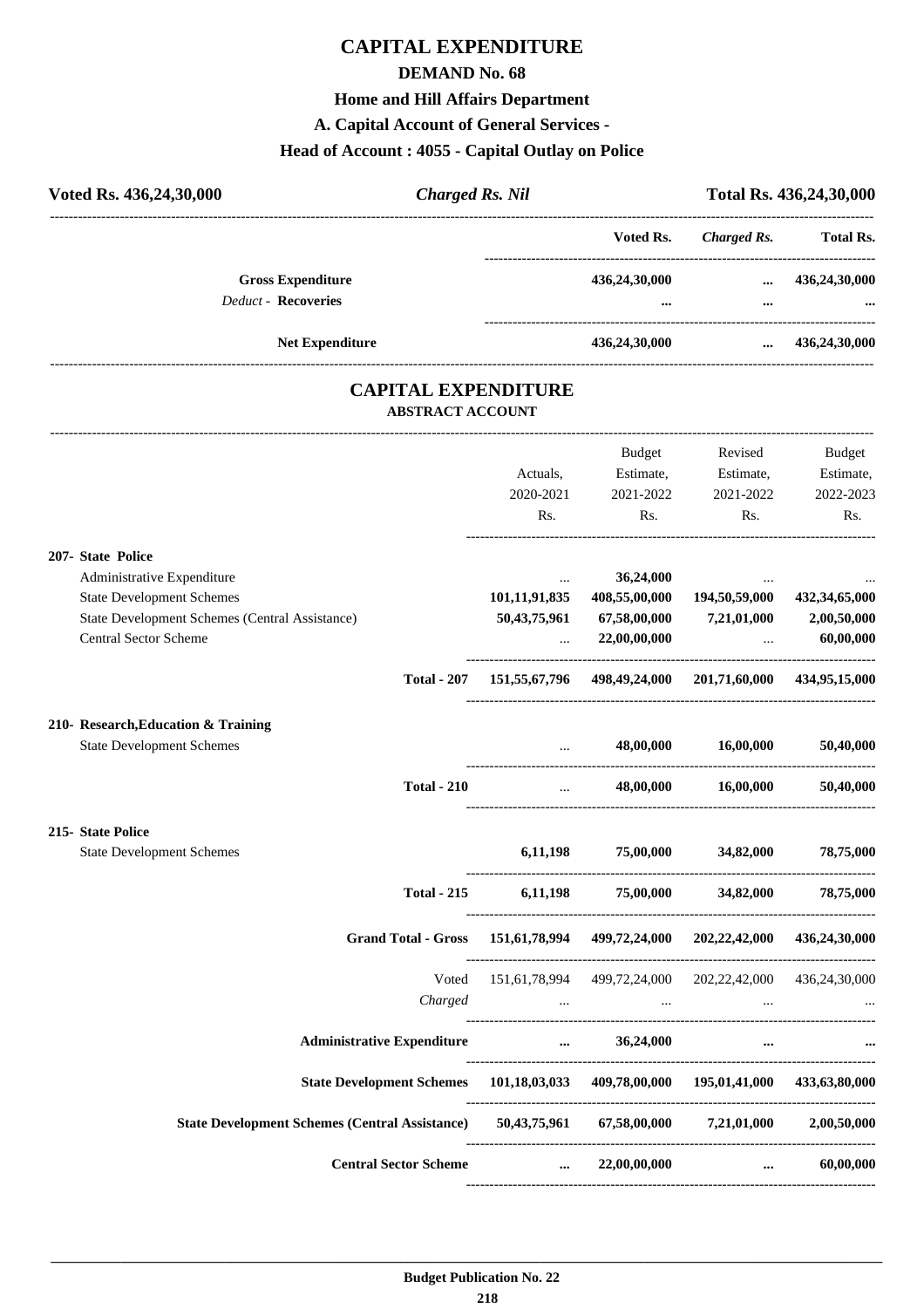# CAPITAL EXPENDITURE

## DEMAND No. 68

### Home and Hill Affairs Department

### A. Capital Account of General Services -

### Head of Account : 4055 - Capital Outlay on Police

| Voted Rs. 436,24,30,000 | *Charged Rs. Nil* | Total Rs. 436,24,30,000 |
|---|---|---|

| | Voted Rs. | *Charged Rs.* | Total Rs. |
|---|---|---|---|
| **Gross Expenditure** | **436,24,30,000** | **...** | **436,24,30,000** |
| *Deduct* - **Recoveries** | **...** | **...** | **...** |
| **Net Expenditure** | **436,24,30,000** | **...** | **436,24,30,000** |

## CAPITAL EXPENDITURE

### ABSTRACT ACCOUNT

| | Actuals, 2020-2021 Rs. | Budget Estimate, 2021-2022 Rs. | Revised Estimate, 2021-2022 Rs. | Budget Estimate, 2022-2023 Rs. |
|---|---|---|---|---|
| **207- State Police** | | | | |
| Administrative Expenditure | ... | **36,24,000** | ... | ... |
| State Development Schemes | **101,11,91,835** | **408,55,00,000** | **194,50,59,000** | **432,34,65,000** |
| State Development Schemes (Central Assistance) | **50,43,75,961** | **67,58,00,000** | **7,21,01,000** | **2,00,50,000** |
| Central Sector Scheme | ... | **22,00,00,000** | ... | **60,00,000** |
| **Total - 207** | **151,55,67,796** | **498,49,24,000** | **201,71,60,000** | **434,95,15,000** |
| **210- Research,Education & Training** | | | | |
| State Development Schemes | ... | **48,00,000** | **16,00,000** | **50,40,000** |
| **Total - 210** | ... | **48,00,000** | **16,00,000** | **50,40,000** |
| **215- State Police** | | | | |
| State Development Schemes | **6,11,198** | **75,00,000** | **34,82,000** | **78,75,000** |
| **Total - 215** | **6,11,198** | **75,00,000** | **34,82,000** | **78,75,000** |
| **Grand Total - Gross** | **151,61,78,994** | **499,72,24,000** | **202,22,42,000** | **436,24,30,000** |
| Voted | 151,61,78,994 | 499,72,24,000 | 202,22,42,000 | 436,24,30,000 |
| *Charged* | ... | ... | ... | ... |
| **Administrative Expenditure** | **...** | **36,24,000** | **...** | **...** |
| **State Development Schemes** | **101,18,03,033** | **409,78,00,000** | **195,01,41,000** | **433,63,80,000** |
| **State Development Schemes (Central Assistance)** | **50,43,75,961** | **67,58,00,000** | **7,21,01,000** | **2,00,50,000** |
| **Central Sector Scheme** | **...** | **22,00,00,000** | **...** | **60,00,000** |

**Budget Publication No. 22**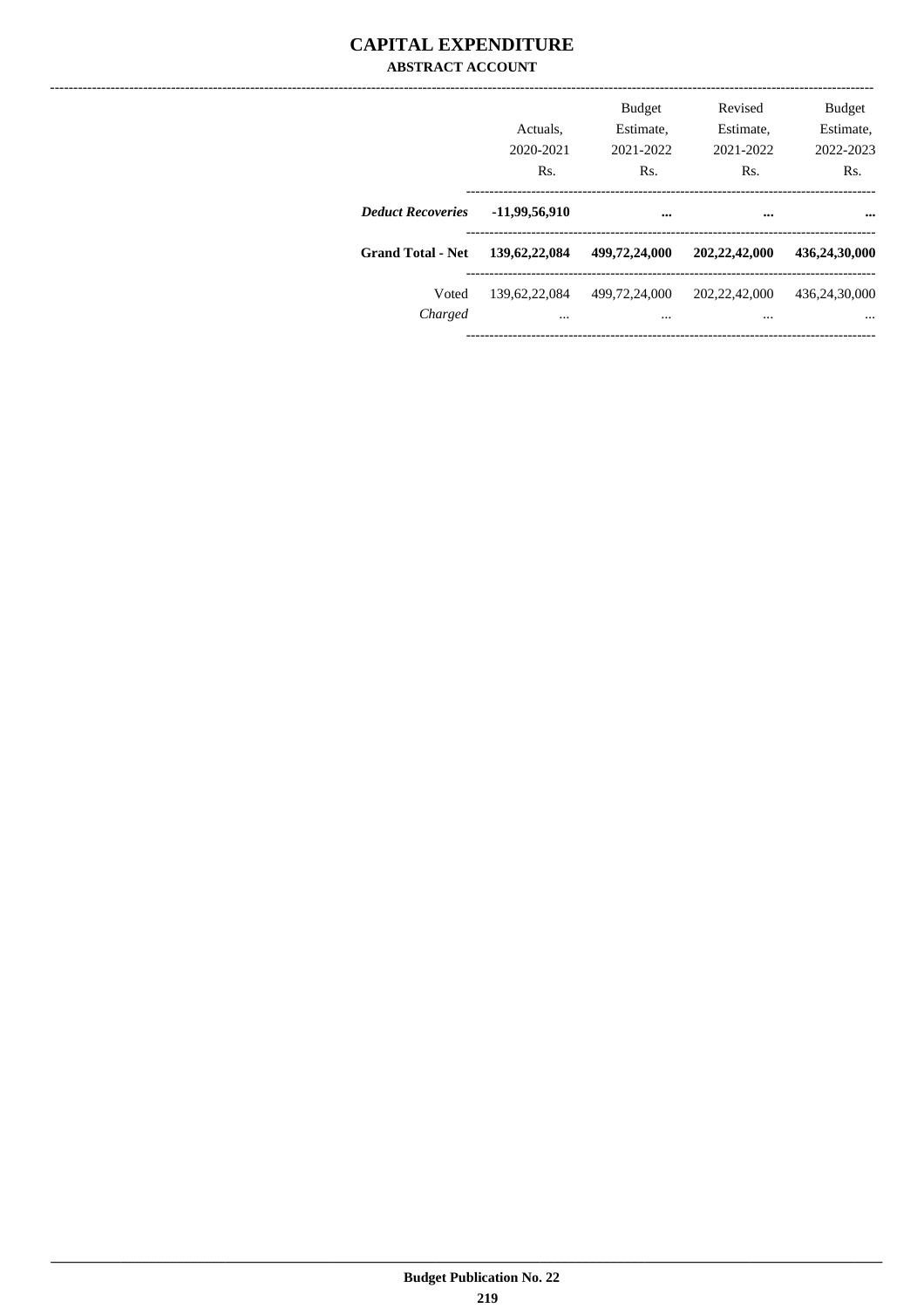# CAPITAL EXPENDITURE

**ABSTRACT ACCOUNT**

| | Actuals, 2020-2021 Rs. | Budget Estimate, 2021-2022 Rs. | Revised Estimate, 2021-2022 Rs. | Budget Estimate, 2022-2023 Rs. |
|---|---|---|---|---|
| ***Deduct Recoveries*** | **-11,99,56,910** | **...** | **...** | **...** |
| **Grand Total - Net** | **139,62,22,084** | **499,72,24,000** | **202,22,42,000** | **436,24,30,000** |
| Voted | 139,62,22,084 | 499,72,24,000 | 202,22,42,000 | 436,24,30,000 |
| *Charged* | ... | ... | ... | ... |

Budget Publication No. 22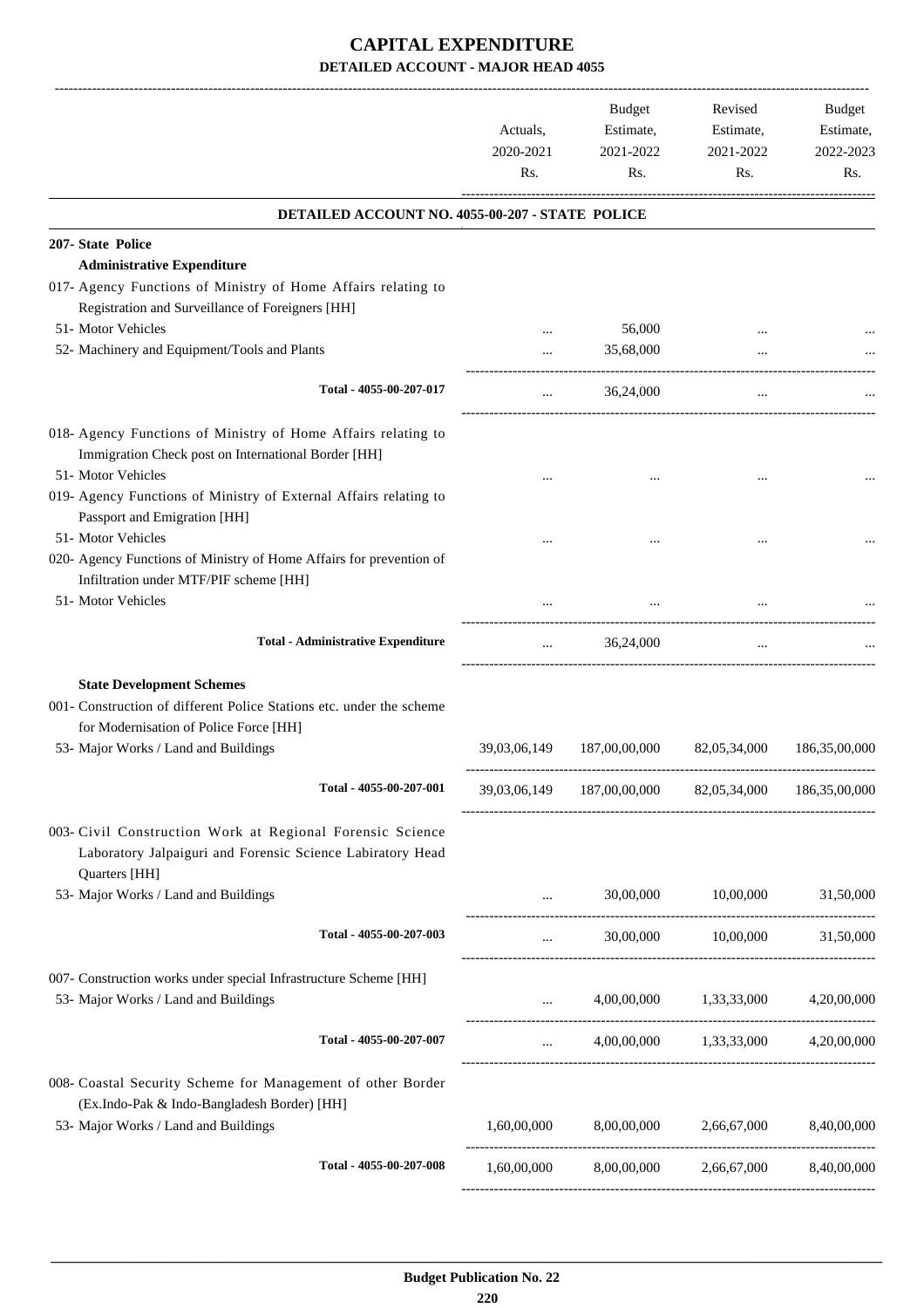# CAPITAL EXPENDITURE

## DETAILED ACCOUNT - MAJOR HEAD 4055

| | Actuals, 2020-2021 Rs. | Budget Estimate, 2021-2022 Rs. | Revised Estimate, 2021-2022 Rs. | Budget Estimate, 2022-2023 Rs. |
|---|---|---|---|---|
| **DETAILED ACCOUNT NO. 4055-00-207 - STATE POLICE** | | | | |
| **207- State Police** | | | | |
| **Administrative Expenditure** | | | | |
| 017- Agency Functions of Ministry of Home Affairs relating to Registration and Surveillance of Foreigners [HH] | | | | |
| 51- Motor Vehicles | ... | 56,000 | ... | ... |
| 52- Machinery and Equipment/Tools and Plants | ... | 35,68,000 | ... | ... |
| Total - 4055-00-207-017 | ... | 36,24,000 | ... | ... |
| 018- Agency Functions of Ministry of Home Affairs relating to Immigration Check post on International Border [HH] | | | | |
| 51- Motor Vehicles | ... | ... | ... | ... |
| 019- Agency Functions of Ministry of External Affairs relating to Passport and Emigration [HH] | | | | |
| 51- Motor Vehicles | ... | ... | ... | ... |
| 020- Agency Functions of Ministry of Home Affairs for prevention of Infiltration under MTF/PIF scheme [HH] | | | | |
| 51- Motor Vehicles | ... | ... | ... | ... |
| **Total - Administrative Expenditure** | ... | 36,24,000 | ... | ... |
| **State Development Schemes** | | | | |
| 001- Construction of different Police Stations etc. under the scheme for Modernisation of Police Force [HH] | | | | |
| 53- Major Works / Land and Buildings | 39,03,06,149 | 187,00,00,000 | 82,05,34,000 | 186,35,00,000 |
| Total - 4055-00-207-001 | 39,03,06,149 | 187,00,00,000 | 82,05,34,000 | 186,35,00,000 |
| 003- Civil Construction Work at Regional Forensic Science Laboratory Jalpaiguri and Forensic Science Labiratory Head Quarters [HH] | | | | |
| 53- Major Works / Land and Buildings | ... | 30,00,000 | 10,00,000 | 31,50,000 |
| Total - 4055-00-207-003 | ... | 30,00,000 | 10,00,000 | 31,50,000 |
| 007- Construction works under special Infrastructure Scheme [HH] | | | | |
| 53- Major Works / Land and Buildings | ... | 4,00,00,000 | 1,33,33,000 | 4,20,00,000 |
| Total - 4055-00-207-007 | ... | 4,00,00,000 | 1,33,33,000 | 4,20,00,000 |
| 008- Coastal Security Scheme for Management of other Border (Ex.Indo-Pak & Indo-Bangladesh Border) [HH] | | | | |
| 53- Major Works / Land and Buildings | 1,60,00,000 | 8,00,00,000 | 2,66,67,000 | 8,40,00,000 |
| Total - 4055-00-207-008 | 1,60,00,000 | 8,00,00,000 | 2,66,67,000 | 8,40,00,000 |

Budget Publication No. 22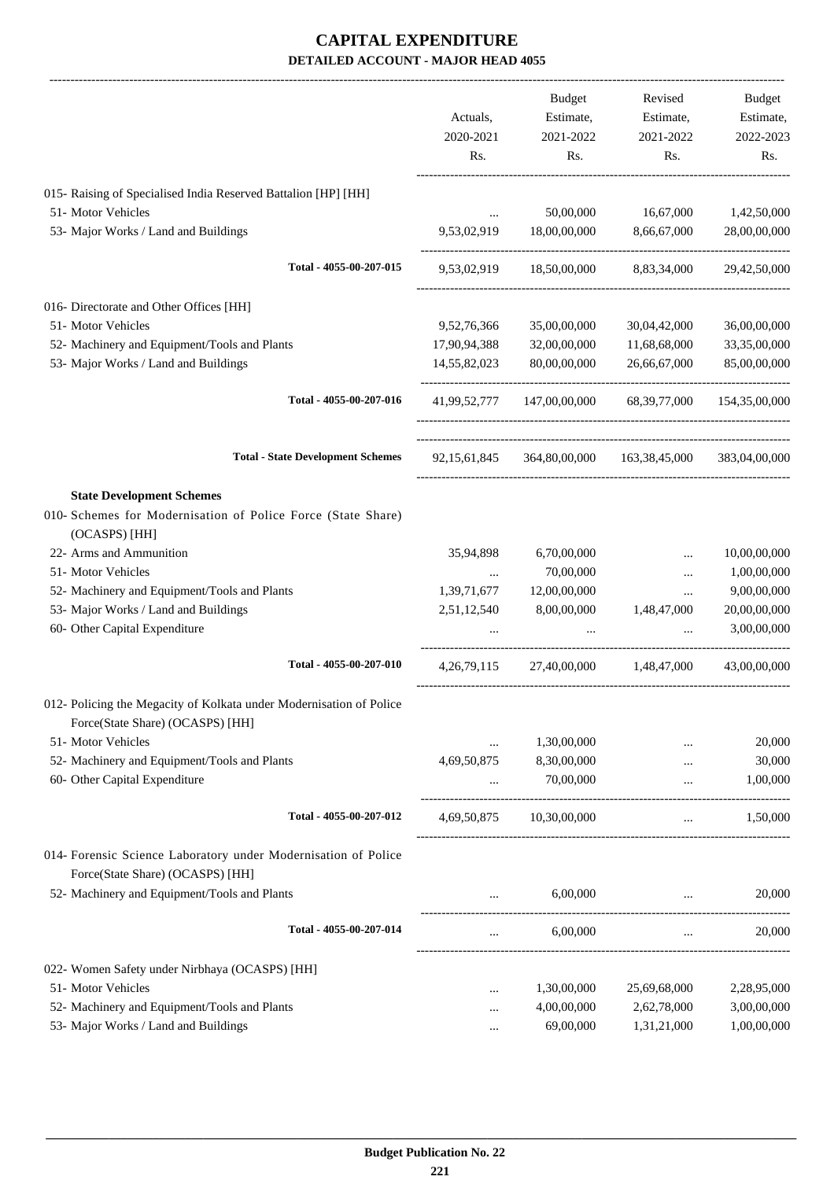# CAPITAL EXPENDITURE

## DETAILED ACCOUNT - MAJOR HEAD 4055

| | Actuals, 2020-2021 Rs. | Budget Estimate, 2021-2022 Rs. | Revised Estimate, 2021-2022 Rs. | Budget Estimate, 2022-2023 Rs. |
|---|---|---|---|---|
| 015- Raising of Specialised India Reserved Battalion [HP] [HH] | | | | |
| 51- Motor Vehicles | ... | 50,00,000 | 16,67,000 | 1,42,50,000 |
| 53- Major Works / Land and Buildings | 9,53,02,919 | 18,00,00,000 | 8,66,67,000 | 28,00,00,000 |
| Total - 4055-00-207-015 | 9,53,02,919 | 18,50,00,000 | 8,83,34,000 | 29,42,50,000 |
| 016- Directorate and Other Offices [HH] | | | | |
| 51- Motor Vehicles | 9,52,76,366 | 35,00,00,000 | 30,04,42,000 | 36,00,00,000 |
| 52- Machinery and Equipment/Tools and Plants | 17,90,94,388 | 32,00,00,000 | 11,68,68,000 | 33,35,00,000 |
| 53- Major Works / Land and Buildings | 14,55,82,023 | 80,00,00,000 | 26,66,67,000 | 85,00,00,000 |
| Total - 4055-00-207-016 | 41,99,52,777 | 147,00,00,000 | 68,39,77,000 | 154,35,00,000 |
| Total - State Development Schemes | 92,15,61,845 | 364,80,00,000 | 163,38,45,000 | 383,04,00,000 |
| **State Development Schemes** | | | | |
| 010- Schemes for Modernisation of Police Force (State Share) (OCASPS) [HH] | | | | |
| 22- Arms and Ammunition | 35,94,898 | 6,70,00,000 | ... | 10,00,00,000 |
| 51- Motor Vehicles | ... | 70,00,000 | ... | 1,00,00,000 |
| 52- Machinery and Equipment/Tools and Plants | 1,39,71,677 | 12,00,00,000 | ... | 9,00,00,000 |
| 53- Major Works / Land and Buildings | 2,51,12,540 | 8,00,00,000 | 1,48,47,000 | 20,00,00,000 |
| 60- Other Capital Expenditure | ... | ... | ... | 3,00,00,000 |
| Total - 4055-00-207-010 | 4,26,79,115 | 27,40,00,000 | 1,48,47,000 | 43,00,00,000 |
| 012- Policing the Megacity of Kolkata under Modernisation of Police Force(State Share) (OCASPS) [HH] | | | | |
| 51- Motor Vehicles | ... | 1,30,00,000 | ... | 20,000 |
| 52- Machinery and Equipment/Tools and Plants | 4,69,50,875 | 8,30,00,000 | ... | 30,000 |
| 60- Other Capital Expenditure | ... | 70,00,000 | ... | 1,00,000 |
| Total - 4055-00-207-012 | 4,69,50,875 | 10,30,00,000 | ... | 1,50,000 |
| 014- Forensic Science Laboratory under Modernisation of Police Force(State Share) (OCASPS) [HH] | | | | |
| 52- Machinery and Equipment/Tools and Plants | ... | 6,00,000 | ... | 20,000 |
| Total - 4055-00-207-014 | ... | 6,00,000 | ... | 20,000 |
| 022- Women Safety under Nirbhaya (OCASPS) [HH] | | | | |
| 51- Motor Vehicles | ... | 1,30,00,000 | 25,69,68,000 | 2,28,95,000 |
| 52- Machinery and Equipment/Tools and Plants | ... | 4,00,00,000 | 2,62,78,000 | 3,00,00,000 |
| 53- Major Works / Land and Buildings | ... | 69,00,000 | 1,31,21,000 | 1,00,00,000 |

Budget Publication No. 22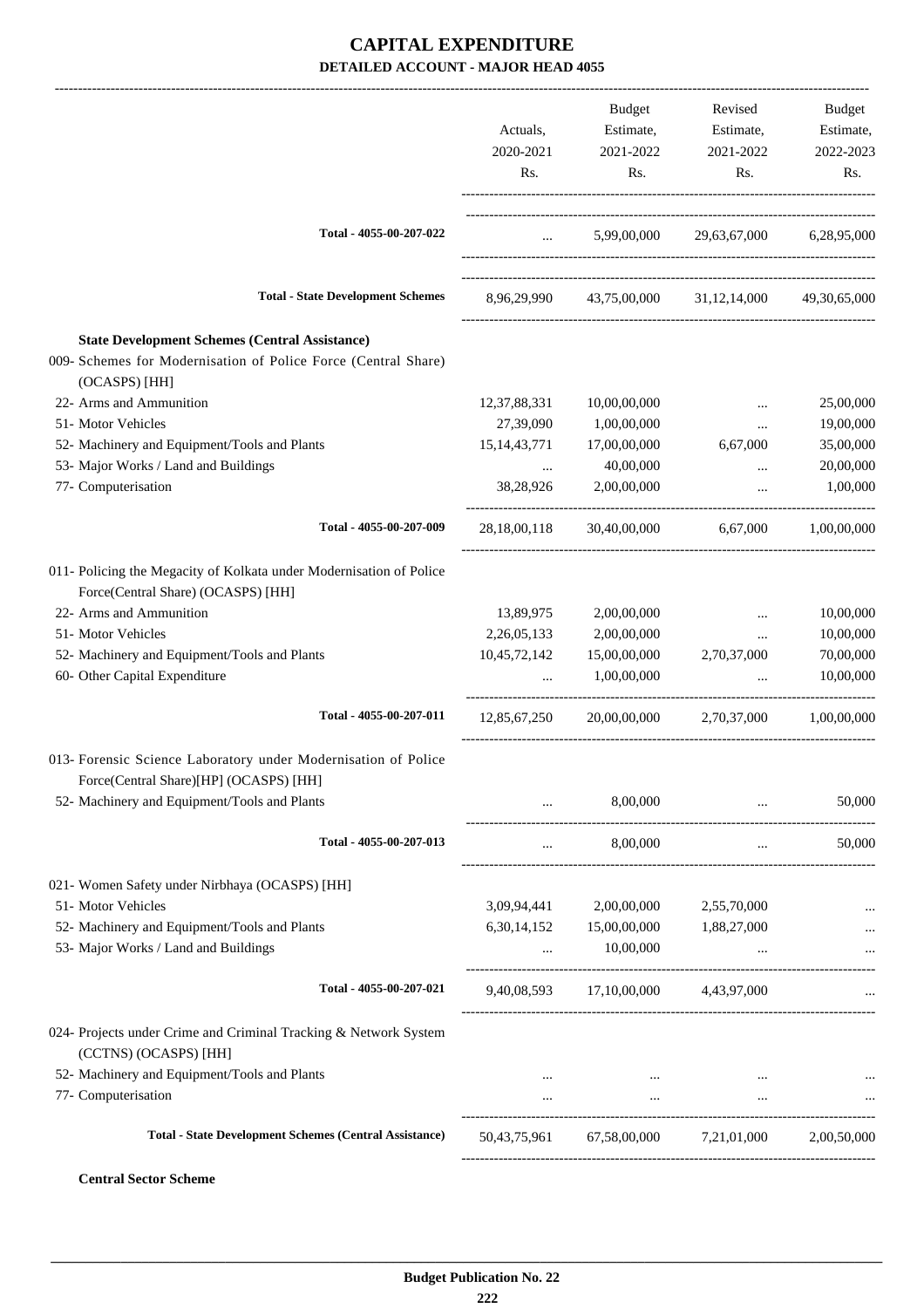# CAPITAL EXPENDITURE
## DETAILED ACCOUNT - MAJOR HEAD 4055

| | Actuals, 2020-2021 Rs. | Budget Estimate, 2021-2022 Rs. | Revised Estimate, 2021-2022 Rs. | Budget Estimate, 2022-2023 Rs. |
|---|---|---|---|---|
| **Total - 4055-00-207-022** | ... | 5,99,00,000 | 29,63,67,000 | 6,28,95,000 |
| **Total - State Development Schemes** | 8,96,29,990 | 43,75,00,000 | 31,12,14,000 | 49,30,65,000 |
| **State Development Schemes (Central Assistance)** | | | | |
| 009- Schemes for Modernisation of Police Force (Central Share) (OCASPS) [HH] | | | | |
| 22- Arms and Ammunition | 12,37,88,331 | 10,00,00,000 | ... | 25,00,000 |
| 51- Motor Vehicles | 27,39,090 | 1,00,00,000 | ... | 19,00,000 |
| 52- Machinery and Equipment/Tools and Plants | 15,14,43,771 | 17,00,00,000 | 6,67,000 | 35,00,000 |
| 53- Major Works / Land and Buildings | ... | 40,00,000 | ... | 20,00,000 |
| 77- Computerisation | 38,28,926 | 2,00,00,000 | ... | 1,00,000 |
| **Total - 4055-00-207-009** | 28,18,00,118 | 30,40,00,000 | 6,67,000 | 1,00,00,000 |
| 011- Policing the Megacity of Kolkata under Modernisation of Police Force(Central Share) (OCASPS) [HH] | | | | |
| 22- Arms and Ammunition | 13,89,975 | 2,00,00,000 | ... | 10,00,000 |
| 51- Motor Vehicles | 2,26,05,133 | 2,00,00,000 | ... | 10,00,000 |
| 52- Machinery and Equipment/Tools and Plants | 10,45,72,142 | 15,00,00,000 | 2,70,37,000 | 70,00,000 |
| 60- Other Capital Expenditure | ... | 1,00,00,000 | ... | 10,00,000 |
| **Total - 4055-00-207-011** | 12,85,67,250 | 20,00,00,000 | 2,70,37,000 | 1,00,00,000 |
| 013- Forensic Science Laboratory under Modernisation of Police Force(Central Share)[HP] (OCASPS) [HH] | | | | |
| 52- Machinery and Equipment/Tools and Plants | ... | 8,00,000 | ... | 50,000 |
| **Total - 4055-00-207-013** | ... | 8,00,000 | ... | 50,000 |
| 021- Women Safety under Nirbhaya (OCASPS) [HH] | | | | |
| 51- Motor Vehicles | 3,09,94,441 | 2,00,00,000 | 2,55,70,000 | ... |
| 52- Machinery and Equipment/Tools and Plants | 6,30,14,152 | 15,00,00,000 | 1,88,27,000 | ... |
| 53- Major Works / Land and Buildings | ... | 10,00,000 | ... | ... |
| **Total - 4055-00-207-021** | 9,40,08,593 | 17,10,00,000 | 4,43,97,000 | ... |
| 024- Projects under Crime and Criminal Tracking & Network System (CCTNS) (OCASPS) [HH] | | | | |
| 52- Machinery and Equipment/Tools and Plants | ... | ... | ... | ... |
| 77- Computerisation | ... | ... | ... | ... |
| **Total - State Development Schemes (Central Assistance)** | 50,43,75,961 | 67,58,00,000 | 7,21,01,000 | 2,00,50,000 |

**Central Sector Scheme**

**Budget Publication No. 22**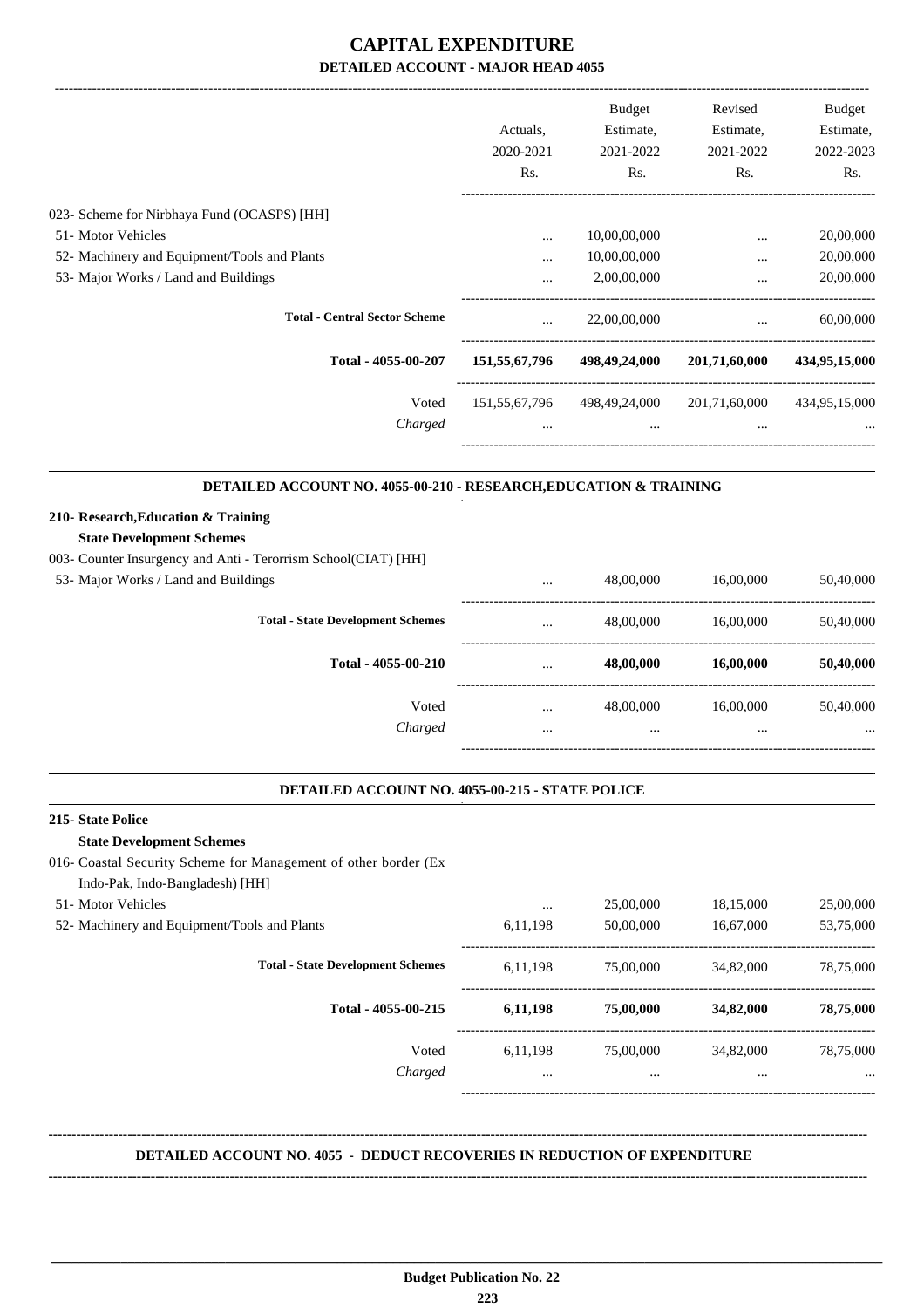# CAPITAL EXPENDITURE
## DETAILED ACCOUNT - MAJOR HEAD 4055

| | Actuals, 2020-2021 Rs. | Budget Estimate, 2021-2022 Rs. | Revised Estimate, 2021-2022 Rs. | Budget Estimate, 2022-2023 Rs. |
|---|---|---|---|---|
| 023- Scheme for Nirbhaya Fund (OCASPS) [HH] | | | | |
| 51- Motor Vehicles | ... | 10,00,00,000 | ... | 20,00,000 |
| 52- Machinery and Equipment/Tools and Plants | ... | 10,00,00,000 | ... | 20,00,000 |
| 53- Major Works / Land and Buildings | ... | 2,00,00,000 | ... | 20,00,000 |
| **Total - Central Sector Scheme** | ... | 22,00,00,000 | ... | 60,00,000 |
| **Total - 4055-00-207** | **151,55,67,796** | **498,49,24,000** | **201,71,60,000** | **434,95,15,000** |
| Voted | 151,55,67,796 | 498,49,24,000 | 201,71,60,000 | 434,95,15,000 |
| *Charged* | ... | ... | ... | ... |

### DETAILED ACCOUNT NO. 4055-00-210 - RESEARCH,EDUCATION & TRAINING

| | Actuals, 2020-2021 Rs. | Budget Estimate, 2021-2022 Rs. | Revised Estimate, 2021-2022 Rs. | Budget Estimate, 2022-2023 Rs. |
|---|---|---|---|---|
| **210- Research,Education & Training** | | | | |
| **State Development Schemes** | | | | |
| 003- Counter Insurgency and Anti - Terorrism School(CIAT) [HH] | | | | |
| 53- Major Works / Land and Buildings | ... | 48,00,000 | 16,00,000 | 50,40,000 |
| **Total - State Development Schemes** | ... | 48,00,000 | 16,00,000 | 50,40,000 |
| **Total - 4055-00-210** | ... | **48,00,000** | **16,00,000** | **50,40,000** |
| Voted | ... | 48,00,000 | 16,00,000 | 50,40,000 |
| *Charged* | ... | ... | ... | ... |

### DETAILED ACCOUNT NO. 4055-00-215 - STATE POLICE

| | Actuals, 2020-2021 Rs. | Budget Estimate, 2021-2022 Rs. | Revised Estimate, 2021-2022 Rs. | Budget Estimate, 2022-2023 Rs. |
|---|---|---|---|---|
| **215- State Police** | | | | |
| **State Development Schemes** | | | | |
| 016- Coastal Security Scheme for Management of other border (Ex Indo-Pak, Indo-Bangladesh) [HH] | | | | |
| 51- Motor Vehicles | ... | 25,00,000 | 18,15,000 | 25,00,000 |
| 52- Machinery and Equipment/Tools and Plants | 6,11,198 | 50,00,000 | 16,67,000 | 53,75,000 |
| **Total - State Development Schemes** | 6,11,198 | 75,00,000 | 34,82,000 | 78,75,000 |
| **Total - 4055-00-215** | **6,11,198** | **75,00,000** | **34,82,000** | **78,75,000** |
| Voted | 6,11,198 | 75,00,000 | 34,82,000 | 78,75,000 |
| *Charged* | ... | ... | ... | ... |

### DETAILED ACCOUNT NO. 4055 - DEDUCT RECOVERIES IN REDUCTION OF EXPENDITURE

**Budget Publication No. 22**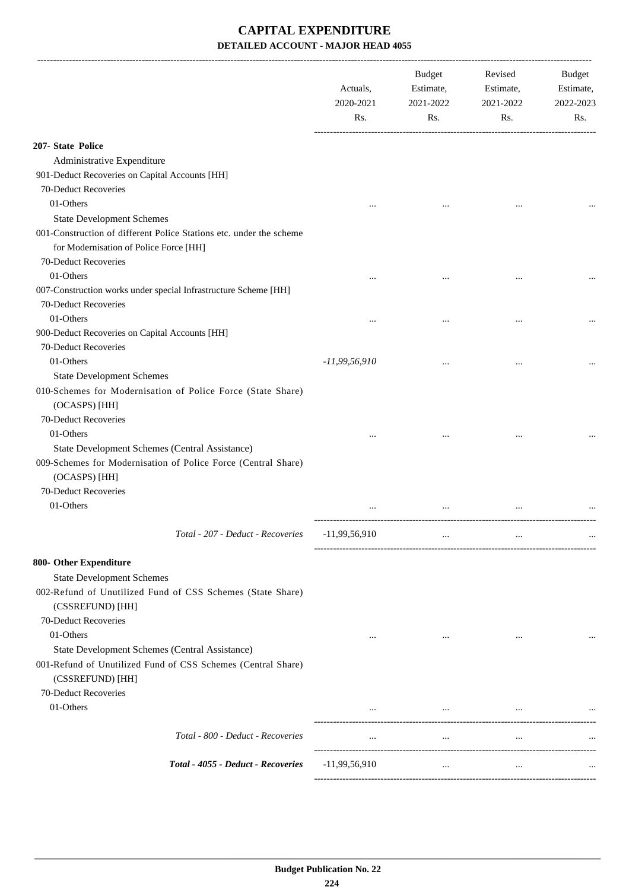# CAPITAL EXPENDITURE

## DETAILED ACCOUNT - MAJOR HEAD 4055

| | Actuals, 2020-2021 Rs. | Budget Estimate, 2021-2022 Rs. | Revised Estimate, 2021-2022 Rs. | Budget Estimate, 2022-2023 Rs. |
|---|---|---|---|---|
| **207- State Police** | | | | |
| Administrative Expenditure | | | | |
| 901-Deduct Recoveries on Capital Accounts [HH] | | | | |
| 70-Deduct Recoveries | | | | |
| 01-Others | ... | ... | ... | ... |
| State Development Schemes | | | | |
| 001-Construction of different Police Stations etc. under the scheme for Modernisation of Police Force [HH] | | | | |
| 70-Deduct Recoveries | | | | |
| 01-Others | ... | ... | ... | ... |
| 007-Construction works under special Infrastructure Scheme [HH] | | | | |
| 70-Deduct Recoveries | | | | |
| 01-Others | ... | ... | ... | ... |
| 900-Deduct Recoveries on Capital Accounts [HH] | | | | |
| 70-Deduct Recoveries | | | | |
| 01-Others | *-11,99,56,910* | ... | ... | ... |
| State Development Schemes | | | | |
| 010-Schemes for Modernisation of Police Force (State Share) (OCASPS) [HH] | | | | |
| 70-Deduct Recoveries | | | | |
| 01-Others | ... | ... | ... | ... |
| State Development Schemes (Central Assistance) | | | | |
| 009-Schemes for Modernisation of Police Force (Central Share) (OCASPS) [HH] | | | | |
| 70-Deduct Recoveries | | | | |
| 01-Others | ... | ... | ... | ... |
| *Total - 207 - Deduct - Recoveries* | -11,99,56,910 | ... | ... | ... |
| **800- Other Expenditure** | | | | |
| State Development Schemes | | | | |
| 002-Refund of Unutilized Fund of CSS Schemes (State Share) (CSSREFUND) [HH] | | | | |
| 70-Deduct Recoveries | | | | |
| 01-Others | ... | ... | ... | ... |
| State Development Schemes (Central Assistance) | | | | |
| 001-Refund of Unutilized Fund of CSS Schemes (Central Share) (CSSREFUND) [HH] | | | | |
| 70-Deduct Recoveries | | | | |
| 01-Others | ... | ... | ... | ... |
| *Total - 800 - Deduct - Recoveries* | ... | ... | ... | ... |
| ***Total - 4055 - Deduct - Recoveries*** | -11,99,56,910 | ... | ... | ... |

**Budget Publication No. 22**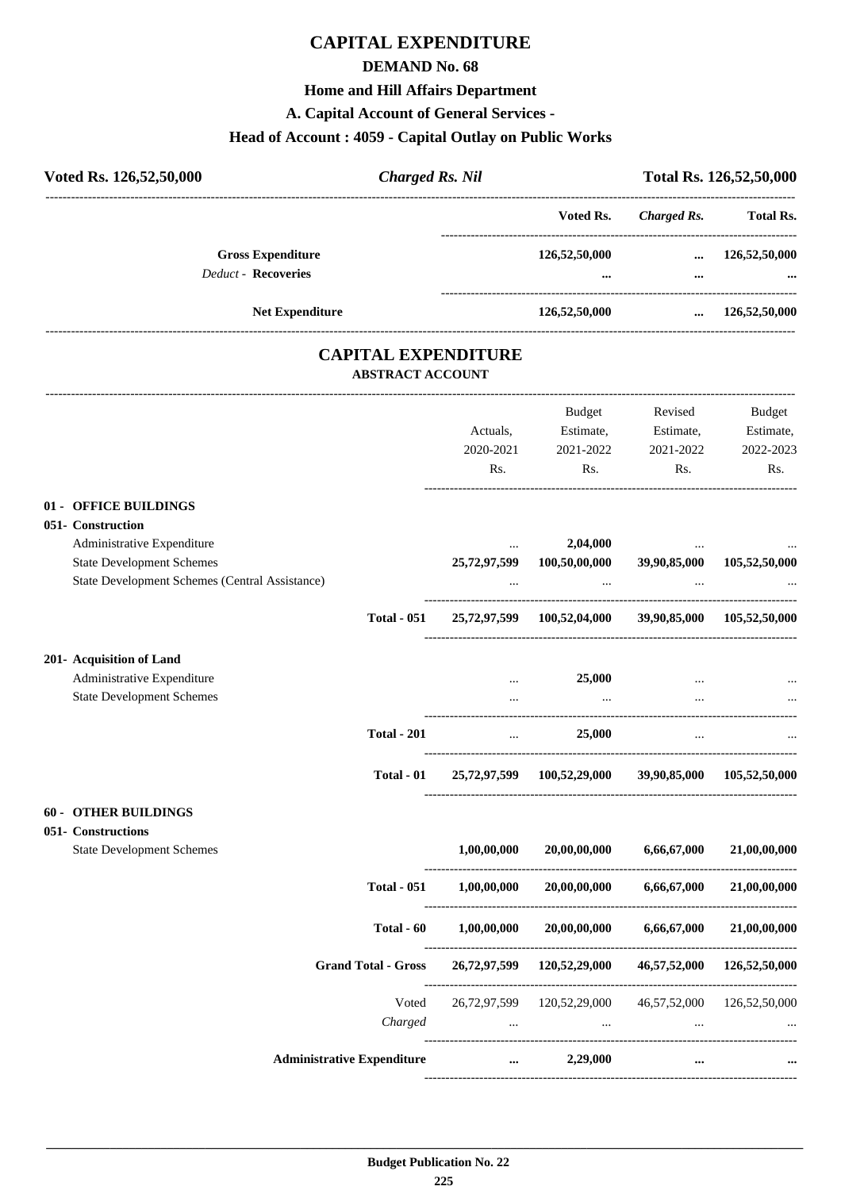# CAPITAL EXPENDITURE

## DEMAND No. 68

### Home and Hill Affairs Department

### A. Capital Account of General Services -

### Head of Account : 4059 - Capital Outlay on Public Works

| Voted Rs. 126,52,50,000 | *Charged Rs. Nil* | Total Rs. 126,52,50,000 |
|---|---|---|

| | Voted Rs. | *Charged Rs.* | Total Rs. |
|---|---|---|---|
| **Gross Expenditure** | 126,52,50,000 | ... | 126,52,50,000 |
| *Deduct -* **Recoveries** | ... | ... | ... |
| **Net Expenditure** | 126,52,50,000 | ... | 126,52,50,000 |

## CAPITAL EXPENDITURE

### ABSTRACT ACCOUNT

| | Actuals, 2020-2021 Rs. | Budget Estimate, 2021-2022 Rs. | Revised Estimate, 2021-2022 Rs. | Budget Estimate, 2022-2023 Rs. |
|---|---|---|---|---|
| **01 - OFFICE BUILDINGS** | | | | |
| **051- Construction** | | | | |
| Administrative Expenditure | ... | 2,04,000 | ... | ... |
| State Development Schemes | 25,72,97,599 | 100,50,00,000 | 39,90,85,000 | 105,52,50,000 |
| State Development Schemes (Central Assistance) | ... | ... | ... | ... |
| **Total - 051** | 25,72,97,599 | 100,52,04,000 | 39,90,85,000 | 105,52,50,000 |
| **201- Acquisition of Land** | | | | |
| Administrative Expenditure | ... | 25,000 | ... | ... |
| State Development Schemes | ... | ... | ... | ... |
| **Total - 201** | ... | 25,000 | ... | ... |
| **Total - 01** | 25,72,97,599 | 100,52,29,000 | 39,90,85,000 | 105,52,50,000 |
| **60 - OTHER BUILDINGS** | | | | |
| **051- Constructions** | | | | |
| State Development Schemes | 1,00,00,000 | 20,00,00,000 | 6,66,67,000 | 21,00,00,000 |
| **Total - 051** | 1,00,00,000 | 20,00,00,000 | 6,66,67,000 | 21,00,00,000 |
| **Total - 60** | 1,00,00,000 | 20,00,00,000 | 6,66,67,000 | 21,00,00,000 |
| **Grand Total - Gross** | 26,72,97,599 | 120,52,29,000 | 46,57,52,000 | 126,52,50,000 |
| Voted | 26,72,97,599 | 120,52,29,000 | 46,57,52,000 | 126,52,50,000 |
| *Charged* | ... | ... | ... | ... |
| **Administrative Expenditure** | ... | 2,29,000 | ... | ... |

**Budget Publication No. 22**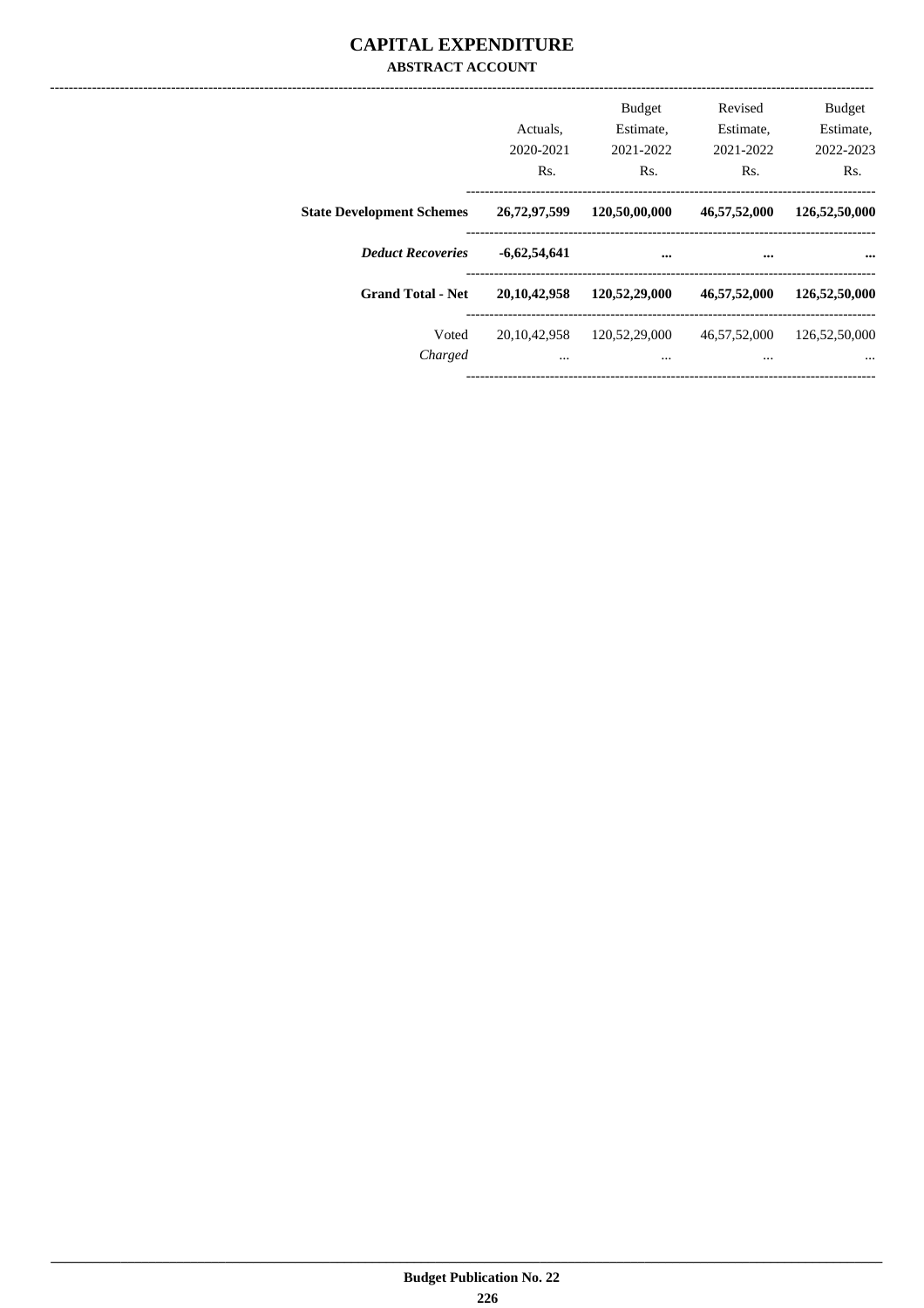# CAPITAL EXPENDITURE

## ABSTRACT ACCOUNT

| | Actuals, 2020-2021 Rs. | Budget Estimate, 2021-2022 Rs. | Revised Estimate, 2021-2022 Rs. | Budget Estimate, 2022-2023 Rs. |
|---|---|---|---|---|
| **State Development Schemes** | **26,72,97,599** | **120,50,00,000** | **46,57,52,000** | **126,52,50,000** |
| ***Deduct Recoveries*** | **-6,62,54,641** | **...** | **...** | **...** |
| **Grand Total - Net** | **20,10,42,958** | **120,52,29,000** | **46,57,52,000** | **126,52,50,000** |
| Voted | 20,10,42,958 | 120,52,29,000 | 46,57,52,000 | 126,52,50,000 |
| *Charged* | ... | ... | ... | ... |

Budget Publication No. 22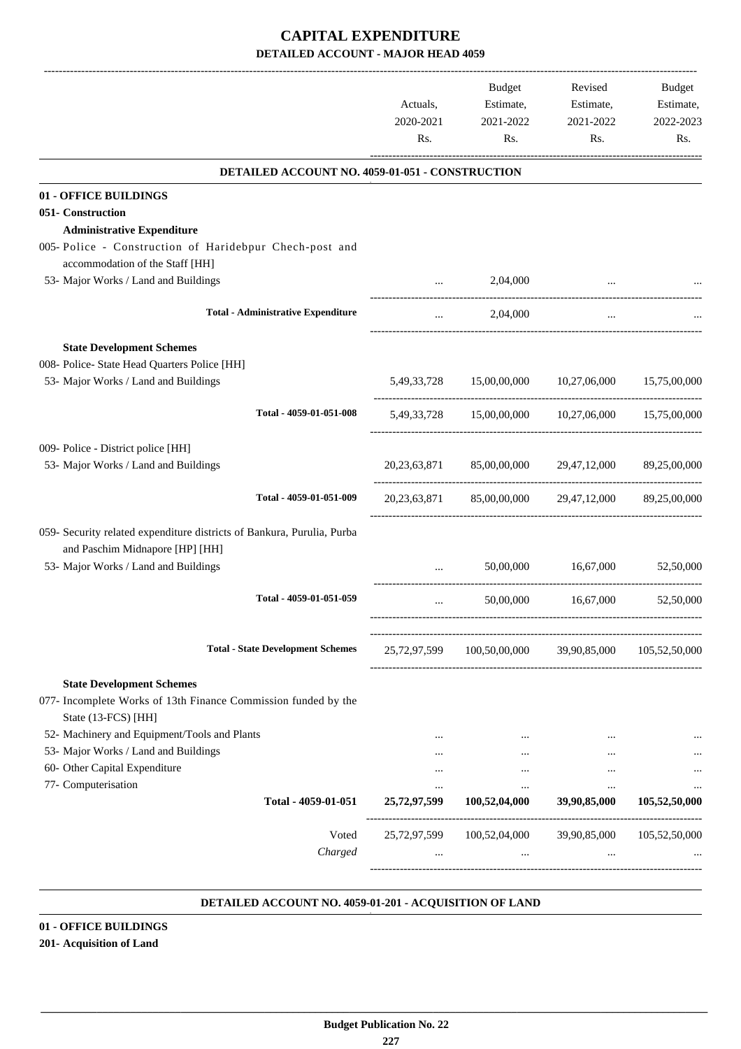# CAPITAL EXPENDITURE

## DETAILED ACCOUNT - MAJOR HEAD 4059

| | Actuals, 2020-2021 Rs. | Budget Estimate, 2021-2022 Rs. | Revised Estimate, 2021-2022 Rs. | Budget Estimate, 2022-2023 Rs. |
|---|---|---|---|---|
| **DETAILED ACCOUNT NO. 4059-01-051 - CONSTRUCTION** | | | | |
| **01 - OFFICE BUILDINGS** | | | | |
| **051- Construction** | | | | |
| **Administrative Expenditure** | | | | |
| 005- Police - Construction of Haridebpur Chech-post and accommodation of the Staff [HH] | | | | |
| 53- Major Works / Land and Buildings | ... | 2,04,000 | ... | ... |
| **Total - Administrative Expenditure** | ... | 2,04,000 | ... | ... |
| **State Development Schemes** | | | | |
| 008- Police- State Head Quarters Police [HH] | | | | |
| 53- Major Works / Land and Buildings | 5,49,33,728 | 15,00,00,000 | 10,27,06,000 | 15,75,00,000 |
| **Total - 4059-01-051-008** | 5,49,33,728 | 15,00,00,000 | 10,27,06,000 | 15,75,00,000 |
| 009- Police - District police [HH] | | | | |
| 53- Major Works / Land and Buildings | 20,23,63,871 | 85,00,00,000 | 29,47,12,000 | 89,25,00,000 |
| **Total - 4059-01-051-009** | 20,23,63,871 | 85,00,00,000 | 29,47,12,000 | 89,25,00,000 |
| 059- Security related expenditure districts of Bankura, Purulia, Purba and Paschim Midnapore [HP] [HH] | | | | |
| 53- Major Works / Land and Buildings | ... | 50,00,000 | 16,67,000 | 52,50,000 |
| **Total - 4059-01-051-059** | ... | 50,00,000 | 16,67,000 | 52,50,000 |
| **Total - State Development Schemes** | 25,72,97,599 | 100,50,00,000 | 39,90,85,000 | 105,52,50,000 |
| **State Development Schemes** | | | | |
| 077- Incomplete Works of 13th Finance Commission funded by the State (13-FCS) [HH] | | | | |
| 52- Machinery and Equipment/Tools and Plants | ... | ... | ... | ... |
| 53- Major Works / Land and Buildings | ... | ... | ... | ... |
| 60- Other Capital Expenditure | ... | ... | ... | ... |
| 77- Computerisation | ... | ... | ... | ... |
| **Total - 4059-01-051** | **25,72,97,599** | **100,52,04,000** | **39,90,85,000** | **105,52,50,000** |
| Voted | 25,72,97,599 | 100,52,04,000 | 39,90,85,000 | 105,52,50,000 |
| *Charged* | ... | ... | ... | ... |

**DETAILED ACCOUNT NO. 4059-01-201 - ACQUISITION OF LAND**

**01 - OFFICE BUILDINGS**

**201- Acquisition of Land**

**Budget Publication No. 22**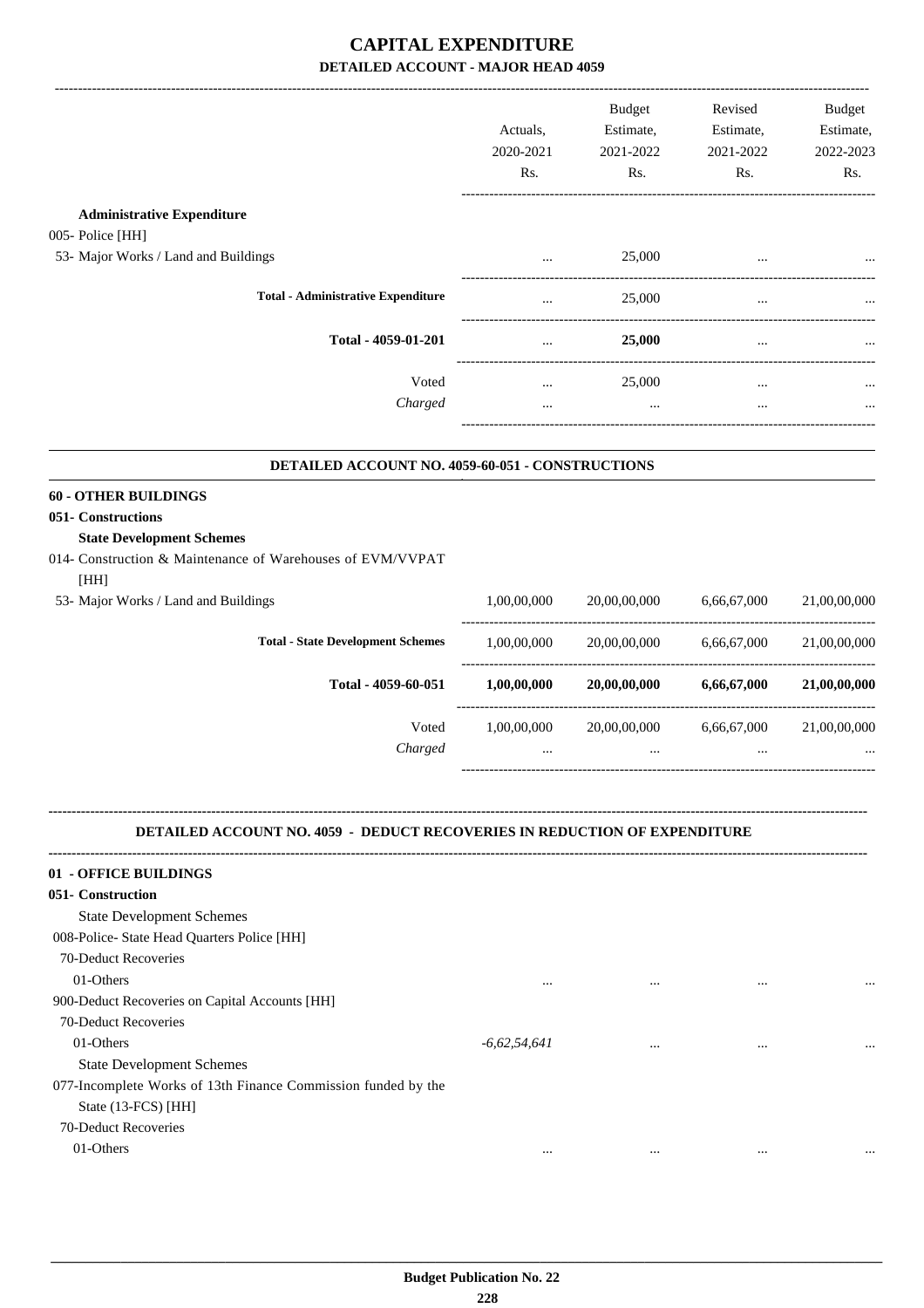# CAPITAL EXPENDITURE

## DETAILED ACCOUNT - MAJOR HEAD 4059

| | Actuals, 2020-2021 Rs. | Budget Estimate, 2021-2022 Rs. | Revised Estimate, 2021-2022 Rs. | Budget Estimate, 2022-2023 Rs. |
|---|---|---|---|---|
| **Administrative Expenditure** | | | | |
| 005- Police [HH] | | | | |
| 53- Major Works / Land and Buildings | ... | 25,000 | ... | ... |
| **Total - Administrative Expenditure** | ... | 25,000 | ... | ... |
| **Total - 4059-01-201** | ... | **25,000** | ... | ... |
| Voted | ... | 25,000 | ... | ... |
| *Charged* | ... | ... | ... | ... |

### DETAILED ACCOUNT NO. 4059-60-051 - CONSTRUCTIONS

| | Actuals, 2020-2021 Rs. | Budget Estimate, 2021-2022 Rs. | Revised Estimate, 2021-2022 Rs. | Budget Estimate, 2022-2023 Rs. |
|---|---|---|---|---|
| **60 - OTHER BUILDINGS** | | | | |
| **051- Constructions** | | | | |
| **State Development Schemes** | | | | |
| 014- Construction & Maintenance of Warehouses of EVM/VVPAT [HH] | | | | |
| 53- Major Works / Land and Buildings | 1,00,00,000 | 20,00,00,000 | 6,66,67,000 | 21,00,00,000 |
| **Total - State Development Schemes** | 1,00,00,000 | 20,00,00,000 | 6,66,67,000 | 21,00,00,000 |
| **Total - 4059-60-051** | **1,00,00,000** | **20,00,00,000** | **6,66,67,000** | **21,00,00,000** |
| Voted | 1,00,00,000 | 20,00,00,000 | 6,66,67,000 | 21,00,00,000 |
| *Charged* | ... | ... | ... | ... |

### DETAILED ACCOUNT NO. 4059 - DEDUCT RECOVERIES IN REDUCTION OF EXPENDITURE

| | Actuals, 2020-2021 Rs. | Budget Estimate, 2021-2022 Rs. | Revised Estimate, 2021-2022 Rs. | Budget Estimate, 2022-2023 Rs. |
|---|---|---|---|---|
| **01 - OFFICE BUILDINGS** | | | | |
| **051- Construction** | | | | |
| State Development Schemes | | | | |
| 008-Police- State Head Quarters Police [HH] | | | | |
| 70-Deduct Recoveries | | | | |
| 01-Others | ... | ... | ... | ... |
| 900-Deduct Recoveries on Capital Accounts [HH] | | | | |
| 70-Deduct Recoveries | | | | |
| 01-Others | *-6,62,54,641* | ... | ... | ... |
| State Development Schemes | | | | |
| 077-Incomplete Works of 13th Finance Commission funded by the State (13-FCS) [HH] | | | | |
| 70-Deduct Recoveries | | | | |
| 01-Others | ... | ... | ... | ... |

Budget Publication No. 22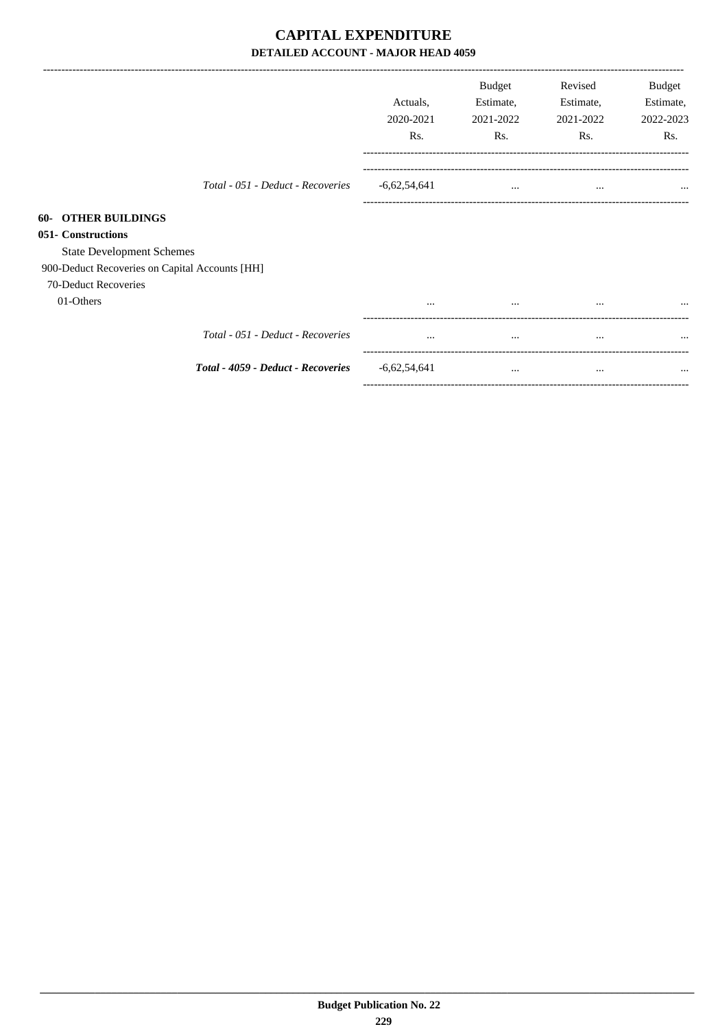# CAPITAL EXPENDITURE
## DETAILED ACCOUNT - MAJOR HEAD 4059

| | Actuals, 2020-2021 Rs. | Budget Estimate, 2021-2022 Rs. | Revised Estimate, 2021-2022 Rs. | Budget Estimate, 2022-2023 Rs. |
|---|---|---|---|---|
| *Total - 051 - Deduct - Recoveries* | -6,62,54,641 | ... | ... | ... |
| **60- OTHER BUILDINGS** | | | | |
| **051- Constructions** | | | | |
| State Development Schemes | | | | |
| 900-Deduct Recoveries on Capital Accounts [HH] | | | | |
| 70-Deduct Recoveries | | | | |
| 01-Others | ... | ... | ... | ... |
| *Total - 051 - Deduct - Recoveries* | ... | ... | ... | ... |
| ***Total - 4059 - Deduct - Recoveries*** | -6,62,54,641 | ... | ... | ... |

**Budget Publication No. 22**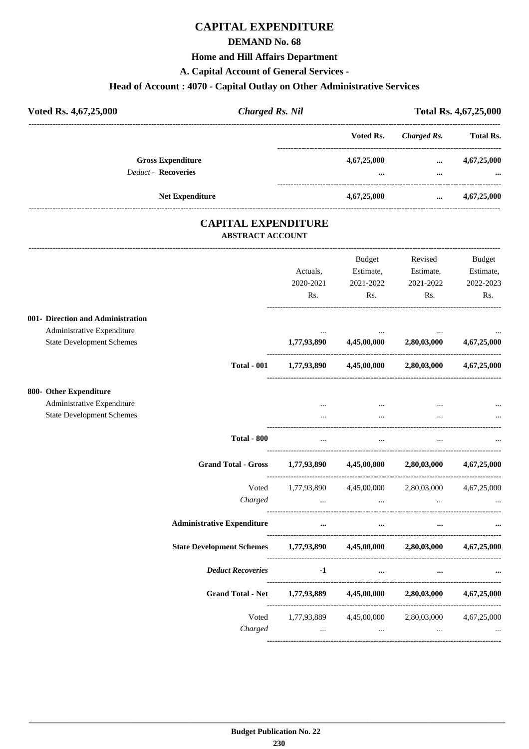# CAPITAL EXPENDITURE

## DEMAND No. 68

### Home and Hill Affairs Department

### A. Capital Account of General Services -

### Head of Account : 4070 - Capital Outlay on Other Administrative Services

**Voted Rs. 4,67,25,000** | ***Charged Rs. Nil*** | **Total Rs. 4,67,25,000**

| | Voted Rs. | *Charged Rs.* | Total Rs. |
|---|---|---|---|
| **Gross Expenditure** | **4,67,25,000** | **...** | **4,67,25,000** |
| *Deduct -* **Recoveries** | **...** | **...** | **...** |
| **Net Expenditure** | **4,67,25,000** | **...** | **4,67,25,000** |

## CAPITAL EXPENDITURE

### ABSTRACT ACCOUNT

| | Actuals, 2020-2021 Rs. | Budget Estimate, 2021-2022 Rs. | Revised Estimate, 2021-2022 Rs. | Budget Estimate, 2022-2023 Rs. |
|---|---|---|---|---|
| **001- Direction and Administration** | | | | |
| Administrative Expenditure | ... | ... | ... | ... |
| State Development Schemes | **1,77,93,890** | **4,45,00,000** | **2,80,03,000** | **4,67,25,000** |
| **Total - 001** | **1,77,93,890** | **4,45,00,000** | **2,80,03,000** | **4,67,25,000** |
| **800- Other Expenditure** | | | | |
| Administrative Expenditure | ... | ... | ... | ... |
| State Development Schemes | ... | ... | ... | ... |
| **Total - 800** | ... | ... | ... | ... |
| **Grand Total - Gross** | **1,77,93,890** | **4,45,00,000** | **2,80,03,000** | **4,67,25,000** |
| Voted | 1,77,93,890 | 4,45,00,000 | 2,80,03,000 | 4,67,25,000 |
| *Charged* | ... | ... | ... | ... |
| **Administrative Expenditure** | **...** | **...** | **...** | **...** |
| **State Development Schemes** | **1,77,93,890** | **4,45,00,000** | **2,80,03,000** | **4,67,25,000** |
| ***Deduct Recoveries*** | **-1** | **...** | **...** | **...** |
| **Grand Total - Net** | **1,77,93,889** | **4,45,00,000** | **2,80,03,000** | **4,67,25,000** |
| Voted | 1,77,93,889 | 4,45,00,000 | 2,80,03,000 | 4,67,25,000 |
| *Charged* | ... | ... | ... | ... |

**Budget Publication No. 22**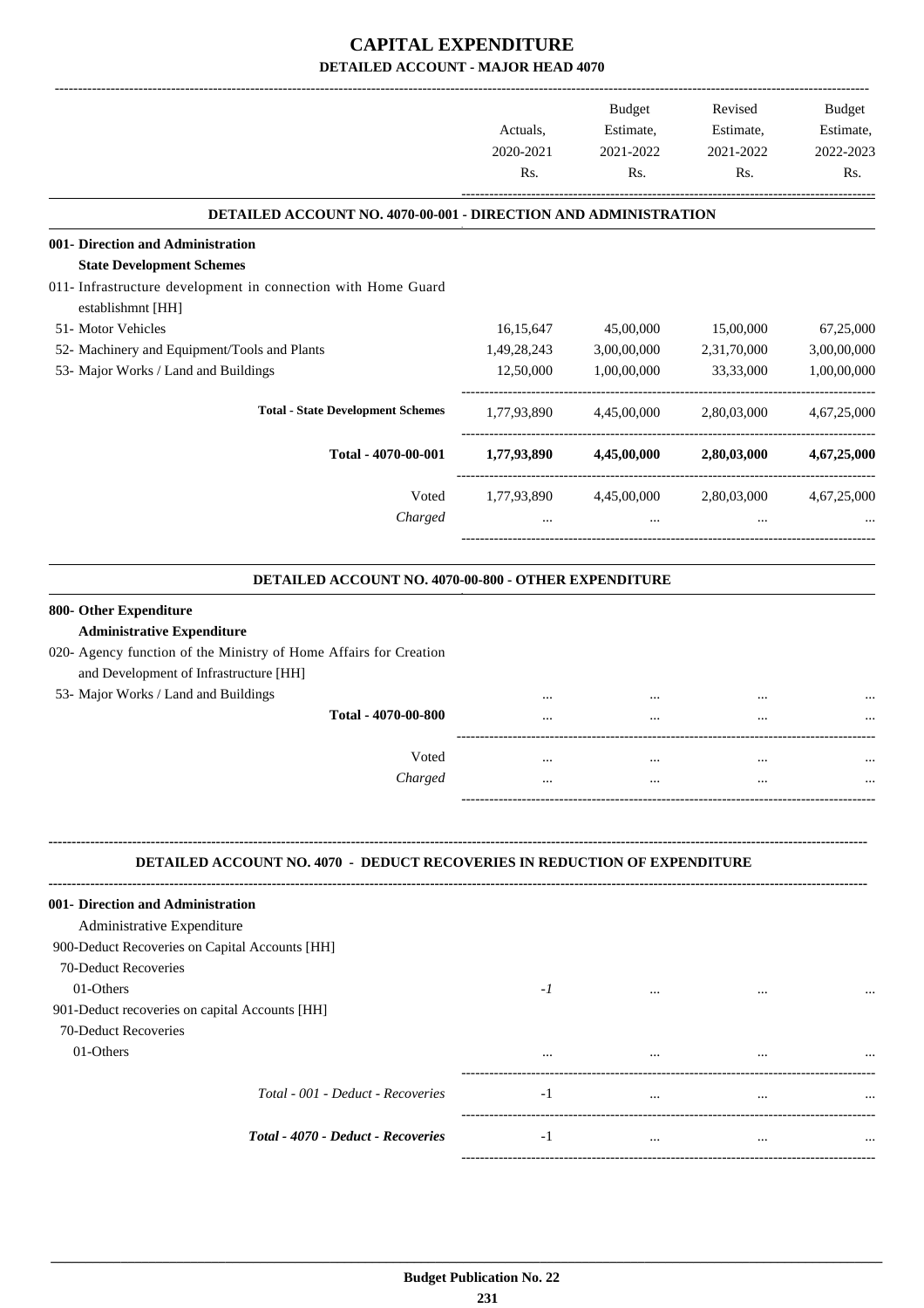# CAPITAL EXPENDITURE

## DETAILED ACCOUNT - MAJOR HEAD 4070

| | Actuals, 2020-2021 Rs. | Budget Estimate, 2021-2022 Rs. | Revised Estimate, 2021-2022 Rs. | Budget Estimate, 2022-2023 Rs. |
|---|---|---|---|---|
| **DETAILED ACCOUNT NO. 4070-00-001 - DIRECTION AND ADMINISTRATION** | | | | |
| **001- Direction and Administration** | | | | |
| **State Development Schemes** | | | | |
| 011- Infrastructure development in connection with Home Guard establishmnt [HH] | | | | |
| 51- Motor Vehicles | 16,15,647 | 45,00,000 | 15,00,000 | 67,25,000 |
| 52- Machinery and Equipment/Tools and Plants | 1,49,28,243 | 3,00,00,000 | 2,31,70,000 | 3,00,00,000 |
| 53- Major Works / Land and Buildings | 12,50,000 | 1,00,00,000 | 33,33,000 | 1,00,00,000 |
| **Total - State Development Schemes** | 1,77,93,890 | 4,45,00,000 | 2,80,03,000 | 4,67,25,000 |
| **Total - 4070-00-001** | **1,77,93,890** | **4,45,00,000** | **2,80,03,000** | **4,67,25,000** |
| Voted | 1,77,93,890 | 4,45,00,000 | 2,80,03,000 | 4,67,25,000 |
| *Charged* | ... | ... | ... | ... |
| **DETAILED ACCOUNT NO. 4070-00-800 - OTHER EXPENDITURE** | | | | |
| **800- Other Expenditure** | | | | |
| **Administrative Expenditure** | | | | |
| 020- Agency function of the Ministry of Home Affairs for Creation and Development of Infrastructure [HH] | | | | |
| 53- Major Works / Land and Buildings | ... | ... | ... | ... |
| **Total - 4070-00-800** | ... | ... | ... | ... |
| Voted | ... | ... | ... | ... |
| *Charged* | ... | ... | ... | ... |
| **DETAILED ACCOUNT NO. 4070 - DEDUCT RECOVERIES IN REDUCTION OF EXPENDITURE** | | | | |
| **001- Direction and Administration** | | | | |
| Administrative Expenditure | | | | |
| 900-Deduct Recoveries on Capital Accounts [HH] | | | | |
| 70-Deduct Recoveries | | | | |
| 01-Others | *-1* | ... | ... | ... |
| 901-Deduct recoveries on capital Accounts [HH] | | | | |
| 70-Deduct Recoveries | | | | |
| 01-Others | ... | ... | ... | ... |
| *Total - 001 - Deduct - Recoveries* | -1 | ... | ... | ... |
| ***Total - 4070 - Deduct - Recoveries*** | -1 | ... | ... | ... |

**Budget Publication No. 22**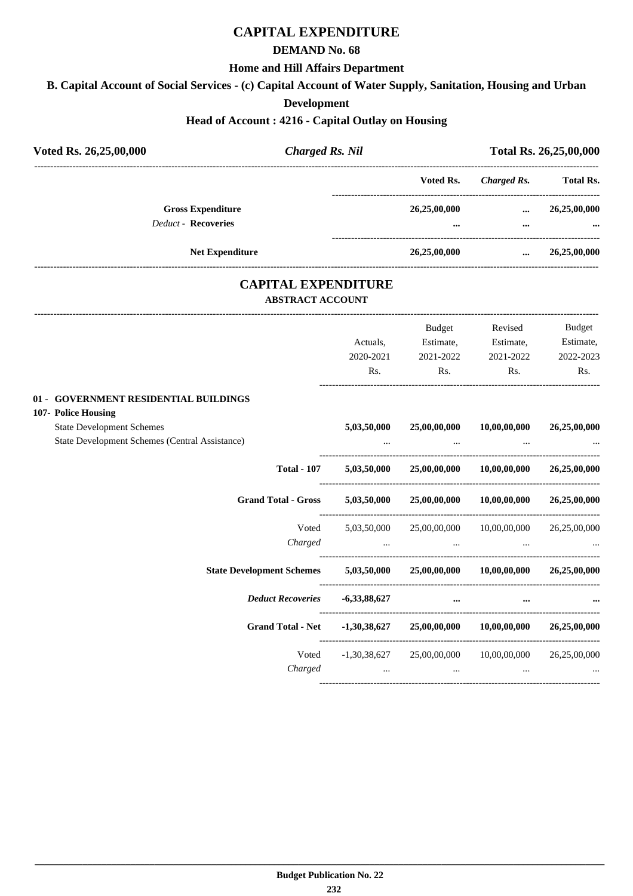# CAPITAL EXPENDITURE

## DEMAND No. 68

### Home and Hill Affairs Department

### B. Capital Account of Social Services - (c) Capital Account of Water Supply, Sanitation, Housing and Urban Development

### Head of Account : 4216 - Capital Outlay on Housing

| Voted Rs. 26,25,00,000 | *Charged Rs. Nil* | Total Rs. 26,25,00,000 |
|---|---|---|

| | Voted Rs. | *Charged Rs.* | Total Rs. |
|---|---|---|---|
| **Gross Expenditure** | **26,25,00,000** | **...** | **26,25,00,000** |
| *Deduct* - **Recoveries** | **...** | **...** | **...** |
| **Net Expenditure** | **26,25,00,000** | **...** | **26,25,00,000** |

# CAPITAL EXPENDITURE

## ABSTRACT ACCOUNT

| | Actuals, 2020-2021 Rs. | Budget Estimate, 2021-2022 Rs. | Revised Estimate, 2021-2022 Rs. | Budget Estimate, 2022-2023 Rs. |
|---|---|---|---|---|
| **01 - GOVERNMENT RESIDENTIAL BUILDINGS** | | | | |
| **107- Police Housing** | | | | |
| State Development Schemes | **5,03,50,000** | **25,00,00,000** | **10,00,00,000** | **26,25,00,000** |
| State Development Schemes (Central Assistance) | ... | ... | ... | ... |
| **Total - 107** | **5,03,50,000** | **25,00,00,000** | **10,00,00,000** | **26,25,00,000** |
| **Grand Total - Gross** | **5,03,50,000** | **25,00,00,000** | **10,00,00,000** | **26,25,00,000** |
| Voted | 5,03,50,000 | 25,00,00,000 | 10,00,00,000 | 26,25,00,000 |
| *Charged* | ... | ... | ... | ... |
| **State Development Schemes** | **5,03,50,000** | **25,00,00,000** | **10,00,00,000** | **26,25,00,000** |
| ***Deduct Recoveries*** | **-6,33,88,627** | **...** | **...** | **...** |
| **Grand Total - Net** | **-1,30,38,627** | **25,00,00,000** | **10,00,00,000** | **26,25,00,000** |
| Voted | -1,30,38,627 | 25,00,00,000 | 10,00,00,000 | 26,25,00,000 |
| *Charged* | ... | ... | ... | ... |

**Budget Publication No. 22**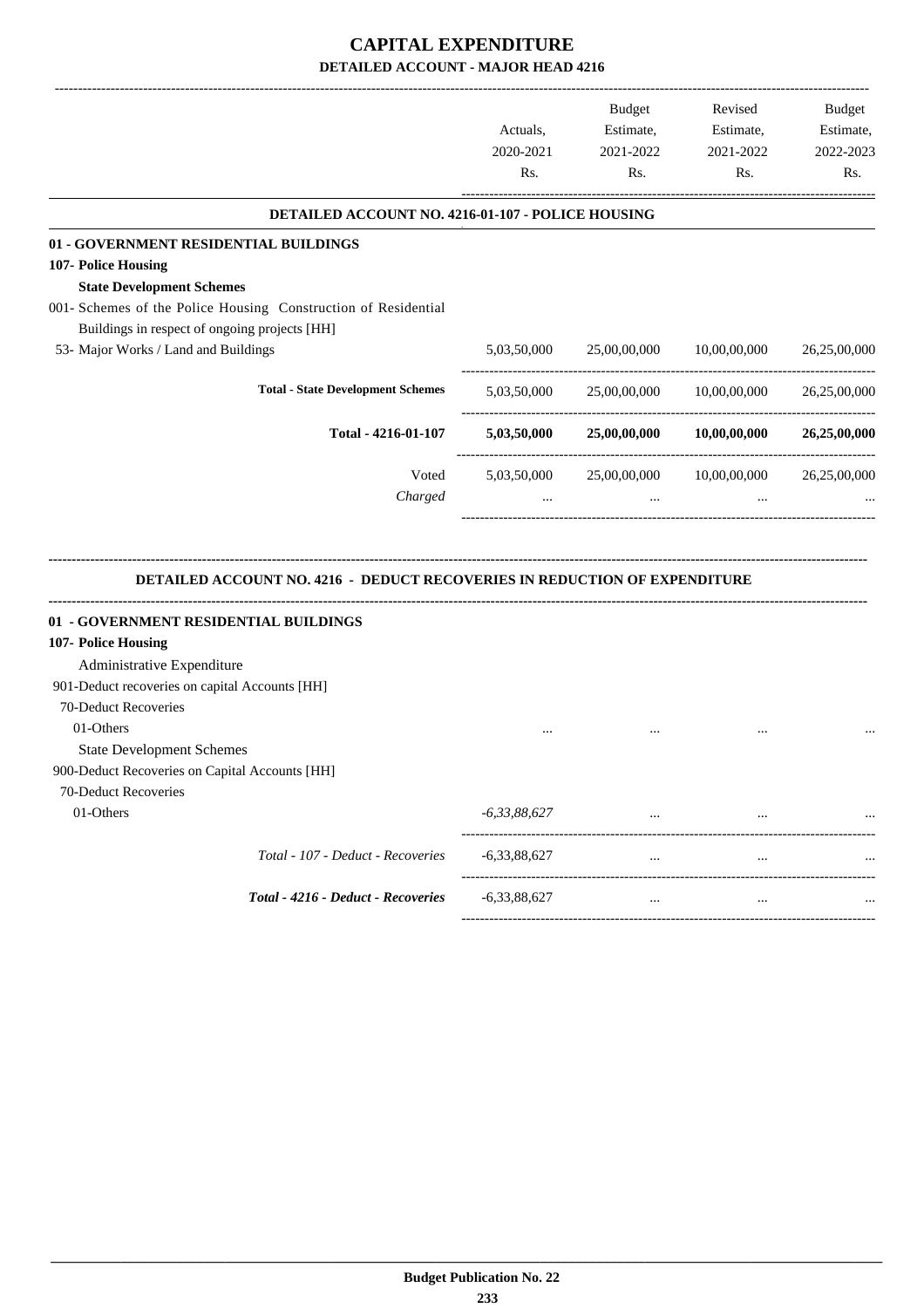# CAPITAL EXPENDITURE

## DETAILED ACCOUNT - MAJOR HEAD 4216

| | Actuals, 2020-2021 Rs. | Budget Estimate, 2021-2022 Rs. | Revised Estimate, 2021-2022 Rs. | Budget Estimate, 2022-2023 Rs. |
|---|---|---|---|---|
| **DETAILED ACCOUNT NO. 4216-01-107 - POLICE HOUSING** | | | | |
| **01 - GOVERNMENT RESIDENTIAL BUILDINGS** | | | | |
| **107- Police Housing** | | | | |
| **State Development Schemes** | | | | |
| 001- Schemes of the Police Housing Construction of Residential Buildings in respect of ongoing projects [HH] | | | | |
| 53- Major Works / Land and Buildings | 5,03,50,000 | 25,00,00,000 | 10,00,00,000 | 26,25,00,000 |
| **Total - State Development Schemes** | 5,03,50,000 | 25,00,00,000 | 10,00,00,000 | 26,25,00,000 |
| **Total - 4216-01-107** | **5,03,50,000** | **25,00,00,000** | **10,00,00,000** | **26,25,00,000** |
| Voted | 5,03,50,000 | 25,00,00,000 | 10,00,00,000 | 26,25,00,000 |
| *Charged* | ... | ... | ... | ... |

| | Actuals, 2020-2021 Rs. | Budget Estimate, 2021-2022 Rs. | Revised Estimate, 2021-2022 Rs. | Budget Estimate, 2022-2023 Rs. |
|---|---|---|---|---|
| **DETAILED ACCOUNT NO. 4216 - DEDUCT RECOVERIES IN REDUCTION OF EXPENDITURE** | | | | |
| **01 - GOVERNMENT RESIDENTIAL BUILDINGS** | | | | |
| **107- Police Housing** | | | | |
| Administrative Expenditure | | | | |
| 901-Deduct recoveries on capital Accounts [HH] | | | | |
| 70-Deduct Recoveries | | | | |
| 01-Others | ... | ... | ... | ... |
| State Development Schemes | | | | |
| 900-Deduct Recoveries on Capital Accounts [HH] | | | | |
| 70-Deduct Recoveries | | | | |
| 01-Others | *-6,33,88,627* | ... | ... | ... |
| *Total - 107 - Deduct - Recoveries* | -6,33,88,627 | ... | ... | ... |
| ***Total - 4216 - Deduct - Recoveries*** | -6,33,88,627 | ... | ... | ... |

**Budget Publication No. 22**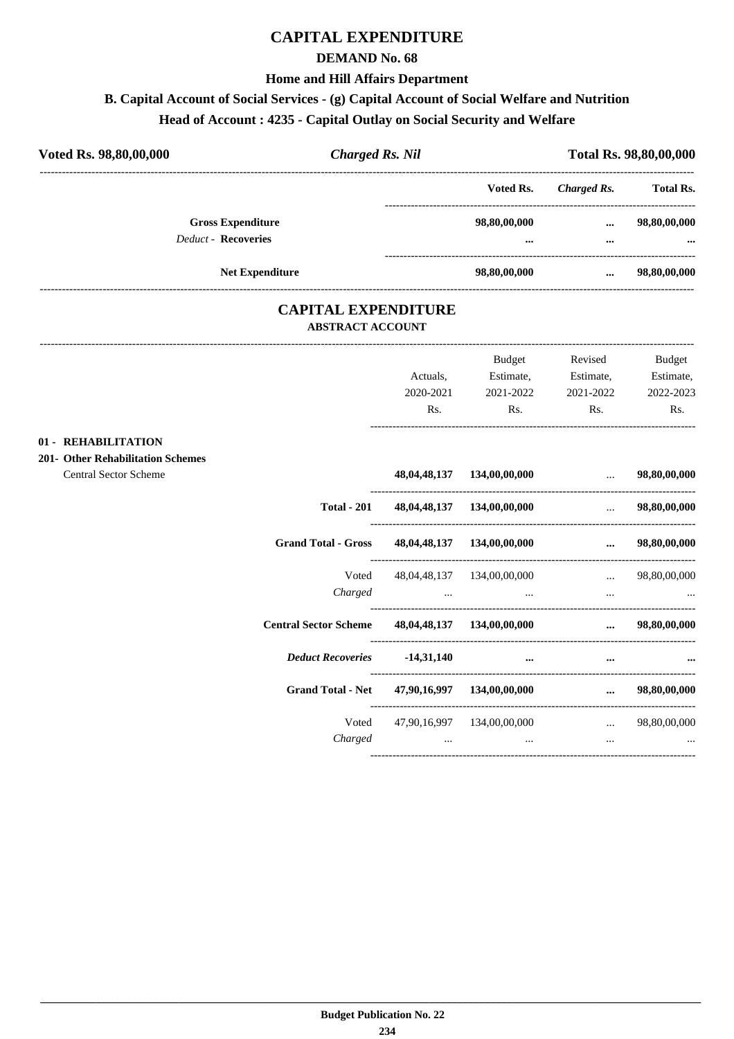# CAPITAL EXPENDITURE

## DEMAND No. 68

### Home and Hill Affairs Department

### B. Capital Account of Social Services - (g) Capital Account of Social Welfare and Nutrition

### Head of Account : 4235 - Capital Outlay on Social Security and Welfare

| **Voted Rs. 98,80,00,000** | ***Charged Rs. Nil*** | **Total Rs. 98,80,00,000** |
|---|---|---|

| | Voted Rs. | *Charged Rs.* | Total Rs. |
|---|---|---|---|
| **Gross Expenditure** | **98,80,00,000** | **...** | **98,80,00,000** |
| *Deduct* - **Recoveries** | **...** | **...** | **...** |
| **Net Expenditure** | **98,80,00,000** | **...** | **98,80,00,000** |

## CAPITAL EXPENDITURE

### ABSTRACT ACCOUNT

| | Actuals, 2020-2021 Rs. | Budget Estimate, 2021-2022 Rs. | Revised Estimate, 2021-2022 Rs. | Budget Estimate, 2022-2023 Rs. |
|---|---|---|---|---|
| **01 - REHABILITATION** | | | | |
| **201- Other Rehabilitation Schemes** | | | | |
| Central Sector Scheme | **48,04,48,137** | **134,00,00,000** | ... | **98,80,00,000** |
| **Total - 201** | **48,04,48,137** | **134,00,00,000** | ... | **98,80,00,000** |
| **Grand Total - Gross** | **48,04,48,137** | **134,00,00,000** | **...** | **98,80,00,000** |
| Voted | 48,04,48,137 | 134,00,00,000 | ... | 98,80,00,000 |
| *Charged* | ... | ... | ... | ... |
| **Central Sector Scheme** | **48,04,48,137** | **134,00,00,000** | **...** | **98,80,00,000** |
| ***Deduct Recoveries*** | **-14,31,140** | **...** | **...** | **...** |
| **Grand Total - Net** | **47,90,16,997** | **134,00,00,000** | **...** | **98,80,00,000** |
| Voted | 47,90,16,997 | 134,00,00,000 | ... | 98,80,00,000 |
| *Charged* | ... | ... | ... | ... |

**Budget Publication No. 22**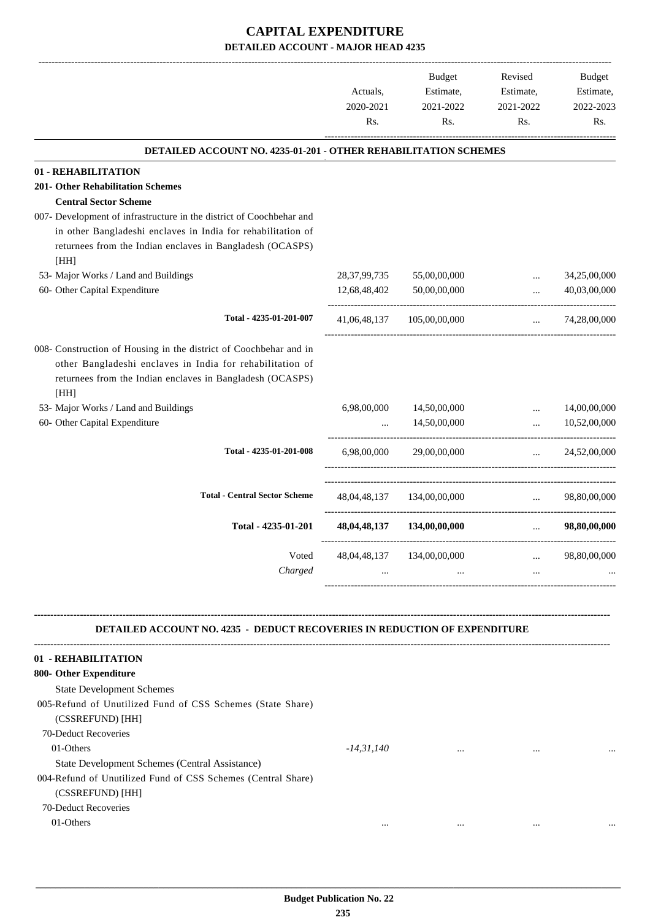# CAPITAL EXPENDITURE

## DETAILED ACCOUNT - MAJOR HEAD 4235

| | Actuals, 2020-2021 Rs. | Budget Estimate, 2021-2022 Rs. | Revised Estimate, 2021-2022 Rs. | Budget Estimate, 2022-2023 Rs. |
|---|---|---|---|---|
| **DETAILED ACCOUNT NO. 4235-01-201 - OTHER REHABILITATION SCHEMES** | | | | |
| **01 - REHABILITATION** | | | | |
| **201- Other Rehabilitation Schemes** | | | | |
| **Central Sector Scheme** | | | | |
| 007- Development of infrastructure in the district of Coochbehar and in other Bangladeshi enclaves in India for rehabilitation of returnees from the Indian enclaves in Bangladesh (OCASPS) [HH] | | | | |
| 53- Major Works / Land and Buildings | 28,37,99,735 | 55,00,00,000 | ... | 34,25,00,000 |
| 60- Other Capital Expenditure | 12,68,48,402 | 50,00,00,000 | ... | 40,03,00,000 |
| Total - 4235-01-201-007 | 41,06,48,137 | 105,00,00,000 | ... | 74,28,00,000 |
| 008- Construction of Housing in the district of Coochbehar and in other Bangladeshi enclaves in India for rehabilitation of returnees from the Indian enclaves in Bangladesh (OCASPS) [HH] | | | | |
| 53- Major Works / Land and Buildings | 6,98,00,000 | 14,50,00,000 | ... | 14,00,00,000 |
| 60- Other Capital Expenditure | ... | 14,50,00,000 | ... | 10,52,00,000 |
| Total - 4235-01-201-008 | 6,98,00,000 | 29,00,00,000 | ... | 24,52,00,000 |
| Total - Central Sector Scheme | 48,04,48,137 | 134,00,00,000 | ... | 98,80,00,000 |
| **Total - 4235-01-201** | **48,04,48,137** | **134,00,00,000** | ... | **98,80,00,000** |
| Voted | 48,04,48,137 | 134,00,00,000 | ... | 98,80,00,000 |
| *Charged* | ... | ... | ... | ... |

| | Actuals, 2020-2021 Rs. | Budget Estimate, 2021-2022 Rs. | Revised Estimate, 2021-2022 Rs. | Budget Estimate, 2022-2023 Rs. |
|---|---|---|---|---|
| **DETAILED ACCOUNT NO. 4235 - DEDUCT RECOVERIES IN REDUCTION OF EXPENDITURE** | | | | |
| **01 - REHABILITATION** | | | | |
| **800- Other Expenditure** | | | | |
| State Development Schemes | | | | |
| 005-Refund of Unutilized Fund of CSS Schemes (State Share) (CSSREFUND) [HH] | | | | |
| 70-Deduct Recoveries | | | | |
| 01-Others | *-14,31,140* | ... | ... | ... |
| State Development Schemes (Central Assistance) | | | | |
| 004-Refund of Unutilized Fund of CSS Schemes (Central Share) (CSSREFUND) [HH] | | | | |
| 70-Deduct Recoveries | | | | |
| 01-Others | ... | ... | ... | ... |

**Budget Publication No. 22**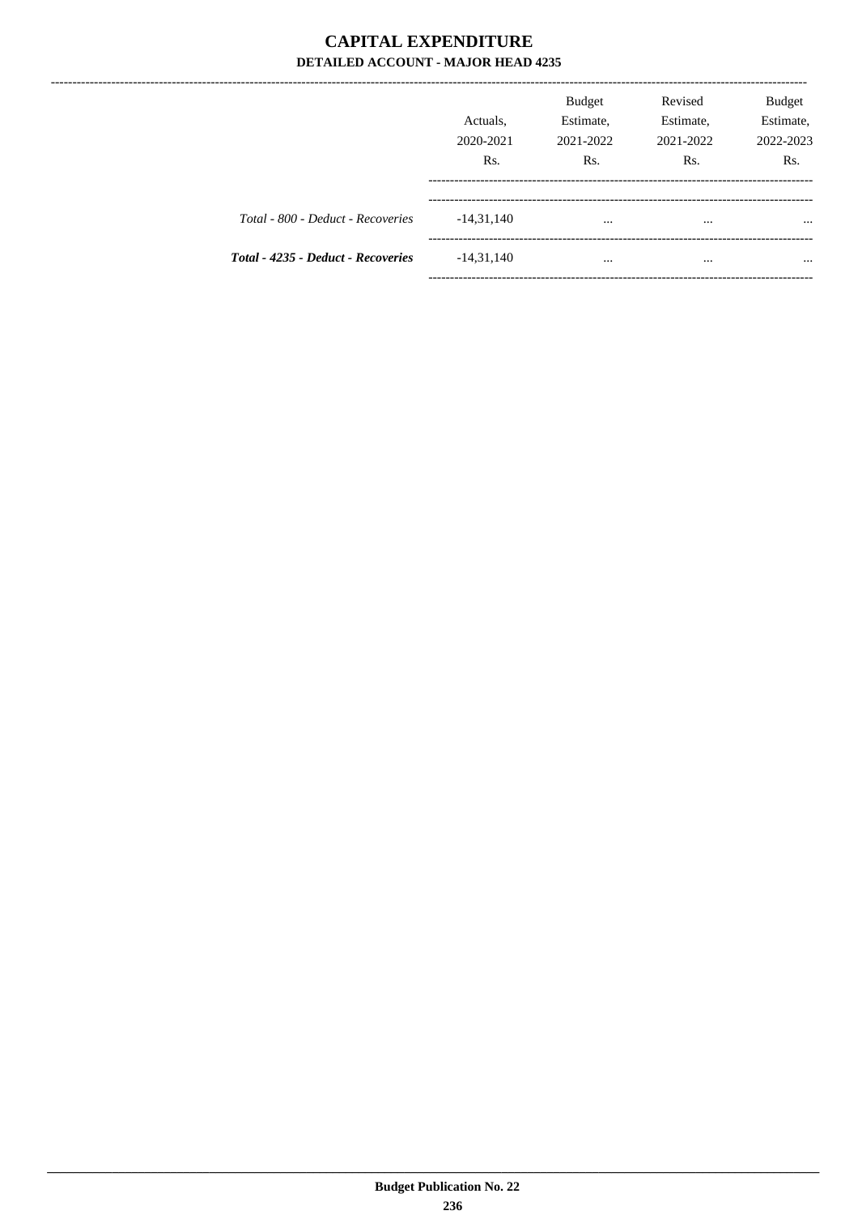# CAPITAL EXPENDITURE

## DETAILED ACCOUNT - MAJOR HEAD 4235

| | Actuals, 2020-2021 Rs. | Budget Estimate, 2021-2022 Rs. | Revised Estimate, 2021-2022 Rs. | Budget Estimate, 2022-2023 Rs. |
|---|---|---|---|---|
| *Total - 800 - Deduct - Recoveries* | -14,31,140 | ... | ... | ... |
| ***Total - 4235 - Deduct - Recoveries*** | -14,31,140 | ... | ... | ... |

**Budget Publication No. 22**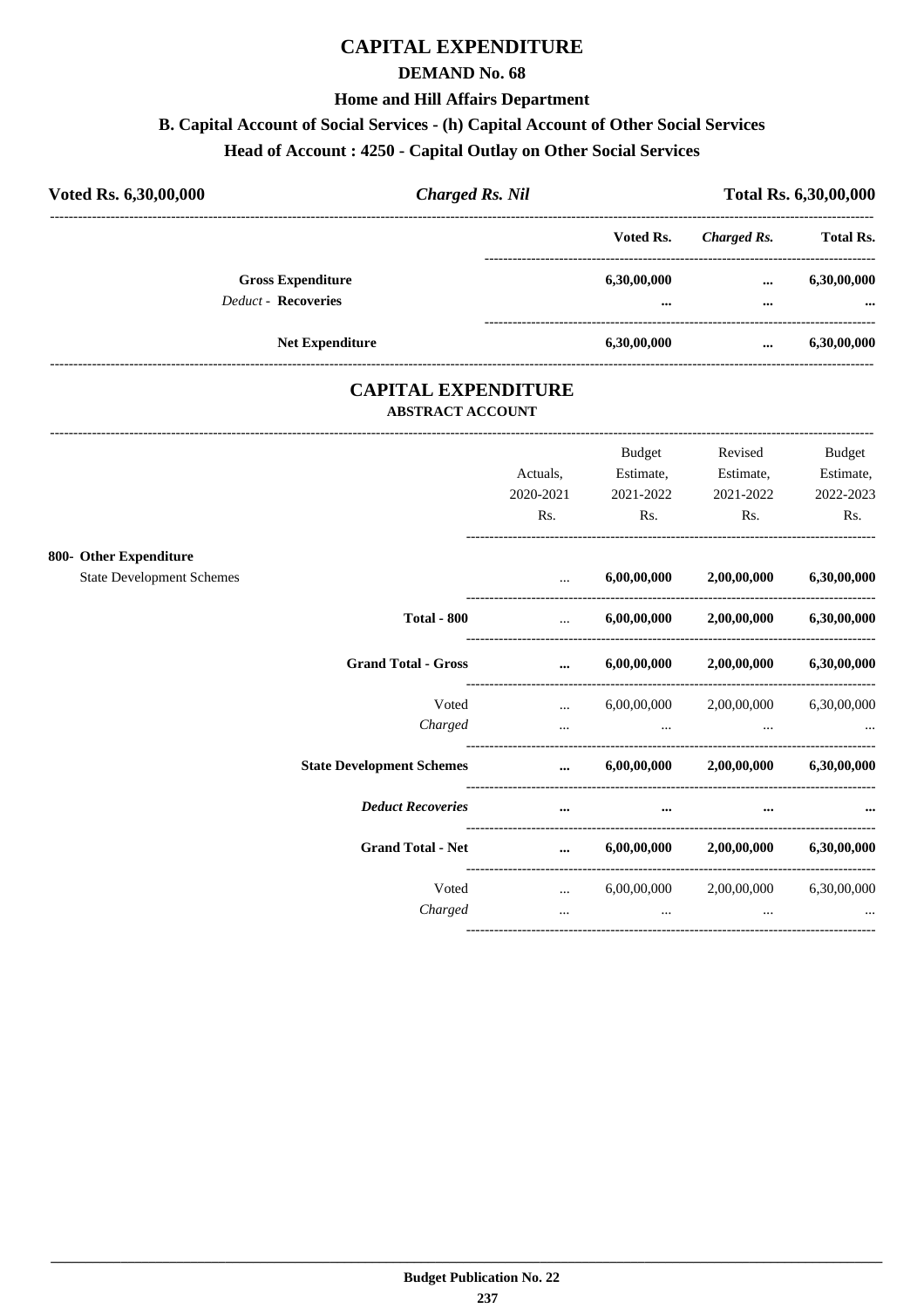# CAPITAL EXPENDITURE

## DEMAND No. 68

### Home and Hill Affairs Department

### B. Capital Account of Social Services - (h) Capital Account of Other Social Services

### Head of Account : 4250 - Capital Outlay on Other Social Services

| Voted Rs. 6,30,00,000 | *Charged Rs. Nil* | Total Rs. 6,30,00,000 |
|---|---|---|

| | Voted Rs. | *Charged Rs.* | Total Rs. |
|---|---|---|---|
| **Gross Expenditure** | **6,30,00,000** | **...** | **6,30,00,000** |
| *Deduct* - **Recoveries** | **...** | **...** | **...** |
| **Net Expenditure** | **6,30,00,000** | **...** | **6,30,00,000** |

## CAPITAL EXPENDITURE

### ABSTRACT ACCOUNT

| | Actuals, 2020-2021 Rs. | Budget Estimate, 2021-2022 Rs. | Revised Estimate, 2021-2022 Rs. | Budget Estimate, 2022-2023 Rs. |
|---|---|---|---|---|
| **800- Other Expenditure** | | | | |
| State Development Schemes | ... | **6,00,00,000** | **2,00,00,000** | **6,30,00,000** |
| **Total - 800** | ... | **6,00,00,000** | **2,00,00,000** | **6,30,00,000** |
| **Grand Total - Gross** | **...** | **6,00,00,000** | **2,00,00,000** | **6,30,00,000** |
| Voted | ... | 6,00,00,000 | 2,00,00,000 | 6,30,00,000 |
| *Charged* | ... | ... | ... | ... |
| **State Development Schemes** | **...** | **6,00,00,000** | **2,00,00,000** | **6,30,00,000** |
| ***Deduct Recoveries*** | **...** | **...** | **...** | **...** |
| **Grand Total - Net** | **...** | **6,00,00,000** | **2,00,00,000** | **6,30,00,000** |
| Voted | ... | 6,00,00,000 | 2,00,00,000 | 6,30,00,000 |
| *Charged* | ... | ... | ... | ... |

**Budget Publication No. 22**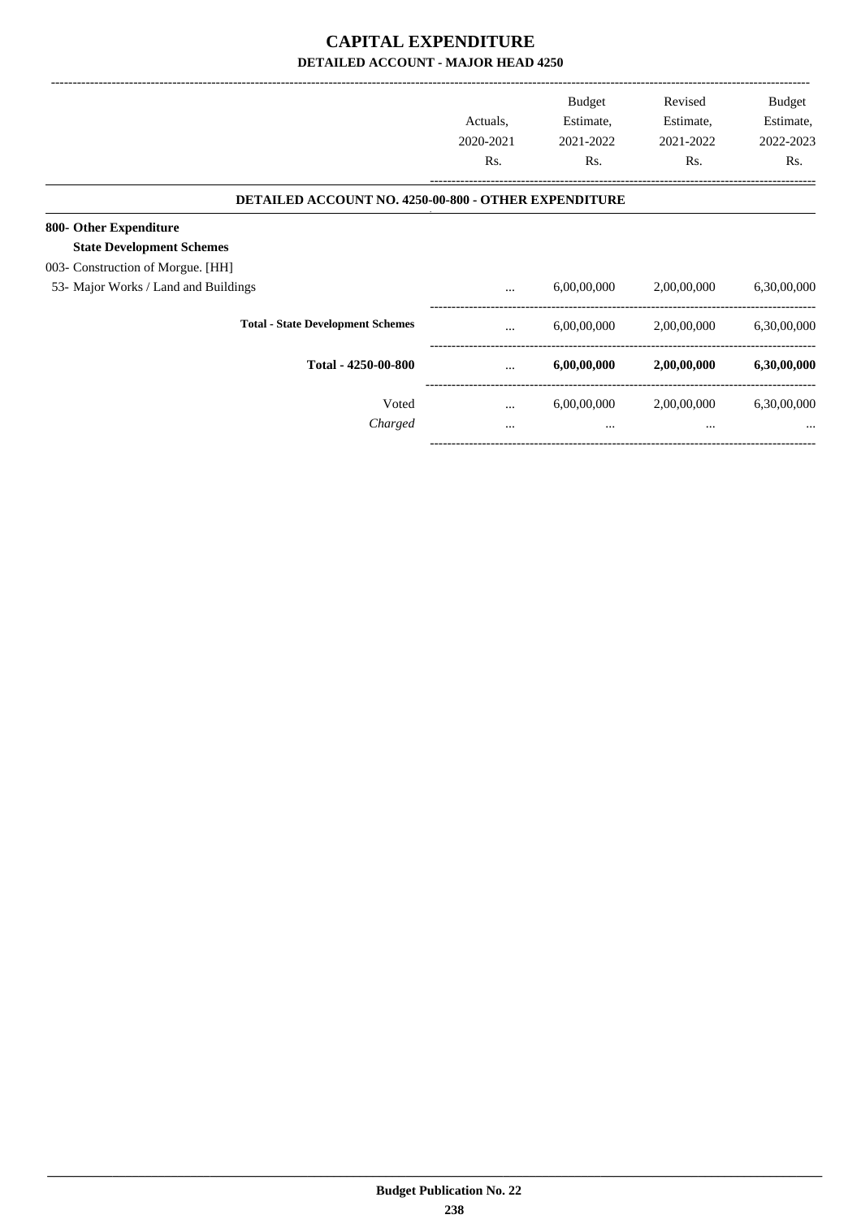# CAPITAL EXPENDITURE

## DETAILED ACCOUNT - MAJOR HEAD 4250

| | Actuals, 2020-2021 Rs. | Budget Estimate, 2021-2022 Rs. | Revised Estimate, 2021-2022 Rs. | Budget Estimate, 2022-2023 Rs. |
|---|---|---|---|---|
| **DETAILED ACCOUNT NO. 4250-00-800 - OTHER EXPENDITURE** | | | | |
| **800- Other Expenditure** | | | | |
| **State Development Schemes** | | | | |
| 003- Construction of Morgue. [HH] | | | | |
| 53- Major Works / Land and Buildings | ... | 6,00,00,000 | 2,00,00,000 | 6,30,00,000 |
| **Total - State Development Schemes** | ... | 6,00,00,000 | 2,00,00,000 | 6,30,00,000 |
| **Total - 4250-00-800** | ... | **6,00,00,000** | **2,00,00,000** | **6,30,00,000** |
| Voted | ... | 6,00,00,000 | 2,00,00,000 | 6,30,00,000 |
| *Charged* | ... | ... | ... | ... |

**Budget Publication No. 22**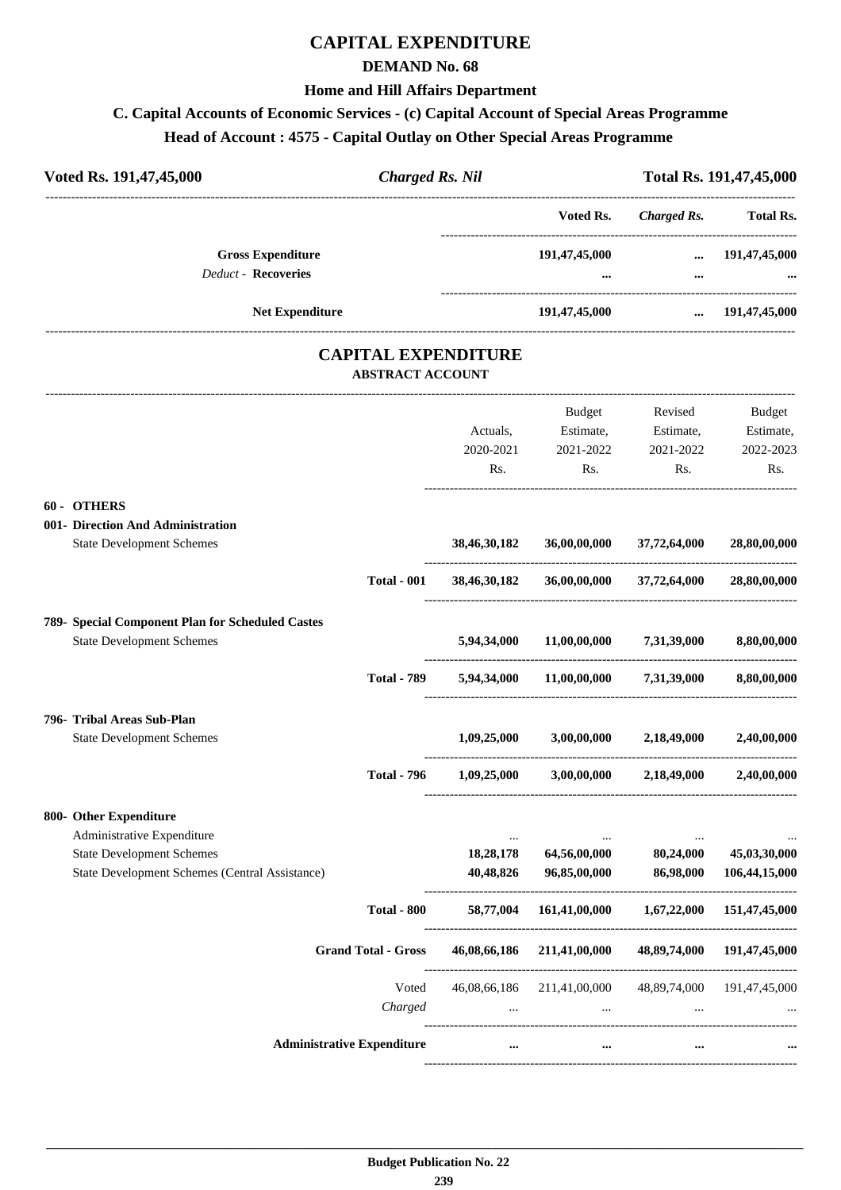# CAPITAL EXPENDITURE

## DEMAND No. 68

### Home and Hill Affairs Department

### C. Capital Accounts of Economic Services - (c) Capital Account of Special Areas Programme

### Head of Account : 4575 - Capital Outlay on Other Special Areas Programme

| Voted Rs. 191,47,45,000 | *Charged Rs. Nil* | Total Rs. 191,47,45,000 |
|---|---|---|

| | Voted Rs. | *Charged Rs.* | Total Rs. |
|---|---|---|---|
| **Gross Expenditure** | 191,47,45,000 | ... | 191,47,45,000 |
| *Deduct* - **Recoveries** | ... | ... | ... |
| **Net Expenditure** | 191,47,45,000 | ... | 191,47,45,000 |

## CAPITAL EXPENDITURE

### ABSTRACT ACCOUNT

| | Actuals, 2020-2021 Rs. | Budget Estimate, 2021-2022 Rs. | Revised Estimate, 2021-2022 Rs. | Budget Estimate, 2022-2023 Rs. |
|---|---|---|---|---|
| **60 - OTHERS** | | | | |
| **001- Direction And Administration** | | | | |
| State Development Schemes | 38,46,30,182 | 36,00,00,000 | 37,72,64,000 | 28,80,00,000 |
| **Total - 001** | 38,46,30,182 | 36,00,00,000 | 37,72,64,000 | 28,80,00,000 |
| **789- Special Component Plan for Scheduled Castes** | | | | |
| State Development Schemes | 5,94,34,000 | 11,00,00,000 | 7,31,39,000 | 8,80,00,000 |
| **Total - 789** | 5,94,34,000 | 11,00,00,000 | 7,31,39,000 | 8,80,00,000 |
| **796- Tribal Areas Sub-Plan** | | | | |
| State Development Schemes | 1,09,25,000 | 3,00,00,000 | 2,18,49,000 | 2,40,00,000 |
| **Total - 796** | 1,09,25,000 | 3,00,00,000 | 2,18,49,000 | 2,40,00,000 |
| **800- Other Expenditure** | | | | |
| Administrative Expenditure | ... | ... | ... | ... |
| State Development Schemes | 18,28,178 | 64,56,00,000 | 80,24,000 | 45,03,30,000 |
| State Development Schemes (Central Assistance) | 40,48,826 | 96,85,00,000 | 86,98,000 | 106,44,15,000 |
| **Total - 800** | 58,77,004 | 161,41,00,000 | 1,67,22,000 | 151,47,45,000 |
| **Grand Total - Gross** | 46,08,66,186 | 211,41,00,000 | 48,89,74,000 | 191,47,45,000 |
| Voted | 46,08,66,186 | 211,41,00,000 | 48,89,74,000 | 191,47,45,000 |
| *Charged* | ... | ... | ... | ... |
| **Administrative Expenditure** | ... | ... | ... | ... |

**Budget Publication No. 22**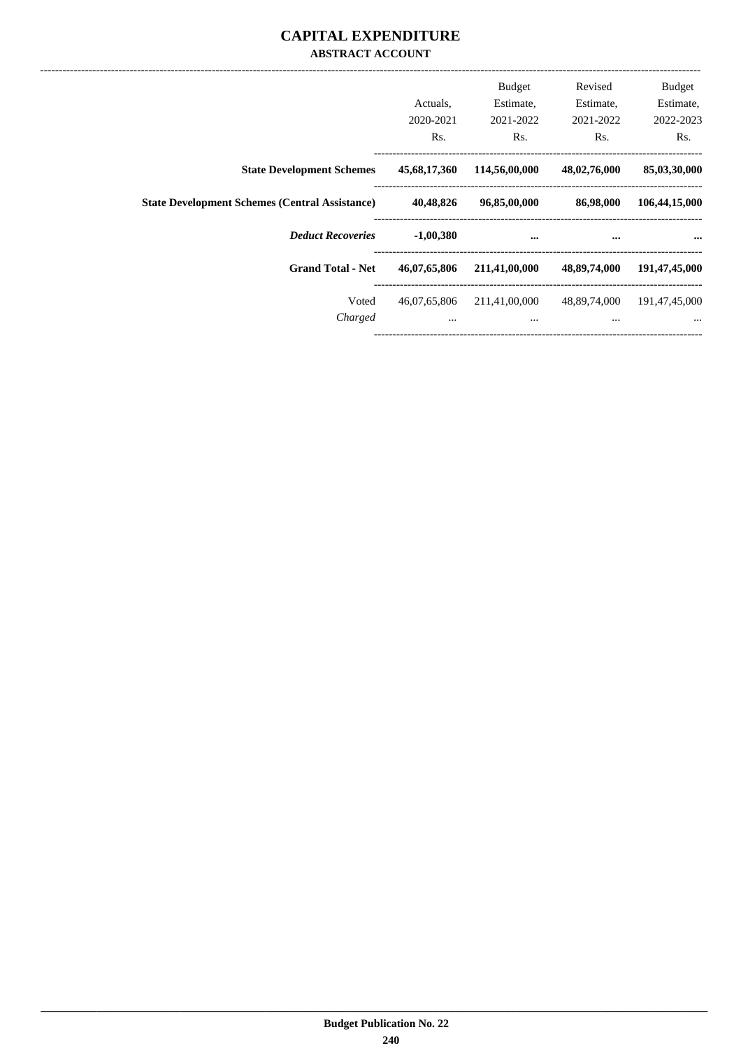# CAPITAL EXPENDITURE

## ABSTRACT ACCOUNT

| | Actuals, 2020-2021 Rs. | Budget Estimate, 2021-2022 Rs. | Revised Estimate, 2021-2022 Rs. | Budget Estimate, 2022-2023 Rs. |
|---|---|---|---|---|
| **State Development Schemes** | **45,68,17,360** | **114,56,00,000** | **48,02,76,000** | **85,03,30,000** |
| **State Development Schemes (Central Assistance)** | **40,48,826** | **96,85,00,000** | **86,98,000** | **106,44,15,000** |
| ***Deduct Recoveries*** | **-1,00,380** | **...** | **...** | **...** |
| **Grand Total - Net** | **46,07,65,806** | **211,41,00,000** | **48,89,74,000** | **191,47,45,000** |
| Voted | 46,07,65,806 | 211,41,00,000 | 48,89,74,000 | 191,47,45,000 |
| *Charged* | ... | ... | ... | ... |

Budget Publication No. 22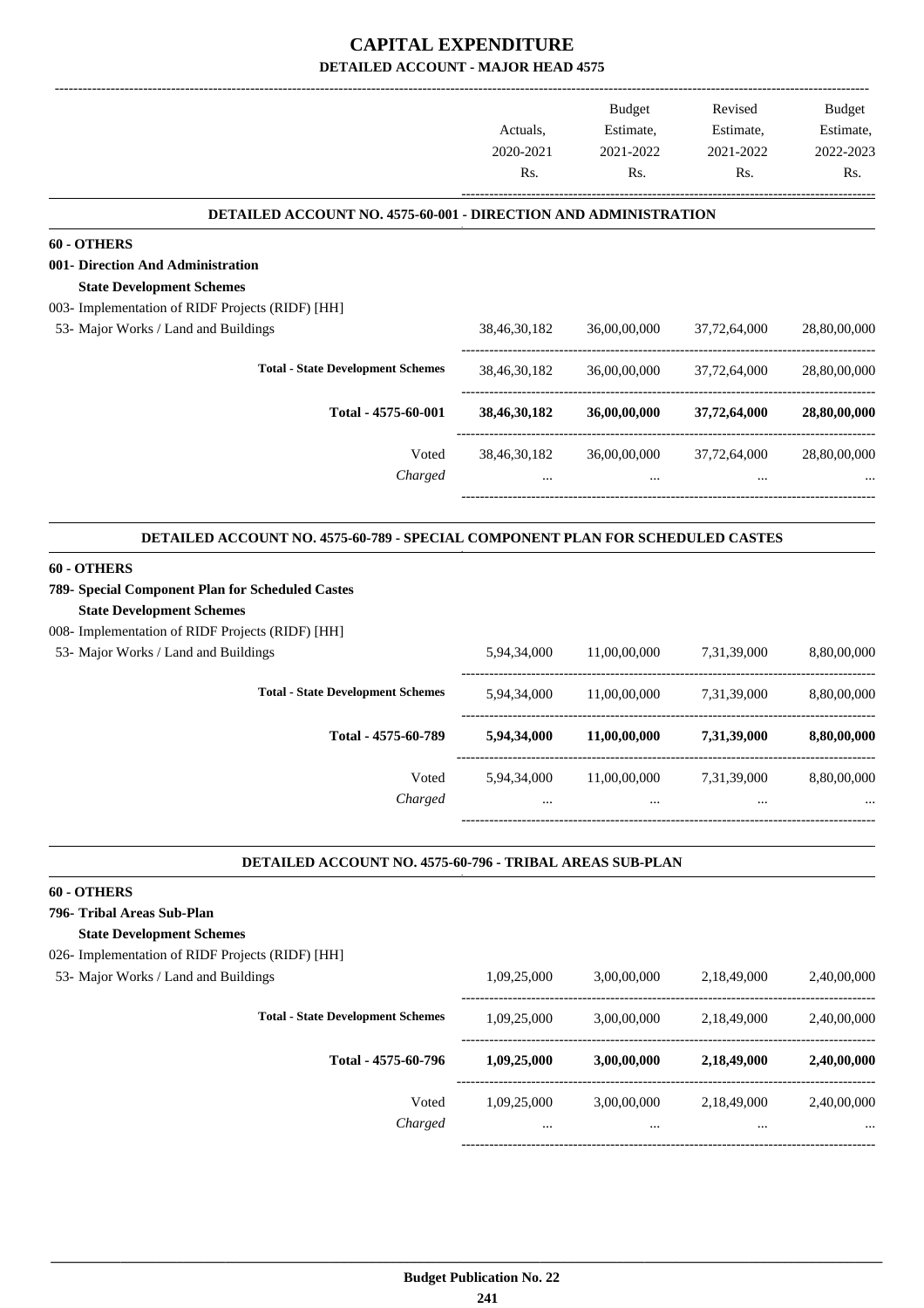# CAPITAL EXPENDITURE

## DETAILED ACCOUNT - MAJOR HEAD 4575

| | Actuals, 2020-2021 Rs. | Budget Estimate, 2021-2022 Rs. | Revised Estimate, 2021-2022 Rs. | Budget Estimate, 2022-2023 Rs. |
|---|---|---|---|---|
| **DETAILED ACCOUNT NO. 4575-60-001 - DIRECTION AND ADMINISTRATION** | | | | |
| **60 - OTHERS** | | | | |
| **001- Direction And Administration** | | | | |
| **State Development Schemes** | | | | |
| 003- Implementation of RIDF Projects (RIDF) [HH] | | | | |
| 53- Major Works / Land and Buildings | 38,46,30,182 | 36,00,00,000 | 37,72,64,000 | 28,80,00,000 |
| **Total - State Development Schemes** | 38,46,30,182 | 36,00,00,000 | 37,72,64,000 | 28,80,00,000 |
| **Total - 4575-60-001** | **38,46,30,182** | **36,00,00,000** | **37,72,64,000** | **28,80,00,000** |
| Voted | 38,46,30,182 | 36,00,00,000 | 37,72,64,000 | 28,80,00,000 |
| *Charged* | ... | ... | ... | ... |
| **DETAILED ACCOUNT NO. 4575-60-789 - SPECIAL COMPONENT PLAN FOR SCHEDULED CASTES** | | | | |
| **60 - OTHERS** | | | | |
| **789- Special Component Plan for Scheduled Castes** | | | | |
| **State Development Schemes** | | | | |
| 008- Implementation of RIDF Projects (RIDF) [HH] | | | | |
| 53- Major Works / Land and Buildings | 5,94,34,000 | 11,00,00,000 | 7,31,39,000 | 8,80,00,000 |
| **Total - State Development Schemes** | 5,94,34,000 | 11,00,00,000 | 7,31,39,000 | 8,80,00,000 |
| **Total - 4575-60-789** | **5,94,34,000** | **11,00,00,000** | **7,31,39,000** | **8,80,00,000** |
| Voted | 5,94,34,000 | 11,00,00,000 | 7,31,39,000 | 8,80,00,000 |
| *Charged* | ... | ... | ... | ... |
| **DETAILED ACCOUNT NO. 4575-60-796 - TRIBAL AREAS SUB-PLAN** | | | | |
| **60 - OTHERS** | | | | |
| **796- Tribal Areas Sub-Plan** | | | | |
| **State Development Schemes** | | | | |
| 026- Implementation of RIDF Projects (RIDF) [HH] | | | | |
| 53- Major Works / Land and Buildings | 1,09,25,000 | 3,00,00,000 | 2,18,49,000 | 2,40,00,000 |
| **Total - State Development Schemes** | 1,09,25,000 | 3,00,00,000 | 2,18,49,000 | 2,40,00,000 |
| **Total - 4575-60-796** | **1,09,25,000** | **3,00,00,000** | **2,18,49,000** | **2,40,00,000** |
| Voted | 1,09,25,000 | 3,00,00,000 | 2,18,49,000 | 2,40,00,000 |
| *Charged* | ... | ... | ... | ... |

**Budget Publication No. 22**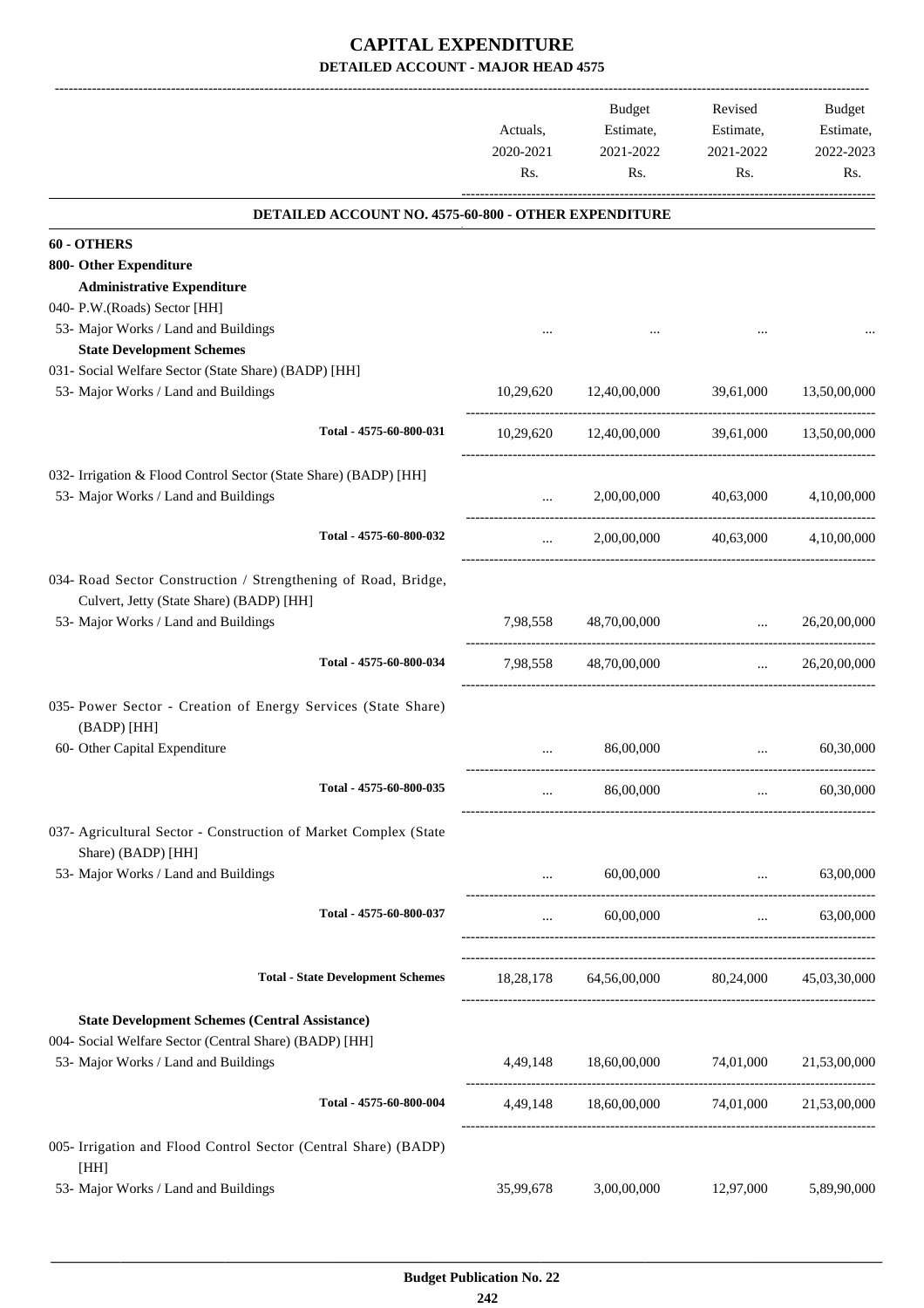# CAPITAL EXPENDITURE

## DETAILED ACCOUNT - MAJOR HEAD 4575

| | Actuals, 2020-2021 Rs. | Budget Estimate, 2021-2022 Rs. | Revised Estimate, 2021-2022 Rs. | Budget Estimate, 2022-2023 Rs. |
|---|---|---|---|---|
| **DETAILED ACCOUNT NO. 4575-60-800 - OTHER EXPENDITURE** | | | | |
| **60 - OTHERS** | | | | |
| **800- Other Expenditure** | | | | |
| **Administrative Expenditure** | | | | |
| 040- P.W.(Roads) Sector [HH] | | | | |
| 53- Major Works / Land and Buildings | ... | ... | ... | ... |
| **State Development Schemes** | | | | |
| 031- Social Welfare Sector (State Share) (BADP) [HH] | | | | |
| 53- Major Works / Land and Buildings | 10,29,620 | 12,40,00,000 | 39,61,000 | 13,50,00,000 |
| Total - 4575-60-800-031 | 10,29,620 | 12,40,00,000 | 39,61,000 | 13,50,00,000 |
| 032- Irrigation & Flood Control Sector (State Share) (BADP) [HH] | | | | |
| 53- Major Works / Land and Buildings | ... | 2,00,00,000 | 40,63,000 | 4,10,00,000 |
| Total - 4575-60-800-032 | ... | 2,00,00,000 | 40,63,000 | 4,10,00,000 |
| 034- Road Sector Construction / Strengthening of Road, Bridge, Culvert, Jetty (State Share) (BADP) [HH] | | | | |
| 53- Major Works / Land and Buildings | 7,98,558 | 48,70,00,000 | ... | 26,20,00,000 |
| Total - 4575-60-800-034 | 7,98,558 | 48,70,00,000 | ... | 26,20,00,000 |
| 035- Power Sector - Creation of Energy Services (State Share) (BADP) [HH] | | | | |
| 60- Other Capital Expenditure | ... | 86,00,000 | ... | 60,30,000 |
| Total - 4575-60-800-035 | ... | 86,00,000 | ... | 60,30,000 |
| 037- Agricultural Sector - Construction of Market Complex (State Share) (BADP) [HH] | | | | |
| 53- Major Works / Land and Buildings | ... | 60,00,000 | ... | 63,00,000 |
| Total - 4575-60-800-037 | ... | 60,00,000 | ... | 63,00,000 |
| Total - State Development Schemes | 18,28,178 | 64,56,00,000 | 80,24,000 | 45,03,30,000 |
| **State Development Schemes (Central Assistance)** | | | | |
| 004- Social Welfare Sector (Central Share) (BADP) [HH] | | | | |
| 53- Major Works / Land and Buildings | 4,49,148 | 18,60,00,000 | 74,01,000 | 21,53,00,000 |
| Total - 4575-60-800-004 | 4,49,148 | 18,60,00,000 | 74,01,000 | 21,53,00,000 |
| 005- Irrigation and Flood Control Sector (Central Share) (BADP) [HH] | | | | |
| 53- Major Works / Land and Buildings | 35,99,678 | 3,00,00,000 | 12,97,000 | 5,89,90,000 |

Budget Publication No. 22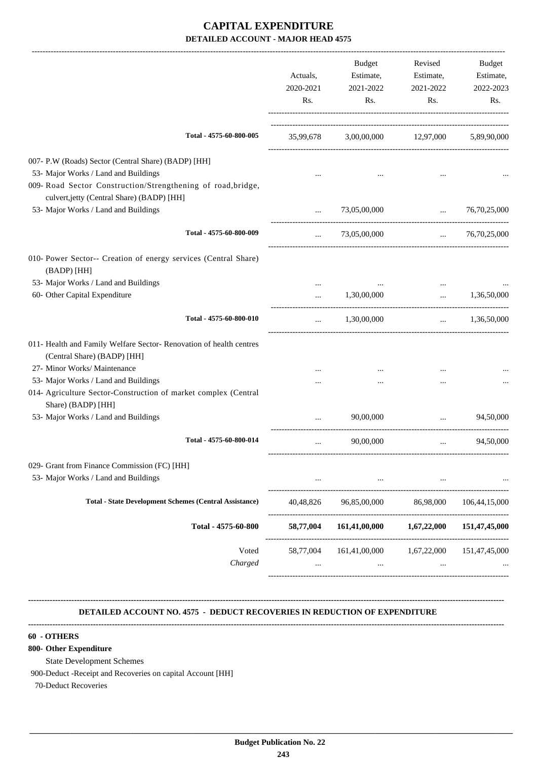# CAPITAL EXPENDITURE

## DETAILED ACCOUNT - MAJOR HEAD 4575

| | Actuals, 2020-2021 Rs. | Budget Estimate, 2021-2022 Rs. | Revised Estimate, 2021-2022 Rs. | Budget Estimate, 2022-2023 Rs. |
|---|---|---|---|---|
| **Total - 4575-60-800-005** | 35,99,678 | 3,00,00,000 | 12,97,000 | 5,89,90,000 |
| 007- P.W (Roads) Sector (Central Share) (BADP) [HH] | | | | |
| 53- Major Works / Land and Buildings | ... | ... | ... | ... |
| 009- Road Sector Construction/Strengthening of road,bridge, culvert,jetty (Central Share) (BADP) [HH] | | | | |
| 53- Major Works / Land and Buildings | ... | 73,05,00,000 | ... | 76,70,25,000 |
| **Total - 4575-60-800-009** | ... | 73,05,00,000 | ... | 76,70,25,000 |
| 010- Power Sector-- Creation of energy services (Central Share) (BADP) [HH] | | | | |
| 53- Major Works / Land and Buildings | ... | ... | ... | ... |
| 60- Other Capital Expenditure | ... | 1,30,00,000 | ... | 1,36,50,000 |
| **Total - 4575-60-800-010** | ... | 1,30,00,000 | ... | 1,36,50,000 |
| 011- Health and Family Welfare Sector- Renovation of health centres (Central Share) (BADP) [HH] | | | | |
| 27- Minor Works/ Maintenance | ... | ... | ... | ... |
| 53- Major Works / Land and Buildings | ... | ... | ... | ... |
| 014- Agriculture Sector-Construction of market complex (Central Share) (BADP) [HH] | | | | |
| 53- Major Works / Land and Buildings | ... | 90,00,000 | ... | 94,50,000 |
| **Total - 4575-60-800-014** | ... | 90,00,000 | ... | 94,50,000 |
| 029- Grant from Finance Commission (FC) [HH] | | | | |
| 53- Major Works / Land and Buildings | ... | ... | ... | ... |
| **Total - State Development Schemes (Central Assistance)** | 40,48,826 | 96,85,00,000 | 86,98,000 | 106,44,15,000 |
| **Total - 4575-60-800** | **58,77,004** | **161,41,00,000** | **1,67,22,000** | **151,47,45,000** |
| Voted | 58,77,004 | 161,41,00,000 | 1,67,22,000 | 151,47,45,000 |
| *Charged* | ... | ... | ... | ... |

### DETAILED ACCOUNT NO. 4575 - DEDUCT RECOVERIES IN REDUCTION OF EXPENDITURE

**60 - OTHERS**

**800- Other Expenditure**

State Development Schemes

900-Deduct -Receipt and Recoveries on capital Account [HH]

70-Deduct Recoveries

**Budget Publication No. 22**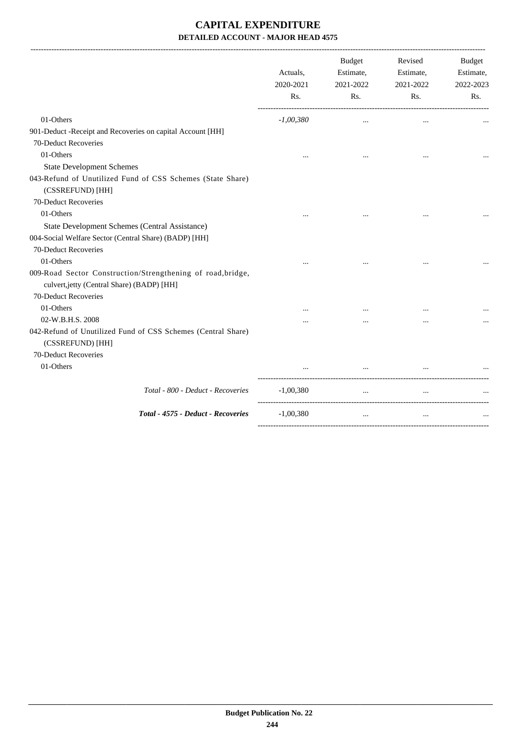# CAPITAL EXPENDITURE

**DETAILED ACCOUNT - MAJOR HEAD 4575**

| | Actuals, 2020-2021 Rs. | Budget Estimate, 2021-2022 Rs. | Revised Estimate, 2021-2022 Rs. | Budget Estimate, 2022-2023 Rs. |
|---|---|---|---|---|
| 01-Others | *-1,00,380* | ... | ... | ... |
| 901-Deduct -Receipt and Recoveries on capital Account [HH] | | | | |
| 70-Deduct Recoveries | | | | |
| 01-Others | ... | ... | ... | ... |
| State Development Schemes | | | | |
| 043-Refund of Unutilized Fund of CSS Schemes (State Share) (CSSREFUND) [HH] | | | | |
| 70-Deduct Recoveries | | | | |
| 01-Others | ... | ... | ... | ... |
| State Development Schemes (Central Assistance) | | | | |
| 004-Social Welfare Sector (Central Share) (BADP) [HH] | | | | |
| 70-Deduct Recoveries | | | | |
| 01-Others | ... | ... | ... | ... |
| 009-Road Sector Construction/Strengthening of road,bridge, culvert,jetty (Central Share) (BADP) [HH] | | | | |
| 70-Deduct Recoveries | | | | |
| 01-Others | ... | ... | ... | ... |
| 02-W.B.H.S. 2008 | ... | ... | ... | ... |
| 042-Refund of Unutilized Fund of CSS Schemes (Central Share) (CSSREFUND) [HH] | | | | |
| 70-Deduct Recoveries | | | | |
| 01-Others | ... | ... | ... | ... |
| *Total - 800 - Deduct - Recoveries* | -1,00,380 | ... | ... | ... |
| ***Total - 4575 - Deduct - Recoveries*** | -1,00,380 | ... | ... | ... |

**Budget Publication No. 22**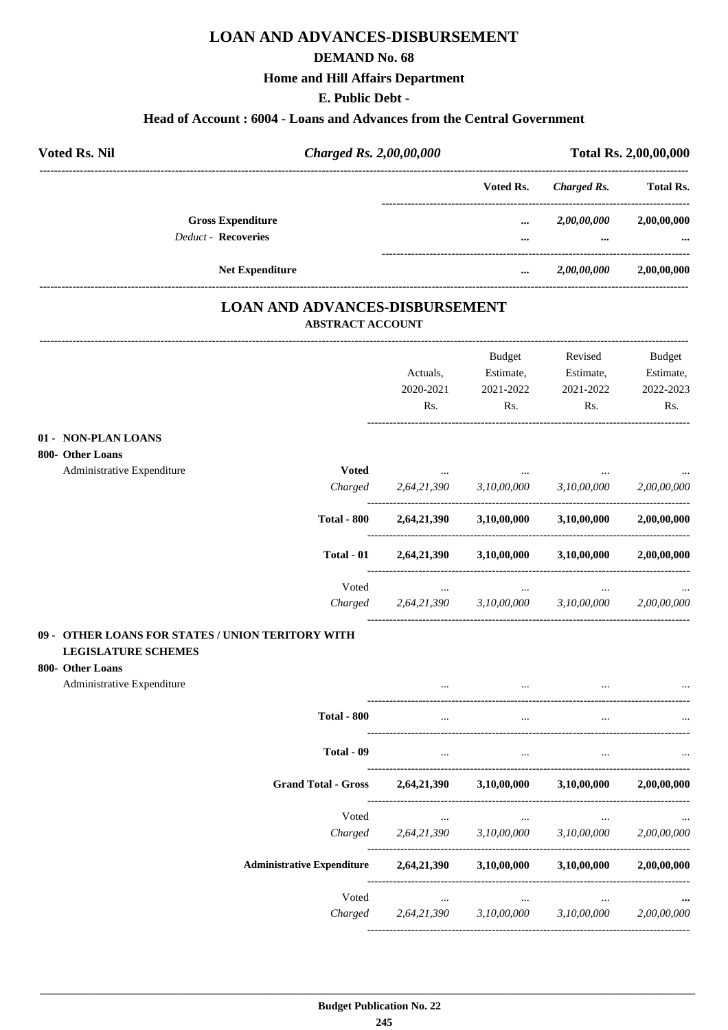# LOAN AND ADVANCES-DISBURSEMENT

## DEMAND No. 68

### Home and Hill Affairs Department

### E. Public Debt -

### Head of Account : 6004 - Loans and Advances from the Central Government

| **Voted Rs. Nil** | ***Charged Rs. 2,00,00,000*** | **Total Rs. 2,00,00,000** |
|---|---|---|

| | Voted Rs. | *Charged Rs.* | Total Rs. |
|---|---|---|---|
| **Gross Expenditure** | ... | *2,00,00,000* | 2,00,00,000 |
| *Deduct* - **Recoveries** | ... | ... | ... |
| **Net Expenditure** | ... | *2,00,00,000* | 2,00,00,000 |

## LOAN AND ADVANCES-DISBURSEMENT

### ABSTRACT ACCOUNT

| | | Actuals, 2020-2021 Rs. | Budget Estimate, 2021-2022 Rs. | Revised Estimate, 2021-2022 Rs. | Budget Estimate, 2022-2023 Rs. |
|---|---|---|---|---|---|
| **01 - NON-PLAN LOANS** | | | | | |
| **800- Other Loans** | | | | | |
| Administrative Expenditure | **Voted** | ... | ... | ... | ... |
| | *Charged* | *2,64,21,390* | *3,10,00,000* | *3,10,00,000* | *2,00,00,000* |
| | **Total - 800** | **2,64,21,390** | **3,10,00,000** | **3,10,00,000** | **2,00,00,000** |
| | **Total - 01** | **2,64,21,390** | **3,10,00,000** | **3,10,00,000** | **2,00,00,000** |
| | Voted | ... | ... | ... | ... |
| | *Charged* | *2,64,21,390* | *3,10,00,000* | *3,10,00,000* | *2,00,00,000* |
| **09 - OTHER LOANS FOR STATES / UNION TERITORY WITH LEGISLATURE SCHEMES** | | | | | |
| **800- Other Loans** | | | | | |
| Administrative Expenditure | | ... | ... | ... | ... |
| | **Total - 800** | ... | ... | ... | ... |
| | **Total - 09** | ... | ... | ... | ... |
| | **Grand Total - Gross** | **2,64,21,390** | **3,10,00,000** | **3,10,00,000** | **2,00,00,000** |
| | Voted | ... | ... | ... | ... |
| | *Charged* | *2,64,21,390* | *3,10,00,000* | *3,10,00,000* | *2,00,00,000* |
| | **Administrative Expenditure** | **2,64,21,390** | **3,10,00,000** | **3,10,00,000** | **2,00,00,000** |
| | Voted | ... | ... | ... | **...** |
| | *Charged* | *2,64,21,390* | *3,10,00,000* | *3,10,00,000* | *2,00,00,000* |

**Budget Publication No. 22**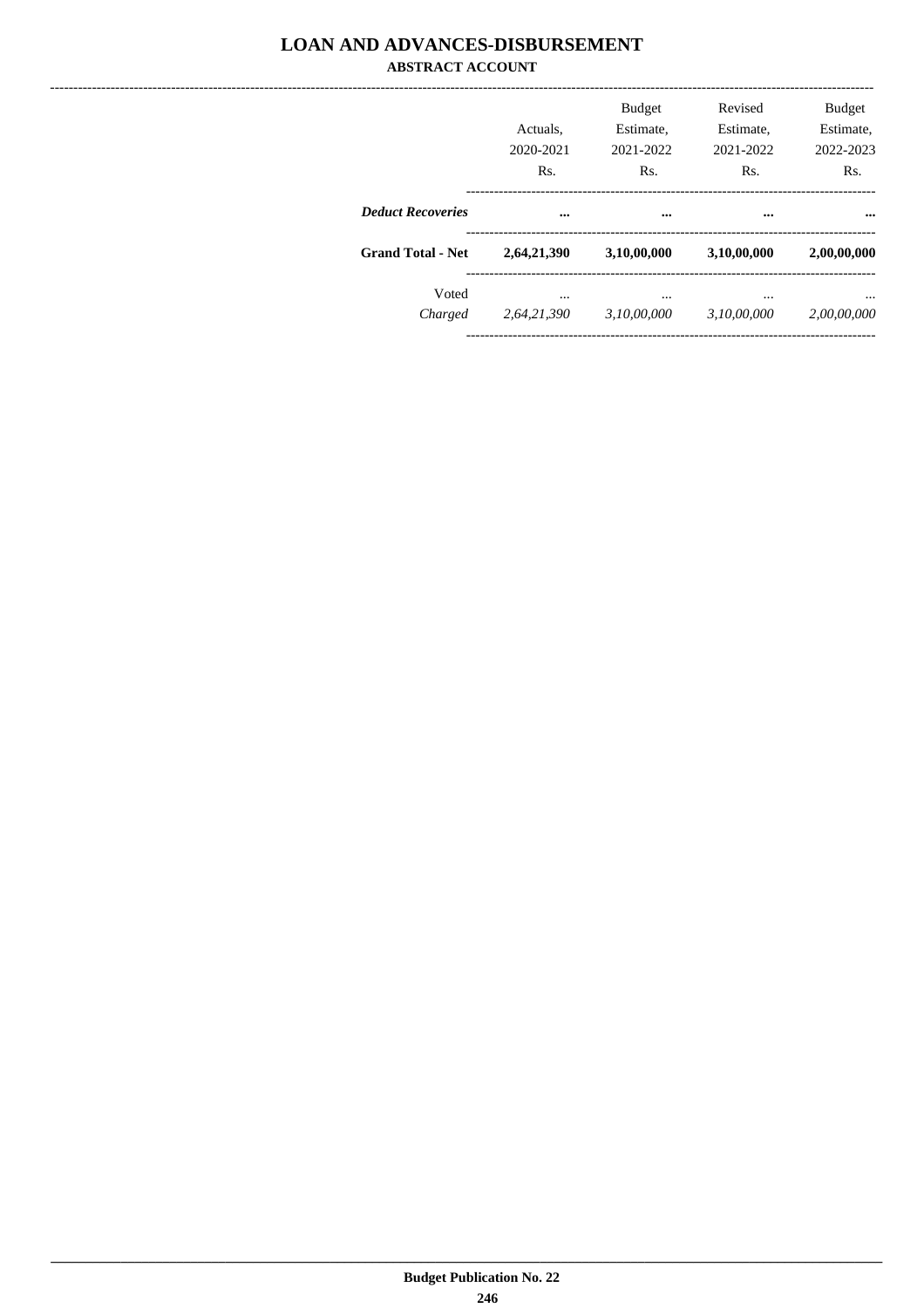# LOAN AND ADVANCES-DISBURSEMENT

## ABSTRACT ACCOUNT

| | Actuals, 2020-2021 Rs. | Budget Estimate, 2021-2022 Rs. | Revised Estimate, 2021-2022 Rs. | Budget Estimate, 2022-2023 Rs. |
|---|---|---|---|---|
| ***Deduct Recoveries*** | **...** | **...** | **...** | **...** |
| **Grand Total - Net** | **2,64,21,390** | **3,10,00,000** | **3,10,00,000** | **2,00,00,000** |
| Voted | ... | ... | ... | ... |
| *Charged* | *2,64,21,390* | *3,10,00,000* | *3,10,00,000* | *2,00,00,000* |

**Budget Publication No. 22**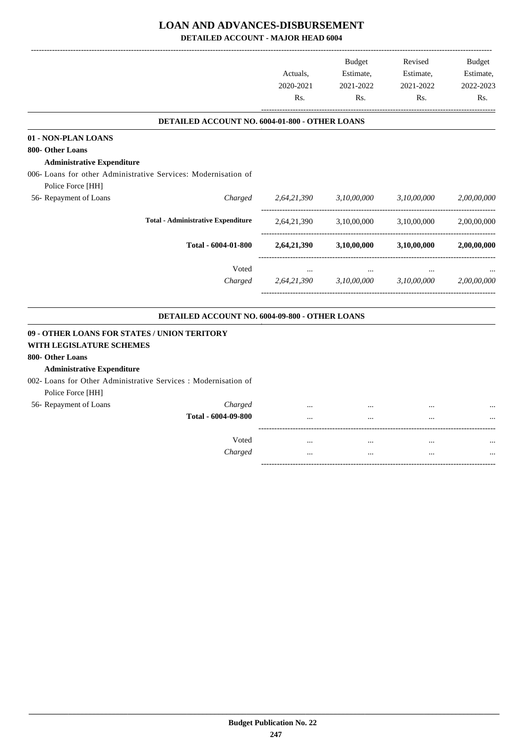# LOAN AND ADVANCES-DISBURSEMENT

## DETAILED ACCOUNT - MAJOR HEAD 6004

| | | Actuals, 2020-2021 Rs. | Budget Estimate, 2021-2022 Rs. | Revised Estimate, 2021-2022 Rs. | Budget Estimate, 2022-2023 Rs. |
|---|---|---|---|---|---|
| **DETAILED ACCOUNT NO. 6004-01-800 - OTHER LOANS** | | | | | |
| **01 - NON-PLAN LOANS** | | | | | |
| **800- Other Loans** | | | | | |
| **Administrative Expenditure** | | | | | |
| 006- Loans for other Administrative Services: Modernisation of Police Force [HH] | | | | | |
| 56- Repayment of Loans | *Charged* | *2,64,21,390* | *3,10,00,000* | *3,10,00,000* | *2,00,00,000* |
| | **Total - Administrative Expenditure** | 2,64,21,390 | 3,10,00,000 | 3,10,00,000 | 2,00,00,000 |
| | **Total - 6004-01-800** | **2,64,21,390** | **3,10,00,000** | **3,10,00,000** | **2,00,00,000** |
| | Voted | ... | ... | ... | ... |
| | *Charged* | *2,64,21,390* | *3,10,00,000* | *3,10,00,000* | *2,00,00,000* |
| **DETAILED ACCOUNT NO. 6004-09-800 - OTHER LOANS** | | | | | |
| **09 - OTHER LOANS FOR STATES / UNION TERITORY WITH LEGISLATURE SCHEMES** | | | | | |
| **800- Other Loans** | | | | | |
| **Administrative Expenditure** | | | | | |
| 002- Loans for Other Administrative Services : Modernisation of Police Force [HH] | | | | | |
| 56- Repayment of Loans | *Charged* | ... | ... | ... | ... |
| | **Total - 6004-09-800** | ... | ... | ... | ... |
| | Voted | ... | ... | ... | ... |
| | *Charged* | ... | ... | ... | ... |

**Budget Publication No. 22**